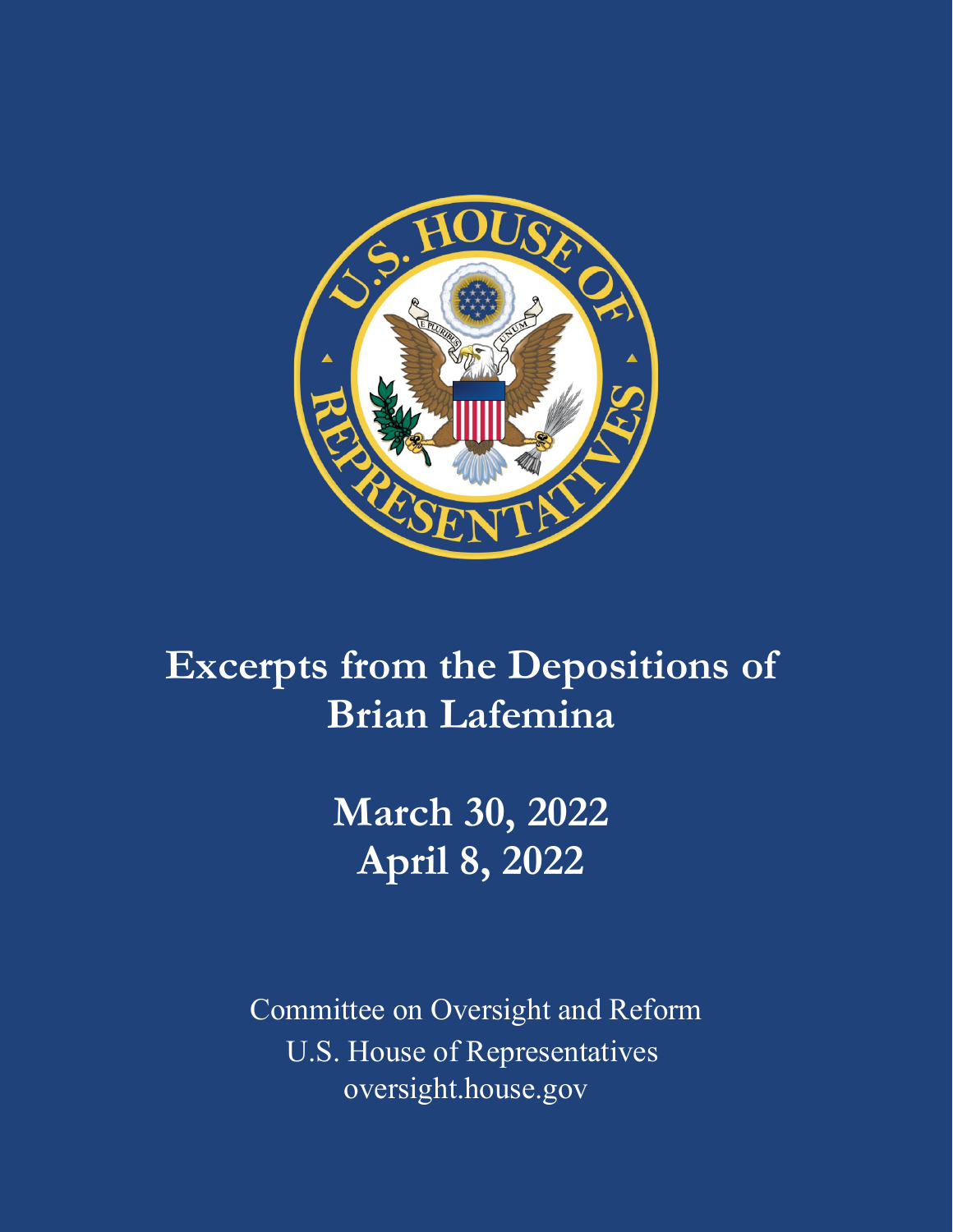# Excerpts from the Depositions of Brian Lafemina

## March 30, 2022
## April 8, 2022

Committee on Oversight and Reform
U.S. House of Representatives
oversight.house.gov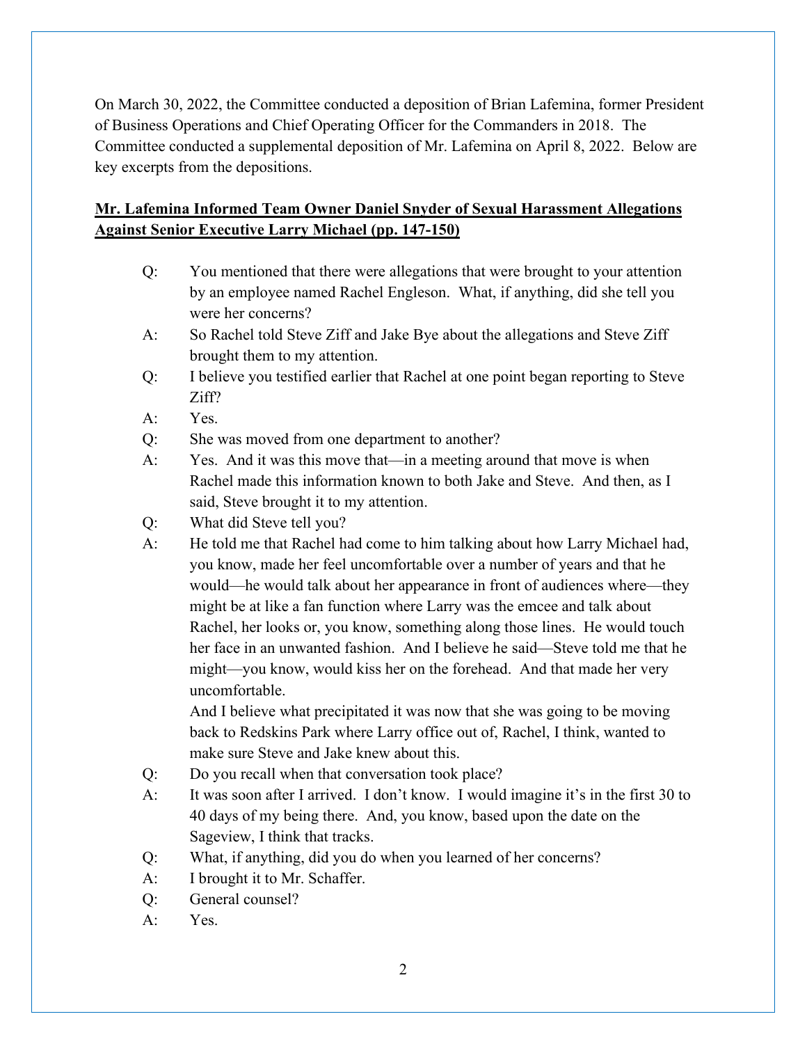On March 30, 2022, the Committee conducted a deposition of Brian Lafemina, former President of Business Operations and Chief Operating Officer for the Commanders in 2018. The Committee conducted a supplemental deposition of Mr. Lafemina on April 8, 2022. Below are key excerpts from the depositions.

**Mr. Lafemina Informed Team Owner Daniel Snyder of Sexual Harassment Allegations Against Senior Executive Larry Michael (pp. 147-150)**

> Q: You mentioned that there were allegations that were brought to your attention by an employee named Rachel Engleson. What, if anything, did she tell you were her concerns?
>
> A: So Rachel told Steve Ziff and Jake Bye about the allegations and Steve Ziff brought them to my attention.
>
> Q: I believe you testified earlier that Rachel at one point began reporting to Steve Ziff?
>
> A: Yes.
>
> Q: She was moved from one department to another?
>
> A: Yes. And it was this move that—in a meeting around that move is when Rachel made this information known to both Jake and Steve. And then, as I said, Steve brought it to my attention.
>
> Q: What did Steve tell you?
>
> A: He told me that Rachel had come to him talking about how Larry Michael had, you know, made her feel uncomfortable over a number of years and that he would—he would talk about her appearance in front of audiences where—they might be at like a fan function where Larry was the emcee and talk about Rachel, her looks or, you know, something along those lines. He would touch her face in an unwanted fashion. And I believe he said—Steve told me that he might—you know, would kiss her on the forehead. And that made her very uncomfortable.
>
> And I believe what precipitated it was now that she was going to be moving back to Redskins Park where Larry office out of, Rachel, I think, wanted to make sure Steve and Jake knew about this.
>
> Q: Do you recall when that conversation took place?
>
> A: It was soon after I arrived. I don't know. I would imagine it's in the first 30 to 40 days of my being there. And, you know, based upon the date on the Sageview, I think that tracks.
>
> Q: What, if anything, did you do when you learned of her concerns?
>
> A: I brought it to Mr. Schaffer.
>
> Q: General counsel?
>
> A: Yes.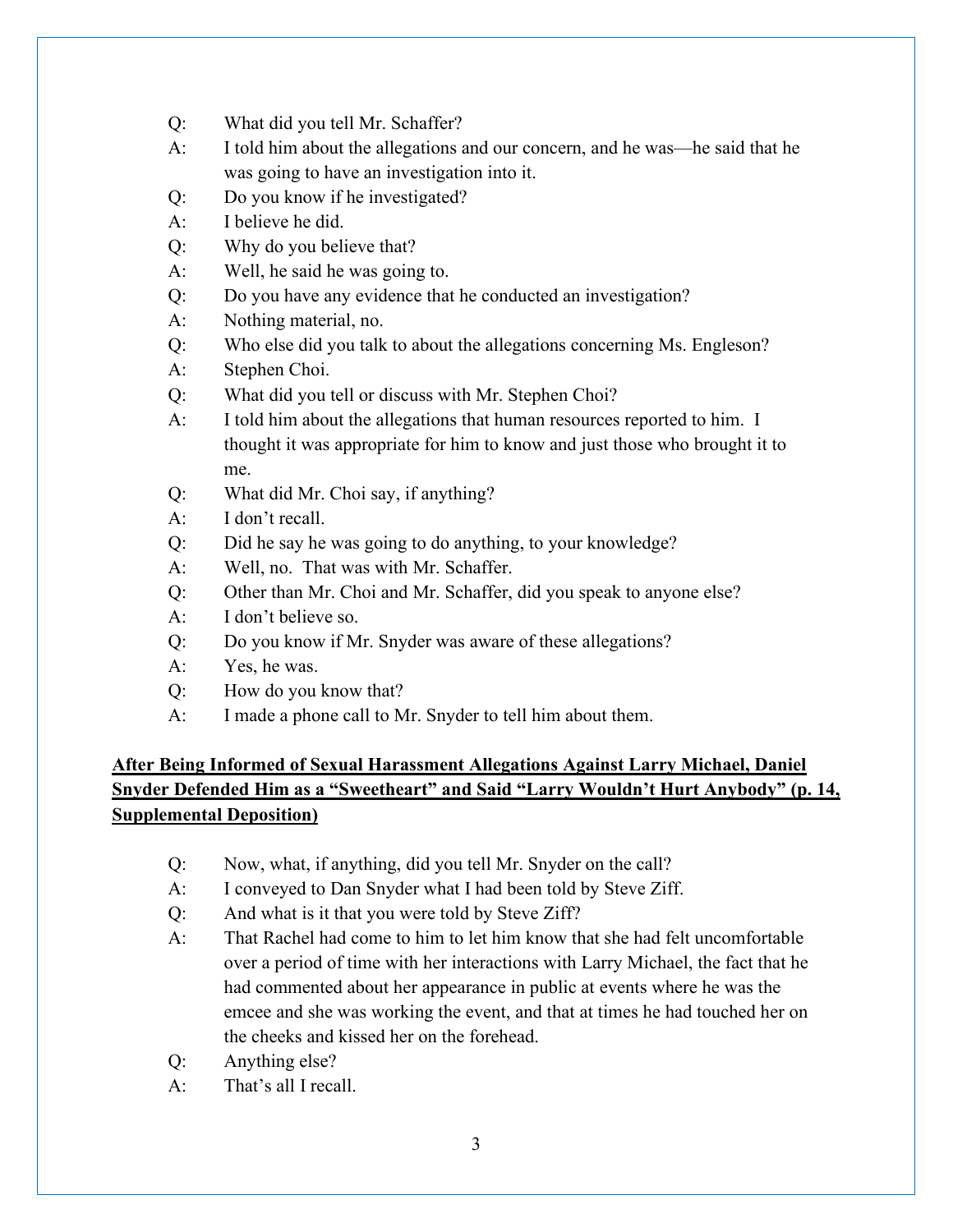Q: What did you tell Mr. Schaffer?

A: I told him about the allegations and our concern, and he was—he said that he was going to have an investigation into it.

Q: Do you know if he investigated?

A: I believe he did.

Q: Why do you believe that?

A: Well, he said he was going to.

Q: Do you have any evidence that he conducted an investigation?

A: Nothing material, no.

Q: Who else did you talk to about the allegations concerning Ms. Engleson?

A: Stephen Choi.

Q: What did you tell or discuss with Mr. Stephen Choi?

A: I told him about the allegations that human resources reported to him. I thought it was appropriate for him to know and just those who brought it to me.

Q: What did Mr. Choi say, if anything?

A: I don't recall.

Q: Did he say he was going to do anything, to your knowledge?

A: Well, no. That was with Mr. Schaffer.

Q: Other than Mr. Choi and Mr. Schaffer, did you speak to anyone else?

A: I don't believe so.

Q: Do you know if Mr. Snyder was aware of these allegations?

A: Yes, he was.

Q: How do you know that?

A: I made a phone call to Mr. Snyder to tell him about them.

**After Being Informed of Sexual Harassment Allegations Against Larry Michael, Daniel Snyder Defended Him as a "Sweetheart" and Said "Larry Wouldn't Hurt Anybody" (p. 14, Supplemental Deposition)**

Q: Now, what, if anything, did you tell Mr. Snyder on the call?

A: I conveyed to Dan Snyder what I had been told by Steve Ziff.

Q: And what is it that you were told by Steve Ziff?

A: That Rachel had come to him to let him know that she had felt uncomfortable over a period of time with her interactions with Larry Michael, the fact that he had commented about her appearance in public at events where he was the emcee and she was working the event, and that at times he had touched her on the cheeks and kissed her on the forehead.

Q: Anything else?

A: That's all I recall.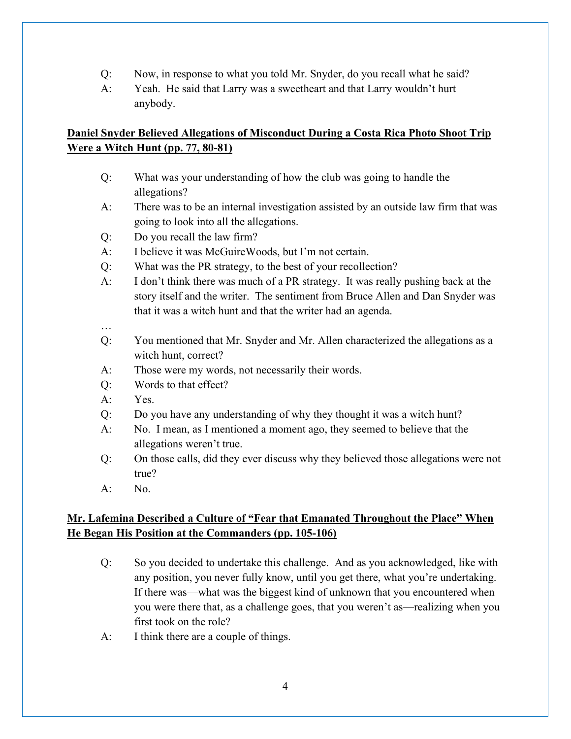Q: Now, in response to what you told Mr. Snyder, do you recall what he said?

A: Yeah. He said that Larry was a sweetheart and that Larry wouldn't hurt anybody.

**<u>Daniel Snyder Believed Allegations of Misconduct During a Costa Rica Photo Shoot Trip Were a Witch Hunt (pp. 77, 80-81)</u>**

Q: What was your understanding of how the club was going to handle the allegations?

A: There was to be an internal investigation assisted by an outside law firm that was going to look into all the allegations.

Q: Do you recall the law firm?

A: I believe it was McGuireWoods, but I'm not certain.

Q: What was the PR strategy, to the best of your recollection?

A: I don't think there was much of a PR strategy. It was really pushing back at the story itself and the writer. The sentiment from Bruce Allen and Dan Snyder was that it was a witch hunt and that the writer had an agenda.

…

Q: You mentioned that Mr. Snyder and Mr. Allen characterized the allegations as a witch hunt, correct?

A: Those were my words, not necessarily their words.

Q: Words to that effect?

A: Yes.

Q: Do you have any understanding of why they thought it was a witch hunt?

A: No. I mean, as I mentioned a moment ago, they seemed to believe that the allegations weren't true.

Q: On those calls, did they ever discuss why they believed those allegations were not true?

A: No.

**<u>Mr. Lafemina Described a Culture of "Fear that Emanated Throughout the Place" When He Began His Position at the Commanders (pp. 105-106)</u>**

Q: So you decided to undertake this challenge. And as you acknowledged, like with any position, you never fully know, until you get there, what you're undertaking. If there was—what was the biggest kind of unknown that you encountered when you were there that, as a challenge goes, that you weren't as—realizing when you first took on the role?

A: I think there are a couple of things.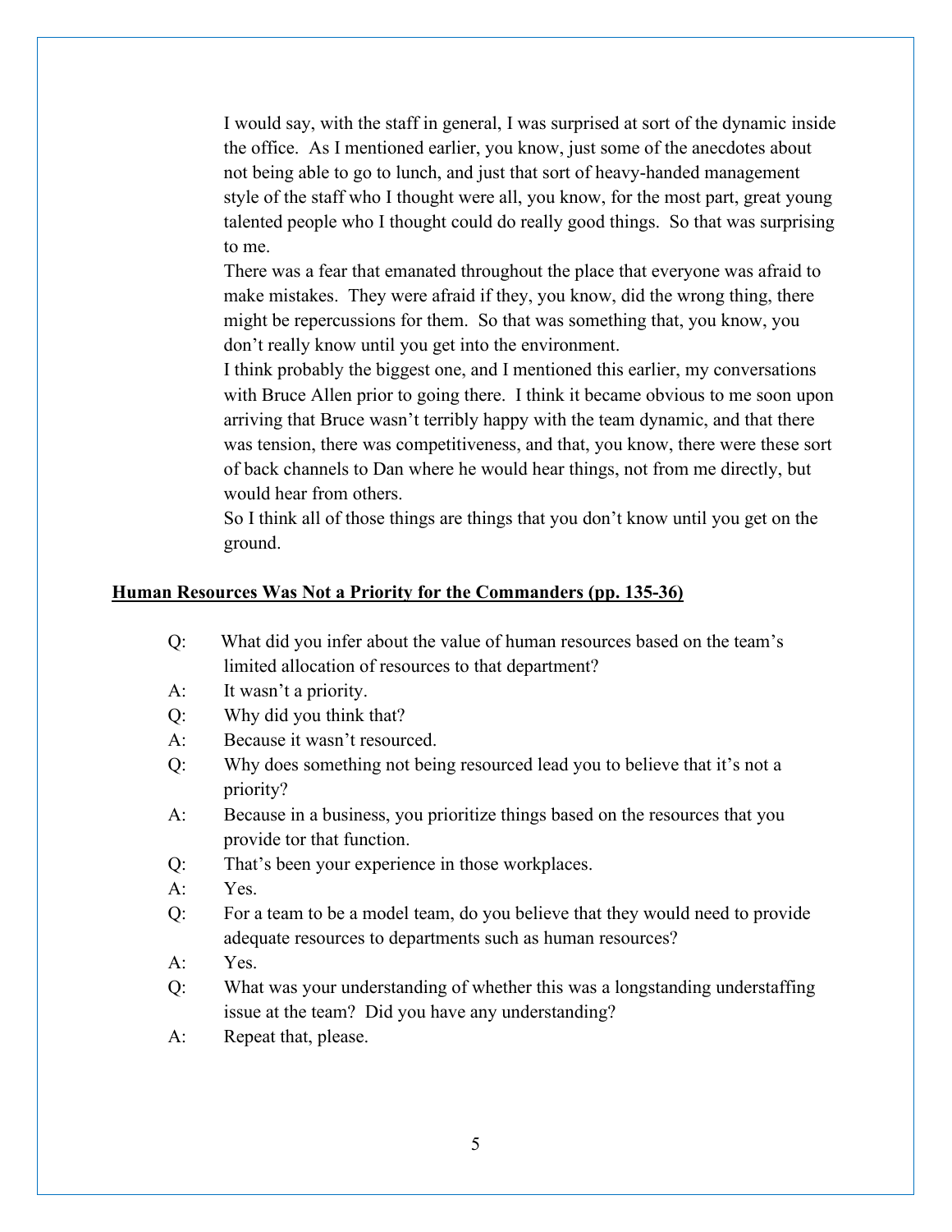I would say, with the staff in general, I was surprised at sort of the dynamic inside the office. As I mentioned earlier, you know, just some of the anecdotes about not being able to go to lunch, and just that sort of heavy-handed management style of the staff who I thought were all, you know, for the most part, great young talented people who I thought could do really good things. So that was surprising to me.

There was a fear that emanated throughout the place that everyone was afraid to make mistakes. They were afraid if they, you know, did the wrong thing, there might be repercussions for them. So that was something that, you know, you don't really know until you get into the environment.

I think probably the biggest one, and I mentioned this earlier, my conversations with Bruce Allen prior to going there. I think it became obvious to me soon upon arriving that Bruce wasn't terribly happy with the team dynamic, and that there was tension, there was competitiveness, and that, you know, there were these sort of back channels to Dan where he would hear things, not from me directly, but would hear from others.

So I think all of those things are things that you don't know until you get on the ground.

**Human Resources Was Not a Priority for the Commanders (pp. 135-36)**

Q: What did you infer about the value of human resources based on the team's limited allocation of resources to that department?

A: It wasn't a priority.

Q: Why did you think that?

A: Because it wasn't resourced.

Q: Why does something not being resourced lead you to believe that it's not a priority?

A: Because in a business, you prioritize things based on the resources that you provide tor that function.

Q: That's been your experience in those workplaces.

A: Yes.

Q: For a team to be a model team, do you believe that they would need to provide adequate resources to departments such as human resources?

A: Yes.

Q: What was your understanding of whether this was a longstanding understaffing issue at the team? Did you have any understanding?

A: Repeat that, please.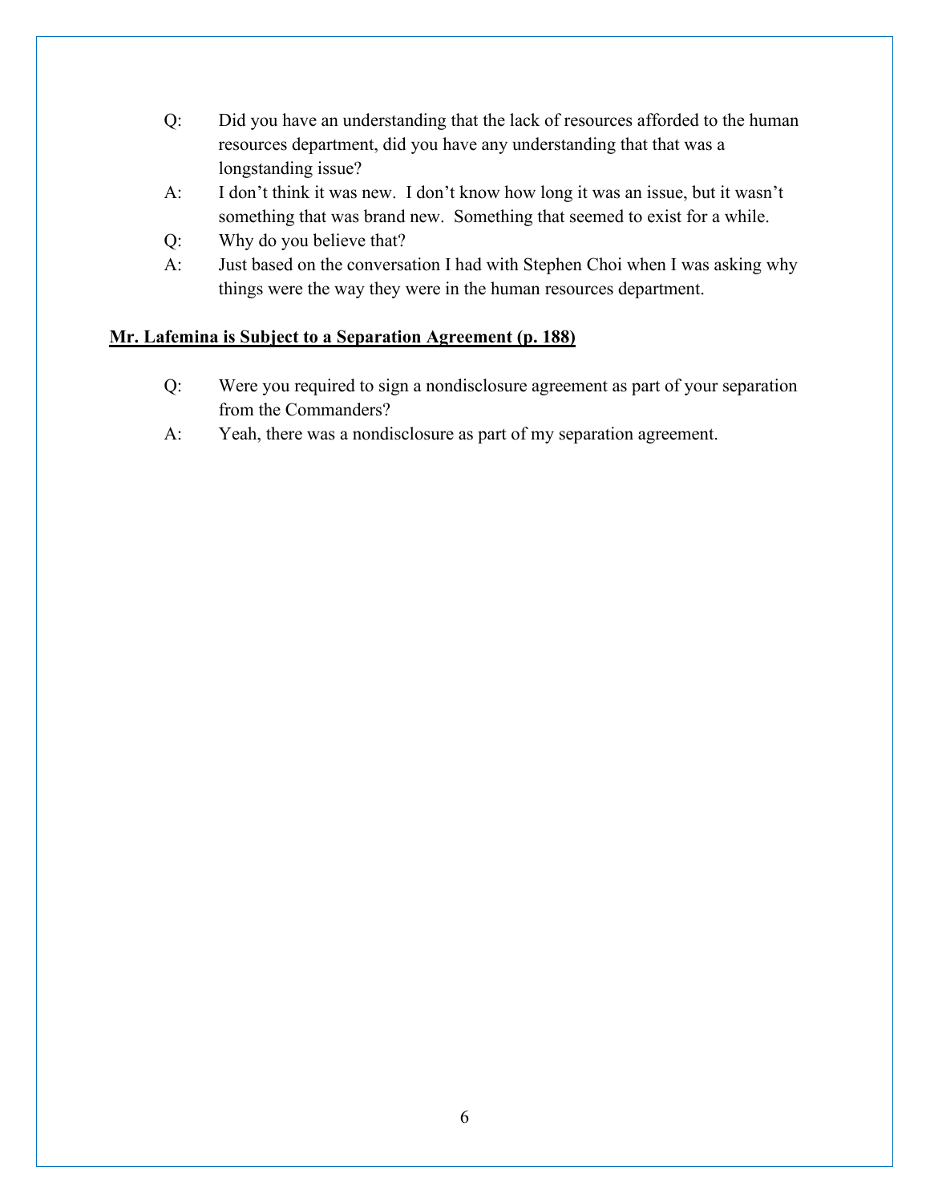Q: Did you have an understanding that the lack of resources afforded to the human resources department, did you have any understanding that that was a longstanding issue?

A: I don't think it was new. I don't know how long it was an issue, but it wasn't something that was brand new. Something that seemed to exist for a while.

Q: Why do you believe that?

A: Just based on the conversation I had with Stephen Choi when I was asking why things were the way they were in the human resources department.

**Mr. Lafemina is Subject to a Separation Agreement (p. 188)**

Q: Were you required to sign a nondisclosure agreement as part of your separation from the Commanders?

A: Yeah, there was a nondisclosure as part of my separation agreement.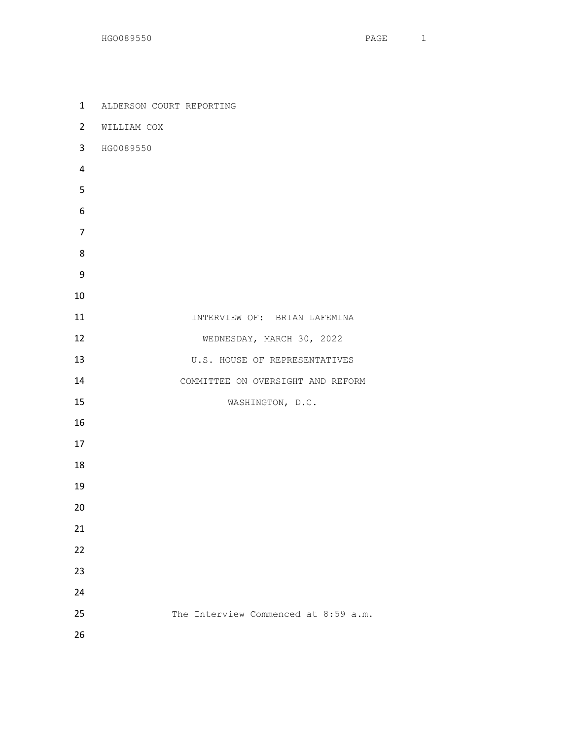ALDERSON COURT REPORTING

WILLIAM COX

HG0089550

INTERVIEW OF: BRIAN LAFEMINA

WEDNESDAY, MARCH 30, 2022

U.S. HOUSE OF REPRESENTATIVES

COMMITTEE ON OVERSIGHT AND REFORM

WASHINGTON, D.C.

The Interview Commenced at 8:59 a.m.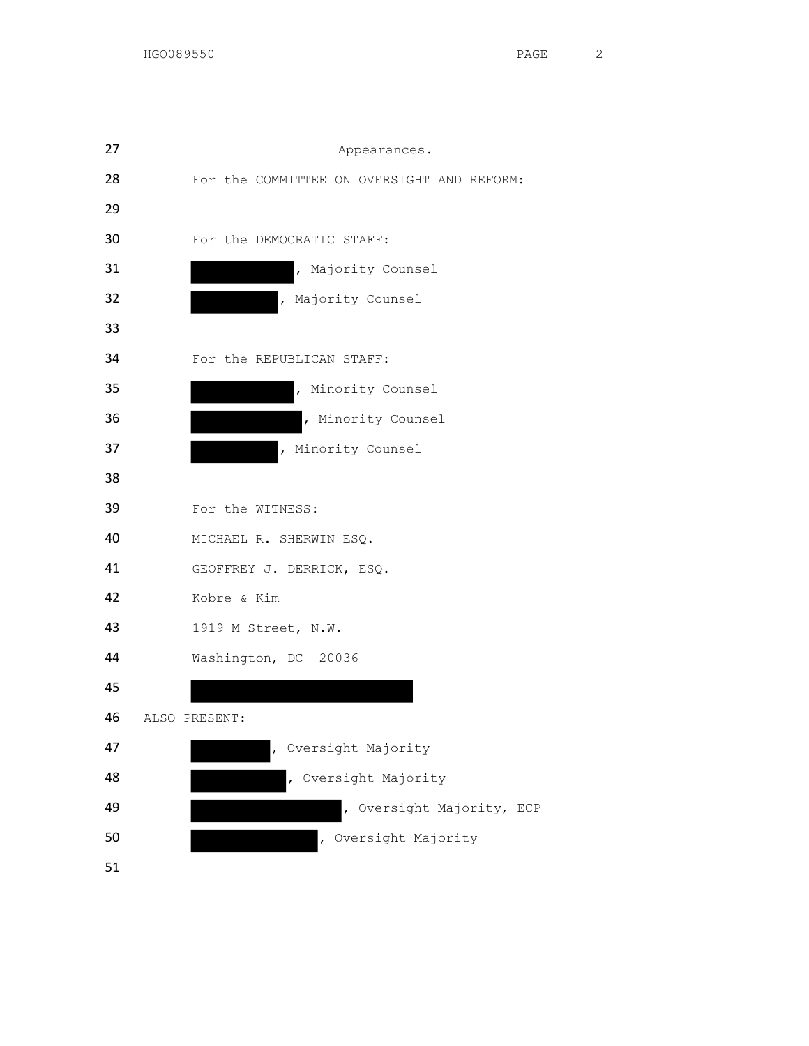Appearances.

For the COMMITTEE ON OVERSIGHT AND REFORM:

For the DEMOCRATIC STAFF:

[REDACTED], Majority Counsel

[REDACTED], Majority Counsel

For the REPUBLICAN STAFF:

[REDACTED], Minority Counsel

[REDACTED], Minority Counsel

[REDACTED], Minority Counsel

For the WITNESS:

MICHAEL R. SHERWIN ESQ.

GEOFFREY J. DERRICK, ESQ.

Kobre & Kim

1919 M Street, N.W.

Washington, DC 20036

[REDACTED]

ALSO PRESENT:

[REDACTED], Oversight Majority

[REDACTED], Oversight Majority

[REDACTED], Oversight Majority, ECP

[REDACTED], Oversight Majority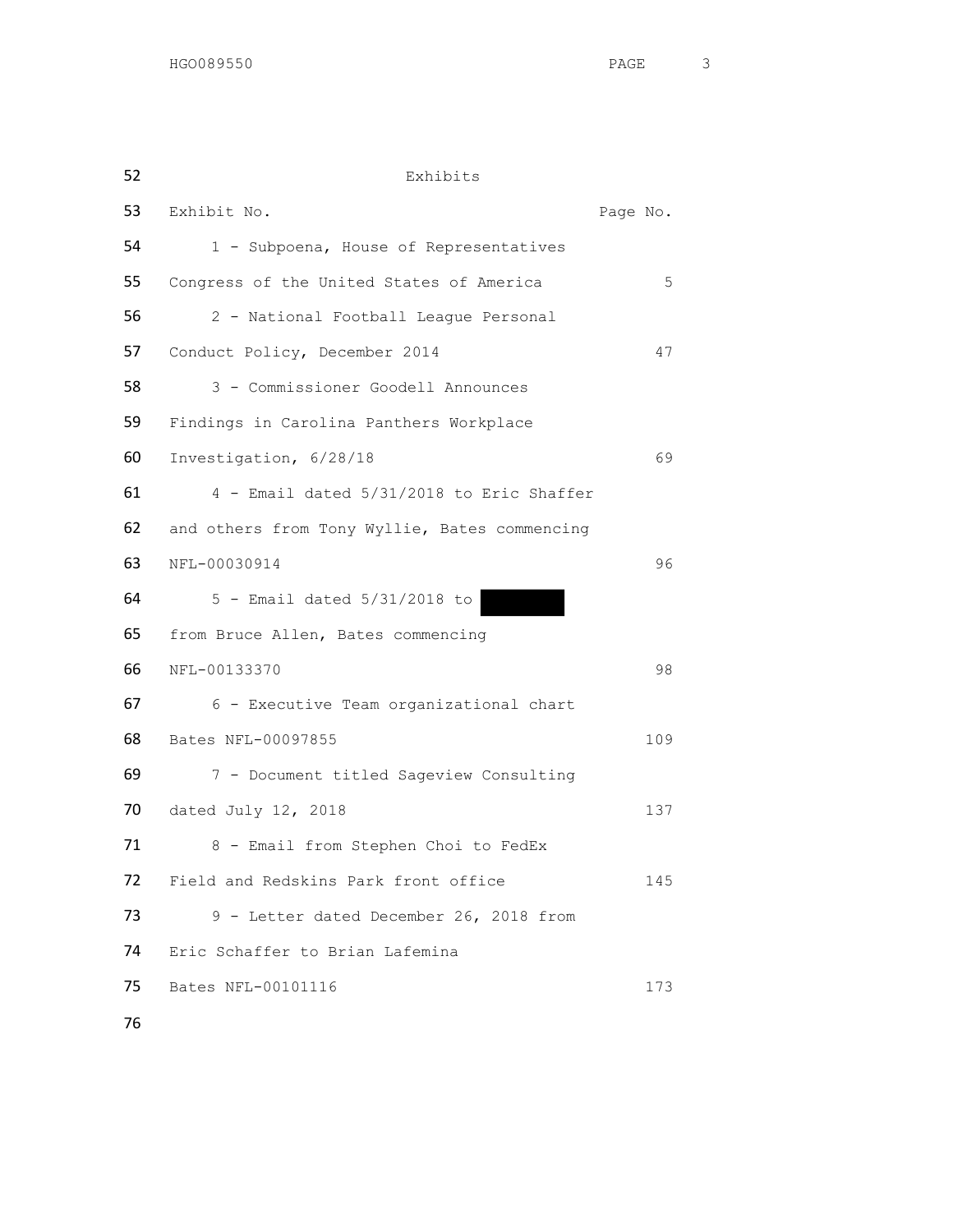# Exhibits

| Exhibit No. | Page No. |
|---|---|
| 1 - Subpoena, House of Representatives Congress of the United States of America | 5 |
| 2 - National Football League Personal Conduct Policy, December 2014 | 47 |
| 3 - Commissioner Goodell Announces Findings in Carolina Panthers Workplace Investigation, 6/28/18 | 69 |
| 4 - Email dated 5/31/2018 to Eric Shaffer and others from Tony Wyllie, Bates commencing NFL-00030914 | 96 |
| 5 - Email dated 5/31/2018 to [REDACTED] from Bruce Allen, Bates commencing NFL-00133370 | 98 |
| 6 - Executive Team organizational chart Bates NFL-00097855 | 109 |
| 7 - Document titled Sageview Consulting dated July 12, 2018 | 137 |
| 8 - Email from Stephen Choi to FedEx Field and Redskins Park front office | 145 |
| 9 - Letter dated December 26, 2018 from Eric Schaffer to Brian Lafemina Bates NFL-00101116 | 173 |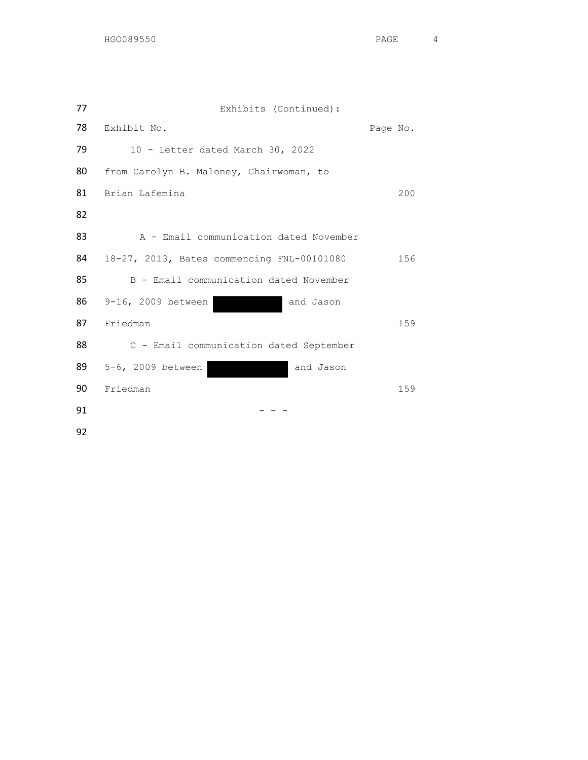Exhibits (Continued):

| Exhibit No. | Page No. |
|---|---|
| 10 - Letter dated March 30, 2022 from Carolyn B. Maloney, Chairwoman, to Brian Lafemina | 200 |
| A - Email communication dated November 18-27, 2013, Bates commencing FNL-00101080 | 156 |
| B - Email communication dated November 9-16, 2009 between [REDACTED] and Jason Friedman | 159 |
| C - Email communication dated September 5-6, 2009 between [REDACTED] and Jason Friedman | 159 |

\- - -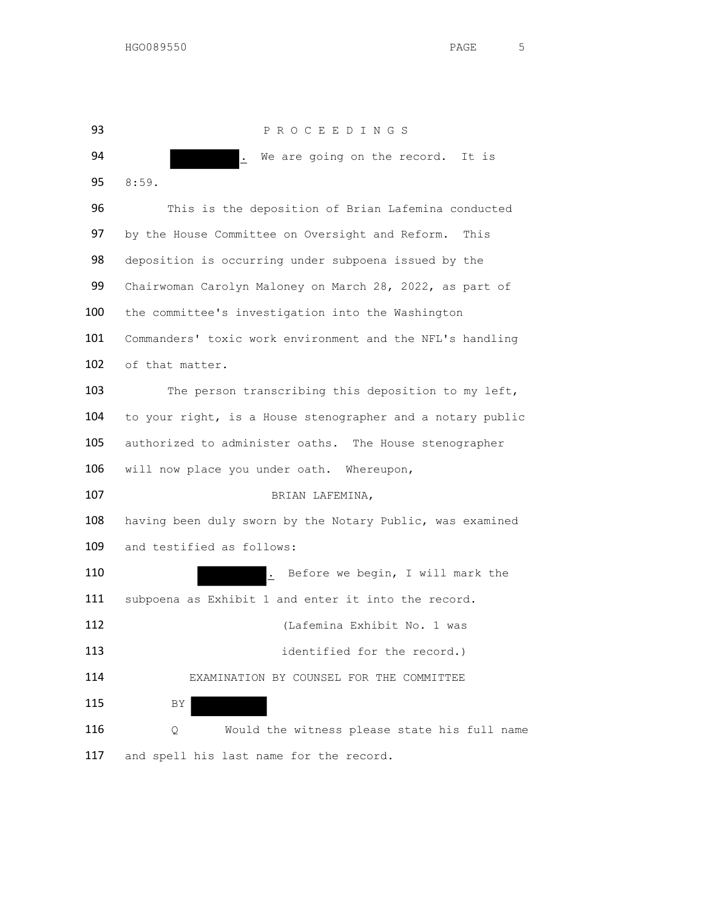P R O C E E D I N G S

[REDACTED]. We are going on the record. It is 8:59.

This is the deposition of Brian Lafemina conducted by the House Committee on Oversight and Reform. This deposition is occurring under subpoena issued by the Chairwoman Carolyn Maloney on March 28, 2022, as part of the committee's investigation into the Washington Commanders' toxic work environment and the NFL's handling of that matter.

The person transcribing this deposition to my left, to your right, is a House stenographer and a notary public authorized to administer oaths. The House stenographer will now place you under oath. Whereupon,

BRIAN LAFEMINA,

having been duly sworn by the Notary Public, was examined and testified as follows:

[REDACTED]. Before we begin, I will mark the subpoena as Exhibit 1 and enter it into the record.

(Lafemina Exhibit No. 1 was identified for the record.)

EXAMINATION BY COUNSEL FOR THE COMMITTEE

BY [REDACTED]

Q Would the witness please state his full name and spell his last name for the record.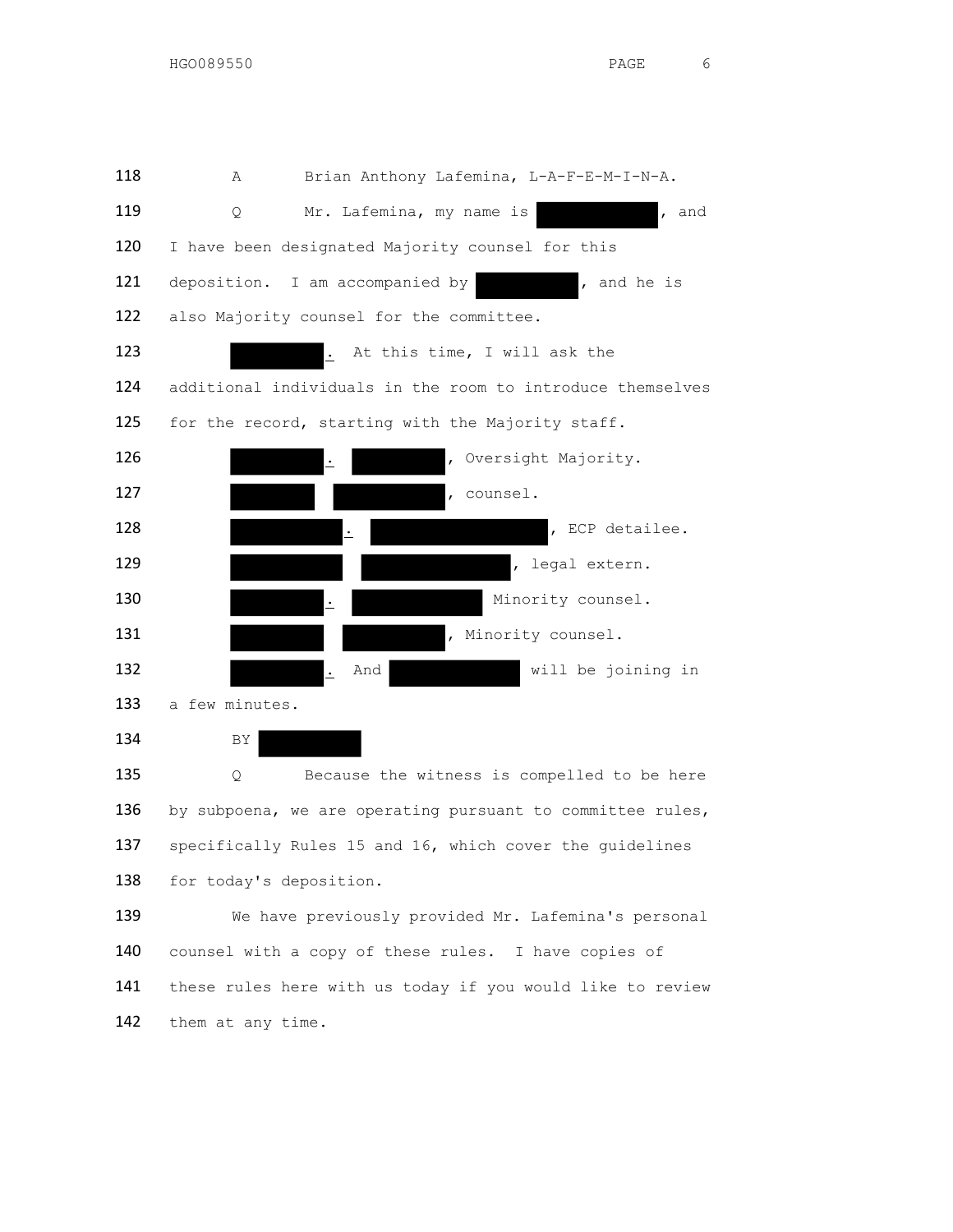118 A Brian Anthony Lafemina, L-A-F-E-M-I-N-A.

119 Q Mr. Lafemina, my name is [REDACTED], and

120 I have been designated Majority counsel for this

121 deposition. I am accompanied by [REDACTED], and he is

122 also Majority counsel for the committee.

123 [REDACTED]. At this time, I will ask the

124 additional individuals in the room to introduce themselves

125 for the record, starting with the Majority staff.

126 [REDACTED]. [REDACTED], Oversight Majority.

127 [REDACTED] [REDACTED], counsel.

128 [REDACTED]. [REDACTED], ECP detailee.

129 [REDACTED] [REDACTED], legal extern.

130 [REDACTED]. [REDACTED] Minority counsel.

131 [REDACTED] [REDACTED], Minority counsel.

132 [REDACTED]. And [REDACTED] will be joining in

133 a few minutes.

134 BY [REDACTED]

135 Q Because the witness is compelled to be here

136 by subpoena, we are operating pursuant to committee rules,

137 specifically Rules 15 and 16, which cover the guidelines

138 for today's deposition.

139 We have previously provided Mr. Lafemina's personal

140 counsel with a copy of these rules. I have copies of

141 these rules here with us today if you would like to review

142 them at any time.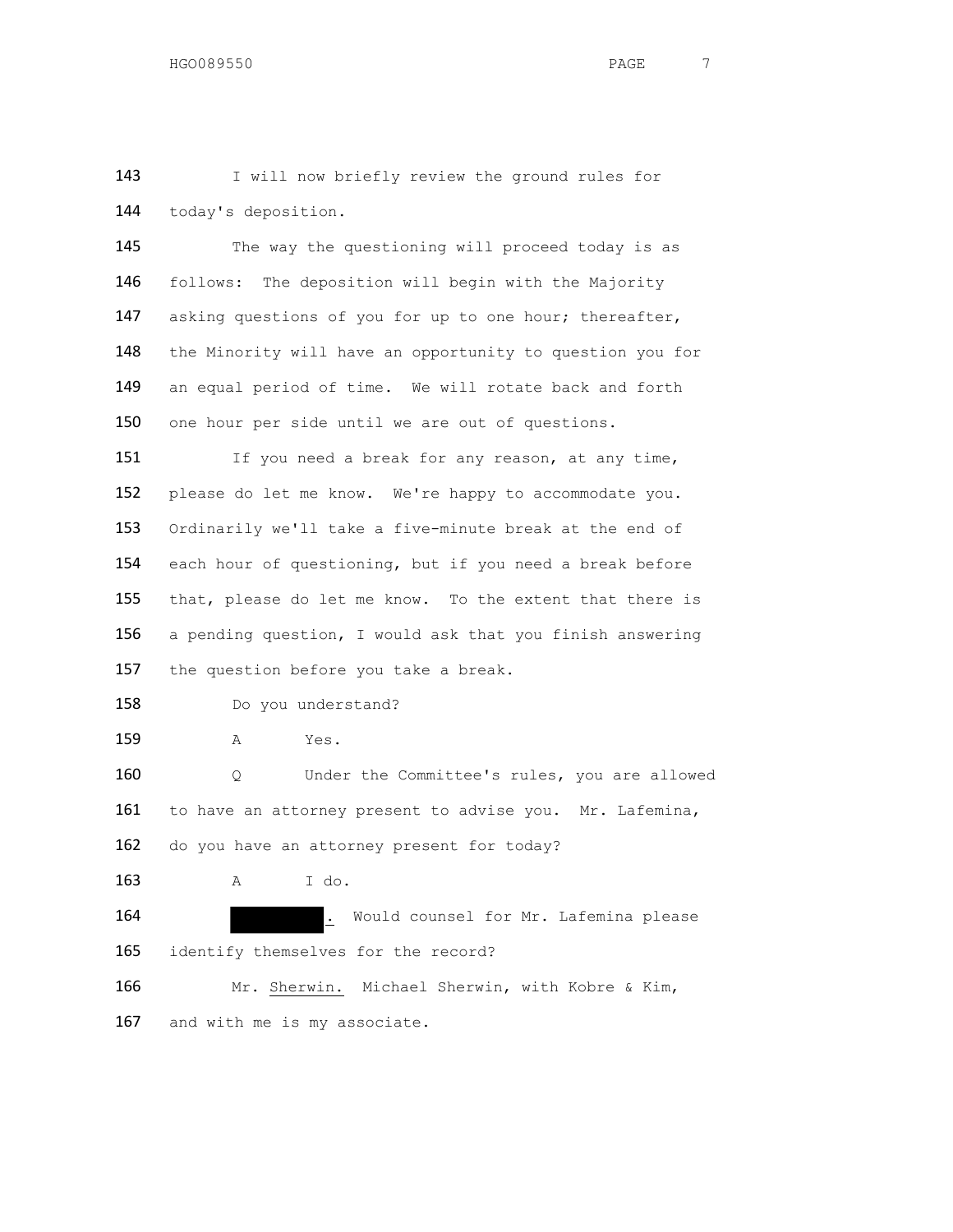I will now briefly review the ground rules for today's deposition.

The way the questioning will proceed today is as follows: The deposition will begin with the Majority asking questions of you for up to one hour; thereafter, the Minority will have an opportunity to question you for an equal period of time. We will rotate back and forth one hour per side until we are out of questions.

If you need a break for any reason, at any time, please do let me know. We're happy to accommodate you. Ordinarily we'll take a five-minute break at the end of each hour of questioning, but if you need a break before that, please do let me know. To the extent that there is a pending question, I would ask that you finish answering the question before you take a break.

Do you understand?

A Yes.

Q Under the Committee's rules, you are allowed to have an attorney present to advise you. Mr. Lafemina, do you have an attorney present for today?

A I do.

[REDACTED]. Would counsel for Mr. Lafemina please identify themselves for the record?

Mr. Sherwin. Michael Sherwin, with Kobre & Kim, and with me is my associate.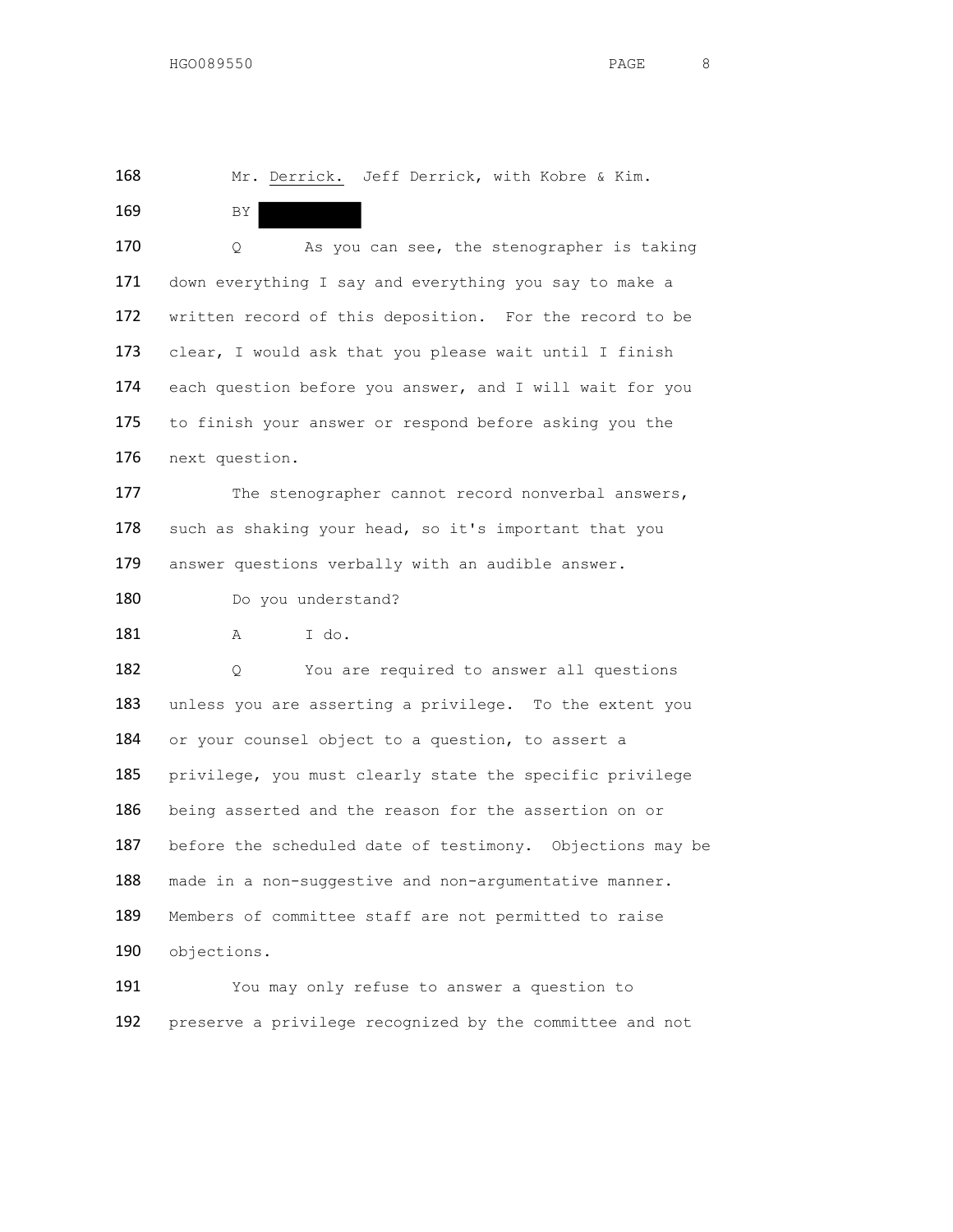Mr. Derrick. Jeff Derrick, with Kobre & Kim.

BY [REDACTED]

Q As you can see, the stenographer is taking down everything I say and everything you say to make a written record of this deposition. For the record to be clear, I would ask that you please wait until I finish each question before you answer, and I will wait for you to finish your answer or respond before asking you the next question.

The stenographer cannot record nonverbal answers, such as shaking your head, so it's important that you answer questions verbally with an audible answer.

Do you understand?

A I do.

Q You are required to answer all questions unless you are asserting a privilege. To the extent you or your counsel object to a question, to assert a privilege, you must clearly state the specific privilege being asserted and the reason for the assertion on or before the scheduled date of testimony. Objections may be made in a non-suggestive and non-argumentative manner. Members of committee staff are not permitted to raise objections.

You may only refuse to answer a question to preserve a privilege recognized by the committee and not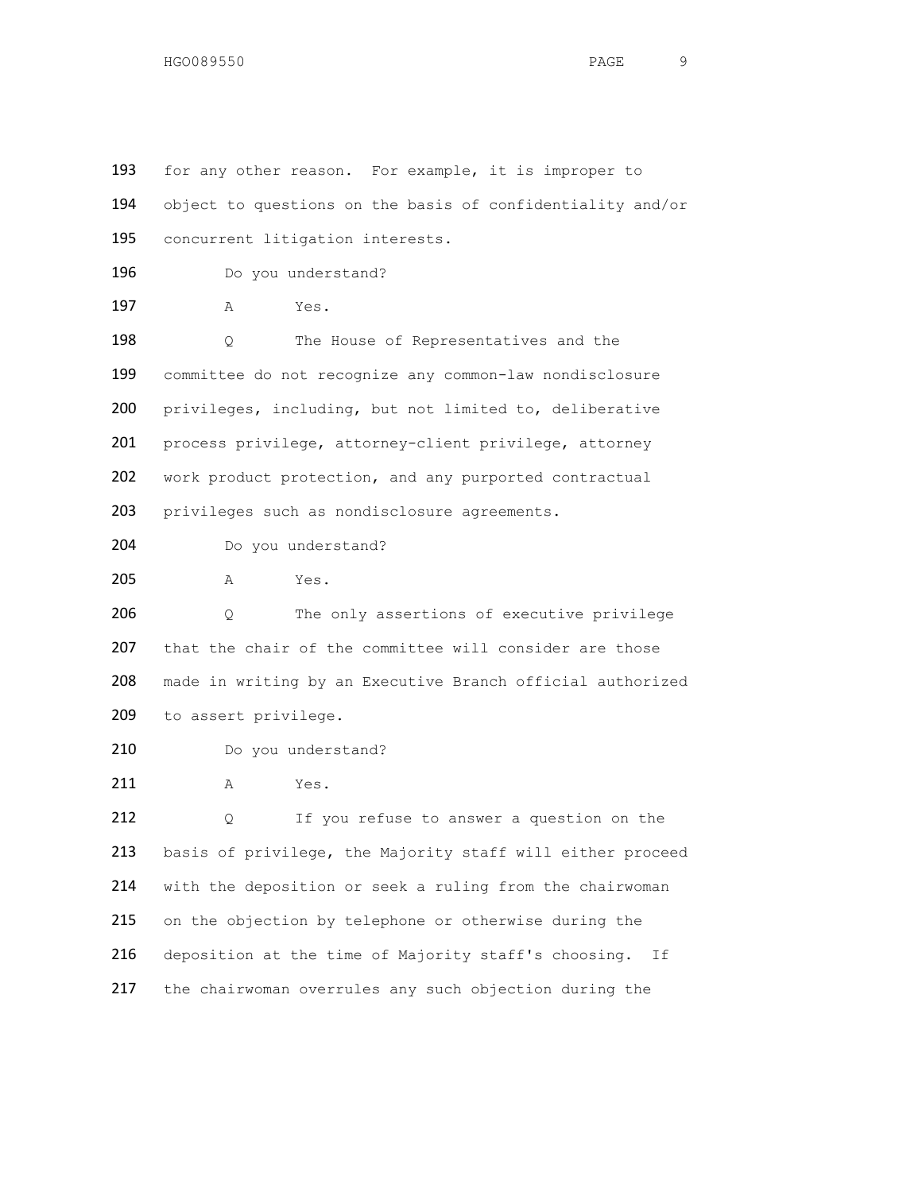193 for any other reason. For example, it is improper to
194 object to questions on the basis of confidentiality and/or
195 concurrent litigation interests.

196 Do you understand?

197 A Yes.

198 Q The House of Representatives and the
199 committee do not recognize any common-law nondisclosure
200 privileges, including, but not limited to, deliberative
201 process privilege, attorney-client privilege, attorney
202 work product protection, and any purported contractual
203 privileges such as nondisclosure agreements.

204 Do you understand?

205 A Yes.

206 Q The only assertions of executive privilege
207 that the chair of the committee will consider are those
208 made in writing by an Executive Branch official authorized
209 to assert privilege.

210 Do you understand?

211 A Yes.

212 Q If you refuse to answer a question on the
213 basis of privilege, the Majority staff will either proceed
214 with the deposition or seek a ruling from the chairwoman
215 on the objection by telephone or otherwise during the
216 deposition at the time of Majority staff's choosing. If
217 the chairwoman overrules any such objection during the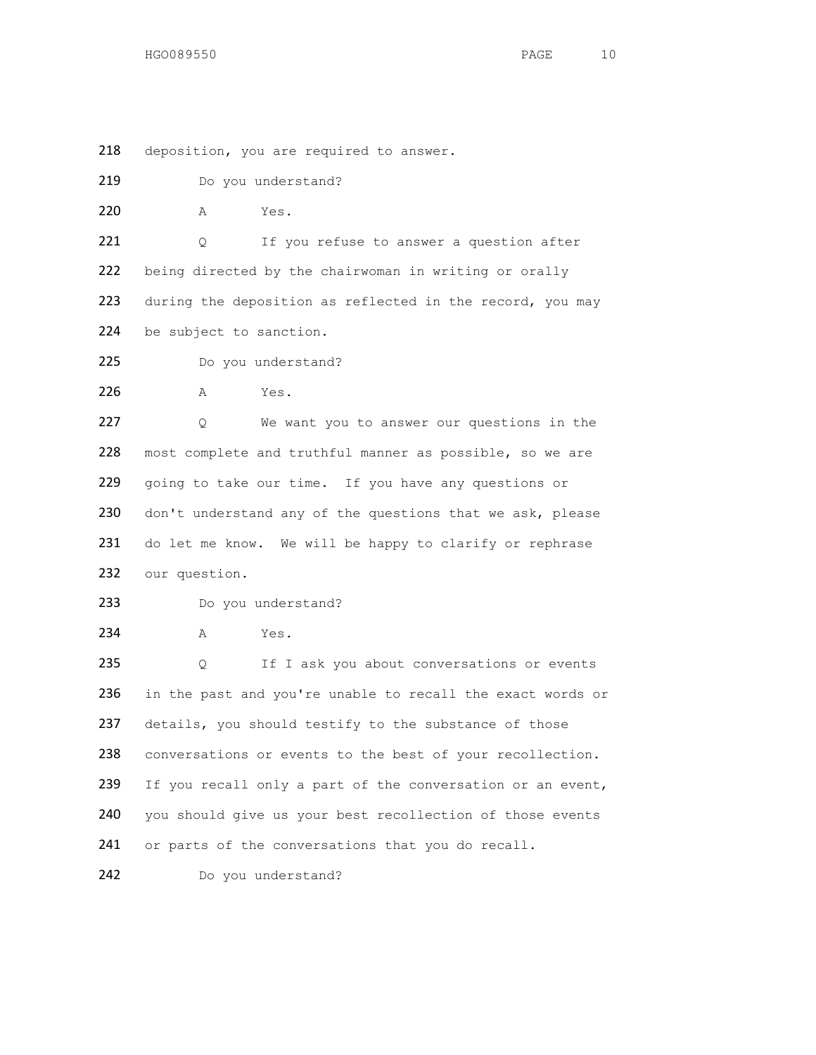218 deposition, you are required to answer.

219 Do you understand?

220 A Yes.

221 Q If you refuse to answer a question after

222 being directed by the chairwoman in writing or orally

223 during the deposition as reflected in the record, you may

224 be subject to sanction.

225 Do you understand?

226 A Yes.

227 Q We want you to answer our questions in the

228 most complete and truthful manner as possible, so we are

229 going to take our time. If you have any questions or

230 don't understand any of the questions that we ask, please

231 do let me know. We will be happy to clarify or rephrase

232 our question.

233 Do you understand?

234 A Yes.

235 Q If I ask you about conversations or events

236 in the past and you're unable to recall the exact words or

237 details, you should testify to the substance of those

238 conversations or events to the best of your recollection.

239 If you recall only a part of the conversation or an event,

240 you should give us your best recollection of those events

241 or parts of the conversations that you do recall.

242 Do you understand?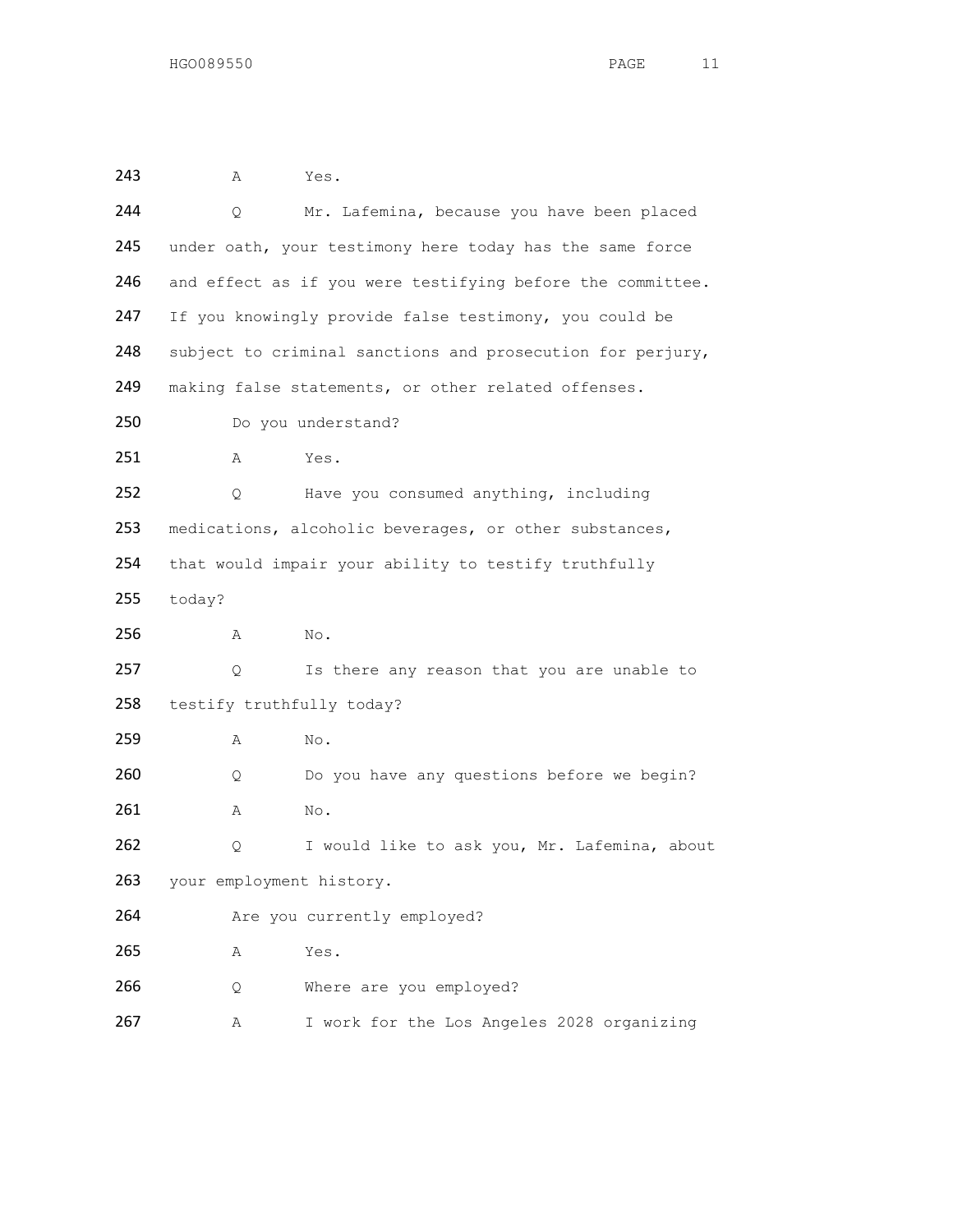243 A Yes.

244 Q Mr. Lafemina, because you have been placed

245 under oath, your testimony here today has the same force

246 and effect as if you were testifying before the committee.

247 If you knowingly provide false testimony, you could be

248 subject to criminal sanctions and prosecution for perjury,

249 making false statements, or other related offenses.

250 Do you understand?

251 A Yes.

252 Q Have you consumed anything, including

253 medications, alcoholic beverages, or other substances,

254 that would impair your ability to testify truthfully

255 today?

256 A No.

257 Q Is there any reason that you are unable to

258 testify truthfully today?

259 A No.

260 Q Do you have any questions before we begin?

261 A No.

262 Q I would like to ask you, Mr. Lafemina, about

263 your employment history.

264 Are you currently employed?

265 A Yes.

266 Q Where are you employed?

267 A I work for the Los Angeles 2028 organizing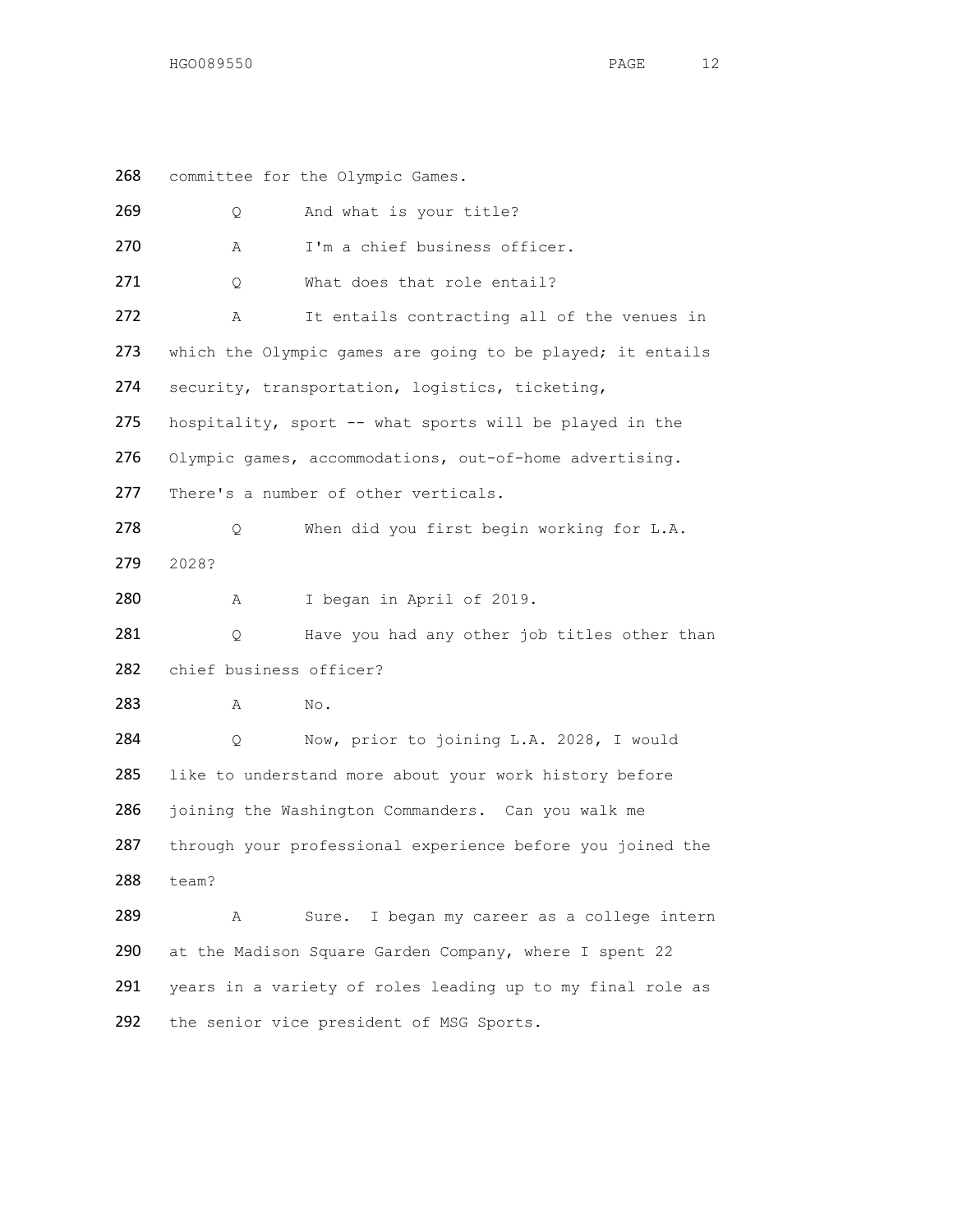268 committee for the Olympic Games.

269 Q And what is your title?

270 A I'm a chief business officer.

271 Q What does that role entail?

272 A It entails contracting all of the venues in
273 which the Olympic games are going to be played; it entails
274 security, transportation, logistics, ticketing,
275 hospitality, sport -- what sports will be played in the
276 Olympic games, accommodations, out-of-home advertising.
277 There's a number of other verticals.

278 Q When did you first begin working for L.A.
279 2028?

280 A I began in April of 2019.

281 Q Have you had any other job titles other than
282 chief business officer?

283 A No.

284 Q Now, prior to joining L.A. 2028, I would
285 like to understand more about your work history before
286 joining the Washington Commanders. Can you walk me
287 through your professional experience before you joined the
288 team?

289 A Sure. I began my career as a college intern
290 at the Madison Square Garden Company, where I spent 22
291 years in a variety of roles leading up to my final role as
292 the senior vice president of MSG Sports.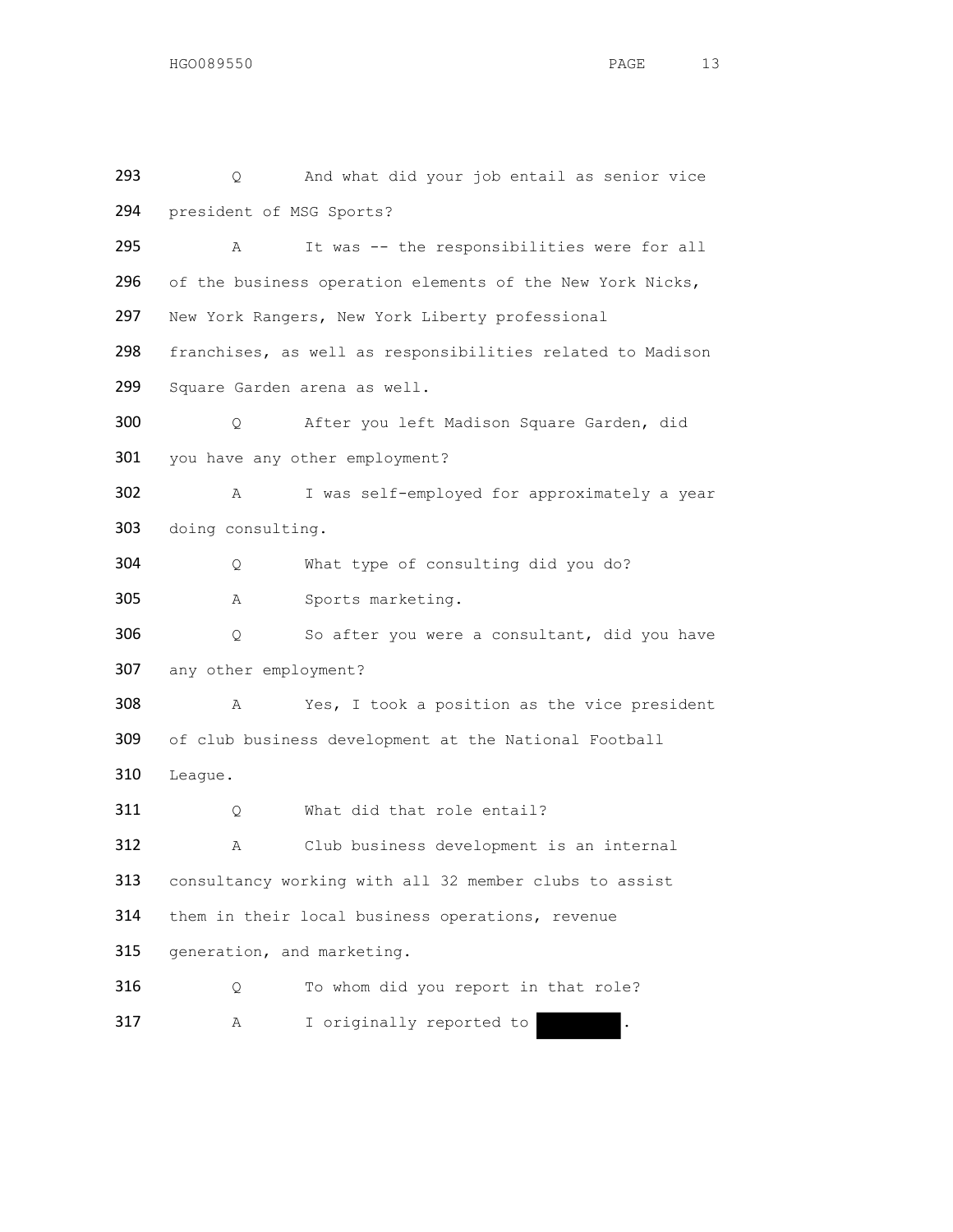293 Q And what did your job entail as senior vice
294 president of MSG Sports?

295 A It was -- the responsibilities were for all
296 of the business operation elements of the New York Nicks,
297 New York Rangers, New York Liberty professional
298 franchises, as well as responsibilities related to Madison
299 Square Garden arena as well.

300 Q After you left Madison Square Garden, did
301 you have any other employment?

302 A I was self-employed for approximately a year
303 doing consulting.

304 Q What type of consulting did you do?

305 A Sports marketing.

306 Q So after you were a consultant, did you have
307 any other employment?

308 A Yes, I took a position as the vice president
309 of club business development at the National Football
310 League.

311 Q What did that role entail?

312 A Club business development is an internal
313 consultancy working with all 32 member clubs to assist
314 them in their local business operations, revenue
315 generation, and marketing.

316 Q To whom did you report in that role?

317 A I originally reported to [REDACTED].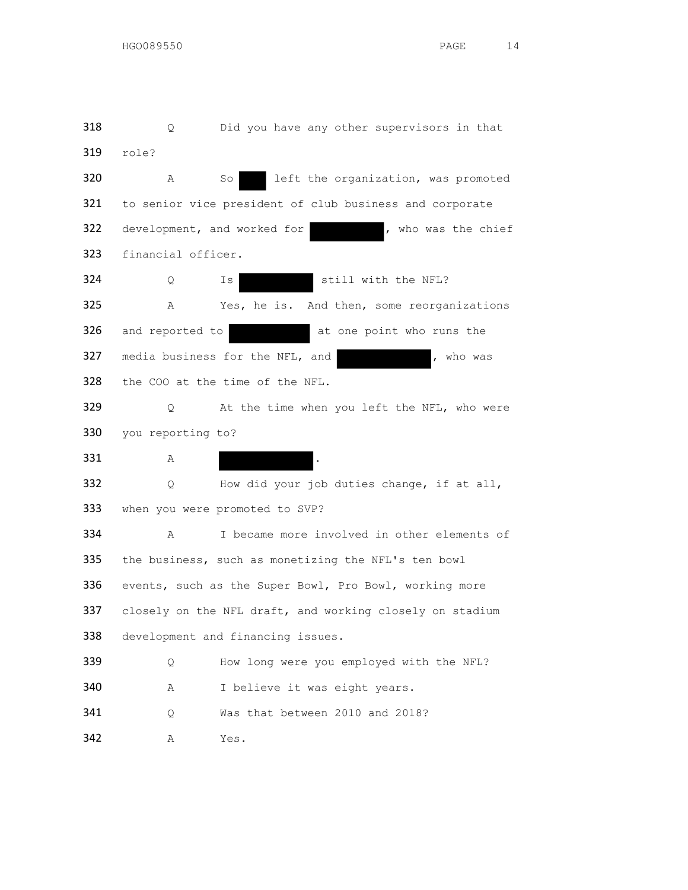318 Q Did you have any other supervisors in that

319 role?

320 A So ███ left the organization, was promoted

321 to senior vice president of club business and corporate

322 development, and worked for ███████, who was the chief

323 financial officer.

324 Q Is ███████ still with the NFL?

325 A Yes, he is. And then, some reorganizations

326 and reported to ███████ at one point who runs the

327 media business for the NFL, and ███████, who was

328 the COO at the time of the NFL.

329 Q At the time when you left the NFL, who were

330 you reporting to?

331 A ███████.

332 Q How did your job duties change, if at all,

333 when you were promoted to SVP?

334 A I became more involved in other elements of

335 the business, such as monetizing the NFL's ten bowl

336 events, such as the Super Bowl, Pro Bowl, working more

337 closely on the NFL draft, and working closely on stadium

338 development and financing issues.

339 Q How long were you employed with the NFL?

340 A I believe it was eight years.

341 Q Was that between 2010 and 2018?

342 A Yes.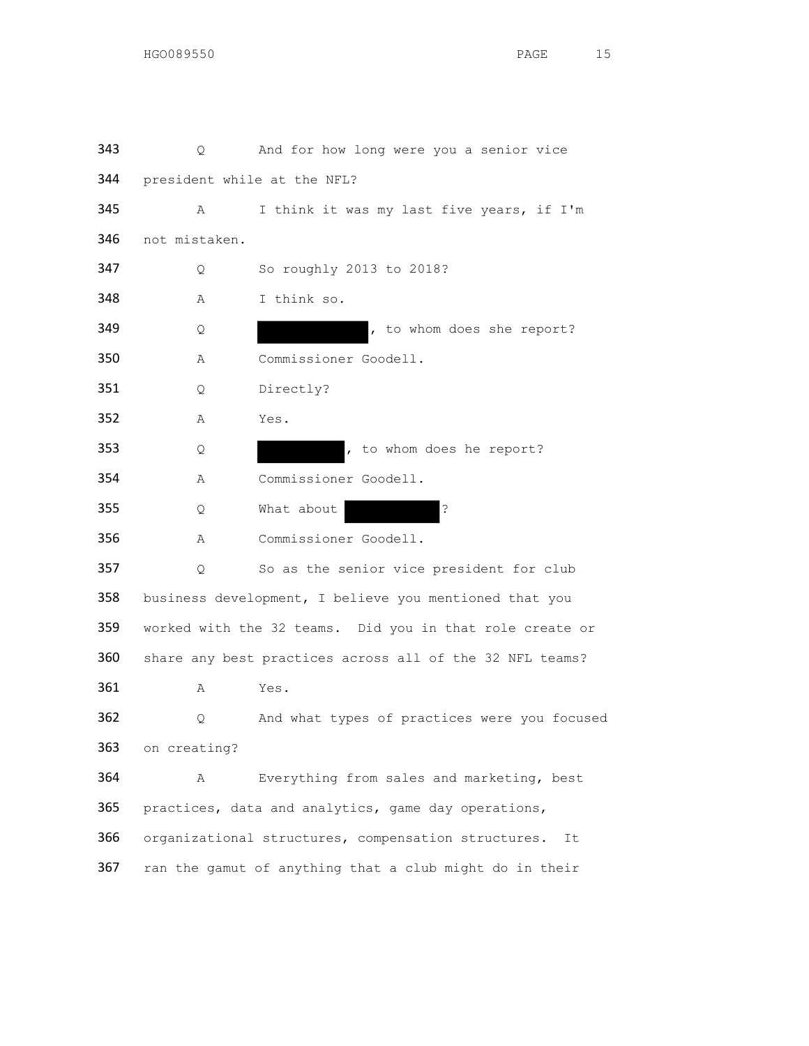343 Q And for how long were you a senior vice
344 president while at the NFL?
345 A I think it was my last five years, if I'm
346 not mistaken.
347 Q So roughly 2013 to 2018?
348 A I think so.
349 Q [REDACTED], to whom does she report?
350 A Commissioner Goodell.
351 Q Directly?
352 A Yes.
353 Q [REDACTED], to whom does he report?
354 A Commissioner Goodell.
355 Q What about [REDACTED]?
356 A Commissioner Goodell.
357 Q So as the senior vice president for club
358 business development, I believe you mentioned that you
359 worked with the 32 teams. Did you in that role create or
360 share any best practices across all of the 32 NFL teams?
361 A Yes.
362 Q And what types of practices were you focused
363 on creating?
364 A Everything from sales and marketing, best
365 practices, data and analytics, game day operations,
366 organizational structures, compensation structures. It
367 ran the gamut of anything that a club might do in their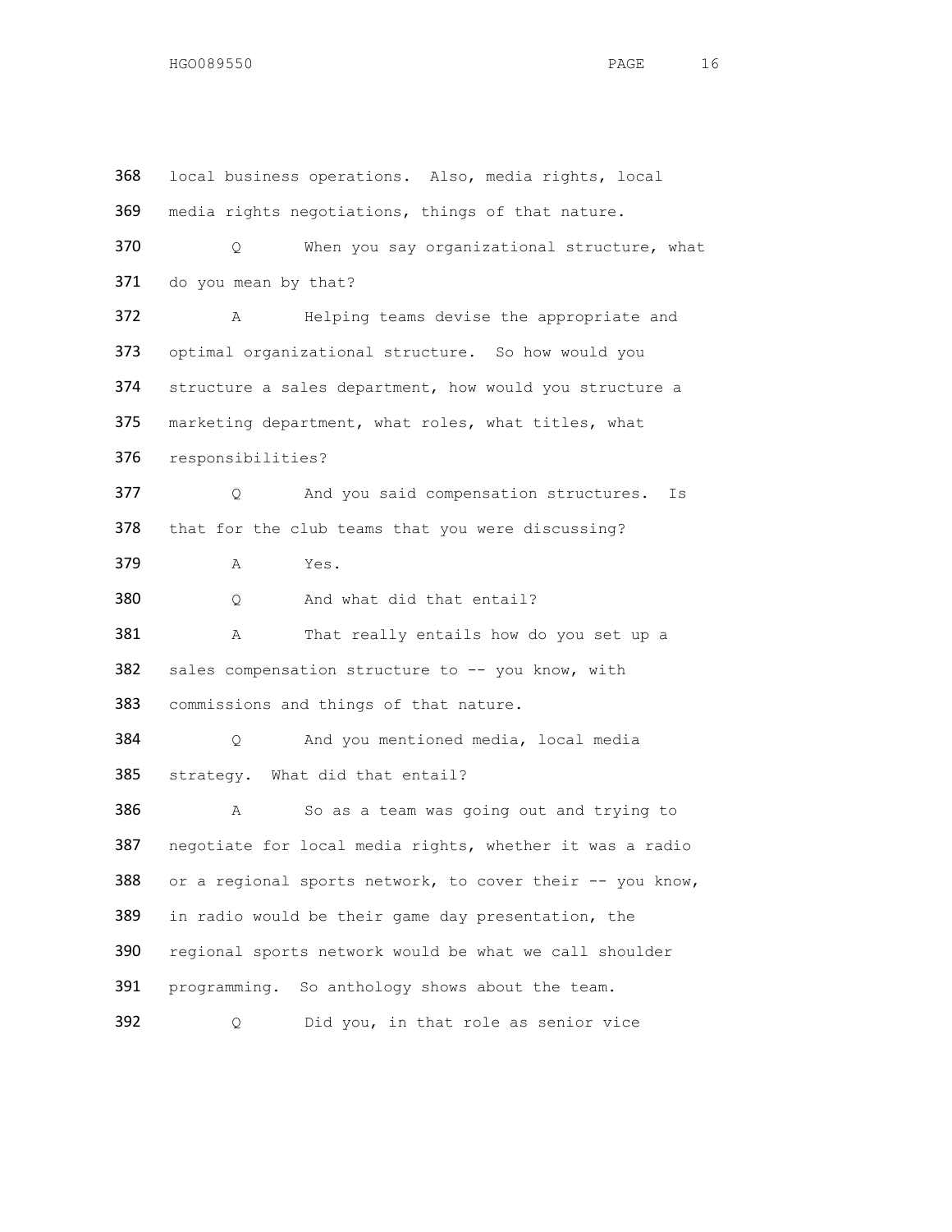368 local business operations. Also, media rights, local
369 media rights negotiations, things of that nature.

370 Q When you say organizational structure, what
371 do you mean by that?

372 A Helping teams devise the appropriate and
373 optimal organizational structure. So how would you
374 structure a sales department, how would you structure a
375 marketing department, what roles, what titles, what
376 responsibilities?

377 Q And you said compensation structures. Is
378 that for the club teams that you were discussing?

379 A Yes.

380 Q And what did that entail?

381 A That really entails how do you set up a
382 sales compensation structure to -- you know, with
383 commissions and things of that nature.

384 Q And you mentioned media, local media
385 strategy. What did that entail?

386 A So as a team was going out and trying to
387 negotiate for local media rights, whether it was a radio
388 or a regional sports network, to cover their -- you know,
389 in radio would be their game day presentation, the
390 regional sports network would be what we call shoulder
391 programming. So anthology shows about the team.

392 Q Did you, in that role as senior vice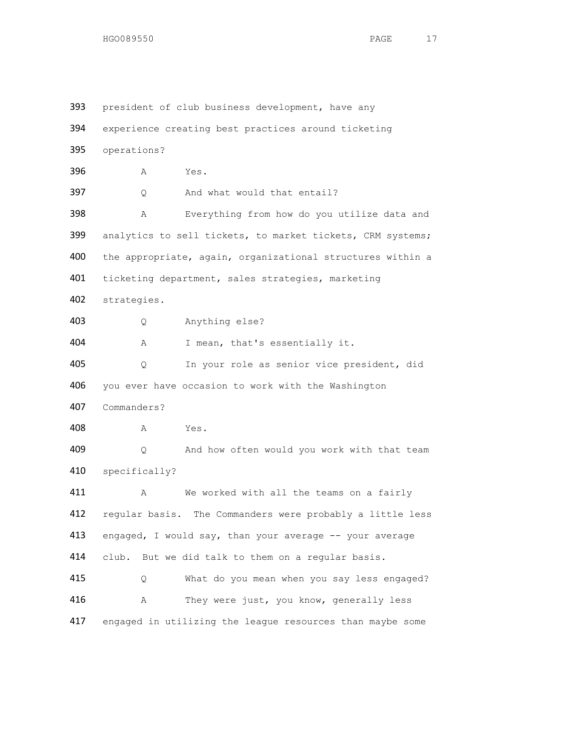393 president of club business development, have any
394 experience creating best practices around ticketing
395 operations?

396 A Yes.

397 Q And what would that entail?

398 A Everything from how do you utilize data and
399 analytics to sell tickets, to market tickets, CRM systems;
400 the appropriate, again, organizational structures within a
401 ticketing department, sales strategies, marketing
402 strategies.

403 Q Anything else?

404 A I mean, that's essentially it.

405 Q In your role as senior vice president, did
406 you ever have occasion to work with the Washington
407 Commanders?

408 A Yes.

409 Q And how often would you work with that team
410 specifically?

411 A We worked with all the teams on a fairly
412 regular basis. The Commanders were probably a little less
413 engaged, I would say, than your average -- your average
414 club. But we did talk to them on a regular basis.

415 Q What do you mean when you say less engaged?

416 A They were just, you know, generally less
417 engaged in utilizing the league resources than maybe some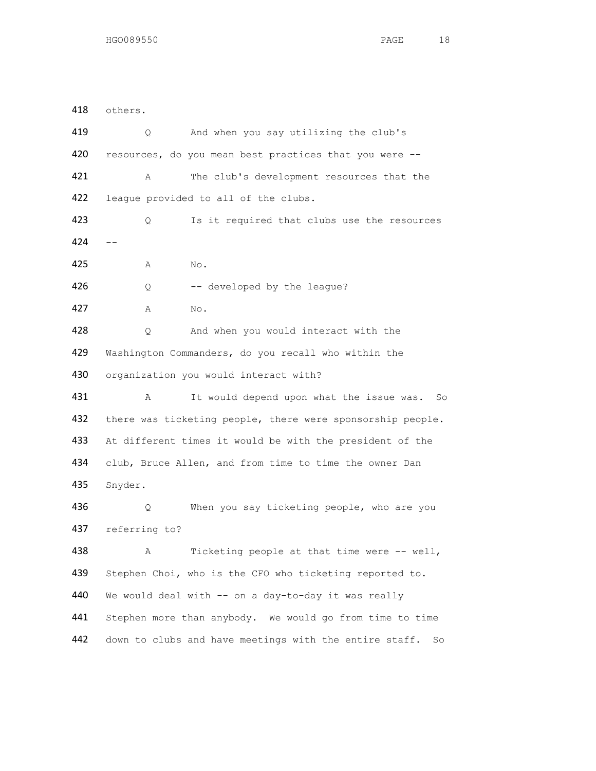418 others.

419 Q And when you say utilizing the club's

420 resources, do you mean best practices that you were --

421 A The club's development resources that the

422 league provided to all of the clubs.

423 Q Is it required that clubs use the resources

424 --

425 A No.

426 Q -- developed by the league?

427 A No.

428 Q And when you would interact with the

429 Washington Commanders, do you recall who within the

430 organization you would interact with?

431 A It would depend upon what the issue was. So

432 there was ticketing people, there were sponsorship people.

433 At different times it would be with the president of the

434 club, Bruce Allen, and from time to time the owner Dan

435 Snyder.

436 Q When you say ticketing people, who are you

437 referring to?

438 A Ticketing people at that time were -- well,

439 Stephen Choi, who is the CFO who ticketing reported to.

440 We would deal with -- on a day-to-day it was really

441 Stephen more than anybody. We would go from time to time

442 down to clubs and have meetings with the entire staff. So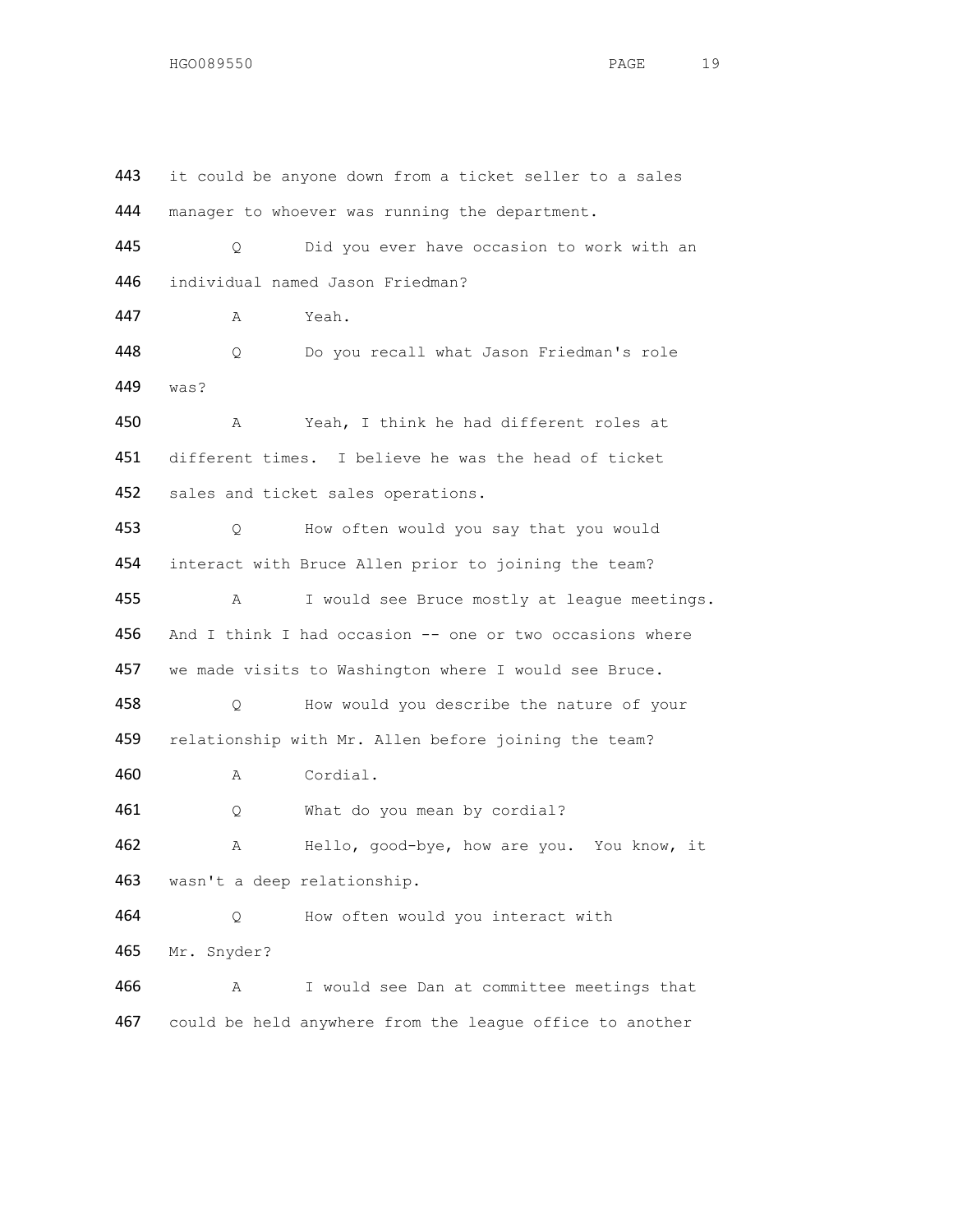443 it could be anyone down from a ticket seller to a sales
444 manager to whoever was running the department.

445 Q Did you ever have occasion to work with an
446 individual named Jason Friedman?

447 A Yeah.

448 Q Do you recall what Jason Friedman's role
449 was?

450 A Yeah, I think he had different roles at
451 different times. I believe he was the head of ticket
452 sales and ticket sales operations.

453 Q How often would you say that you would
454 interact with Bruce Allen prior to joining the team?

455 A I would see Bruce mostly at league meetings.
456 And I think I had occasion -- one or two occasions where
457 we made visits to Washington where I would see Bruce.

458 Q How would you describe the nature of your
459 relationship with Mr. Allen before joining the team?

460 A Cordial.

461 Q What do you mean by cordial?

462 A Hello, good-bye, how are you. You know, it
463 wasn't a deep relationship.

464 Q How often would you interact with
465 Mr. Snyder?

466 A I would see Dan at committee meetings that
467 could be held anywhere from the league office to another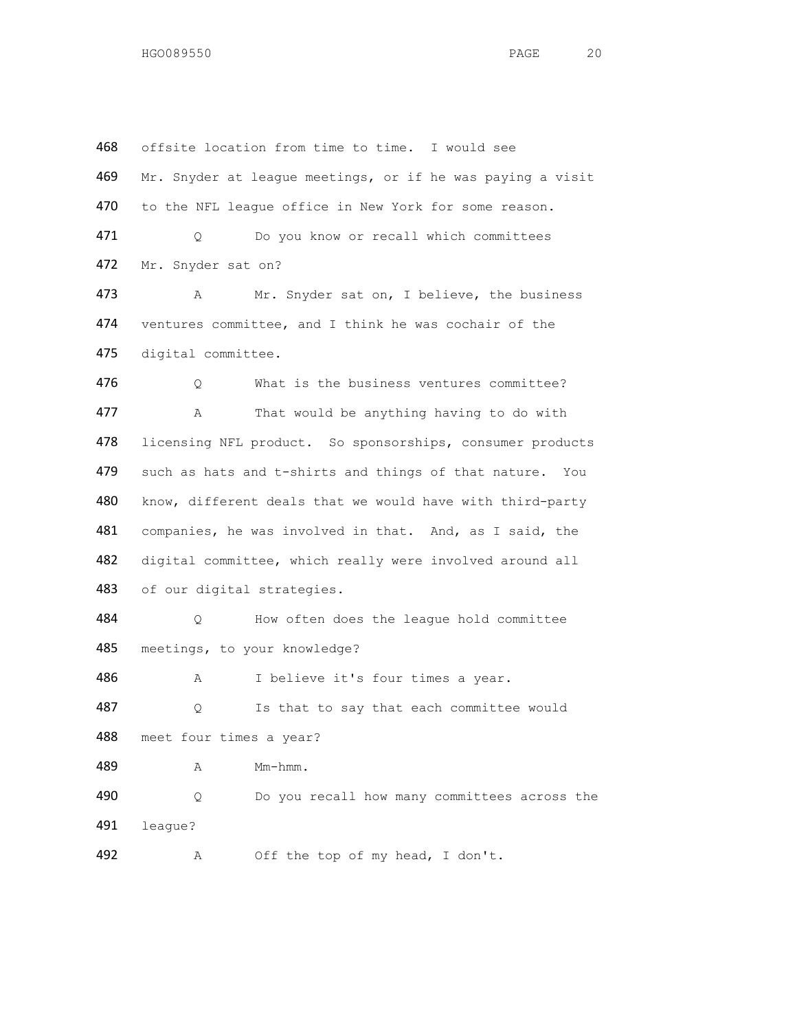468 offsite location from time to time. I would see
469 Mr. Snyder at league meetings, or if he was paying a visit
470 to the NFL league office in New York for some reason.

471 Q Do you know or recall which committees
472 Mr. Snyder sat on?

473 A Mr. Snyder sat on, I believe, the business
474 ventures committee, and I think he was cochair of the
475 digital committee.

476 Q What is the business ventures committee?

477 A That would be anything having to do with
478 licensing NFL product. So sponsorships, consumer products
479 such as hats and t-shirts and things of that nature. You
480 know, different deals that we would have with third-party
481 companies, he was involved in that. And, as I said, the
482 digital committee, which really were involved around all
483 of our digital strategies.

484 Q How often does the league hold committee
485 meetings, to your knowledge?

486 A I believe it's four times a year.

487 Q Is that to say that each committee would
488 meet four times a year?

489 A Mm-hmm.

490 Q Do you recall how many committees across the
491 league?

492 A Off the top of my head, I don't.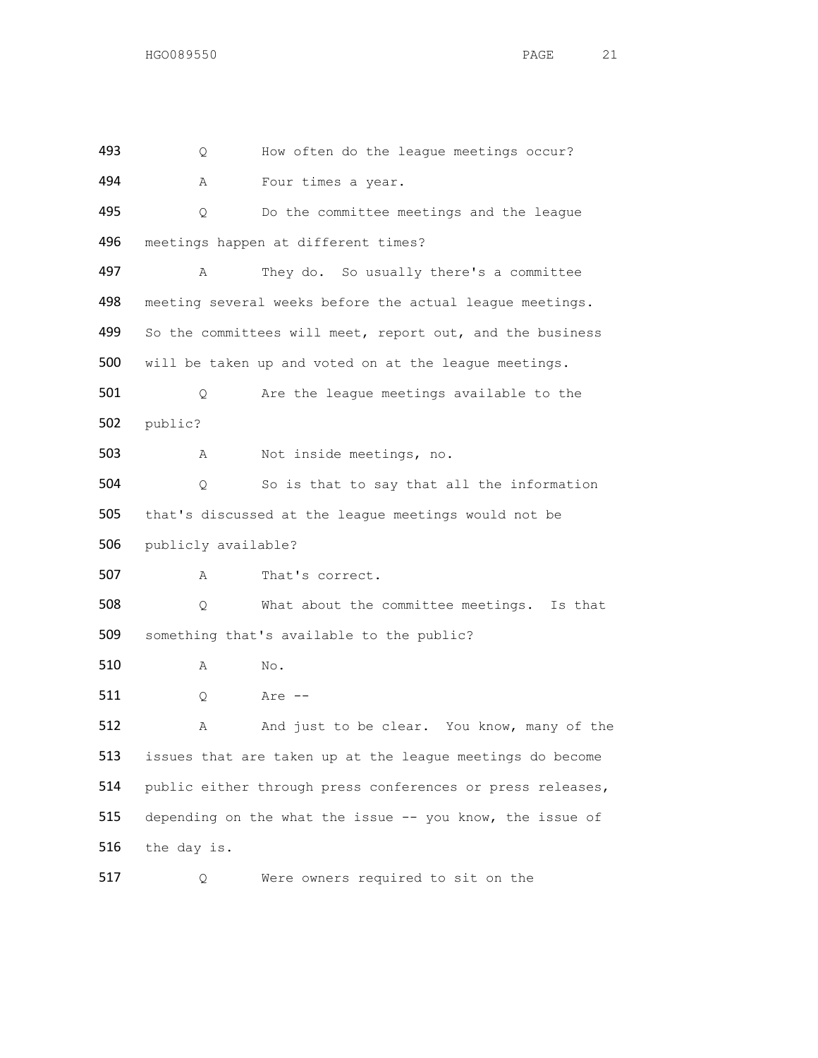493 Q How often do the league meetings occur?

494 A Four times a year.

495 Q Do the committee meetings and the league

496 meetings happen at different times?

497 A They do. So usually there's a committee

498 meeting several weeks before the actual league meetings.

499 So the committees will meet, report out, and the business

500 will be taken up and voted on at the league meetings.

501 Q Are the league meetings available to the

502 public?

503 A Not inside meetings, no.

504 Q So is that to say that all the information

505 that's discussed at the league meetings would not be

506 publicly available?

507 A That's correct.

508 Q What about the committee meetings. Is that

509 something that's available to the public?

510 A No.

511 Q Are --

512 A And just to be clear. You know, many of the

513 issues that are taken up at the league meetings do become

514 public either through press conferences or press releases,

515 depending on the what the issue -- you know, the issue of

516 the day is.

517 Q Were owners required to sit on the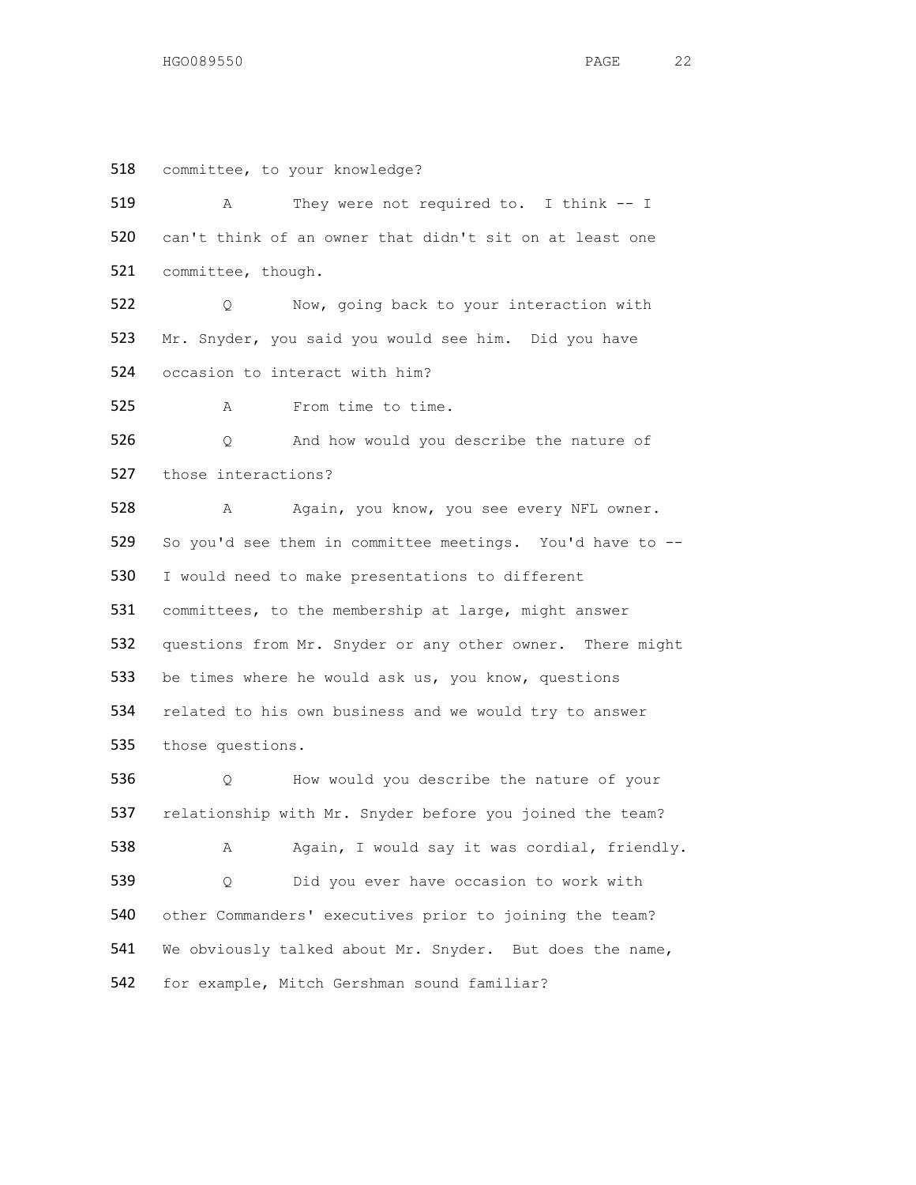518 committee, to your knowledge?

519 A They were not required to. I think -- I

520 can't think of an owner that didn't sit on at least one

521 committee, though.

522 Q Now, going back to your interaction with

523 Mr. Snyder, you said you would see him. Did you have

524 occasion to interact with him?

525 A From time to time.

526 Q And how would you describe the nature of

527 those interactions?

528 A Again, you know, you see every NFL owner.

529 So you'd see them in committee meetings. You'd have to --

530 I would need to make presentations to different

531 committees, to the membership at large, might answer

532 questions from Mr. Snyder or any other owner. There might

533 be times where he would ask us, you know, questions

534 related to his own business and we would try to answer

535 those questions.

536 Q How would you describe the nature of your

537 relationship with Mr. Snyder before you joined the team?

538 A Again, I would say it was cordial, friendly.

539 Q Did you ever have occasion to work with

540 other Commanders' executives prior to joining the team?

541 We obviously talked about Mr. Snyder. But does the name,

542 for example, Mitch Gershman sound familiar?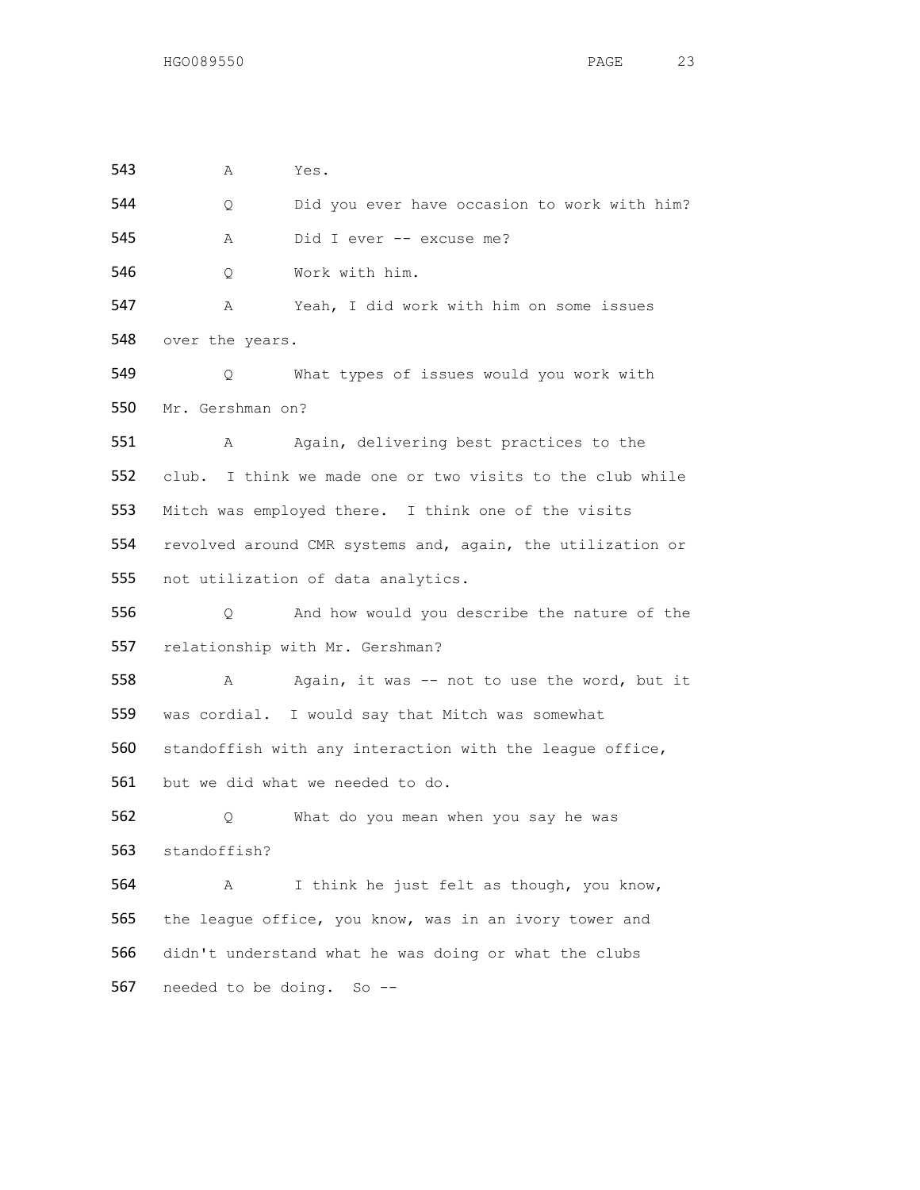543 A Yes.

544 Q Did you ever have occasion to work with him?

545 A Did I ever -- excuse me?

546 Q Work with him.

547 A Yeah, I did work with him on some issues

548 over the years.

549 Q What types of issues would you work with

550 Mr. Gershman on?

551 A Again, delivering best practices to the

552 club. I think we made one or two visits to the club while

553 Mitch was employed there. I think one of the visits

554 revolved around CMR systems and, again, the utilization or

555 not utilization of data analytics.

556 Q And how would you describe the nature of the

557 relationship with Mr. Gershman?

558 A Again, it was -- not to use the word, but it

559 was cordial. I would say that Mitch was somewhat

560 standoffish with any interaction with the league office,

561 but we did what we needed to do.

562 Q What do you mean when you say he was

563 standoffish?

564 A I think he just felt as though, you know,

565 the league office, you know, was in an ivory tower and

566 didn't understand what he was doing or what the clubs

567 needed to be doing. So --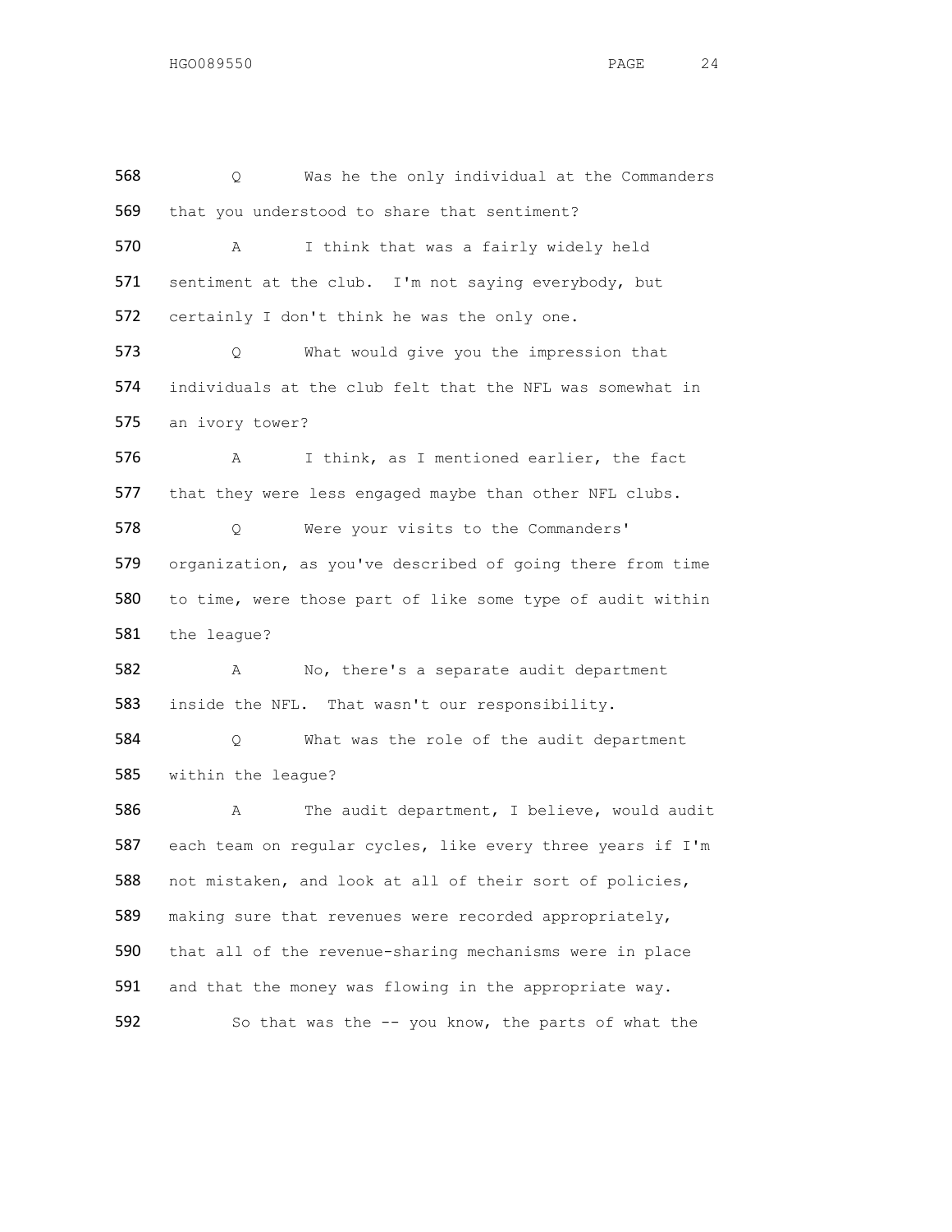568 Q Was he the only individual at the Commanders
569 that you understood to share that sentiment?
570 A I think that was a fairly widely held
571 sentiment at the club. I'm not saying everybody, but
572 certainly I don't think he was the only one.
573 Q What would give you the impression that
574 individuals at the club felt that the NFL was somewhat in
575 an ivory tower?
576 A I think, as I mentioned earlier, the fact
577 that they were less engaged maybe than other NFL clubs.
578 Q Were your visits to the Commanders'
579 organization, as you've described of going there from time
580 to time, were those part of like some type of audit within
581 the league?
582 A No, there's a separate audit department
583 inside the NFL. That wasn't our responsibility.
584 Q What was the role of the audit department
585 within the league?
586 A The audit department, I believe, would audit
587 each team on regular cycles, like every three years if I'm
588 not mistaken, and look at all of their sort of policies,
589 making sure that revenues were recorded appropriately,
590 that all of the revenue-sharing mechanisms were in place
591 and that the money was flowing in the appropriate way.
592 So that was the -- you know, the parts of what the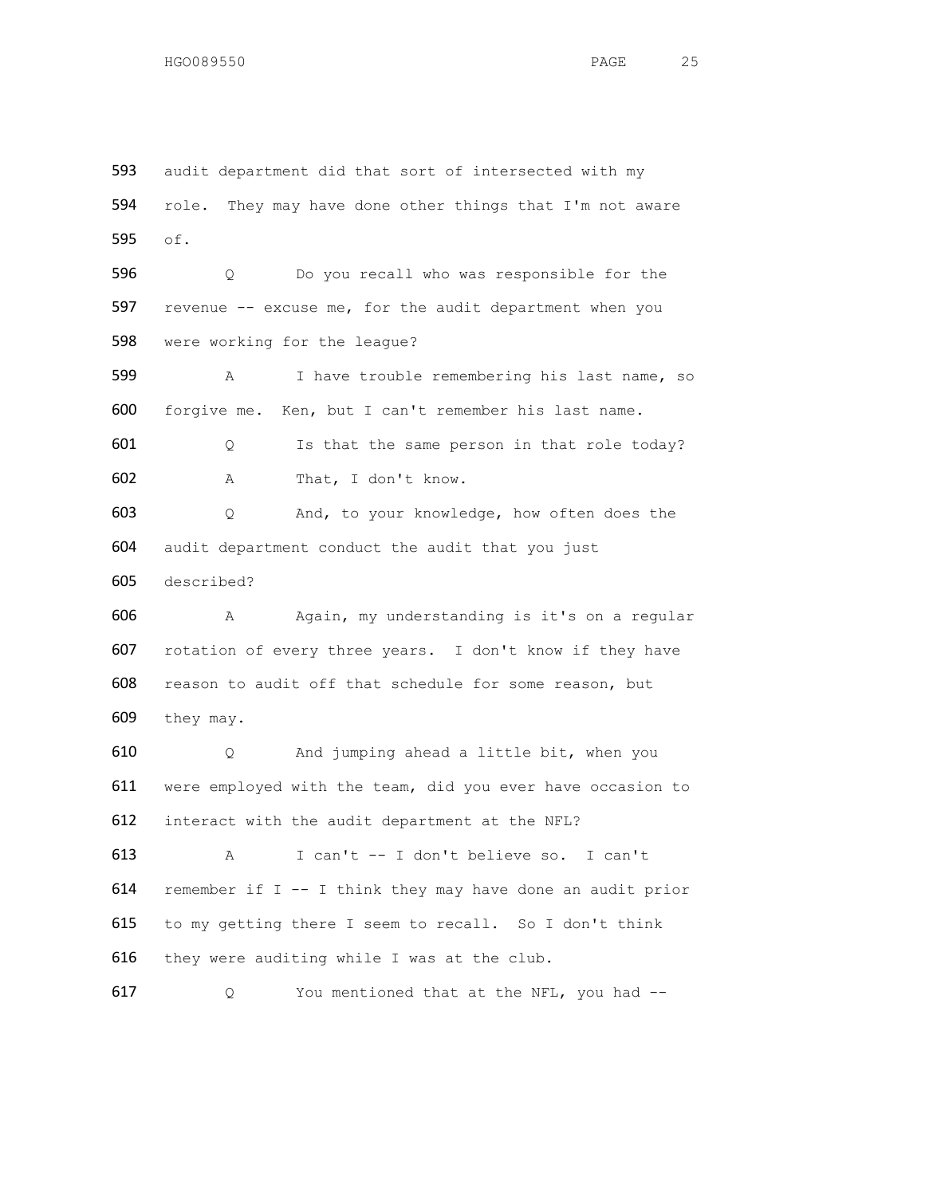593 audit department did that sort of intersected with my
594 role. They may have done other things that I'm not aware
595 of.

596 Q Do you recall who was responsible for the
597 revenue -- excuse me, for the audit department when you
598 were working for the league?

599 A I have trouble remembering his last name, so
600 forgive me. Ken, but I can't remember his last name.

601 Q Is that the same person in that role today?

602 A That, I don't know.

603 Q And, to your knowledge, how often does the
604 audit department conduct the audit that you just
605 described?

606 A Again, my understanding is it's on a regular
607 rotation of every three years. I don't know if they have
608 reason to audit off that schedule for some reason, but
609 they may.

610 Q And jumping ahead a little bit, when you
611 were employed with the team, did you ever have occasion to
612 interact with the audit department at the NFL?

613 A I can't -- I don't believe so. I can't
614 remember if I -- I think they may have done an audit prior
615 to my getting there I seem to recall. So I don't think
616 they were auditing while I was at the club.

617 Q You mentioned that at the NFL, you had --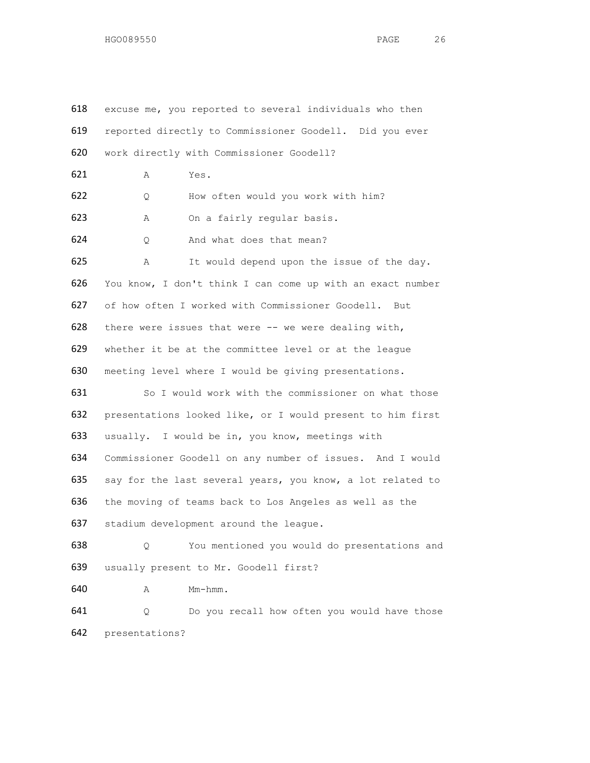618 excuse me, you reported to several individuals who then
619 reported directly to Commissioner Goodell. Did you ever
620 work directly with Commissioner Goodell?

621 A Yes.

622 Q How often would you work with him?

623 A On a fairly regular basis.

624 Q And what does that mean?

625 A It would depend upon the issue of the day.
626 You know, I don't think I can come up with an exact number
627 of how often I worked with Commissioner Goodell. But
628 there were issues that were -- we were dealing with,
629 whether it be at the committee level or at the league
630 meeting level where I would be giving presentations.

631 So I would work with the commissioner on what those
632 presentations looked like, or I would present to him first
633 usually. I would be in, you know, meetings with
634 Commissioner Goodell on any number of issues. And I would
635 say for the last several years, you know, a lot related to
636 the moving of teams back to Los Angeles as well as the
637 stadium development around the league.

638 Q You mentioned you would do presentations and
639 usually present to Mr. Goodell first?

640 A Mm-hmm.

641 Q Do you recall how often you would have those
642 presentations?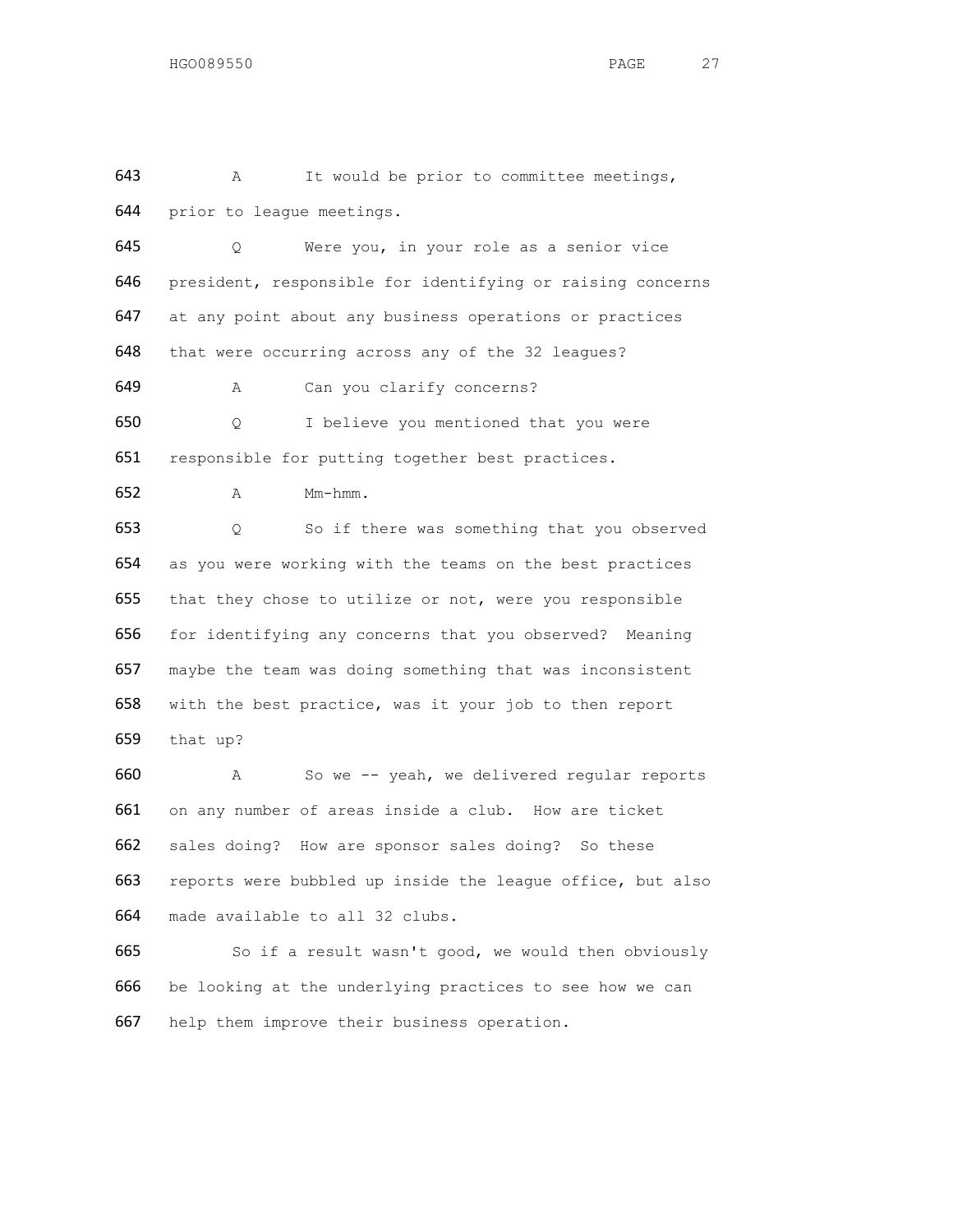643 A It would be prior to committee meetings,
644 prior to league meetings.

645 Q Were you, in your role as a senior vice
646 president, responsible for identifying or raising concerns
647 at any point about any business operations or practices
648 that were occurring across any of the 32 leagues?

649 A Can you clarify concerns?

650 Q I believe you mentioned that you were
651 responsible for putting together best practices.

652 A Mm-hmm.

653 Q So if there was something that you observed
654 as you were working with the teams on the best practices
655 that they chose to utilize or not, were you responsible
656 for identifying any concerns that you observed? Meaning
657 maybe the team was doing something that was inconsistent
658 with the best practice, was it your job to then report
659 that up?

660 A So we -- yeah, we delivered regular reports
661 on any number of areas inside a club. How are ticket
662 sales doing? How are sponsor sales doing? So these
663 reports were bubbled up inside the league office, but also
664 made available to all 32 clubs.

665 So if a result wasn't good, we would then obviously
666 be looking at the underlying practices to see how we can
667 help them improve their business operation.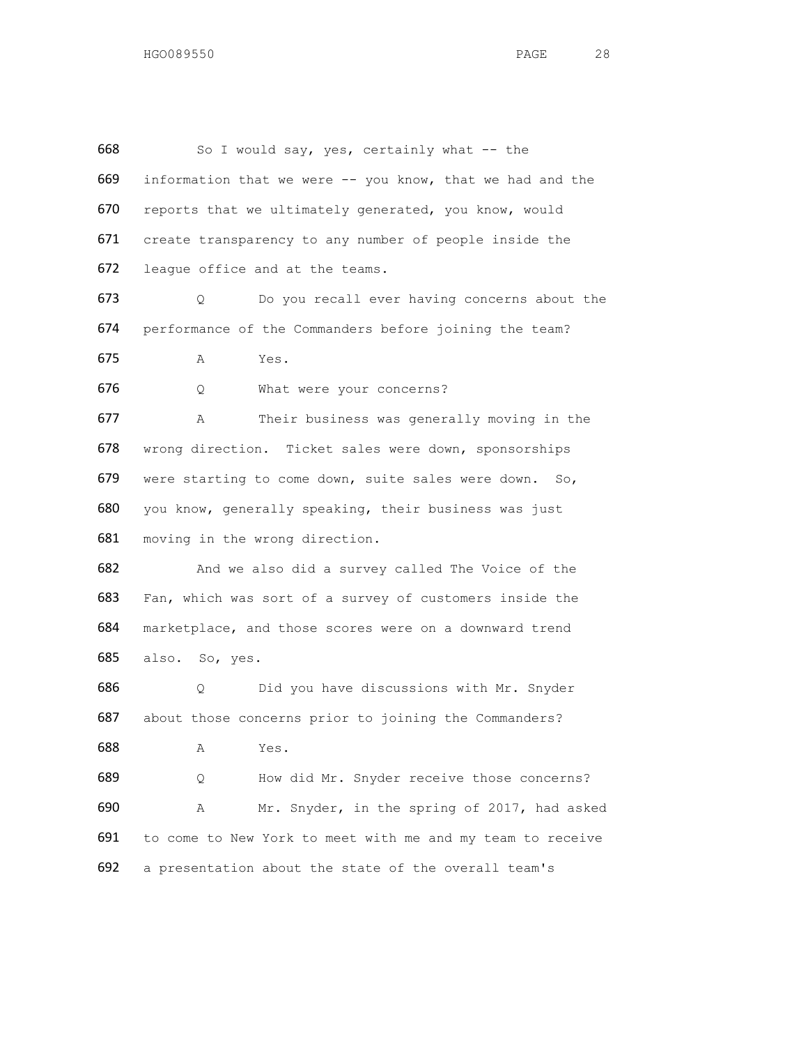668 So I would say, yes, certainly what -- the
669 information that we were -- you know, that we had and the
670 reports that we ultimately generated, you know, would
671 create transparency to any number of people inside the
672 league office and at the teams.

673 Q Do you recall ever having concerns about the
674 performance of the Commanders before joining the team?

675 A Yes.

676 Q What were your concerns?

677 A Their business was generally moving in the
678 wrong direction. Ticket sales were down, sponsorships
679 were starting to come down, suite sales were down. So,
680 you know, generally speaking, their business was just
681 moving in the wrong direction.

682 And we also did a survey called The Voice of the
683 Fan, which was sort of a survey of customers inside the
684 marketplace, and those scores were on a downward trend
685 also. So, yes.

686 Q Did you have discussions with Mr. Snyder
687 about those concerns prior to joining the Commanders?

688 A Yes.

689 Q How did Mr. Snyder receive those concerns?

690 A Mr. Snyder, in the spring of 2017, had asked
691 to come to New York to meet with me and my team to receive
692 a presentation about the state of the overall team's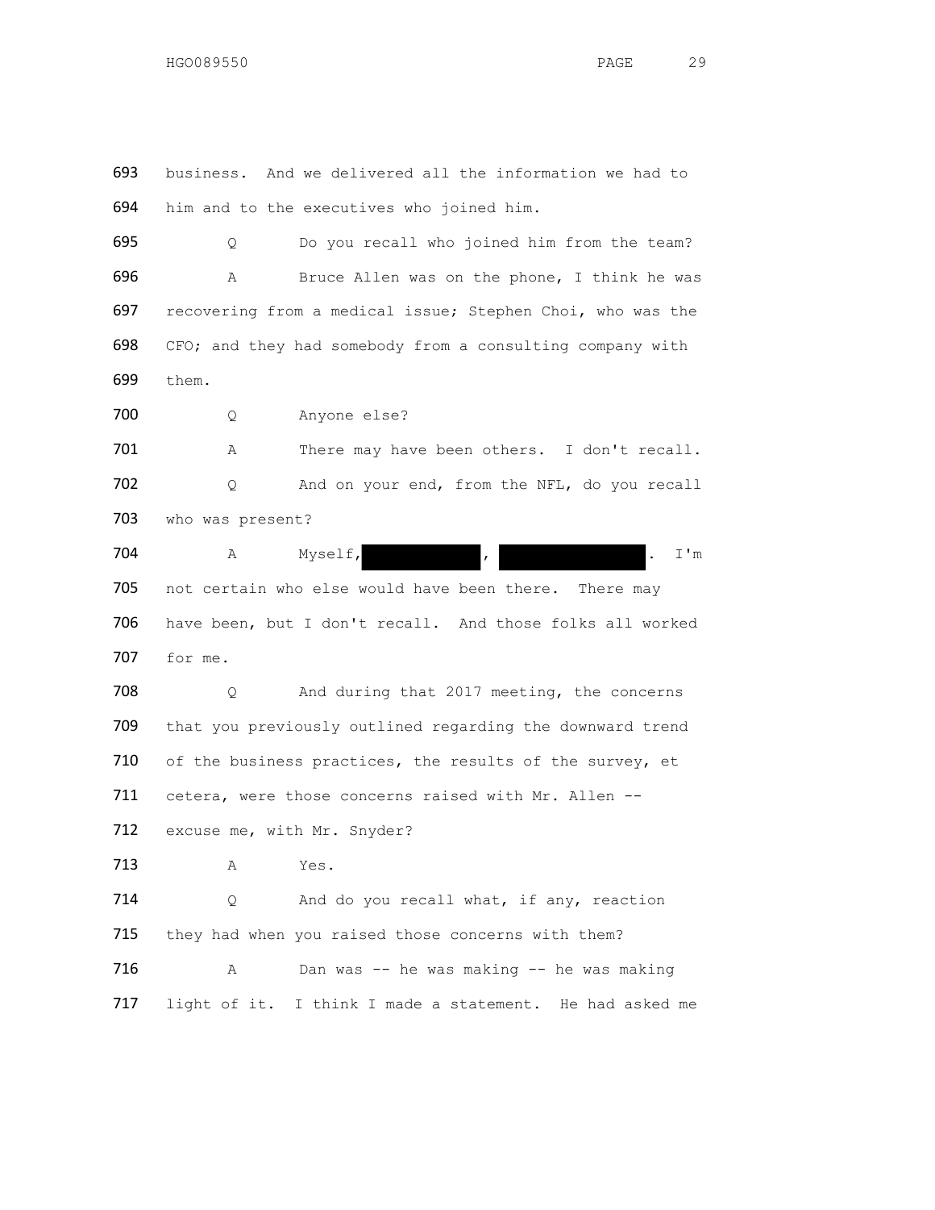693 business. And we delivered all the information we had to

694 him and to the executives who joined him.

695 Q Do you recall who joined him from the team?

696 A Bruce Allen was on the phone, I think he was

697 recovering from a medical issue; Stephen Choi, who was the

698 CFO; and they had somebody from a consulting company with

699 them.

700 Q Anyone else?

701 A There may have been others. I don't recall.

702 Q And on your end, from the NFL, do you recall

703 who was present?

704 A Myself, [REDACTED], [REDACTED]. I'm

705 not certain who else would have been there. There may

706 have been, but I don't recall. And those folks all worked

707 for me.

708 Q And during that 2017 meeting, the concerns

709 that you previously outlined regarding the downward trend

710 of the business practices, the results of the survey, et

711 cetera, were those concerns raised with Mr. Allen --

712 excuse me, with Mr. Snyder?

713 A Yes.

714 Q And do you recall what, if any, reaction

715 they had when you raised those concerns with them?

716 A Dan was -- he was making -- he was making

717 light of it. I think I made a statement. He had asked me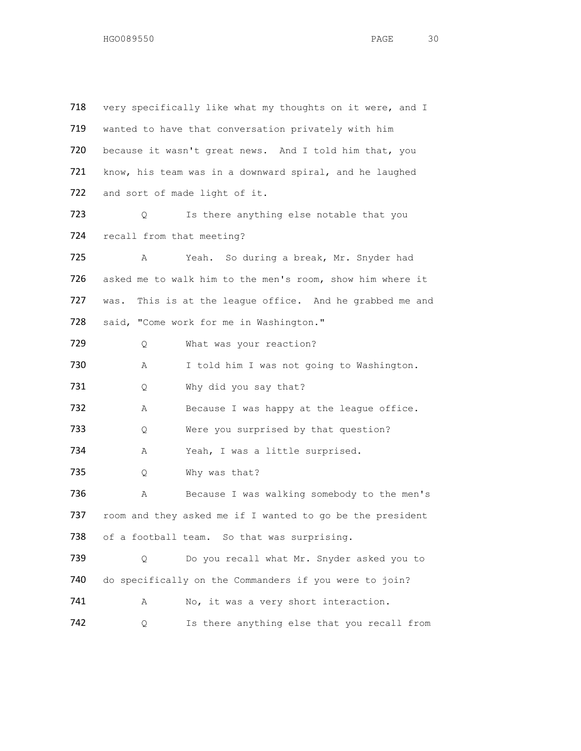718 very specifically like what my thoughts on it were, and I
719 wanted to have that conversation privately with him
720 because it wasn't great news. And I told him that, you
721 know, his team was in a downward spiral, and he laughed
722 and sort of made light of it.

723 Q Is there anything else notable that you
724 recall from that meeting?

725 A Yeah. So during a break, Mr. Snyder had
726 asked me to walk him to the men's room, show him where it
727 was. This is at the league office. And he grabbed me and
728 said, "Come work for me in Washington."

729 Q What was your reaction?

730 A I told him I was not going to Washington.

731 Q Why did you say that?

732 A Because I was happy at the league office.

733 Q Were you surprised by that question?

734 A Yeah, I was a little surprised.

735 Q Why was that?

736 A Because I was walking somebody to the men's
737 room and they asked me if I wanted to go be the president
738 of a football team. So that was surprising.

739 Q Do you recall what Mr. Snyder asked you to
740 do specifically on the Commanders if you were to join?

741 A No, it was a very short interaction.

742 Q Is there anything else that you recall from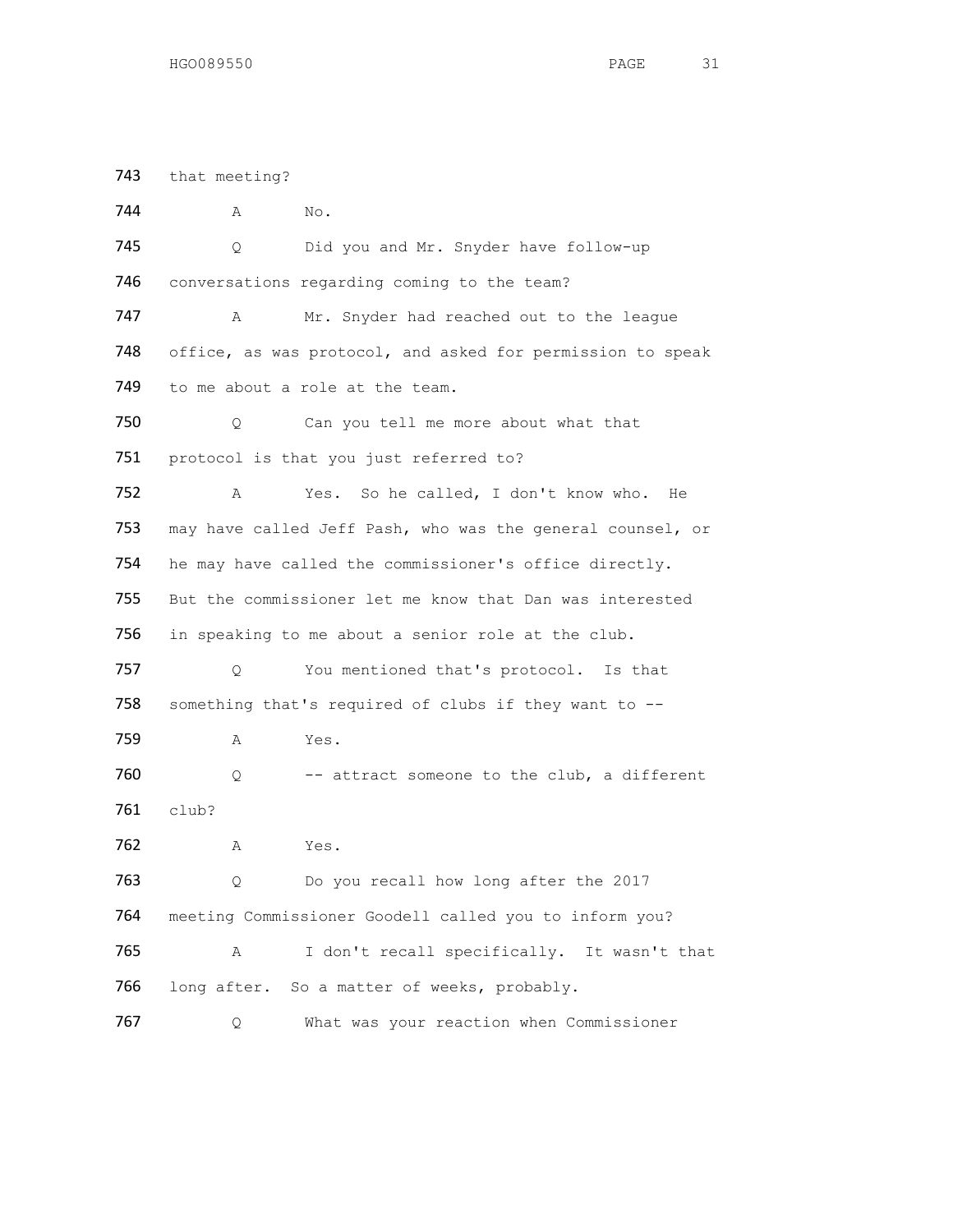743 that meeting?

744 A No.

745 Q Did you and Mr. Snyder have follow-up

746 conversations regarding coming to the team?

747 A Mr. Snyder had reached out to the league

748 office, as was protocol, and asked for permission to speak

749 to me about a role at the team.

750 Q Can you tell me more about what that

751 protocol is that you just referred to?

752 A Yes. So he called, I don't know who. He

753 may have called Jeff Pash, who was the general counsel, or

754 he may have called the commissioner's office directly.

755 But the commissioner let me know that Dan was interested

756 in speaking to me about a senior role at the club.

757 Q You mentioned that's protocol. Is that

758 something that's required of clubs if they want to --

759 A Yes.

760 Q -- attract someone to the club, a different

761 club?

762 A Yes.

763 Q Do you recall how long after the 2017

764 meeting Commissioner Goodell called you to inform you?

765 A I don't recall specifically. It wasn't that

766 long after. So a matter of weeks, probably.

767 Q What was your reaction when Commissioner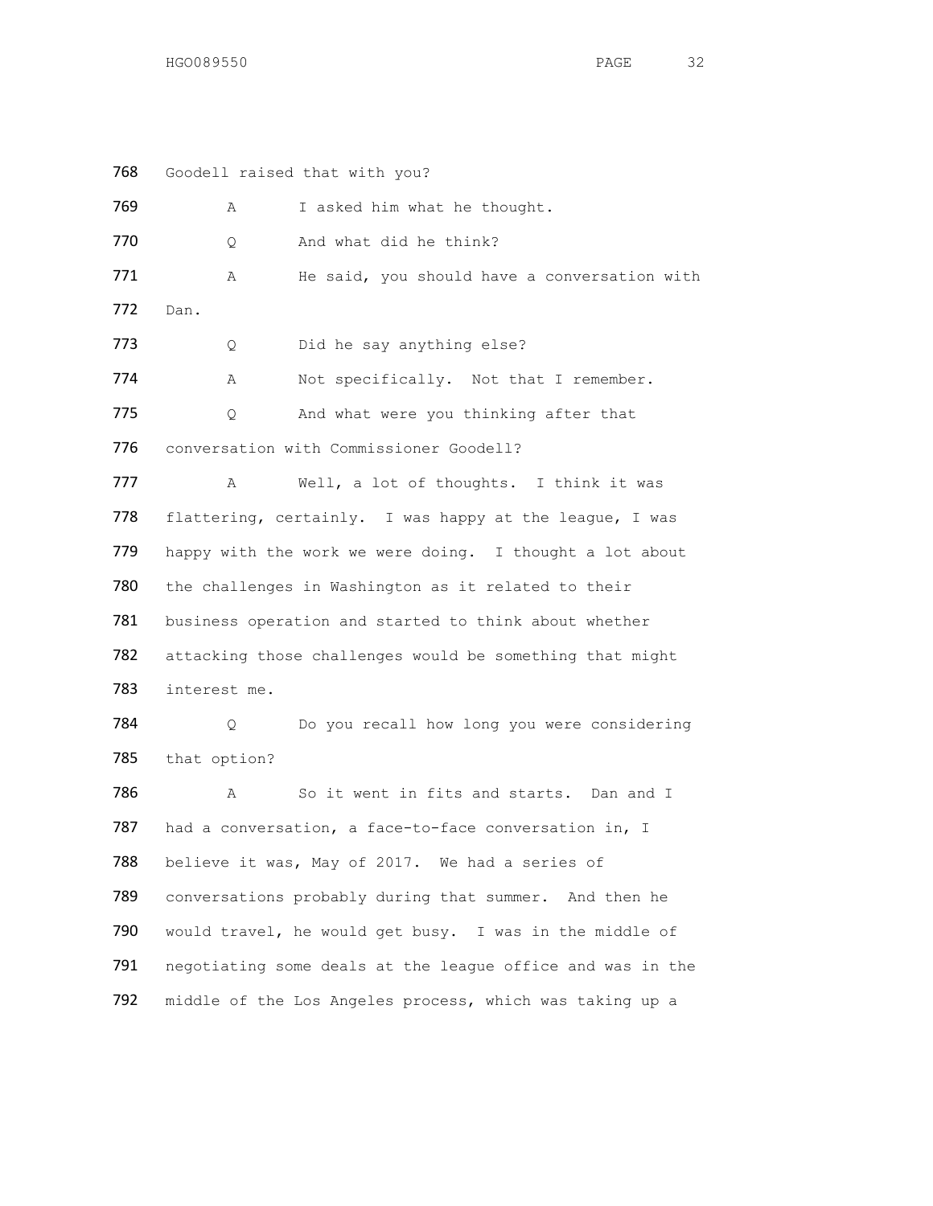768 Goodell raised that with you?

769 A I asked him what he thought.

770 Q And what did he think?

771 A He said, you should have a conversation with

772 Dan.

773 Q Did he say anything else?

774 A Not specifically. Not that I remember.

775 Q And what were you thinking after that

776 conversation with Commissioner Goodell?

777 A Well, a lot of thoughts. I think it was

778 flattering, certainly. I was happy at the league, I was

779 happy with the work we were doing. I thought a lot about

780 the challenges in Washington as it related to their

781 business operation and started to think about whether

782 attacking those challenges would be something that might

783 interest me.

784 Q Do you recall how long you were considering

785 that option?

786 A So it went in fits and starts. Dan and I

787 had a conversation, a face-to-face conversation in, I

788 believe it was, May of 2017. We had a series of

789 conversations probably during that summer. And then he

790 would travel, he would get busy. I was in the middle of

791 negotiating some deals at the league office and was in the

792 middle of the Los Angeles process, which was taking up a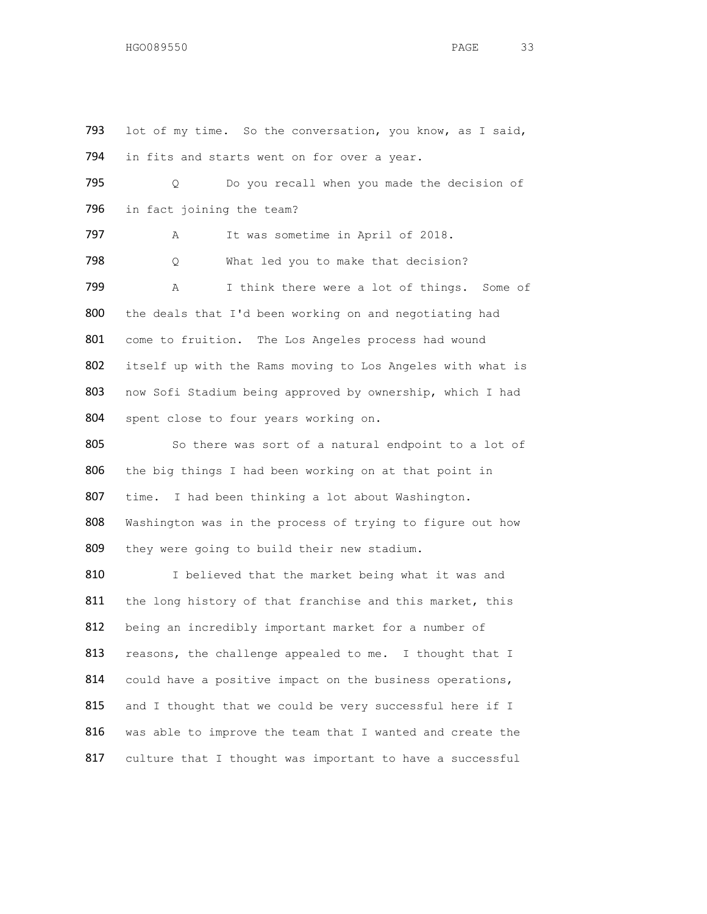793 lot of my time. So the conversation, you know, as I said,
794 in fits and starts went on for over a year.

795 Q Do you recall when you made the decision of
796 in fact joining the team?

797 A It was sometime in April of 2018.

798 Q What led you to make that decision?

799 A I think there were a lot of things. Some of
800 the deals that I'd been working on and negotiating had
801 come to fruition. The Los Angeles process had wound
802 itself up with the Rams moving to Los Angeles with what is
803 now Sofi Stadium being approved by ownership, which I had
804 spent close to four years working on.

805 So there was sort of a natural endpoint to a lot of
806 the big things I had been working on at that point in
807 time. I had been thinking a lot about Washington.
808 Washington was in the process of trying to figure out how
809 they were going to build their new stadium.

810 I believed that the market being what it was and
811 the long history of that franchise and this market, this
812 being an incredibly important market for a number of
813 reasons, the challenge appealed to me. I thought that I
814 could have a positive impact on the business operations,
815 and I thought that we could be very successful here if I
816 was able to improve the team that I wanted and create the
817 culture that I thought was important to have a successful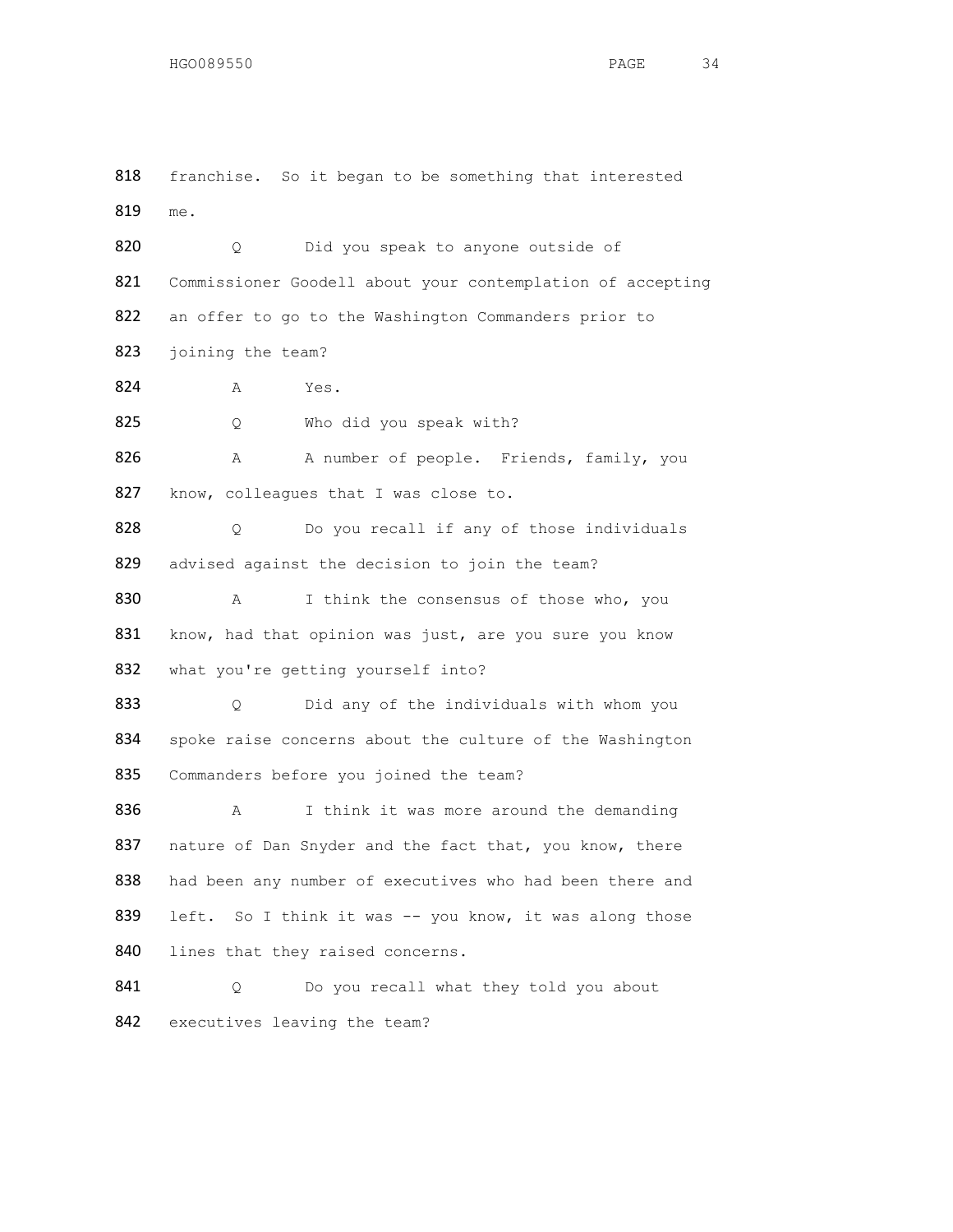818 franchise. So it began to be something that interested

819 me.

820 Q Did you speak to anyone outside of

821 Commissioner Goodell about your contemplation of accepting

822 an offer to go to the Washington Commanders prior to

823 joining the team?

824 A Yes.

825 Q Who did you speak with?

826 A A number of people. Friends, family, you

827 know, colleagues that I was close to.

828 Q Do you recall if any of those individuals

829 advised against the decision to join the team?

830 A I think the consensus of those who, you

831 know, had that opinion was just, are you sure you know

832 what you're getting yourself into?

833 Q Did any of the individuals with whom you

834 spoke raise concerns about the culture of the Washington

835 Commanders before you joined the team?

836 A I think it was more around the demanding

837 nature of Dan Snyder and the fact that, you know, there

838 had been any number of executives who had been there and

839 left. So I think it was -- you know, it was along those

840 lines that they raised concerns.

841 Q Do you recall what they told you about

842 executives leaving the team?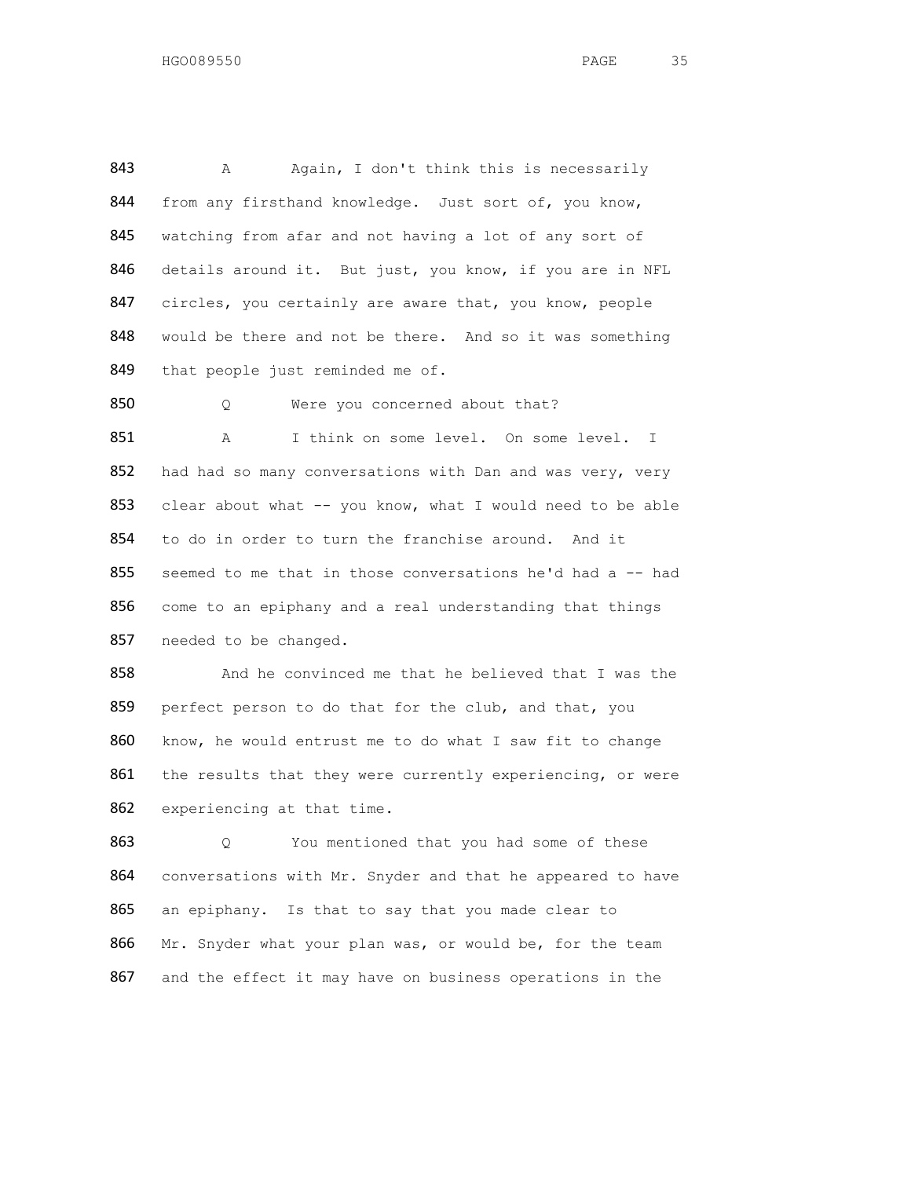843 A Again, I don't think this is necessarily
844 from any firsthand knowledge. Just sort of, you know,
845 watching from afar and not having a lot of any sort of
846 details around it. But just, you know, if you are in NFL
847 circles, you certainly are aware that, you know, people
848 would be there and not be there. And so it was something
849 that people just reminded me of.

850 Q Were you concerned about that?

851 A I think on some level. On some level. I
852 had had so many conversations with Dan and was very, very
853 clear about what -- you know, what I would need to be able
854 to do in order to turn the franchise around. And it
855 seemed to me that in those conversations he'd had a -- had
856 come to an epiphany and a real understanding that things
857 needed to be changed.

858 And he convinced me that he believed that I was the
859 perfect person to do that for the club, and that, you
860 know, he would entrust me to do what I saw fit to change
861 the results that they were currently experiencing, or were
862 experiencing at that time.

863 Q You mentioned that you had some of these
864 conversations with Mr. Snyder and that he appeared to have
865 an epiphany. Is that to say that you made clear to
866 Mr. Snyder what your plan was, or would be, for the team
867 and the effect it may have on business operations in the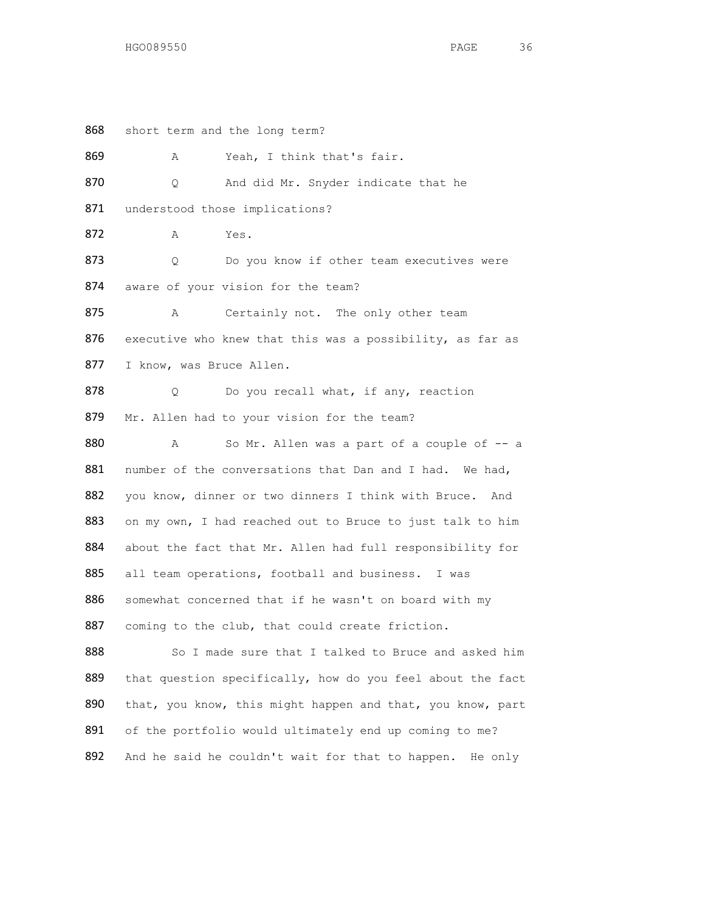868 short term and the long term?

869 A Yeah, I think that's fair.

870 Q And did Mr. Snyder indicate that he

871 understood those implications?

872 A Yes.

873 Q Do you know if other team executives were

874 aware of your vision for the team?

875 A Certainly not. The only other team

876 executive who knew that this was a possibility, as far as

877 I know, was Bruce Allen.

878 Q Do you recall what, if any, reaction

879 Mr. Allen had to your vision for the team?

880 A So Mr. Allen was a part of a couple of -- a

881 number of the conversations that Dan and I had. We had,

882 you know, dinner or two dinners I think with Bruce. And

883 on my own, I had reached out to Bruce to just talk to him

884 about the fact that Mr. Allen had full responsibility for

885 all team operations, football and business. I was

886 somewhat concerned that if he wasn't on board with my

887 coming to the club, that could create friction.

888 So I made sure that I talked to Bruce and asked him

889 that question specifically, how do you feel about the fact

890 that, you know, this might happen and that, you know, part

891 of the portfolio would ultimately end up coming to me?

892 And he said he couldn't wait for that to happen. He only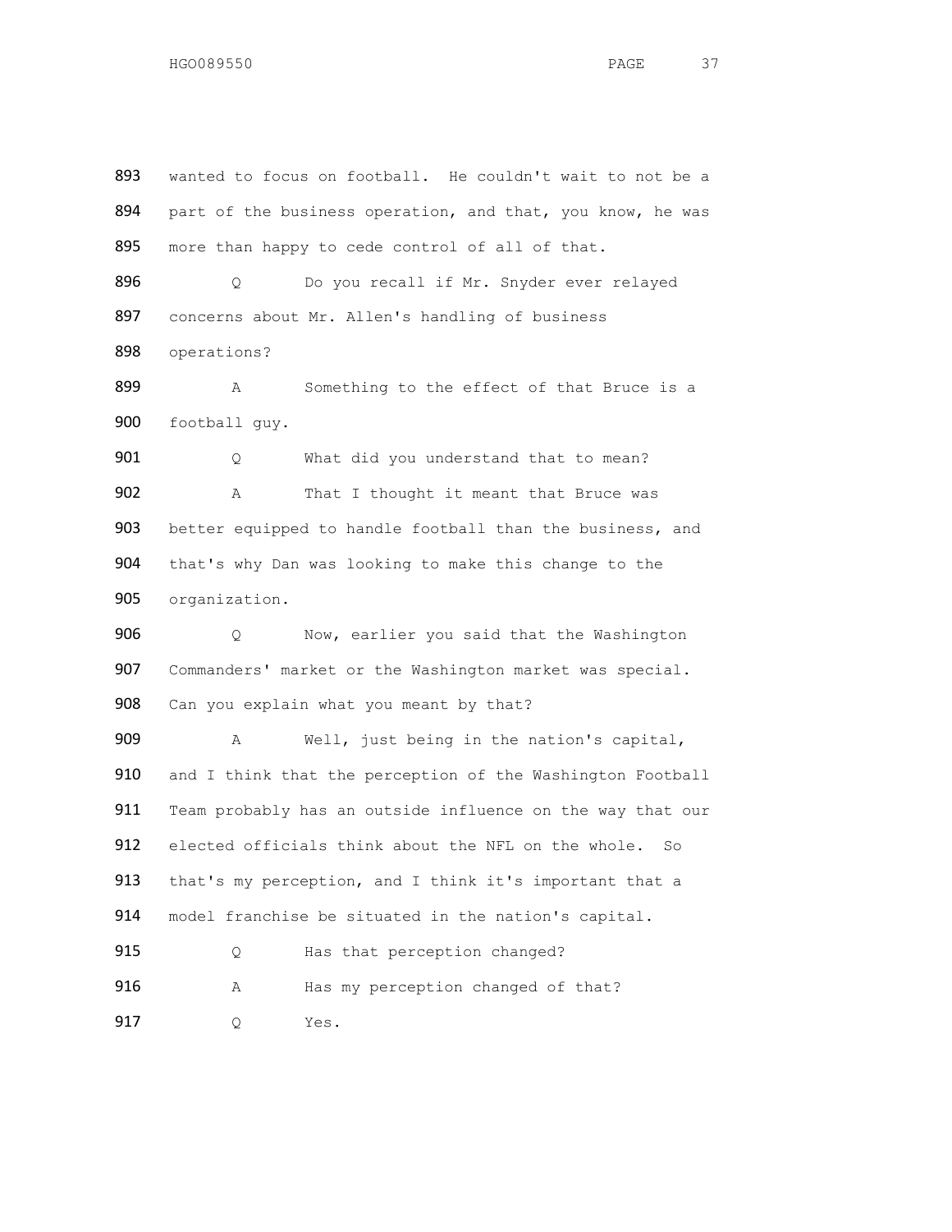893 wanted to focus on football. He couldn't wait to not be a
894 part of the business operation, and that, you know, he was
895 more than happy to cede control of all of that.

896 Q Do you recall if Mr. Snyder ever relayed
897 concerns about Mr. Allen's handling of business
898 operations?

899 A Something to the effect of that Bruce is a
900 football guy.

901 Q What did you understand that to mean?

902 A That I thought it meant that Bruce was
903 better equipped to handle football than the business, and
904 that's why Dan was looking to make this change to the
905 organization.

906 Q Now, earlier you said that the Washington
907 Commanders' market or the Washington market was special.
908 Can you explain what you meant by that?

909 A Well, just being in the nation's capital,
910 and I think that the perception of the Washington Football
911 Team probably has an outside influence on the way that our
912 elected officials think about the NFL on the whole. So
913 that's my perception, and I think it's important that a
914 model franchise be situated in the nation's capital.

915 Q Has that perception changed?

916 A Has my perception changed of that?

917 Q Yes.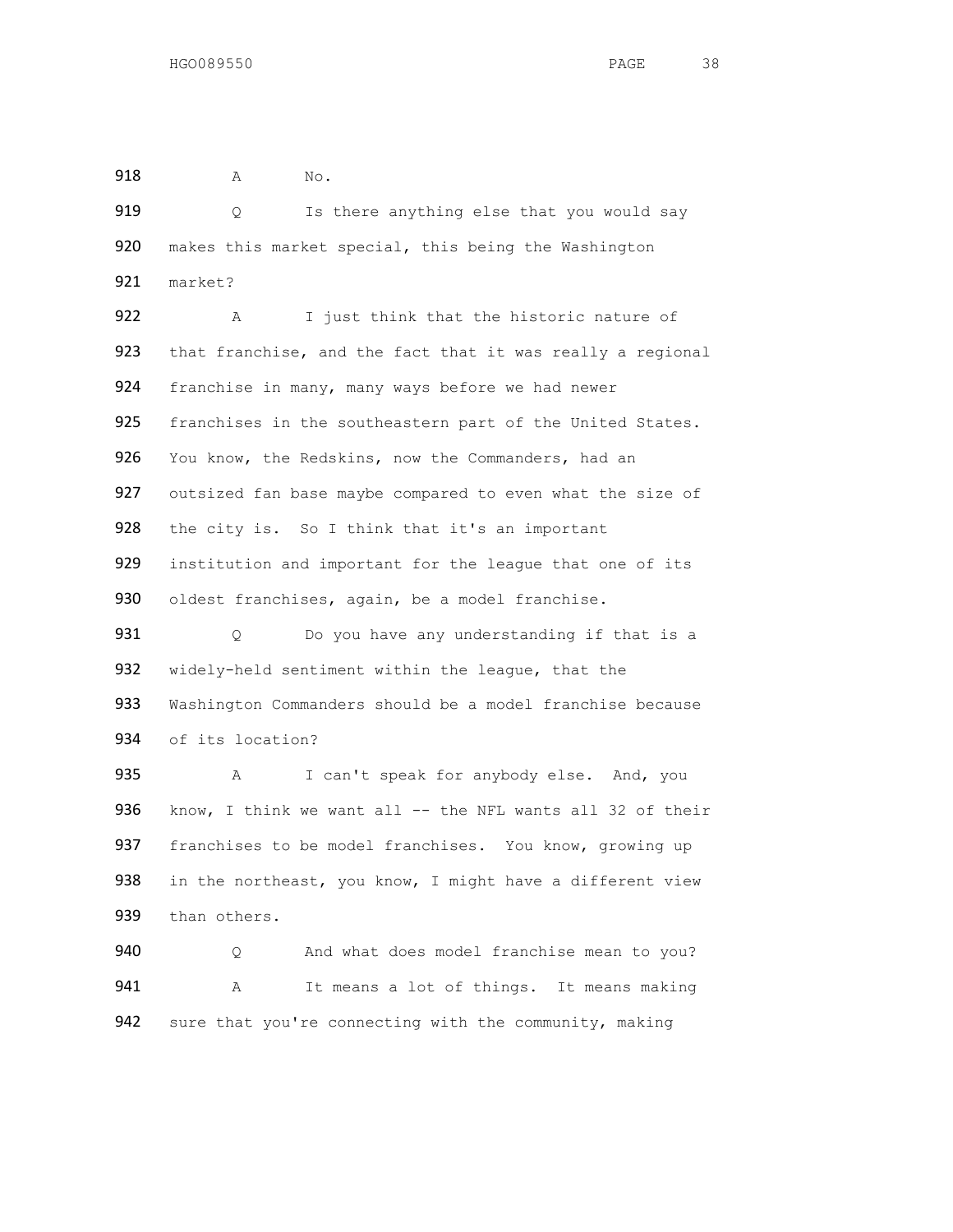918 A No.

919 Q Is there anything else that you would say
920 makes this market special, this being the Washington
921 market?

922 A I just think that the historic nature of
923 that franchise, and the fact that it was really a regional
924 franchise in many, many ways before we had newer
925 franchises in the southeastern part of the United States.
926 You know, the Redskins, now the Commanders, had an
927 outsized fan base maybe compared to even what the size of
928 the city is. So I think that it's an important
929 institution and important for the league that one of its
930 oldest franchises, again, be a model franchise.

931 Q Do you have any understanding if that is a
932 widely-held sentiment within the league, that the
933 Washington Commanders should be a model franchise because
934 of its location?

935 A I can't speak for anybody else. And, you
936 know, I think we want all -- the NFL wants all 32 of their
937 franchises to be model franchises. You know, growing up
938 in the northeast, you know, I might have a different view
939 than others.

940 Q And what does model franchise mean to you?

941 A It means a lot of things. It means making
942 sure that you're connecting with the community, making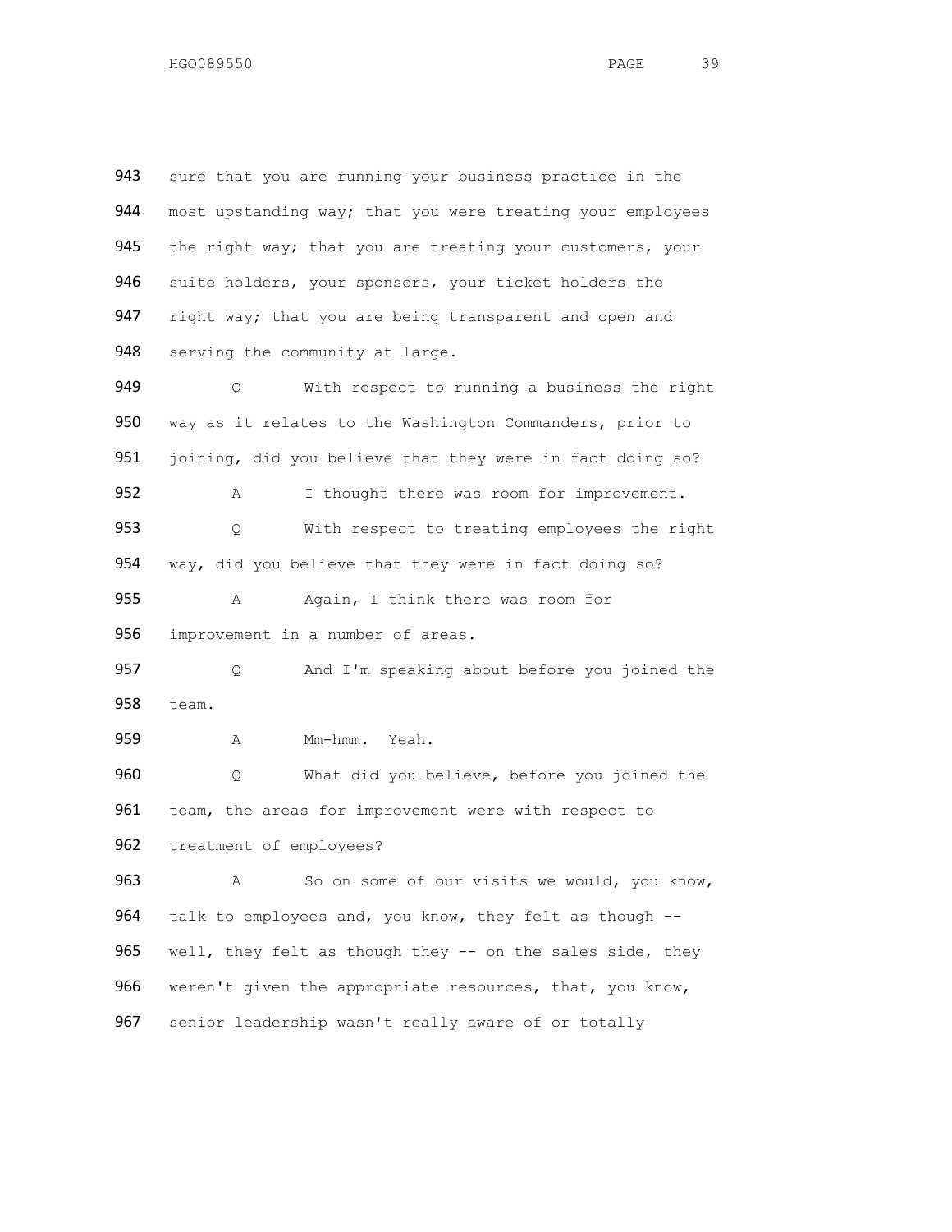943 sure that you are running your business practice in the
944 most upstanding way; that you were treating your employees
945 the right way; that you are treating your customers, your
946 suite holders, your sponsors, your ticket holders the
947 right way; that you are being transparent and open and
948 serving the community at large.

949 Q With respect to running a business the right
950 way as it relates to the Washington Commanders, prior to
951 joining, did you believe that they were in fact doing so?

952 A I thought there was room for improvement.

953 Q With respect to treating employees the right
954 way, did you believe that they were in fact doing so?

955 A Again, I think there was room for
956 improvement in a number of areas.

957 Q And I'm speaking about before you joined the
958 team.

959 A Mm-hmm. Yeah.

960 Q What did you believe, before you joined the
961 team, the areas for improvement were with respect to
962 treatment of employees?

963 A So on some of our visits we would, you know,
964 talk to employees and, you know, they felt as though --
965 well, they felt as though they -- on the sales side, they
966 weren't given the appropriate resources, that, you know,
967 senior leadership wasn't really aware of or totally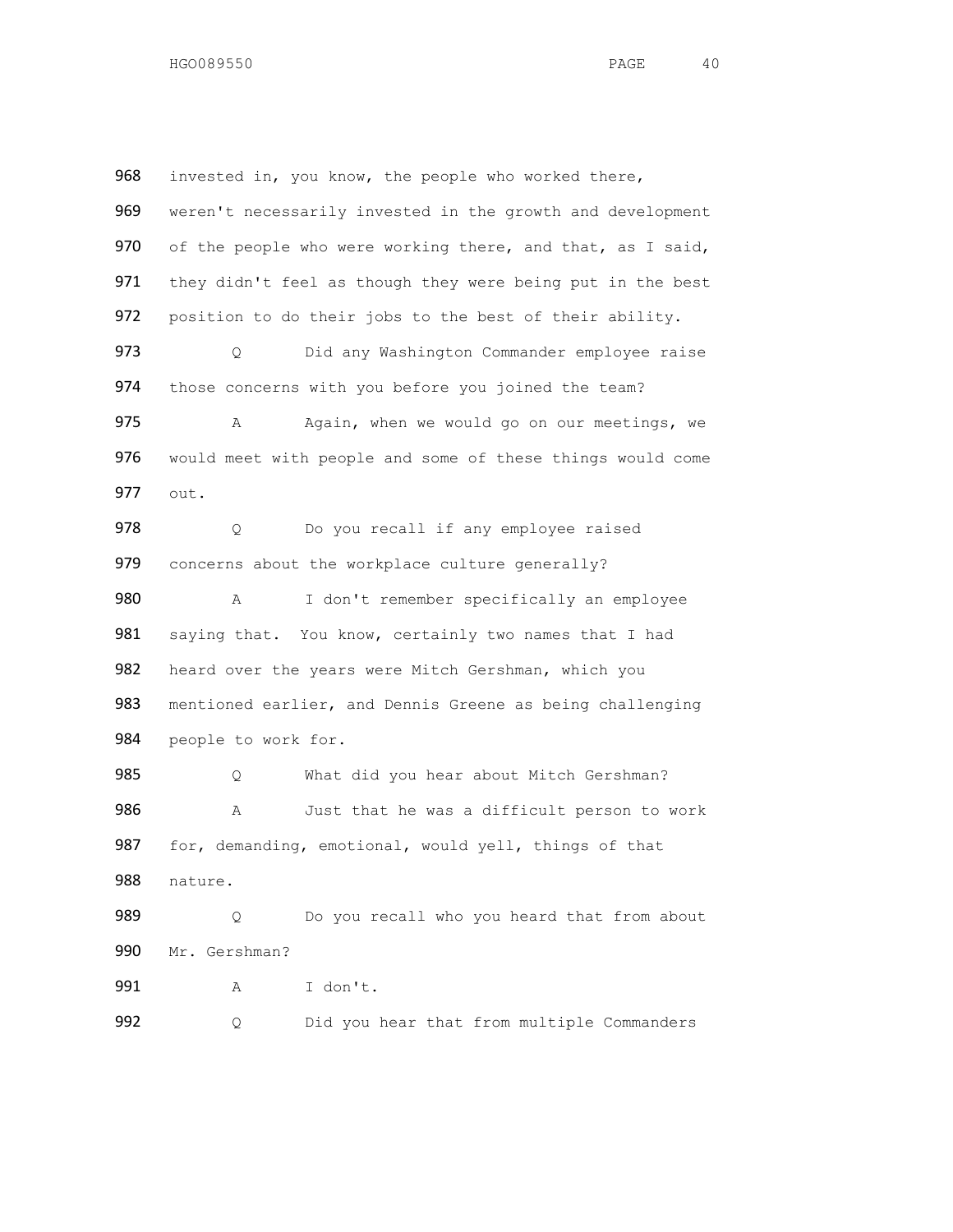968 invested in, you know, the people who worked there,
969 weren't necessarily invested in the growth and development
970 of the people who were working there, and that, as I said,
971 they didn't feel as though they were being put in the best
972 position to do their jobs to the best of their ability.

973 Q Did any Washington Commander employee raise
974 those concerns with you before you joined the team?

975 A Again, when we would go on our meetings, we
976 would meet with people and some of these things would come
977 out.

978 Q Do you recall if any employee raised
979 concerns about the workplace culture generally?

980 A I don't remember specifically an employee
981 saying that. You know, certainly two names that I had
982 heard over the years were Mitch Gershman, which you
983 mentioned earlier, and Dennis Greene as being challenging
984 people to work for.

985 Q What did you hear about Mitch Gershman?

986 A Just that he was a difficult person to work
987 for, demanding, emotional, would yell, things of that
988 nature.

989 Q Do you recall who you heard that from about
990 Mr. Gershman?

991 A I don't.

992 Q Did you hear that from multiple Commanders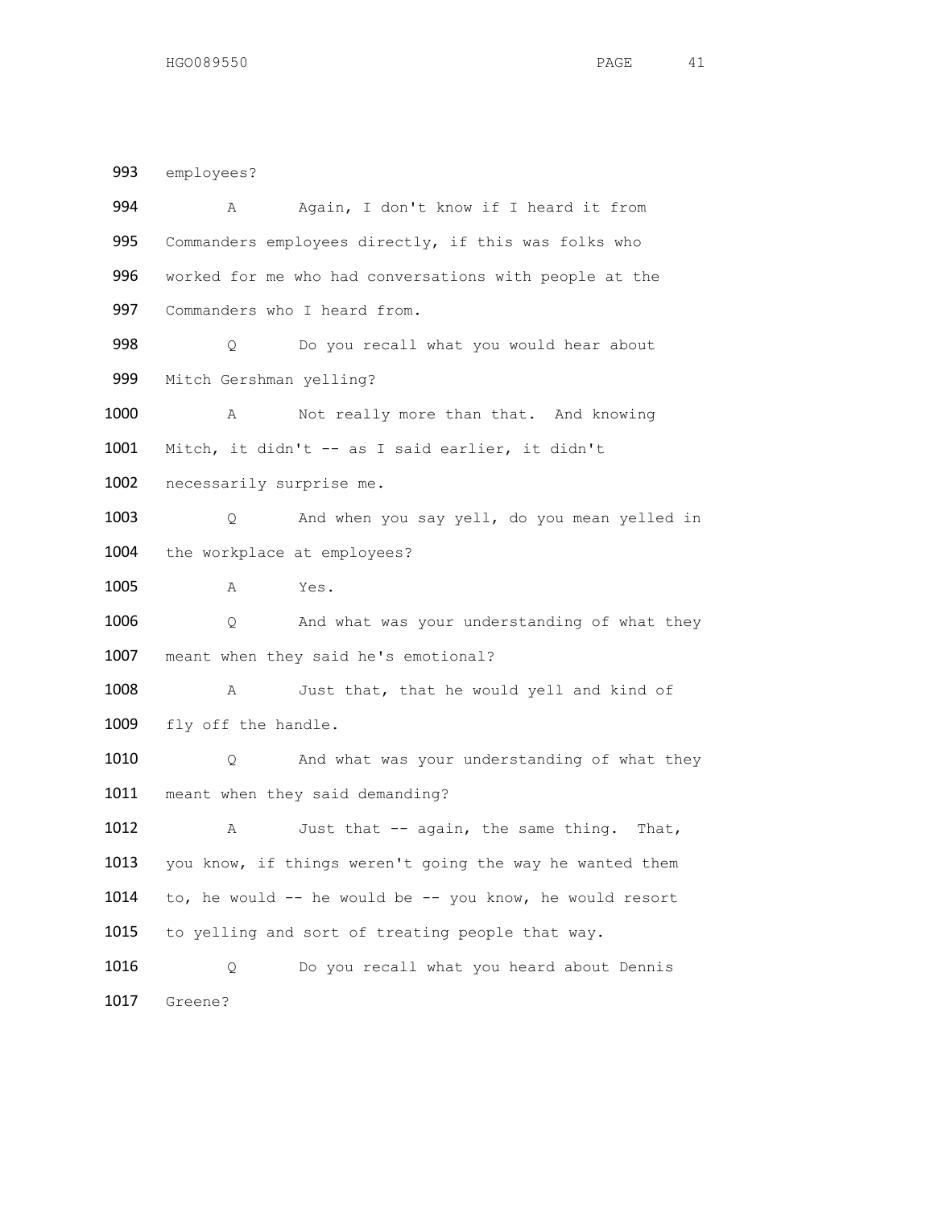993 employees?

994 A Again, I don't know if I heard it from

995 Commanders employees directly, if this was folks who

996 worked for me who had conversations with people at the

997 Commanders who I heard from.

998 Q Do you recall what you would hear about

999 Mitch Gershman yelling?

1000 A Not really more than that. And knowing

1001 Mitch, it didn't -- as I said earlier, it didn't

1002 necessarily surprise me.

1003 Q And when you say yell, do you mean yelled in

1004 the workplace at employees?

1005 A Yes.

1006 Q And what was your understanding of what they

1007 meant when they said he's emotional?

1008 A Just that, that he would yell and kind of

1009 fly off the handle.

1010 Q And what was your understanding of what they

1011 meant when they said demanding?

1012 A Just that -- again, the same thing. That,

1013 you know, if things weren't going the way he wanted them

1014 to, he would -- he would be -- you know, he would resort

1015 to yelling and sort of treating people that way.

1016 Q Do you recall what you heard about Dennis

1017 Greene?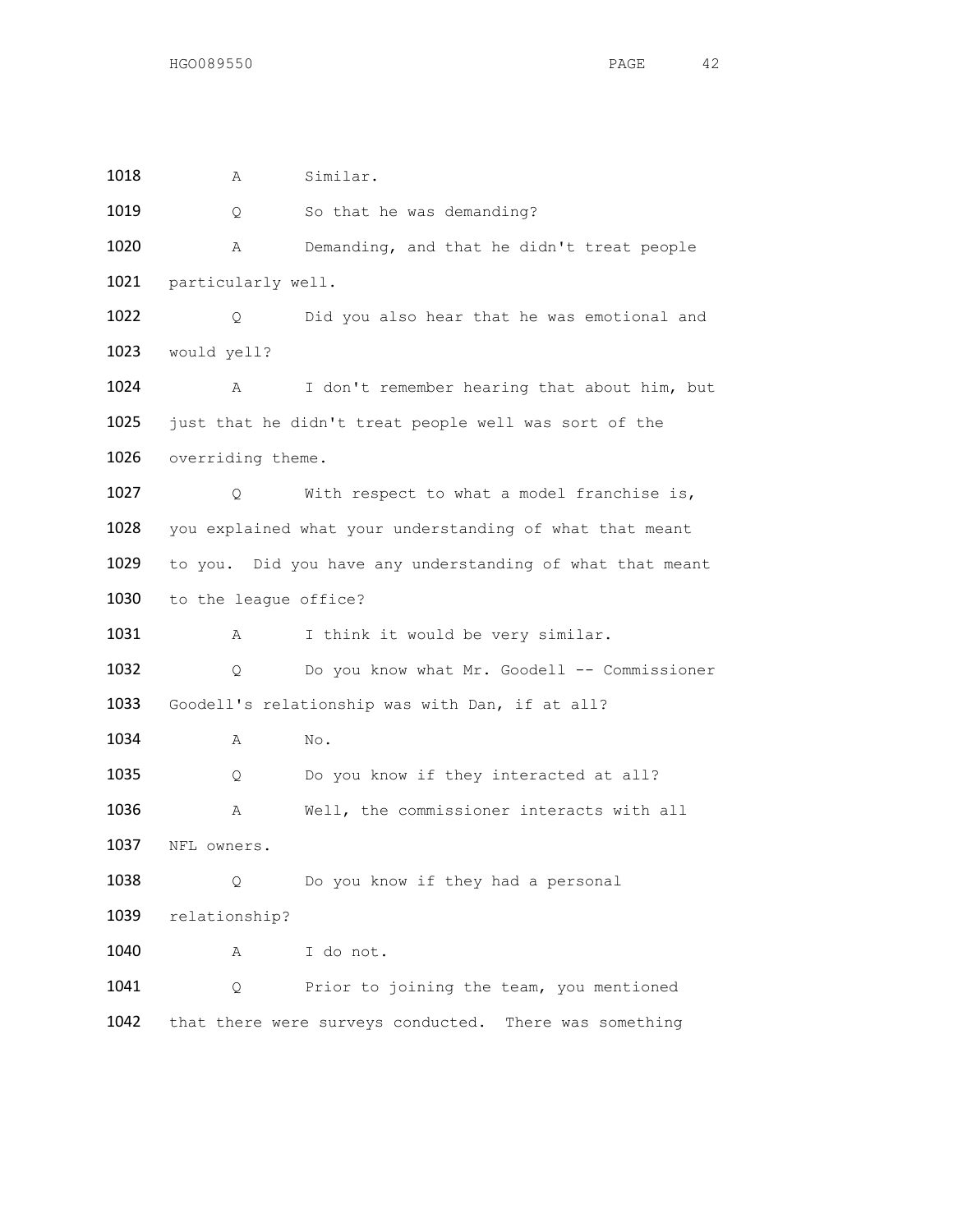1018 A Similar.

1019 Q So that he was demanding?

1020 A Demanding, and that he didn't treat people
1021 particularly well.

1022 Q Did you also hear that he was emotional and
1023 would yell?

1024 A I don't remember hearing that about him, but
1025 just that he didn't treat people well was sort of the
1026 overriding theme.

1027 Q With respect to what a model franchise is,
1028 you explained what your understanding of what that meant
1029 to you. Did you have any understanding of what that meant
1030 to the league office?

1031 A I think it would be very similar.

1032 Q Do you know what Mr. Goodell -- Commissioner
1033 Goodell's relationship was with Dan, if at all?

1034 A No.

1035 Q Do you know if they interacted at all?

1036 A Well, the commissioner interacts with all
1037 NFL owners.

1038 Q Do you know if they had a personal
1039 relationship?

1040 A I do not.

1041 Q Prior to joining the team, you mentioned
1042 that there were surveys conducted. There was something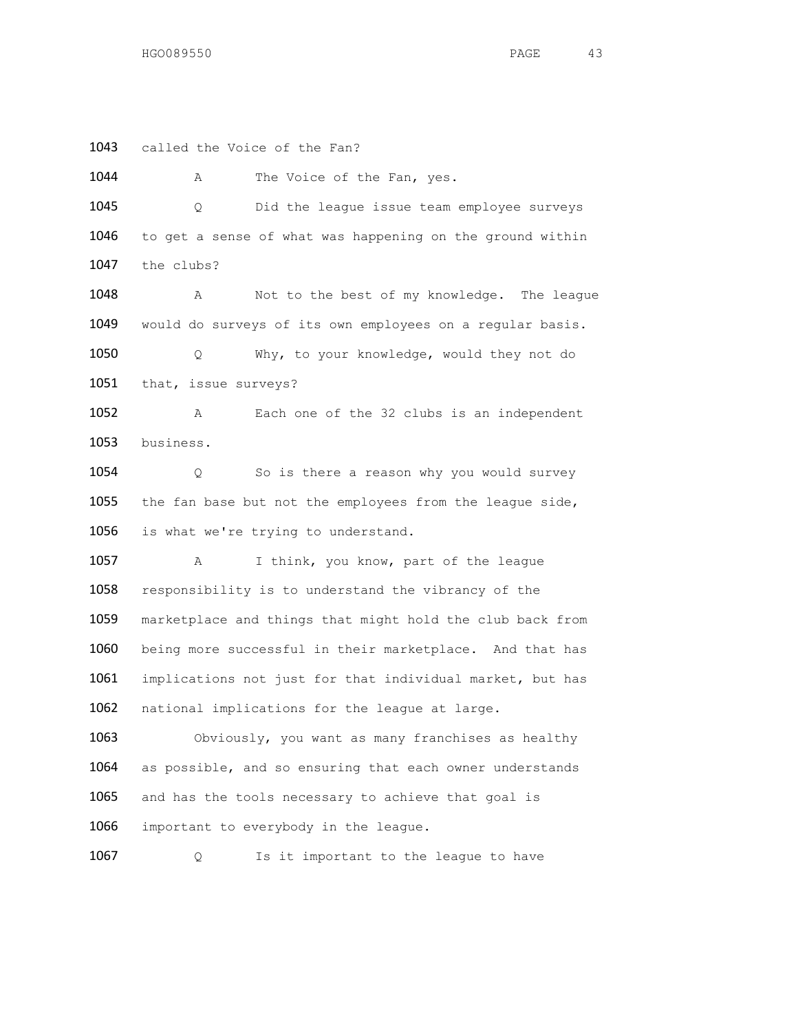1043 called the Voice of the Fan?

1044 A The Voice of the Fan, yes.

1045 Q Did the league issue team employee surveys
1046 to get a sense of what was happening on the ground within
1047 the clubs?

1048 A Not to the best of my knowledge. The league
1049 would do surveys of its own employees on a regular basis.

1050 Q Why, to your knowledge, would they not do
1051 that, issue surveys?

1052 A Each one of the 32 clubs is an independent
1053 business.

1054 Q So is there a reason why you would survey
1055 the fan base but not the employees from the league side,
1056 is what we're trying to understand.

1057 A I think, you know, part of the league
1058 responsibility is to understand the vibrancy of the
1059 marketplace and things that might hold the club back from
1060 being more successful in their marketplace. And that has
1061 implications not just for that individual market, but has
1062 national implications for the league at large.

1063 Obviously, you want as many franchises as healthy
1064 as possible, and so ensuring that each owner understands
1065 and has the tools necessary to achieve that goal is
1066 important to everybody in the league.

1067 Q Is it important to the league to have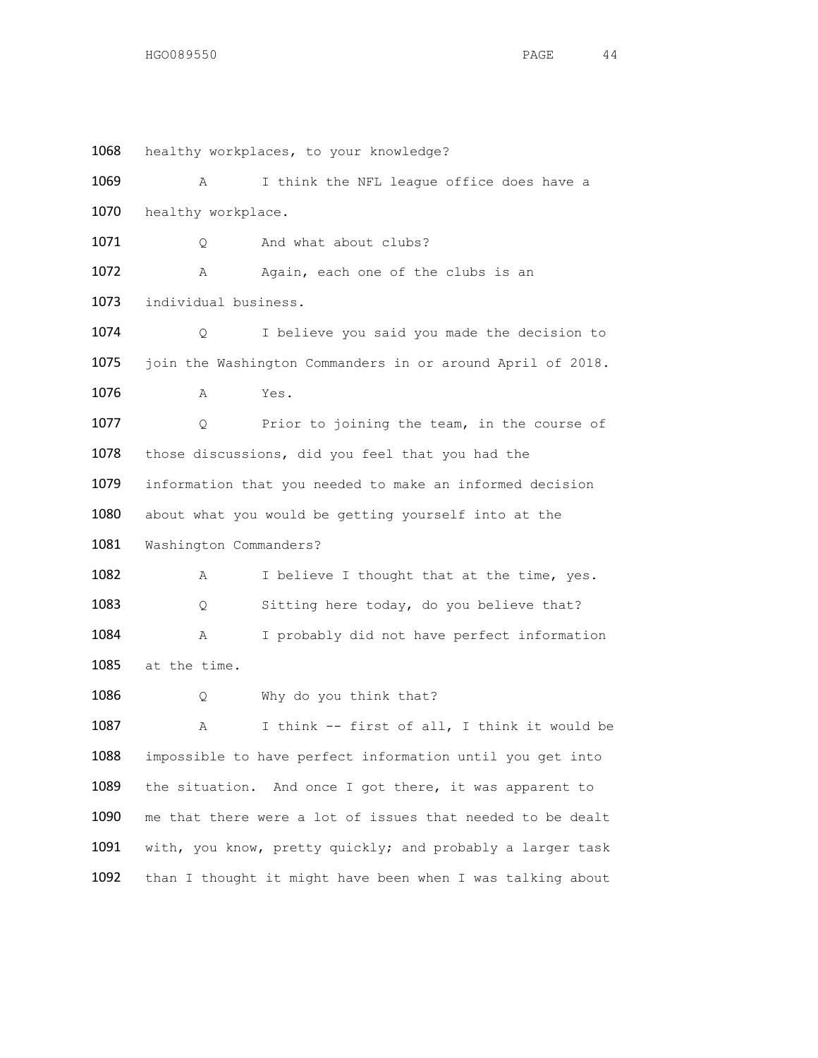1068 healthy workplaces, to your knowledge?

1069 A I think the NFL league office does have a

1070 healthy workplace.

1071 Q And what about clubs?

1072 A Again, each one of the clubs is an

1073 individual business.

1074 Q I believe you said you made the decision to

1075 join the Washington Commanders in or around April of 2018.

1076 A Yes.

1077 Q Prior to joining the team, in the course of

1078 those discussions, did you feel that you had the

1079 information that you needed to make an informed decision

1080 about what you would be getting yourself into at the

1081 Washington Commanders?

1082 A I believe I thought that at the time, yes.

1083 Q Sitting here today, do you believe that?

1084 A I probably did not have perfect information

1085 at the time.

1086 Q Why do you think that?

1087 A I think -- first of all, I think it would be

1088 impossible to have perfect information until you get into

1089 the situation. And once I got there, it was apparent to

1090 me that there were a lot of issues that needed to be dealt

1091 with, you know, pretty quickly; and probably a larger task

1092 than I thought it might have been when I was talking about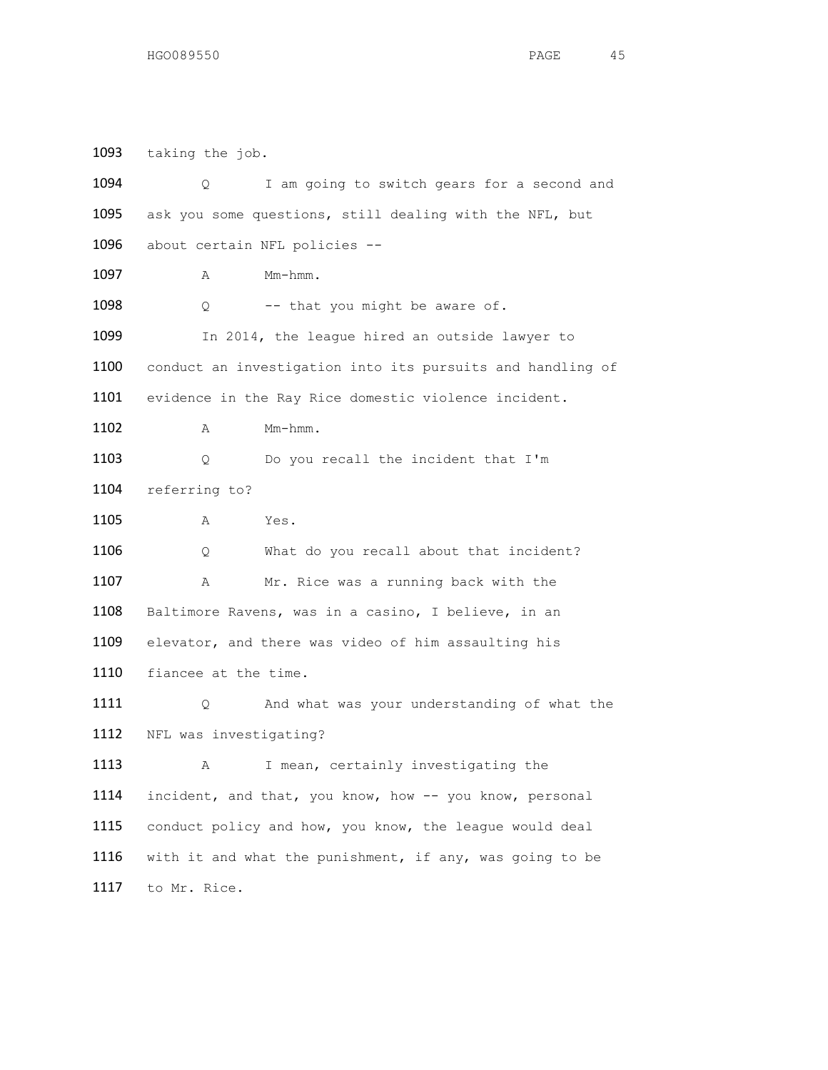1093 taking the job.

1094 Q I am going to switch gears for a second and

1095 ask you some questions, still dealing with the NFL, but

1096 about certain NFL policies --

1097 A Mm-hmm.

1098 Q -- that you might be aware of.

1099 In 2014, the league hired an outside lawyer to

1100 conduct an investigation into its pursuits and handling of

1101 evidence in the Ray Rice domestic violence incident.

1102 A Mm-hmm.

1103 Q Do you recall the incident that I'm

1104 referring to?

1105 A Yes.

1106 Q What do you recall about that incident?

1107 A Mr. Rice was a running back with the

1108 Baltimore Ravens, was in a casino, I believe, in an

1109 elevator, and there was video of him assaulting his

1110 fiancee at the time.

1111 Q And what was your understanding of what the

1112 NFL was investigating?

1113 A I mean, certainly investigating the

1114 incident, and that, you know, how -- you know, personal

1115 conduct policy and how, you know, the league would deal

1116 with it and what the punishment, if any, was going to be

1117 to Mr. Rice.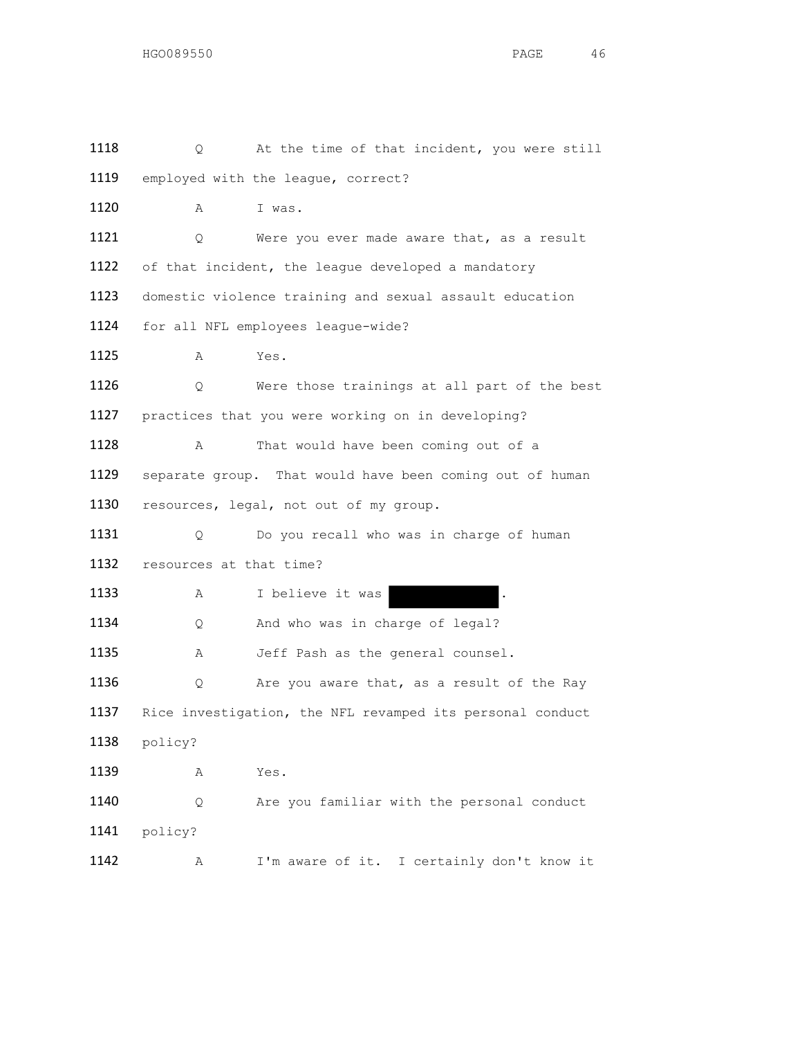1118 Q At the time of that incident, you were still

1119 employed with the league, correct?

1120 A I was.

1121 Q Were you ever made aware that, as a result

1122 of that incident, the league developed a mandatory

1123 domestic violence training and sexual assault education

1124 for all NFL employees league-wide?

1125 A Yes.

1126 Q Were those trainings at all part of the best

1127 practices that you were working on in developing?

1128 A That would have been coming out of a

1129 separate group. That would have been coming out of human

1130 resources, legal, not out of my group.

1131 Q Do you recall who was in charge of human

1132 resources at that time?

1133 A I believe it was [REDACTED].

1134 Q And who was in charge of legal?

1135 A Jeff Pash as the general counsel.

1136 Q Are you aware that, as a result of the Ray

1137 Rice investigation, the NFL revamped its personal conduct

1138 policy?

1139 A Yes.

1140 Q Are you familiar with the personal conduct

1141 policy?

1142 A I'm aware of it. I certainly don't know it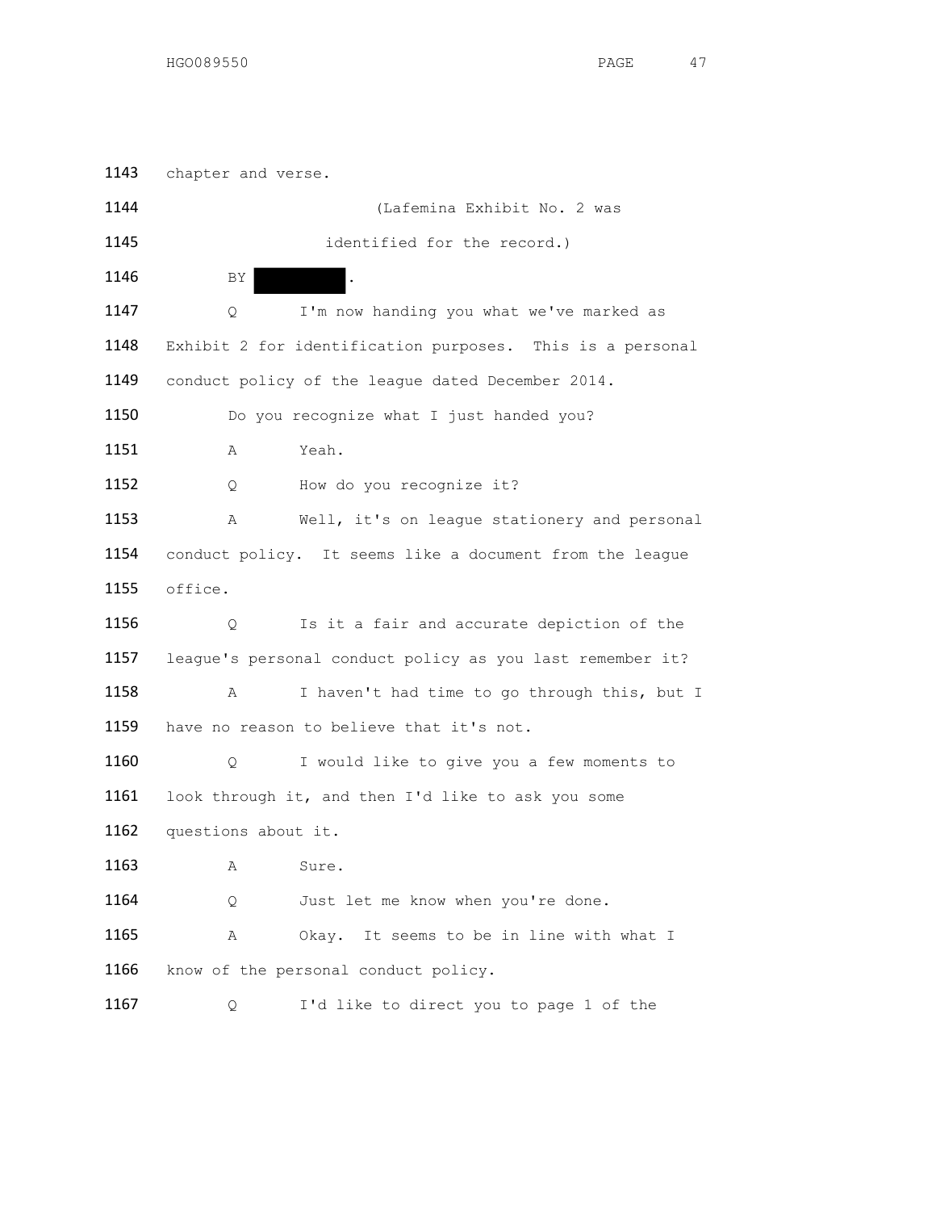1143 chapter and verse.

1144 (Lafemina Exhibit No. 2 was

1145 identified for the record.)

1146 BY ████████.

1147 Q I'm now handing you what we've marked as

1148 Exhibit 2 for identification purposes. This is a personal

1149 conduct policy of the league dated December 2014.

1150 Do you recognize what I just handed you?

1151 A Yeah.

1152 Q How do you recognize it?

1153 A Well, it's on league stationery and personal

1154 conduct policy. It seems like a document from the league

1155 office.

1156 Q Is it a fair and accurate depiction of the

1157 league's personal conduct policy as you last remember it?

1158 A I haven't had time to go through this, but I

1159 have no reason to believe that it's not.

1160 Q I would like to give you a few moments to

1161 look through it, and then I'd like to ask you some

1162 questions about it.

1163 A Sure.

1164 Q Just let me know when you're done.

1165 A Okay. It seems to be in line with what I

1166 know of the personal conduct policy.

1167 Q I'd like to direct you to page 1 of the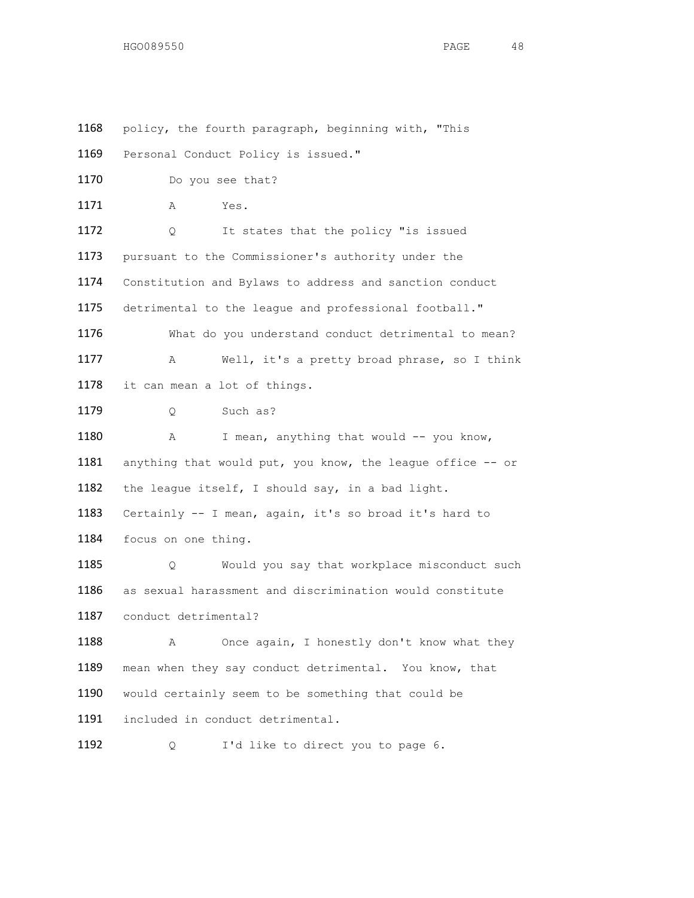1168 policy, the fourth paragraph, beginning with, "This
1169 Personal Conduct Policy is issued."

1170 Do you see that?

1171 A Yes.

1172 Q It states that the policy "is issued
1173 pursuant to the Commissioner's authority under the
1174 Constitution and Bylaws to address and sanction conduct
1175 detrimental to the league and professional football."

1176 What do you understand conduct detrimental to mean?

1177 A Well, it's a pretty broad phrase, so I think
1178 it can mean a lot of things.

1179 Q Such as?

1180 A I mean, anything that would -- you know,
1181 anything that would put, you know, the league office -- or
1182 the league itself, I should say, in a bad light.
1183 Certainly -- I mean, again, it's so broad it's hard to
1184 focus on one thing.

1185 Q Would you say that workplace misconduct such
1186 as sexual harassment and discrimination would constitute
1187 conduct detrimental?

1188 A Once again, I honestly don't know what they
1189 mean when they say conduct detrimental. You know, that
1190 would certainly seem to be something that could be
1191 included in conduct detrimental.

1192 Q I'd like to direct you to page 6.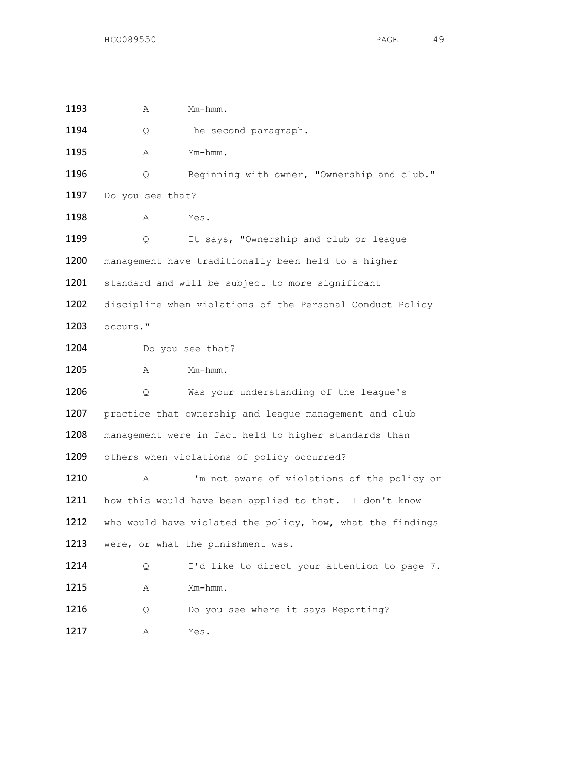1193 A Mm-hmm.

1194 Q The second paragraph.

1195 A Mm-hmm.

1196 Q Beginning with owner, "Ownership and club."

1197 Do you see that?

1198 A Yes.

1199 Q It says, "Ownership and club or league

1200 management have traditionally been held to a higher

1201 standard and will be subject to more significant

1202 discipline when violations of the Personal Conduct Policy

1203 occurs."

1204 Do you see that?

1205 A Mm-hmm.

1206 Q Was your understanding of the league's

1207 practice that ownership and league management and club

1208 management were in fact held to higher standards than

1209 others when violations of policy occurred?

1210 A I'm not aware of violations of the policy or

1211 how this would have been applied to that. I don't know

1212 who would have violated the policy, how, what the findings

1213 were, or what the punishment was.

1214 Q I'd like to direct your attention to page 7.

1215 A Mm-hmm.

1216 Q Do you see where it says Reporting?

1217 A Yes.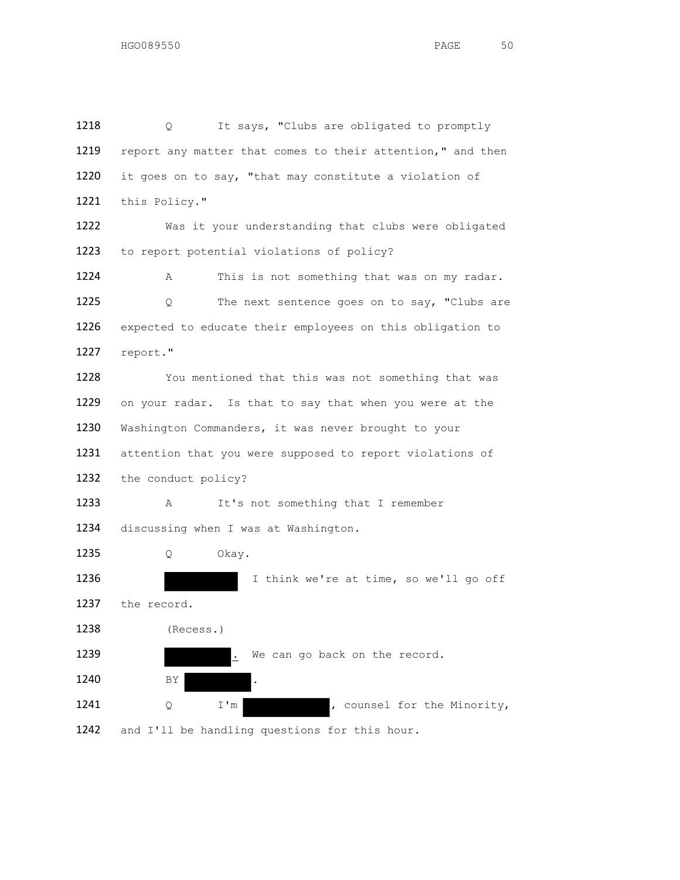1218 Q It says, "Clubs are obligated to promptly
1219 report any matter that comes to their attention," and then
1220 it goes on to say, "that may constitute a violation of
1221 this Policy."

1222 Was it your understanding that clubs were obligated
1223 to report potential violations of policy?

1224 A This is not something that was on my radar.

1225 Q The next sentence goes on to say, "Clubs are
1226 expected to educate their employees on this obligation to
1227 report."

1228 You mentioned that this was not something that was
1229 on your radar. Is that to say that when you were at the
1230 Washington Commanders, it was never brought to your
1231 attention that you were supposed to report violations of
1232 the conduct policy?

1233 A It's not something that I remember
1234 discussing when I was at Washington.

1235 Q Okay.

1236 ██████ I think we're at time, so we'll go off
1237 the record.

1238 (Recess.)

1239 ██████. We can go back on the record.

1240 BY ██████.

1241 Q I'm ██████, counsel for the Minority,
1242 and I'll be handling questions for this hour.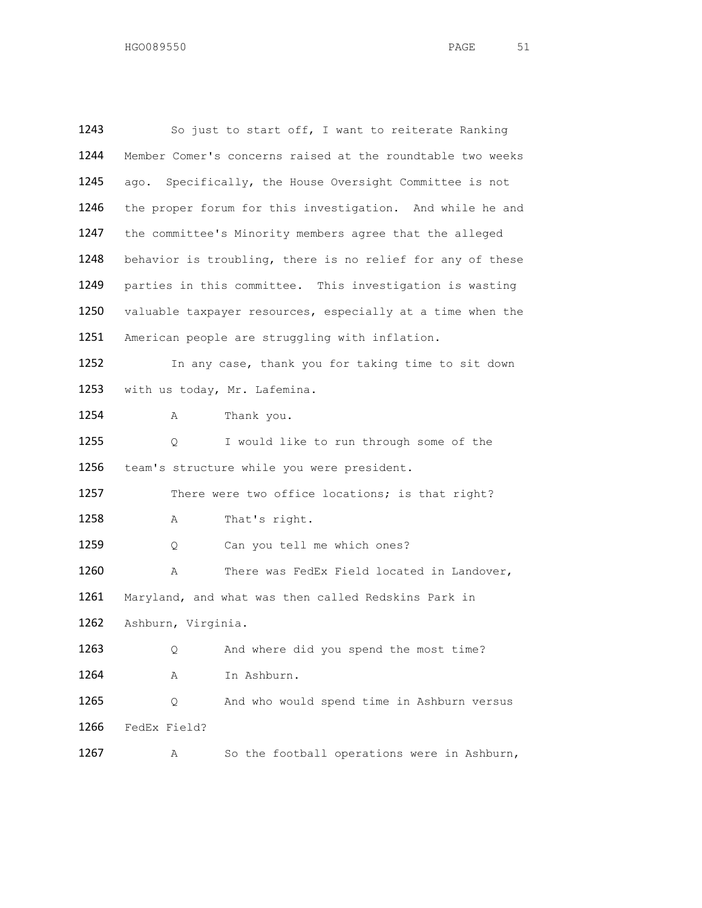1243 So just to start off, I want to reiterate Ranking
1244 Member Comer's concerns raised at the roundtable two weeks
1245 ago. Specifically, the House Oversight Committee is not
1246 the proper forum for this investigation. And while he and
1247 the committee's Minority members agree that the alleged
1248 behavior is troubling, there is no relief for any of these
1249 parties in this committee. This investigation is wasting
1250 valuable taxpayer resources, especially at a time when the
1251 American people are struggling with inflation.

1252 In any case, thank you for taking time to sit down
1253 with us today, Mr. Lafemina.

1254 A Thank you.

1255 Q I would like to run through some of the
1256 team's structure while you were president.

1257 There were two office locations; is that right?

1258 A That's right.

1259 Q Can you tell me which ones?

1260 A There was FedEx Field located in Landover,
1261 Maryland, and what was then called Redskins Park in
1262 Ashburn, Virginia.

1263 Q And where did you spend the most time?

1264 A In Ashburn.

1265 Q And who would spend time in Ashburn versus
1266 FedEx Field?

1267 A So the football operations were in Ashburn,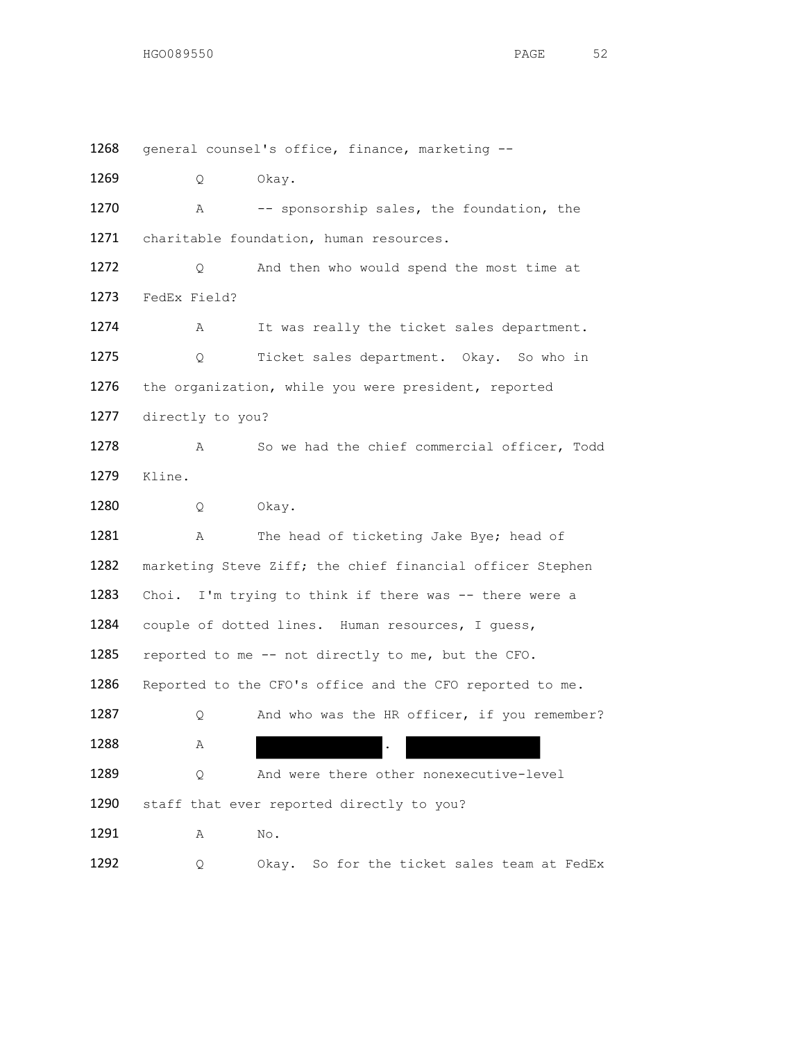1268 general counsel's office, finance, marketing --

1269 Q Okay.

1270 A -- sponsorship sales, the foundation, the

1271 charitable foundation, human resources.

1272 Q And then who would spend the most time at

1273 FedEx Field?

1274 A It was really the ticket sales department.

1275 Q Ticket sales department. Okay. So who in

1276 the organization, while you were president, reported

1277 directly to you?

1278 A So we had the chief commercial officer, Todd

1279 Kline.

1280 Q Okay.

1281 A The head of ticketing Jake Bye; head of

1282 marketing Steve Ziff; the chief financial officer Stephen

1283 Choi. I'm trying to think if there was -- there were a

1284 couple of dotted lines. Human resources, I guess,

1285 reported to me -- not directly to me, but the CFO.

1286 Reported to the CFO's office and the CFO reported to me.

1287 Q And who was the HR officer, if you remember?

1288 A [REDACTED]. [REDACTED]

1289 Q And were there other nonexecutive-level

1290 staff that ever reported directly to you?

1291 A No.

1292 Q Okay. So for the ticket sales team at FedEx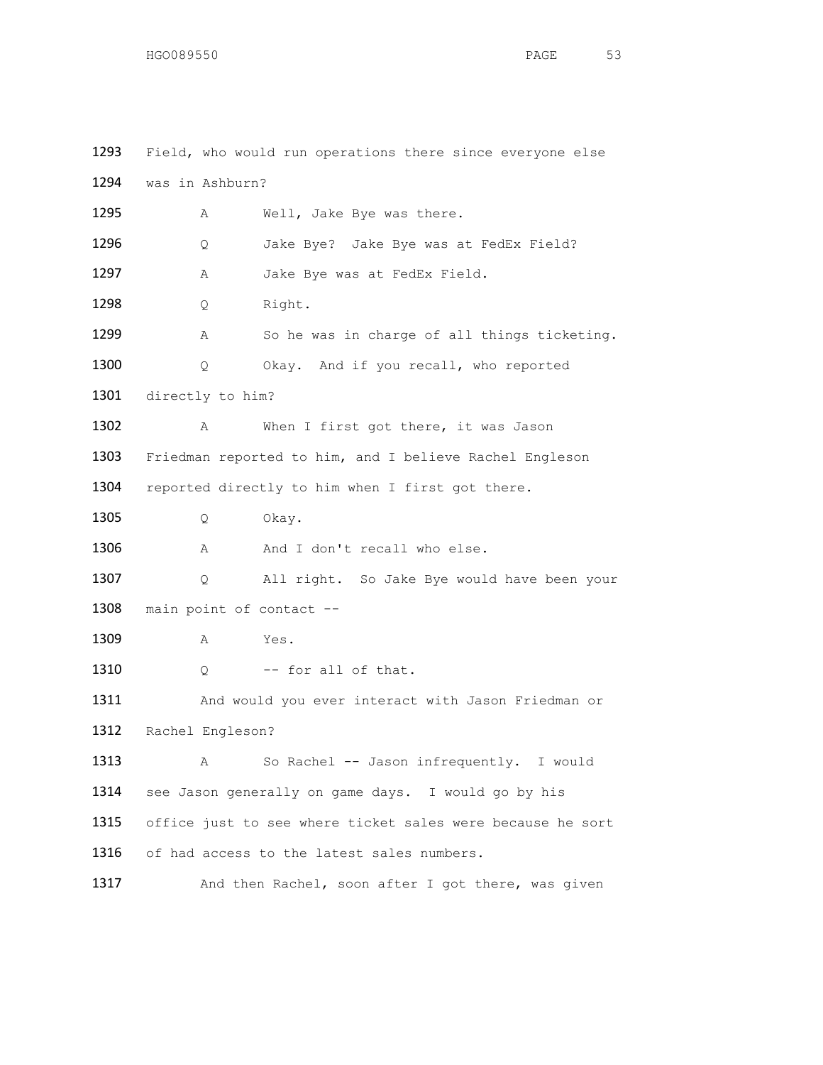1293 Field, who would run operations there since everyone else

1294 was in Ashburn?

1295 A Well, Jake Bye was there.

1296 Q Jake Bye? Jake Bye was at FedEx Field?

1297 A Jake Bye was at FedEx Field.

1298 Q Right.

1299 A So he was in charge of all things ticketing.

1300 Q Okay. And if you recall, who reported

1301 directly to him?

1302 A When I first got there, it was Jason

1303 Friedman reported to him, and I believe Rachel Engleson

1304 reported directly to him when I first got there.

1305 Q Okay.

1306 A And I don't recall who else.

1307 Q All right. So Jake Bye would have been your

1308 main point of contact --

1309 A Yes.

1310 Q -- for all of that.

1311 And would you ever interact with Jason Friedman or

1312 Rachel Engleson?

1313 A So Rachel -- Jason infrequently. I would

1314 see Jason generally on game days. I would go by his

1315 office just to see where ticket sales were because he sort

1316 of had access to the latest sales numbers.

1317 And then Rachel, soon after I got there, was given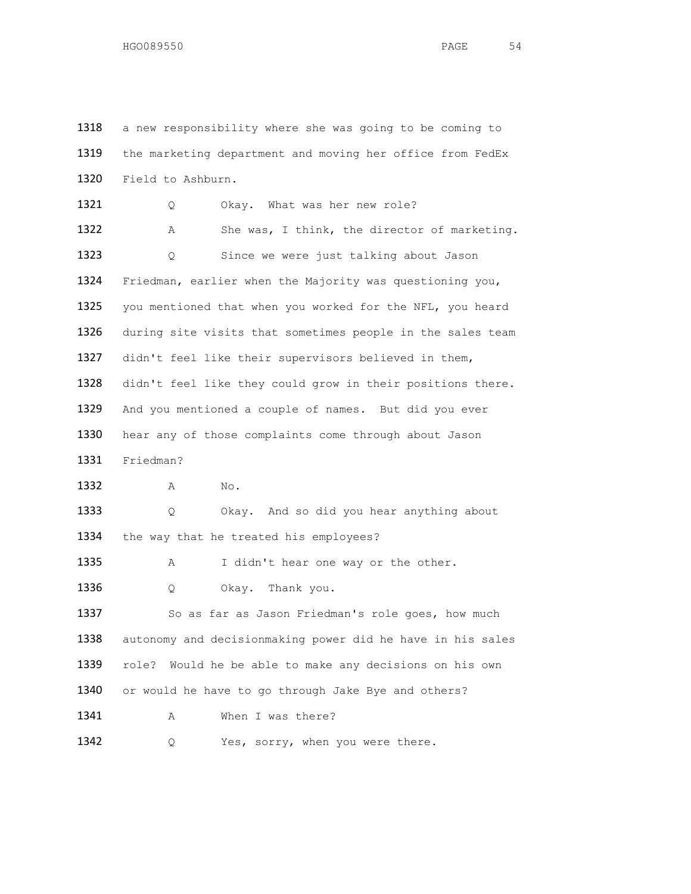1318 a new responsibility where she was going to be coming to
1319 the marketing department and moving her office from FedEx
1320 Field to Ashburn.

1321 Q Okay. What was her new role?

1322 A She was, I think, the director of marketing.

1323 Q Since we were just talking about Jason
1324 Friedman, earlier when the Majority was questioning you,
1325 you mentioned that when you worked for the NFL, you heard
1326 during site visits that sometimes people in the sales team
1327 didn't feel like their supervisors believed in them,
1328 didn't feel like they could grow in their positions there.
1329 And you mentioned a couple of names. But did you ever
1330 hear any of those complaints come through about Jason
1331 Friedman?

1332 A No.

1333 Q Okay. And so did you hear anything about
1334 the way that he treated his employees?

1335 A I didn't hear one way or the other.

1336 Q Okay. Thank you.

1337 So as far as Jason Friedman's role goes, how much
1338 autonomy and decisionmaking power did he have in his sales
1339 role? Would he be able to make any decisions on his own
1340 or would he have to go through Jake Bye and others?

1341 A When I was there?

1342 Q Yes, sorry, when you were there.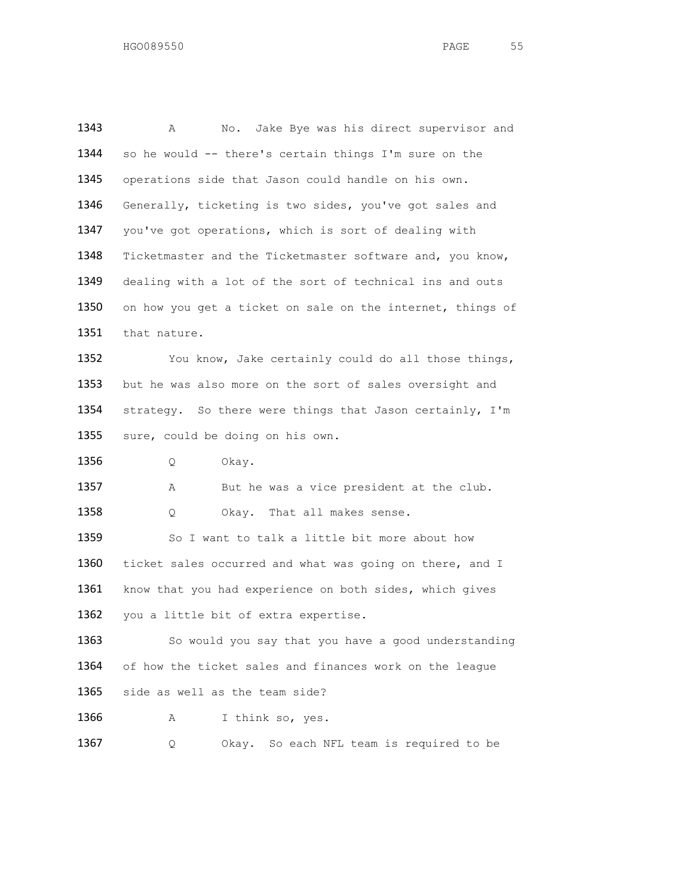1343 A No. Jake Bye was his direct supervisor and
1344 so he would -- there's certain things I'm sure on the
1345 operations side that Jason could handle on his own.
1346 Generally, ticketing is two sides, you've got sales and
1347 you've got operations, which is sort of dealing with
1348 Ticketmaster and the Ticketmaster software and, you know,
1349 dealing with a lot of the sort of technical ins and outs
1350 on how you get a ticket on sale on the internet, things of
1351 that nature.

1352 You know, Jake certainly could do all those things,
1353 but he was also more on the sort of sales oversight and
1354 strategy. So there were things that Jason certainly, I'm
1355 sure, could be doing on his own.

1356 Q Okay.

1357 A But he was a vice president at the club.

1358 Q Okay. That all makes sense.

1359 So I want to talk a little bit more about how
1360 ticket sales occurred and what was going on there, and I
1361 know that you had experience on both sides, which gives
1362 you a little bit of extra expertise.

1363 So would you say that you have a good understanding
1364 of how the ticket sales and finances work on the league
1365 side as well as the team side?

1366 A I think so, yes.

1367 Q Okay. So each NFL team is required to be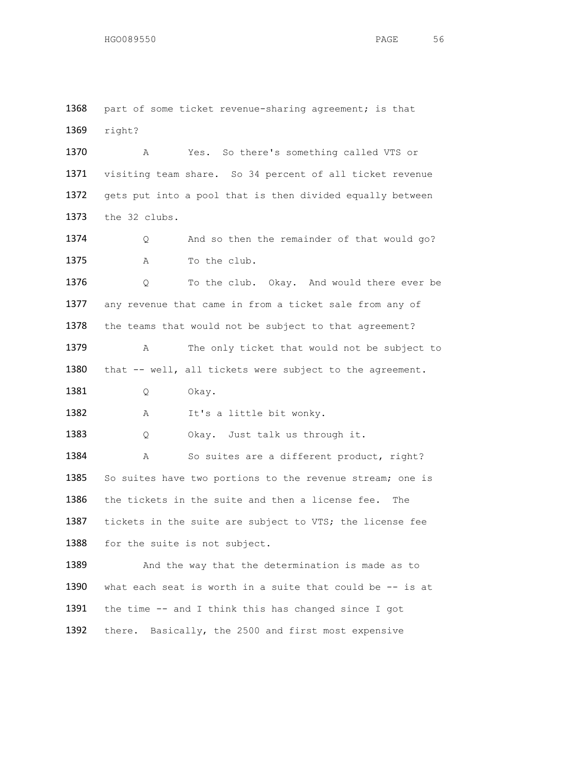1368 part of some ticket revenue-sharing agreement; is that
1369 right?

1370 A Yes. So there's something called VTS or
1371 visiting team share. So 34 percent of all ticket revenue
1372 gets put into a pool that is then divided equally between
1373 the 32 clubs.

1374 Q And so then the remainder of that would go?

1375 A To the club.

1376 Q To the club. Okay. And would there ever be
1377 any revenue that came in from a ticket sale from any of
1378 the teams that would not be subject to that agreement?

1379 A The only ticket that would not be subject to
1380 that -- well, all tickets were subject to the agreement.

1381 Q Okay.

1382 A It's a little bit wonky.

1383 Q Okay. Just talk us through it.

1384 A So suites are a different product, right?
1385 So suites have two portions to the revenue stream; one is
1386 the tickets in the suite and then a license fee. The
1387 tickets in the suite are subject to VTS; the license fee
1388 for the suite is not subject.

1389 And the way that the determination is made as to
1390 what each seat is worth in a suite that could be -- is at
1391 the time -- and I think this has changed since I got
1392 there. Basically, the 2500 and first most expensive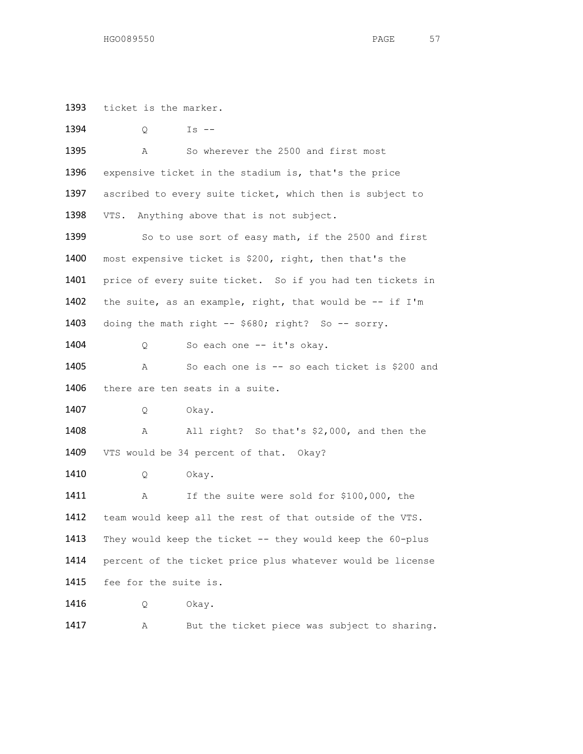1393 ticket is the marker.

1394 Q Is --

1395 A So wherever the 2500 and first most

1396 expensive ticket in the stadium is, that's the price

1397 ascribed to every suite ticket, which then is subject to

1398 VTS. Anything above that is not subject.

1399 So to use sort of easy math, if the 2500 and first

1400 most expensive ticket is $200, right, then that's the

1401 price of every suite ticket. So if you had ten tickets in

1402 the suite, as an example, right, that would be -- if I'm

1403 doing the math right -- $680; right? So -- sorry.

1404 Q So each one -- it's okay.

1405 A So each one is -- so each ticket is $200 and

1406 there are ten seats in a suite.

1407 Q Okay.

1408 A All right? So that's $2,000, and then the

1409 VTS would be 34 percent of that. Okay?

1410 Q Okay.

1411 A If the suite were sold for $100,000, the

1412 team would keep all the rest of that outside of the VTS.

1413 They would keep the ticket -- they would keep the 60-plus

1414 percent of the ticket price plus whatever would be license

1415 fee for the suite is.

1416 Q Okay.

1417 A But the ticket piece was subject to sharing.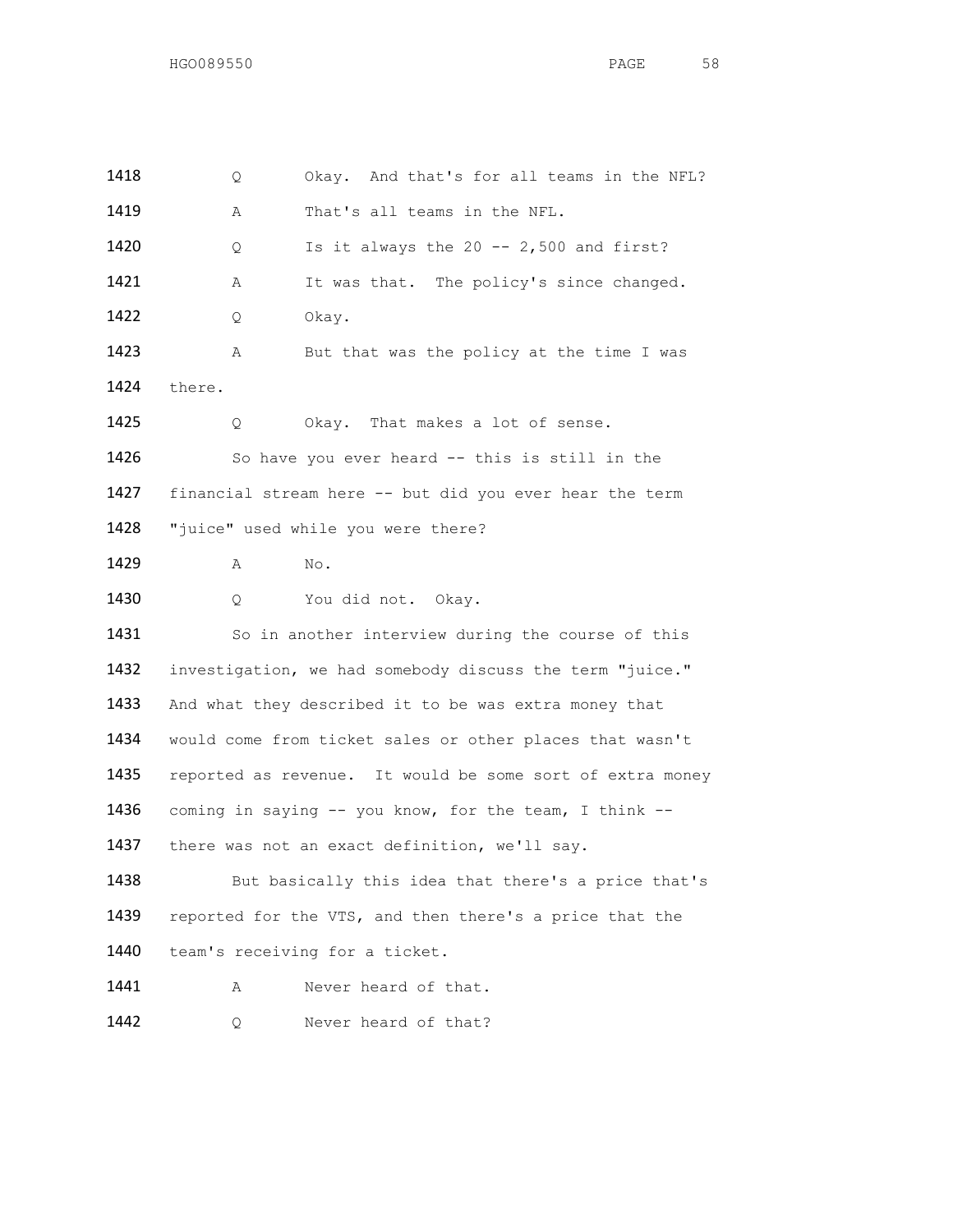1418 Q Okay. And that's for all teams in the NFL?

1419 A That's all teams in the NFL.

1420 Q Is it always the 20 -- 2,500 and first?

1421 A It was that. The policy's since changed.

1422 Q Okay.

1423 A But that was the policy at the time I was

1424 there.

1425 Q Okay. That makes a lot of sense.

1426 So have you ever heard -- this is still in the

1427 financial stream here -- but did you ever hear the term

1428 "juice" used while you were there?

1429 A No.

1430 Q You did not. Okay.

1431 So in another interview during the course of this

1432 investigation, we had somebody discuss the term "juice."

1433 And what they described it to be was extra money that

1434 would come from ticket sales or other places that wasn't

1435 reported as revenue. It would be some sort of extra money

1436 coming in saying -- you know, for the team, I think --

1437 there was not an exact definition, we'll say.

1438 But basically this idea that there's a price that's

1439 reported for the VTS, and then there's a price that the

1440 team's receiving for a ticket.

1441 A Never heard of that.

1442 Q Never heard of that?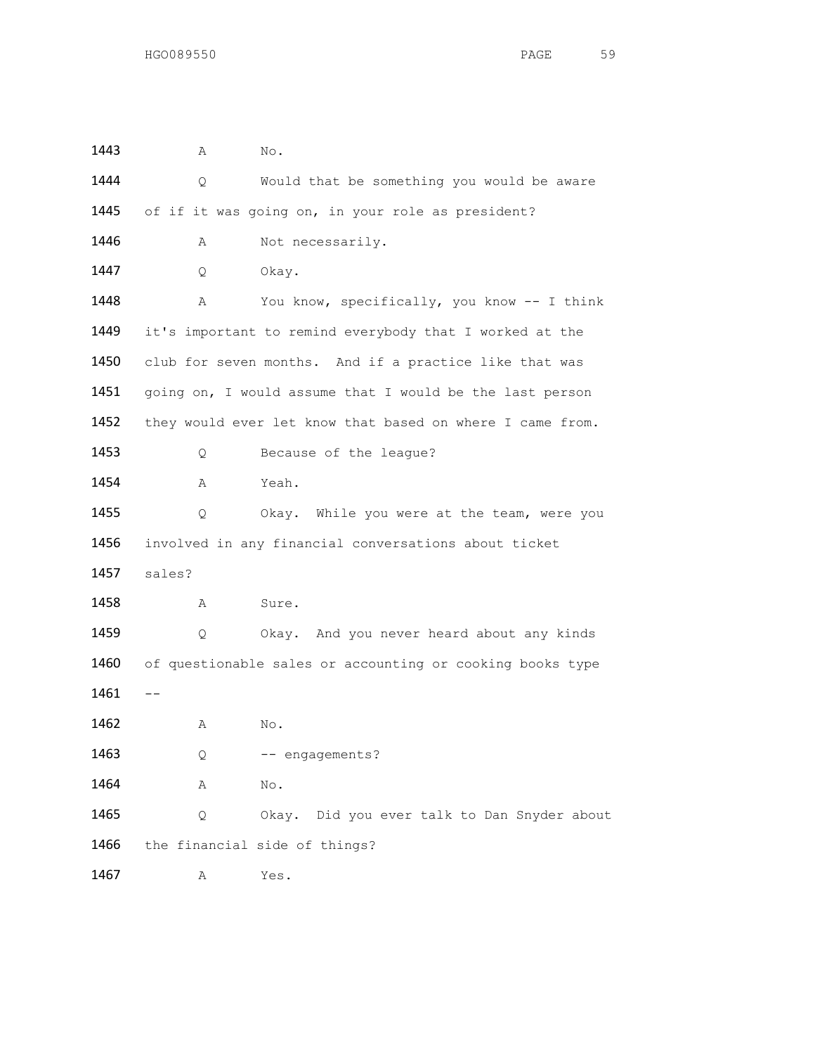1443 A No.

1444 Q Would that be something you would be aware

1445 of if it was going on, in your role as president?

1446 A Not necessarily.

1447 Q Okay.

1448 A You know, specifically, you know -- I think

1449 it's important to remind everybody that I worked at the

1450 club for seven months. And if a practice like that was

1451 going on, I would assume that I would be the last person

1452 they would ever let know that based on where I came from.

1453 Q Because of the league?

1454 A Yeah.

1455 Q Okay. While you were at the team, were you

1456 involved in any financial conversations about ticket

1457 sales?

1458 A Sure.

1459 Q Okay. And you never heard about any kinds

1460 of questionable sales or accounting or cooking books type

1461 --

1462 A No.

1463 Q -- engagements?

1464 A No.

1465 Q Okay. Did you ever talk to Dan Snyder about

1466 the financial side of things?

1467 A Yes.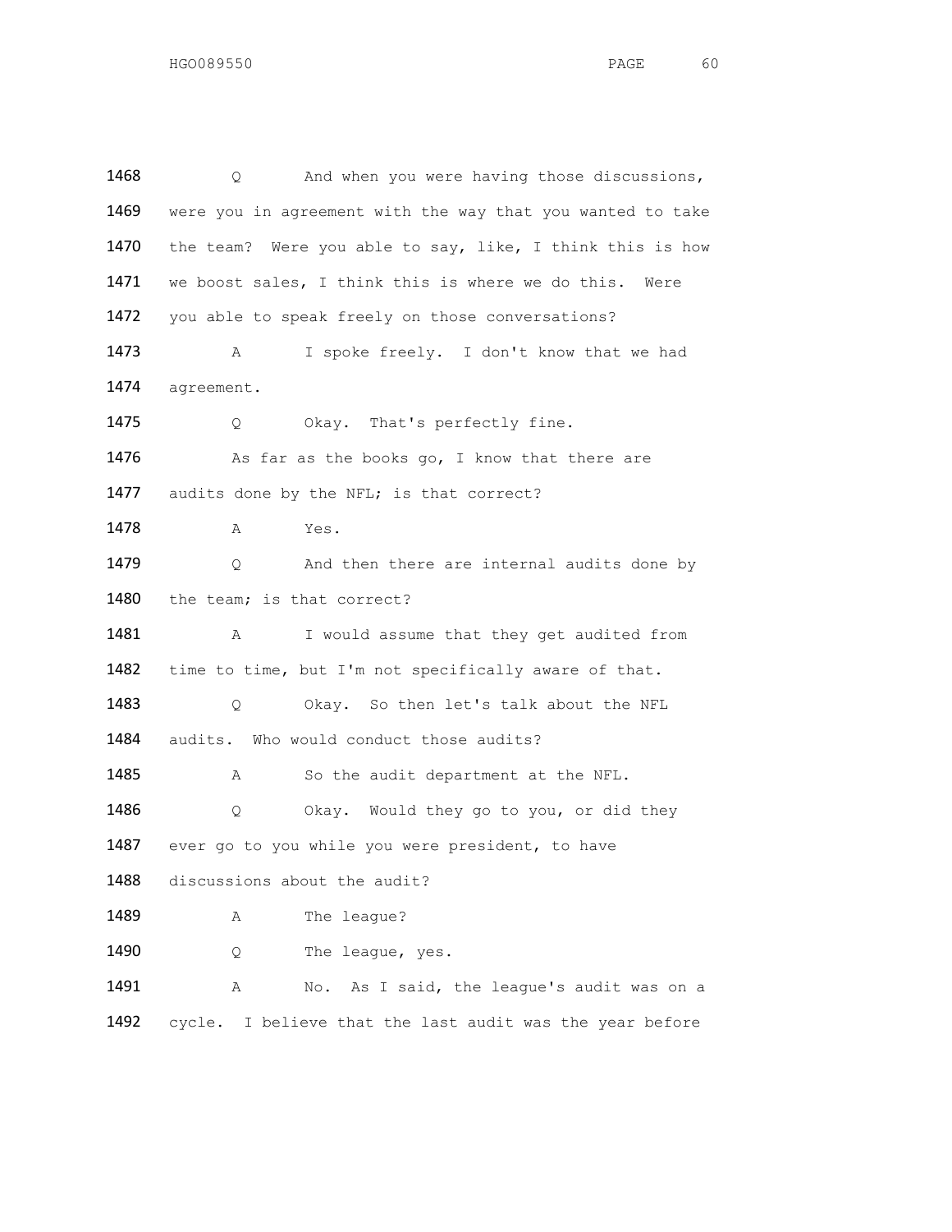1468 Q And when you were having those discussions,
1469 were you in agreement with the way that you wanted to take
1470 the team? Were you able to say, like, I think this is how
1471 we boost sales, I think this is where we do this. Were
1472 you able to speak freely on those conversations?

1473 A I spoke freely. I don't know that we had
1474 agreement.

1475 Q Okay. That's perfectly fine.
1476 As far as the books go, I know that there are
1477 audits done by the NFL; is that correct?

1478 A Yes.

1479 Q And then there are internal audits done by
1480 the team; is that correct?

1481 A I would assume that they get audited from
1482 time to time, but I'm not specifically aware of that.

1483 Q Okay. So then let's talk about the NFL
1484 audits. Who would conduct those audits?

1485 A So the audit department at the NFL.

1486 Q Okay. Would they go to you, or did they
1487 ever go to you while you were president, to have
1488 discussions about the audit?

1489 A The league?

1490 Q The league, yes.

1491 A No. As I said, the league's audit was on a
1492 cycle. I believe that the last audit was the year before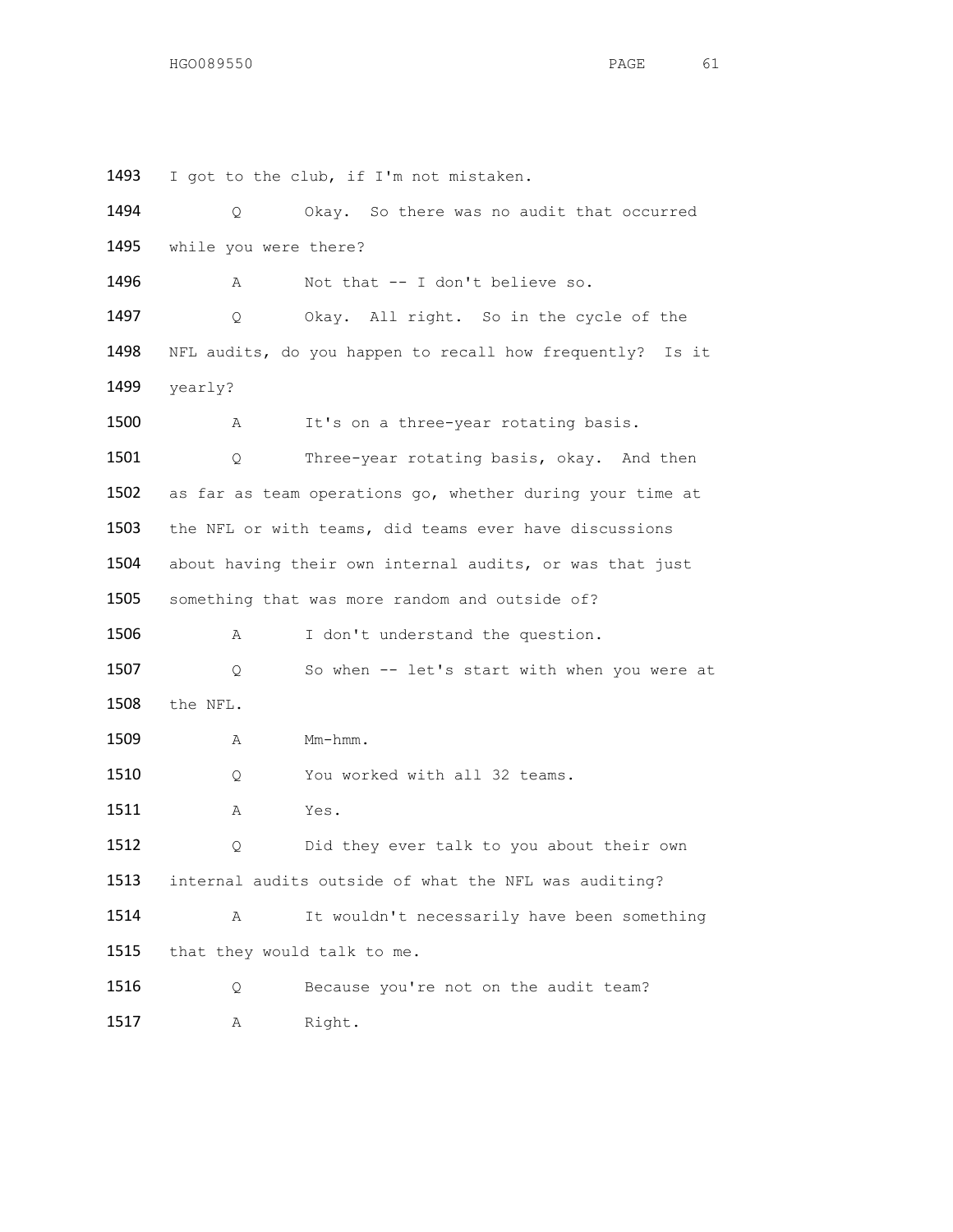1493 I got to the club, if I'm not mistaken.

1494 Q Okay. So there was no audit that occurred

1495 while you were there?

1496 A Not that -- I don't believe so.

1497 Q Okay. All right. So in the cycle of the

1498 NFL audits, do you happen to recall how frequently? Is it

1499 yearly?

1500 A It's on a three-year rotating basis.

1501 Q Three-year rotating basis, okay. And then

1502 as far as team operations go, whether during your time at

1503 the NFL or with teams, did teams ever have discussions

1504 about having their own internal audits, or was that just

1505 something that was more random and outside of?

1506 A I don't understand the question.

1507 Q So when -- let's start with when you were at

1508 the NFL.

1509 A Mm-hmm.

1510 Q You worked with all 32 teams.

1511 A Yes.

1512 Q Did they ever talk to you about their own

1513 internal audits outside of what the NFL was auditing?

1514 A It wouldn't necessarily have been something

1515 that they would talk to me.

1516 Q Because you're not on the audit team?

1517 A Right.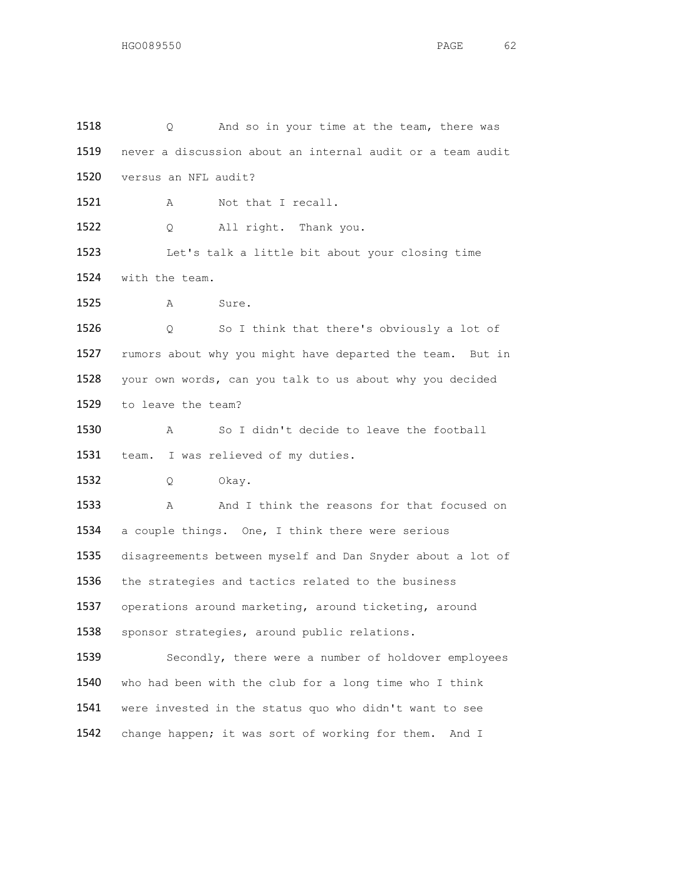1518 Q And so in your time at the team, there was
1519 never a discussion about an internal audit or a team audit
1520 versus an NFL audit?

1521 A Not that I recall.

1522 Q All right. Thank you.

1523 Let's talk a little bit about your closing time
1524 with the team.

1525 A Sure.

1526 Q So I think that there's obviously a lot of
1527 rumors about why you might have departed the team. But in
1528 your own words, can you talk to us about why you decided
1529 to leave the team?

1530 A So I didn't decide to leave the football
1531 team. I was relieved of my duties.

1532 Q Okay.

1533 A And I think the reasons for that focused on
1534 a couple things. One, I think there were serious
1535 disagreements between myself and Dan Snyder about a lot of
1536 the strategies and tactics related to the business
1537 operations around marketing, around ticketing, around
1538 sponsor strategies, around public relations.

1539 Secondly, there were a number of holdover employees
1540 who had been with the club for a long time who I think
1541 were invested in the status quo who didn't want to see
1542 change happen; it was sort of working for them. And I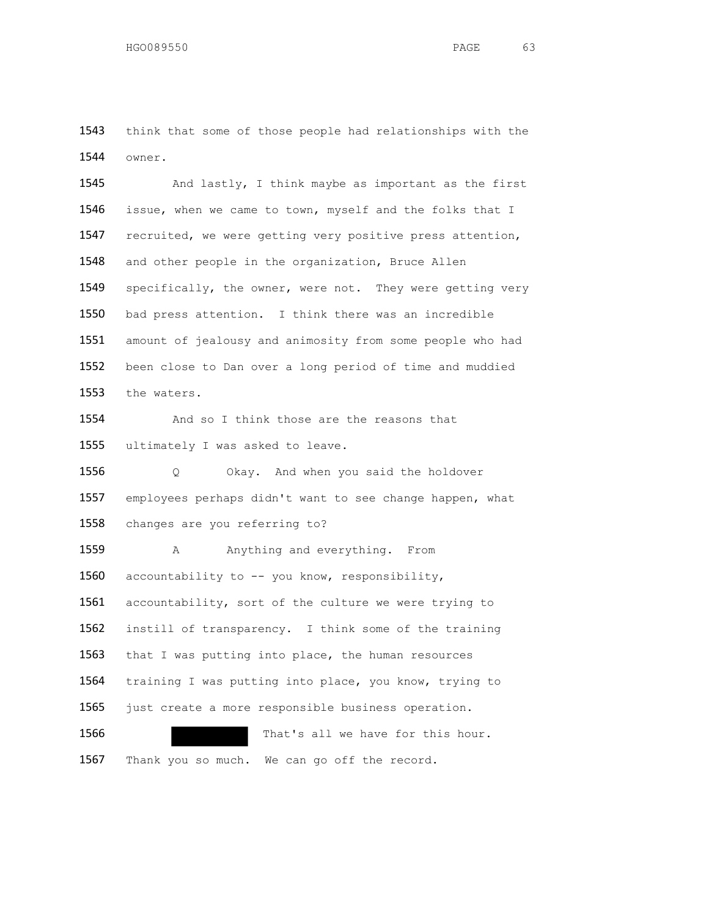1543 think that some of those people had relationships with the
1544 owner.

1545 And lastly, I think maybe as important as the first
1546 issue, when we came to town, myself and the folks that I
1547 recruited, we were getting very positive press attention,
1548 and other people in the organization, Bruce Allen
1549 specifically, the owner, were not. They were getting very
1550 bad press attention. I think there was an incredible
1551 amount of jealousy and animosity from some people who had
1552 been close to Dan over a long period of time and muddied
1553 the waters.

1554 And so I think those are the reasons that
1555 ultimately I was asked to leave.

1556 Q Okay. And when you said the holdover
1557 employees perhaps didn't want to see change happen, what
1558 changes are you referring to?

1559 A Anything and everything. From
1560 accountability to -- you know, responsibility,
1561 accountability, sort of the culture we were trying to
1562 instill of transparency. I think some of the training
1563 that I was putting into place, the human resources
1564 training I was putting into place, you know, trying to
1565 just create a more responsible business operation.

1566 ██████ That's all we have for this hour.
1567 Thank you so much. We can go off the record.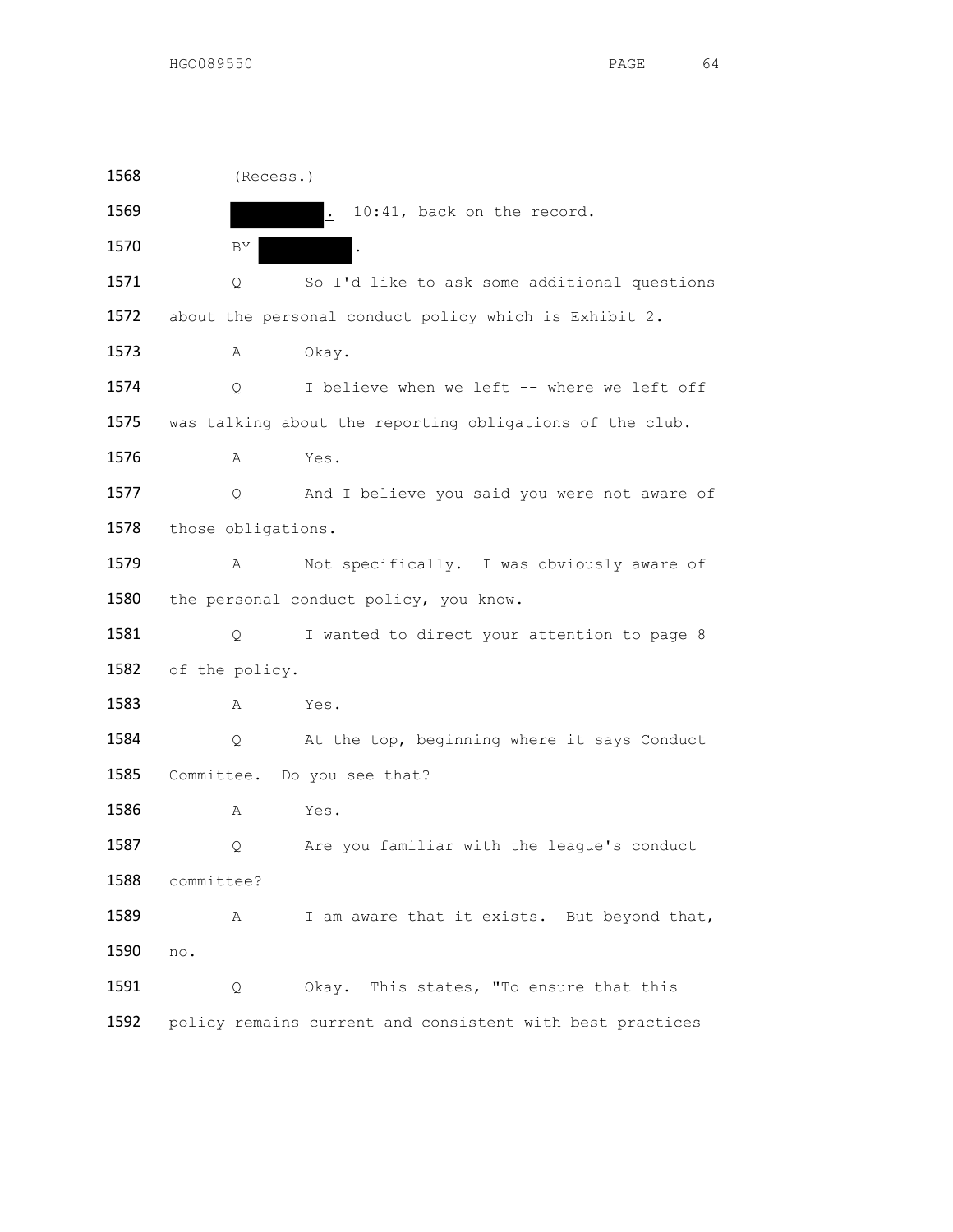1568 (Recess.)

1569 ██████. 10:41, back on the record.

1570 BY ██████.

1571 Q So I'd like to ask some additional questions

1572 about the personal conduct policy which is Exhibit 2.

1573 A Okay.

1574 Q I believe when we left -- where we left off

1575 was talking about the reporting obligations of the club.

1576 A Yes.

1577 Q And I believe you said you were not aware of

1578 those obligations.

1579 A Not specifically. I was obviously aware of

1580 the personal conduct policy, you know.

1581 Q I wanted to direct your attention to page 8

1582 of the policy.

1583 A Yes.

1584 Q At the top, beginning where it says Conduct

1585 Committee. Do you see that?

1586 A Yes.

1587 Q Are you familiar with the league's conduct

1588 committee?

1589 A I am aware that it exists. But beyond that,

1590 no.

1591 Q Okay. This states, "To ensure that this

1592 policy remains current and consistent with best practices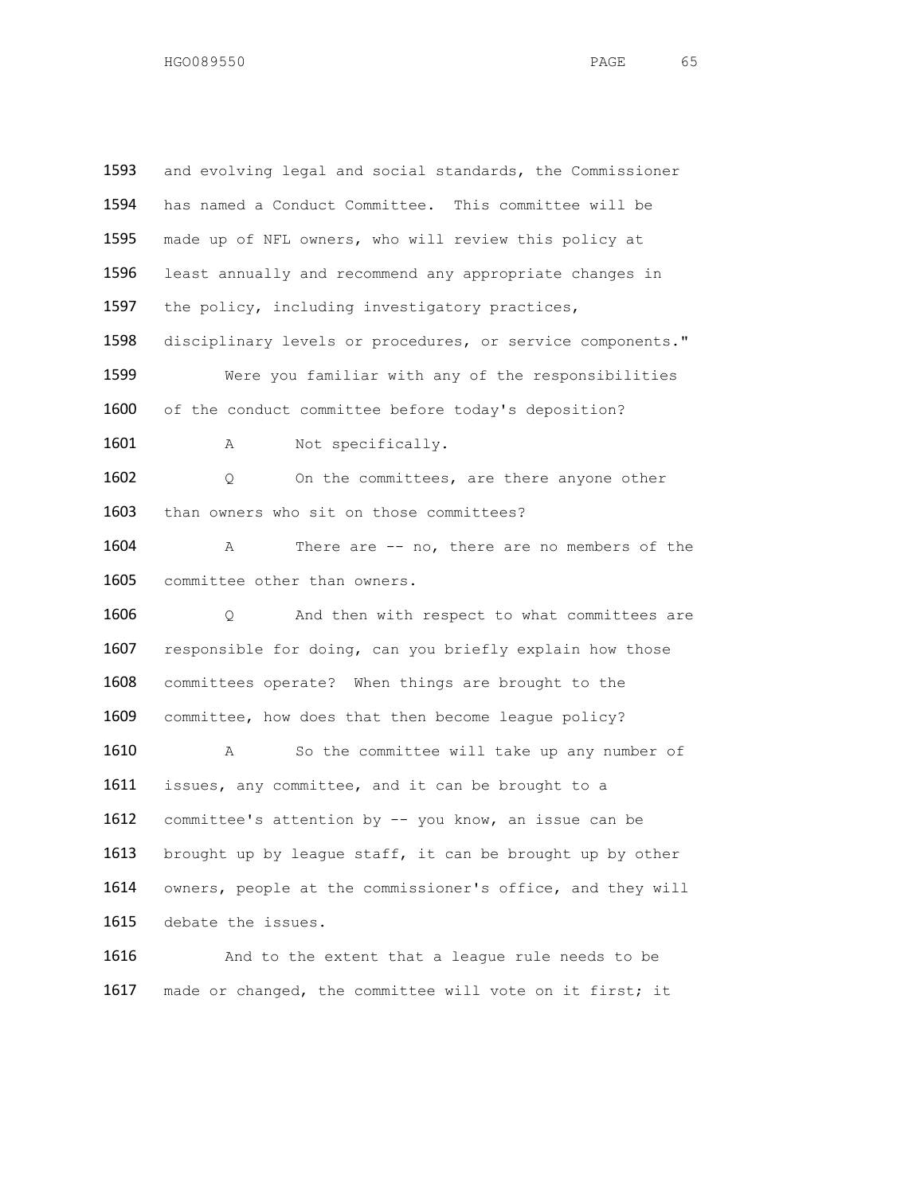1593 and evolving legal and social standards, the Commissioner
1594 has named a Conduct Committee. This committee will be
1595 made up of NFL owners, who will review this policy at
1596 least annually and recommend any appropriate changes in
1597 the policy, including investigatory practices,
1598 disciplinary levels or procedures, or service components."

1599 Were you familiar with any of the responsibilities
1600 of the conduct committee before today's deposition?

1601 A Not specifically.

1602 Q On the committees, are there anyone other
1603 than owners who sit on those committees?

1604 A There are -- no, there are no members of the
1605 committee other than owners.

1606 Q And then with respect to what committees are
1607 responsible for doing, can you briefly explain how those
1608 committees operate? When things are brought to the
1609 committee, how does that then become league policy?

1610 A So the committee will take up any number of
1611 issues, any committee, and it can be brought to a
1612 committee's attention by -- you know, an issue can be
1613 brought up by league staff, it can be brought up by other
1614 owners, people at the commissioner's office, and they will
1615 debate the issues.

1616 And to the extent that a league rule needs to be
1617 made or changed, the committee will vote on it first; it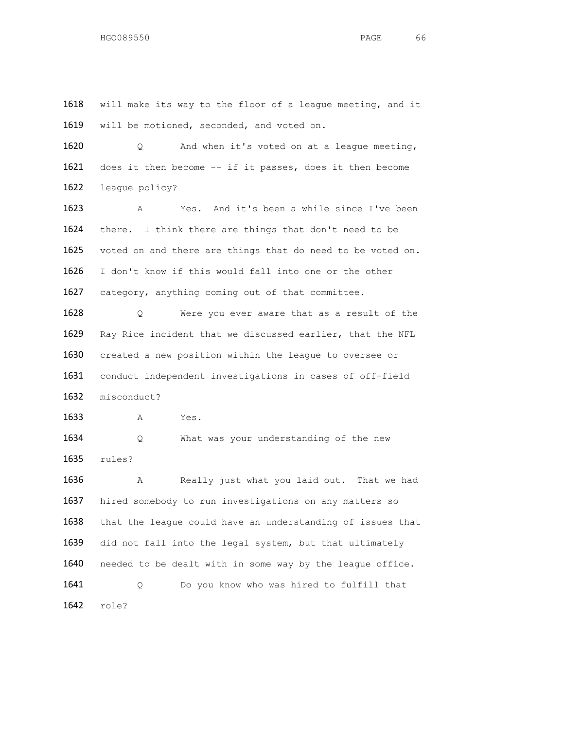1618 will make its way to the floor of a league meeting, and it
1619 will be motioned, seconded, and voted on.

1620 Q And when it's voted on at a league meeting,
1621 does it then become -- if it passes, does it then become
1622 league policy?

1623 A Yes. And it's been a while since I've been
1624 there. I think there are things that don't need to be
1625 voted on and there are things that do need to be voted on.
1626 I don't know if this would fall into one or the other
1627 category, anything coming out of that committee.

1628 Q Were you ever aware that as a result of the
1629 Ray Rice incident that we discussed earlier, that the NFL
1630 created a new position within the league to oversee or
1631 conduct independent investigations in cases of off-field
1632 misconduct?

1633 A Yes.

1634 Q What was your understanding of the new
1635 rules?

1636 A Really just what you laid out. That we had
1637 hired somebody to run investigations on any matters so
1638 that the league could have an understanding of issues that
1639 did not fall into the legal system, but that ultimately
1640 needed to be dealt with in some way by the league office.

1641 Q Do you know who was hired to fulfill that
1642 role?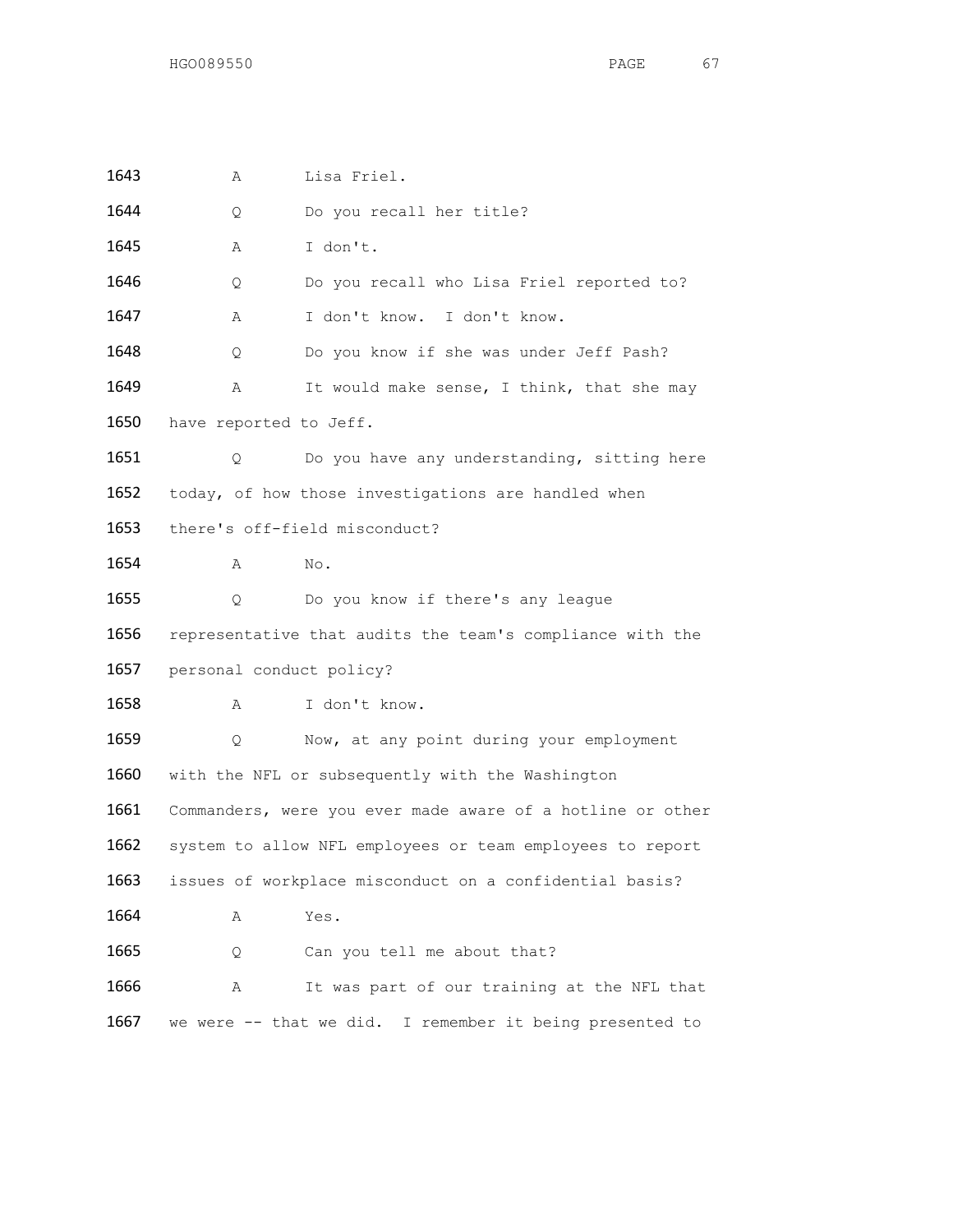1643 A Lisa Friel.

1644 Q Do you recall her title?

1645 A I don't.

1646 Q Do you recall who Lisa Friel reported to?

1647 A I don't know. I don't know.

1648 Q Do you know if she was under Jeff Pash?

1649 A It would make sense, I think, that she may

1650 have reported to Jeff.

1651 Q Do you have any understanding, sitting here

1652 today, of how those investigations are handled when

1653 there's off-field misconduct?

1654 A No.

1655 Q Do you know if there's any league

1656 representative that audits the team's compliance with the

1657 personal conduct policy?

1658 A I don't know.

1659 Q Now, at any point during your employment

1660 with the NFL or subsequently with the Washington

1661 Commanders, were you ever made aware of a hotline or other

1662 system to allow NFL employees or team employees to report

1663 issues of workplace misconduct on a confidential basis?

1664 A Yes.

1665 Q Can you tell me about that?

1666 A It was part of our training at the NFL that

1667 we were -- that we did. I remember it being presented to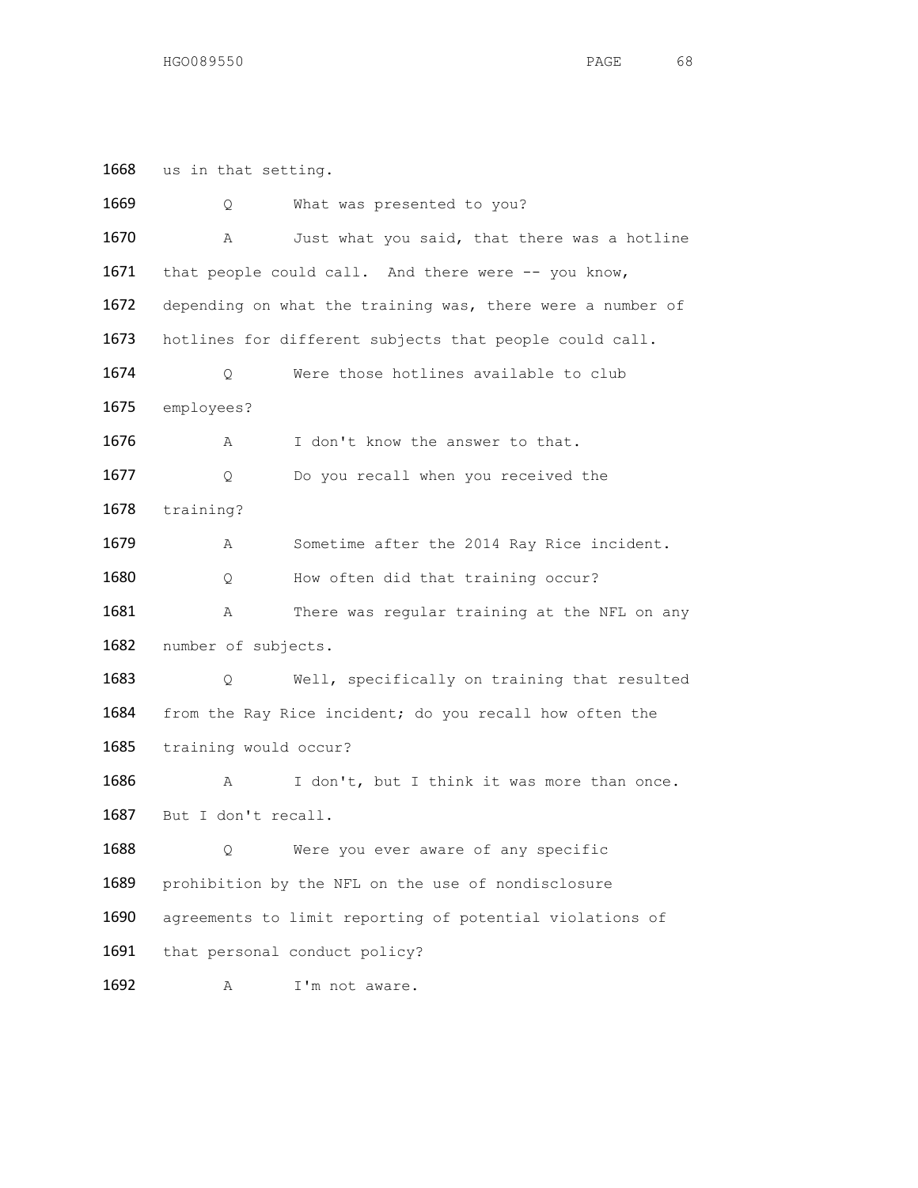1668 us in that setting.

1669 Q What was presented to you?

1670 A Just what you said, that there was a hotline

1671 that people could call. And there were -- you know,

1672 depending on what the training was, there were a number of

1673 hotlines for different subjects that people could call.

1674 Q Were those hotlines available to club

1675 employees?

1676 A I don't know the answer to that.

1677 Q Do you recall when you received the

1678 training?

1679 A Sometime after the 2014 Ray Rice incident.

1680 Q How often did that training occur?

1681 A There was regular training at the NFL on any

1682 number of subjects.

1683 Q Well, specifically on training that resulted

1684 from the Ray Rice incident; do you recall how often the

1685 training would occur?

1686 A I don't, but I think it was more than once.

1687 But I don't recall.

1688 Q Were you ever aware of any specific

1689 prohibition by the NFL on the use of nondisclosure

1690 agreements to limit reporting of potential violations of

1691 that personal conduct policy?

1692 A I'm not aware.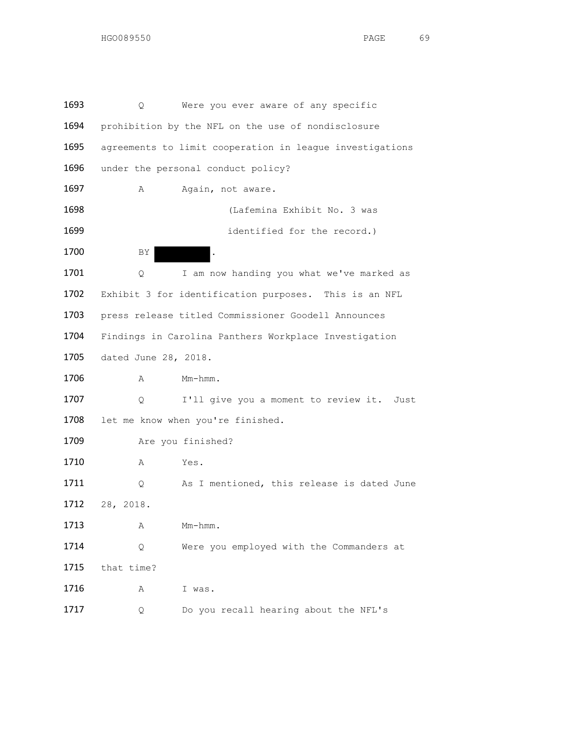1693 Q Were you ever aware of any specific

1694 prohibition by the NFL on the use of nondisclosure

1695 agreements to limit cooperation in league investigations

1696 under the personal conduct policy?

1697 A Again, not aware.

1698 (Lafemina Exhibit No. 3 was

1699 identified for the record.)

1700 BY ██████.

1701 Q I am now handing you what we've marked as

1702 Exhibit 3 for identification purposes. This is an NFL

1703 press release titled Commissioner Goodell Announces

1704 Findings in Carolina Panthers Workplace Investigation

1705 dated June 28, 2018.

1706 A Mm-hmm.

1707 Q I'll give you a moment to review it. Just

1708 let me know when you're finished.

1709 Are you finished?

1710 A Yes.

1711 Q As I mentioned, this release is dated June

1712 28, 2018.

1713 A Mm-hmm.

1714 Q Were you employed with the Commanders at

1715 that time?

1716 A I was.

1717 Q Do you recall hearing about the NFL's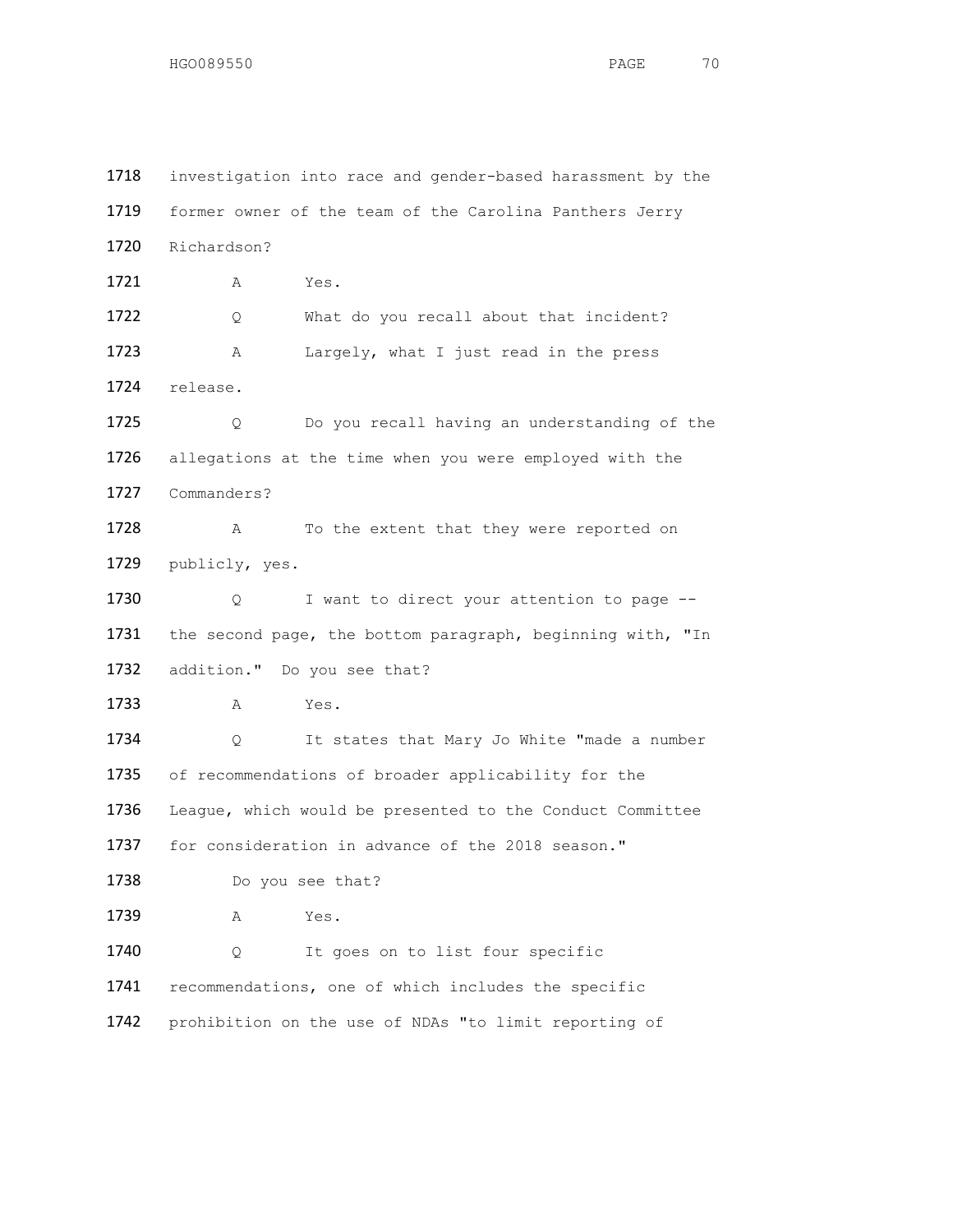1718 investigation into race and gender-based harassment by the
1719 former owner of the team of the Carolina Panthers Jerry
1720 Richardson?

1721 A Yes.

1722 Q What do you recall about that incident?

1723 A Largely, what I just read in the press
1724 release.

1725 Q Do you recall having an understanding of the
1726 allegations at the time when you were employed with the
1727 Commanders?

1728 A To the extent that they were reported on
1729 publicly, yes.

1730 Q I want to direct your attention to page --
1731 the second page, the bottom paragraph, beginning with, "In
1732 addition." Do you see that?

1733 A Yes.

1734 Q It states that Mary Jo White "made a number
1735 of recommendations of broader applicability for the
1736 League, which would be presented to the Conduct Committee
1737 for consideration in advance of the 2018 season."

1738 Do you see that?

1739 A Yes.

1740 Q It goes on to list four specific
1741 recommendations, one of which includes the specific
1742 prohibition on the use of NDAs "to limit reporting of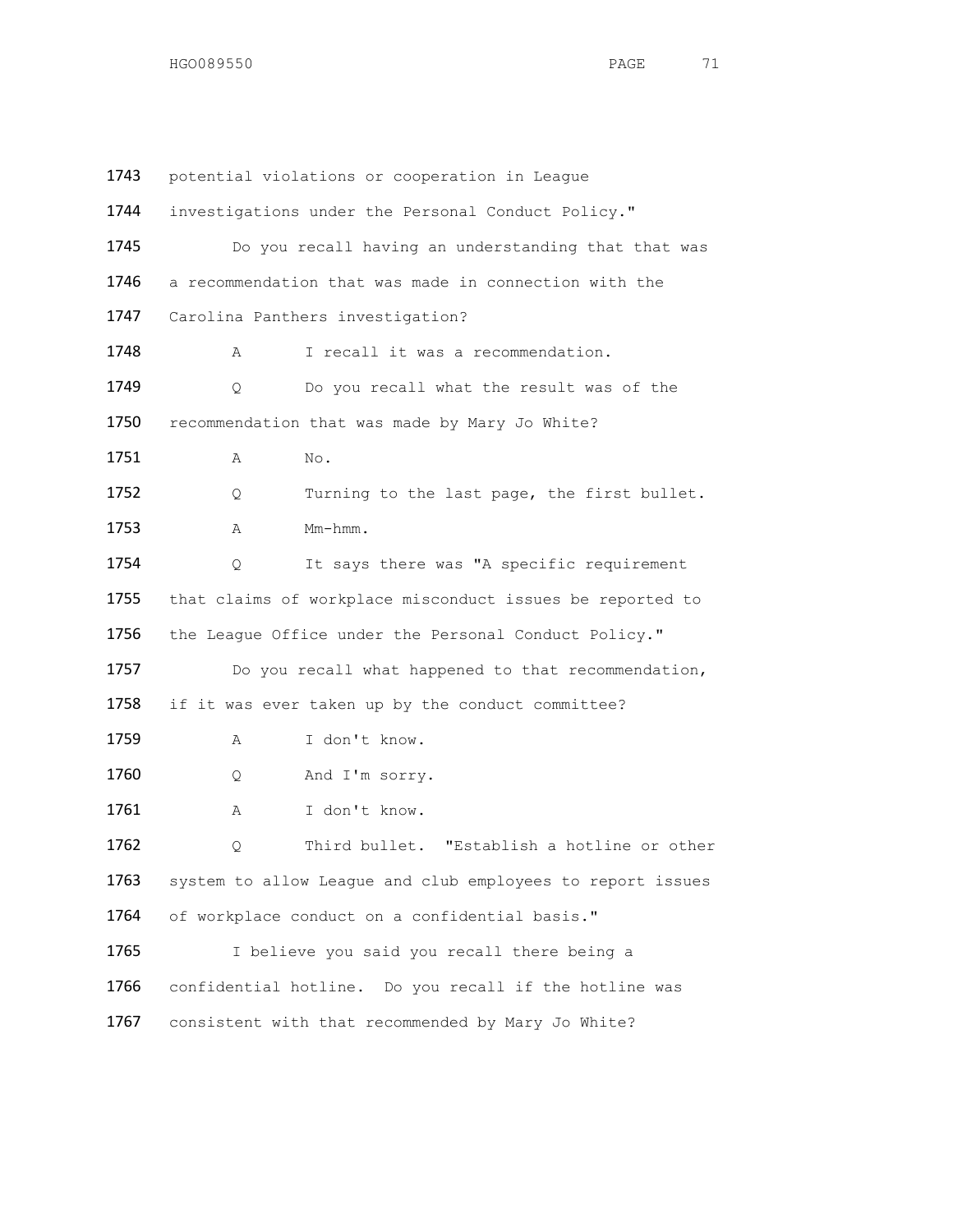1743 potential violations or cooperation in League

1744 investigations under the Personal Conduct Policy."

1745 Do you recall having an understanding that that was

1746 a recommendation that was made in connection with the

1747 Carolina Panthers investigation?

1748 A I recall it was a recommendation.

1749 Q Do you recall what the result was of the

1750 recommendation that was made by Mary Jo White?

1751 A No.

1752 Q Turning to the last page, the first bullet.

1753 A Mm-hmm.

1754 Q It says there was "A specific requirement

1755 that claims of workplace misconduct issues be reported to

1756 the League Office under the Personal Conduct Policy."

1757 Do you recall what happened to that recommendation,

1758 if it was ever taken up by the conduct committee?

1759 A I don't know.

1760 Q And I'm sorry.

1761 A I don't know.

1762 Q Third bullet. "Establish a hotline or other

1763 system to allow League and club employees to report issues

1764 of workplace conduct on a confidential basis."

1765 I believe you said you recall there being a

1766 confidential hotline. Do you recall if the hotline was

1767 consistent with that recommended by Mary Jo White?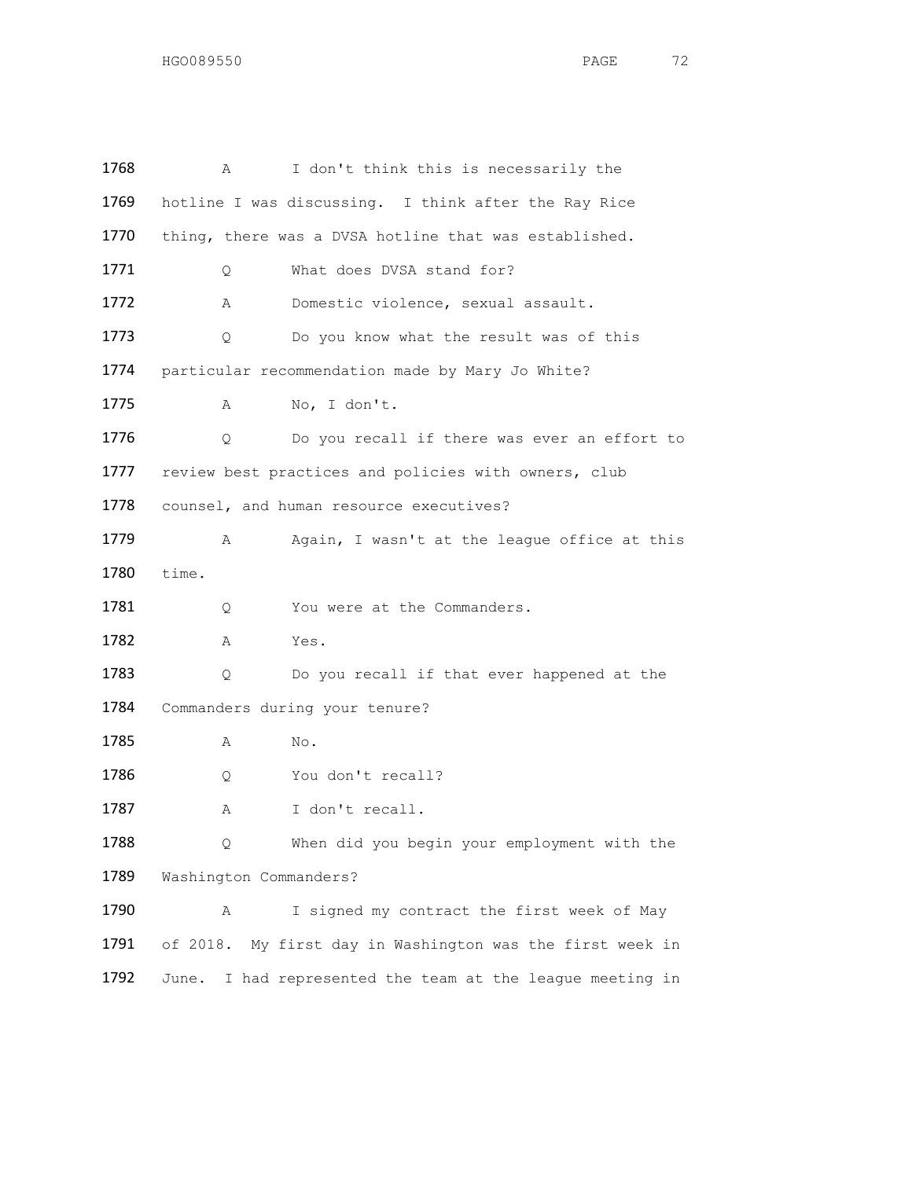1768 A I don't think this is necessarily the
1769 hotline I was discussing. I think after the Ray Rice
1770 thing, there was a DVSA hotline that was established.
1771 Q What does DVSA stand for?
1772 A Domestic violence, sexual assault.
1773 Q Do you know what the result was of this
1774 particular recommendation made by Mary Jo White?
1775 A No, I don't.
1776 Q Do you recall if there was ever an effort to
1777 review best practices and policies with owners, club
1778 counsel, and human resource executives?
1779 A Again, I wasn't at the league office at this
1780 time.
1781 Q You were at the Commanders.
1782 A Yes.
1783 Q Do you recall if that ever happened at the
1784 Commanders during your tenure?
1785 A No.
1786 Q You don't recall?
1787 A I don't recall.
1788 Q When did you begin your employment with the
1789 Washington Commanders?
1790 A I signed my contract the first week of May
1791 of 2018. My first day in Washington was the first week in
1792 June. I had represented the team at the league meeting in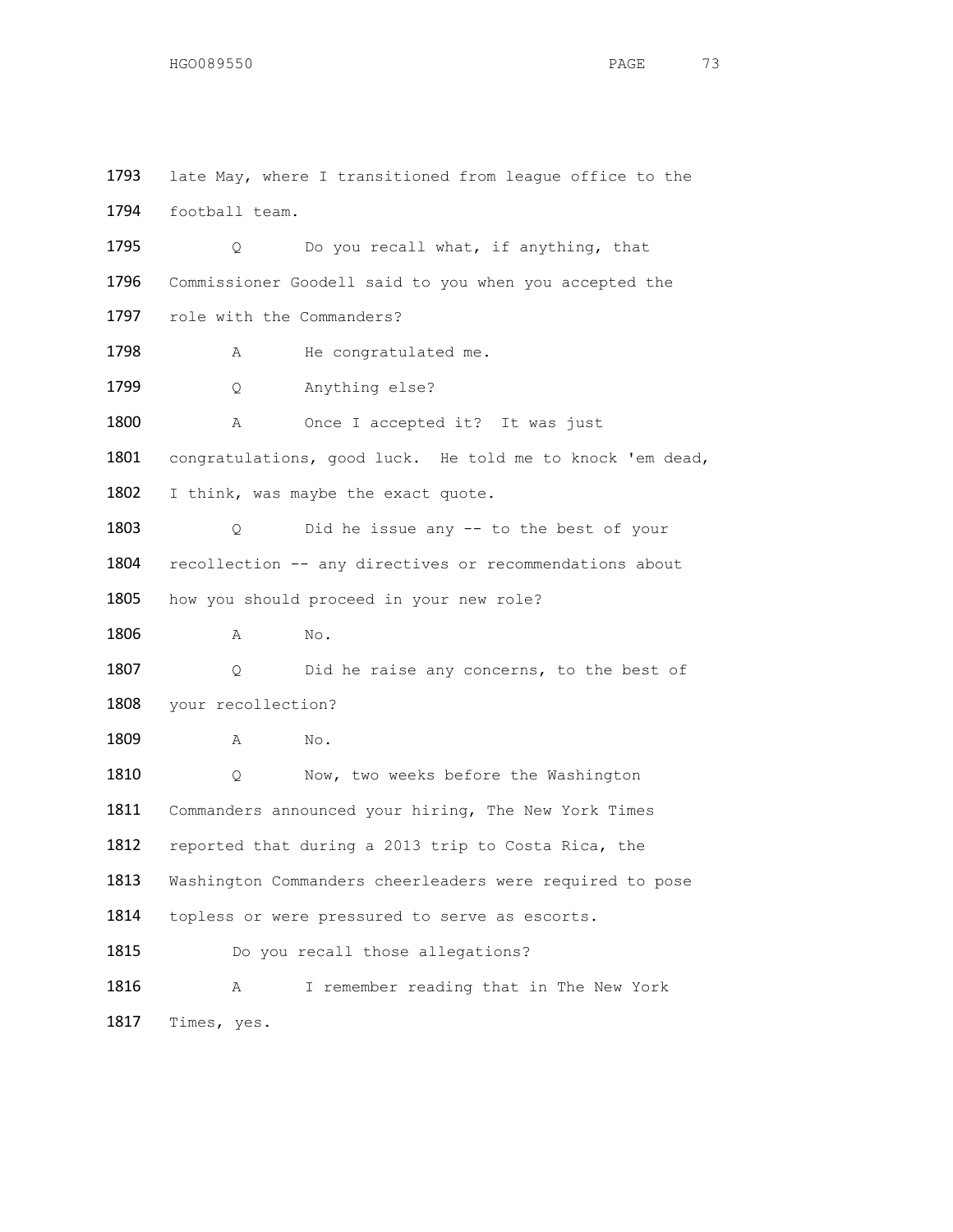1793 late May, where I transitioned from league office to the

1794 football team.

1795 Q Do you recall what, if anything, that

1796 Commissioner Goodell said to you when you accepted the

1797 role with the Commanders?

1798 A He congratulated me.

1799 Q Anything else?

1800 A Once I accepted it? It was just

1801 congratulations, good luck. He told me to knock 'em dead,

1802 I think, was maybe the exact quote.

1803 Q Did he issue any -- to the best of your

1804 recollection -- any directives or recommendations about

1805 how you should proceed in your new role?

1806 A No.

1807 Q Did he raise any concerns, to the best of

1808 your recollection?

1809 A No.

1810 Q Now, two weeks before the Washington

1811 Commanders announced your hiring, The New York Times

1812 reported that during a 2013 trip to Costa Rica, the

1813 Washington Commanders cheerleaders were required to pose

1814 topless or were pressured to serve as escorts.

1815 Do you recall those allegations?

1816 A I remember reading that in The New York

1817 Times, yes.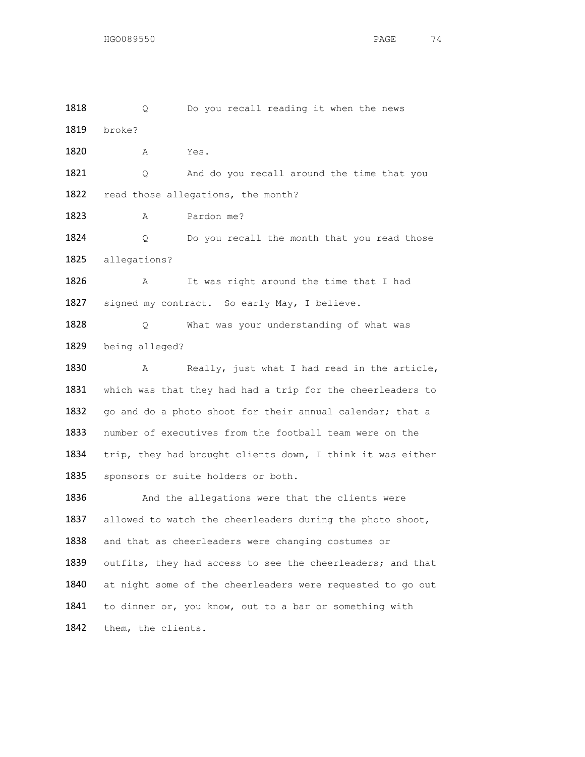1818 Q Do you recall reading it when the news
1819 broke?

1820 A Yes.

1821 Q And do you recall around the time that you
1822 read those allegations, the month?

1823 A Pardon me?

1824 Q Do you recall the month that you read those
1825 allegations?

1826 A It was right around the time that I had
1827 signed my contract. So early May, I believe.

1828 Q What was your understanding of what was
1829 being alleged?

1830 A Really, just what I had read in the article,
1831 which was that they had had a trip for the cheerleaders to
1832 go and do a photo shoot for their annual calendar; that a
1833 number of executives from the football team were on the
1834 trip, they had brought clients down, I think it was either
1835 sponsors or suite holders or both.

1836 And the allegations were that the clients were
1837 allowed to watch the cheerleaders during the photo shoot,
1838 and that as cheerleaders were changing costumes or
1839 outfits, they had access to see the cheerleaders; and that
1840 at night some of the cheerleaders were requested to go out
1841 to dinner or, you know, out to a bar or something with
1842 them, the clients.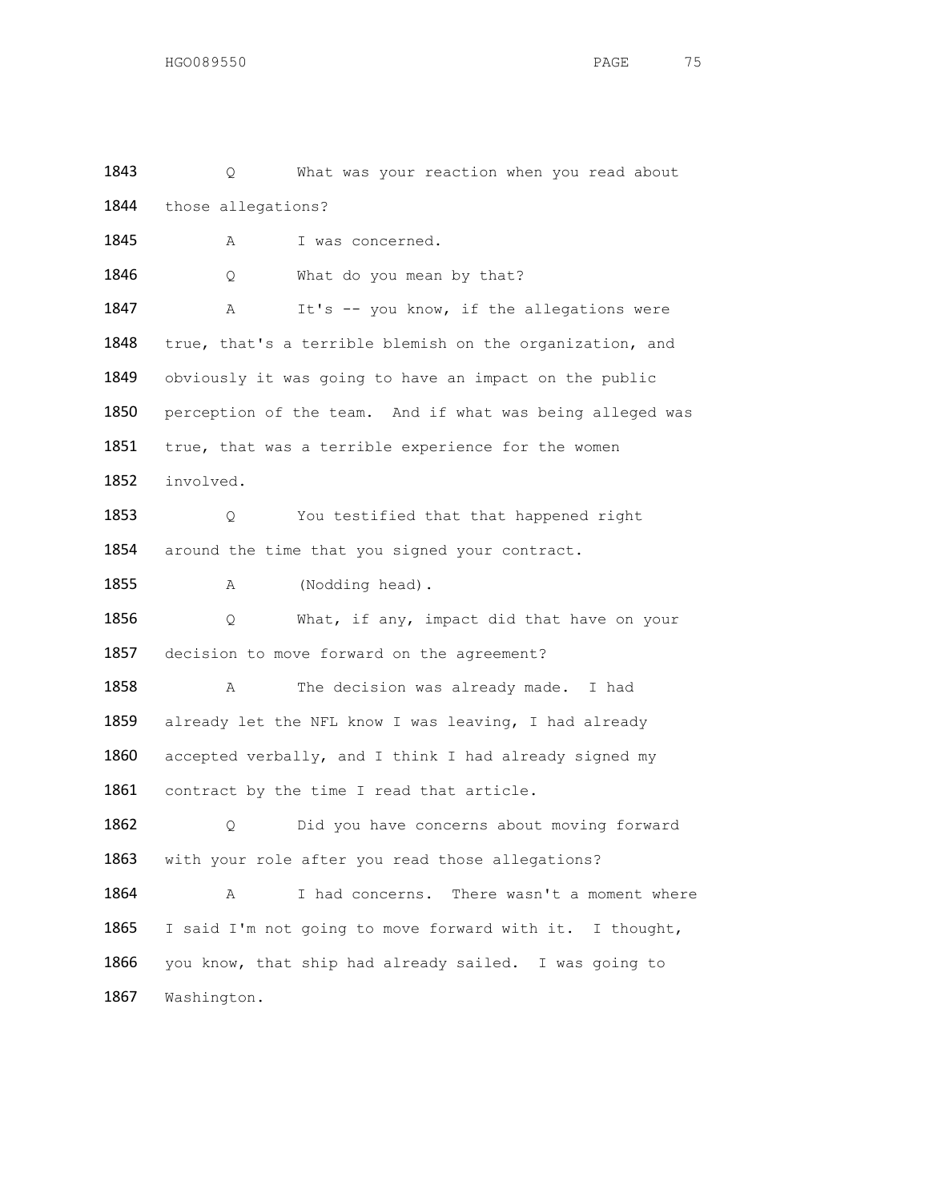1843 Q What was your reaction when you read about

1844 those allegations?

1845 A I was concerned.

1846 Q What do you mean by that?

1847 A It's -- you know, if the allegations were

1848 true, that's a terrible blemish on the organization, and

1849 obviously it was going to have an impact on the public

1850 perception of the team. And if what was being alleged was

1851 true, that was a terrible experience for the women

1852 involved.

1853 Q You testified that that happened right

1854 around the time that you signed your contract.

1855 A (Nodding head).

1856 Q What, if any, impact did that have on your

1857 decision to move forward on the agreement?

1858 A The decision was already made. I had

1859 already let the NFL know I was leaving, I had already

1860 accepted verbally, and I think I had already signed my

1861 contract by the time I read that article.

1862 Q Did you have concerns about moving forward

1863 with your role after you read those allegations?

1864 A I had concerns. There wasn't a moment where

1865 I said I'm not going to move forward with it. I thought,

1866 you know, that ship had already sailed. I was going to

1867 Washington.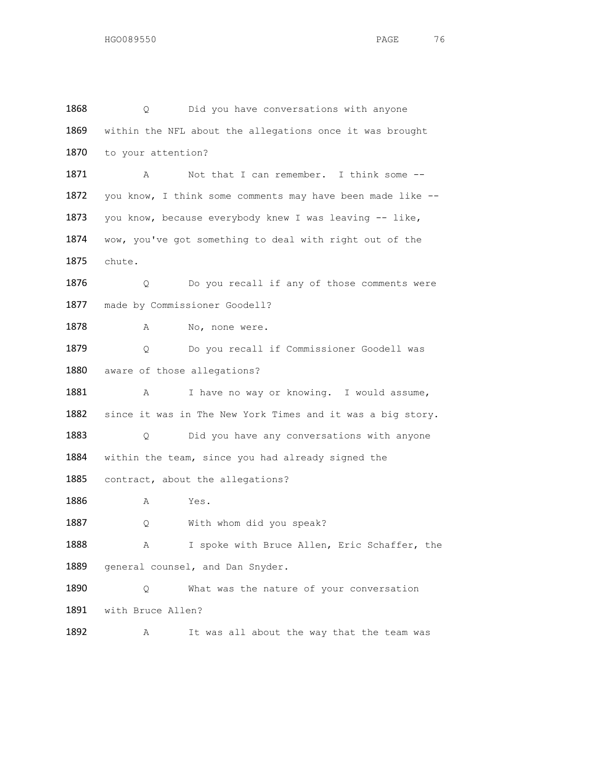1868 Q Did you have conversations with anyone
1869 within the NFL about the allegations once it was brought
1870 to your attention?

1871 A Not that I can remember. I think some --
1872 you know, I think some comments may have been made like --
1873 you know, because everybody knew I was leaving -- like,
1874 wow, you've got something to deal with right out of the
1875 chute.

1876 Q Do you recall if any of those comments were
1877 made by Commissioner Goodell?

1878 A No, none were.

1879 Q Do you recall if Commissioner Goodell was
1880 aware of those allegations?

1881 A I have no way or knowing. I would assume,
1882 since it was in The New York Times and it was a big story.

1883 Q Did you have any conversations with anyone
1884 within the team, since you had already signed the
1885 contract, about the allegations?

1886 A Yes.

1887 Q With whom did you speak?

1888 A I spoke with Bruce Allen, Eric Schaffer, the
1889 general counsel, and Dan Snyder.

1890 Q What was the nature of your conversation
1891 with Bruce Allen?

1892 A It was all about the way that the team was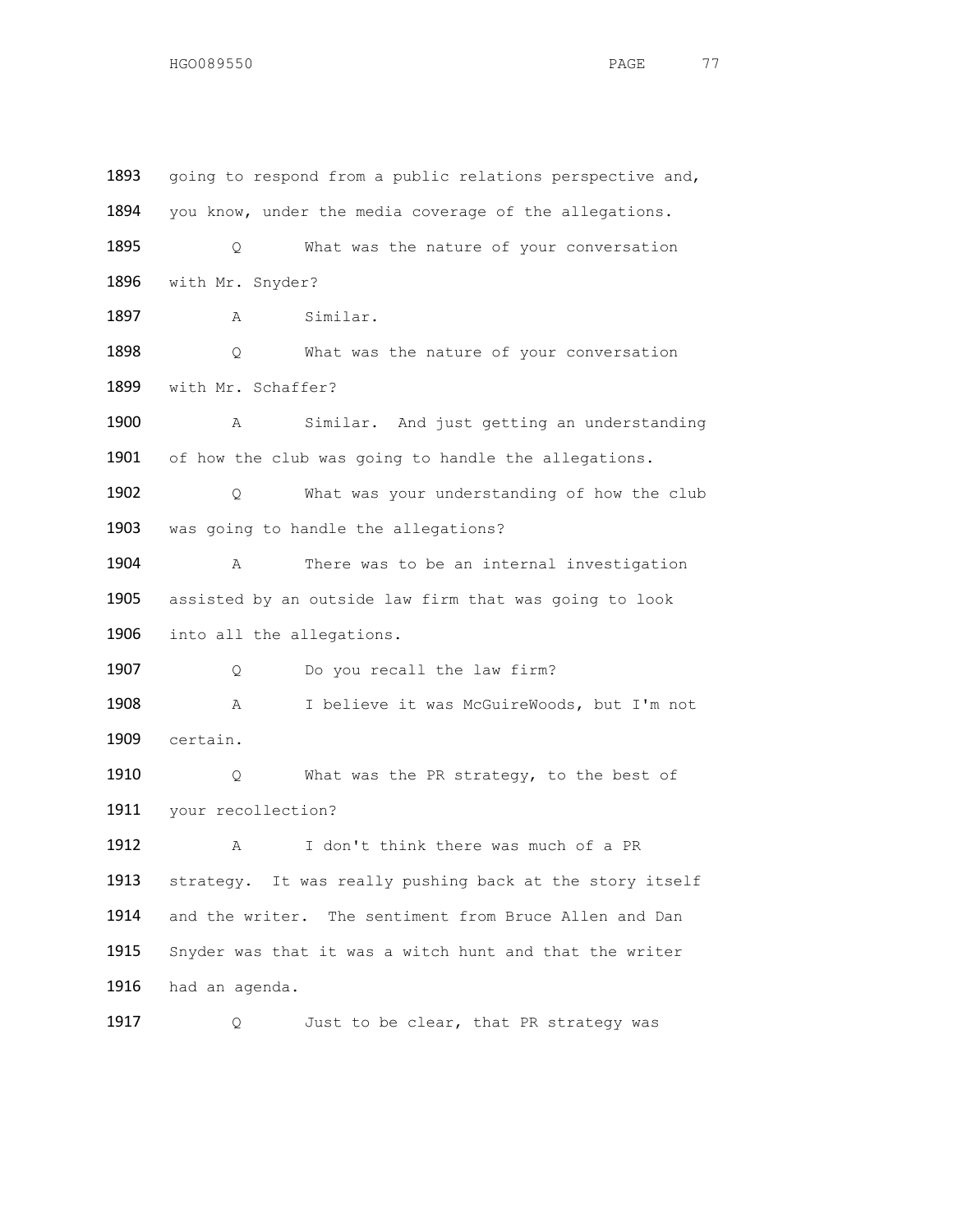1893 going to respond from a public relations perspective and,
1894 you know, under the media coverage of the allegations.

1895 Q What was the nature of your conversation
1896 with Mr. Snyder?

1897 A Similar.

1898 Q What was the nature of your conversation
1899 with Mr. Schaffer?

1900 A Similar. And just getting an understanding
1901 of how the club was going to handle the allegations.

1902 Q What was your understanding of how the club
1903 was going to handle the allegations?

1904 A There was to be an internal investigation
1905 assisted by an outside law firm that was going to look
1906 into all the allegations.

1907 Q Do you recall the law firm?

1908 A I believe it was McGuireWoods, but I'm not
1909 certain.

1910 Q What was the PR strategy, to the best of
1911 your recollection?

1912 A I don't think there was much of a PR
1913 strategy. It was really pushing back at the story itself
1914 and the writer. The sentiment from Bruce Allen and Dan
1915 Snyder was that it was a witch hunt and that the writer
1916 had an agenda.

1917 Q Just to be clear, that PR strategy was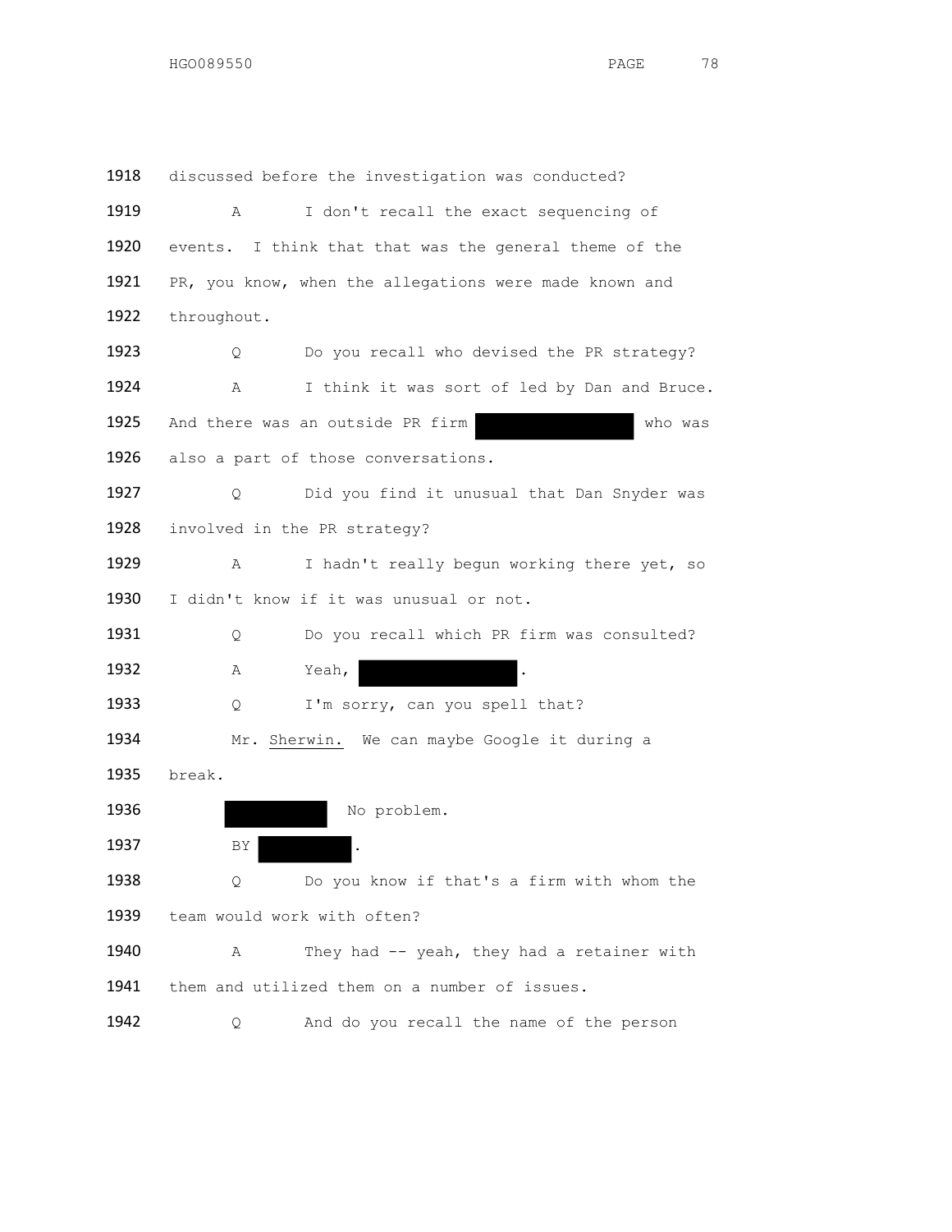1918 discussed before the investigation was conducted?

1919 A I don't recall the exact sequencing of

1920 events. I think that that was the general theme of the

1921 PR, you know, when the allegations were made known and

1922 throughout.

1923 Q Do you recall who devised the PR strategy?

1924 A I think it was sort of led by Dan and Bruce.

1925 And there was an outside PR firm [REDACTED] who was

1926 also a part of those conversations.

1927 Q Did you find it unusual that Dan Snyder was

1928 involved in the PR strategy?

1929 A I hadn't really begun working there yet, so

1930 I didn't know if it was unusual or not.

1931 Q Do you recall which PR firm was consulted?

1932 A Yeah, [REDACTED].

1933 Q I'm sorry, can you spell that?

1934 Mr. Sherwin. We can maybe Google it during a

1935 break.

1936 [REDACTED] No problem.

1937 BY [REDACTED].

1938 Q Do you know if that's a firm with whom the

1939 team would work with often?

1940 A They had -- yeah, they had a retainer with

1941 them and utilized them on a number of issues.

1942 Q And do you recall the name of the person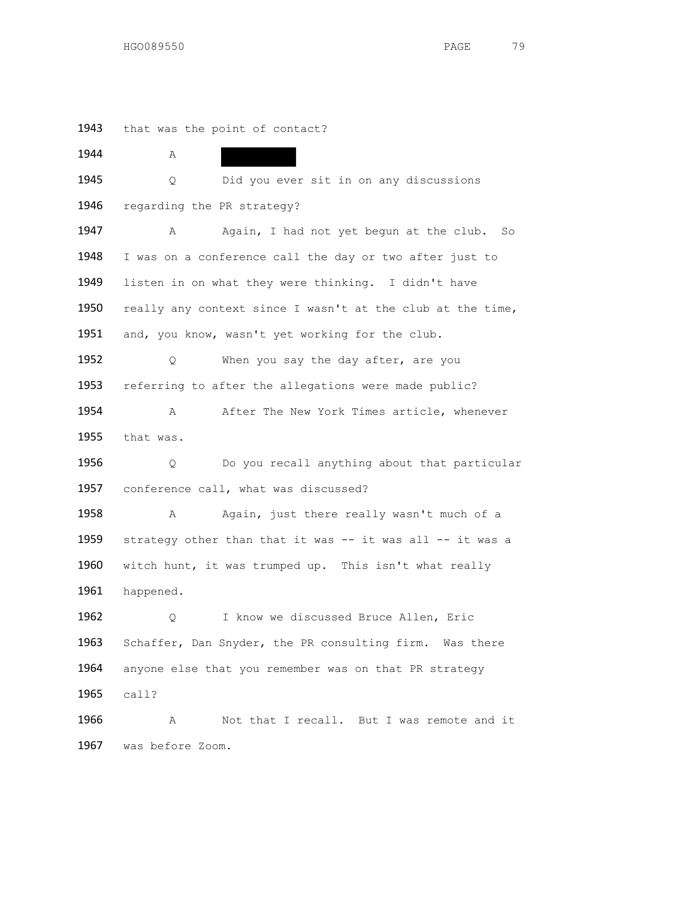1943 that was the point of contact?

1944 A [REDACTED]

1945 Q Did you ever sit in on any discussions

1946 regarding the PR strategy?

1947 A Again, I had not yet begun at the club. So

1948 I was on a conference call the day or two after just to

1949 listen in on what they were thinking. I didn't have

1950 really any context since I wasn't at the club at the time,

1951 and, you know, wasn't yet working for the club.

1952 Q When you say the day after, are you

1953 referring to after the allegations were made public?

1954 A After The New York Times article, whenever

1955 that was.

1956 Q Do you recall anything about that particular

1957 conference call, what was discussed?

1958 A Again, just there really wasn't much of a

1959 strategy other than that it was -- it was all -- it was a

1960 witch hunt, it was trumped up. This isn't what really

1961 happened.

1962 Q I know we discussed Bruce Allen, Eric

1963 Schaffer, Dan Snyder, the PR consulting firm. Was there

1964 anyone else that you remember was on that PR strategy

1965 call?

1966 A Not that I recall. But I was remote and it

1967 was before Zoom.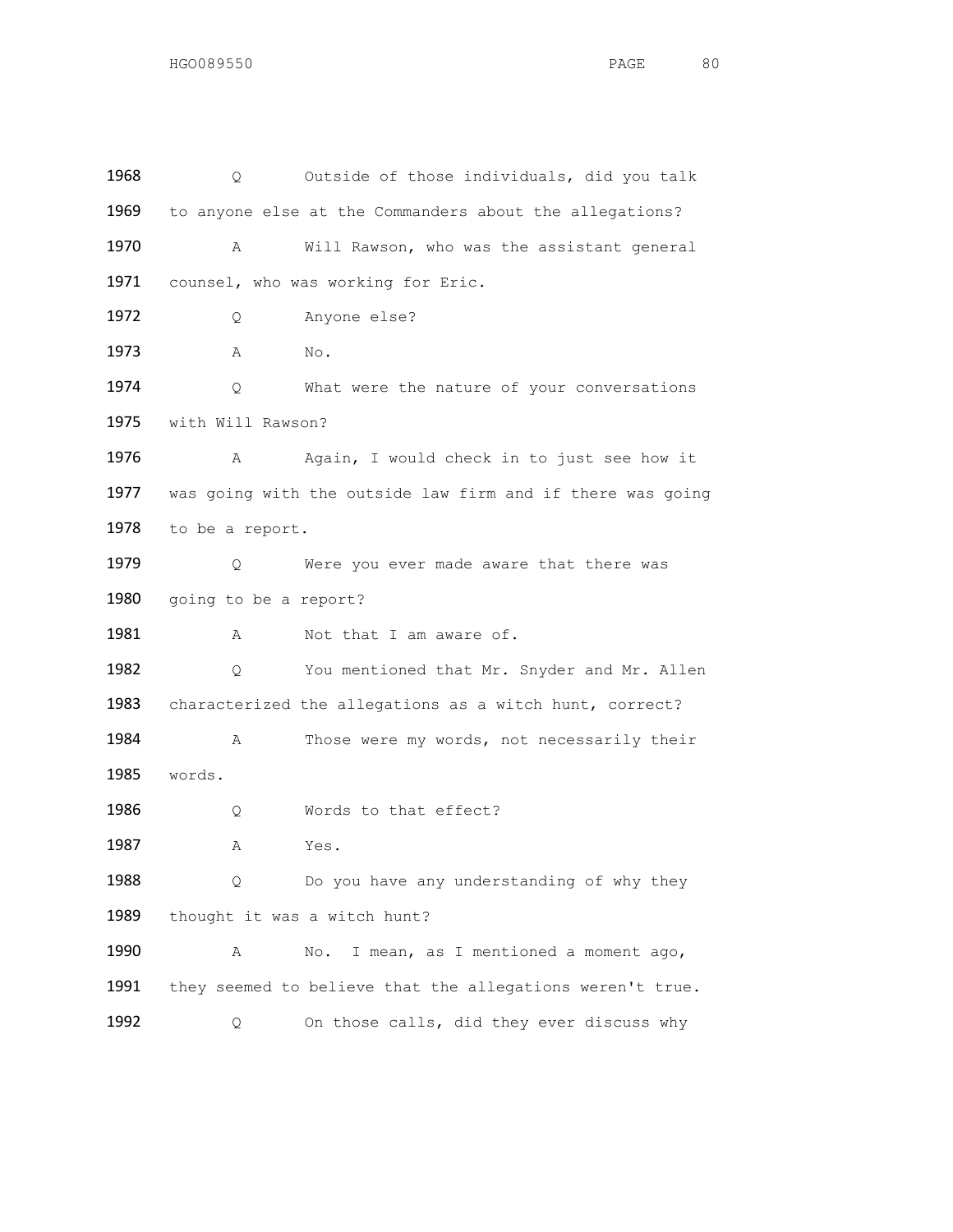1968 Q Outside of those individuals, did you talk
1969 to anyone else at the Commanders about the allegations?
1970 A Will Rawson, who was the assistant general
1971 counsel, who was working for Eric.
1972 Q Anyone else?
1973 A No.
1974 Q What were the nature of your conversations
1975 with Will Rawson?
1976 A Again, I would check in to just see how it
1977 was going with the outside law firm and if there was going
1978 to be a report.
1979 Q Were you ever made aware that there was
1980 going to be a report?
1981 A Not that I am aware of.
1982 Q You mentioned that Mr. Snyder and Mr. Allen
1983 characterized the allegations as a witch hunt, correct?
1984 A Those were my words, not necessarily their
1985 words.
1986 Q Words to that effect?
1987 A Yes.
1988 Q Do you have any understanding of why they
1989 thought it was a witch hunt?
1990 A No. I mean, as I mentioned a moment ago,
1991 they seemed to believe that the allegations weren't true.
1992 Q On those calls, did they ever discuss why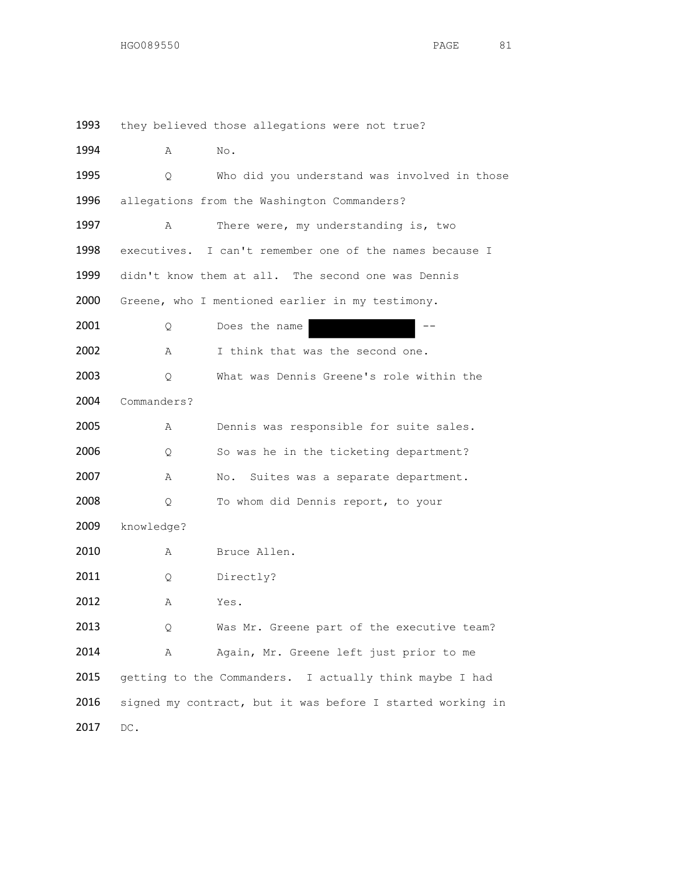1993 they believed those allegations were not true?

1994 A No.

1995 Q Who did you understand was involved in those

1996 allegations from the Washington Commanders?

1997 A There were, my understanding is, two

1998 executives. I can't remember one of the names because I

1999 didn't know them at all. The second one was Dennis

2000 Greene, who I mentioned earlier in my testimony.

2001 Q Does the name [REDACTED] --

2002 A I think that was the second one.

2003 Q What was Dennis Greene's role within the

2004 Commanders?

2005 A Dennis was responsible for suite sales.

2006 Q So was he in the ticketing department?

2007 A No. Suites was a separate department.

2008 Q To whom did Dennis report, to your

2009 knowledge?

2010 A Bruce Allen.

2011 Q Directly?

2012 A Yes.

2013 Q Was Mr. Greene part of the executive team?

2014 A Again, Mr. Greene left just prior to me

2015 getting to the Commanders. I actually think maybe I had

2016 signed my contract, but it was before I started working in

2017 DC.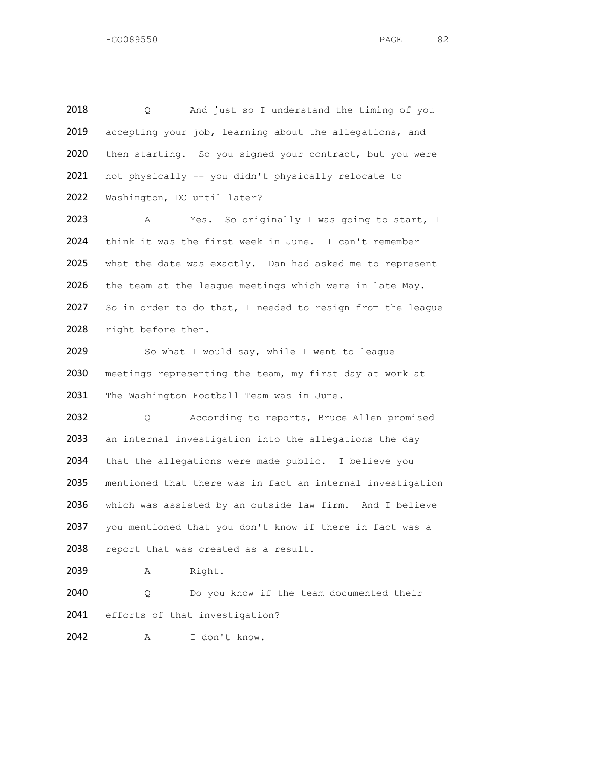2018 Q And just so I understand the timing of you
2019 accepting your job, learning about the allegations, and
2020 then starting. So you signed your contract, but you were
2021 not physically -- you didn't physically relocate to
2022 Washington, DC until later?

2023 A Yes. So originally I was going to start, I
2024 think it was the first week in June. I can't remember
2025 what the date was exactly. Dan had asked me to represent
2026 the team at the league meetings which were in late May.
2027 So in order to do that, I needed to resign from the league
2028 right before then.

2029 So what I would say, while I went to league
2030 meetings representing the team, my first day at work at
2031 The Washington Football Team was in June.

2032 Q According to reports, Bruce Allen promised
2033 an internal investigation into the allegations the day
2034 that the allegations were made public. I believe you
2035 mentioned that there was in fact an internal investigation
2036 which was assisted by an outside law firm. And I believe
2037 you mentioned that you don't know if there in fact was a
2038 report that was created as a result.

2039 A Right.

2040 Q Do you know if the team documented their
2041 efforts of that investigation?

2042 A I don't know.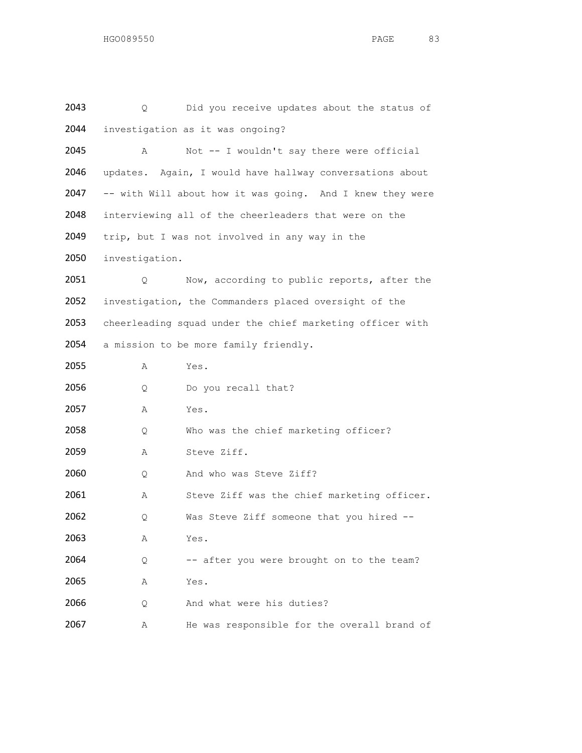2043 Q Did you receive updates about the status of
2044 investigation as it was ongoing?

2045 A Not -- I wouldn't say there were official
2046 updates. Again, I would have hallway conversations about
2047 -- with Will about how it was going. And I knew they were
2048 interviewing all of the cheerleaders that were on the
2049 trip, but I was not involved in any way in the
2050 investigation.

2051 Q Now, according to public reports, after the
2052 investigation, the Commanders placed oversight of the
2053 cheerleading squad under the chief marketing officer with
2054 a mission to be more family friendly.

2055 A Yes.

2056 Q Do you recall that?

2057 A Yes.

2058 Q Who was the chief marketing officer?

2059 A Steve Ziff.

2060 Q And who was Steve Ziff?

2061 A Steve Ziff was the chief marketing officer.

2062 Q Was Steve Ziff someone that you hired --

2063 A Yes.

2064 Q -- after you were brought on to the team?

2065 A Yes.

2066 Q And what were his duties?

2067 A He was responsible for the overall brand of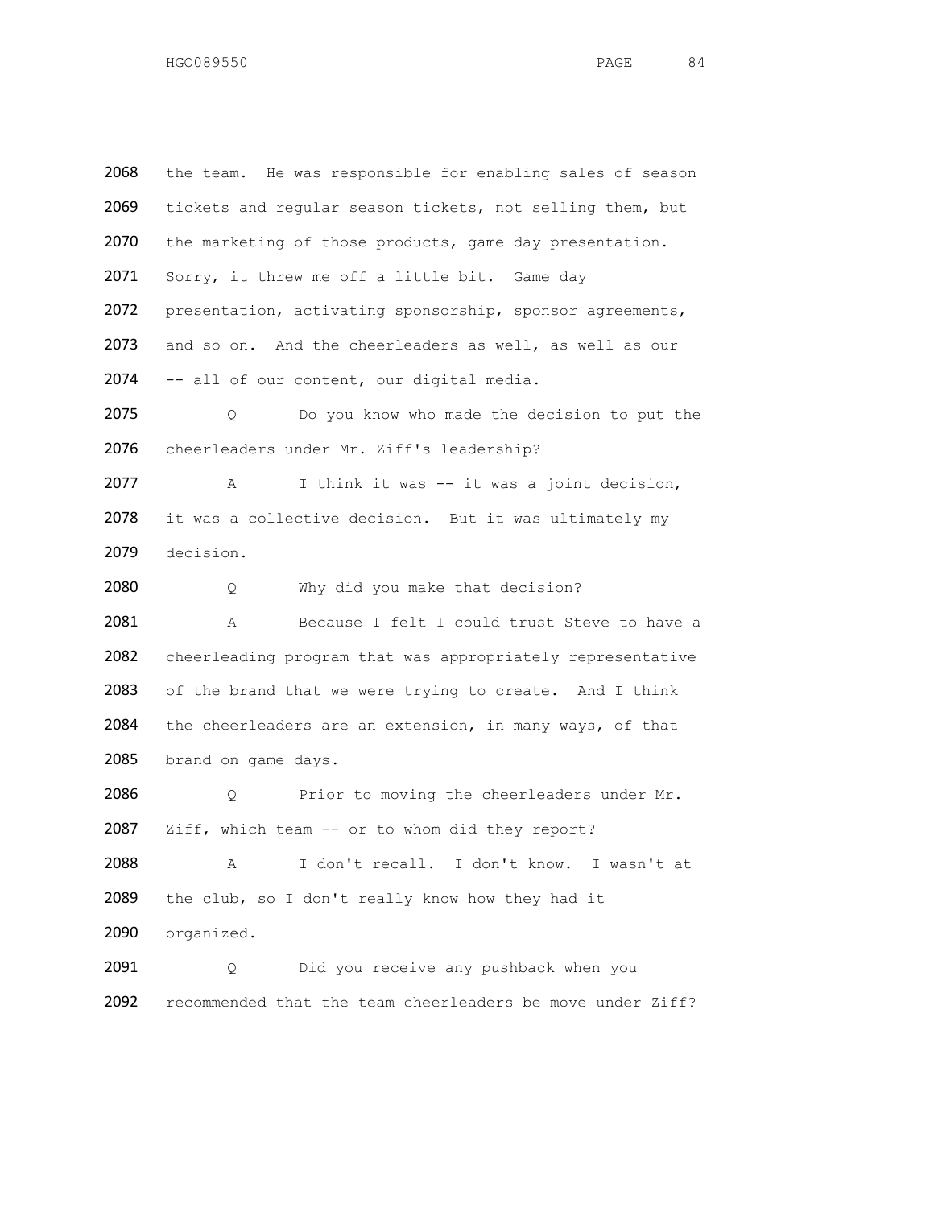2068 the team. He was responsible for enabling sales of season
2069 tickets and regular season tickets, not selling them, but
2070 the marketing of those products, game day presentation.
2071 Sorry, it threw me off a little bit. Game day
2072 presentation, activating sponsorship, sponsor agreements,
2073 and so on. And the cheerleaders as well, as well as our
2074 -- all of our content, our digital media.

2075 Q Do you know who made the decision to put the
2076 cheerleaders under Mr. Ziff's leadership?

2077 A I think it was -- it was a joint decision,
2078 it was a collective decision. But it was ultimately my
2079 decision.

2080 Q Why did you make that decision?

2081 A Because I felt I could trust Steve to have a
2082 cheerleading program that was appropriately representative
2083 of the brand that we were trying to create. And I think
2084 the cheerleaders are an extension, in many ways, of that
2085 brand on game days.

2086 Q Prior to moving the cheerleaders under Mr.
2087 Ziff, which team -- or to whom did they report?

2088 A I don't recall. I don't know. I wasn't at
2089 the club, so I don't really know how they had it
2090 organized.

2091 Q Did you receive any pushback when you
2092 recommended that the team cheerleaders be move under Ziff?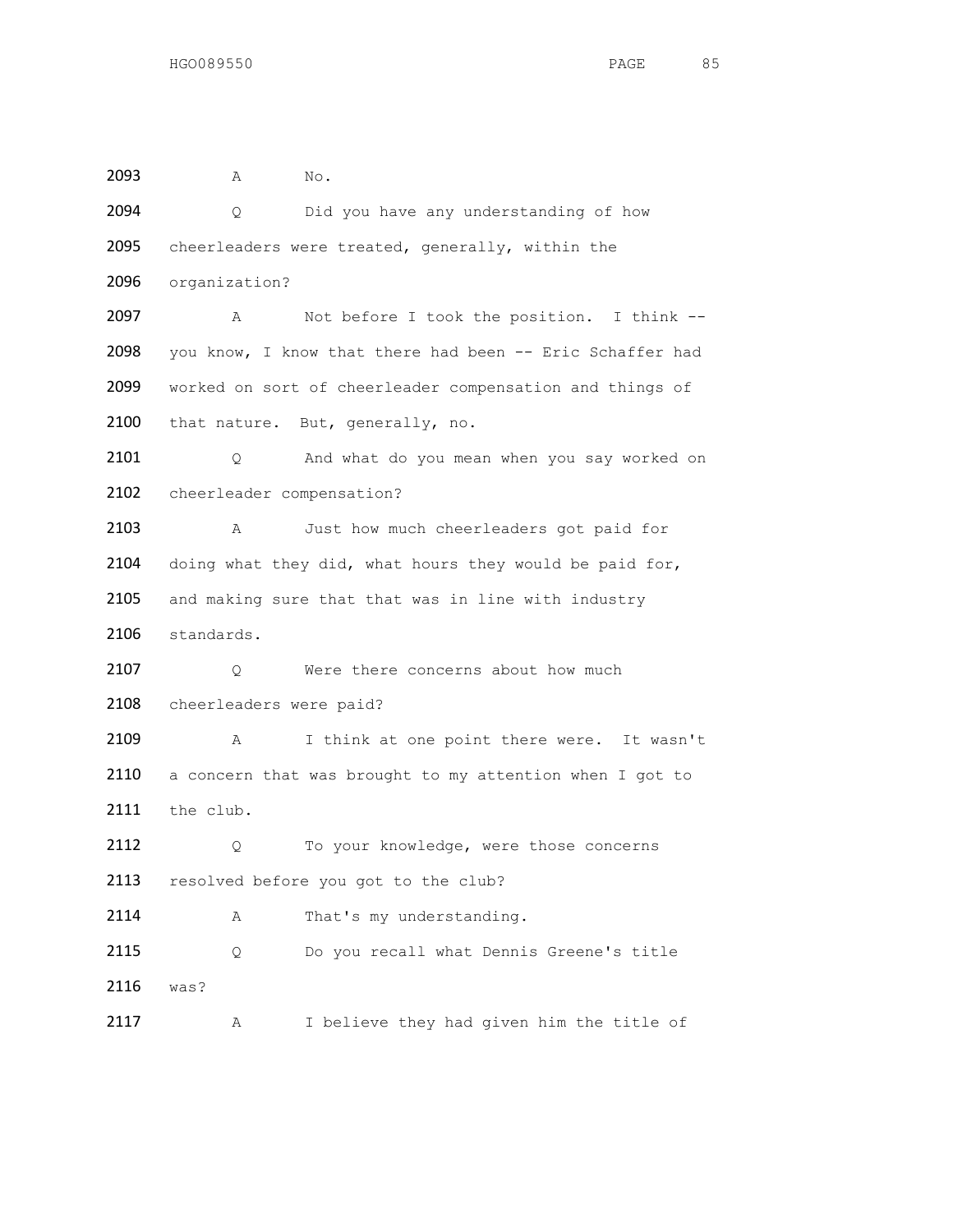2093 A No.

2094 Q Did you have any understanding of how

2095 cheerleaders were treated, generally, within the

2096 organization?

2097 A Not before I took the position. I think --

2098 you know, I know that there had been -- Eric Schaffer had

2099 worked on sort of cheerleader compensation and things of

2100 that nature. But, generally, no.

2101 Q And what do you mean when you say worked on

2102 cheerleader compensation?

2103 A Just how much cheerleaders got paid for

2104 doing what they did, what hours they would be paid for,

2105 and making sure that that was in line with industry

2106 standards.

2107 Q Were there concerns about how much

2108 cheerleaders were paid?

2109 A I think at one point there were. It wasn't

2110 a concern that was brought to my attention when I got to

2111 the club.

2112 Q To your knowledge, were those concerns

2113 resolved before you got to the club?

2114 A That's my understanding.

2115 Q Do you recall what Dennis Greene's title

2116 was?

2117 A I believe they had given him the title of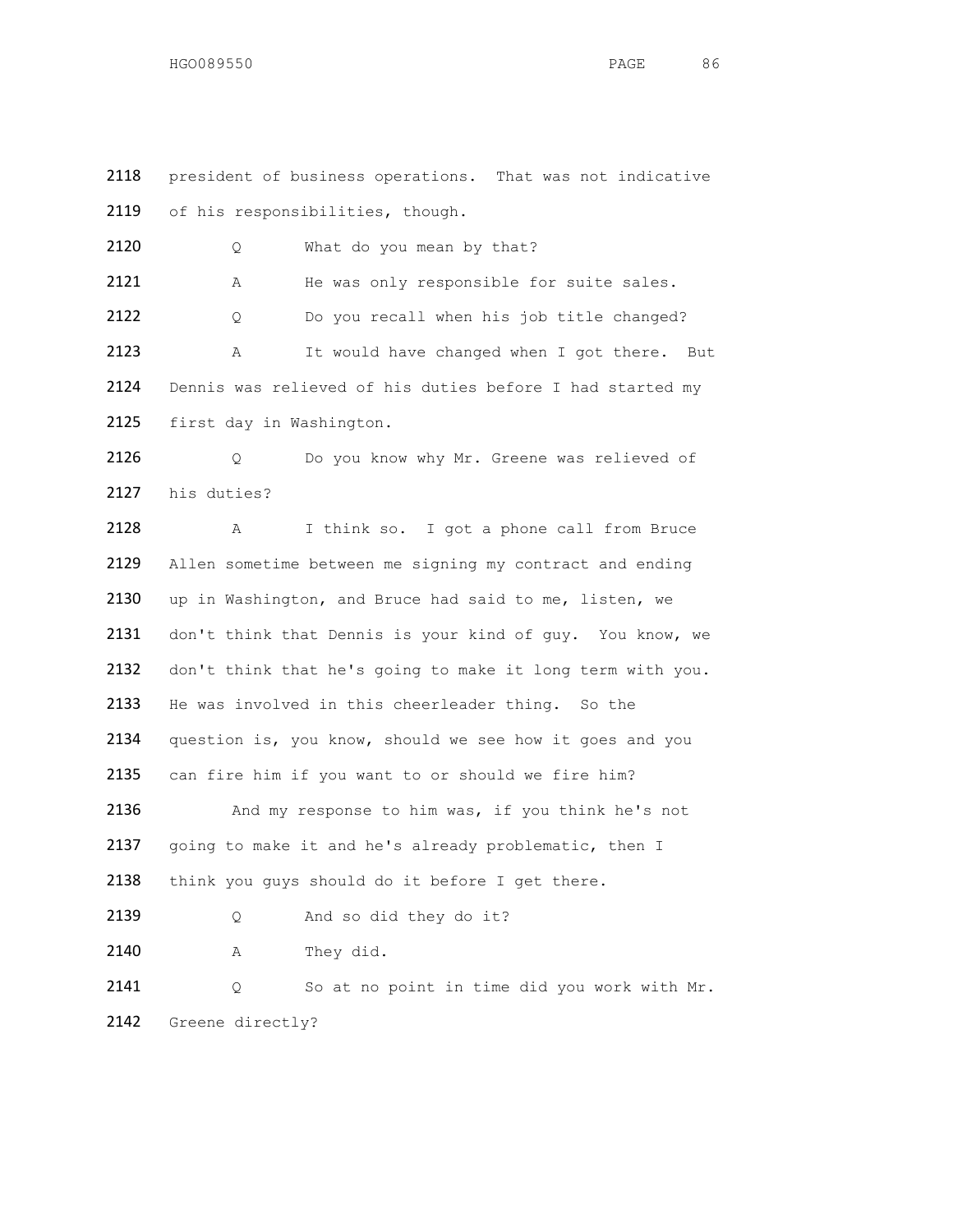2118 president of business operations. That was not indicative
2119 of his responsibilities, though.

2120 Q What do you mean by that?

2121 A He was only responsible for suite sales.

2122 Q Do you recall when his job title changed?

2123 A It would have changed when I got there. But
2124 Dennis was relieved of his duties before I had started my
2125 first day in Washington.

2126 Q Do you know why Mr. Greene was relieved of
2127 his duties?

2128 A I think so. I got a phone call from Bruce
2129 Allen sometime between me signing my contract and ending
2130 up in Washington, and Bruce had said to me, listen, we
2131 don't think that Dennis is your kind of guy. You know, we
2132 don't think that he's going to make it long term with you.
2133 He was involved in this cheerleader thing. So the
2134 question is, you know, should we see how it goes and you
2135 can fire him if you want to or should we fire him?

2136 And my response to him was, if you think he's not
2137 going to make it and he's already problematic, then I
2138 think you guys should do it before I get there.

2139 Q And so did they do it?

2140 A They did.

2141 Q So at no point in time did you work with Mr.
2142 Greene directly?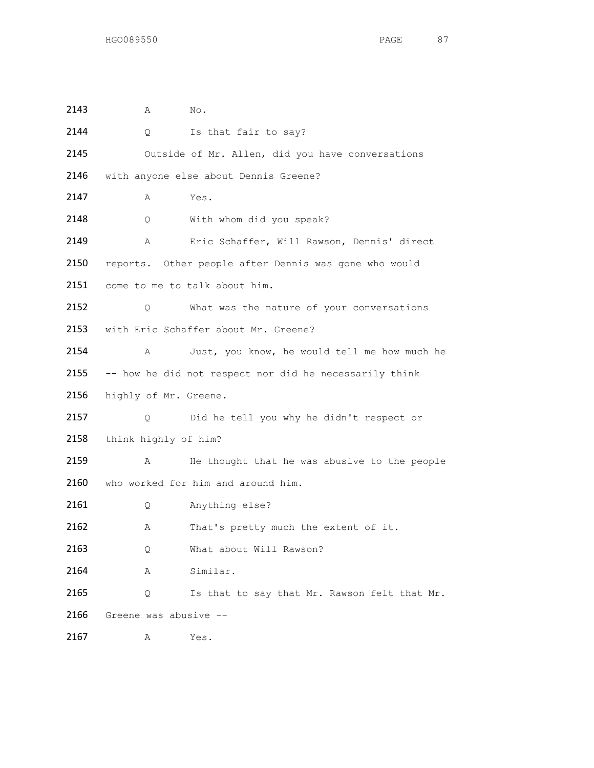2143 A No.

2144 Q Is that fair to say?

2145 Outside of Mr. Allen, did you have conversations

2146 with anyone else about Dennis Greene?

2147 A Yes.

2148 Q With whom did you speak?

2149 A Eric Schaffer, Will Rawson, Dennis' direct

2150 reports. Other people after Dennis was gone who would

2151 come to me to talk about him.

2152 Q What was the nature of your conversations

2153 with Eric Schaffer about Mr. Greene?

2154 A Just, you know, he would tell me how much he

2155 -- how he did not respect nor did he necessarily think

2156 highly of Mr. Greene.

2157 Q Did he tell you why he didn't respect or

2158 think highly of him?

2159 A He thought that he was abusive to the people

2160 who worked for him and around him.

2161 Q Anything else?

2162 A That's pretty much the extent of it.

2163 Q What about Will Rawson?

2164 A Similar.

2165 Q Is that to say that Mr. Rawson felt that Mr.

2166 Greene was abusive --

2167 A Yes.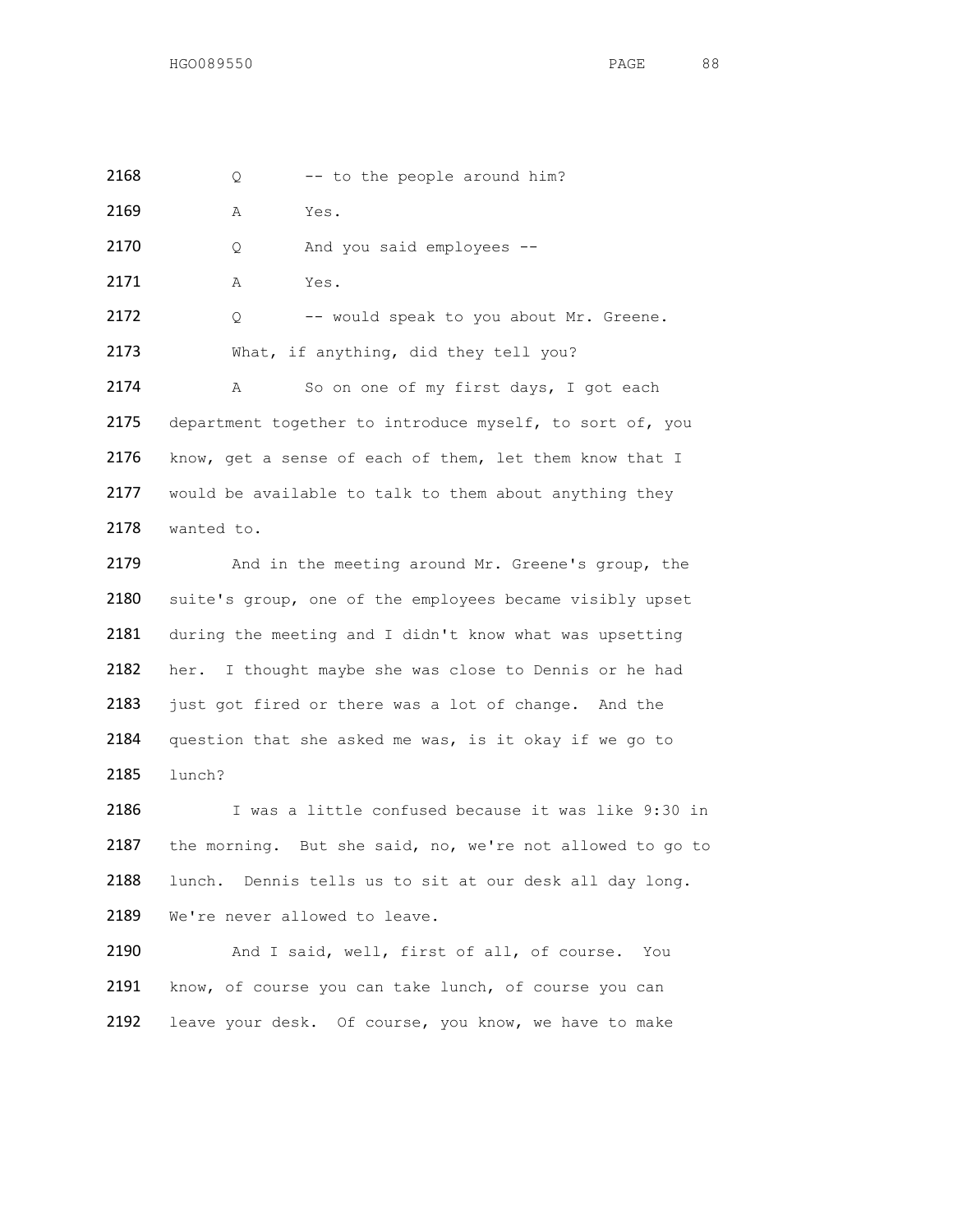2168 Q -- to the people around him?

2169 A Yes.

2170 Q And you said employees --

2171 A Yes.

2172 Q -- would speak to you about Mr. Greene.

2173 What, if anything, did they tell you?

2174 A So on one of my first days, I got each

2175 department together to introduce myself, to sort of, you

2176 know, get a sense of each of them, let them know that I

2177 would be available to talk to them about anything they

2178 wanted to.

2179 And in the meeting around Mr. Greene's group, the

2180 suite's group, one of the employees became visibly upset

2181 during the meeting and I didn't know what was upsetting

2182 her. I thought maybe she was close to Dennis or he had

2183 just got fired or there was a lot of change. And the

2184 question that she asked me was, is it okay if we go to

2185 lunch?

2186 I was a little confused because it was like 9:30 in

2187 the morning. But she said, no, we're not allowed to go to

2188 lunch. Dennis tells us to sit at our desk all day long.

2189 We're never allowed to leave.

2190 And I said, well, first of all, of course. You

2191 know, of course you can take lunch, of course you can

2192 leave your desk. Of course, you know, we have to make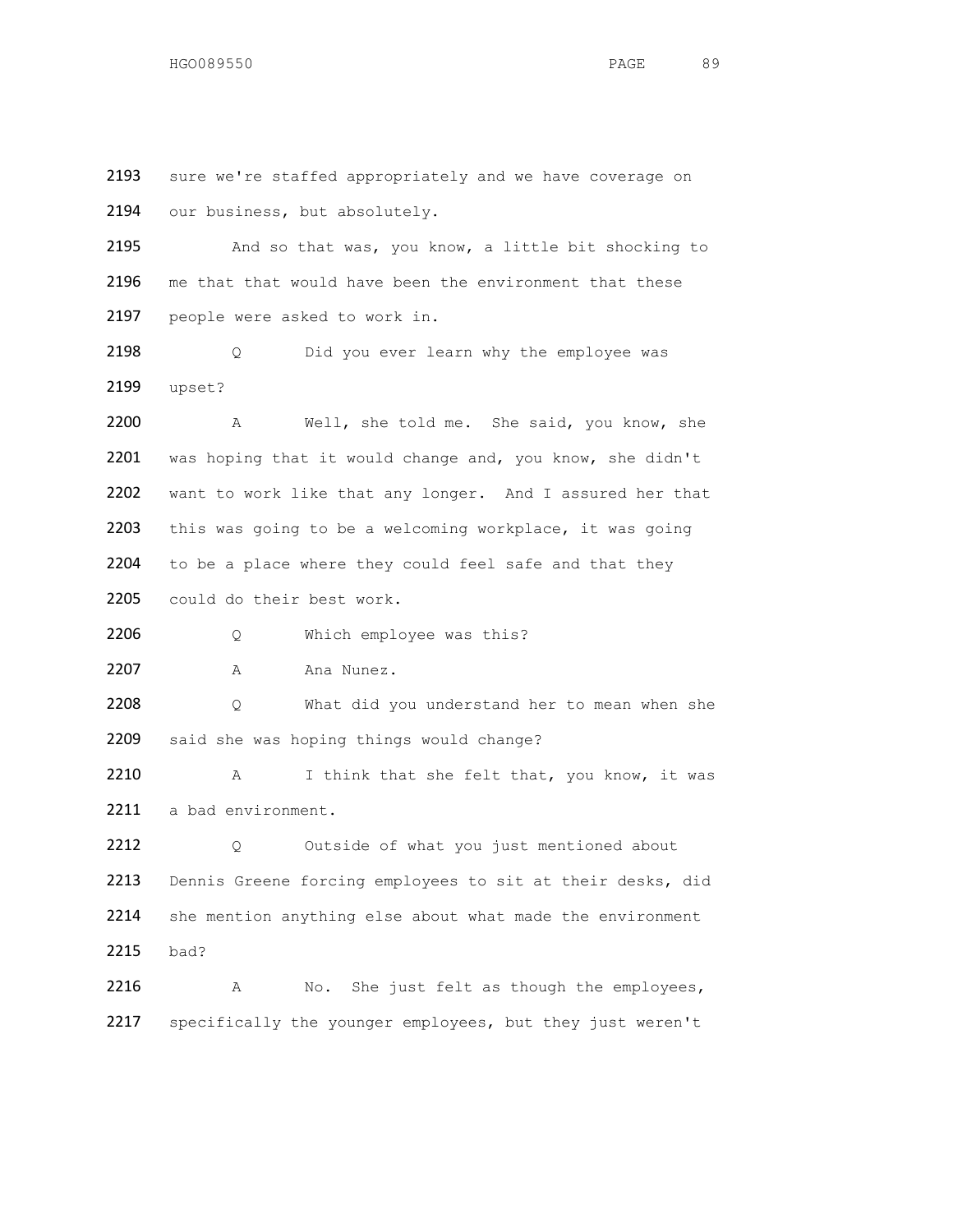2193 sure we're staffed appropriately and we have coverage on
2194 our business, but absolutely.

2195 And so that was, you know, a little bit shocking to
2196 me that that would have been the environment that these
2197 people were asked to work in.

2198 Q Did you ever learn why the employee was
2199 upset?

2200 A Well, she told me. She said, you know, she
2201 was hoping that it would change and, you know, she didn't
2202 want to work like that any longer. And I assured her that
2203 this was going to be a welcoming workplace, it was going
2204 to be a place where they could feel safe and that they
2205 could do their best work.

2206 Q Which employee was this?

2207 A Ana Nunez.

2208 Q What did you understand her to mean when she
2209 said she was hoping things would change?

2210 A I think that she felt that, you know, it was
2211 a bad environment.

2212 Q Outside of what you just mentioned about
2213 Dennis Greene forcing employees to sit at their desks, did
2214 she mention anything else about what made the environment
2215 bad?

2216 A No. She just felt as though the employees,
2217 specifically the younger employees, but they just weren't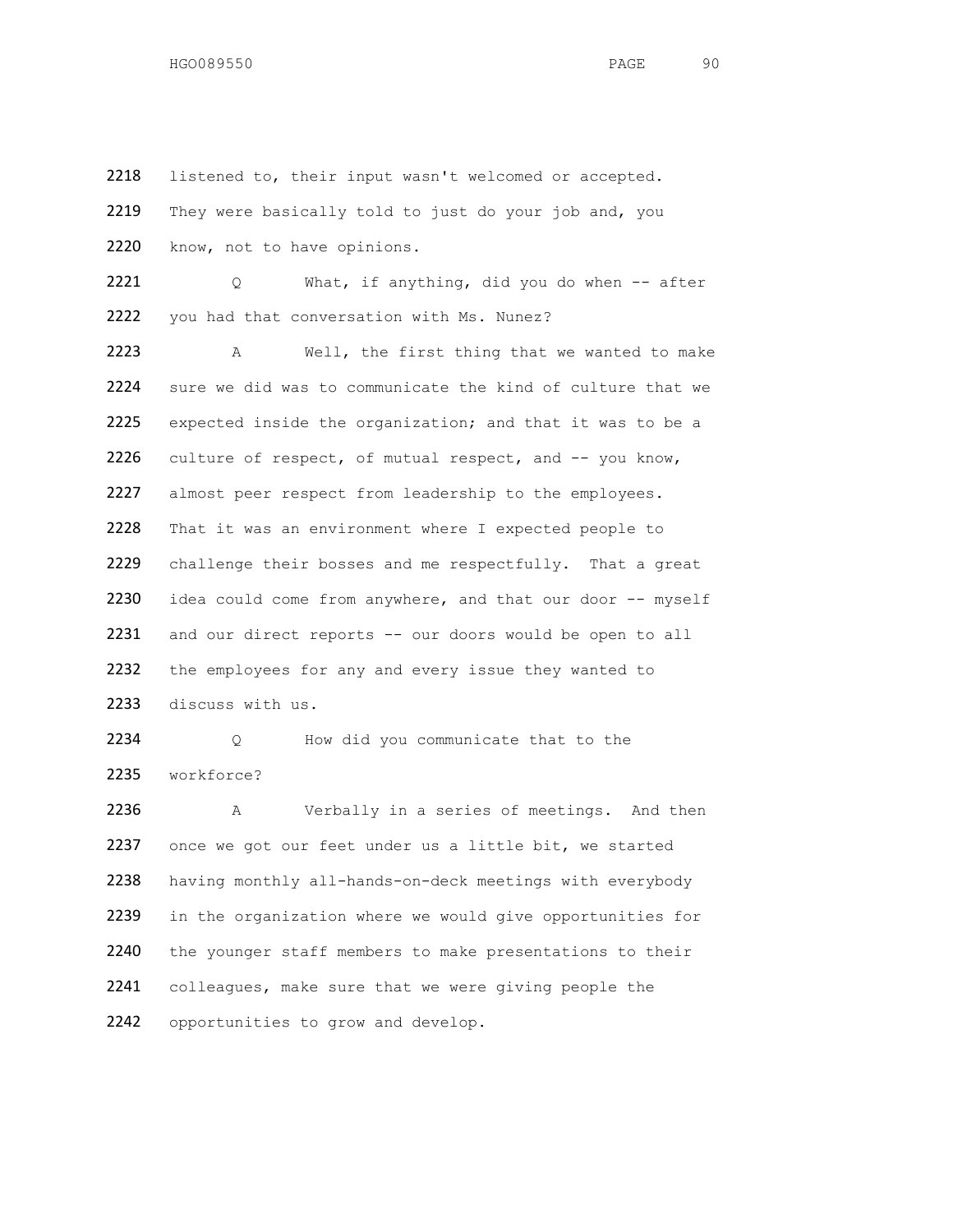2218 listened to, their input wasn't welcomed or accepted.
2219 They were basically told to just do your job and, you
2220 know, not to have opinions.

2221 Q What, if anything, did you do when -- after
2222 you had that conversation with Ms. Nunez?

2223 A Well, the first thing that we wanted to make
2224 sure we did was to communicate the kind of culture that we
2225 expected inside the organization; and that it was to be a
2226 culture of respect, of mutual respect, and -- you know,
2227 almost peer respect from leadership to the employees.
2228 That it was an environment where I expected people to
2229 challenge their bosses and me respectfully. That a great
2230 idea could come from anywhere, and that our door -- myself
2231 and our direct reports -- our doors would be open to all
2232 the employees for any and every issue they wanted to
2233 discuss with us.

2234 Q How did you communicate that to the
2235 workforce?

2236 A Verbally in a series of meetings. And then
2237 once we got our feet under us a little bit, we started
2238 having monthly all-hands-on-deck meetings with everybody
2239 in the organization where we would give opportunities for
2240 the younger staff members to make presentations to their
2241 colleagues, make sure that we were giving people the
2242 opportunities to grow and develop.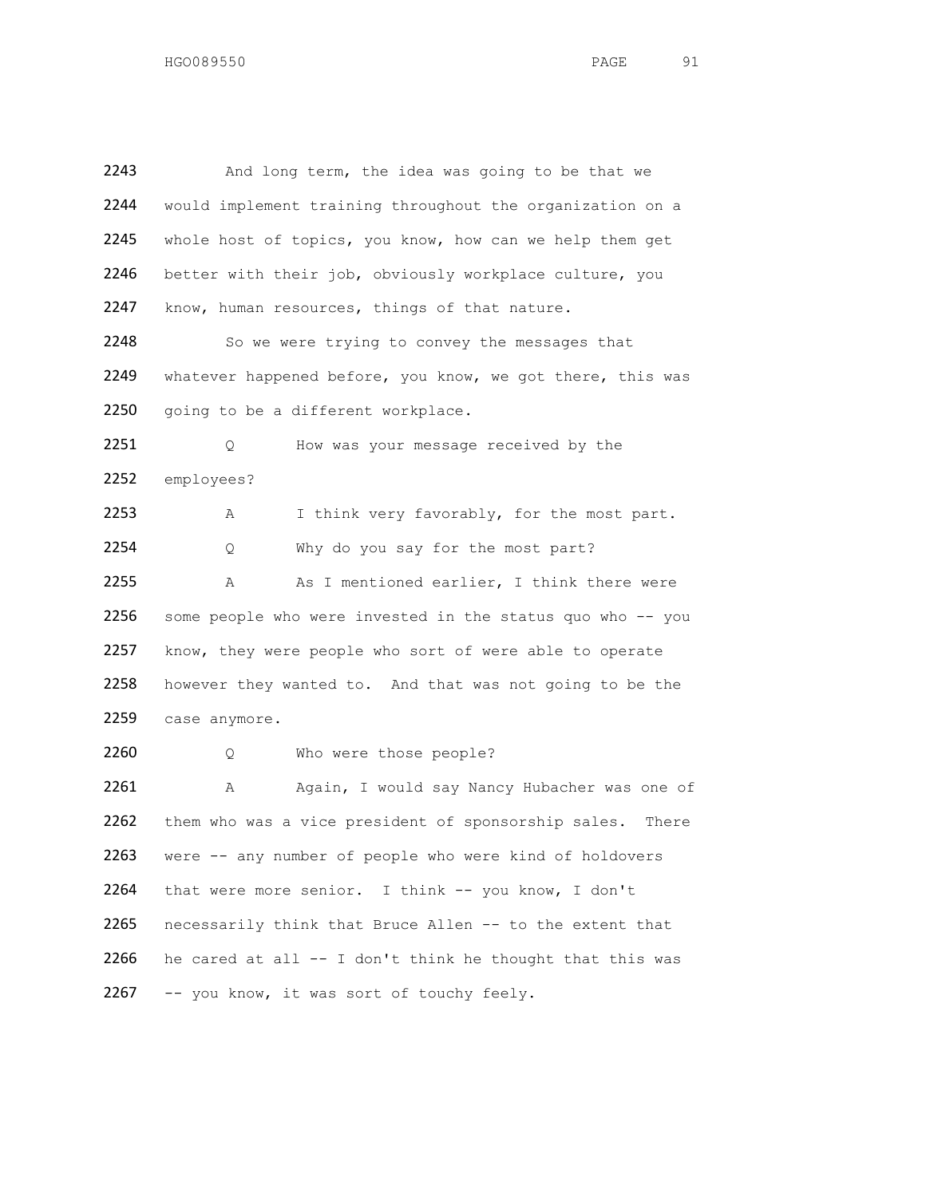2243 And long term, the idea was going to be that we
2244 would implement training throughout the organization on a
2245 whole host of topics, you know, how can we help them get
2246 better with their job, obviously workplace culture, you
2247 know, human resources, things of that nature.

2248 So we were trying to convey the messages that
2249 whatever happened before, you know, we got there, this was
2250 going to be a different workplace.

2251 Q How was your message received by the
2252 employees?

2253 A I think very favorably, for the most part.

2254 Q Why do you say for the most part?

2255 A As I mentioned earlier, I think there were
2256 some people who were invested in the status quo who -- you
2257 know, they were people who sort of were able to operate
2258 however they wanted to. And that was not going to be the
2259 case anymore.

2260 Q Who were those people?

2261 A Again, I would say Nancy Hubacher was one of
2262 them who was a vice president of sponsorship sales. There
2263 were -- any number of people who were kind of holdovers
2264 that were more senior. I think -- you know, I don't
2265 necessarily think that Bruce Allen -- to the extent that
2266 he cared at all -- I don't think he thought that this was
2267 -- you know, it was sort of touchy feely.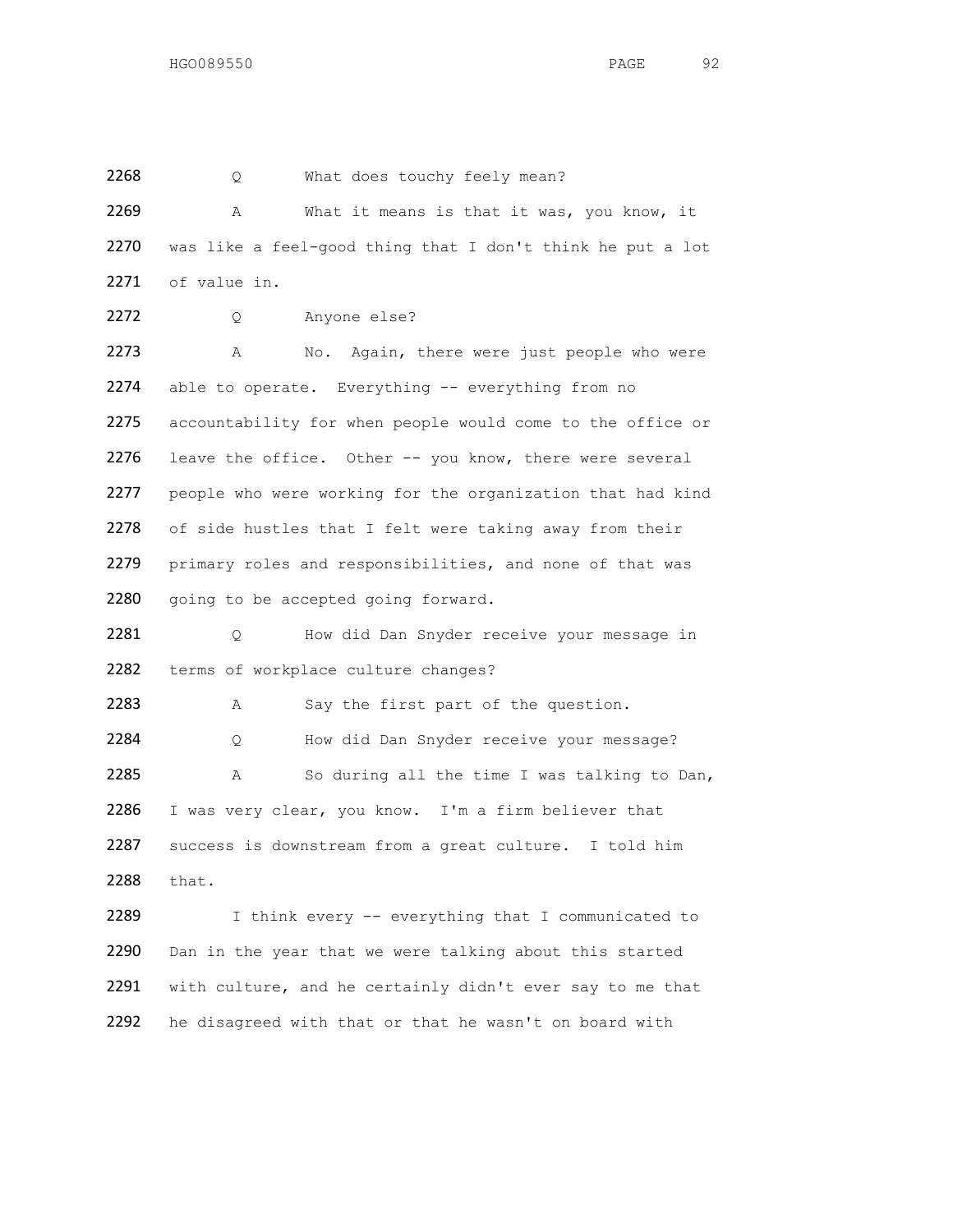2268 Q What does touchy feely mean?

2269 A What it means is that it was, you know, it
2270 was like a feel-good thing that I don't think he put a lot
2271 of value in.

2272 Q Anyone else?

2273 A No. Again, there were just people who were
2274 able to operate. Everything -- everything from no
2275 accountability for when people would come to the office or
2276 leave the office. Other -- you know, there were several
2277 people who were working for the organization that had kind
2278 of side hustles that I felt were taking away from their
2279 primary roles and responsibilities, and none of that was
2280 going to be accepted going forward.

2281 Q How did Dan Snyder receive your message in
2282 terms of workplace culture changes?

2283 A Say the first part of the question.

2284 Q How did Dan Snyder receive your message?

2285 A So during all the time I was talking to Dan,
2286 I was very clear, you know. I'm a firm believer that
2287 success is downstream from a great culture. I told him
2288 that.

2289 I think every -- everything that I communicated to
2290 Dan in the year that we were talking about this started
2291 with culture, and he certainly didn't ever say to me that
2292 he disagreed with that or that he wasn't on board with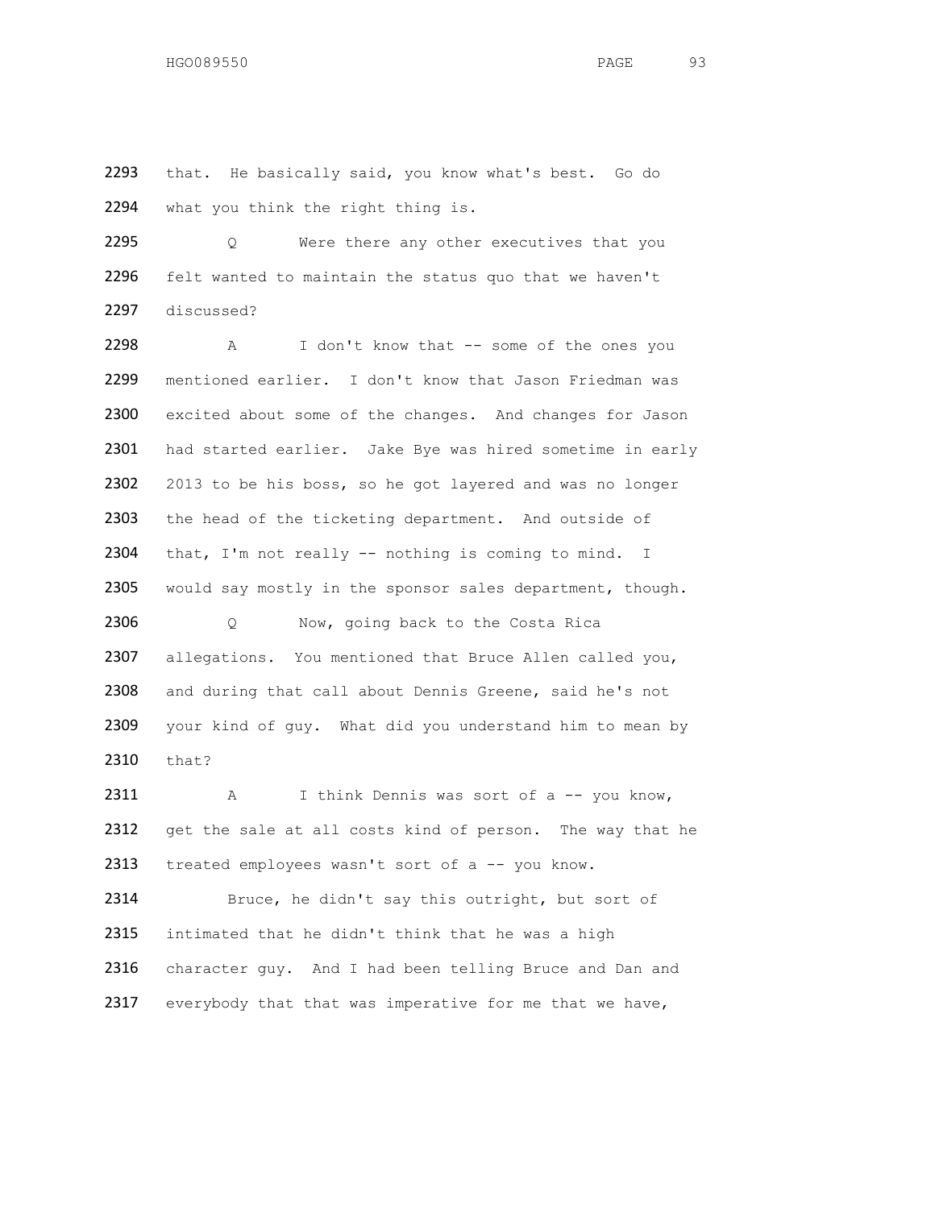2293 that. He basically said, you know what's best. Go do
2294 what you think the right thing is.

2295 Q Were there any other executives that you
2296 felt wanted to maintain the status quo that we haven't
2297 discussed?

2298 A I don't know that -- some of the ones you
2299 mentioned earlier. I don't know that Jason Friedman was
2300 excited about some of the changes. And changes for Jason
2301 had started earlier. Jake Bye was hired sometime in early
2302 2013 to be his boss, so he got layered and was no longer
2303 the head of the ticketing department. And outside of
2304 that, I'm not really -- nothing is coming to mind. I
2305 would say mostly in the sponsor sales department, though.

2306 Q Now, going back to the Costa Rica
2307 allegations. You mentioned that Bruce Allen called you,
2308 and during that call about Dennis Greene, said he's not
2309 your kind of guy. What did you understand him to mean by
2310 that?

2311 A I think Dennis was sort of a -- you know,
2312 get the sale at all costs kind of person. The way that he
2313 treated employees wasn't sort of a -- you know.

2314 Bruce, he didn't say this outright, but sort of
2315 intimated that he didn't think that he was a high
2316 character guy. And I had been telling Bruce and Dan and
2317 everybody that that was imperative for me that we have,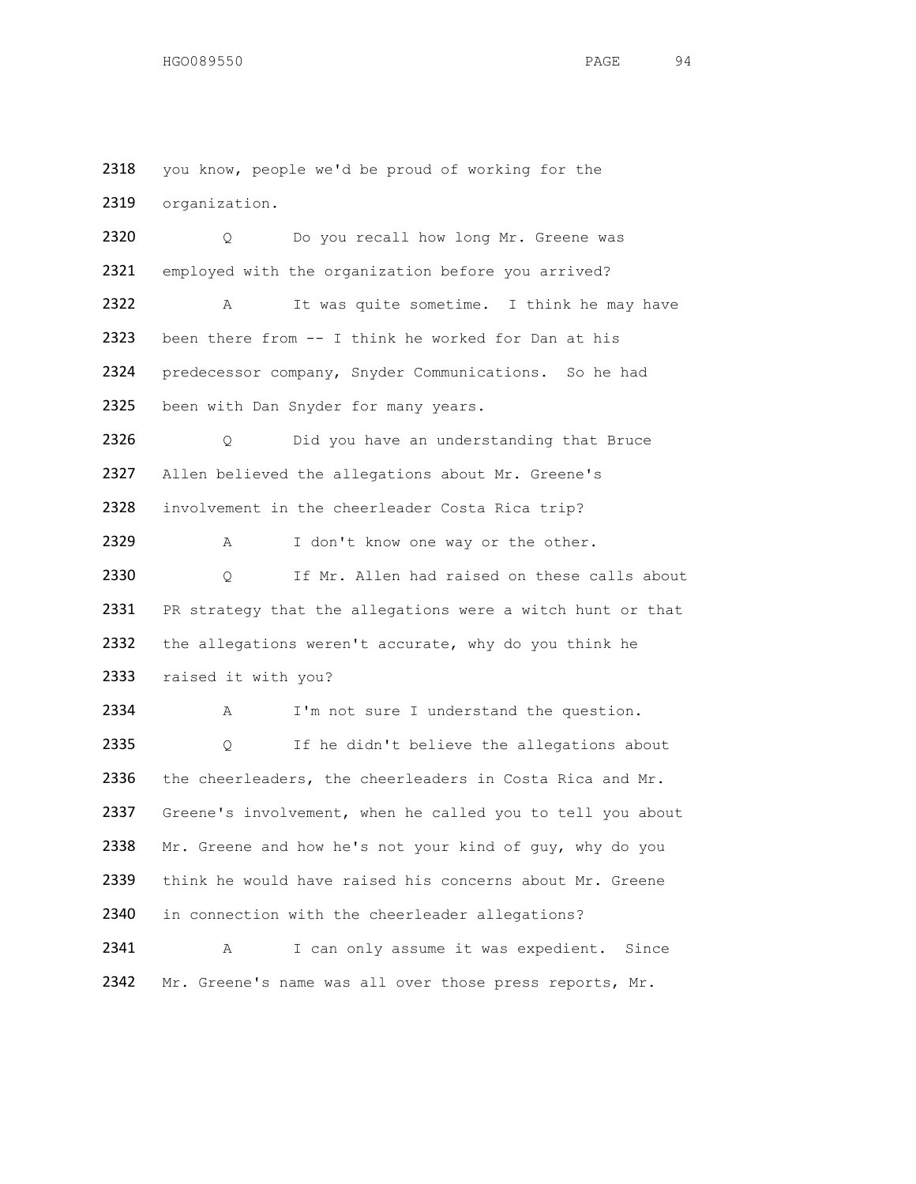2318 you know, people we'd be proud of working for the
2319 organization.

2320 Q Do you recall how long Mr. Greene was
2321 employed with the organization before you arrived?

2322 A It was quite sometime. I think he may have
2323 been there from -- I think he worked for Dan at his
2324 predecessor company, Snyder Communications. So he had
2325 been with Dan Snyder for many years.

2326 Q Did you have an understanding that Bruce
2327 Allen believed the allegations about Mr. Greene's
2328 involvement in the cheerleader Costa Rica trip?

2329 A I don't know one way or the other.

2330 Q If Mr. Allen had raised on these calls about
2331 PR strategy that the allegations were a witch hunt or that
2332 the allegations weren't accurate, why do you think he
2333 raised it with you?

2334 A I'm not sure I understand the question.

2335 Q If he didn't believe the allegations about
2336 the cheerleaders, the cheerleaders in Costa Rica and Mr.
2337 Greene's involvement, when he called you to tell you about
2338 Mr. Greene and how he's not your kind of guy, why do you
2339 think he would have raised his concerns about Mr. Greene
2340 in connection with the cheerleader allegations?

2341 A I can only assume it was expedient. Since
2342 Mr. Greene's name was all over those press reports, Mr.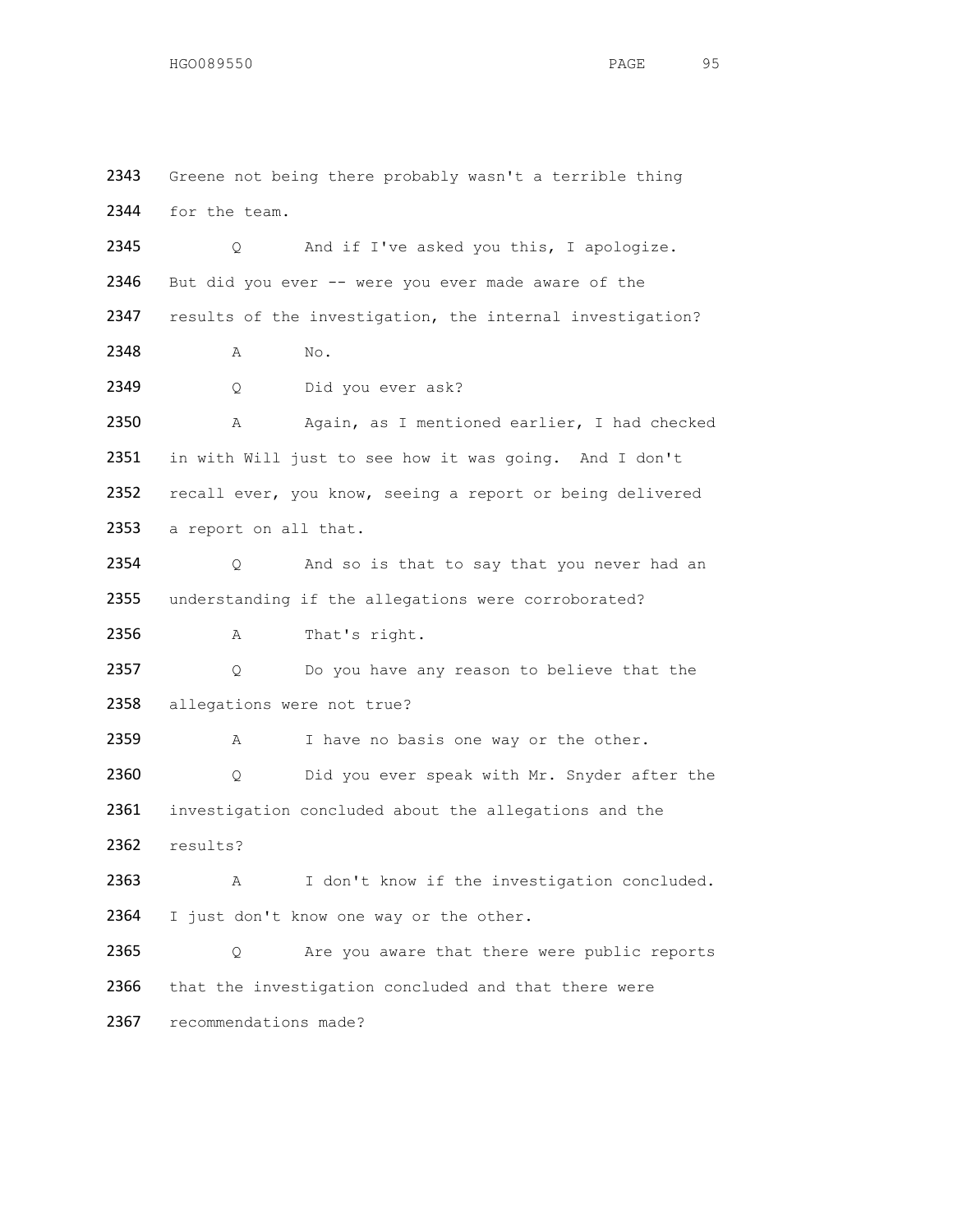2343 Greene not being there probably wasn't a terrible thing
2344 for the team.
2345 Q And if I've asked you this, I apologize.
2346 But did you ever -- were you ever made aware of the
2347 results of the investigation, the internal investigation?
2348 A No.
2349 Q Did you ever ask?
2350 A Again, as I mentioned earlier, I had checked
2351 in with Will just to see how it was going. And I don't
2352 recall ever, you know, seeing a report or being delivered
2353 a report on all that.
2354 Q And so is that to say that you never had an
2355 understanding if the allegations were corroborated?
2356 A That's right.
2357 Q Do you have any reason to believe that the
2358 allegations were not true?
2359 A I have no basis one way or the other.
2360 Q Did you ever speak with Mr. Snyder after the
2361 investigation concluded about the allegations and the
2362 results?
2363 A I don't know if the investigation concluded.
2364 I just don't know one way or the other.
2365 Q Are you aware that there were public reports
2366 that the investigation concluded and that there were
2367 recommendations made?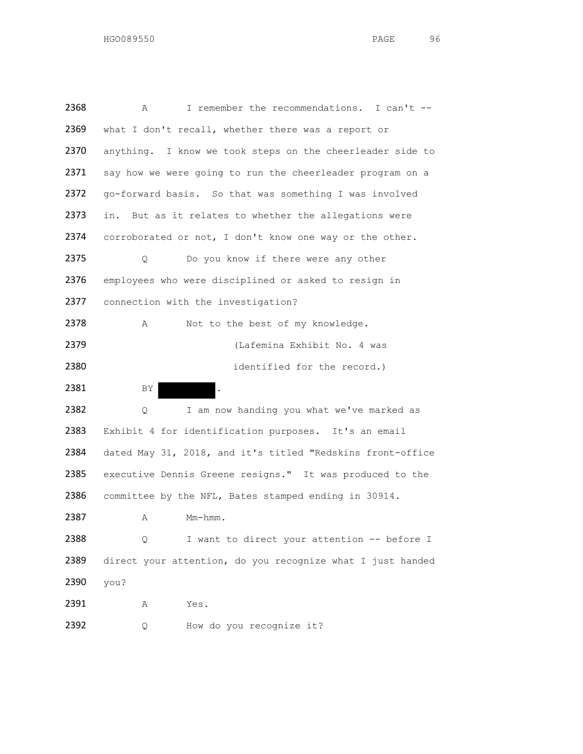2368 A I remember the recommendations. I can't --
2369 what I don't recall, whether there was a report or
2370 anything. I know we took steps on the cheerleader side to
2371 say how we were going to run the cheerleader program on a
2372 go-forward basis. So that was something I was involved
2373 in. But as it relates to whether the allegations were
2374 corroborated or not, I don't know one way or the other.
2375 Q Do you know if there were any other
2376 employees who were disciplined or asked to resign in
2377 connection with the investigation?
2378 A Not to the best of my knowledge.
2379 (Lafemina Exhibit No. 4 was
2380 identified for the record.)
2381 BY ██████.
2382 Q I am now handing you what we've marked as
2383 Exhibit 4 for identification purposes. It's an email
2384 dated May 31, 2018, and it's titled "Redskins front-office
2385 executive Dennis Greene resigns." It was produced to the
2386 committee by the NFL, Bates stamped ending in 30914.
2387 A Mm-hmm.
2388 Q I want to direct your attention -- before I
2389 direct your attention, do you recognize what I just handed
2390 you?
2391 A Yes.
2392 Q How do you recognize it?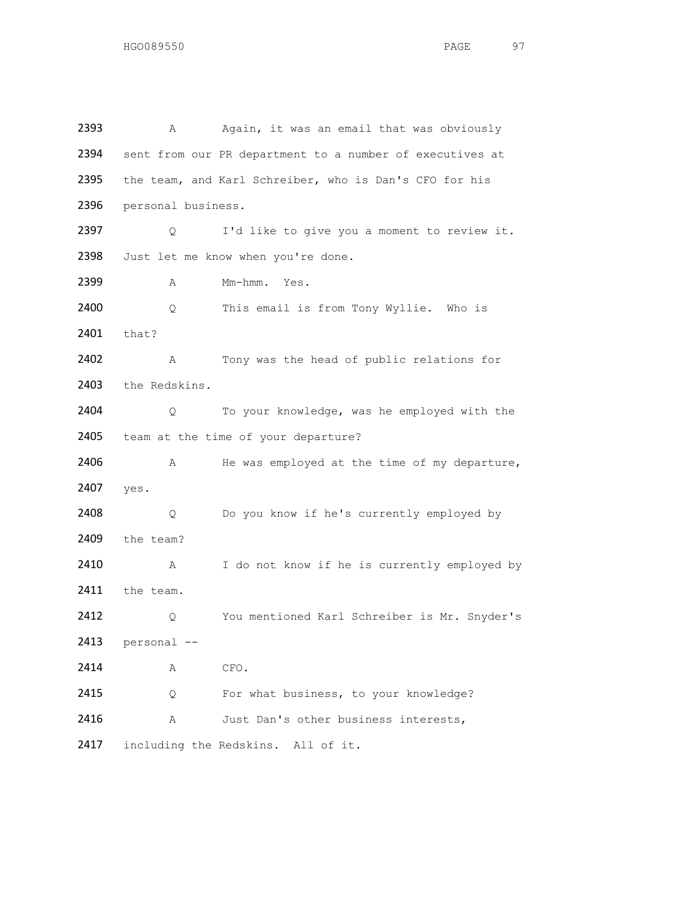2393 A Again, it was an email that was obviously
2394 sent from our PR department to a number of executives at
2395 the team, and Karl Schreiber, who is Dan's CFO for his
2396 personal business.

2397 Q I'd like to give you a moment to review it.
2398 Just let me know when you're done.

2399 A Mm-hmm. Yes.

2400 Q This email is from Tony Wyllie. Who is
2401 that?

2402 A Tony was the head of public relations for
2403 the Redskins.

2404 Q To your knowledge, was he employed with the
2405 team at the time of your departure?

2406 A He was employed at the time of my departure,
2407 yes.

2408 Q Do you know if he's currently employed by
2409 the team?

2410 A I do not know if he is currently employed by
2411 the team.

2412 Q You mentioned Karl Schreiber is Mr. Snyder's
2413 personal --

2414 A CFO.

2415 Q For what business, to your knowledge?

2416 A Just Dan's other business interests,
2417 including the Redskins. All of it.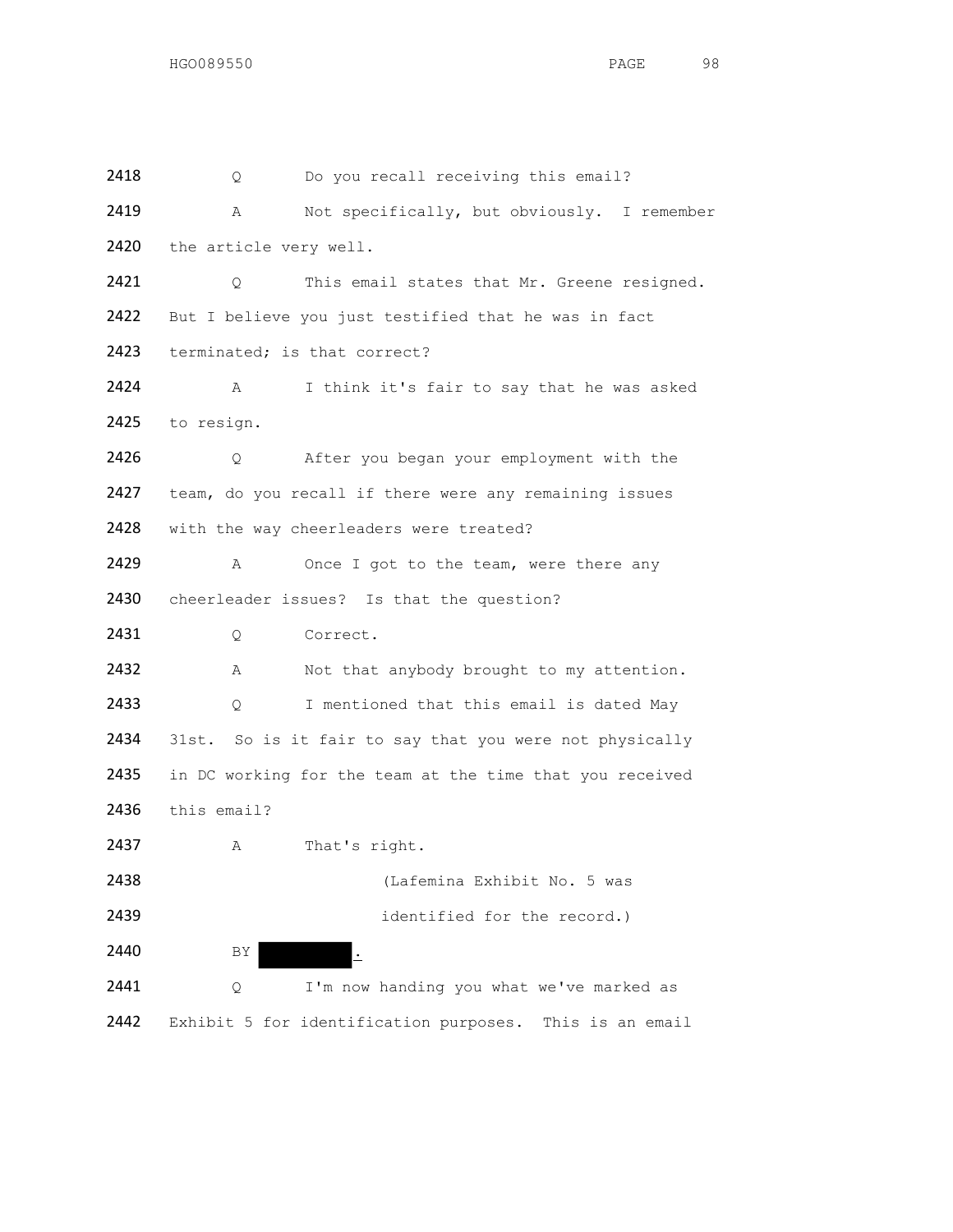2418 Q Do you recall receiving this email?

2419 A Not specifically, but obviously. I remember

2420 the article very well.

2421 Q This email states that Mr. Greene resigned.

2422 But I believe you just testified that he was in fact

2423 terminated; is that correct?

2424 A I think it's fair to say that he was asked

2425 to resign.

2426 Q After you began your employment with the

2427 team, do you recall if there were any remaining issues

2428 with the way cheerleaders were treated?

2429 A Once I got to the team, were there any

2430 cheerleader issues? Is that the question?

2431 Q Correct.

2432 A Not that anybody brought to my attention.

2433 Q I mentioned that this email is dated May

2434 31st. So is it fair to say that you were not physically

2435 in DC working for the team at the time that you received

2436 this email?

2437 A That's right.

2438 (Lafemina Exhibit No. 5 was

2439 identified for the record.)

2440 BY ██████.

2441 Q I'm now handing you what we've marked as

2442 Exhibit 5 for identification purposes. This is an email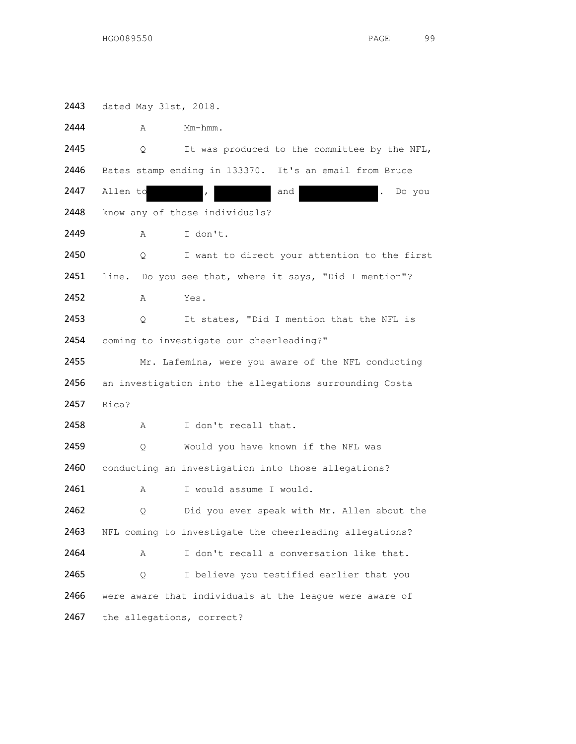2443 dated May 31st, 2018.

2444 A Mm-hmm.

2445 Q It was produced to the committee by the NFL,

2446 Bates stamp ending in 133370. It's an email from Bruce

2447 Allen to [REDACTED], [REDACTED] and [REDACTED]. Do you

2448 know any of those individuals?

2449 A I don't.

2450 Q I want to direct your attention to the first

2451 line. Do you see that, where it says, "Did I mention"?

2452 A Yes.

2453 Q It states, "Did I mention that the NFL is

2454 coming to investigate our cheerleading?"

2455 Mr. Lafemina, were you aware of the NFL conducting

2456 an investigation into the allegations surrounding Costa

2457 Rica?

2458 A I don't recall that.

2459 Q Would you have known if the NFL was

2460 conducting an investigation into those allegations?

2461 A I would assume I would.

2462 Q Did you ever speak with Mr. Allen about the

2463 NFL coming to investigate the cheerleading allegations?

2464 A I don't recall a conversation like that.

2465 Q I believe you testified earlier that you

2466 were aware that individuals at the league were aware of

2467 the allegations, correct?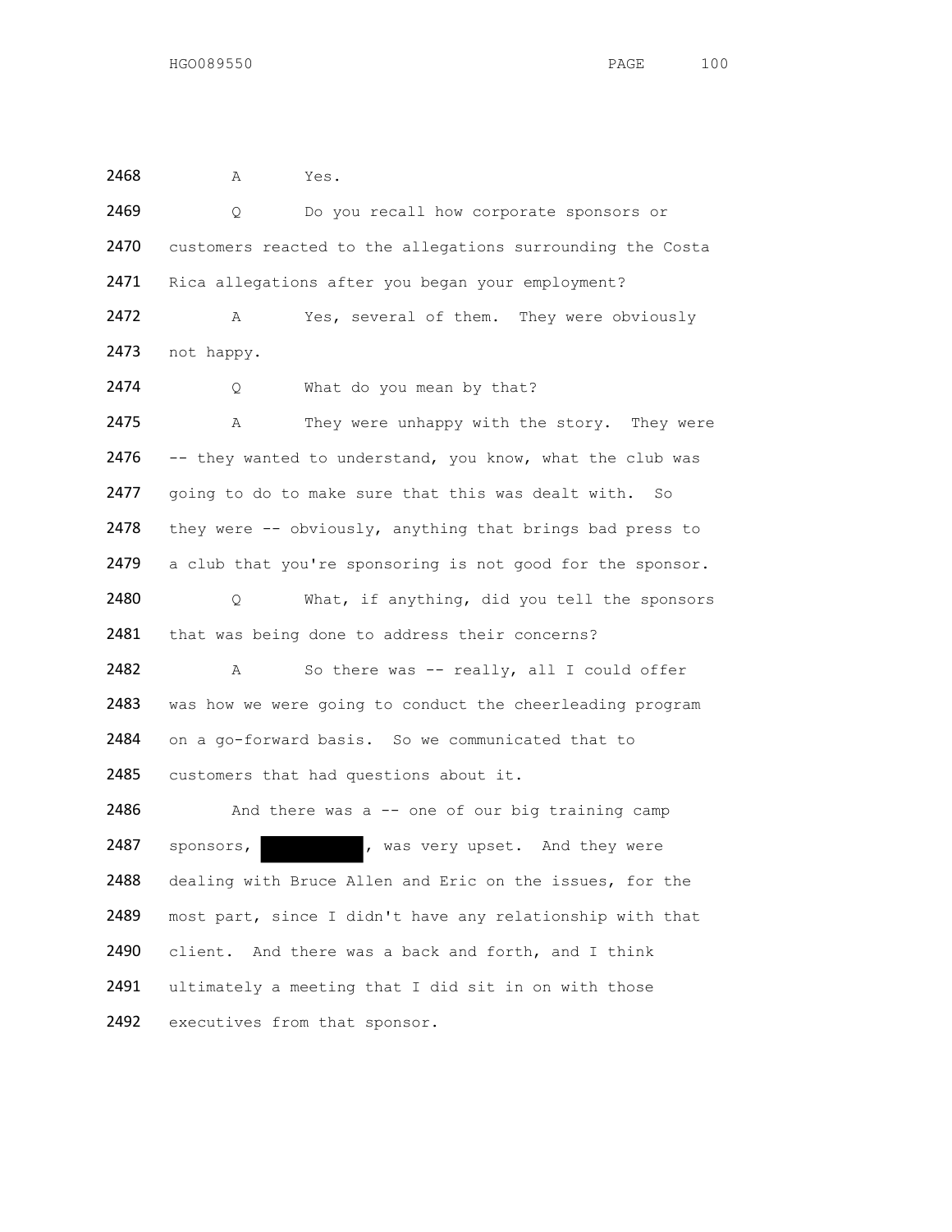2468 A Yes.

2469 Q Do you recall how corporate sponsors or

2470 customers reacted to the allegations surrounding the Costa

2471 Rica allegations after you began your employment?

2472 A Yes, several of them. They were obviously

2473 not happy.

2474 Q What do you mean by that?

2475 A They were unhappy with the story. They were

2476 -- they wanted to understand, you know, what the club was

2477 going to do to make sure that this was dealt with. So

2478 they were -- obviously, anything that brings bad press to

2479 a club that you're sponsoring is not good for the sponsor.

2480 Q What, if anything, did you tell the sponsors

2481 that was being done to address their concerns?

2482 A So there was -- really, all I could offer

2483 was how we were going to conduct the cheerleading program

2484 on a go-forward basis. So we communicated that to

2485 customers that had questions about it.

2486 And there was a -- one of our big training camp

2487 sponsors, [REDACTED], was very upset. And they were

2488 dealing with Bruce Allen and Eric on the issues, for the

2489 most part, since I didn't have any relationship with that

2490 client. And there was a back and forth, and I think

2491 ultimately a meeting that I did sit in on with those

2492 executives from that sponsor.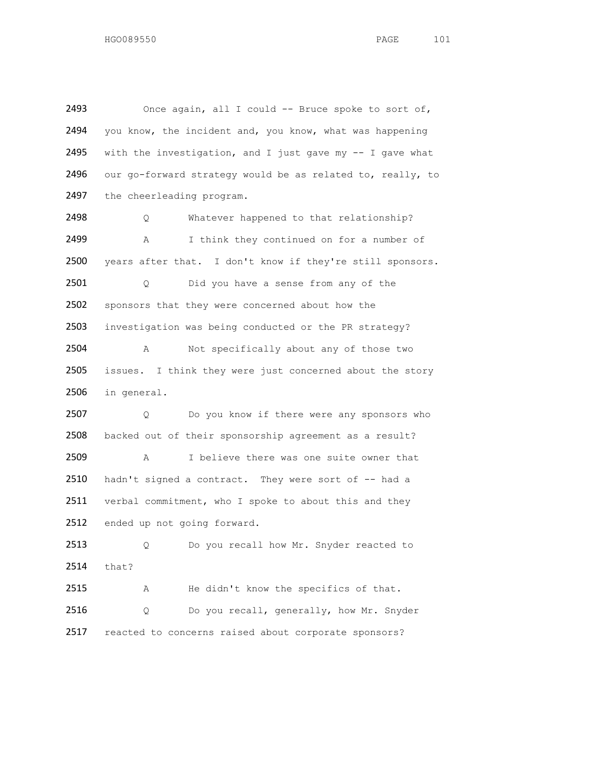2493 Once again, all I could -- Bruce spoke to sort of,
2494 you know, the incident and, you know, what was happening
2495 with the investigation, and I just gave my -- I gave what
2496 our go-forward strategy would be as related to, really, to
2497 the cheerleading program.

2498 Q Whatever happened to that relationship?

2499 A I think they continued on for a number of
2500 years after that. I don't know if they're still sponsors.

2501 Q Did you have a sense from any of the
2502 sponsors that they were concerned about how the
2503 investigation was being conducted or the PR strategy?

2504 A Not specifically about any of those two
2505 issues. I think they were just concerned about the story
2506 in general.

2507 Q Do you know if there were any sponsors who
2508 backed out of their sponsorship agreement as a result?

2509 A I believe there was one suite owner that
2510 hadn't signed a contract. They were sort of -- had a
2511 verbal commitment, who I spoke to about this and they
2512 ended up not going forward.

2513 Q Do you recall how Mr. Snyder reacted to
2514 that?

2515 A He didn't know the specifics of that.

2516 Q Do you recall, generally, how Mr. Snyder
2517 reacted to concerns raised about corporate sponsors?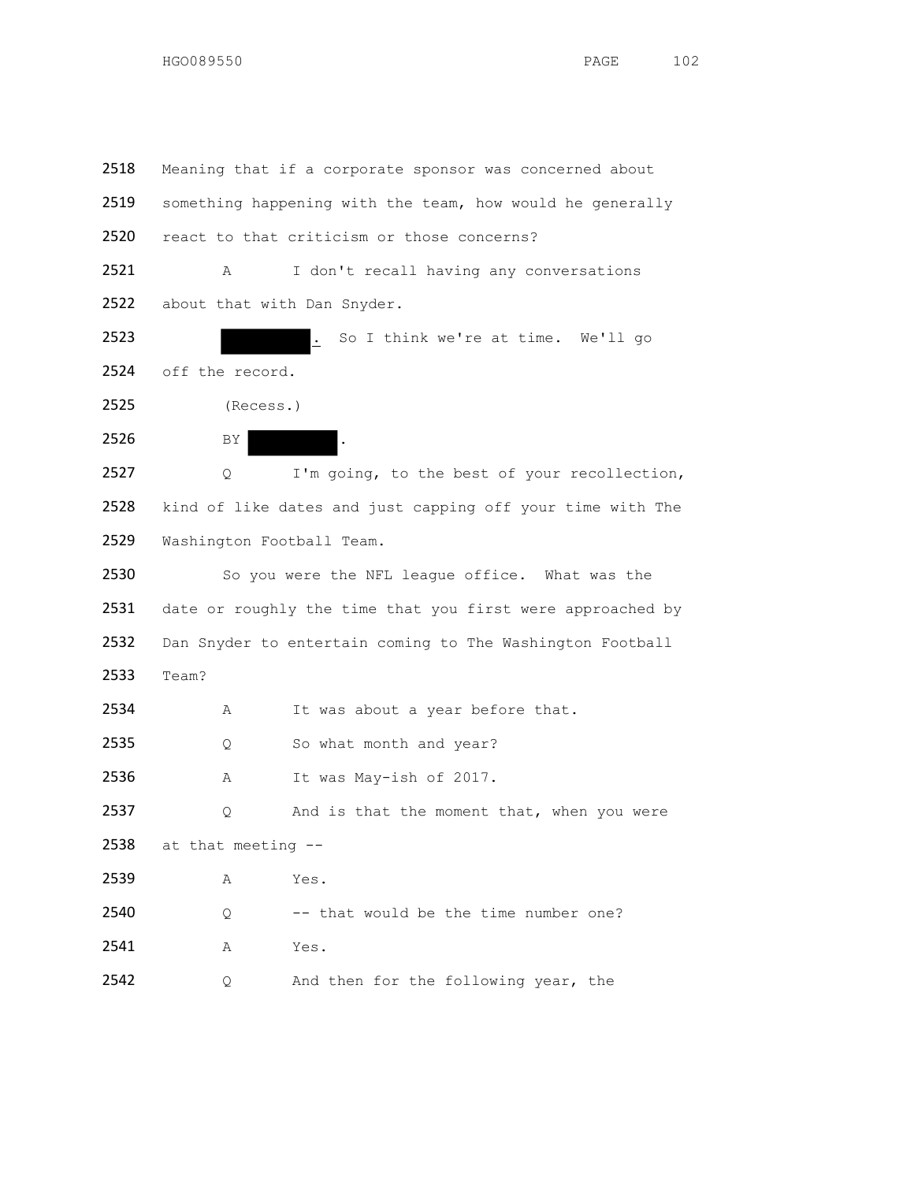2518 Meaning that if a corporate sponsor was concerned about

2519 something happening with the team, how would he generally

2520 react to that criticism or those concerns?

2521 A I don't recall having any conversations

2522 about that with Dan Snyder.

2523 ██████. So I think we're at time. We'll go

2524 off the record.

2525 (Recess.)

2526 BY ██████.

2527 Q I'm going, to the best of your recollection,

2528 kind of like dates and just capping off your time with The

2529 Washington Football Team.

2530 So you were the NFL league office. What was the

2531 date or roughly the time that you first were approached by

2532 Dan Snyder to entertain coming to The Washington Football

2533 Team?

2534 A It was about a year before that.

2535 Q So what month and year?

2536 A It was May-ish of 2017.

2537 Q And is that the moment that, when you were

2538 at that meeting --

2539 A Yes.

2540 Q -- that would be the time number one?

2541 A Yes.

2542 Q And then for the following year, the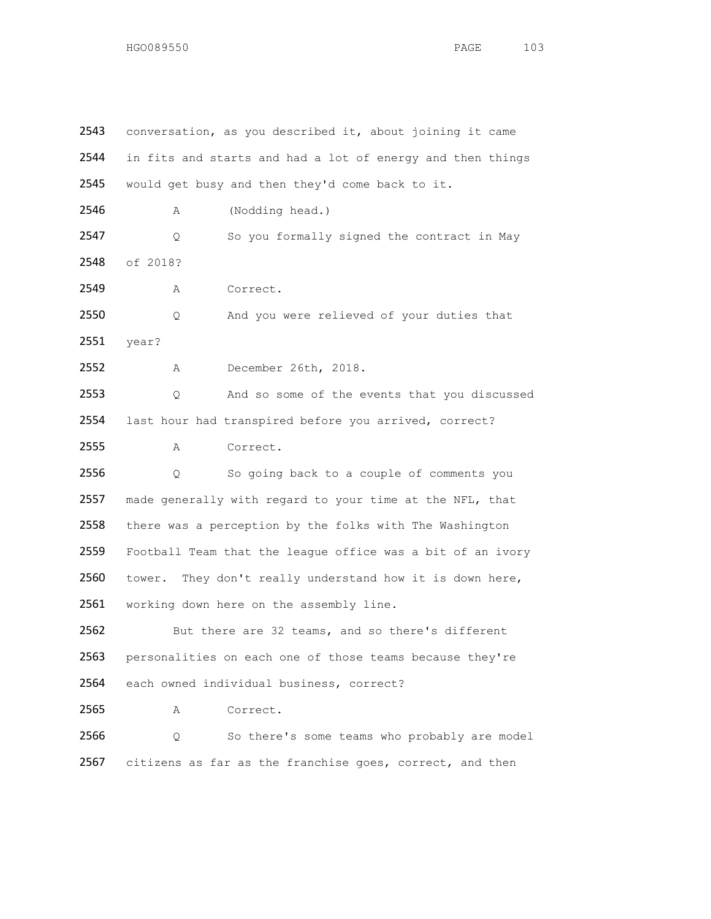2543 conversation, as you described it, about joining it came
2544 in fits and starts and had a lot of energy and then things
2545 would get busy and then they'd come back to it.

2546 A (Nodding head.)

2547 Q So you formally signed the contract in May
2548 of 2018?

2549 A Correct.

2550 Q And you were relieved of your duties that
2551 year?

2552 A December 26th, 2018.

2553 Q And so some of the events that you discussed
2554 last hour had transpired before you arrived, correct?

2555 A Correct.

2556 Q So going back to a couple of comments you
2557 made generally with regard to your time at the NFL, that
2558 there was a perception by the folks with The Washington
2559 Football Team that the league office was a bit of an ivory
2560 tower. They don't really understand how it is down here,
2561 working down here on the assembly line.

2562 But there are 32 teams, and so there's different
2563 personalities on each one of those teams because they're
2564 each owned individual business, correct?

2565 A Correct.

2566 Q So there's some teams who probably are model
2567 citizens as far as the franchise goes, correct, and then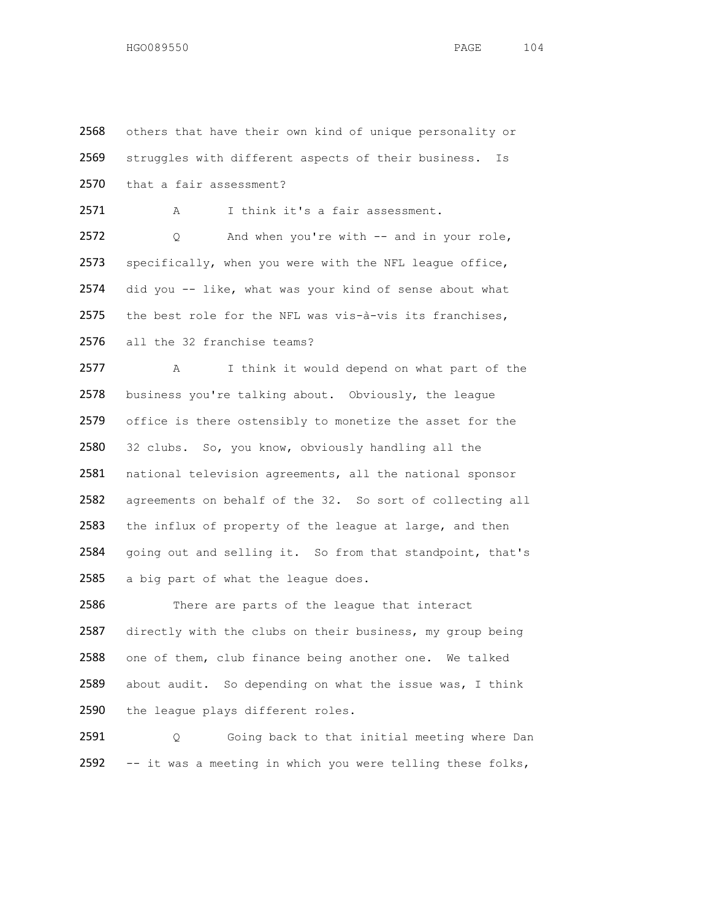2568 others that have their own kind of unique personality or
2569 struggles with different aspects of their business. Is
2570 that a fair assessment?

2571 A I think it's a fair assessment.

2572 Q And when you're with -- and in your role,
2573 specifically, when you were with the NFL league office,
2574 did you -- like, what was your kind of sense about what
2575 the best role for the NFL was vis-à-vis its franchises,
2576 all the 32 franchise teams?

2577 A I think it would depend on what part of the
2578 business you're talking about. Obviously, the league
2579 office is there ostensibly to monetize the asset for the
2580 32 clubs. So, you know, obviously handling all the
2581 national television agreements, all the national sponsor
2582 agreements on behalf of the 32. So sort of collecting all
2583 the influx of property of the league at large, and then
2584 going out and selling it. So from that standpoint, that's
2585 a big part of what the league does.

2586 There are parts of the league that interact
2587 directly with the clubs on their business, my group being
2588 one of them, club finance being another one. We talked
2589 about audit. So depending on what the issue was, I think
2590 the league plays different roles.

2591 Q Going back to that initial meeting where Dan
2592 -- it was a meeting in which you were telling these folks,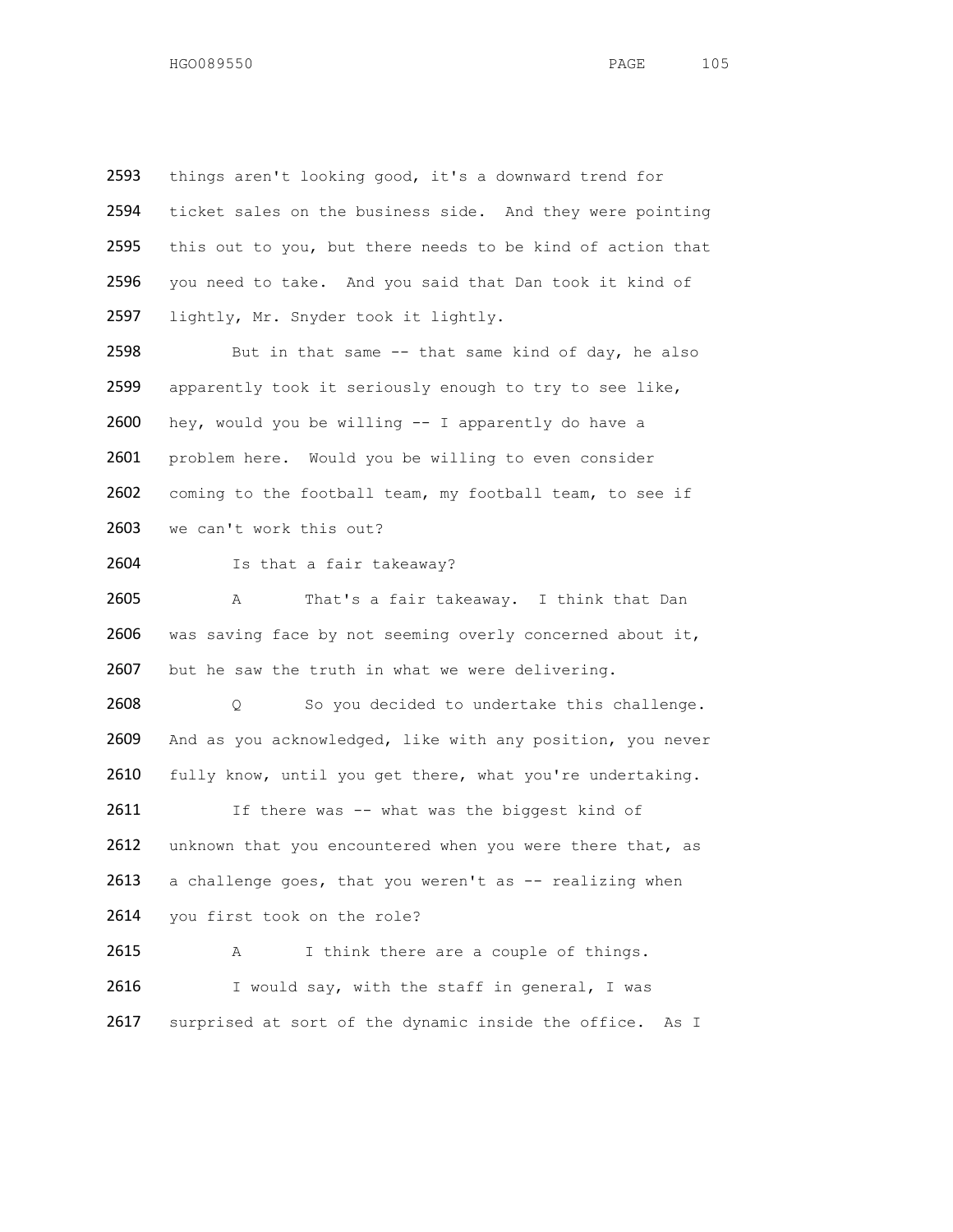2593 things aren't looking good, it's a downward trend for
2594 ticket sales on the business side. And they were pointing
2595 this out to you, but there needs to be kind of action that
2596 you need to take. And you said that Dan took it kind of
2597 lightly, Mr. Snyder took it lightly.

2598 But in that same -- that same kind of day, he also
2599 apparently took it seriously enough to try to see like,
2600 hey, would you be willing -- I apparently do have a
2601 problem here. Would you be willing to even consider
2602 coming to the football team, my football team, to see if
2603 we can't work this out?

2604 Is that a fair takeaway?

2605 A That's a fair takeaway. I think that Dan
2606 was saving face by not seeming overly concerned about it,
2607 but he saw the truth in what we were delivering.

2608 Q So you decided to undertake this challenge.
2609 And as you acknowledged, like with any position, you never
2610 fully know, until you get there, what you're undertaking.

2611 If there was -- what was the biggest kind of
2612 unknown that you encountered when you were there that, as
2613 a challenge goes, that you weren't as -- realizing when
2614 you first took on the role?

2615 A I think there are a couple of things.

2616 I would say, with the staff in general, I was
2617 surprised at sort of the dynamic inside the office. As I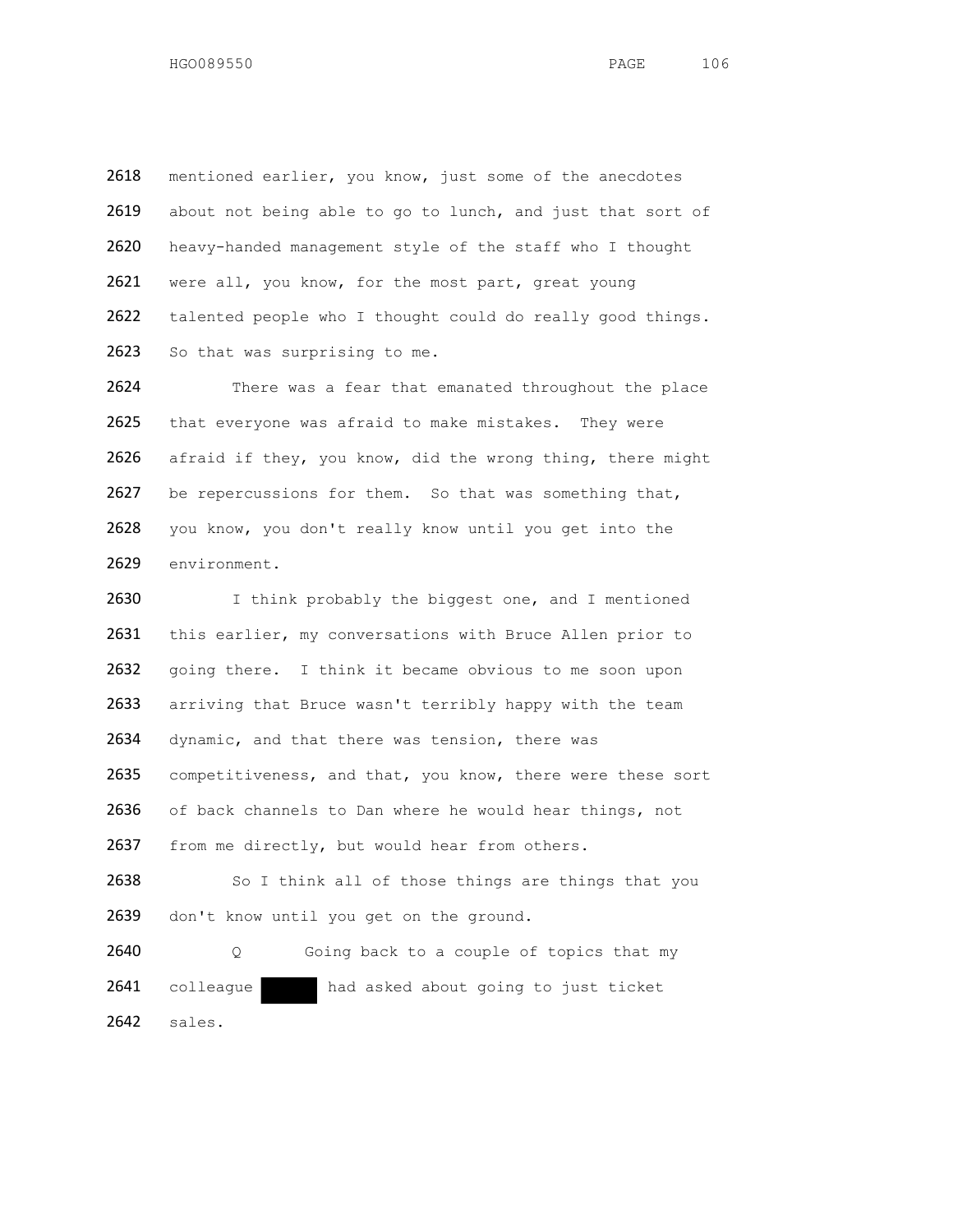2618 mentioned earlier, you know, just some of the anecdotes
2619 about not being able to go to lunch, and just that sort of
2620 heavy-handed management style of the staff who I thought
2621 were all, you know, for the most part, great young
2622 talented people who I thought could do really good things.
2623 So that was surprising to me.

2624 There was a fear that emanated throughout the place
2625 that everyone was afraid to make mistakes. They were
2626 afraid if they, you know, did the wrong thing, there might
2627 be repercussions for them. So that was something that,
2628 you know, you don't really know until you get into the
2629 environment.

2630 I think probably the biggest one, and I mentioned
2631 this earlier, my conversations with Bruce Allen prior to
2632 going there. I think it became obvious to me soon upon
2633 arriving that Bruce wasn't terribly happy with the team
2634 dynamic, and that there was tension, there was
2635 competitiveness, and that, you know, there were these sort
2636 of back channels to Dan where he would hear things, not
2637 from me directly, but would hear from others.

2638 So I think all of those things are things that you
2639 don't know until you get on the ground.

2640 Q Going back to a couple of topics that my
2641 colleague ██████ had asked about going to just ticket
2642 sales.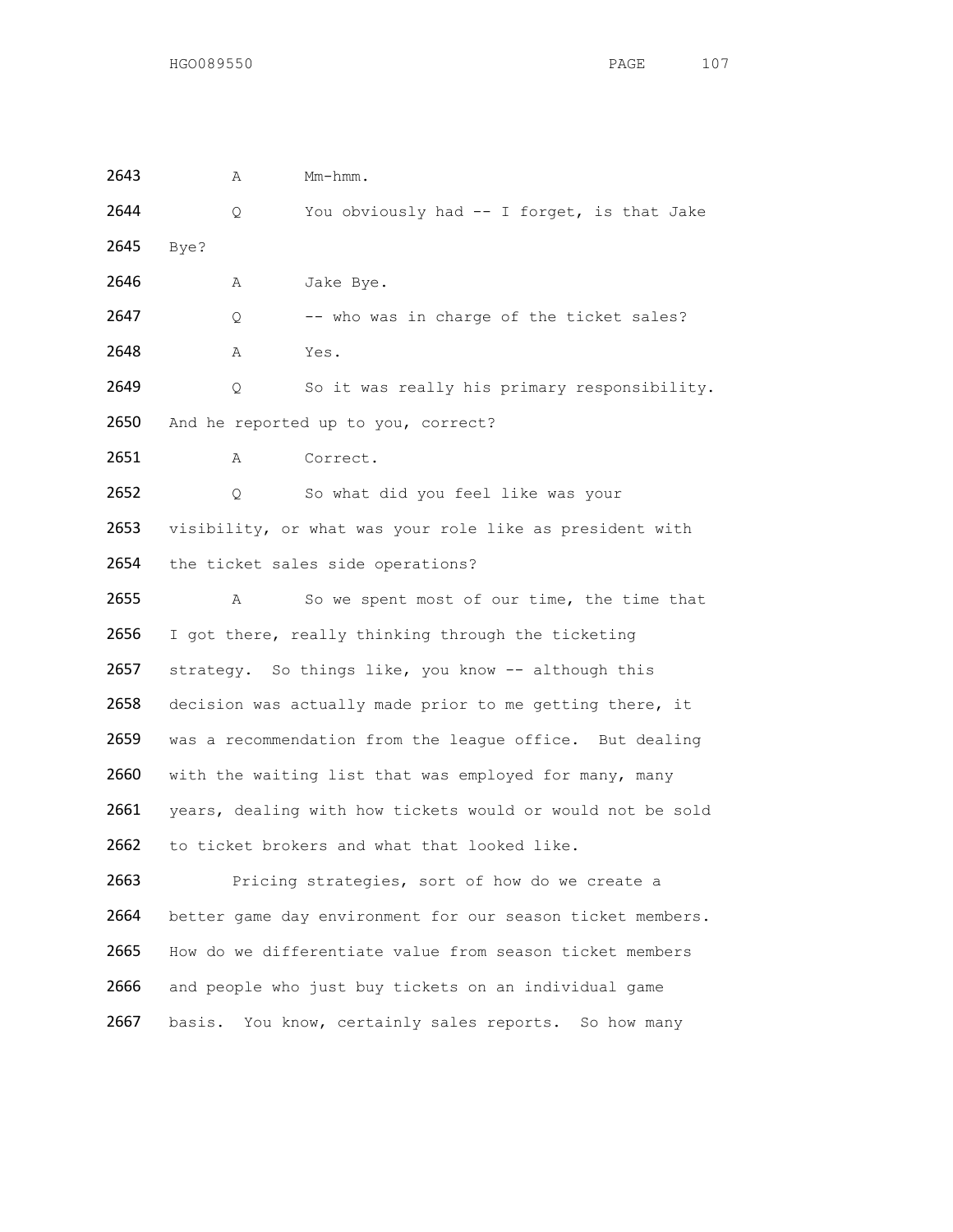2643 A Mm-hmm.

2644 Q You obviously had -- I forget, is that Jake

2645 Bye?

2646 A Jake Bye.

2647 Q -- who was in charge of the ticket sales?

2648 A Yes.

2649 Q So it was really his primary responsibility.

2650 And he reported up to you, correct?

2651 A Correct.

2652 Q So what did you feel like was your

2653 visibility, or what was your role like as president with

2654 the ticket sales side operations?

2655 A So we spent most of our time, the time that

2656 I got there, really thinking through the ticketing

2657 strategy. So things like, you know -- although this

2658 decision was actually made prior to me getting there, it

2659 was a recommendation from the league office. But dealing

2660 with the waiting list that was employed for many, many

2661 years, dealing with how tickets would or would not be sold

2662 to ticket brokers and what that looked like.

2663 Pricing strategies, sort of how do we create a

2664 better game day environment for our season ticket members.

2665 How do we differentiate value from season ticket members

2666 and people who just buy tickets on an individual game

2667 basis. You know, certainly sales reports. So how many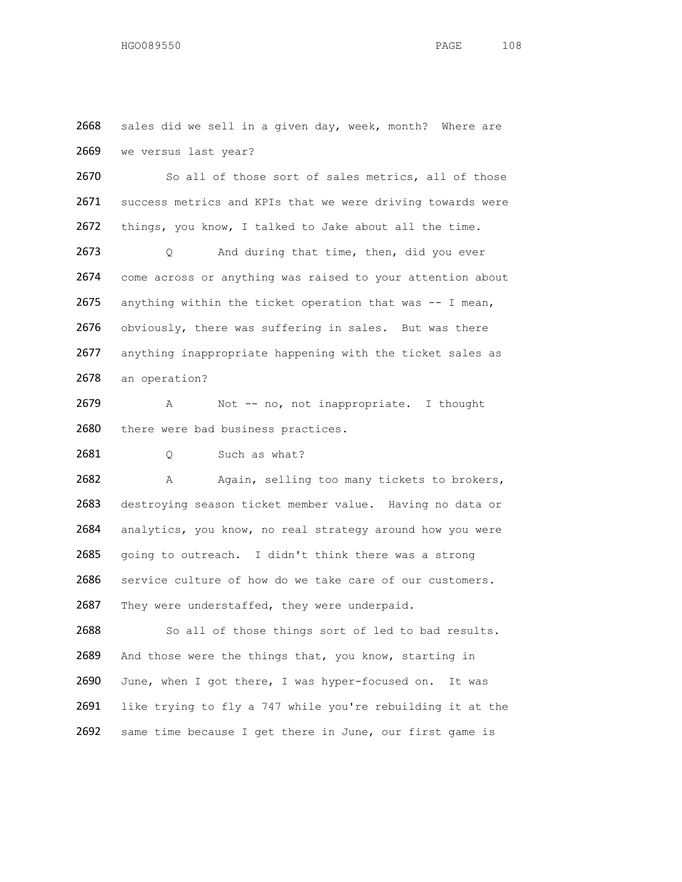2668 sales did we sell in a given day, week, month? Where are
2669 we versus last year?

2670 So all of those sort of sales metrics, all of those
2671 success metrics and KPIs that we were driving towards were
2672 things, you know, I talked to Jake about all the time.

2673 Q And during that time, then, did you ever
2674 come across or anything was raised to your attention about
2675 anything within the ticket operation that was -- I mean,
2676 obviously, there was suffering in sales. But was there
2677 anything inappropriate happening with the ticket sales as
2678 an operation?

2679 A Not -- no, not inappropriate. I thought
2680 there were bad business practices.

2681 Q Such as what?

2682 A Again, selling too many tickets to brokers,
2683 destroying season ticket member value. Having no data or
2684 analytics, you know, no real strategy around how you were
2685 going to outreach. I didn't think there was a strong
2686 service culture of how do we take care of our customers.
2687 They were understaffed, they were underpaid.

2688 So all of those things sort of led to bad results.
2689 And those were the things that, you know, starting in
2690 June, when I got there, I was hyper-focused on. It was
2691 like trying to fly a 747 while you're rebuilding it at the
2692 same time because I get there in June, our first game is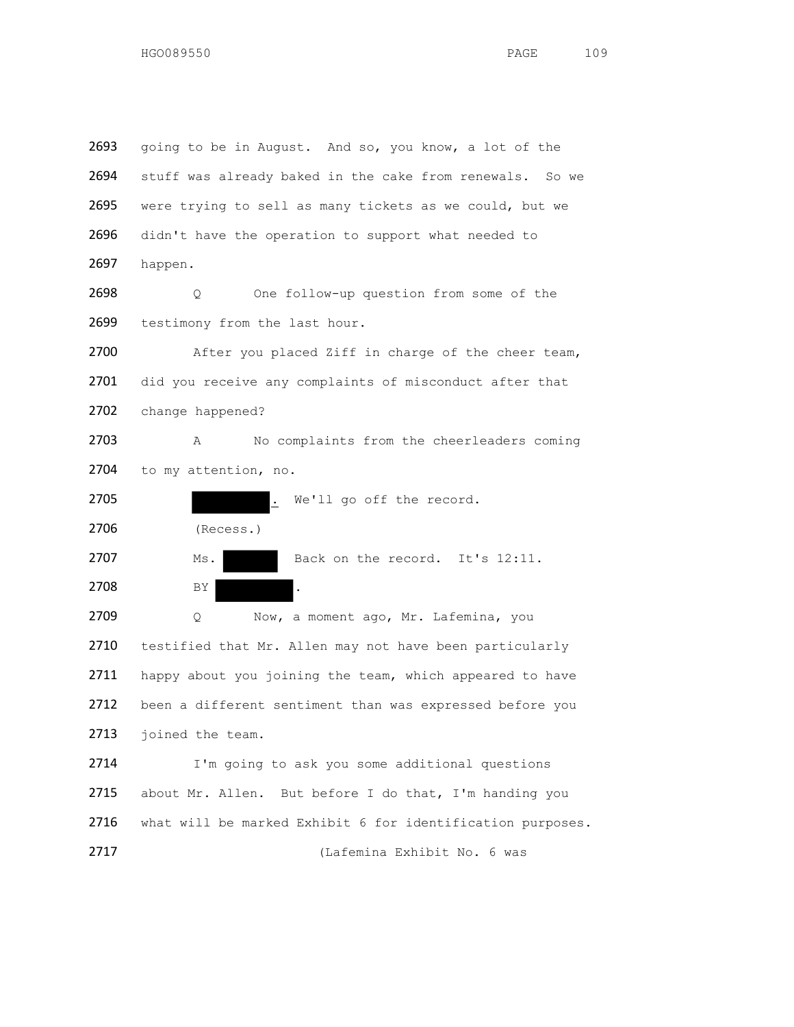2693 going to be in August. And so, you know, a lot of the
2694 stuff was already baked in the cake from renewals. So we
2695 were trying to sell as many tickets as we could, but we
2696 didn't have the operation to support what needed to
2697 happen.

2698 Q One follow-up question from some of the
2699 testimony from the last hour.

2700 After you placed Ziff in charge of the cheer team,
2701 did you receive any complaints of misconduct after that
2702 change happened?

2703 A No complaints from the cheerleaders coming
2704 to my attention, no.

2705 ██████. We'll go off the record.

2706 (Recess.)

2707 Ms. ██████ Back on the record. It's 12:11.

2708 BY ██████.

2709 Q Now, a moment ago, Mr. Lafemina, you
2710 testified that Mr. Allen may not have been particularly
2711 happy about you joining the team, which appeared to have
2712 been a different sentiment than was expressed before you
2713 joined the team.

2714 I'm going to ask you some additional questions
2715 about Mr. Allen. But before I do that, I'm handing you
2716 what will be marked Exhibit 6 for identification purposes.

2717 (Lafemina Exhibit No. 6 was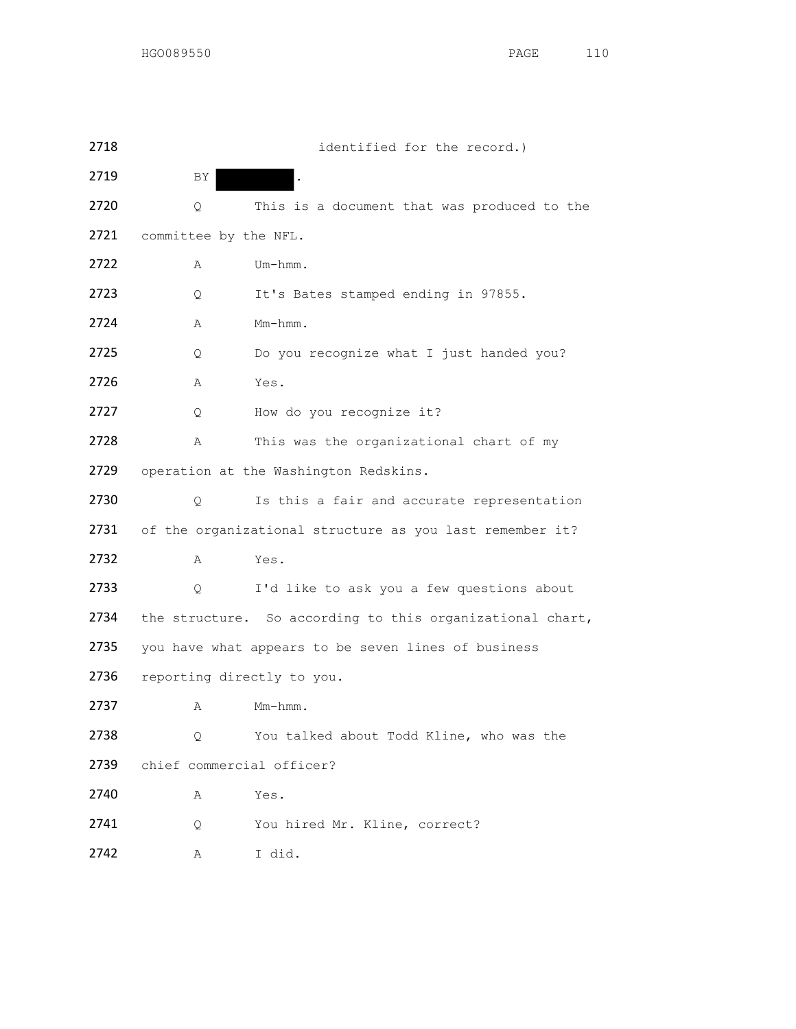2718 identified for the record.)

2719 BY ██████.

2720 Q This is a document that was produced to the

2721 committee by the NFL.

2722 A Um-hmm.

2723 Q It's Bates stamped ending in 97855.

2724 A Mm-hmm.

2725 Q Do you recognize what I just handed you?

2726 A Yes.

2727 Q How do you recognize it?

2728 A This was the organizational chart of my

2729 operation at the Washington Redskins.

2730 Q Is this a fair and accurate representation

2731 of the organizational structure as you last remember it?

2732 A Yes.

2733 Q I'd like to ask you a few questions about

2734 the structure. So according to this organizational chart,

2735 you have what appears to be seven lines of business

2736 reporting directly to you.

2737 A Mm-hmm.

2738 Q You talked about Todd Kline, who was the

2739 chief commercial officer?

2740 A Yes.

2741 Q You hired Mr. Kline, correct?

2742 A I did.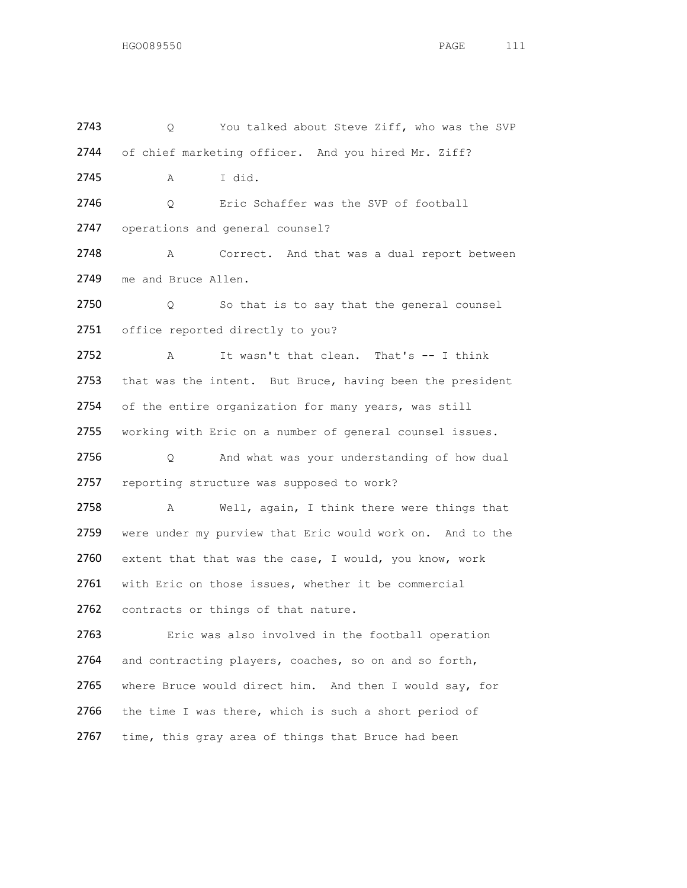2743 Q You talked about Steve Ziff, who was the SVP
2744 of chief marketing officer. And you hired Mr. Ziff?
2745 A I did.
2746 Q Eric Schaffer was the SVP of football
2747 operations and general counsel?
2748 A Correct. And that was a dual report between
2749 me and Bruce Allen.
2750 Q So that is to say that the general counsel
2751 office reported directly to you?
2752 A It wasn't that clean. That's -- I think
2753 that was the intent. But Bruce, having been the president
2754 of the entire organization for many years, was still
2755 working with Eric on a number of general counsel issues.
2756 Q And what was your understanding of how dual
2757 reporting structure was supposed to work?
2758 A Well, again, I think there were things that
2759 were under my purview that Eric would work on. And to the
2760 extent that that was the case, I would, you know, work
2761 with Eric on those issues, whether it be commercial
2762 contracts or things of that nature.
2763 Eric was also involved in the football operation
2764 and contracting players, coaches, so on and so forth,
2765 where Bruce would direct him. And then I would say, for
2766 the time I was there, which is such a short period of
2767 time, this gray area of things that Bruce had been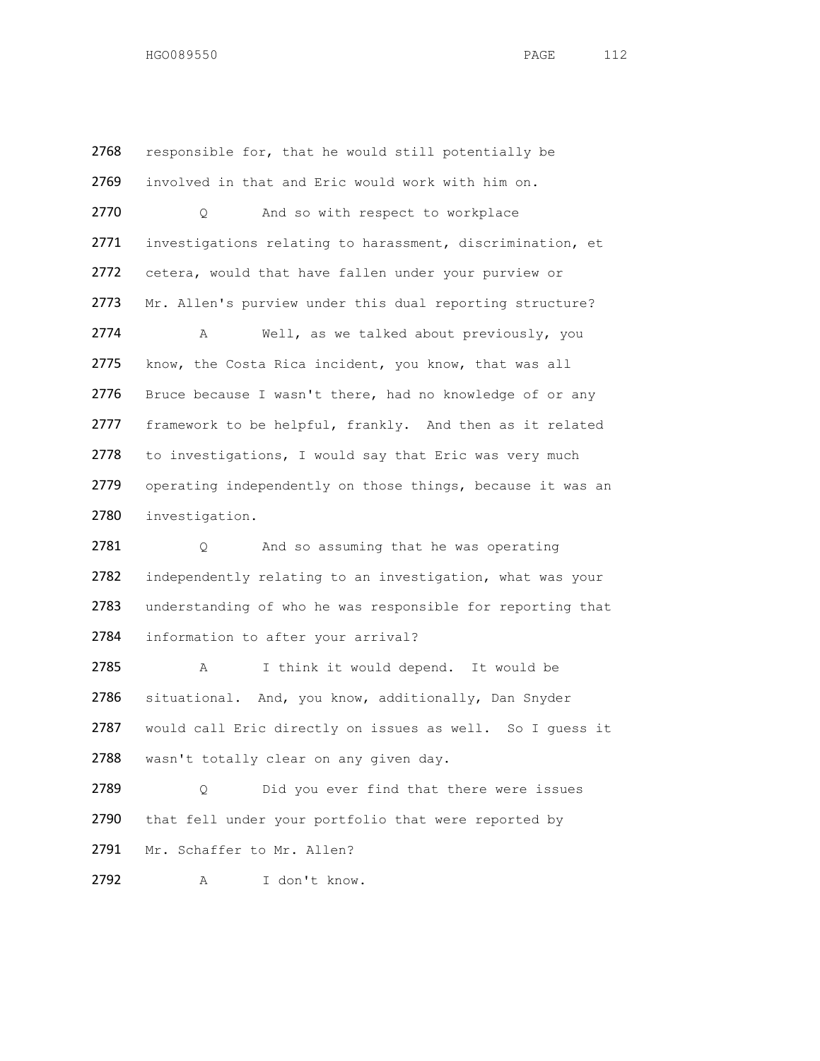2768 responsible for, that he would still potentially be
2769 involved in that and Eric would work with him on.

2770 Q And so with respect to workplace
2771 investigations relating to harassment, discrimination, et
2772 cetera, would that have fallen under your purview or
2773 Mr. Allen's purview under this dual reporting structure?

2774 A Well, as we talked about previously, you
2775 know, the Costa Rica incident, you know, that was all
2776 Bruce because I wasn't there, had no knowledge of or any
2777 framework to be helpful, frankly. And then as it related
2778 to investigations, I would say that Eric was very much
2779 operating independently on those things, because it was an
2780 investigation.

2781 Q And so assuming that he was operating
2782 independently relating to an investigation, what was your
2783 understanding of who he was responsible for reporting that
2784 information to after your arrival?

2785 A I think it would depend. It would be
2786 situational. And, you know, additionally, Dan Snyder
2787 would call Eric directly on issues as well. So I guess it
2788 wasn't totally clear on any given day.

2789 Q Did you ever find that there were issues
2790 that fell under your portfolio that were reported by
2791 Mr. Schaffer to Mr. Allen?

2792 A I don't know.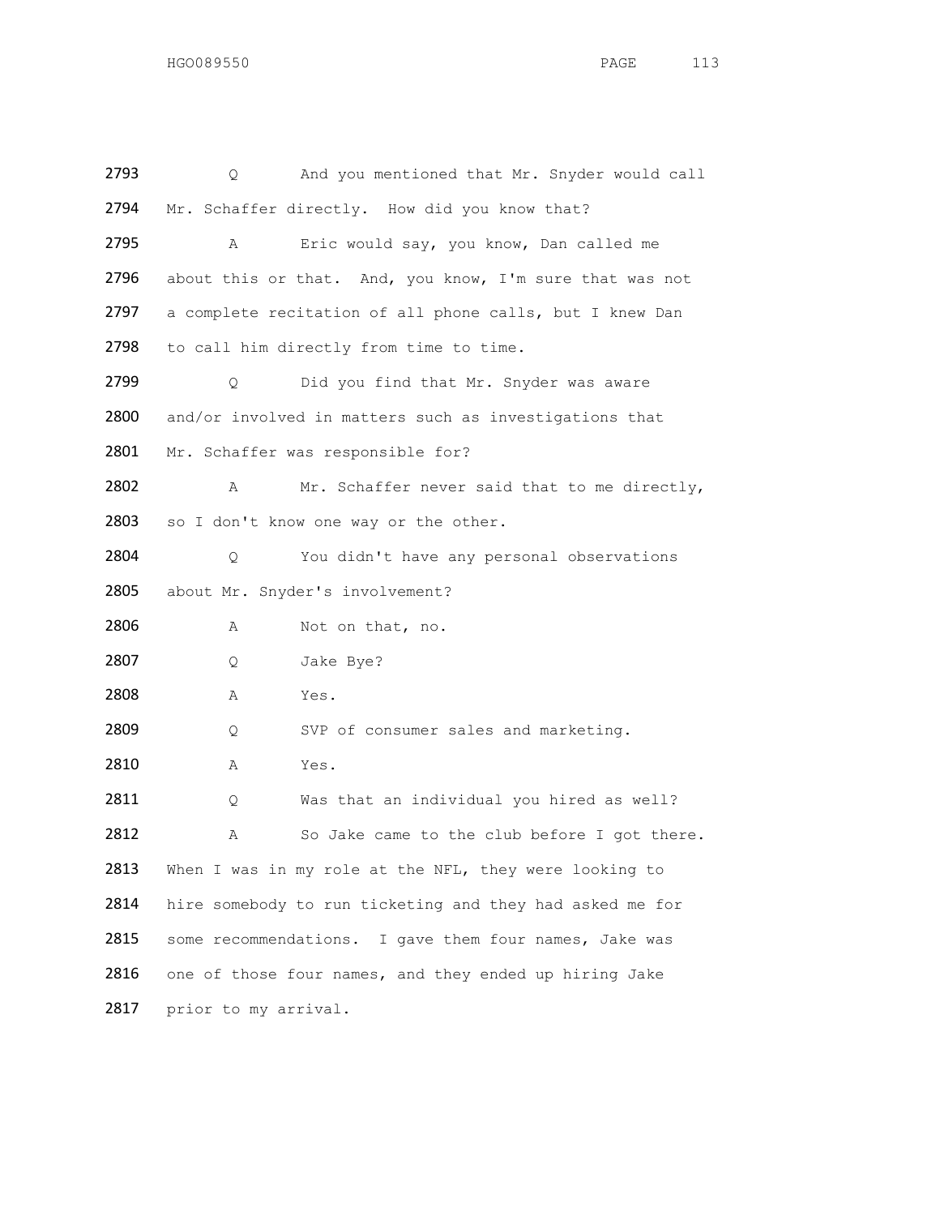2793 Q And you mentioned that Mr. Snyder would call

2794 Mr. Schaffer directly. How did you know that?

2795 A Eric would say, you know, Dan called me

2796 about this or that. And, you know, I'm sure that was not

2797 a complete recitation of all phone calls, but I knew Dan

2798 to call him directly from time to time.

2799 Q Did you find that Mr. Snyder was aware

2800 and/or involved in matters such as investigations that

2801 Mr. Schaffer was responsible for?

2802 A Mr. Schaffer never said that to me directly,

2803 so I don't know one way or the other.

2804 Q You didn't have any personal observations

2805 about Mr. Snyder's involvement?

2806 A Not on that, no.

2807 Q Jake Bye?

2808 A Yes.

2809 Q SVP of consumer sales and marketing.

2810 A Yes.

2811 Q Was that an individual you hired as well?

2812 A So Jake came to the club before I got there.

2813 When I was in my role at the NFL, they were looking to

2814 hire somebody to run ticketing and they had asked me for

2815 some recommendations. I gave them four names, Jake was

2816 one of those four names, and they ended up hiring Jake

2817 prior to my arrival.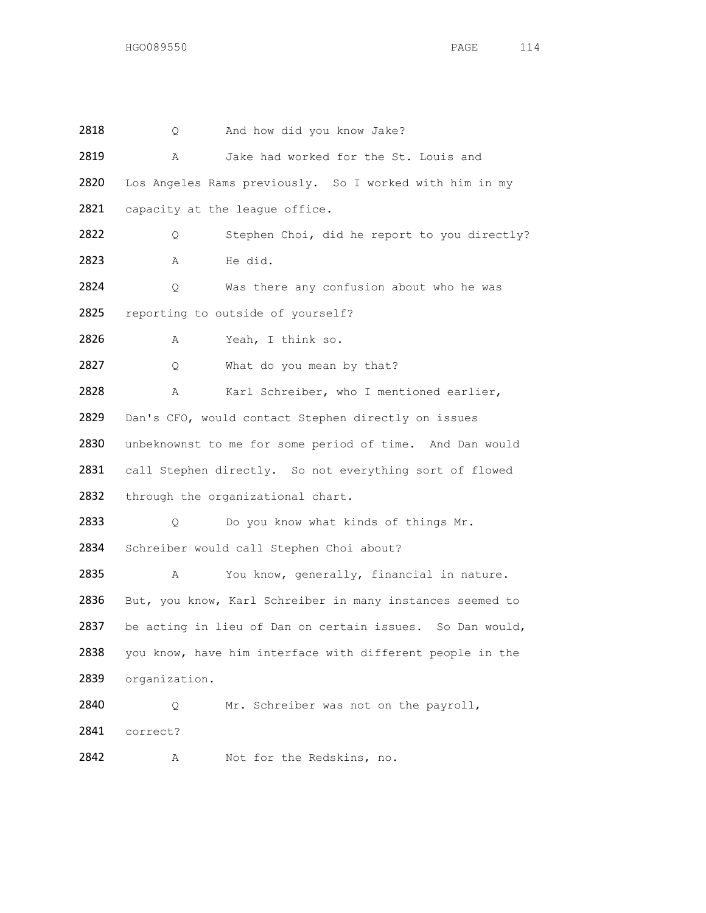2818 Q And how did you know Jake?

2819 A Jake had worked for the St. Louis and

2820 Los Angeles Rams previously. So I worked with him in my

2821 capacity at the league office.

2822 Q Stephen Choi, did he report to you directly?

2823 A He did.

2824 Q Was there any confusion about who he was

2825 reporting to outside of yourself?

2826 A Yeah, I think so.

2827 Q What do you mean by that?

2828 A Karl Schreiber, who I mentioned earlier,

2829 Dan's CFO, would contact Stephen directly on issues

2830 unbeknownst to me for some period of time. And Dan would

2831 call Stephen directly. So not everything sort of flowed

2832 through the organizational chart.

2833 Q Do you know what kinds of things Mr.

2834 Schreiber would call Stephen Choi about?

2835 A You know, generally, financial in nature.

2836 But, you know, Karl Schreiber in many instances seemed to

2837 be acting in lieu of Dan on certain issues. So Dan would,

2838 you know, have him interface with different people in the

2839 organization.

2840 Q Mr. Schreiber was not on the payroll,

2841 correct?

2842 A Not for the Redskins, no.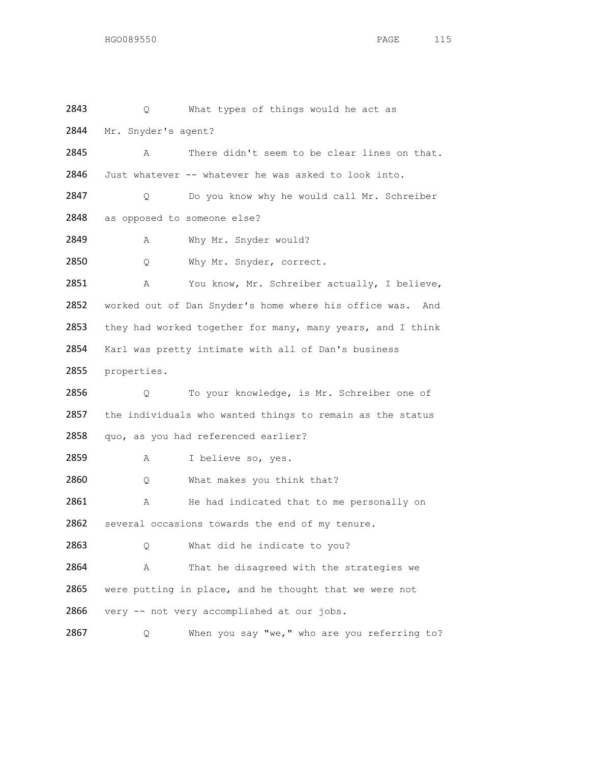2843 Q What types of things would he act as

2844 Mr. Snyder's agent?

2845 A There didn't seem to be clear lines on that.

2846 Just whatever -- whatever he was asked to look into.

2847 Q Do you know why he would call Mr. Schreiber

2848 as opposed to someone else?

2849 A Why Mr. Snyder would?

2850 Q Why Mr. Snyder, correct.

2851 A You know, Mr. Schreiber actually, I believe,

2852 worked out of Dan Snyder's home where his office was. And

2853 they had worked together for many, many years, and I think

2854 Karl was pretty intimate with all of Dan's business

2855 properties.

2856 Q To your knowledge, is Mr. Schreiber one of

2857 the individuals who wanted things to remain as the status

2858 quo, as you had referenced earlier?

2859 A I believe so, yes.

2860 Q What makes you think that?

2861 A He had indicated that to me personally on

2862 several occasions towards the end of my tenure.

2863 Q What did he indicate to you?

2864 A That he disagreed with the strategies we

2865 were putting in place, and he thought that we were not

2866 very -- not very accomplished at our jobs.

2867 Q When you say "we," who are you referring to?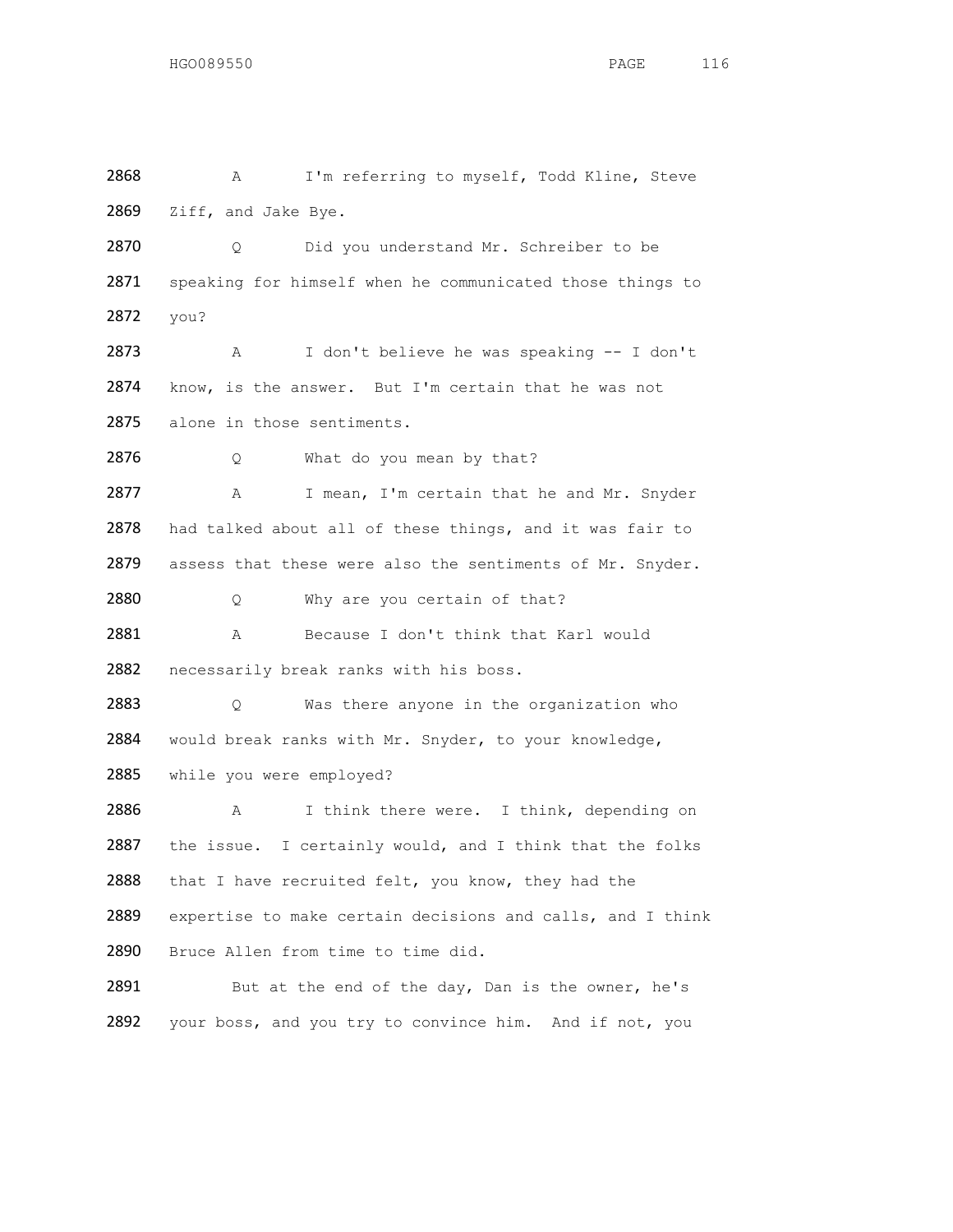2868 A I'm referring to myself, Todd Kline, Steve
2869 Ziff, and Jake Bye.

2870 Q Did you understand Mr. Schreiber to be
2871 speaking for himself when he communicated those things to
2872 you?

2873 A I don't believe he was speaking -- I don't
2874 know, is the answer. But I'm certain that he was not
2875 alone in those sentiments.

2876 Q What do you mean by that?

2877 A I mean, I'm certain that he and Mr. Snyder
2878 had talked about all of these things, and it was fair to
2879 assess that these were also the sentiments of Mr. Snyder.

2880 Q Why are you certain of that?

2881 A Because I don't think that Karl would
2882 necessarily break ranks with his boss.

2883 Q Was there anyone in the organization who
2884 would break ranks with Mr. Snyder, to your knowledge,
2885 while you were employed?

2886 A I think there were. I think, depending on
2887 the issue. I certainly would, and I think that the folks
2888 that I have recruited felt, you know, they had the
2889 expertise to make certain decisions and calls, and I think
2890 Bruce Allen from time to time did.

2891 But at the end of the day, Dan is the owner, he's
2892 your boss, and you try to convince him. And if not, you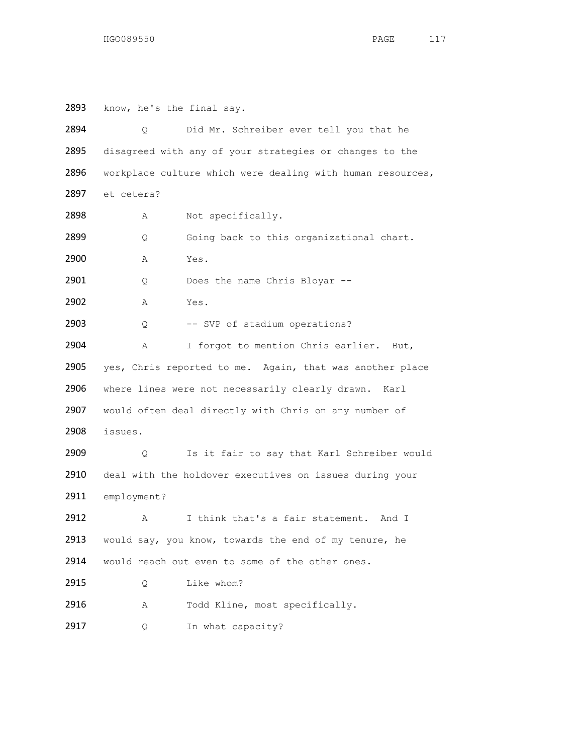2893 know, he's the final say.

2894 Q Did Mr. Schreiber ever tell you that he

2895 disagreed with any of your strategies or changes to the

2896 workplace culture which were dealing with human resources,

2897 et cetera?

2898 A Not specifically.

2899 Q Going back to this organizational chart.

2900 A Yes.

2901 Q Does the name Chris Bloyar --

2902 A Yes.

2903 Q -- SVP of stadium operations?

2904 A I forgot to mention Chris earlier. But,

2905 yes, Chris reported to me. Again, that was another place

2906 where lines were not necessarily clearly drawn. Karl

2907 would often deal directly with Chris on any number of

2908 issues.

2909 Q Is it fair to say that Karl Schreiber would

2910 deal with the holdover executives on issues during your

2911 employment?

2912 A I think that's a fair statement. And I

2913 would say, you know, towards the end of my tenure, he

2914 would reach out even to some of the other ones.

2915 Q Like whom?

2916 A Todd Kline, most specifically.

2917 Q In what capacity?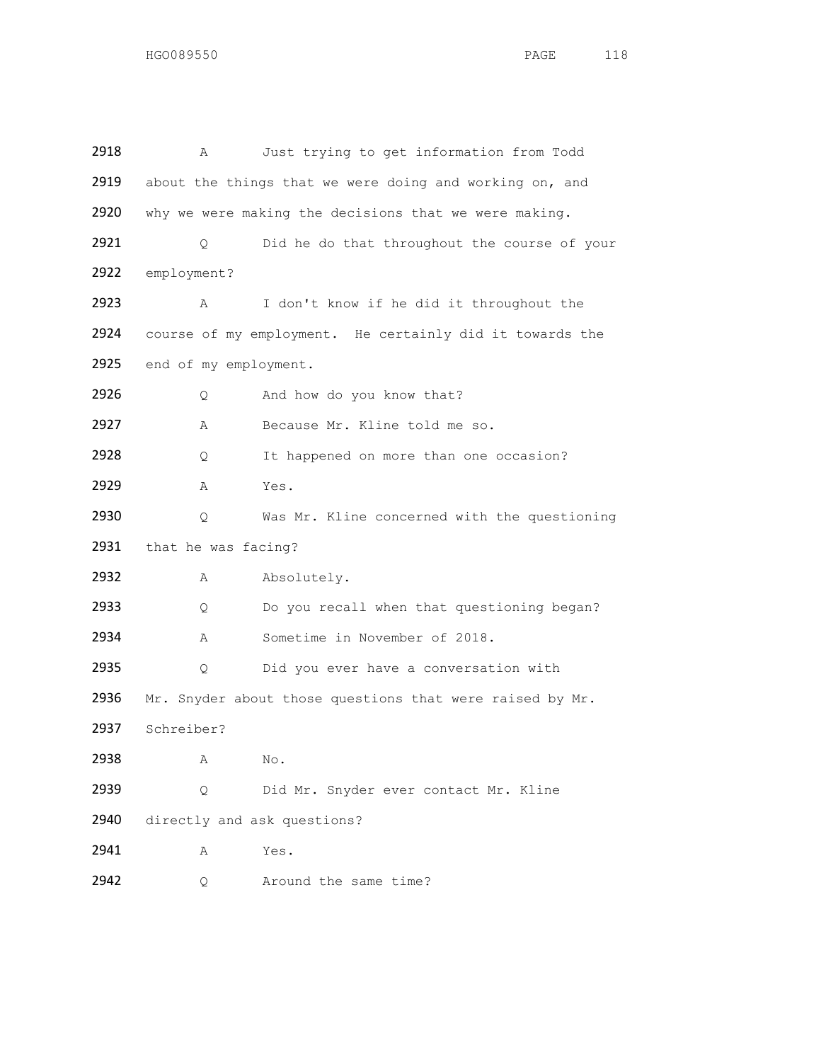2918 A Just trying to get information from Todd
2919 about the things that we were doing and working on, and
2920 why we were making the decisions that we were making.
2921 Q Did he do that throughout the course of your
2922 employment?
2923 A I don't know if he did it throughout the
2924 course of my employment. He certainly did it towards the
2925 end of my employment.
2926 Q And how do you know that?
2927 A Because Mr. Kline told me so.
2928 Q It happened on more than one occasion?
2929 A Yes.
2930 Q Was Mr. Kline concerned with the questioning
2931 that he was facing?
2932 A Absolutely.
2933 Q Do you recall when that questioning began?
2934 A Sometime in November of 2018.
2935 Q Did you ever have a conversation with
2936 Mr. Snyder about those questions that were raised by Mr.
2937 Schreiber?
2938 A No.
2939 Q Did Mr. Snyder ever contact Mr. Kline
2940 directly and ask questions?
2941 A Yes.
2942 Q Around the same time?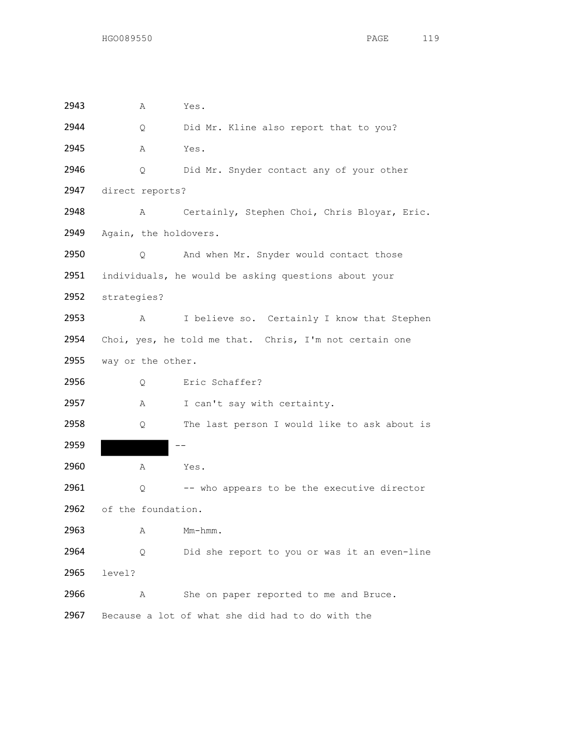2943 A Yes.

2944 Q Did Mr. Kline also report that to you?

2945 A Yes.

2946 Q Did Mr. Snyder contact any of your other

2947 direct reports?

2948 A Certainly, Stephen Choi, Chris Bloyar, Eric.

2949 Again, the holdovers.

2950 Q And when Mr. Snyder would contact those

2951 individuals, he would be asking questions about your

2952 strategies?

2953 A I believe so. Certainly I know that Stephen

2954 Choi, yes, he told me that. Chris, I'm not certain one

2955 way or the other.

2956 Q Eric Schaffer?

2957 A I can't say with certainty.

2958 Q The last person I would like to ask about is

2959 ██████████ --

2960 A Yes.

2961 Q -- who appears to be the executive director

2962 of the foundation.

2963 A Mm-hmm.

2964 Q Did she report to you or was it an even-line

2965 level?

2966 A She on paper reported to me and Bruce.

2967 Because a lot of what she did had to do with the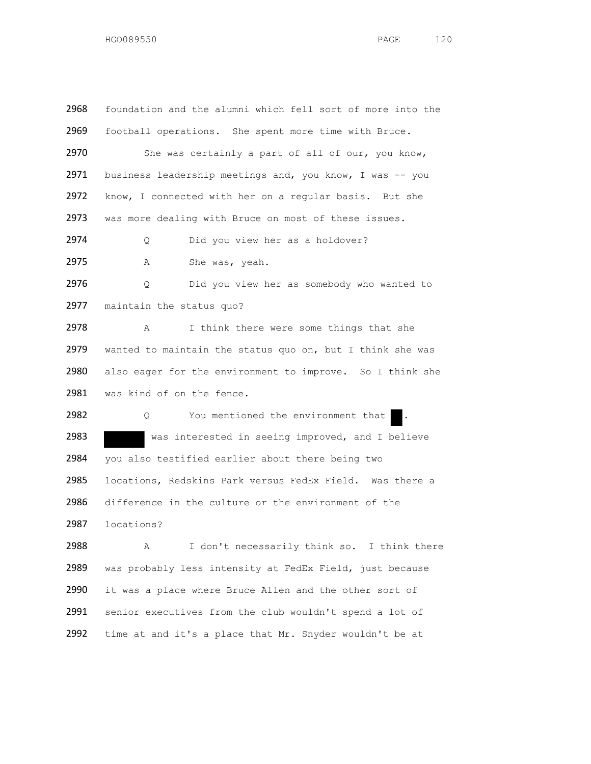2968 foundation and the alumni which fell sort of more into the

2969 football operations. She spent more time with Bruce.

2970 She was certainly a part of all of our, you know,

2971 business leadership meetings and, you know, I was -- you

2972 know, I connected with her on a regular basis. But she

2973 was more dealing with Bruce on most of these issues.

2974 Q Did you view her as a holdover?

2975 A She was, yeah.

2976 Q Did you view her as somebody who wanted to

2977 maintain the status quo?

2978 A I think there were some things that she

2979 wanted to maintain the status quo on, but I think she was

2980 also eager for the environment to improve. So I think she

2981 was kind of on the fence.

2982 Q You mentioned the environment that ██.

2983 ██████ was interested in seeing improved, and I believe

2984 you also testified earlier about there being two

2985 locations, Redskins Park versus FedEx Field. Was there a

2986 difference in the culture or the environment of the

2987 locations?

2988 A I don't necessarily think so. I think there

2989 was probably less intensity at FedEx Field, just because

2990 it was a place where Bruce Allen and the other sort of

2991 senior executives from the club wouldn't spend a lot of

2992 time at and it's a place that Mr. Snyder wouldn't be at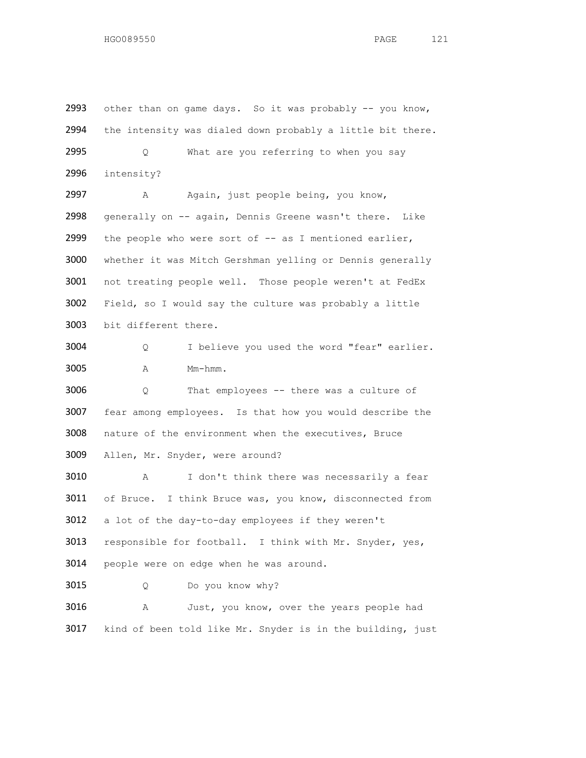2993 other than on game days. So it was probably -- you know,

2994 the intensity was dialed down probably a little bit there.

2995 Q What are you referring to when you say

2996 intensity?

2997 A Again, just people being, you know,

2998 generally on -- again, Dennis Greene wasn't there. Like

2999 the people who were sort of -- as I mentioned earlier,

3000 whether it was Mitch Gershman yelling or Dennis generally

3001 not treating people well. Those people weren't at FedEx

3002 Field, so I would say the culture was probably a little

3003 bit different there.

3004 Q I believe you used the word "fear" earlier.

3005 A Mm-hmm.

3006 Q That employees -- there was a culture of

3007 fear among employees. Is that how you would describe the

3008 nature of the environment when the executives, Bruce

3009 Allen, Mr. Snyder, were around?

3010 A I don't think there was necessarily a fear

3011 of Bruce. I think Bruce was, you know, disconnected from

3012 a lot of the day-to-day employees if they weren't

3013 responsible for football. I think with Mr. Snyder, yes,

3014 people were on edge when he was around.

3015 Q Do you know why?

3016 A Just, you know, over the years people had

3017 kind of been told like Mr. Snyder is in the building, just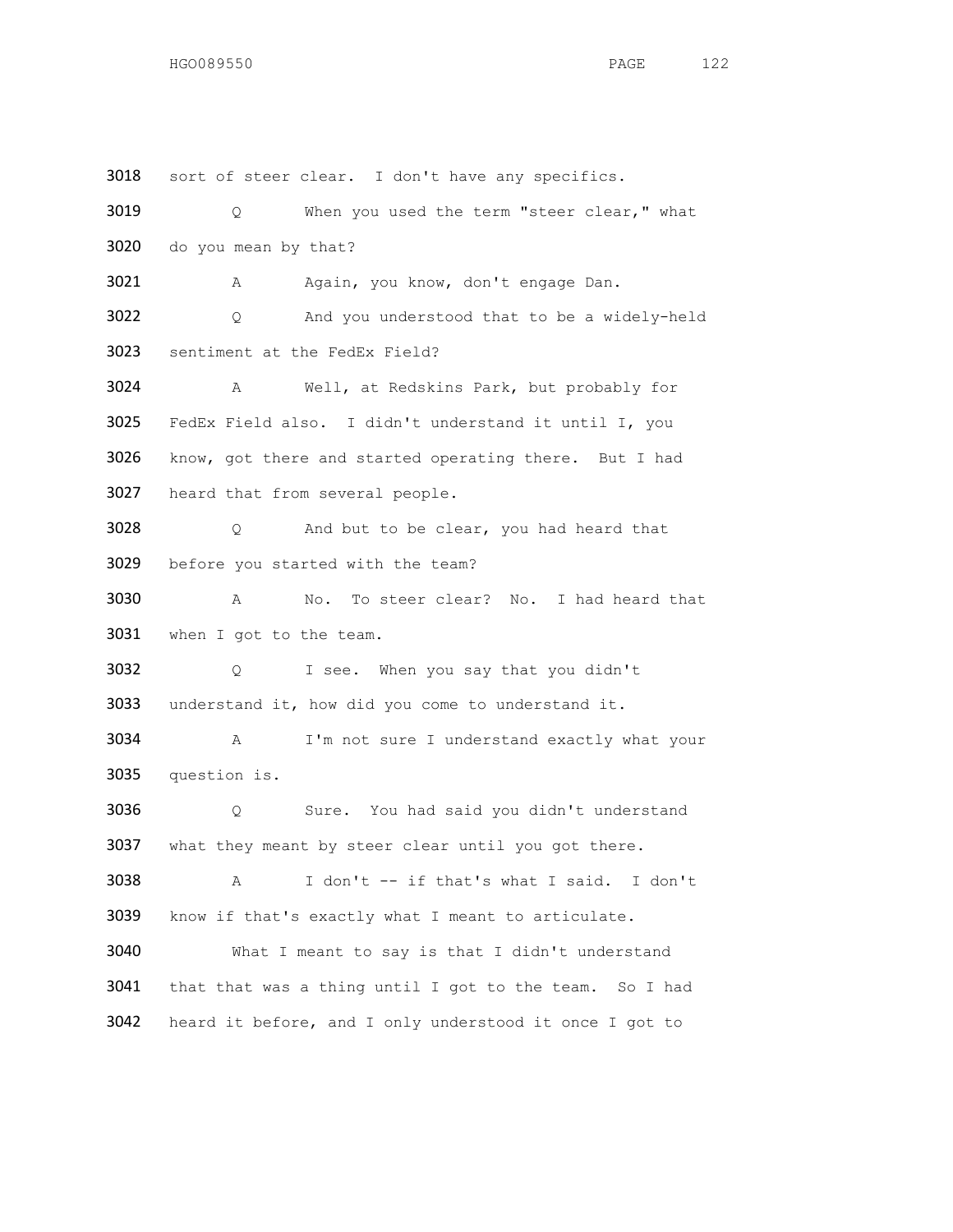3018 sort of steer clear. I don't have any specifics.

3019 Q When you used the term "steer clear," what

3020 do you mean by that?

3021 A Again, you know, don't engage Dan.

3022 Q And you understood that to be a widely-held

3023 sentiment at the FedEx Field?

3024 A Well, at Redskins Park, but probably for

3025 FedEx Field also. I didn't understand it until I, you

3026 know, got there and started operating there. But I had

3027 heard that from several people.

3028 Q And but to be clear, you had heard that

3029 before you started with the team?

3030 A No. To steer clear? No. I had heard that

3031 when I got to the team.

3032 Q I see. When you say that you didn't

3033 understand it, how did you come to understand it.

3034 A I'm not sure I understand exactly what your

3035 question is.

3036 Q Sure. You had said you didn't understand

3037 what they meant by steer clear until you got there.

3038 A I don't -- if that's what I said. I don't

3039 know if that's exactly what I meant to articulate.

3040 What I meant to say is that I didn't understand

3041 that that was a thing until I got to the team. So I had

3042 heard it before, and I only understood it once I got to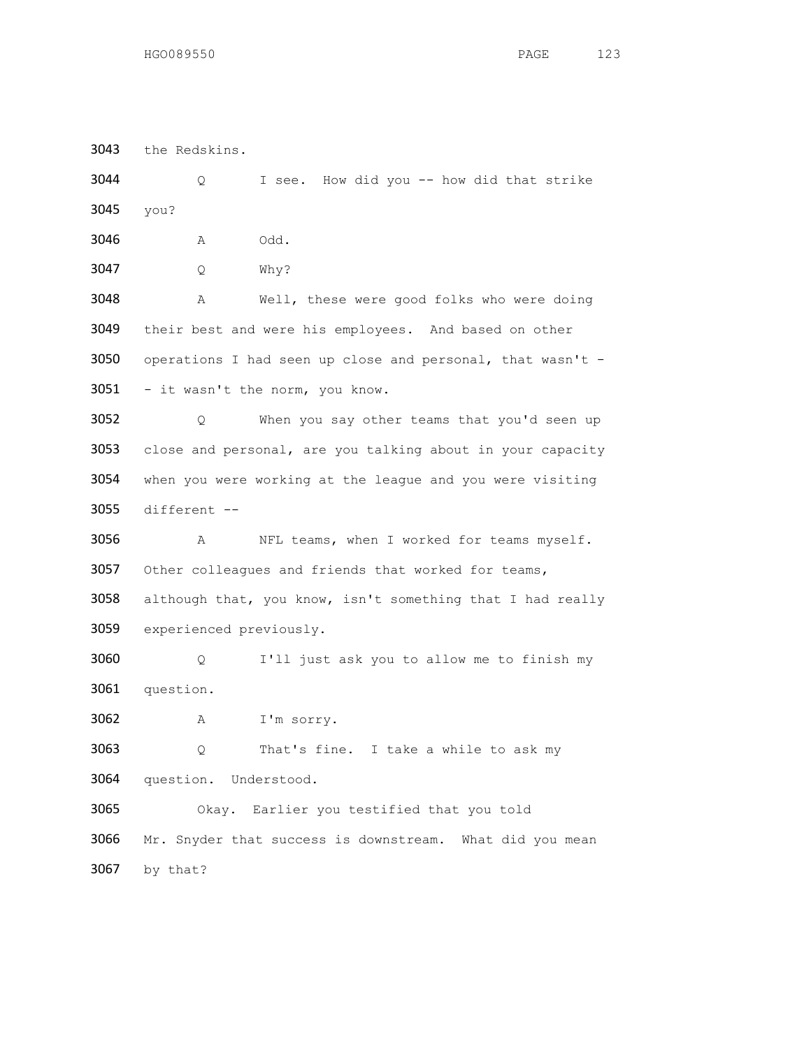3043 the Redskins.

3044 Q I see. How did you -- how did that strike

3045 you?

3046 A Odd.

3047 Q Why?

3048 A Well, these were good folks who were doing

3049 their best and were his employees. And based on other

3050 operations I had seen up close and personal, that wasn't -

3051 - it wasn't the norm, you know.

3052 Q When you say other teams that you'd seen up

3053 close and personal, are you talking about in your capacity

3054 when you were working at the league and you were visiting

3055 different --

3056 A NFL teams, when I worked for teams myself.

3057 Other colleagues and friends that worked for teams,

3058 although that, you know, isn't something that I had really

3059 experienced previously.

3060 Q I'll just ask you to allow me to finish my

3061 question.

3062 A I'm sorry.

3063 Q That's fine. I take a while to ask my

3064 question. Understood.

3065 Okay. Earlier you testified that you told

3066 Mr. Snyder that success is downstream. What did you mean

3067 by that?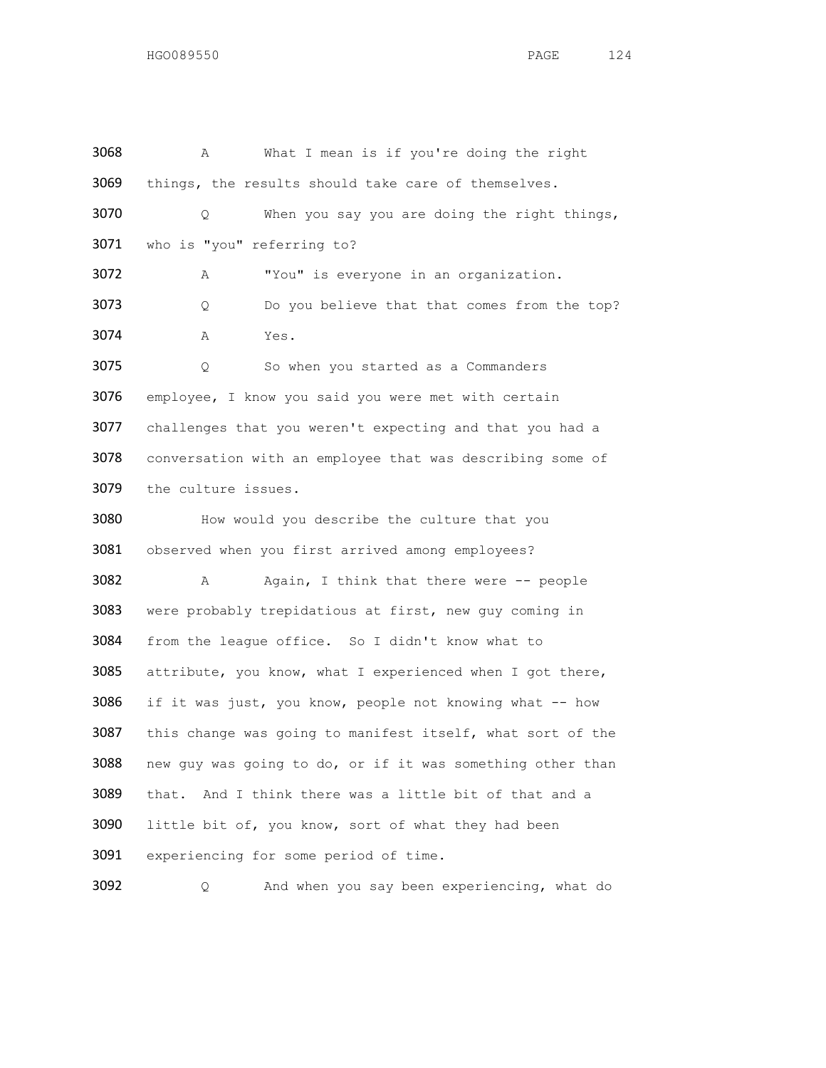3068 A What I mean is if you're doing the right
3069 things, the results should take care of themselves.
3070 Q When you say you are doing the right things,
3071 who is "you" referring to?
3072 A "You" is everyone in an organization.
3073 Q Do you believe that that comes from the top?
3074 A Yes.
3075 Q So when you started as a Commanders
3076 employee, I know you said you were met with certain
3077 challenges that you weren't expecting and that you had a
3078 conversation with an employee that was describing some of
3079 the culture issues.
3080 How would you describe the culture that you
3081 observed when you first arrived among employees?
3082 A Again, I think that there were -- people
3083 were probably trepidatious at first, new guy coming in
3084 from the league office. So I didn't know what to
3085 attribute, you know, what I experienced when I got there,
3086 if it was just, you know, people not knowing what -- how
3087 this change was going to manifest itself, what sort of the
3088 new guy was going to do, or if it was something other than
3089 that. And I think there was a little bit of that and a
3090 little bit of, you know, sort of what they had been
3091 experiencing for some period of time.
3092 Q And when you say been experiencing, what do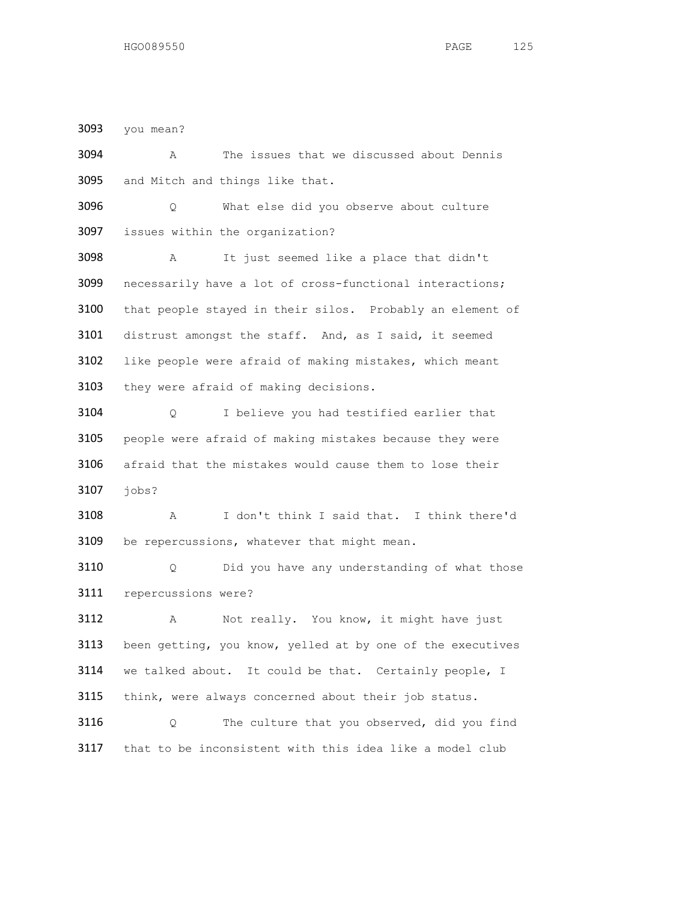3093 you mean?

3094 A The issues that we discussed about Dennis

3095 and Mitch and things like that.

3096 Q What else did you observe about culture

3097 issues within the organization?

3098 A It just seemed like a place that didn't

3099 necessarily have a lot of cross-functional interactions;

3100 that people stayed in their silos. Probably an element of

3101 distrust amongst the staff. And, as I said, it seemed

3102 like people were afraid of making mistakes, which meant

3103 they were afraid of making decisions.

3104 Q I believe you had testified earlier that

3105 people were afraid of making mistakes because they were

3106 afraid that the mistakes would cause them to lose their

3107 jobs?

3108 A I don't think I said that. I think there'd

3109 be repercussions, whatever that might mean.

3110 Q Did you have any understanding of what those

3111 repercussions were?

3112 A Not really. You know, it might have just

3113 been getting, you know, yelled at by one of the executives

3114 we talked about. It could be that. Certainly people, I

3115 think, were always concerned about their job status.

3116 Q The culture that you observed, did you find

3117 that to be inconsistent with this idea like a model club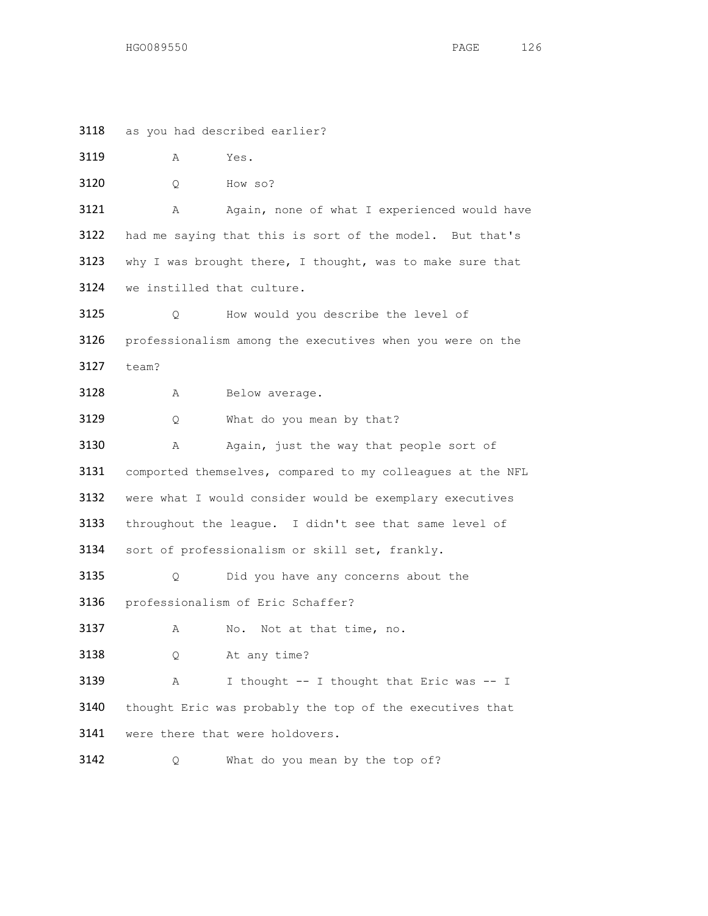3118 as you had described earlier?

3119 A Yes.

3120 Q How so?

3121 A Again, none of what I experienced would have
3122 had me saying that this is sort of the model. But that's
3123 why I was brought there, I thought, was to make sure that
3124 we instilled that culture.

3125 Q How would you describe the level of
3126 professionalism among the executives when you were on the
3127 team?

3128 A Below average.

3129 Q What do you mean by that?

3130 A Again, just the way that people sort of
3131 comported themselves, compared to my colleagues at the NFL
3132 were what I would consider would be exemplary executives
3133 throughout the league. I didn't see that same level of
3134 sort of professionalism or skill set, frankly.

3135 Q Did you have any concerns about the
3136 professionalism of Eric Schaffer?

3137 A No. Not at that time, no.

3138 Q At any time?

3139 A I thought -- I thought that Eric was -- I
3140 thought Eric was probably the top of the executives that
3141 were there that were holdovers.

3142 Q What do you mean by the top of?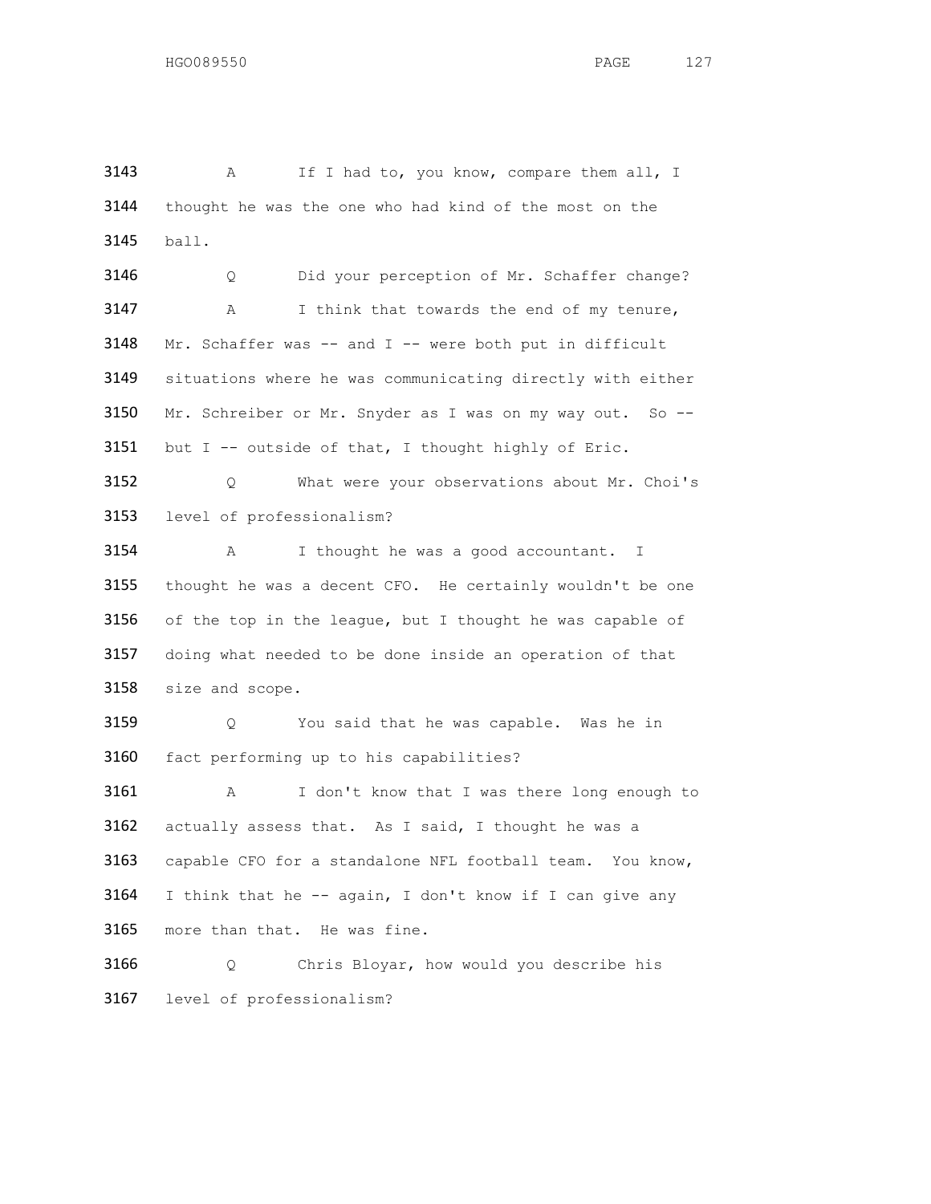3143 A If I had to, you know, compare them all, I
3144 thought he was the one who had kind of the most on the
3145 ball.

3146 Q Did your perception of Mr. Schaffer change?

3147 A I think that towards the end of my tenure,
3148 Mr. Schaffer was -- and I -- were both put in difficult
3149 situations where he was communicating directly with either
3150 Mr. Schreiber or Mr. Snyder as I was on my way out. So --
3151 but I -- outside of that, I thought highly of Eric.

3152 Q What were your observations about Mr. Choi's
3153 level of professionalism?

3154 A I thought he was a good accountant. I
3155 thought he was a decent CFO. He certainly wouldn't be one
3156 of the top in the league, but I thought he was capable of
3157 doing what needed to be done inside an operation of that
3158 size and scope.

3159 Q You said that he was capable. Was he in
3160 fact performing up to his capabilities?

3161 A I don't know that I was there long enough to
3162 actually assess that. As I said, I thought he was a
3163 capable CFO for a standalone NFL football team. You know,
3164 I think that he -- again, I don't know if I can give any
3165 more than that. He was fine.

3166 Q Chris Bloyar, how would you describe his
3167 level of professionalism?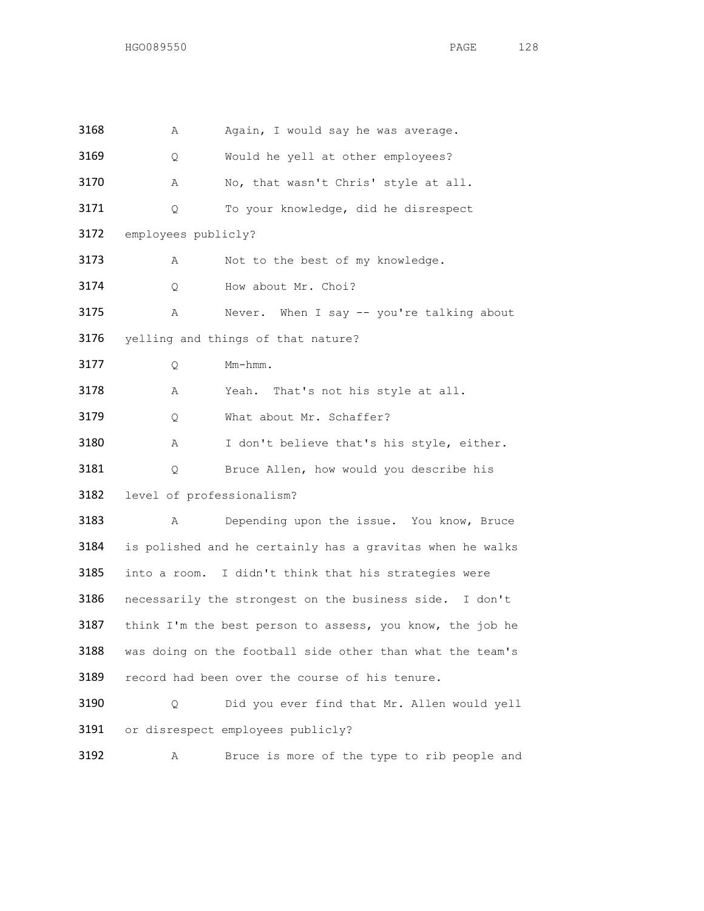3168 A Again, I would say he was average.

3169 Q Would he yell at other employees?

3170 A No, that wasn't Chris' style at all.

3171 Q To your knowledge, did he disrespect

3172 employees publicly?

3173 A Not to the best of my knowledge.

3174 Q How about Mr. Choi?

3175 A Never. When I say -- you're talking about

3176 yelling and things of that nature?

3177 Q Mm-hmm.

3178 A Yeah. That's not his style at all.

3179 Q What about Mr. Schaffer?

3180 A I don't believe that's his style, either.

3181 Q Bruce Allen, how would you describe his

3182 level of professionalism?

3183 A Depending upon the issue. You know, Bruce

3184 is polished and he certainly has a gravitas when he walks

3185 into a room. I didn't think that his strategies were

3186 necessarily the strongest on the business side. I don't

3187 think I'm the best person to assess, you know, the job he

3188 was doing on the football side other than what the team's

3189 record had been over the course of his tenure.

3190 Q Did you ever find that Mr. Allen would yell

3191 or disrespect employees publicly?

3192 A Bruce is more of the type to rib people and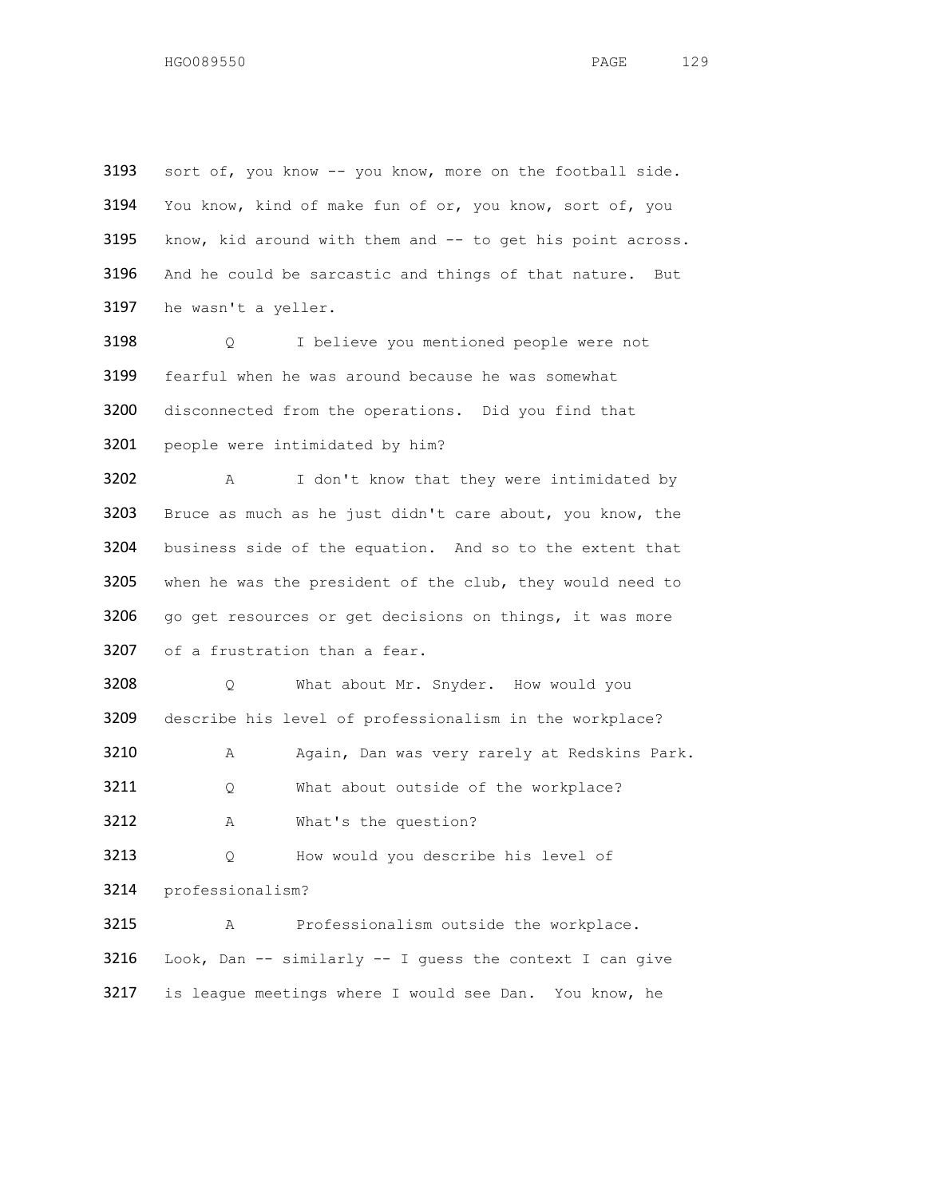3193 sort of, you know -- you know, more on the football side.
3194 You know, kind of make fun of or, you know, sort of, you
3195 know, kid around with them and -- to get his point across.
3196 And he could be sarcastic and things of that nature. But
3197 he wasn't a yeller.

3198 Q I believe you mentioned people were not
3199 fearful when he was around because he was somewhat
3200 disconnected from the operations. Did you find that
3201 people were intimidated by him?

3202 A I don't know that they were intimidated by
3203 Bruce as much as he just didn't care about, you know, the
3204 business side of the equation. And so to the extent that
3205 when he was the president of the club, they would need to
3206 go get resources or get decisions on things, it was more
3207 of a frustration than a fear.

3208 Q What about Mr. Snyder. How would you
3209 describe his level of professionalism in the workplace?

3210 A Again, Dan was very rarely at Redskins Park.

3211 Q What about outside of the workplace?

3212 A What's the question?

3213 Q How would you describe his level of
3214 professionalism?

3215 A Professionalism outside the workplace.
3216 Look, Dan -- similarly -- I guess the context I can give
3217 is league meetings where I would see Dan. You know, he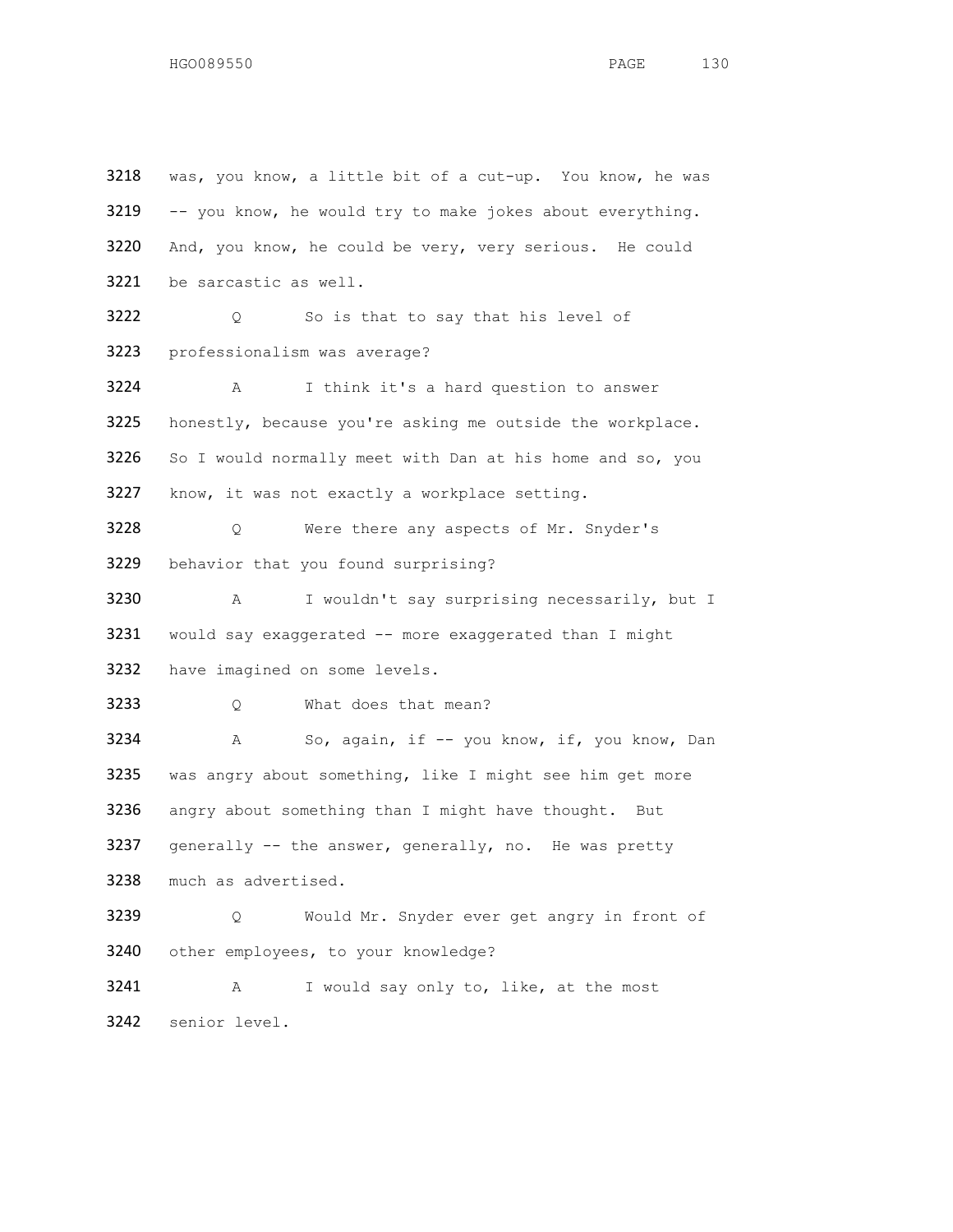3218 was, you know, a little bit of a cut-up. You know, he was
3219 -- you know, he would try to make jokes about everything.
3220 And, you know, he could be very, very serious. He could
3221 be sarcastic as well.

3222 Q So is that to say that his level of
3223 professionalism was average?

3224 A I think it's a hard question to answer
3225 honestly, because you're asking me outside the workplace.
3226 So I would normally meet with Dan at his home and so, you
3227 know, it was not exactly a workplace setting.

3228 Q Were there any aspects of Mr. Snyder's
3229 behavior that you found surprising?

3230 A I wouldn't say surprising necessarily, but I
3231 would say exaggerated -- more exaggerated than I might
3232 have imagined on some levels.

3233 Q What does that mean?

3234 A So, again, if -- you know, if, you know, Dan
3235 was angry about something, like I might see him get more
3236 angry about something than I might have thought. But
3237 generally -- the answer, generally, no. He was pretty
3238 much as advertised.

3239 Q Would Mr. Snyder ever get angry in front of
3240 other employees, to your knowledge?

3241 A I would say only to, like, at the most
3242 senior level.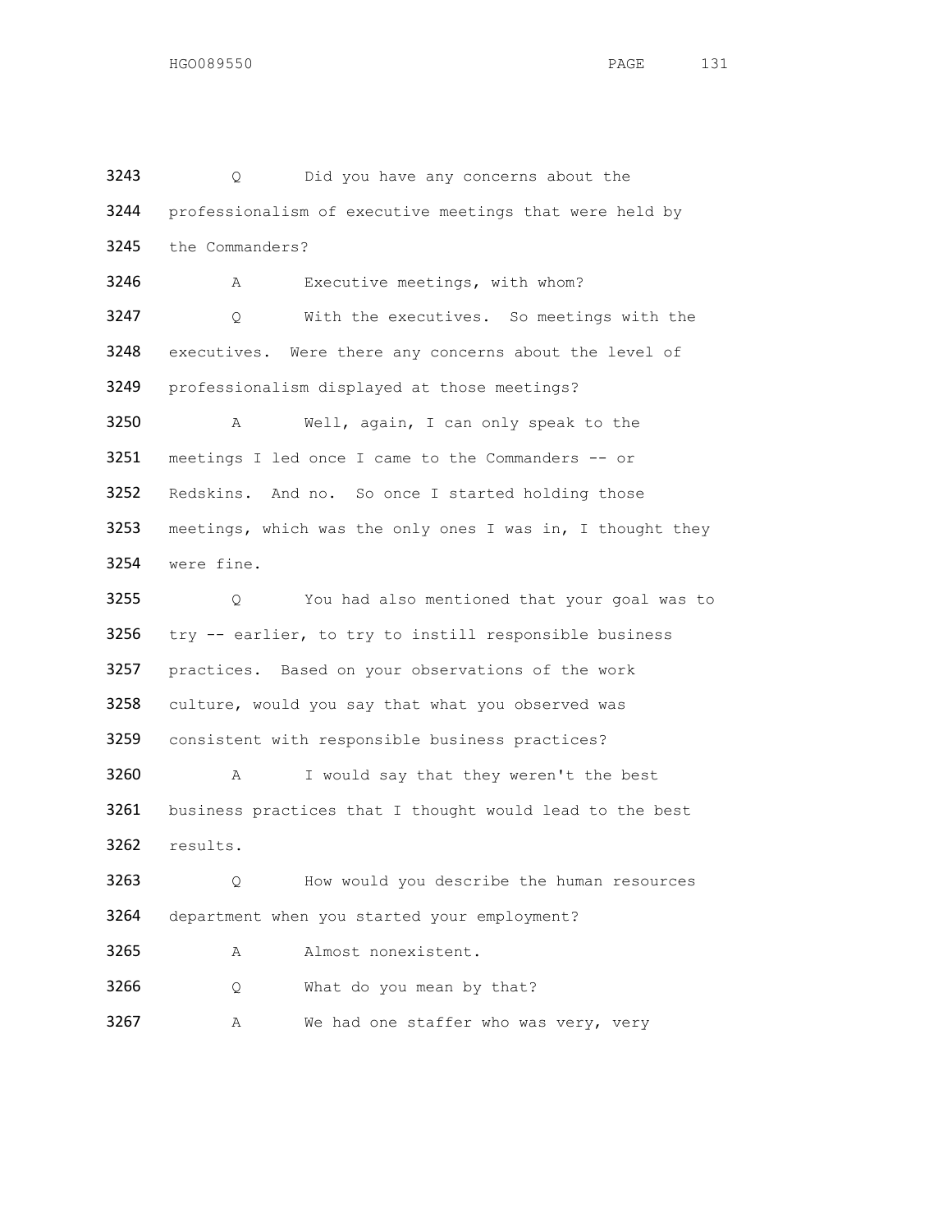3243 Q Did you have any concerns about the
3244 professionalism of executive meetings that were held by
3245 the Commanders?

3246 A Executive meetings, with whom?

3247 Q With the executives. So meetings with the
3248 executives. Were there any concerns about the level of
3249 professionalism displayed at those meetings?

3250 A Well, again, I can only speak to the
3251 meetings I led once I came to the Commanders -- or
3252 Redskins. And no. So once I started holding those
3253 meetings, which was the only ones I was in, I thought they
3254 were fine.

3255 Q You had also mentioned that your goal was to
3256 try -- earlier, to try to instill responsible business
3257 practices. Based on your observations of the work
3258 culture, would you say that what you observed was
3259 consistent with responsible business practices?

3260 A I would say that they weren't the best
3261 business practices that I thought would lead to the best
3262 results.

3263 Q How would you describe the human resources
3264 department when you started your employment?

3265 A Almost nonexistent.

3266 Q What do you mean by that?

3267 A We had one staffer who was very, very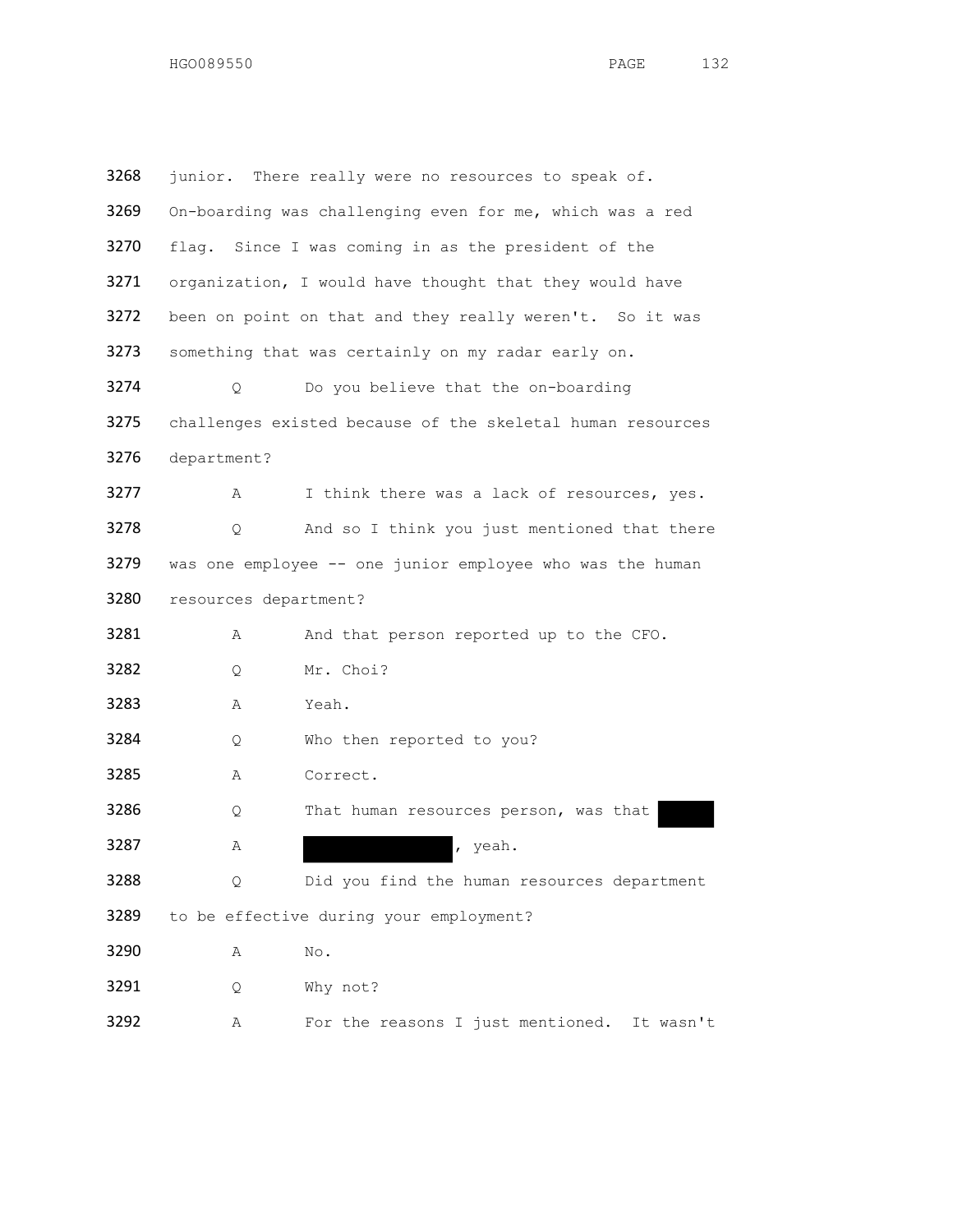3268 junior. There really were no resources to speak of.

3269 On-boarding was challenging even for me, which was a red

3270 flag. Since I was coming in as the president of the

3271 organization, I would have thought that they would have

3272 been on point on that and they really weren't. So it was

3273 something that was certainly on my radar early on.

3274 Q Do you believe that the on-boarding

3275 challenges existed because of the skeletal human resources

3276 department?

3277 A I think there was a lack of resources, yes.

3278 Q And so I think you just mentioned that there

3279 was one employee -- one junior employee who was the human

3280 resources department?

3281 A And that person reported up to the CFO.

3282 Q Mr. Choi?

3283 A Yeah.

3284 Q Who then reported to you?

3285 A Correct.

3286 Q That human resources person, was that [REDACTED]

3287 A [REDACTED], yeah.

3288 Q Did you find the human resources department

3289 to be effective during your employment?

3290 A No.

3291 Q Why not?

3292 A For the reasons I just mentioned. It wasn't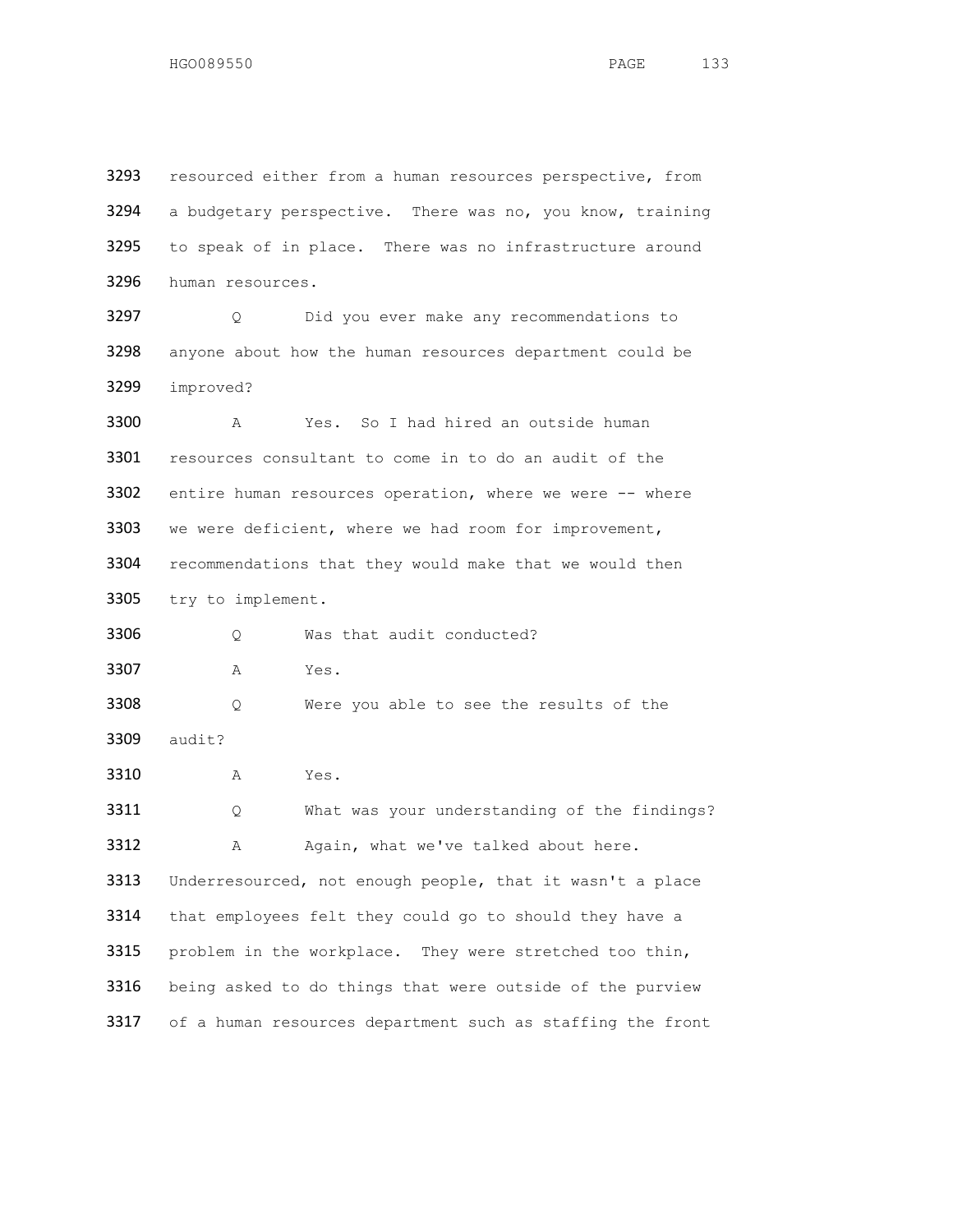3293 resourced either from a human resources perspective, from
3294 a budgetary perspective. There was no, you know, training
3295 to speak of in place. There was no infrastructure around
3296 human resources.

3297 Q Did you ever make any recommendations to
3298 anyone about how the human resources department could be
3299 improved?

3300 A Yes. So I had hired an outside human
3301 resources consultant to come in to do an audit of the
3302 entire human resources operation, where we were -- where
3303 we were deficient, where we had room for improvement,
3304 recommendations that they would make that we would then
3305 try to implement.

3306 Q Was that audit conducted?

3307 A Yes.

3308 Q Were you able to see the results of the
3309 audit?

3310 A Yes.

3311 Q What was your understanding of the findings?

3312 A Again, what we've talked about here.
3313 Underresourced, not enough people, that it wasn't a place
3314 that employees felt they could go to should they have a
3315 problem in the workplace. They were stretched too thin,
3316 being asked to do things that were outside of the purview
3317 of a human resources department such as staffing the front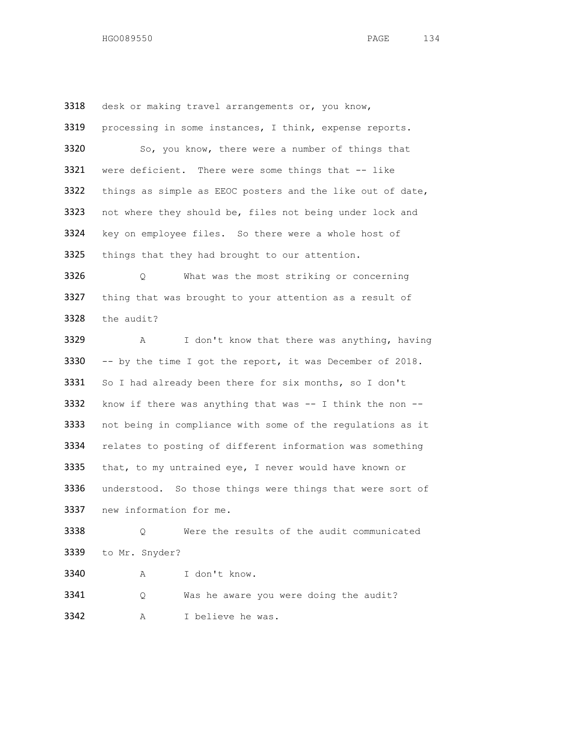3318 desk or making travel arrangements or, you know,

3319 processing in some instances, I think, expense reports.

3320 So, you know, there were a number of things that

3321 were deficient. There were some things that -- like

3322 things as simple as EEOC posters and the like out of date,

3323 not where they should be, files not being under lock and

3324 key on employee files. So there were a whole host of

3325 things that they had brought to our attention.

3326 Q What was the most striking or concerning

3327 thing that was brought to your attention as a result of

3328 the audit?

3329 A I don't know that there was anything, having

3330 -- by the time I got the report, it was December of 2018.

3331 So I had already been there for six months, so I don't

3332 know if there was anything that was -- I think the non --

3333 not being in compliance with some of the regulations as it

3334 relates to posting of different information was something

3335 that, to my untrained eye, I never would have known or

3336 understood. So those things were things that were sort of

3337 new information for me.

3338 Q Were the results of the audit communicated

3339 to Mr. Snyder?

3340 A I don't know.

3341 Q Was he aware you were doing the audit?

3342 A I believe he was.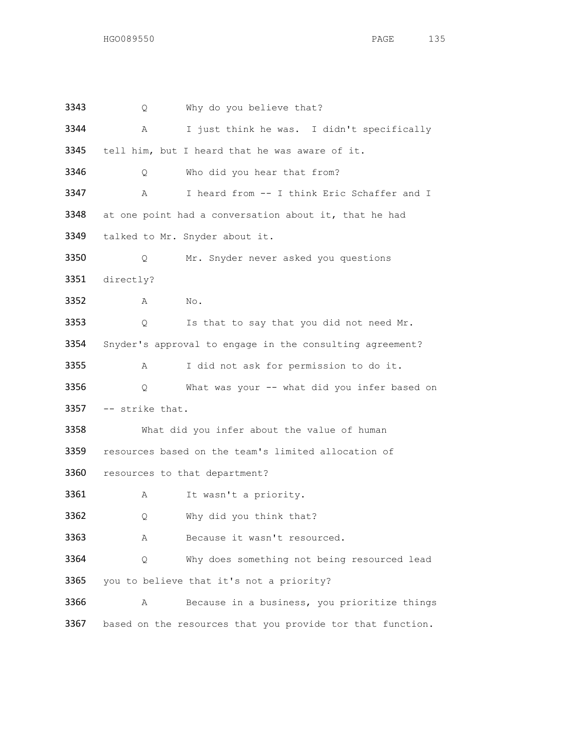3343 Q Why do you believe that?

3344 A I just think he was. I didn't specifically

3345 tell him, but I heard that he was aware of it.

3346 Q Who did you hear that from?

3347 A I heard from -- I think Eric Schaffer and I

3348 at one point had a conversation about it, that he had

3349 talked to Mr. Snyder about it.

3350 Q Mr. Snyder never asked you questions

3351 directly?

3352 A No.

3353 Q Is that to say that you did not need Mr.

3354 Snyder's approval to engage in the consulting agreement?

3355 A I did not ask for permission to do it.

3356 Q What was your -- what did you infer based on

3357 -- strike that.

3358 What did you infer about the value of human

3359 resources based on the team's limited allocation of

3360 resources to that department?

3361 A It wasn't a priority.

3362 Q Why did you think that?

3363 A Because it wasn't resourced.

3364 Q Why does something not being resourced lead

3365 you to believe that it's not a priority?

3366 A Because in a business, you prioritize things

3367 based on the resources that you provide tor that function.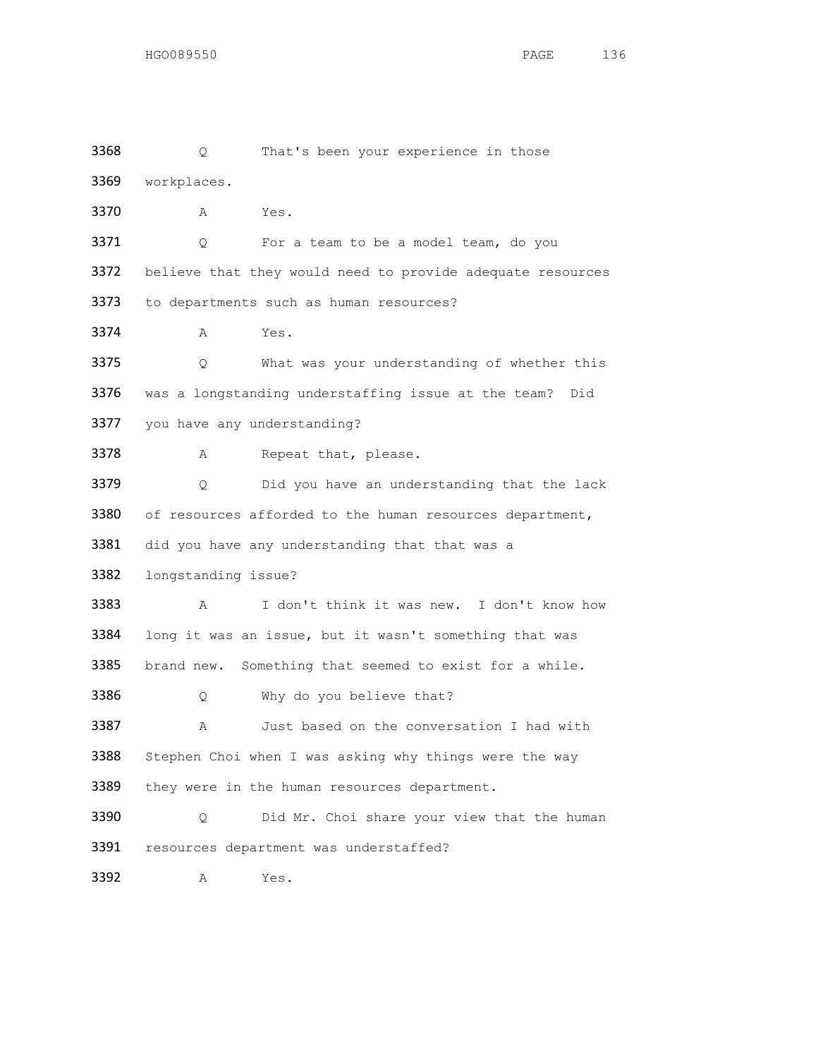3368 Q That's been your experience in those
3369 workplaces.
3370 A Yes.
3371 Q For a team to be a model team, do you
3372 believe that they would need to provide adequate resources
3373 to departments such as human resources?
3374 A Yes.
3375 Q What was your understanding of whether this
3376 was a longstanding understaffing issue at the team? Did
3377 you have any understanding?
3378 A Repeat that, please.
3379 Q Did you have an understanding that the lack
3380 of resources afforded to the human resources department,
3381 did you have any understanding that that was a
3382 longstanding issue?
3383 A I don't think it was new. I don't know how
3384 long it was an issue, but it wasn't something that was
3385 brand new. Something that seemed to exist for a while.
3386 Q Why do you believe that?
3387 A Just based on the conversation I had with
3388 Stephen Choi when I was asking why things were the way
3389 they were in the human resources department.
3390 Q Did Mr. Choi share your view that the human
3391 resources department was understaffed?
3392 A Yes.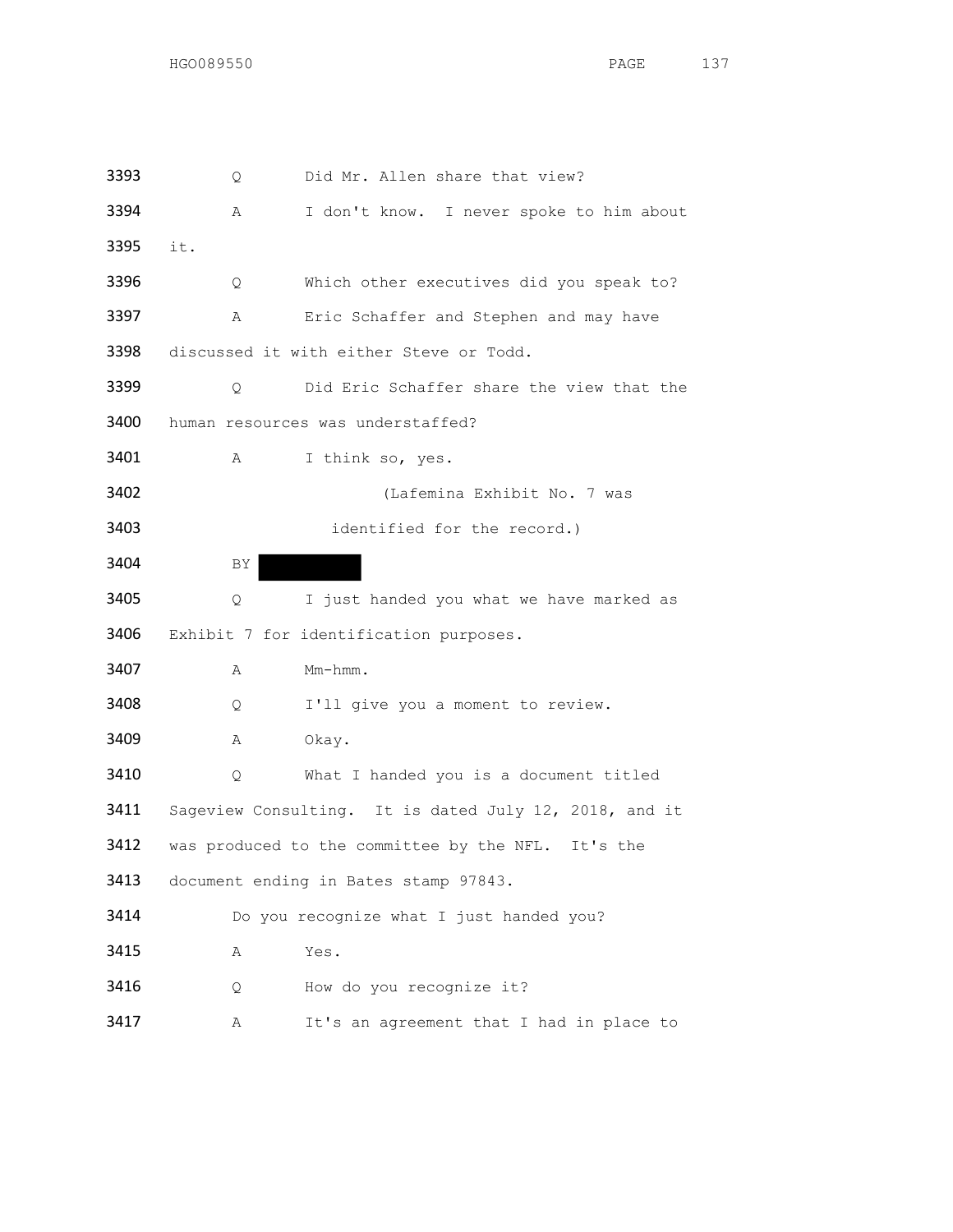3393 Q Did Mr. Allen share that view?

3394 A I don't know. I never spoke to him about

3395 it.

3396 Q Which other executives did you speak to?

3397 A Eric Schaffer and Stephen and may have

3398 discussed it with either Steve or Todd.

3399 Q Did Eric Schaffer share the view that the

3400 human resources was understaffed?

3401 A I think so, yes.

3402 (Lafemina Exhibit No. 7 was

3403 identified for the record.)

3404 BY

3405 Q I just handed you what we have marked as

3406 Exhibit 7 for identification purposes.

3407 A Mm-hmm.

3408 Q I'll give you a moment to review.

3409 A Okay.

3410 Q What I handed you is a document titled

3411 Sageview Consulting. It is dated July 12, 2018, and it

3412 was produced to the committee by the NFL. It's the

3413 document ending in Bates stamp 97843.

3414 Do you recognize what I just handed you?

3415 A Yes.

3416 Q How do you recognize it?

3417 A It's an agreement that I had in place to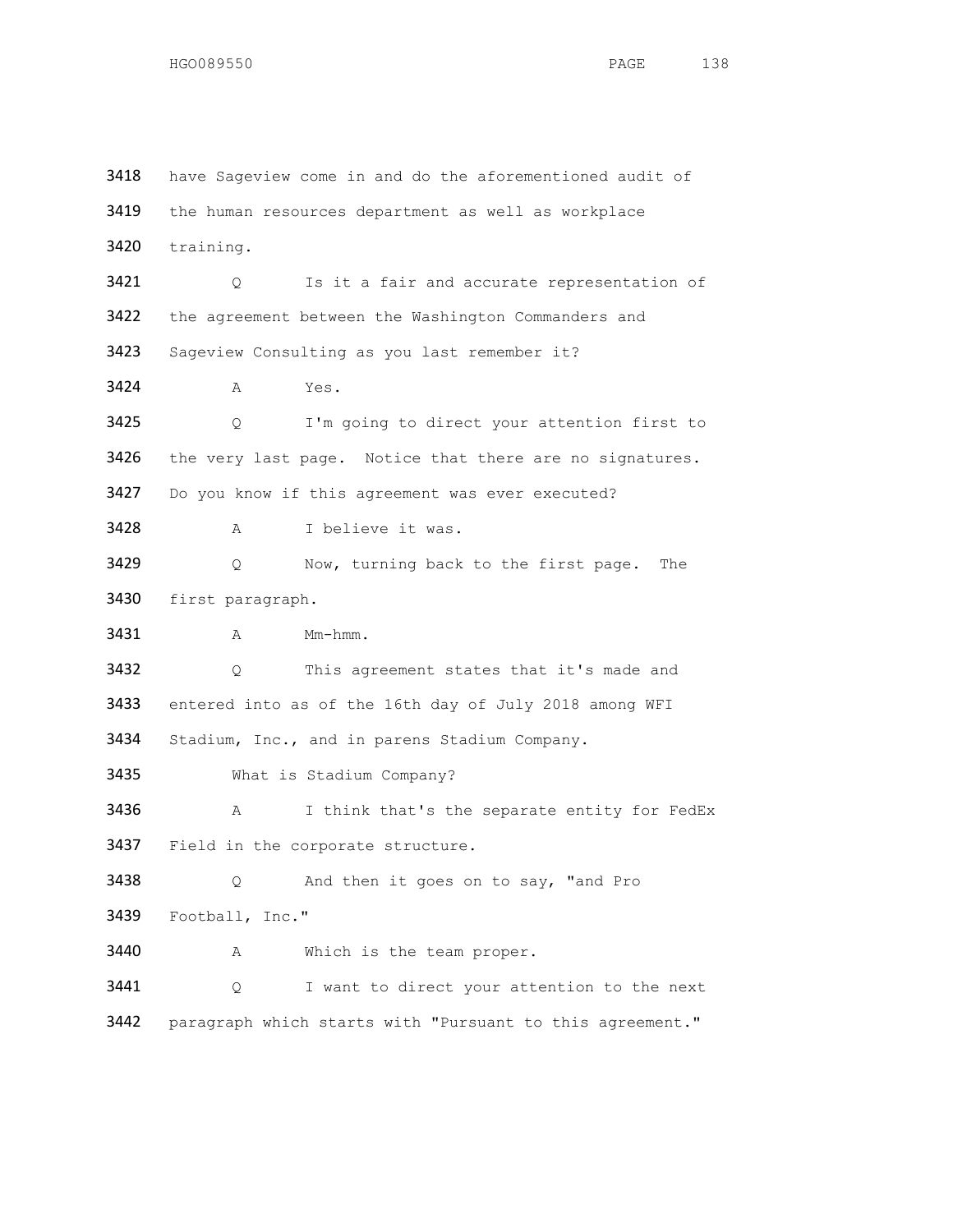3418 have Sageview come in and do the aforementioned audit of
3419 the human resources department as well as workplace
3420 training.

3421 Q Is it a fair and accurate representation of
3422 the agreement between the Washington Commanders and
3423 Sageview Consulting as you last remember it?

3424 A Yes.

3425 Q I'm going to direct your attention first to
3426 the very last page. Notice that there are no signatures.
3427 Do you know if this agreement was ever executed?

3428 A I believe it was.

3429 Q Now, turning back to the first page. The
3430 first paragraph.

3431 A Mm-hmm.

3432 Q This agreement states that it's made and
3433 entered into as of the 16th day of July 2018 among WFI
3434 Stadium, Inc., and in parens Stadium Company.

3435 What is Stadium Company?

3436 A I think that's the separate entity for FedEx
3437 Field in the corporate structure.

3438 Q And then it goes on to say, "and Pro
3439 Football, Inc."

3440 A Which is the team proper.

3441 Q I want to direct your attention to the next
3442 paragraph which starts with "Pursuant to this agreement."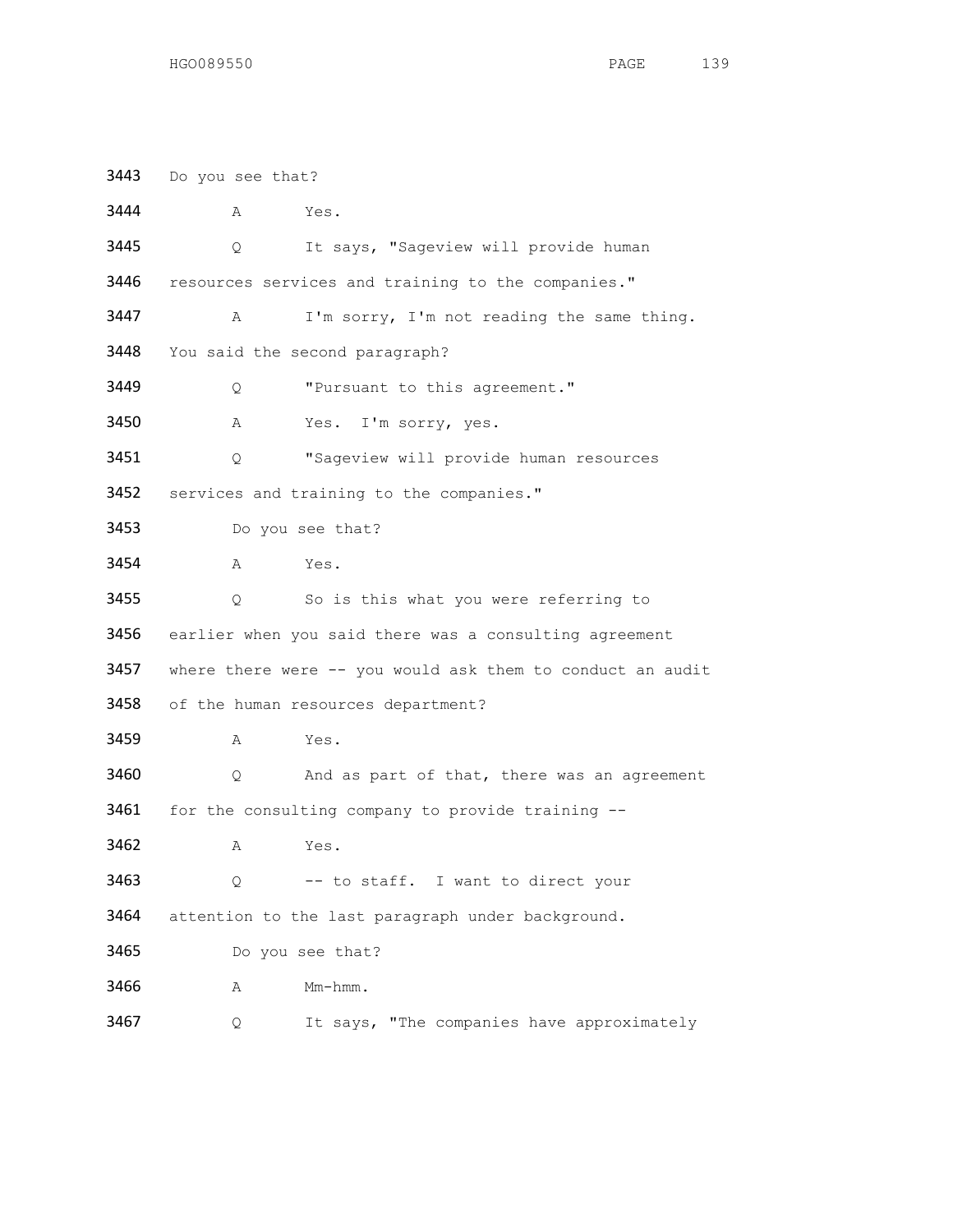3443 Do you see that?

3444 A Yes.

3445 Q It says, "Sageview will provide human

3446 resources services and training to the companies."

3447 A I'm sorry, I'm not reading the same thing.

3448 You said the second paragraph?

3449 Q "Pursuant to this agreement."

3450 A Yes. I'm sorry, yes.

3451 Q "Sageview will provide human resources

3452 services and training to the companies."

3453 Do you see that?

3454 A Yes.

3455 Q So is this what you were referring to

3456 earlier when you said there was a consulting agreement

3457 where there were -- you would ask them to conduct an audit

3458 of the human resources department?

3459 A Yes.

3460 Q And as part of that, there was an agreement

3461 for the consulting company to provide training --

3462 A Yes.

3463 Q -- to staff. I want to direct your

3464 attention to the last paragraph under background.

3465 Do you see that?

3466 A Mm-hmm.

3467 Q It says, "The companies have approximately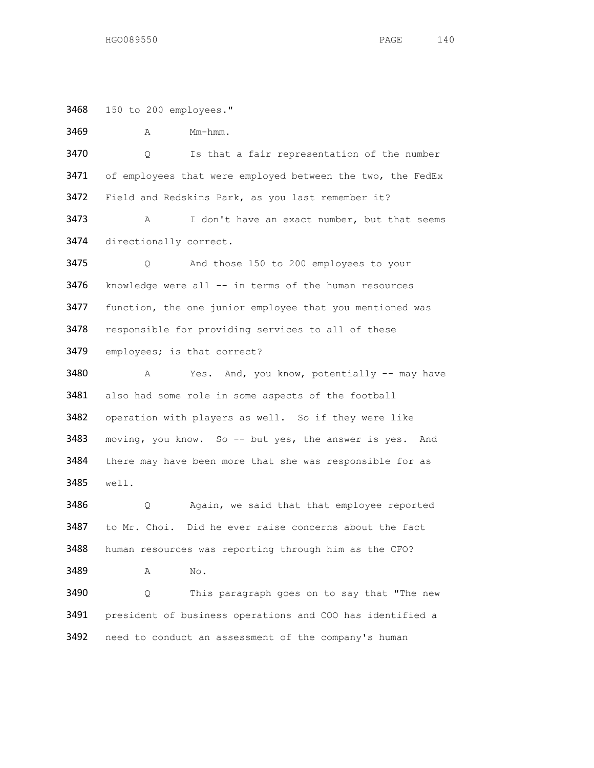3468 150 to 200 employees."

3469 A Mm-hmm.

3470 Q Is that a fair representation of the number

3471 of employees that were employed between the two, the FedEx

3472 Field and Redskins Park, as you last remember it?

3473 A I don't have an exact number, but that seems

3474 directionally correct.

3475 Q And those 150 to 200 employees to your

3476 knowledge were all -- in terms of the human resources

3477 function, the one junior employee that you mentioned was

3478 responsible for providing services to all of these

3479 employees; is that correct?

3480 A Yes. And, you know, potentially -- may have

3481 also had some role in some aspects of the football

3482 operation with players as well. So if they were like

3483 moving, you know. So -- but yes, the answer is yes. And

3484 there may have been more that she was responsible for as

3485 well.

3486 Q Again, we said that that employee reported

3487 to Mr. Choi. Did he ever raise concerns about the fact

3488 human resources was reporting through him as the CFO?

3489 A No.

3490 Q This paragraph goes on to say that "The new

3491 president of business operations and COO has identified a

3492 need to conduct an assessment of the company's human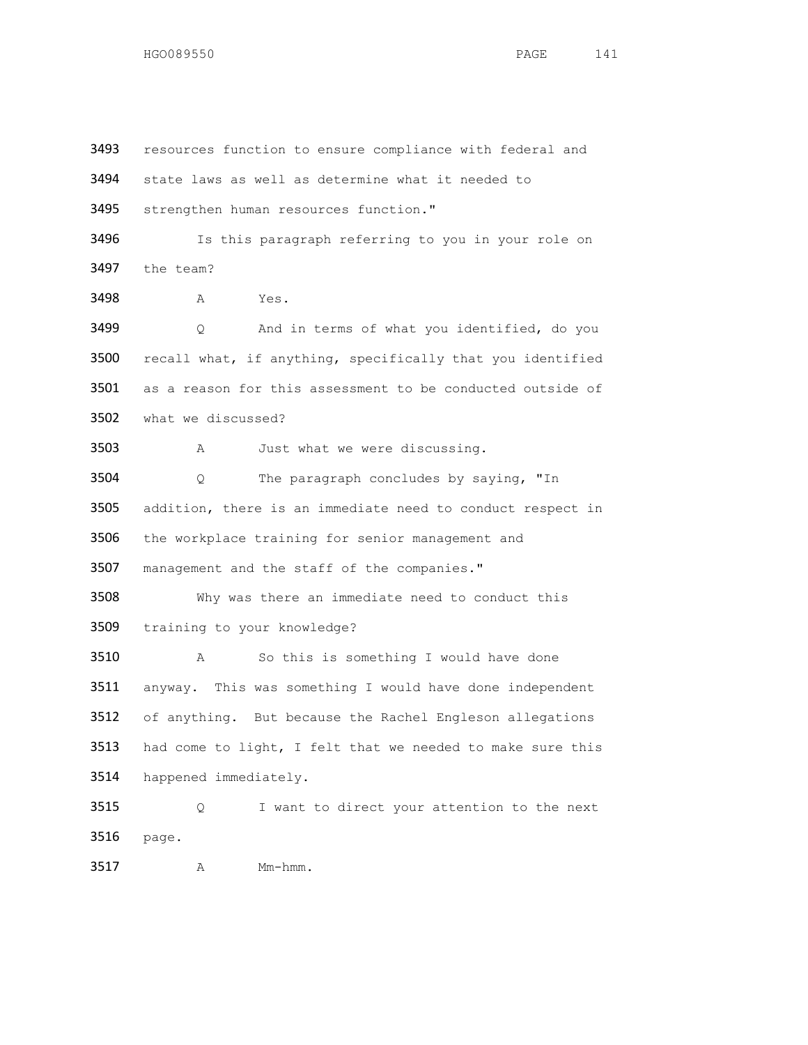3493 resources function to ensure compliance with federal and
3494 state laws as well as determine what it needed to
3495 strengthen human resources function."

3496 Is this paragraph referring to you in your role on
3497 the team?

3498 A Yes.

3499 Q And in terms of what you identified, do you
3500 recall what, if anything, specifically that you identified
3501 as a reason for this assessment to be conducted outside of
3502 what we discussed?

3503 A Just what we were discussing.

3504 Q The paragraph concludes by saying, "In
3505 addition, there is an immediate need to conduct respect in
3506 the workplace training for senior management and
3507 management and the staff of the companies."

3508 Why was there an immediate need to conduct this
3509 training to your knowledge?

3510 A So this is something I would have done
3511 anyway. This was something I would have done independent
3512 of anything. But because the Rachel Engleson allegations
3513 had come to light, I felt that we needed to make sure this
3514 happened immediately.

3515 Q I want to direct your attention to the next
3516 page.

3517 A Mm-hmm.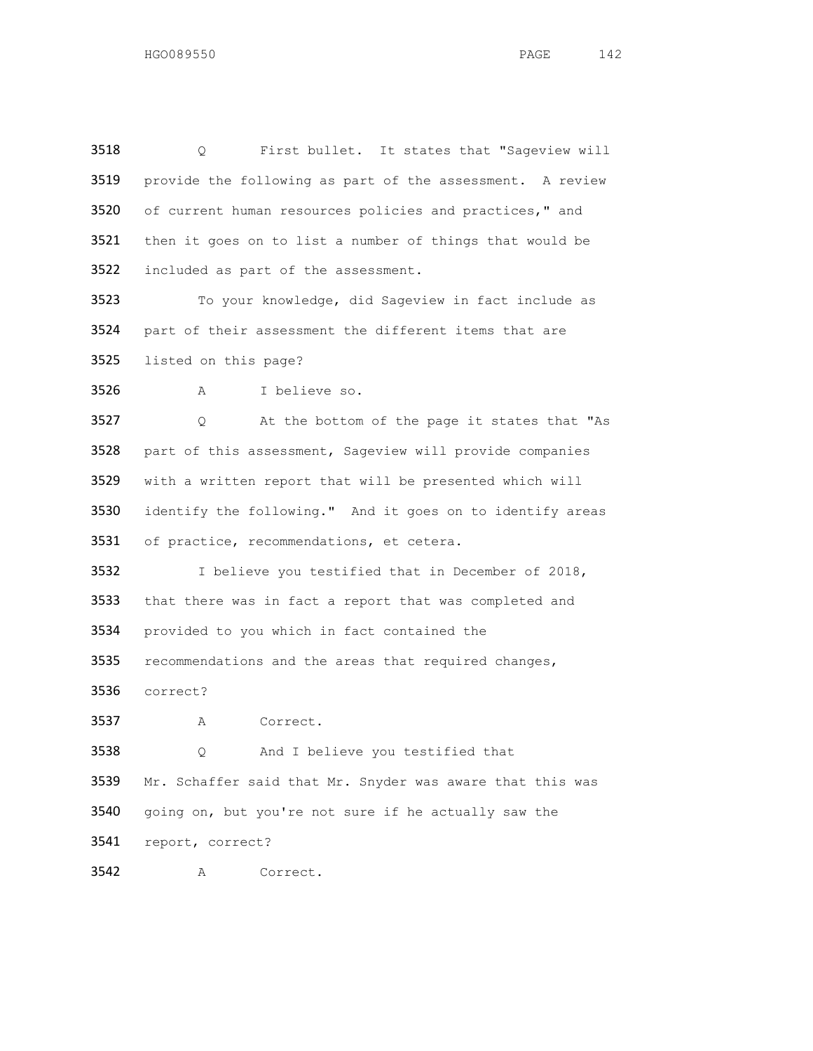3518 Q First bullet. It states that "Sageview will
3519 provide the following as part of the assessment. A review
3520 of current human resources policies and practices," and
3521 then it goes on to list a number of things that would be
3522 included as part of the assessment.

3523 To your knowledge, did Sageview in fact include as
3524 part of their assessment the different items that are
3525 listed on this page?

3526 A I believe so.

3527 Q At the bottom of the page it states that "As
3528 part of this assessment, Sageview will provide companies
3529 with a written report that will be presented which will
3530 identify the following." And it goes on to identify areas
3531 of practice, recommendations, et cetera.

3532 I believe you testified that in December of 2018,
3533 that there was in fact a report that was completed and
3534 provided to you which in fact contained the
3535 recommendations and the areas that required changes,
3536 correct?

3537 A Correct.

3538 Q And I believe you testified that
3539 Mr. Schaffer said that Mr. Snyder was aware that this was
3540 going on, but you're not sure if he actually saw the
3541 report, correct?

3542 A Correct.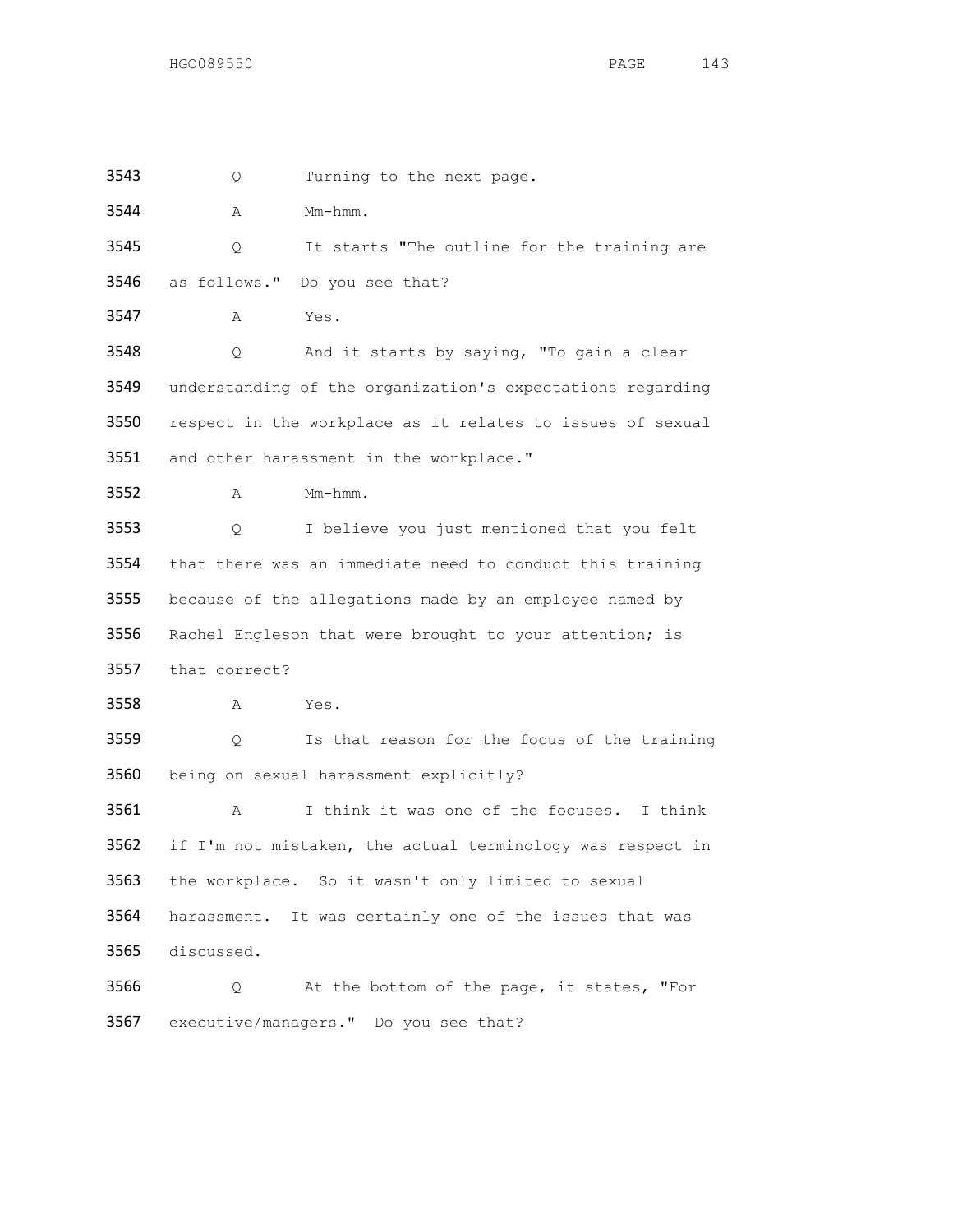3543 Q Turning to the next page.

3544 A Mm-hmm.

3545 Q It starts "The outline for the training are
3546 as follows." Do you see that?

3547 A Yes.

3548 Q And it starts by saying, "To gain a clear
3549 understanding of the organization's expectations regarding
3550 respect in the workplace as it relates to issues of sexual
3551 and other harassment in the workplace."

3552 A Mm-hmm.

3553 Q I believe you just mentioned that you felt
3554 that there was an immediate need to conduct this training
3555 because of the allegations made by an employee named by
3556 Rachel Engleson that were brought to your attention; is
3557 that correct?

3558 A Yes.

3559 Q Is that reason for the focus of the training
3560 being on sexual harassment explicitly?

3561 A I think it was one of the focuses. I think
3562 if I'm not mistaken, the actual terminology was respect in
3563 the workplace. So it wasn't only limited to sexual
3564 harassment. It was certainly one of the issues that was
3565 discussed.

3566 Q At the bottom of the page, it states, "For
3567 executive/managers." Do you see that?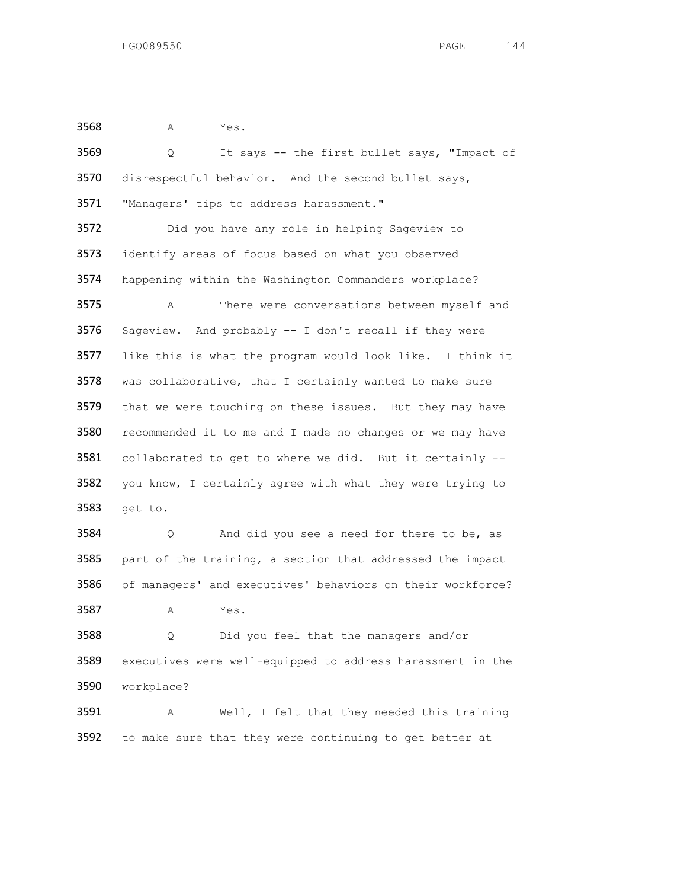3568 A Yes.

3569 Q It says -- the first bullet says, "Impact of
3570 disrespectful behavior. And the second bullet says,
3571 "Managers' tips to address harassment."

3572 Did you have any role in helping Sageview to
3573 identify areas of focus based on what you observed
3574 happening within the Washington Commanders workplace?

3575 A There were conversations between myself and
3576 Sageview. And probably -- I don't recall if they were
3577 like this is what the program would look like. I think it
3578 was collaborative, that I certainly wanted to make sure
3579 that we were touching on these issues. But they may have
3580 recommended it to me and I made no changes or we may have
3581 collaborated to get to where we did. But it certainly --
3582 you know, I certainly agree with what they were trying to
3583 get to.

3584 Q And did you see a need for there to be, as
3585 part of the training, a section that addressed the impact
3586 of managers' and executives' behaviors on their workforce?

3587 A Yes.

3588 Q Did you feel that the managers and/or
3589 executives were well-equipped to address harassment in the
3590 workplace?

3591 A Well, I felt that they needed this training
3592 to make sure that they were continuing to get better at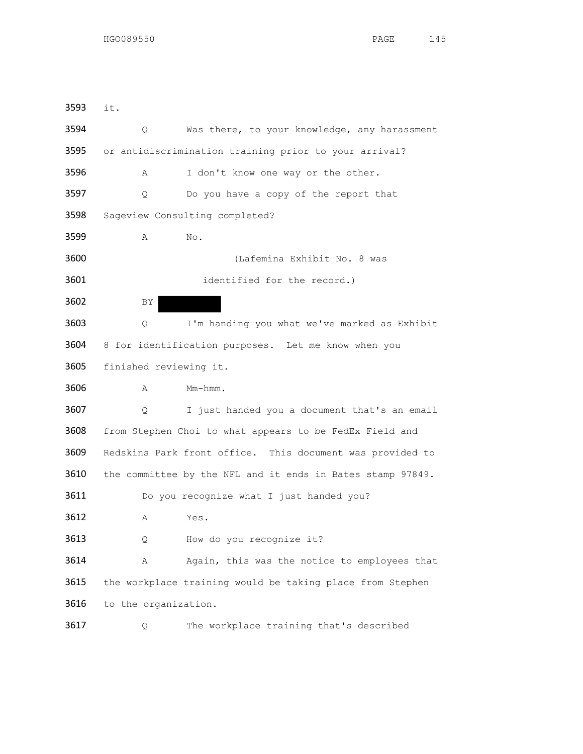3593 it.

3594 Q Was there, to your knowledge, any harassment

3595 or antidiscrimination training prior to your arrival?

3596 A I don't know one way or the other.

3597 Q Do you have a copy of the report that

3598 Sageview Consulting completed?

3599 A No.

3600 (Lafemina Exhibit No. 8 was

3601 identified for the record.)

3602 BY

3603 Q I'm handing you what we've marked as Exhibit

3604 8 for identification purposes. Let me know when you

3605 finished reviewing it.

3606 A Mm-hmm.

3607 Q I just handed you a document that's an email

3608 from Stephen Choi to what appears to be FedEx Field and

3609 Redskins Park front office. This document was provided to

3610 the committee by the NFL and it ends in Bates stamp 97849.

3611 Do you recognize what I just handed you?

3612 A Yes.

3613 Q How do you recognize it?

3614 A Again, this was the notice to employees that

3615 the workplace training would be taking place from Stephen

3616 to the organization.

3617 Q The workplace training that's described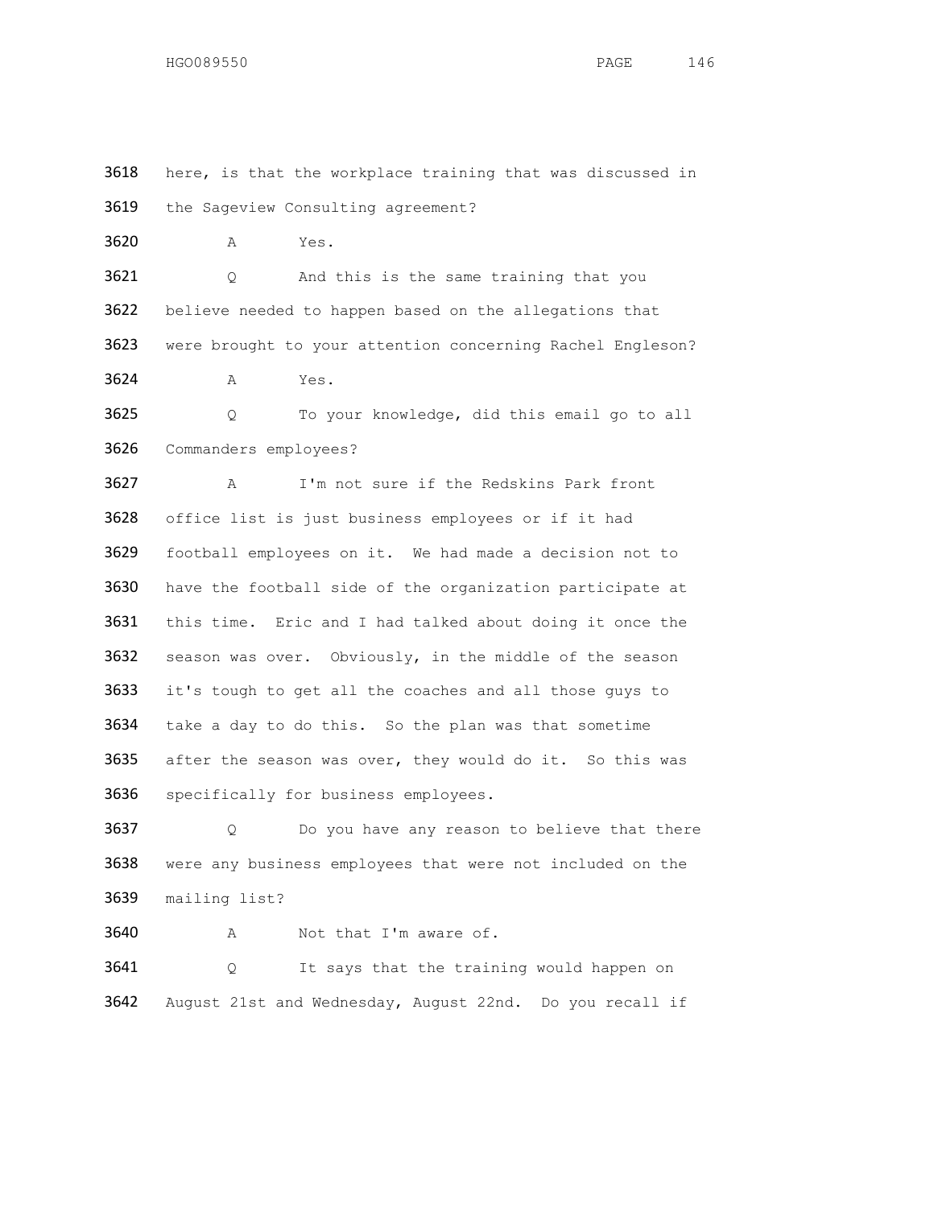3618 here, is that the workplace training that was discussed in

3619 the Sageview Consulting agreement?

3620 A Yes.

3621 Q And this is the same training that you

3622 believe needed to happen based on the allegations that

3623 were brought to your attention concerning Rachel Engleson?

3624 A Yes.

3625 Q To your knowledge, did this email go to all

3626 Commanders employees?

3627 A I'm not sure if the Redskins Park front

3628 office list is just business employees or if it had

3629 football employees on it. We had made a decision not to

3630 have the football side of the organization participate at

3631 this time. Eric and I had talked about doing it once the

3632 season was over. Obviously, in the middle of the season

3633 it's tough to get all the coaches and all those guys to

3634 take a day to do this. So the plan was that sometime

3635 after the season was over, they would do it. So this was

3636 specifically for business employees.

3637 Q Do you have any reason to believe that there

3638 were any business employees that were not included on the

3639 mailing list?

3640 A Not that I'm aware of.

3641 Q It says that the training would happen on

3642 August 21st and Wednesday, August 22nd. Do you recall if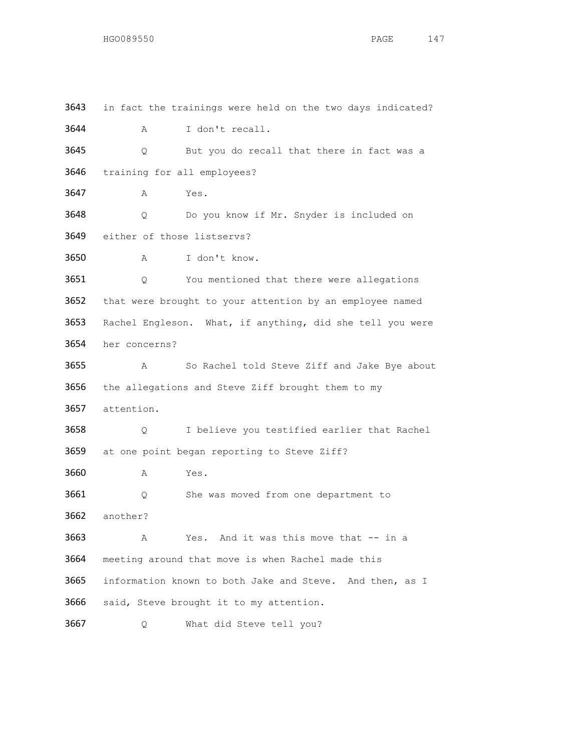3643 in fact the trainings were held on the two days indicated?

3644 A I don't recall.

3645 Q But you do recall that there in fact was a

3646 training for all employees?

3647 A Yes.

3648 Q Do you know if Mr. Snyder is included on

3649 either of those listservs?

3650 A I don't know.

3651 Q You mentioned that there were allegations

3652 that were brought to your attention by an employee named

3653 Rachel Engleson. What, if anything, did she tell you were

3654 her concerns?

3655 A So Rachel told Steve Ziff and Jake Bye about

3656 the allegations and Steve Ziff brought them to my

3657 attention.

3658 Q I believe you testified earlier that Rachel

3659 at one point began reporting to Steve Ziff?

3660 A Yes.

3661 Q She was moved from one department to

3662 another?

3663 A Yes. And it was this move that -- in a

3664 meeting around that move is when Rachel made this

3665 information known to both Jake and Steve. And then, as I

3666 said, Steve brought it to my attention.

3667 Q What did Steve tell you?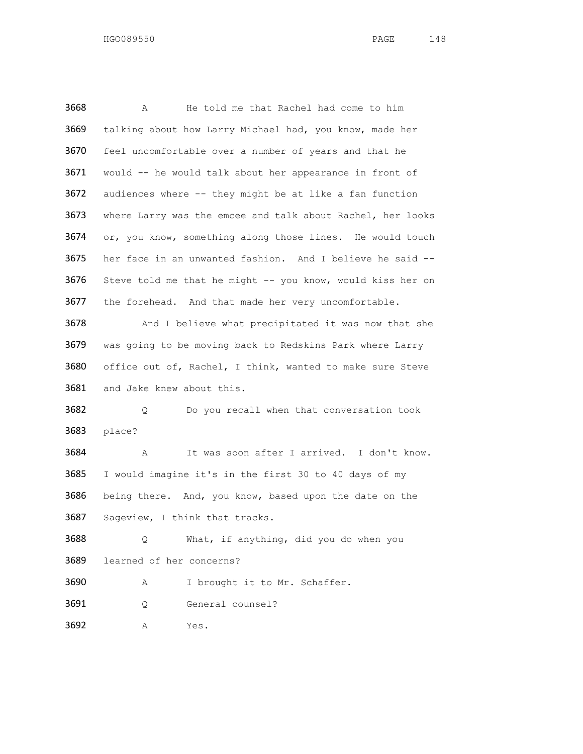3668 A He told me that Rachel had come to him
3669 talking about how Larry Michael had, you know, made her
3670 feel uncomfortable over a number of years and that he
3671 would -- he would talk about her appearance in front of
3672 audiences where -- they might be at like a fan function
3673 where Larry was the emcee and talk about Rachel, her looks
3674 or, you know, something along those lines. He would touch
3675 her face in an unwanted fashion. And I believe he said --
3676 Steve told me that he might -- you know, would kiss her on
3677 the forehead. And that made her very uncomfortable.

3678 And I believe what precipitated it was now that she
3679 was going to be moving back to Redskins Park where Larry
3680 office out of, Rachel, I think, wanted to make sure Steve
3681 and Jake knew about this.

3682 Q Do you recall when that conversation took
3683 place?

3684 A It was soon after I arrived. I don't know.
3685 I would imagine it's in the first 30 to 40 days of my
3686 being there. And, you know, based upon the date on the
3687 Sageview, I think that tracks.

3688 Q What, if anything, did you do when you
3689 learned of her concerns?

3690 A I brought it to Mr. Schaffer.

3691 Q General counsel?

3692 A Yes.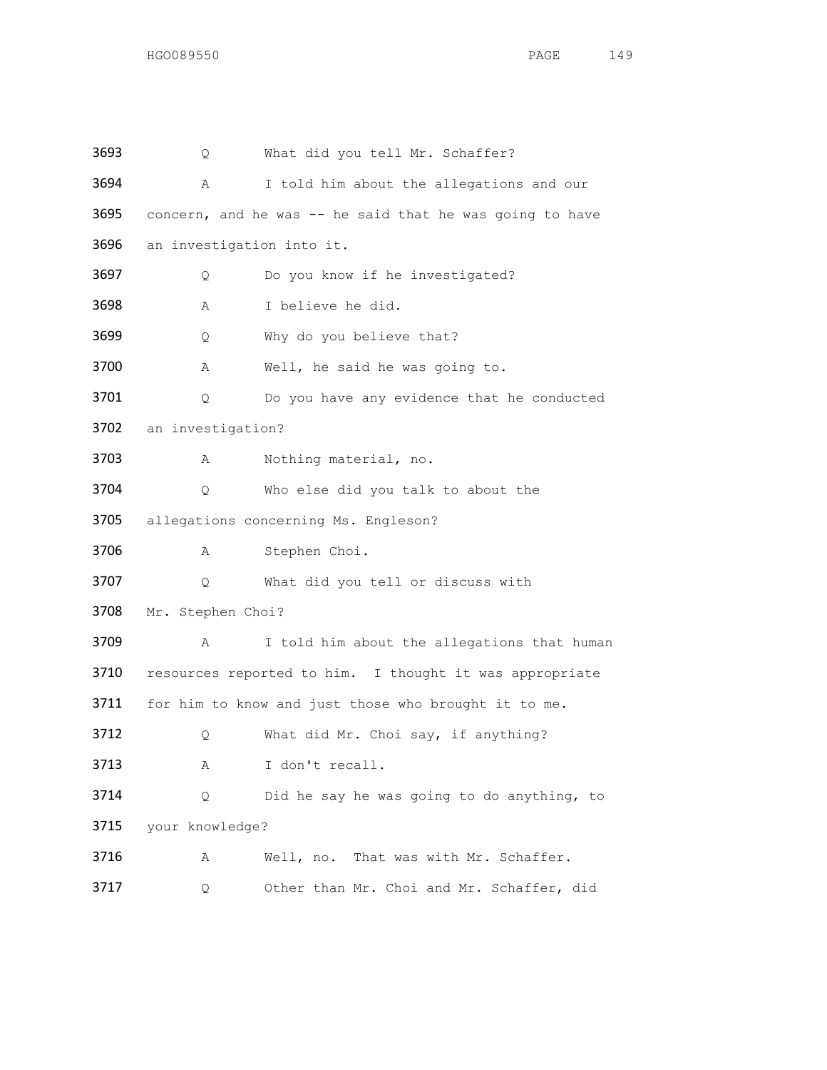3693 Q What did you tell Mr. Schaffer?

3694 A I told him about the allegations and our

3695 concern, and he was -- he said that he was going to have

3696 an investigation into it.

3697 Q Do you know if he investigated?

3698 A I believe he did.

3699 Q Why do you believe that?

3700 A Well, he said he was going to.

3701 Q Do you have any evidence that he conducted

3702 an investigation?

3703 A Nothing material, no.

3704 Q Who else did you talk to about the

3705 allegations concerning Ms. Engleson?

3706 A Stephen Choi.

3707 Q What did you tell or discuss with

3708 Mr. Stephen Choi?

3709 A I told him about the allegations that human

3710 resources reported to him. I thought it was appropriate

3711 for him to know and just those who brought it to me.

3712 Q What did Mr. Choi say, if anything?

3713 A I don't recall.

3714 Q Did he say he was going to do anything, to

3715 your knowledge?

3716 A Well, no. That was with Mr. Schaffer.

3717 Q Other than Mr. Choi and Mr. Schaffer, did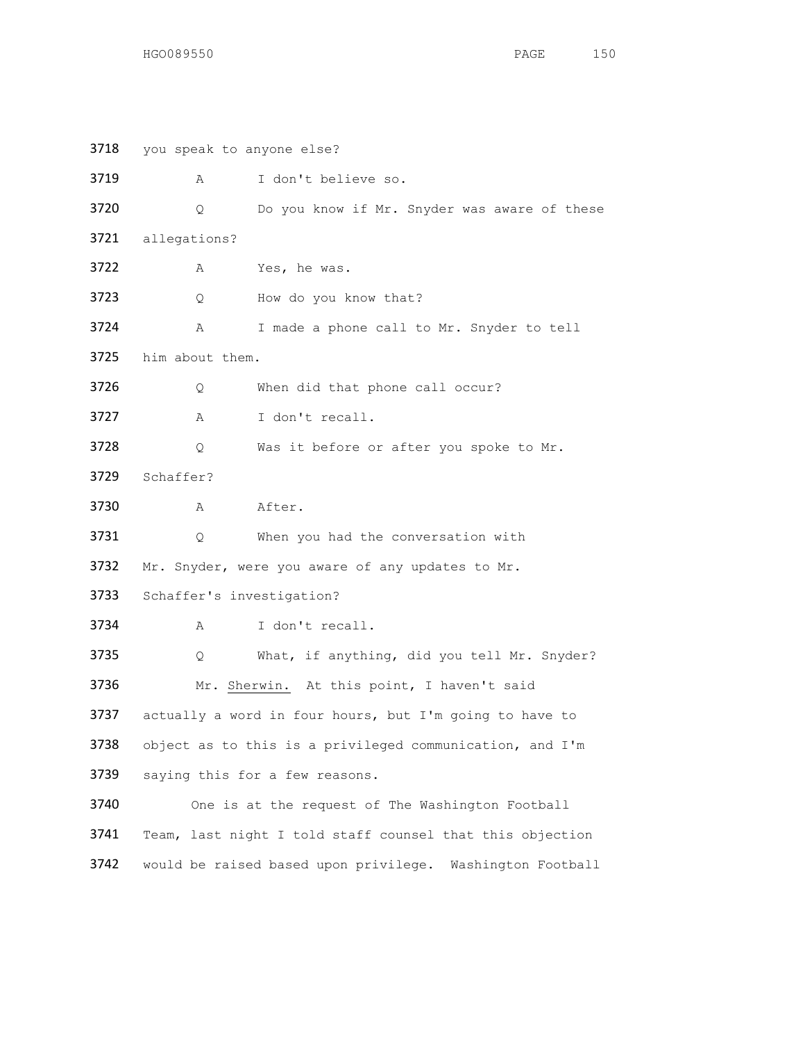3718 you speak to anyone else?

3719 A I don't believe so.

3720 Q Do you know if Mr. Snyder was aware of these

3721 allegations?

3722 A Yes, he was.

3723 Q How do you know that?

3724 A I made a phone call to Mr. Snyder to tell

3725 him about them.

3726 Q When did that phone call occur?

3727 A I don't recall.

3728 Q Was it before or after you spoke to Mr.

3729 Schaffer?

3730 A After.

3731 Q When you had the conversation with

3732 Mr. Snyder, were you aware of any updates to Mr.

3733 Schaffer's investigation?

3734 A I don't recall.

3735 Q What, if anything, did you tell Mr. Snyder?

3736 Mr. Sherwin. At this point, I haven't said

3737 actually a word in four hours, but I'm going to have to

3738 object as to this is a privileged communication, and I'm

3739 saying this for a few reasons.

3740 One is at the request of The Washington Football

3741 Team, last night I told staff counsel that this objection

3742 would be raised based upon privilege. Washington Football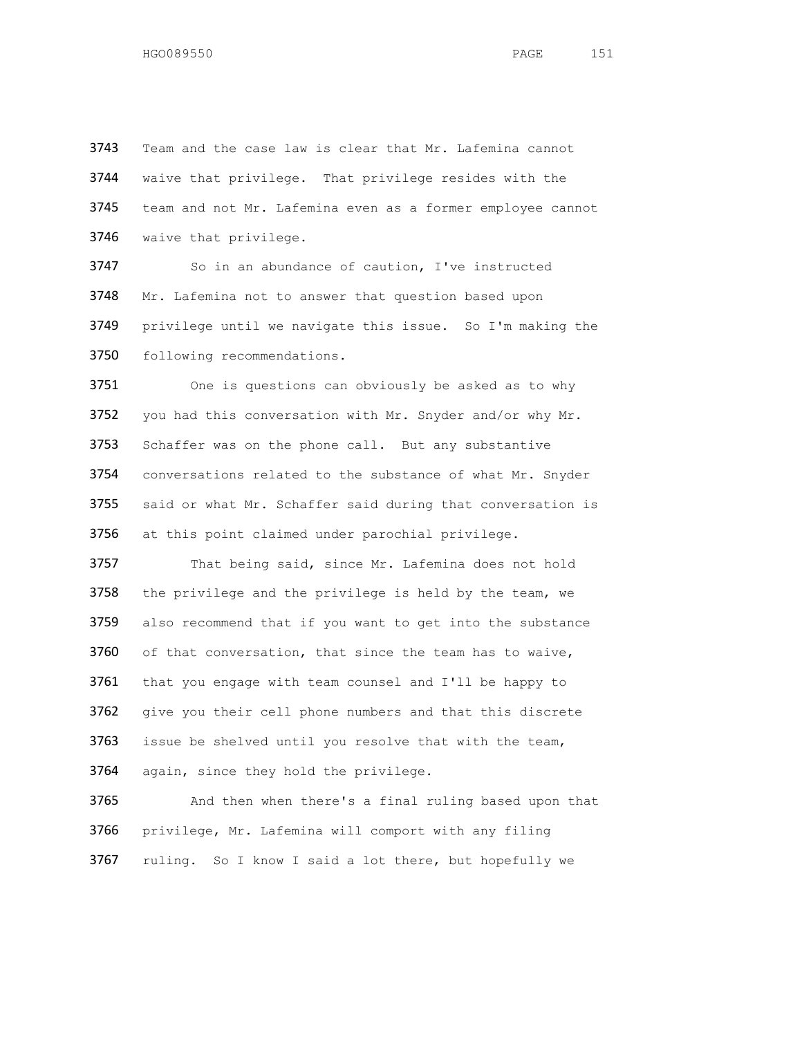3743 Team and the case law is clear that Mr. Lafemina cannot
3744 waive that privilege. That privilege resides with the
3745 team and not Mr. Lafemina even as a former employee cannot
3746 waive that privilege.

3747 So in an abundance of caution, I've instructed
3748 Mr. Lafemina not to answer that question based upon
3749 privilege until we navigate this issue. So I'm making the
3750 following recommendations.

3751 One is questions can obviously be asked as to why
3752 you had this conversation with Mr. Snyder and/or why Mr.
3753 Schaffer was on the phone call. But any substantive
3754 conversations related to the substance of what Mr. Snyder
3755 said or what Mr. Schaffer said during that conversation is
3756 at this point claimed under parochial privilege.

3757 That being said, since Mr. Lafemina does not hold
3758 the privilege and the privilege is held by the team, we
3759 also recommend that if you want to get into the substance
3760 of that conversation, that since the team has to waive,
3761 that you engage with team counsel and I'll be happy to
3762 give you their cell phone numbers and that this discrete
3763 issue be shelved until you resolve that with the team,
3764 again, since they hold the privilege.

3765 And then when there's a final ruling based upon that
3766 privilege, Mr. Lafemina will comport with any filing
3767 ruling. So I know I said a lot there, but hopefully we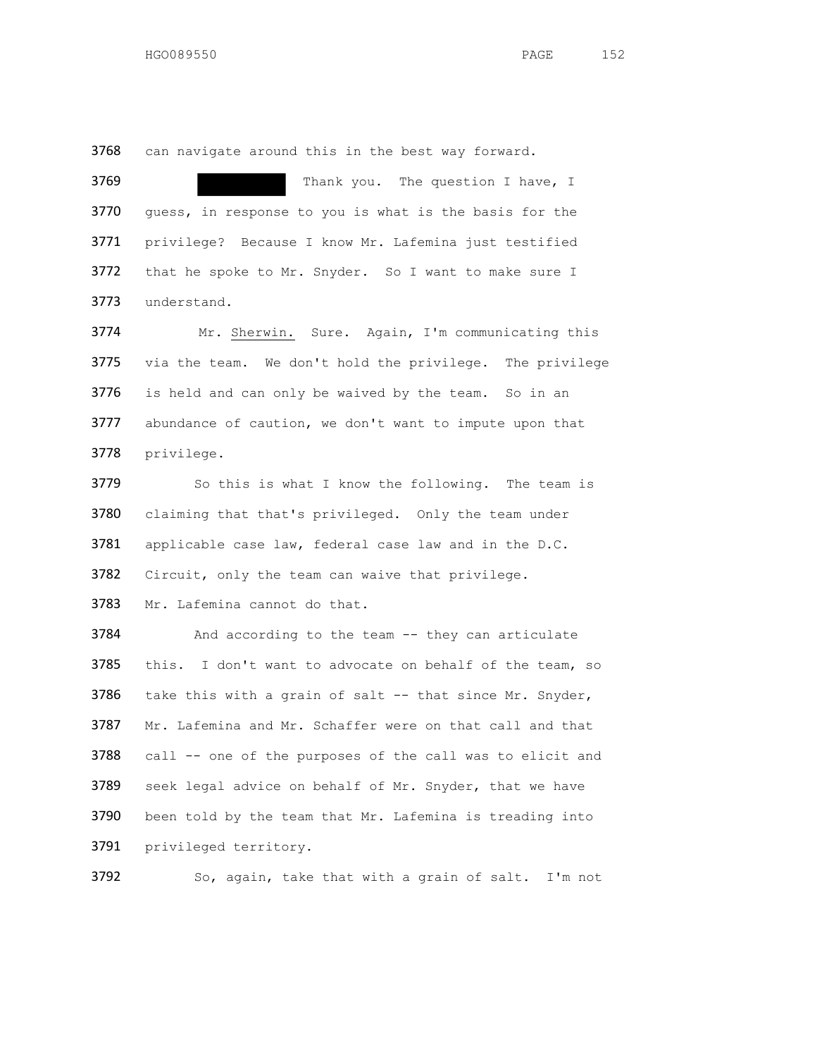3768 can navigate around this in the best way forward.

3769 ████████ Thank you. The question I have, I

3770 guess, in response to you is what is the basis for the

3771 privilege? Because I know Mr. Lafemina just testified

3772 that he spoke to Mr. Snyder. So I want to make sure I

3773 understand.

3774 Mr. Sherwin. Sure. Again, I'm communicating this

3775 via the team. We don't hold the privilege. The privilege

3776 is held and can only be waived by the team. So in an

3777 abundance of caution, we don't want to impute upon that

3778 privilege.

3779 So this is what I know the following. The team is

3780 claiming that that's privileged. Only the team under

3781 applicable case law, federal case law and in the D.C.

3782 Circuit, only the team can waive that privilege.

3783 Mr. Lafemina cannot do that.

3784 And according to the team -- they can articulate

3785 this. I don't want to advocate on behalf of the team, so

3786 take this with a grain of salt -- that since Mr. Snyder,

3787 Mr. Lafemina and Mr. Schaffer were on that call and that

3788 call -- one of the purposes of the call was to elicit and

3789 seek legal advice on behalf of Mr. Snyder, that we have

3790 been told by the team that Mr. Lafemina is treading into

3791 privileged territory.

3792 So, again, take that with a grain of salt. I'm not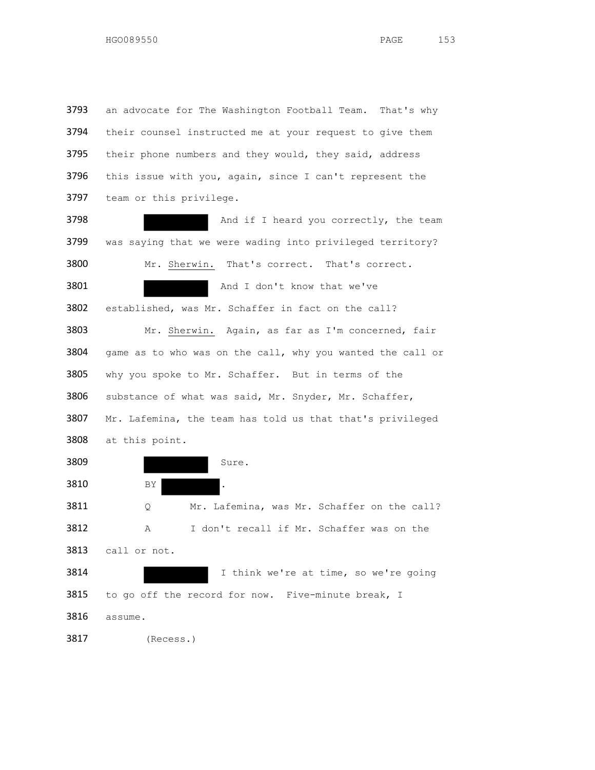3793 an advocate for The Washington Football Team. That's why
3794 their counsel instructed me at your request to give them
3795 their phone numbers and they would, they said, address
3796 this issue with you, again, since I can't represent the
3797 team or this privilege.

3798 ██████ And if I heard you correctly, the team
3799 was saying that we were wading into privileged territory?

3800 Mr. Sherwin. That's correct. That's correct.

3801 ██████ And I don't know that we've
3802 established, was Mr. Schaffer in fact on the call?

3803 Mr. Sherwin. Again, as far as I'm concerned, fair
3804 game as to who was on the call, why you wanted the call or
3805 why you spoke to Mr. Schaffer. But in terms of the
3806 substance of what was said, Mr. Snyder, Mr. Schaffer,
3807 Mr. Lafemina, the team has told us that that's privileged
3808 at this point.

3809 ██████ Sure.

3810 BY ██████.

3811 Q Mr. Lafemina, was Mr. Schaffer on the call?

3812 A I don't recall if Mr. Schaffer was on the
3813 call or not.

3814 ██████ I think we're at time, so we're going
3815 to go off the record for now. Five-minute break, I
3816 assume.

3817 (Recess.)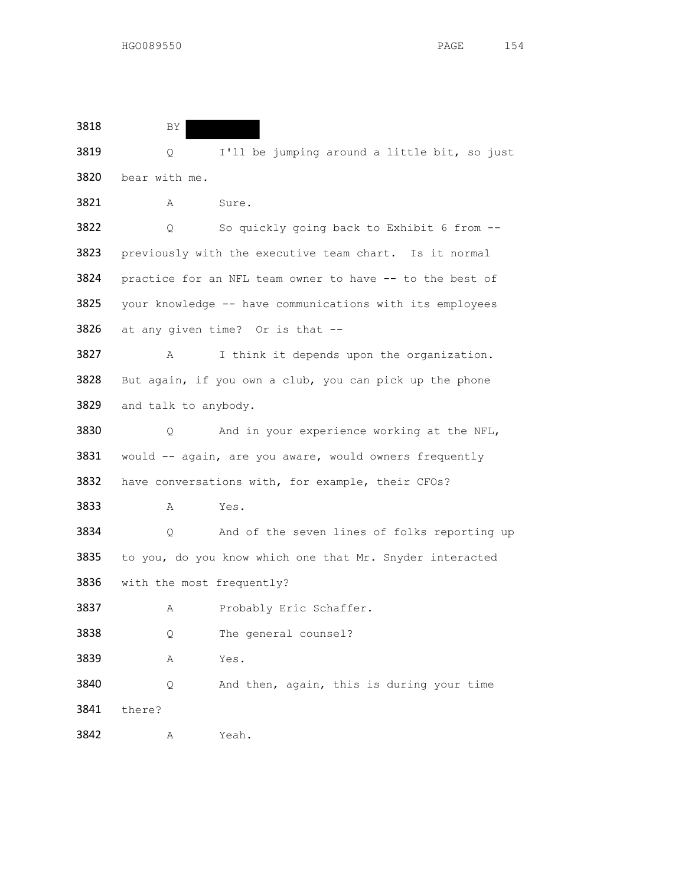3818 BY [REDACTED]

3819 Q I'll be jumping around a little bit, so just
3820 bear with me.

3821 A Sure.

3822 Q So quickly going back to Exhibit 6 from --
3823 previously with the executive team chart. Is it normal
3824 practice for an NFL team owner to have -- to the best of
3825 your knowledge -- have communications with its employees
3826 at any given time? Or is that --

3827 A I think it depends upon the organization.
3828 But again, if you own a club, you can pick up the phone
3829 and talk to anybody.

3830 Q And in your experience working at the NFL,
3831 would -- again, are you aware, would owners frequently
3832 have conversations with, for example, their CFOs?

3833 A Yes.

3834 Q And of the seven lines of folks reporting up
3835 to you, do you know which one that Mr. Snyder interacted
3836 with the most frequently?

3837 A Probably Eric Schaffer.

3838 Q The general counsel?

3839 A Yes.

3840 Q And then, again, this is during your time
3841 there?

3842 A Yeah.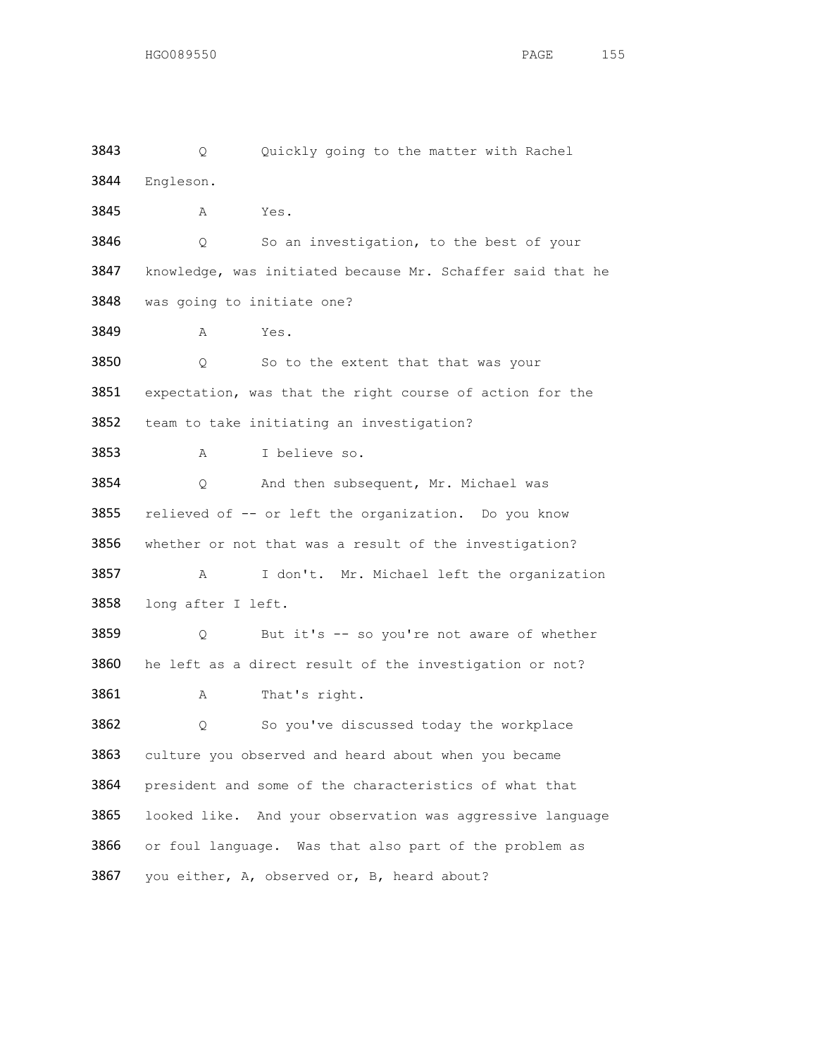3843 Q Quickly going to the matter with Rachel
3844 Engleson.
3845 A Yes.
3846 Q So an investigation, to the best of your
3847 knowledge, was initiated because Mr. Schaffer said that he
3848 was going to initiate one?
3849 A Yes.
3850 Q So to the extent that that was your
3851 expectation, was that the right course of action for the
3852 team to take initiating an investigation?
3853 A I believe so.
3854 Q And then subsequent, Mr. Michael was
3855 relieved of -- or left the organization. Do you know
3856 whether or not that was a result of the investigation?
3857 A I don't. Mr. Michael left the organization
3858 long after I left.
3859 Q But it's -- so you're not aware of whether
3860 he left as a direct result of the investigation or not?
3861 A That's right.
3862 Q So you've discussed today the workplace
3863 culture you observed and heard about when you became
3864 president and some of the characteristics of what that
3865 looked like. And your observation was aggressive language
3866 or foul language. Was that also part of the problem as
3867 you either, A, observed or, B, heard about?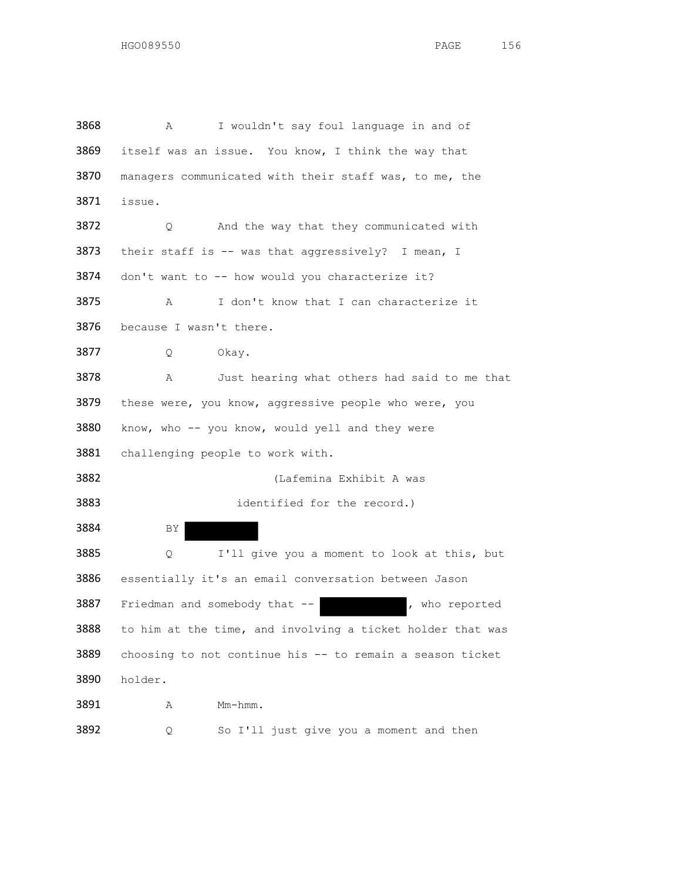3868 A I wouldn't say foul language in and of

3869 itself was an issue. You know, I think the way that

3870 managers communicated with their staff was, to me, the

3871 issue.

3872 Q And the way that they communicated with

3873 their staff is -- was that aggressively? I mean, I

3874 don't want to -- how would you characterize it?

3875 A I don't know that I can characterize it

3876 because I wasn't there.

3877 Q Okay.

3878 A Just hearing what others had said to me that

3879 these were, you know, aggressive people who were, you

3880 know, who -- you know, would yell and they were

3881 challenging people to work with.

3882 (Lafemina Exhibit A was

3883 identified for the record.)

3884 BY [REDACTED]

3885 Q I'll give you a moment to look at this, but

3886 essentially it's an email conversation between Jason

3887 Friedman and somebody that -- [REDACTED], who reported

3888 to him at the time, and involving a ticket holder that was

3889 choosing to not continue his -- to remain a season ticket

3890 holder.

3891 A Mm-hmm.

3892 Q So I'll just give you a moment and then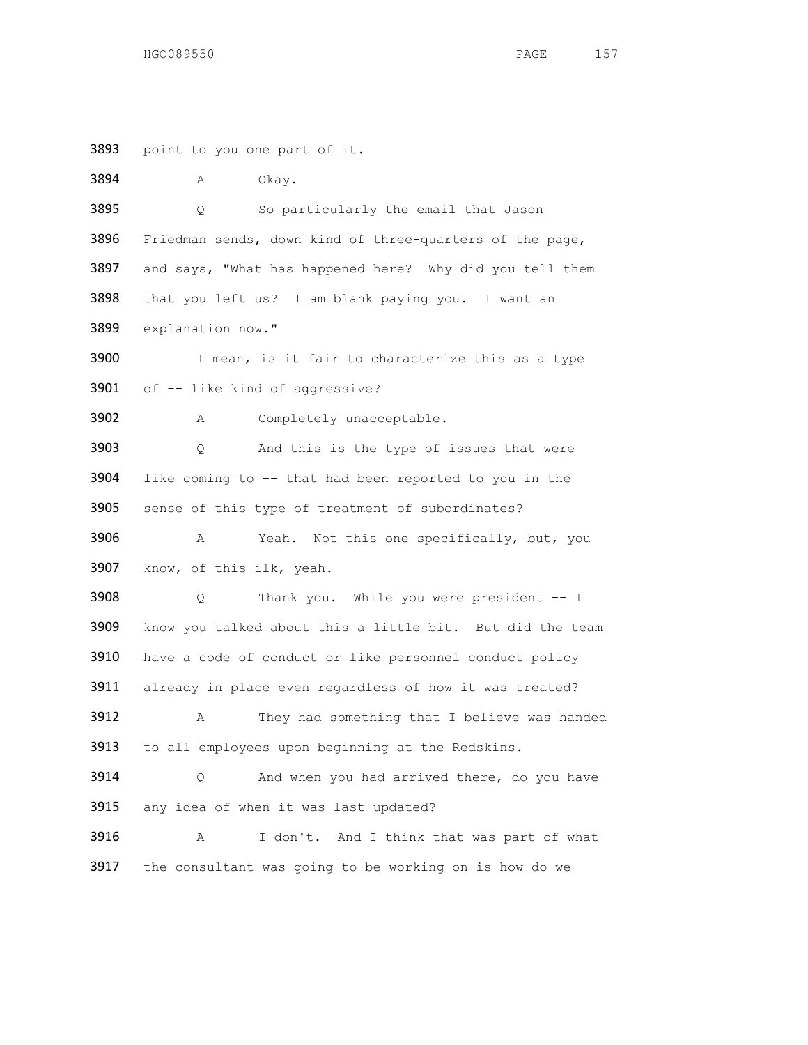3893 point to you one part of it.

3894 A Okay.

3895 Q So particularly the email that Jason
3896 Friedman sends, down kind of three-quarters of the page,
3897 and says, "What has happened here? Why did you tell them
3898 that you left us? I am blank paying you. I want an
3899 explanation now."

3900 I mean, is it fair to characterize this as a type
3901 of -- like kind of aggressive?

3902 A Completely unacceptable.

3903 Q And this is the type of issues that were
3904 like coming to -- that had been reported to you in the
3905 sense of this type of treatment of subordinates?

3906 A Yeah. Not this one specifically, but, you
3907 know, of this ilk, yeah.

3908 Q Thank you. While you were president -- I
3909 know you talked about this a little bit. But did the team
3910 have a code of conduct or like personnel conduct policy
3911 already in place even regardless of how it was treated?

3912 A They had something that I believe was handed
3913 to all employees upon beginning at the Redskins.

3914 Q And when you had arrived there, do you have
3915 any idea of when it was last updated?

3916 A I don't. And I think that was part of what
3917 the consultant was going to be working on is how do we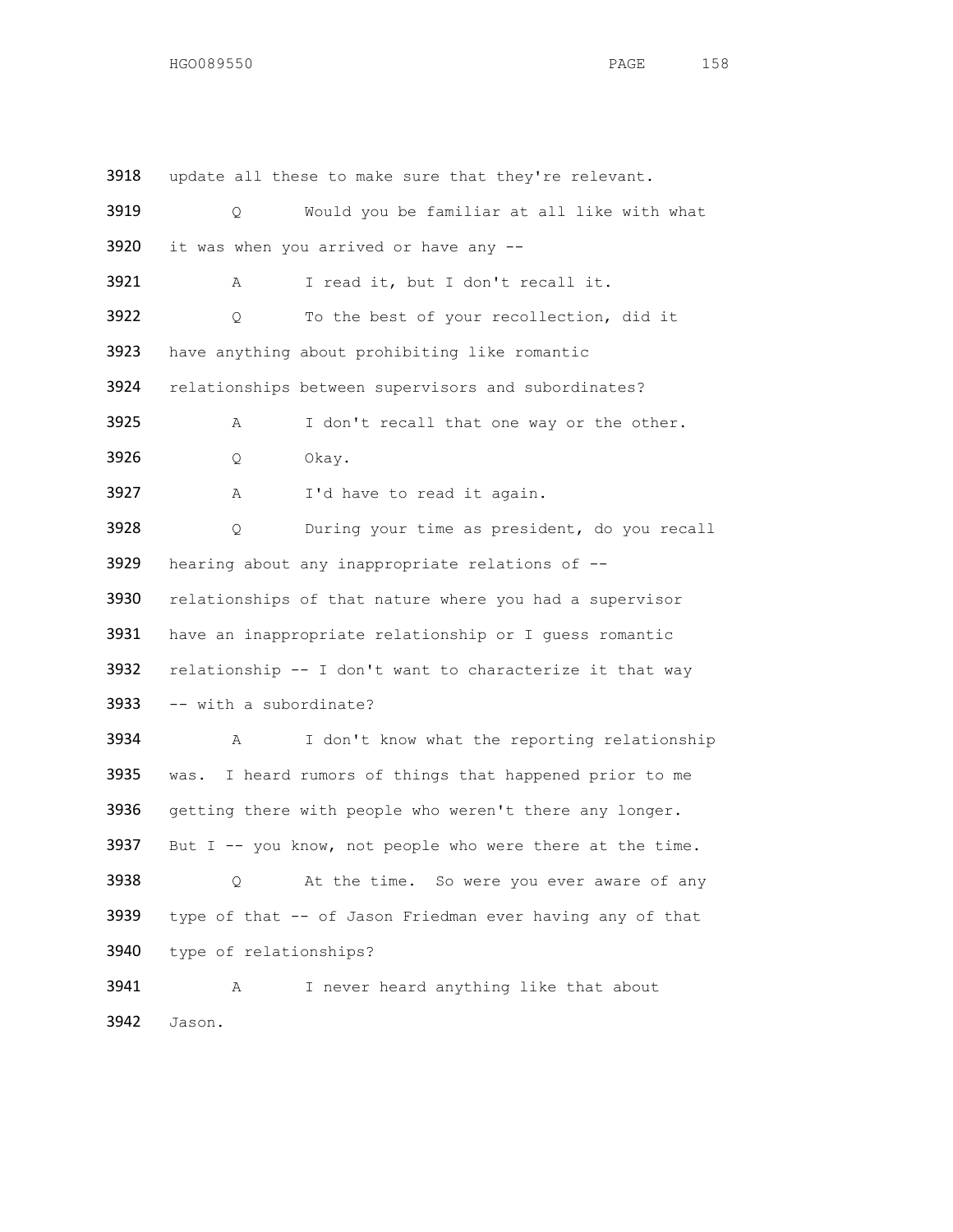3918 update all these to make sure that they're relevant.

3919 Q Would you be familiar at all like with what

3920 it was when you arrived or have any --

3921 A I read it, but I don't recall it.

3922 Q To the best of your recollection, did it

3923 have anything about prohibiting like romantic

3924 relationships between supervisors and subordinates?

3925 A I don't recall that one way or the other.

3926 Q Okay.

3927 A I'd have to read it again.

3928 Q During your time as president, do you recall

3929 hearing about any inappropriate relations of --

3930 relationships of that nature where you had a supervisor

3931 have an inappropriate relationship or I guess romantic

3932 relationship -- I don't want to characterize it that way

3933 -- with a subordinate?

3934 A I don't know what the reporting relationship

3935 was. I heard rumors of things that happened prior to me

3936 getting there with people who weren't there any longer.

3937 But I -- you know, not people who were there at the time.

3938 Q At the time. So were you ever aware of any

3939 type of that -- of Jason Friedman ever having any of that

3940 type of relationships?

3941 A I never heard anything like that about

3942 Jason.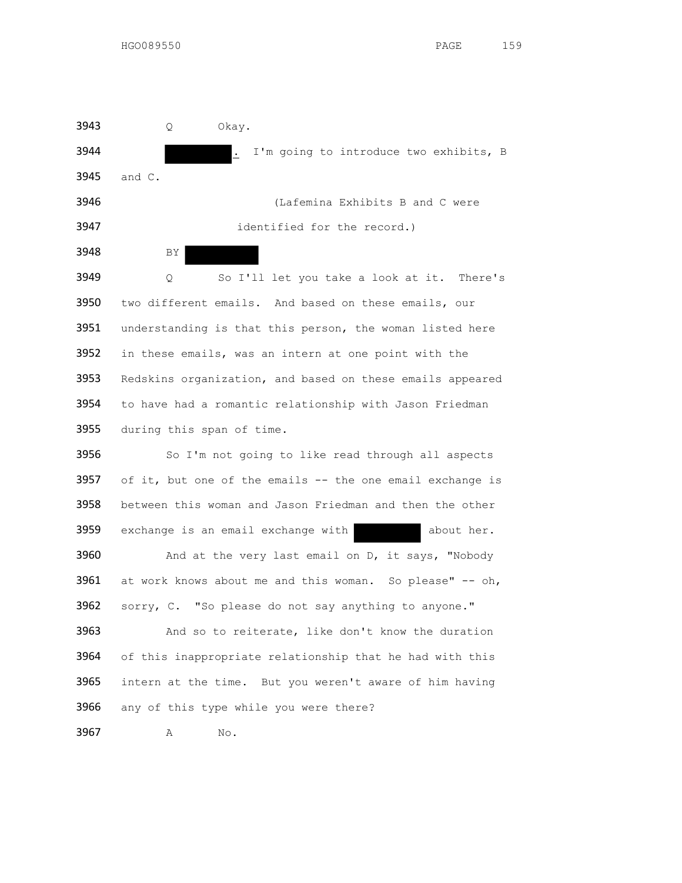3943 Q Okay.

3944 [REDACTED]. I'm going to introduce two exhibits, B

3945 and C.

3946 (Lafemina Exhibits B and C were

3947 identified for the record.)

3948 BY [REDACTED]

3949 Q So I'll let you take a look at it. There's

3950 two different emails. And based on these emails, our

3951 understanding is that this person, the woman listed here

3952 in these emails, was an intern at one point with the

3953 Redskins organization, and based on these emails appeared

3954 to have had a romantic relationship with Jason Friedman

3955 during this span of time.

3956 So I'm not going to like read through all aspects

3957 of it, but one of the emails -- the one email exchange is

3958 between this woman and Jason Friedman and then the other

3959 exchange is an email exchange with [REDACTED] about her.

3960 And at the very last email on D, it says, "Nobody

3961 at work knows about me and this woman. So please" -- oh,

3962 sorry, C. "So please do not say anything to anyone."

3963 And so to reiterate, like don't know the duration

3964 of this inappropriate relationship that he had with this

3965 intern at the time. But you weren't aware of him having

3966 any of this type while you were there?

3967 A No.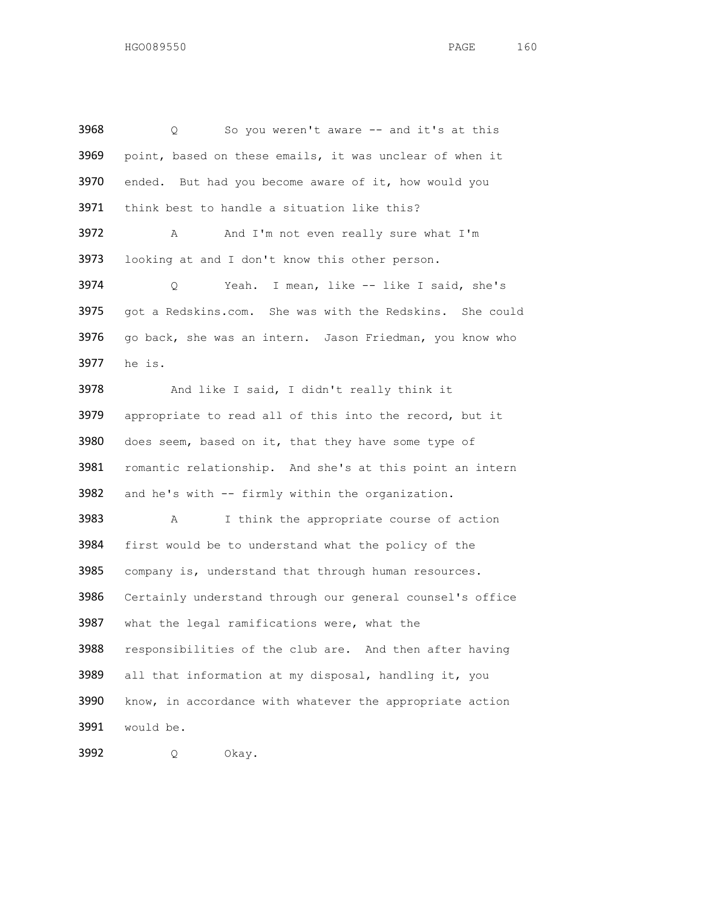3968 Q So you weren't aware -- and it's at this
3969 point, based on these emails, it was unclear of when it
3970 ended. But had you become aware of it, how would you
3971 think best to handle a situation like this?

3972 A And I'm not even really sure what I'm
3973 looking at and I don't know this other person.

3974 Q Yeah. I mean, like -- like I said, she's
3975 got a Redskins.com. She was with the Redskins. She could
3976 go back, she was an intern. Jason Friedman, you know who
3977 he is.

3978 And like I said, I didn't really think it
3979 appropriate to read all of this into the record, but it
3980 does seem, based on it, that they have some type of
3981 romantic relationship. And she's at this point an intern
3982 and he's with -- firmly within the organization.

3983 A I think the appropriate course of action
3984 first would be to understand what the policy of the
3985 company is, understand that through human resources.
3986 Certainly understand through our general counsel's office
3987 what the legal ramifications were, what the
3988 responsibilities of the club are. And then after having
3989 all that information at my disposal, handling it, you
3990 know, in accordance with whatever the appropriate action
3991 would be.

3992 Q Okay.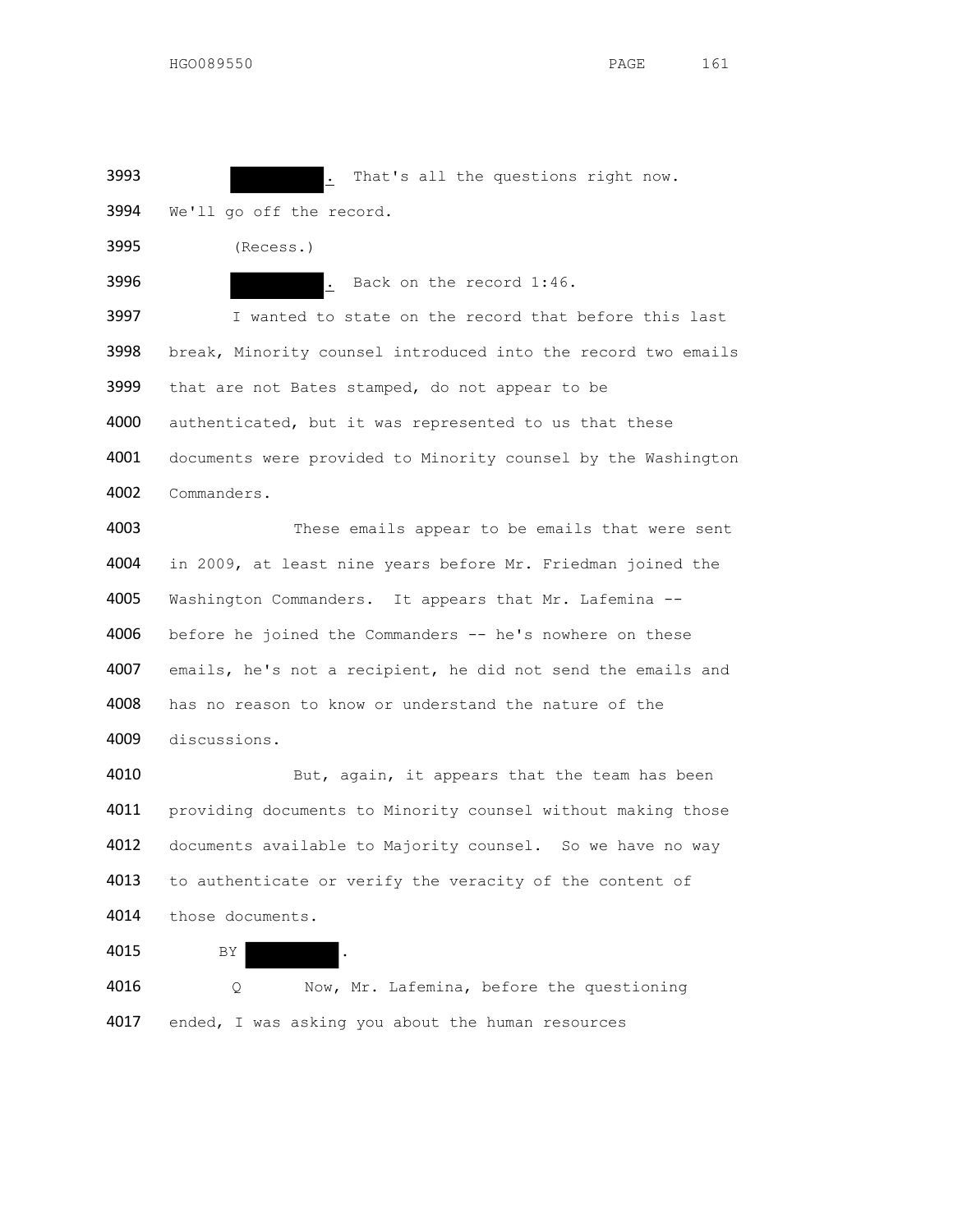3993 ██████. That's all the questions right now.

3994 We'll go off the record.

3995 (Recess.)

3996 ██████. Back on the record 1:46.

3997 I wanted to state on the record that before this last

3998 break, Minority counsel introduced into the record two emails

3999 that are not Bates stamped, do not appear to be

4000 authenticated, but it was represented to us that these

4001 documents were provided to Minority counsel by the Washington

4002 Commanders.

4003 These emails appear to be emails that were sent

4004 in 2009, at least nine years before Mr. Friedman joined the

4005 Washington Commanders. It appears that Mr. Lafemina --

4006 before he joined the Commanders -- he's nowhere on these

4007 emails, he's not a recipient, he did not send the emails and

4008 has no reason to know or understand the nature of the

4009 discussions.

4010 But, again, it appears that the team has been

4011 providing documents to Minority counsel without making those

4012 documents available to Majority counsel. So we have no way

4013 to authenticate or verify the veracity of the content of

4014 those documents.

4015 BY ██████.

4016 Q Now, Mr. Lafemina, before the questioning

4017 ended, I was asking you about the human resources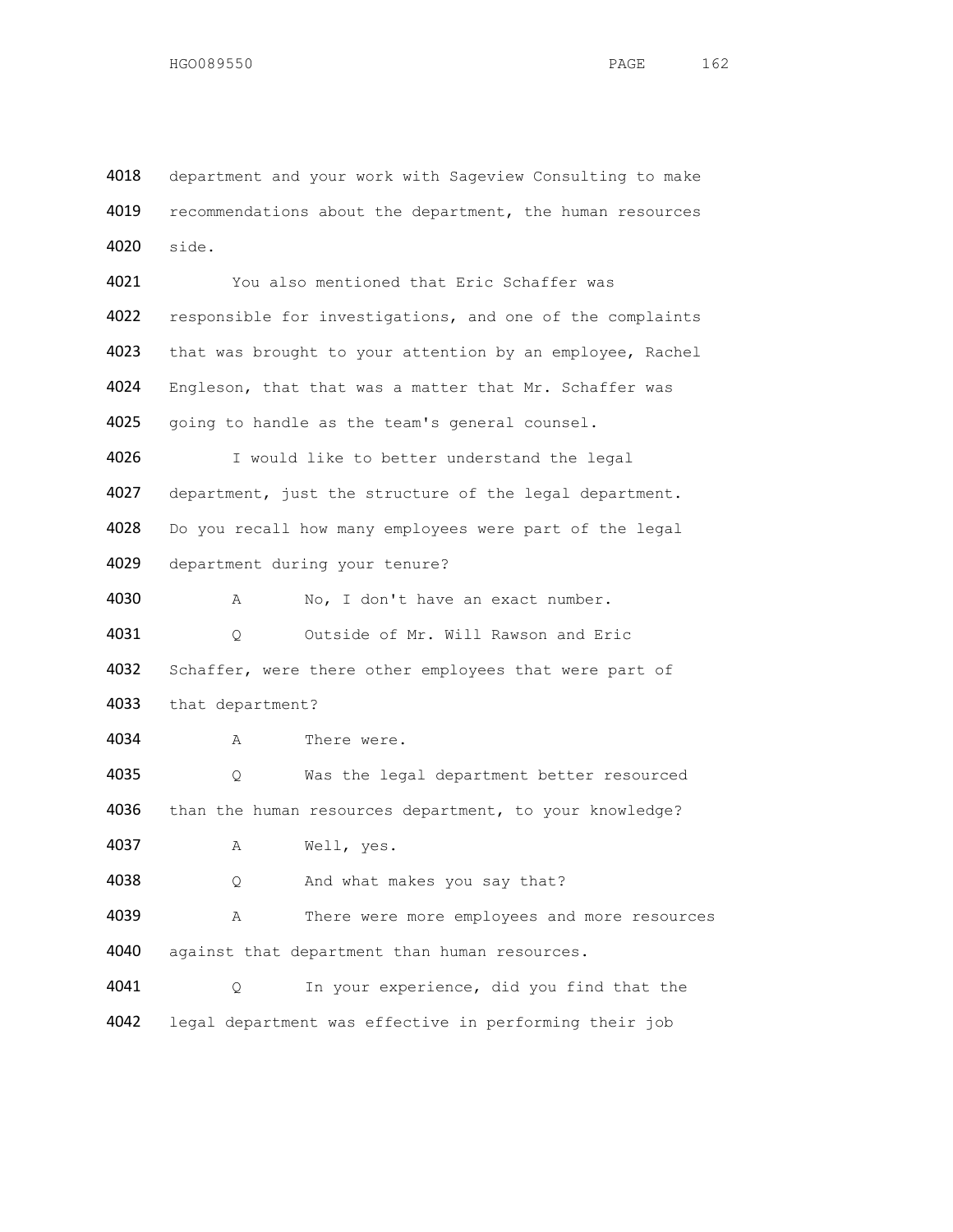4018 department and your work with Sageview Consulting to make
4019 recommendations about the department, the human resources
4020 side.

4021 You also mentioned that Eric Schaffer was
4022 responsible for investigations, and one of the complaints
4023 that was brought to your attention by an employee, Rachel
4024 Engleson, that that was a matter that Mr. Schaffer was
4025 going to handle as the team's general counsel.

4026 I would like to better understand the legal
4027 department, just the structure of the legal department.
4028 Do you recall how many employees were part of the legal
4029 department during your tenure?

4030 A No, I don't have an exact number.

4031 Q Outside of Mr. Will Rawson and Eric
4032 Schaffer, were there other employees that were part of
4033 that department?

4034 A There were.

4035 Q Was the legal department better resourced
4036 than the human resources department, to your knowledge?

4037 A Well, yes.

4038 Q And what makes you say that?

4039 A There were more employees and more resources
4040 against that department than human resources.

4041 Q In your experience, did you find that the
4042 legal department was effective in performing their job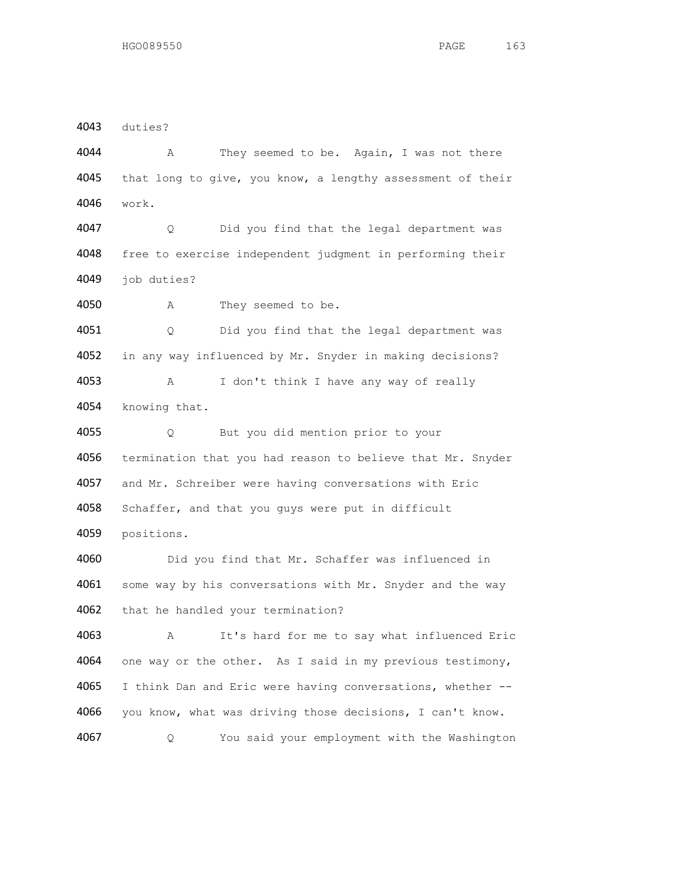4043 duties?

4044 A They seemed to be. Again, I was not there

4045 that long to give, you know, a lengthy assessment of their

4046 work.

4047 Q Did you find that the legal department was

4048 free to exercise independent judgment in performing their

4049 job duties?

4050 A They seemed to be.

4051 Q Did you find that the legal department was

4052 in any way influenced by Mr. Snyder in making decisions?

4053 A I don't think I have any way of really

4054 knowing that.

4055 Q But you did mention prior to your

4056 termination that you had reason to believe that Mr. Snyder

4057 and Mr. Schreiber were having conversations with Eric

4058 Schaffer, and that you guys were put in difficult

4059 positions.

4060 Did you find that Mr. Schaffer was influenced in

4061 some way by his conversations with Mr. Snyder and the way

4062 that he handled your termination?

4063 A It's hard for me to say what influenced Eric

4064 one way or the other. As I said in my previous testimony,

4065 I think Dan and Eric were having conversations, whether --

4066 you know, what was driving those decisions, I can't know.

4067 Q You said your employment with the Washington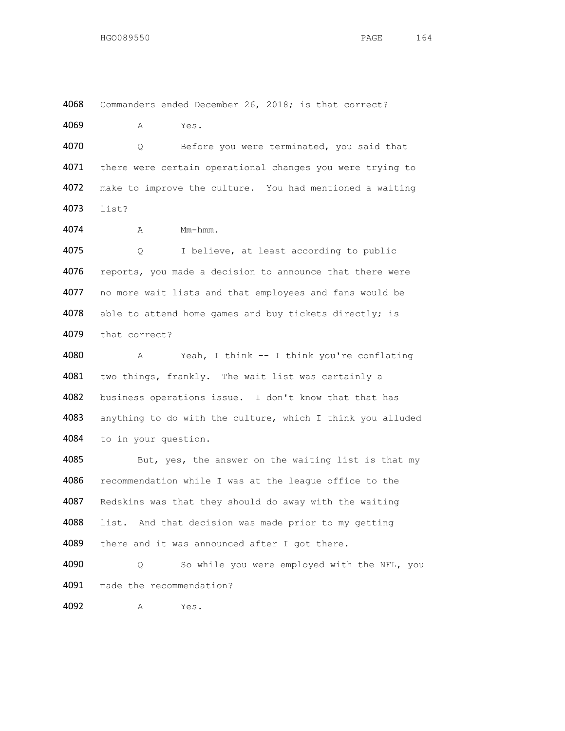4068 Commanders ended December 26, 2018; is that correct?

4069 A Yes.

4070 Q Before you were terminated, you said that
4071 there were certain operational changes you were trying to
4072 make to improve the culture. You had mentioned a waiting
4073 list?

4074 A Mm-hmm.

4075 Q I believe, at least according to public
4076 reports, you made a decision to announce that there were
4077 no more wait lists and that employees and fans would be
4078 able to attend home games and buy tickets directly; is
4079 that correct?

4080 A Yeah, I think -- I think you're conflating
4081 two things, frankly. The wait list was certainly a
4082 business operations issue. I don't know that that has
4083 anything to do with the culture, which I think you alluded
4084 to in your question.

4085 But, yes, the answer on the waiting list is that my
4086 recommendation while I was at the league office to the
4087 Redskins was that they should do away with the waiting
4088 list. And that decision was made prior to my getting
4089 there and it was announced after I got there.

4090 Q So while you were employed with the NFL, you
4091 made the recommendation?

4092 A Yes.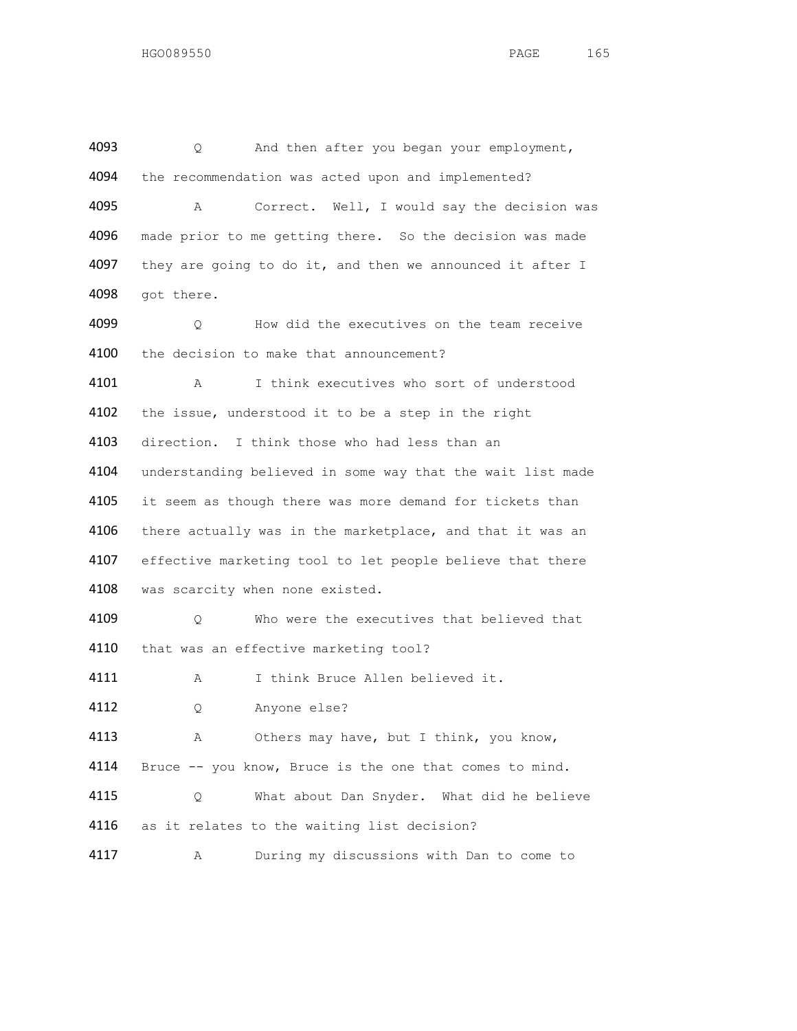4093 Q And then after you began your employment,
4094 the recommendation was acted upon and implemented?

4095 A Correct. Well, I would say the decision was
4096 made prior to me getting there. So the decision was made
4097 they are going to do it, and then we announced it after I
4098 got there.

4099 Q How did the executives on the team receive
4100 the decision to make that announcement?

4101 A I think executives who sort of understood
4102 the issue, understood it to be a step in the right
4103 direction. I think those who had less than an
4104 understanding believed in some way that the wait list made
4105 it seem as though there was more demand for tickets than
4106 there actually was in the marketplace, and that it was an
4107 effective marketing tool to let people believe that there
4108 was scarcity when none existed.

4109 Q Who were the executives that believed that
4110 that was an effective marketing tool?

4111 A I think Bruce Allen believed it.

4112 Q Anyone else?

4113 A Others may have, but I think, you know,
4114 Bruce -- you know, Bruce is the one that comes to mind.

4115 Q What about Dan Snyder. What did he believe
4116 as it relates to the waiting list decision?

4117 A During my discussions with Dan to come to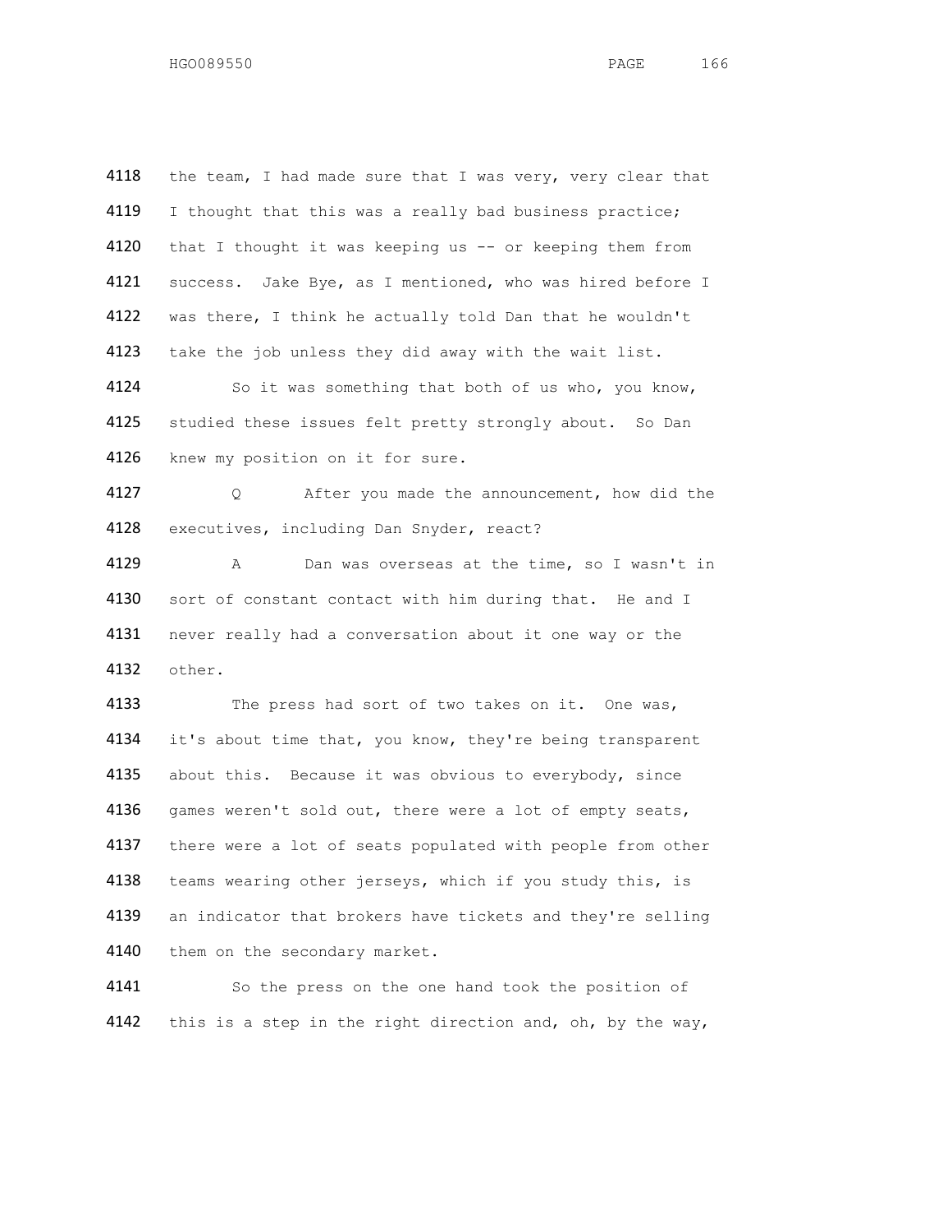4118 the team, I had made sure that I was very, very clear that

4119 I thought that this was a really bad business practice;

4120 that I thought it was keeping us -- or keeping them from

4121 success. Jake Bye, as I mentioned, who was hired before I

4122 was there, I think he actually told Dan that he wouldn't

4123 take the job unless they did away with the wait list.

4124 So it was something that both of us who, you know,

4125 studied these issues felt pretty strongly about. So Dan

4126 knew my position on it for sure.

4127 Q After you made the announcement, how did the

4128 executives, including Dan Snyder, react?

4129 A Dan was overseas at the time, so I wasn't in

4130 sort of constant contact with him during that. He and I

4131 never really had a conversation about it one way or the

4132 other.

4133 The press had sort of two takes on it. One was,

4134 it's about time that, you know, they're being transparent

4135 about this. Because it was obvious to everybody, since

4136 games weren't sold out, there were a lot of empty seats,

4137 there were a lot of seats populated with people from other

4138 teams wearing other jerseys, which if you study this, is

4139 an indicator that brokers have tickets and they're selling

4140 them on the secondary market.

4141 So the press on the one hand took the position of

4142 this is a step in the right direction and, oh, by the way,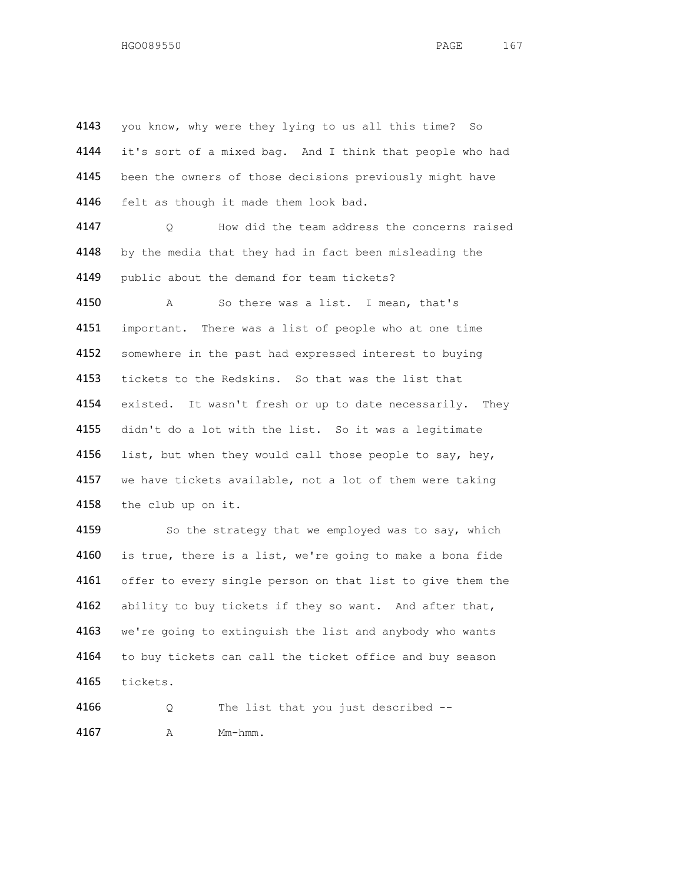4143 you know, why were they lying to us all this time? So
4144 it's sort of a mixed bag. And I think that people who had
4145 been the owners of those decisions previously might have
4146 felt as though it made them look bad.

4147 Q How did the team address the concerns raised
4148 by the media that they had in fact been misleading the
4149 public about the demand for team tickets?

4150 A So there was a list. I mean, that's
4151 important. There was a list of people who at one time
4152 somewhere in the past had expressed interest to buying
4153 tickets to the Redskins. So that was the list that
4154 existed. It wasn't fresh or up to date necessarily. They
4155 didn't do a lot with the list. So it was a legitimate
4156 list, but when they would call those people to say, hey,
4157 we have tickets available, not a lot of them were taking
4158 the club up on it.

4159 So the strategy that we employed was to say, which
4160 is true, there is a list, we're going to make a bona fide
4161 offer to every single person on that list to give them the
4162 ability to buy tickets if they so want. And after that,
4163 we're going to extinguish the list and anybody who wants
4164 to buy tickets can call the ticket office and buy season
4165 tickets.

4166 Q The list that you just described --

4167 A Mm-hmm.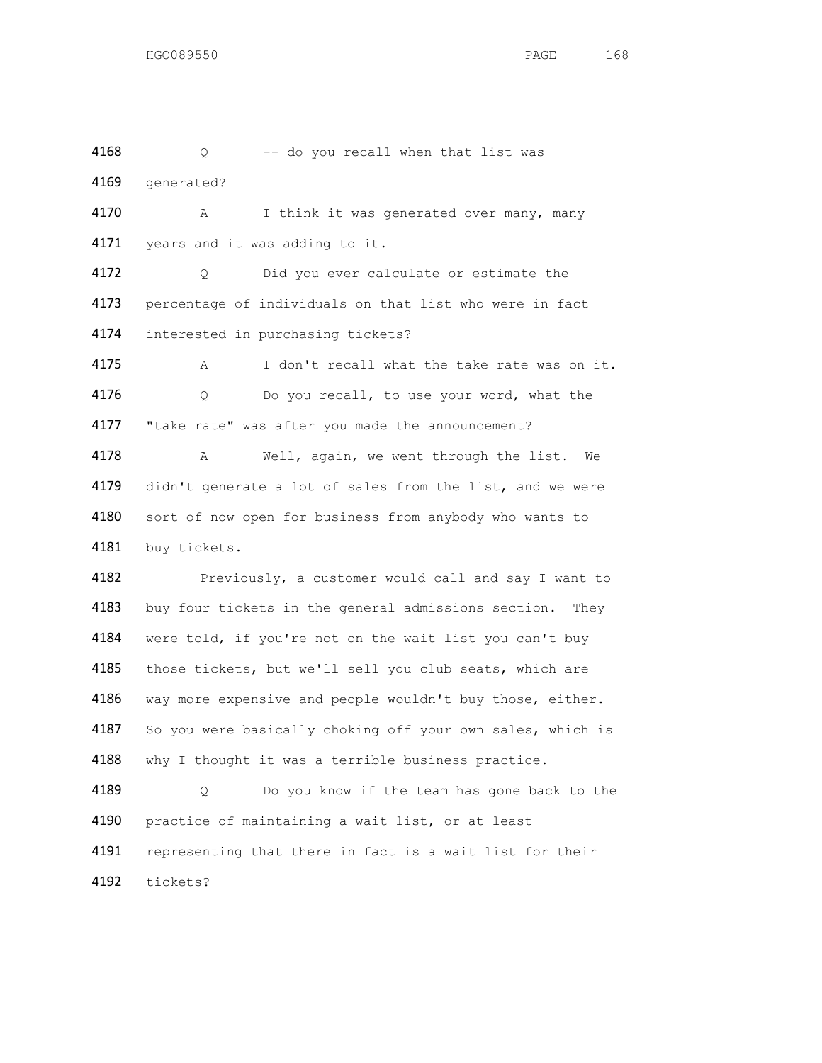4168 Q -- do you recall when that list was
4169 generated?

4170 A I think it was generated over many, many
4171 years and it was adding to it.

4172 Q Did you ever calculate or estimate the
4173 percentage of individuals on that list who were in fact
4174 interested in purchasing tickets?

4175 A I don't recall what the take rate was on it.

4176 Q Do you recall, to use your word, what the
4177 "take rate" was after you made the announcement?

4178 A Well, again, we went through the list. We
4179 didn't generate a lot of sales from the list, and we were
4180 sort of now open for business from anybody who wants to
4181 buy tickets.

4182 Previously, a customer would call and say I want to
4183 buy four tickets in the general admissions section. They
4184 were told, if you're not on the wait list you can't buy
4185 those tickets, but we'll sell you club seats, which are
4186 way more expensive and people wouldn't buy those, either.
4187 So you were basically choking off your own sales, which is
4188 why I thought it was a terrible business practice.

4189 Q Do you know if the team has gone back to the
4190 practice of maintaining a wait list, or at least
4191 representing that there in fact is a wait list for their
4192 tickets?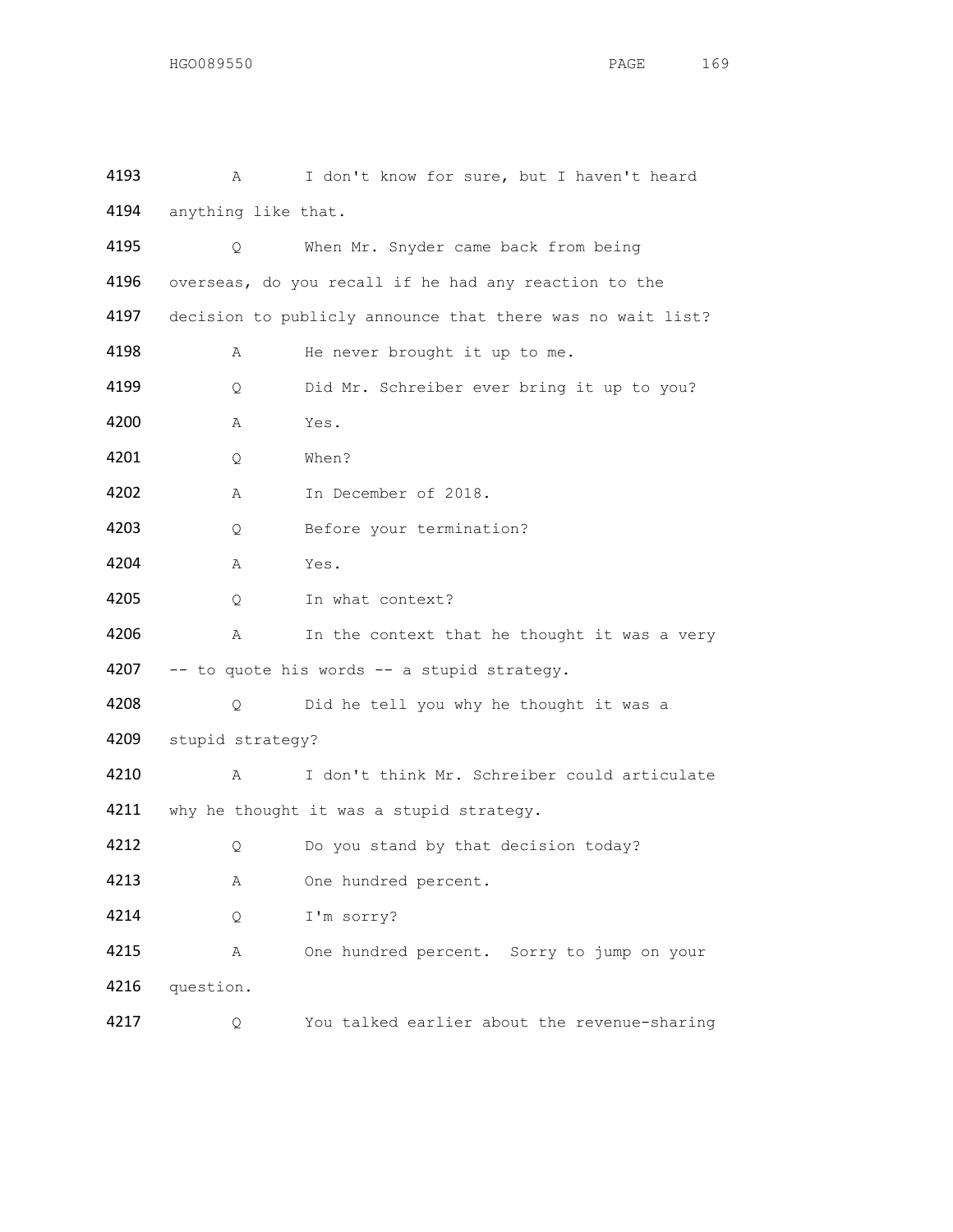4193 A I don't know for sure, but I haven't heard
4194 anything like that.

4195 Q When Mr. Snyder came back from being
4196 overseas, do you recall if he had any reaction to the
4197 decision to publicly announce that there was no wait list?

4198 A He never brought it up to me.

4199 Q Did Mr. Schreiber ever bring it up to you?

4200 A Yes.

4201 Q When?

4202 A In December of 2018.

4203 Q Before your termination?

4204 A Yes.

4205 Q In what context?

4206 A In the context that he thought it was a very
4207 -- to quote his words -- a stupid strategy.

4208 Q Did he tell you why he thought it was a
4209 stupid strategy?

4210 A I don't think Mr. Schreiber could articulate
4211 why he thought it was a stupid strategy.

4212 Q Do you stand by that decision today?

4213 A One hundred percent.

4214 Q I'm sorry?

4215 A One hundred percent. Sorry to jump on your
4216 question.

4217 Q You talked earlier about the revenue-sharing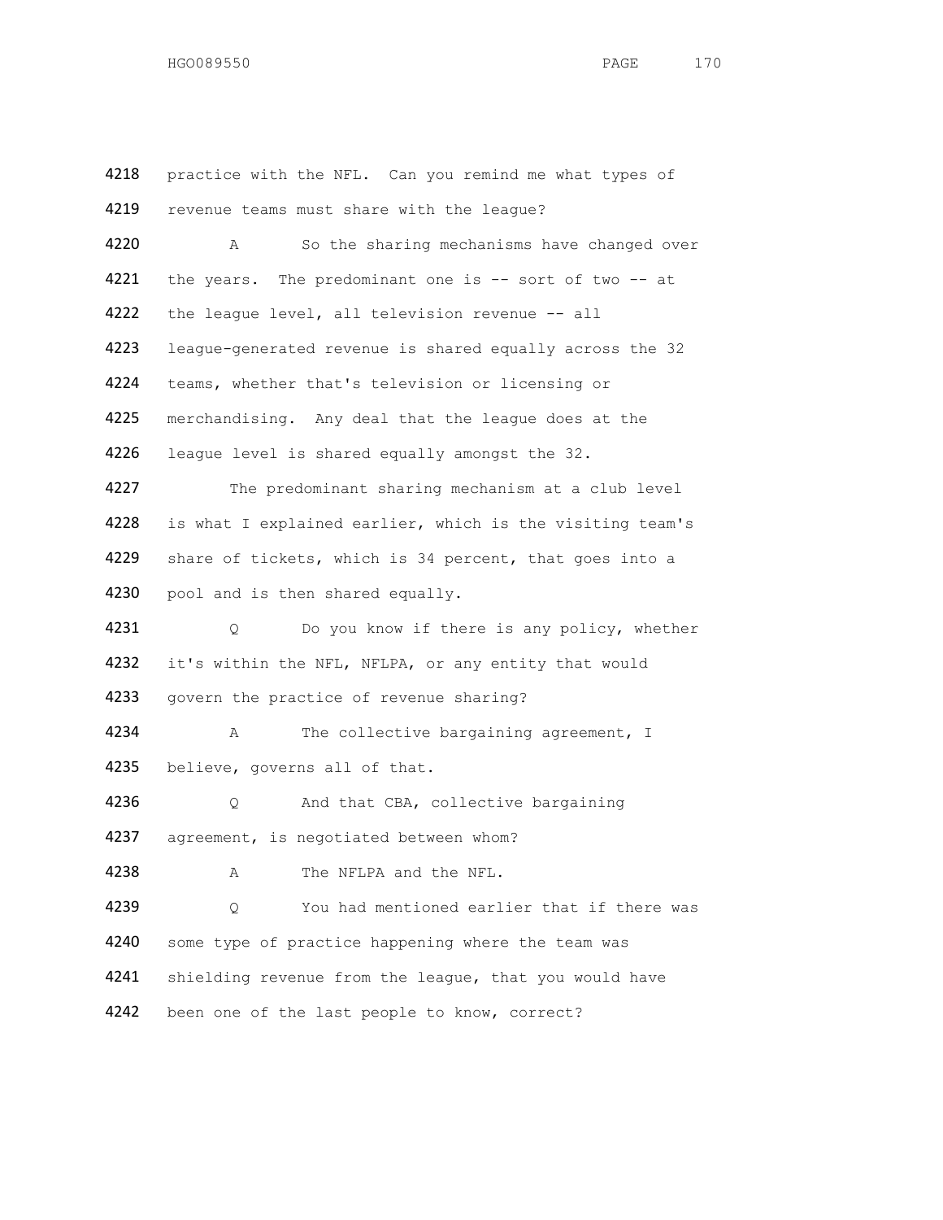4218 practice with the NFL. Can you remind me what types of
4219 revenue teams must share with the league?

4220 A So the sharing mechanisms have changed over
4221 the years. The predominant one is -- sort of two -- at
4222 the league level, all television revenue -- all
4223 league-generated revenue is shared equally across the 32
4224 teams, whether that's television or licensing or
4225 merchandising. Any deal that the league does at the
4226 league level is shared equally amongst the 32.

4227 The predominant sharing mechanism at a club level
4228 is what I explained earlier, which is the visiting team's
4229 share of tickets, which is 34 percent, that goes into a
4230 pool and is then shared equally.

4231 Q Do you know if there is any policy, whether
4232 it's within the NFL, NFLPA, or any entity that would
4233 govern the practice of revenue sharing?

4234 A The collective bargaining agreement, I
4235 believe, governs all of that.

4236 Q And that CBA, collective bargaining
4237 agreement, is negotiated between whom?

4238 A The NFLPA and the NFL.

4239 Q You had mentioned earlier that if there was
4240 some type of practice happening where the team was
4241 shielding revenue from the league, that you would have
4242 been one of the last people to know, correct?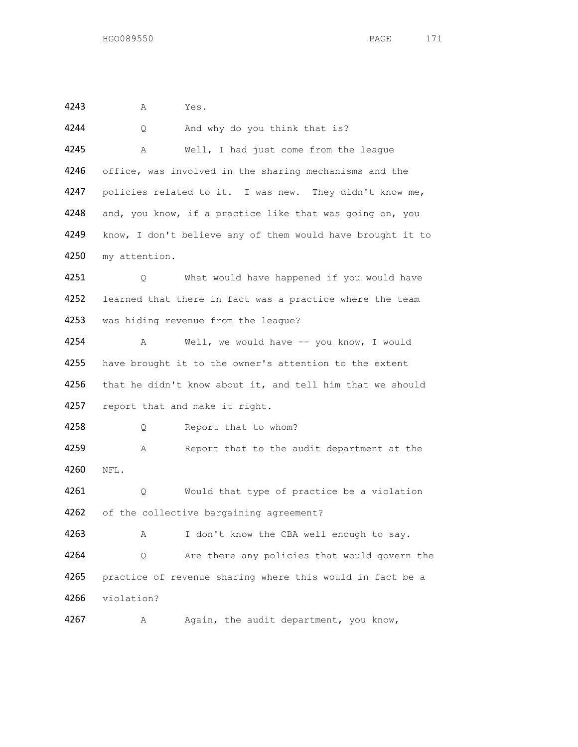4243 A Yes.

4244 Q And why do you think that is?

4245 A Well, I had just come from the league

4246 office, was involved in the sharing mechanisms and the

4247 policies related to it. I was new. They didn't know me,

4248 and, you know, if a practice like that was going on, you

4249 know, I don't believe any of them would have brought it to

4250 my attention.

4251 Q What would have happened if you would have

4252 learned that there in fact was a practice where the team

4253 was hiding revenue from the league?

4254 A Well, we would have -- you know, I would

4255 have brought it to the owner's attention to the extent

4256 that he didn't know about it, and tell him that we should

4257 report that and make it right.

4258 Q Report that to whom?

4259 A Report that to the audit department at the

4260 NFL.

4261 Q Would that type of practice be a violation

4262 of the collective bargaining agreement?

4263 A I don't know the CBA well enough to say.

4264 Q Are there any policies that would govern the

4265 practice of revenue sharing where this would in fact be a

4266 violation?

4267 A Again, the audit department, you know,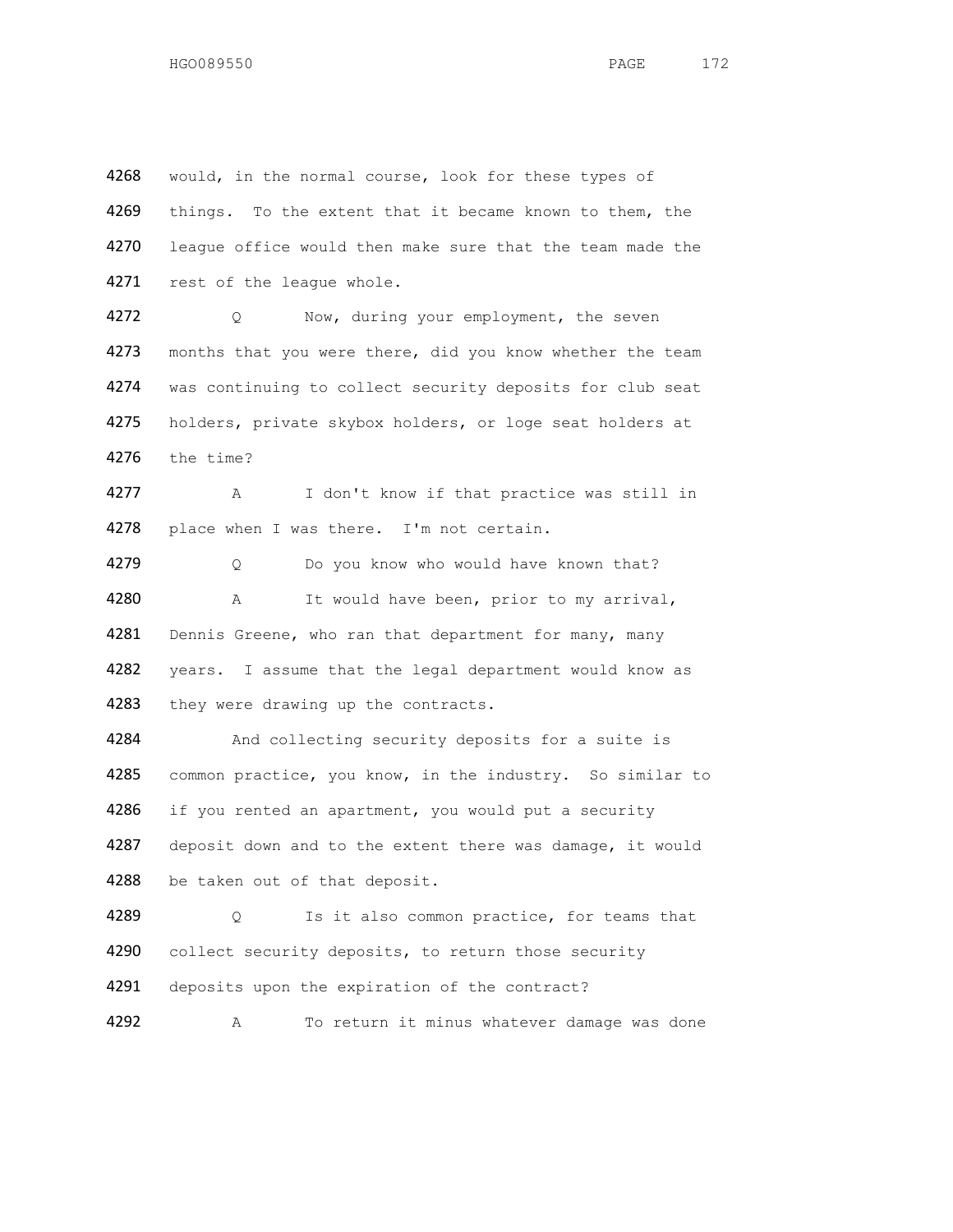4268 would, in the normal course, look for these types of
4269 things. To the extent that it became known to them, the
4270 league office would then make sure that the team made the
4271 rest of the league whole.

4272 Q Now, during your employment, the seven
4273 months that you were there, did you know whether the team
4274 was continuing to collect security deposits for club seat
4275 holders, private skybox holders, or loge seat holders at
4276 the time?

4277 A I don't know if that practice was still in
4278 place when I was there. I'm not certain.

4279 Q Do you know who would have known that?

4280 A It would have been, prior to my arrival,
4281 Dennis Greene, who ran that department for many, many
4282 years. I assume that the legal department would know as
4283 they were drawing up the contracts.

4284 And collecting security deposits for a suite is
4285 common practice, you know, in the industry. So similar to
4286 if you rented an apartment, you would put a security
4287 deposit down and to the extent there was damage, it would
4288 be taken out of that deposit.

4289 Q Is it also common practice, for teams that
4290 collect security deposits, to return those security
4291 deposits upon the expiration of the contract?

4292 A To return it minus whatever damage was done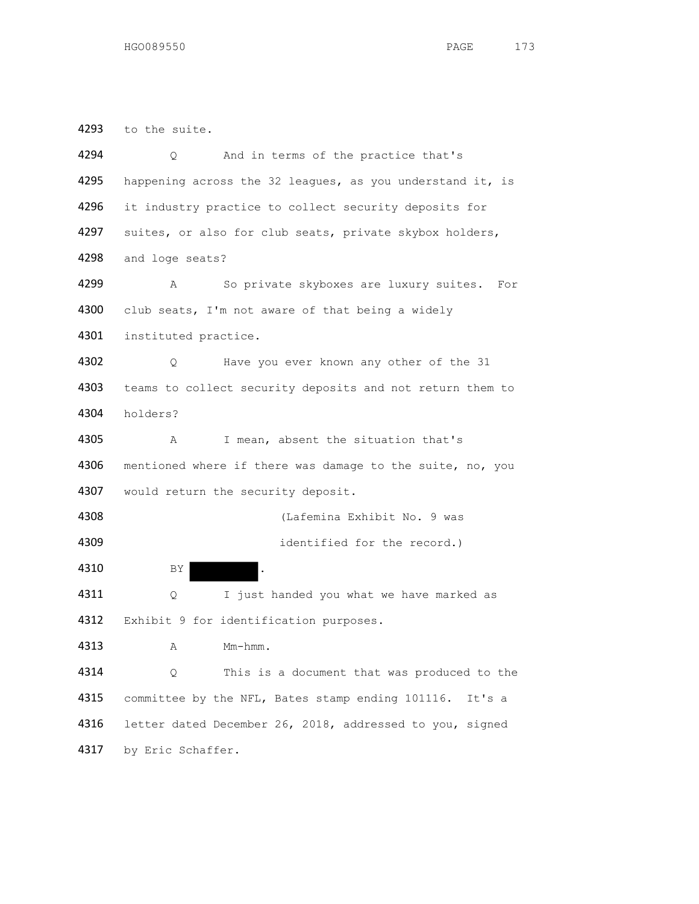4293 to the suite.

4294 Q And in terms of the practice that's

4295 happening across the 32 leagues, as you understand it, is

4296 it industry practice to collect security deposits for

4297 suites, or also for club seats, private skybox holders,

4298 and loge seats?

4299 A So private skyboxes are luxury suites. For

4300 club seats, I'm not aware of that being a widely

4301 instituted practice.

4302 Q Have you ever known any other of the 31

4303 teams to collect security deposits and not return them to

4304 holders?

4305 A I mean, absent the situation that's

4306 mentioned where if there was damage to the suite, no, you

4307 would return the security deposit.

4308 (Lafemina Exhibit No. 9 was

4309 identified for the record.)

4310 BY [REDACTED].

4311 Q I just handed you what we have marked as

4312 Exhibit 9 for identification purposes.

4313 A Mm-hmm.

4314 Q This is a document that was produced to the

4315 committee by the NFL, Bates stamp ending 101116. It's a

4316 letter dated December 26, 2018, addressed to you, signed

4317 by Eric Schaffer.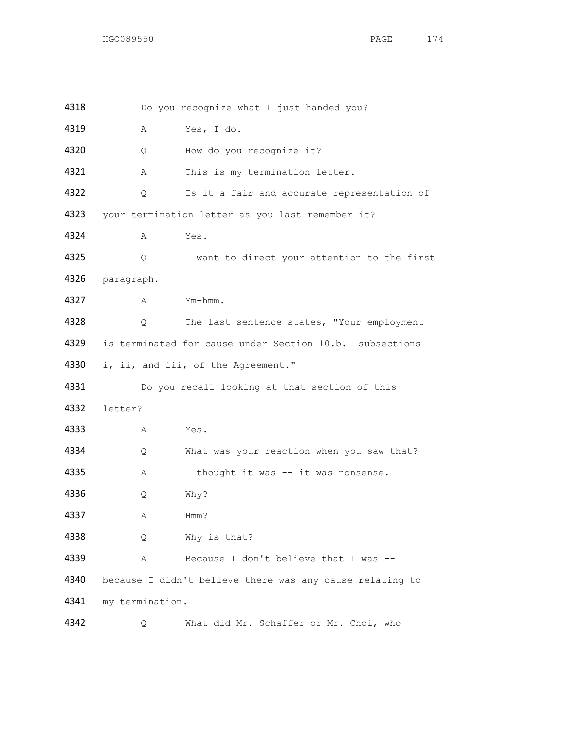4318 Do you recognize what I just handed you?

4319 A Yes, I do.

4320 Q How do you recognize it?

4321 A This is my termination letter.

4322 Q Is it a fair and accurate representation of

4323 your termination letter as you last remember it?

4324 A Yes.

4325 Q I want to direct your attention to the first

4326 paragraph.

4327 A Mm-hmm.

4328 Q The last sentence states, "Your employment

4329 is terminated for cause under Section 10.b. subsections

4330 i, ii, and iii, of the Agreement."

4331 Do you recall looking at that section of this

4332 letter?

4333 A Yes.

4334 Q What was your reaction when you saw that?

4335 A I thought it was -- it was nonsense.

4336 Q Why?

4337 A Hmm?

4338 Q Why is that?

4339 A Because I don't believe that I was --

4340 because I didn't believe there was any cause relating to

4341 my termination.

4342 Q What did Mr. Schaffer or Mr. Choi, who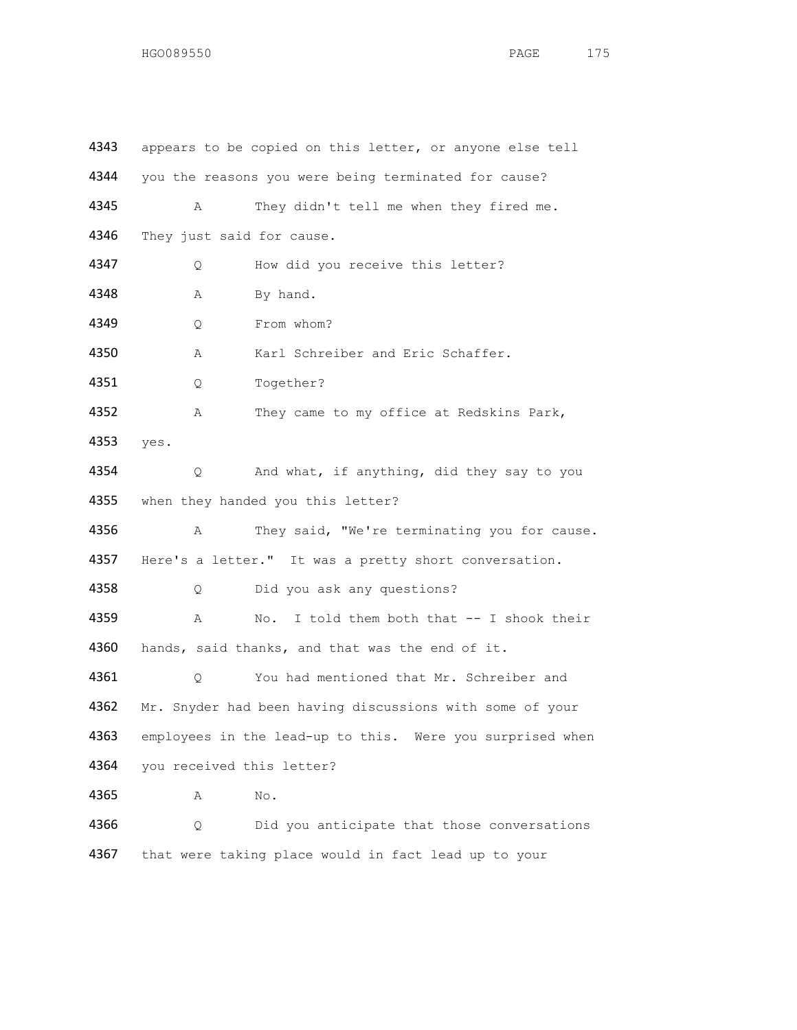4343 appears to be copied on this letter, or anyone else tell
4344 you the reasons you were being terminated for cause?
4345 A They didn't tell me when they fired me.
4346 They just said for cause.
4347 Q How did you receive this letter?
4348 A By hand.
4349 Q From whom?
4350 A Karl Schreiber and Eric Schaffer.
4351 Q Together?
4352 A They came to my office at Redskins Park,
4353 yes.
4354 Q And what, if anything, did they say to you
4355 when they handed you this letter?
4356 A They said, "We're terminating you for cause.
4357 Here's a letter." It was a pretty short conversation.
4358 Q Did you ask any questions?
4359 A No. I told them both that -- I shook their
4360 hands, said thanks, and that was the end of it.
4361 Q You had mentioned that Mr. Schreiber and
4362 Mr. Snyder had been having discussions with some of your
4363 employees in the lead-up to this. Were you surprised when
4364 you received this letter?
4365 A No.
4366 Q Did you anticipate that those conversations
4367 that were taking place would in fact lead up to your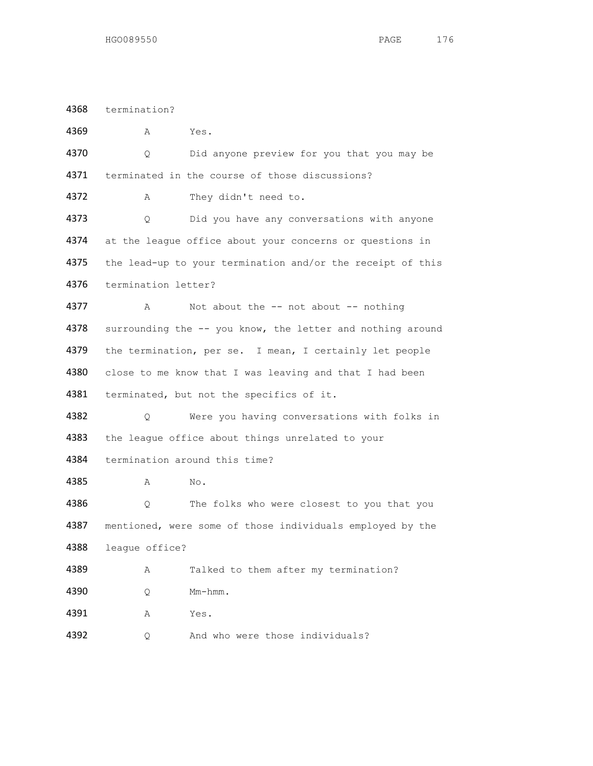4368 termination?

4369 A Yes.

4370 Q Did anyone preview for you that you may be

4371 terminated in the course of those discussions?

4372 A They didn't need to.

4373 Q Did you have any conversations with anyone

4374 at the league office about your concerns or questions in

4375 the lead-up to your termination and/or the receipt of this

4376 termination letter?

4377 A Not about the -- not about -- nothing

4378 surrounding the -- you know, the letter and nothing around

4379 the termination, per se. I mean, I certainly let people

4380 close to me know that I was leaving and that I had been

4381 terminated, but not the specifics of it.

4382 Q Were you having conversations with folks in

4383 the league office about things unrelated to your

4384 termination around this time?

4385 A No.

4386 Q The folks who were closest to you that you

4387 mentioned, were some of those individuals employed by the

4388 league office?

4389 A Talked to them after my termination?

4390 Q Mm-hmm.

4391 A Yes.

4392 Q And who were those individuals?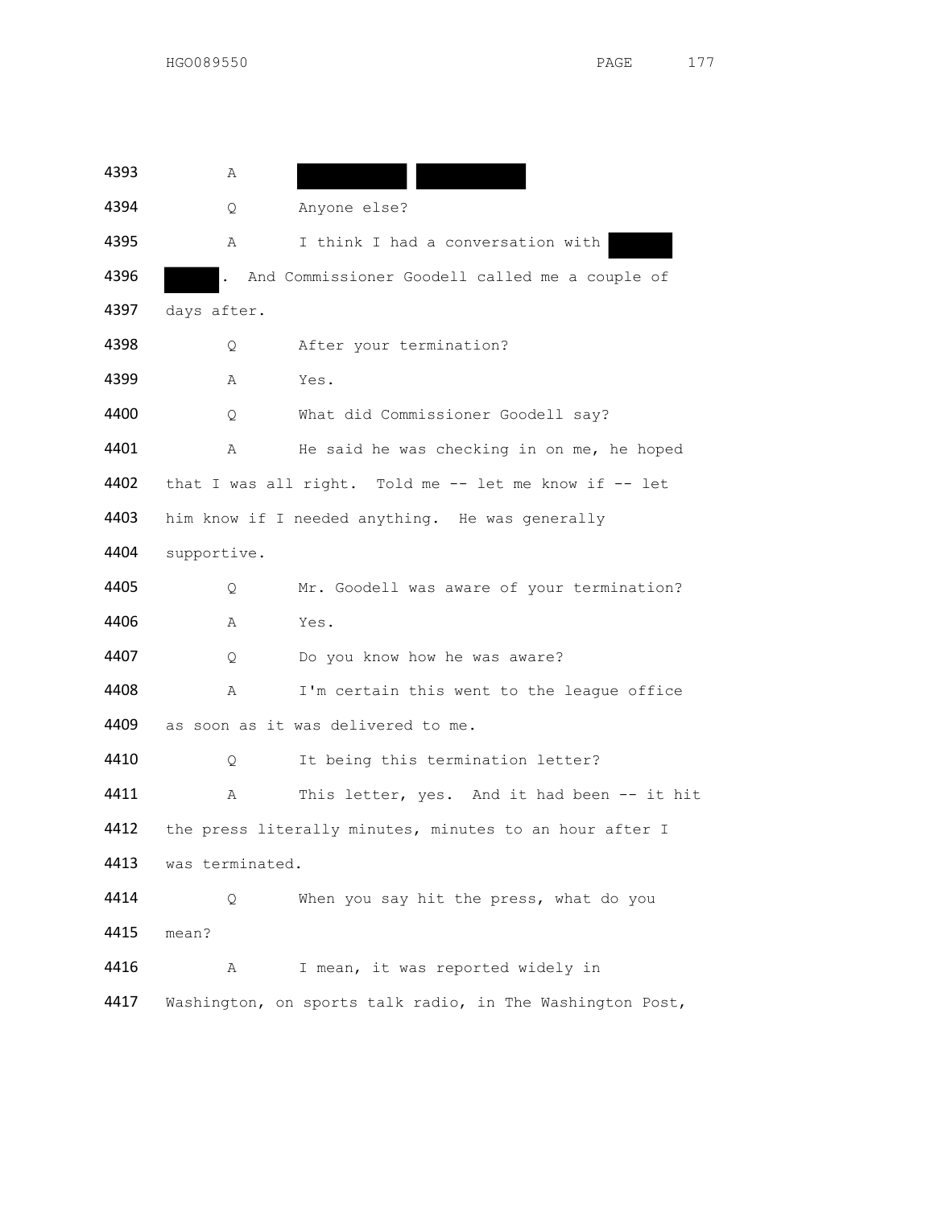4393 A [REDACTED] [REDACTED]

4394 Q Anyone else?

4395 A I think I had a conversation with [REDACTED]

4396 [REDACTED]. And Commissioner Goodell called me a couple of

4397 days after.

4398 Q After your termination?

4399 A Yes.

4400 Q What did Commissioner Goodell say?

4401 A He said he was checking in on me, he hoped

4402 that I was all right. Told me -- let me know if -- let

4403 him know if I needed anything. He was generally

4404 supportive.

4405 Q Mr. Goodell was aware of your termination?

4406 A Yes.

4407 Q Do you know how he was aware?

4408 A I'm certain this went to the league office

4409 as soon as it was delivered to me.

4410 Q It being this termination letter?

4411 A This letter, yes. And it had been -- it hit

4412 the press literally minutes, minutes to an hour after I

4413 was terminated.

4414 Q When you say hit the press, what do you

4415 mean?

4416 A I mean, it was reported widely in

4417 Washington, on sports talk radio, in The Washington Post,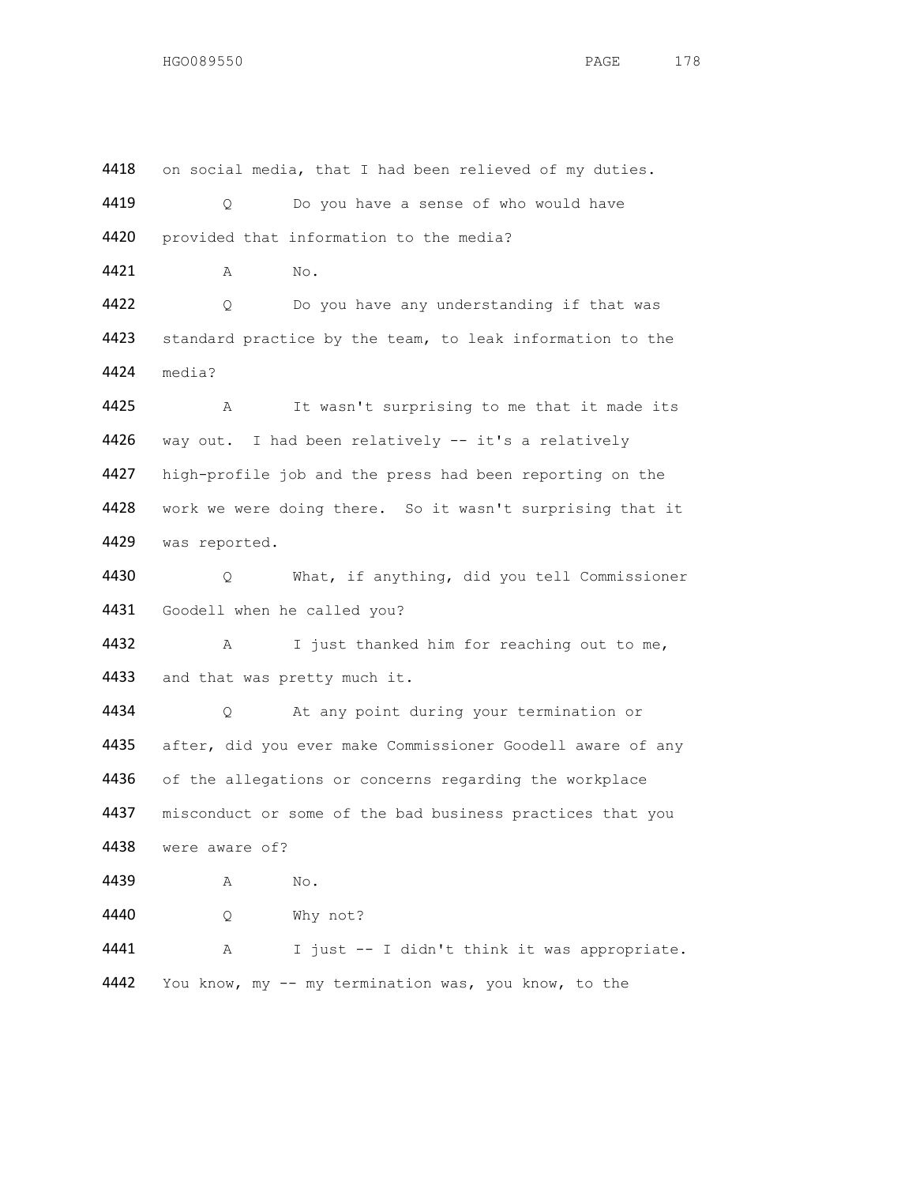4418 on social media, that I had been relieved of my duties.

4419 Q Do you have a sense of who would have

4420 provided that information to the media?

4421 A No.

4422 Q Do you have any understanding if that was

4423 standard practice by the team, to leak information to the

4424 media?

4425 A It wasn't surprising to me that it made its

4426 way out. I had been relatively -- it's a relatively

4427 high-profile job and the press had been reporting on the

4428 work we were doing there. So it wasn't surprising that it

4429 was reported.

4430 Q What, if anything, did you tell Commissioner

4431 Goodell when he called you?

4432 A I just thanked him for reaching out to me,

4433 and that was pretty much it.

4434 Q At any point during your termination or

4435 after, did you ever make Commissioner Goodell aware of any

4436 of the allegations or concerns regarding the workplace

4437 misconduct or some of the bad business practices that you

4438 were aware of?

4439 A No.

4440 Q Why not?

4441 A I just -- I didn't think it was appropriate.

4442 You know, my -- my termination was, you know, to the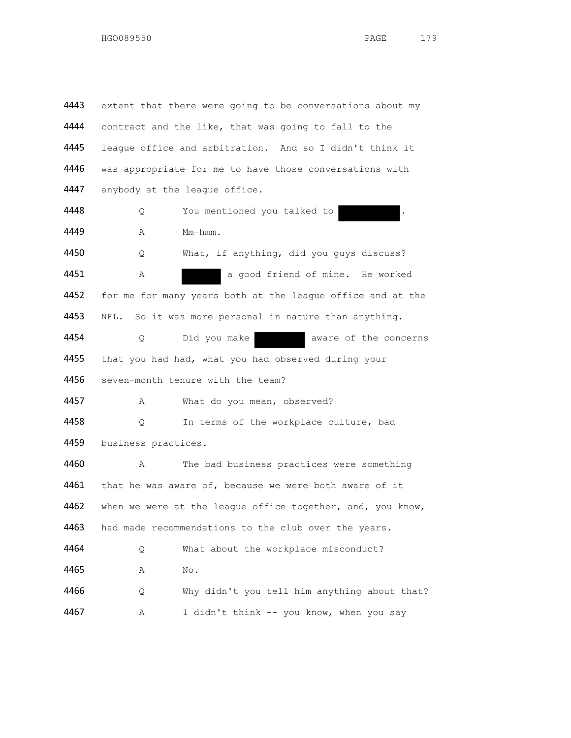4443 extent that there were going to be conversations about my
4444 contract and the like, that was going to fall to the
4445 league office and arbitration. And so I didn't think it
4446 was appropriate for me to have those conversations with
4447 anybody at the league office.

4448 Q You mentioned you talked to ██████████.

4449 A Mm-hmm.

4450 Q What, if anything, did you guys discuss?

4451 A ██████ a good friend of mine. He worked
4452 for me for many years both at the league office and at the
4453 NFL. So it was more personal in nature than anything.

4454 Q Did you make ████████ aware of the concerns
4455 that you had had, what you had observed during your
4456 seven-month tenure with the team?

4457 A What do you mean, observed?

4458 Q In terms of the workplace culture, bad
4459 business practices.

4460 A The bad business practices were something
4461 that he was aware of, because we were both aware of it
4462 when we were at the league office together, and, you know,
4463 had made recommendations to the club over the years.

4464 Q What about the workplace misconduct?

4465 A No.

4466 Q Why didn't you tell him anything about that?

4467 A I didn't think -- you know, when you say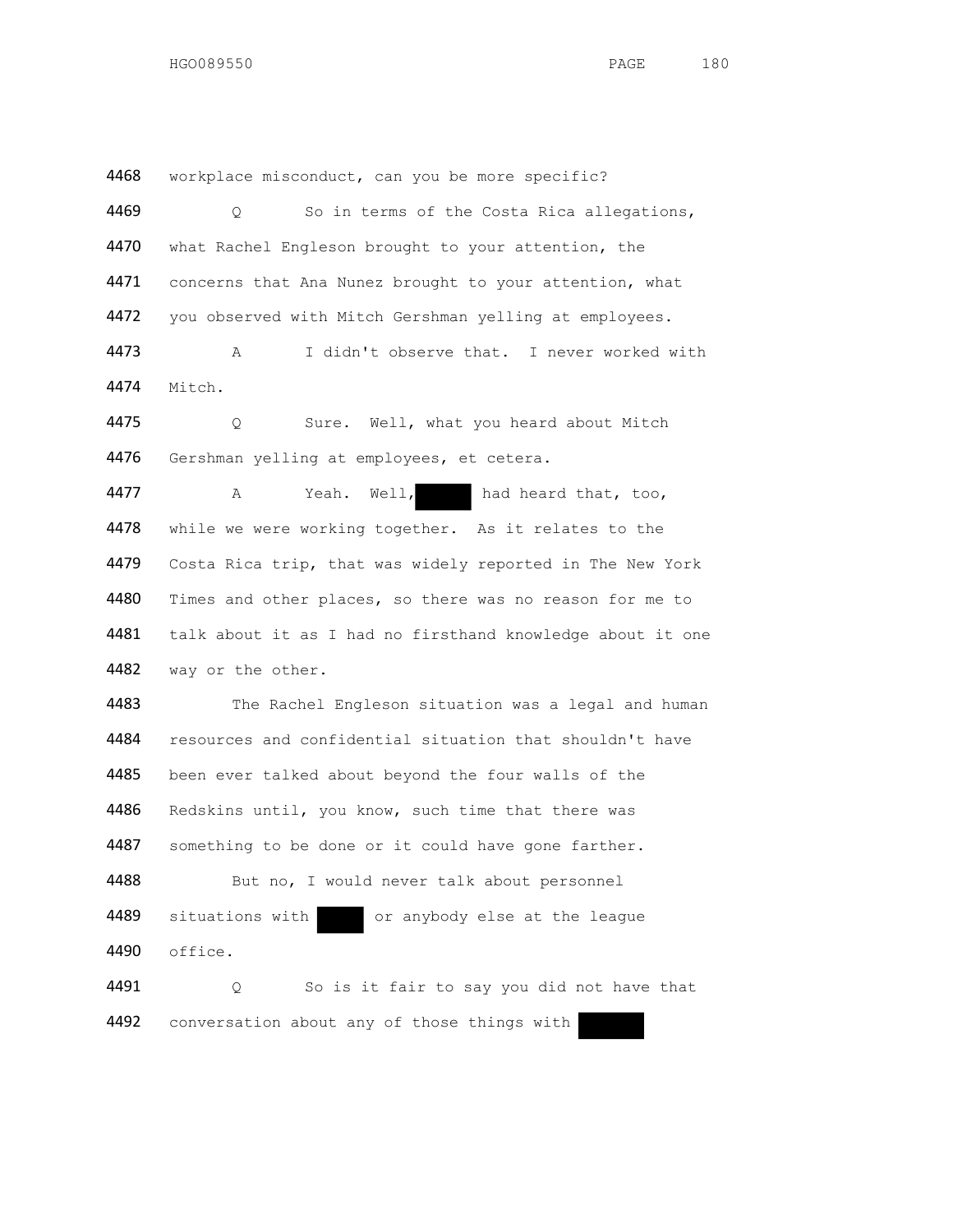4468 workplace misconduct, can you be more specific?

4469 Q So in terms of the Costa Rica allegations,
4470 what Rachel Engleson brought to your attention, the
4471 concerns that Ana Nunez brought to your attention, what
4472 you observed with Mitch Gershman yelling at employees.

4473 A I didn't observe that. I never worked with
4474 Mitch.

4475 Q Sure. Well, what you heard about Mitch
4476 Gershman yelling at employees, et cetera.

4477 A Yeah. Well, ████ had heard that, too,
4478 while we were working together. As it relates to the
4479 Costa Rica trip, that was widely reported in The New York
4480 Times and other places, so there was no reason for me to
4481 talk about it as I had no firsthand knowledge about it one
4482 way or the other.

4483 The Rachel Engleson situation was a legal and human
4484 resources and confidential situation that shouldn't have
4485 been ever talked about beyond the four walls of the
4486 Redskins until, you know, such time that there was
4487 something to be done or it could have gone farther.

4488 But no, I would never talk about personnel
4489 situations with ████ or anybody else at the league
4490 office.

4491 Q So is it fair to say you did not have that
4492 conversation about any of those things with ████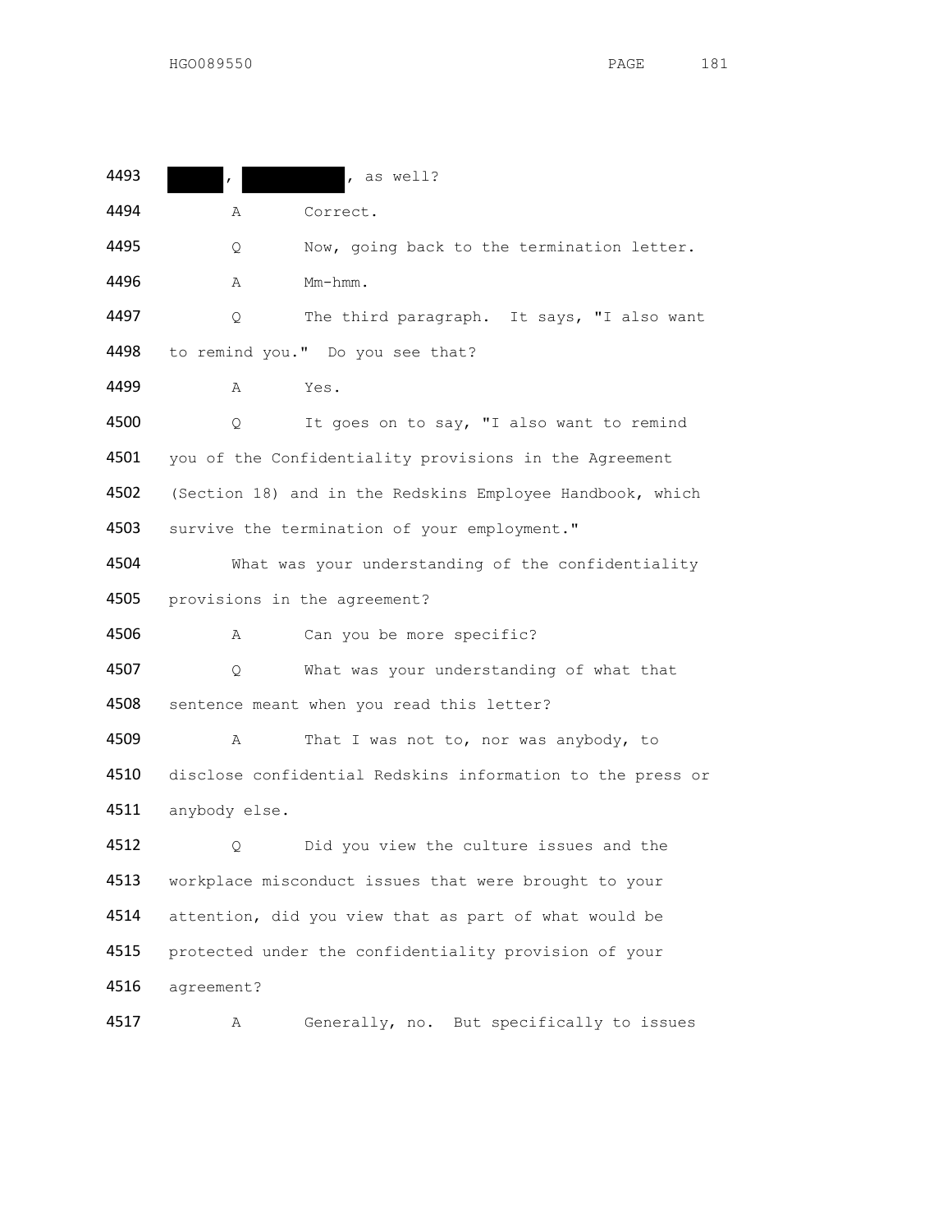4493 ██████, ████████████, as well?

4494 A Correct.

4495 Q Now, going back to the termination letter.

4496 A Mm-hmm.

4497 Q The third paragraph. It says, "I also want

4498 to remind you." Do you see that?

4499 A Yes.

4500 Q It goes on to say, "I also want to remind

4501 you of the Confidentiality provisions in the Agreement

4502 (Section 18) and in the Redskins Employee Handbook, which

4503 survive the termination of your employment."

4504 What was your understanding of the confidentiality

4505 provisions in the agreement?

4506 A Can you be more specific?

4507 Q What was your understanding of what that

4508 sentence meant when you read this letter?

4509 A That I was not to, nor was anybody, to

4510 disclose confidential Redskins information to the press or

4511 anybody else.

4512 Q Did you view the culture issues and the

4513 workplace misconduct issues that were brought to your

4514 attention, did you view that as part of what would be

4515 protected under the confidentiality provision of your

4516 agreement?

4517 A Generally, no. But specifically to issues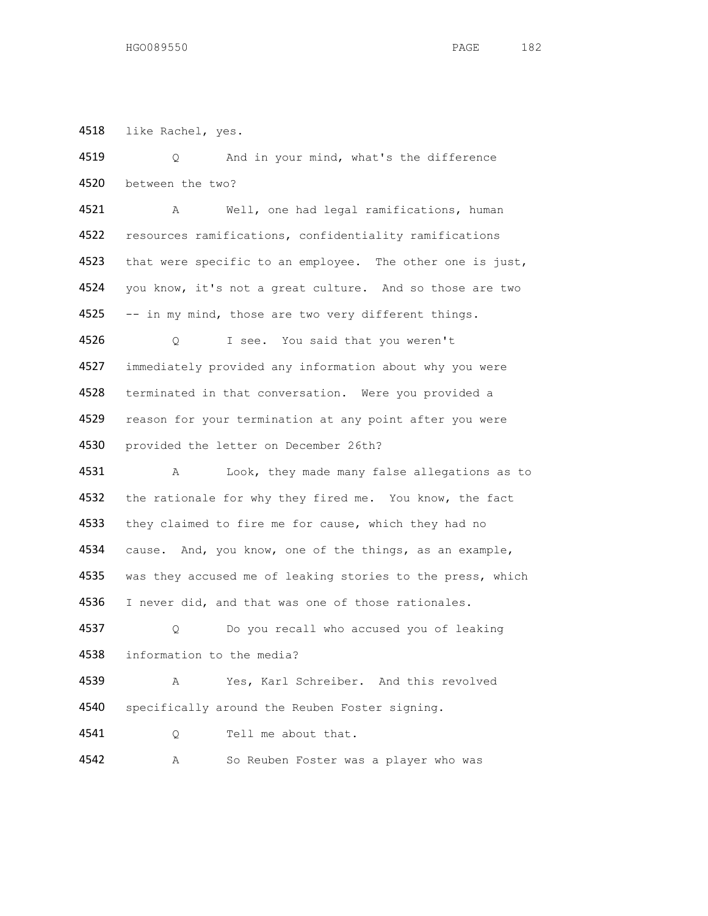4518 like Rachel, yes.

4519 Q And in your mind, what's the difference

4520 between the two?

4521 A Well, one had legal ramifications, human

4522 resources ramifications, confidentiality ramifications

4523 that were specific to an employee. The other one is just,

4524 you know, it's not a great culture. And so those are two

4525 -- in my mind, those are two very different things.

4526 Q I see. You said that you weren't

4527 immediately provided any information about why you were

4528 terminated in that conversation. Were you provided a

4529 reason for your termination at any point after you were

4530 provided the letter on December 26th?

4531 A Look, they made many false allegations as to

4532 the rationale for why they fired me. You know, the fact

4533 they claimed to fire me for cause, which they had no

4534 cause. And, you know, one of the things, as an example,

4535 was they accused me of leaking stories to the press, which

4536 I never did, and that was one of those rationales.

4537 Q Do you recall who accused you of leaking

4538 information to the media?

4539 A Yes, Karl Schreiber. And this revolved

4540 specifically around the Reuben Foster signing.

4541 Q Tell me about that.

4542 A So Reuben Foster was a player who was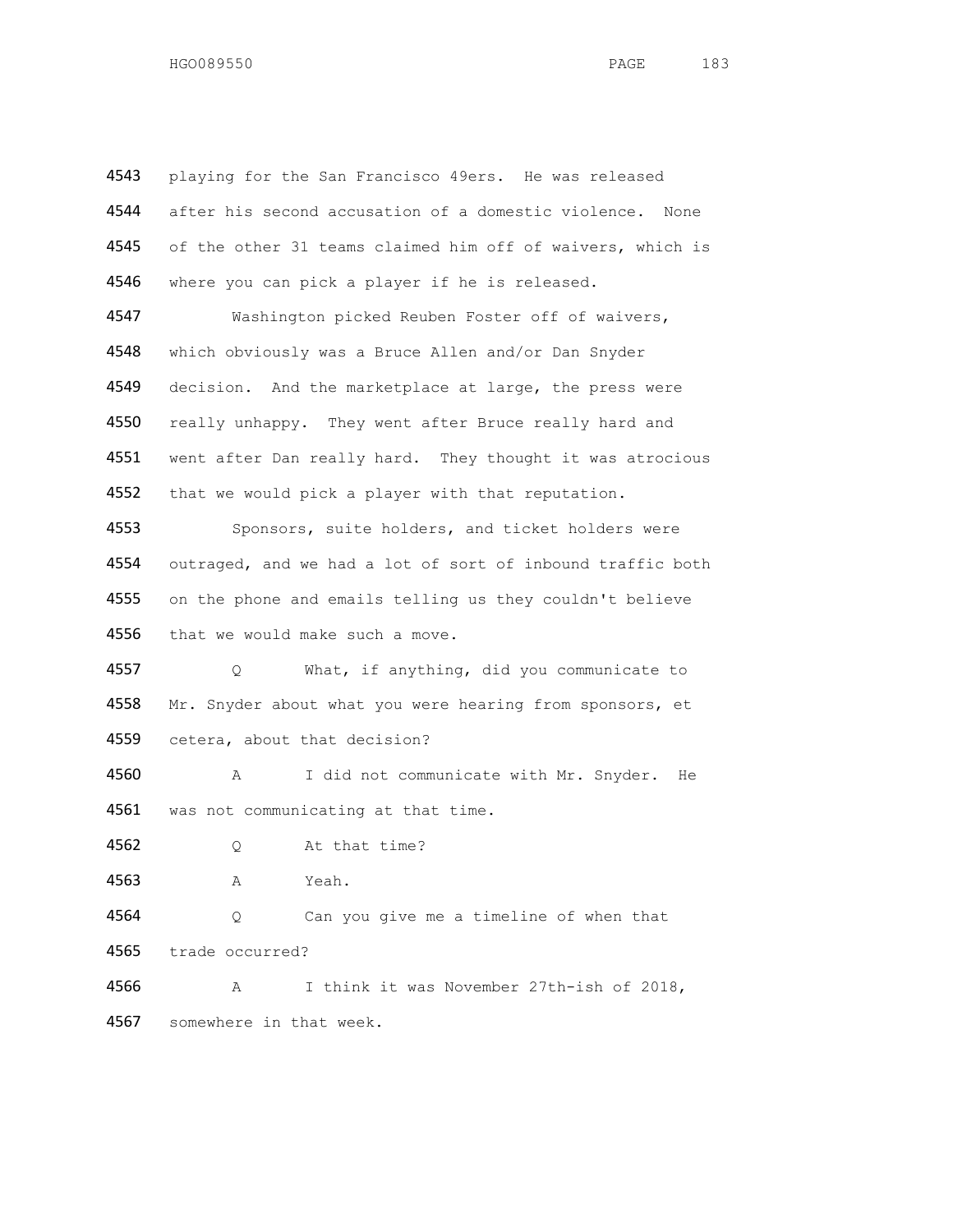4543 playing for the San Francisco 49ers. He was released
4544 after his second accusation of a domestic violence. None
4545 of the other 31 teams claimed him off of waivers, which is
4546 where you can pick a player if he is released.

4547 Washington picked Reuben Foster off of waivers,
4548 which obviously was a Bruce Allen and/or Dan Snyder
4549 decision. And the marketplace at large, the press were
4550 really unhappy. They went after Bruce really hard and
4551 went after Dan really hard. They thought it was atrocious
4552 that we would pick a player with that reputation.

4553 Sponsors, suite holders, and ticket holders were
4554 outraged, and we had a lot of sort of inbound traffic both
4555 on the phone and emails telling us they couldn't believe
4556 that we would make such a move.

4557 Q What, if anything, did you communicate to
4558 Mr. Snyder about what you were hearing from sponsors, et
4559 cetera, about that decision?

4560 A I did not communicate with Mr. Snyder. He
4561 was not communicating at that time.

4562 Q At that time?

4563 A Yeah.

4564 Q Can you give me a timeline of when that
4565 trade occurred?

4566 A I think it was November 27th-ish of 2018,
4567 somewhere in that week.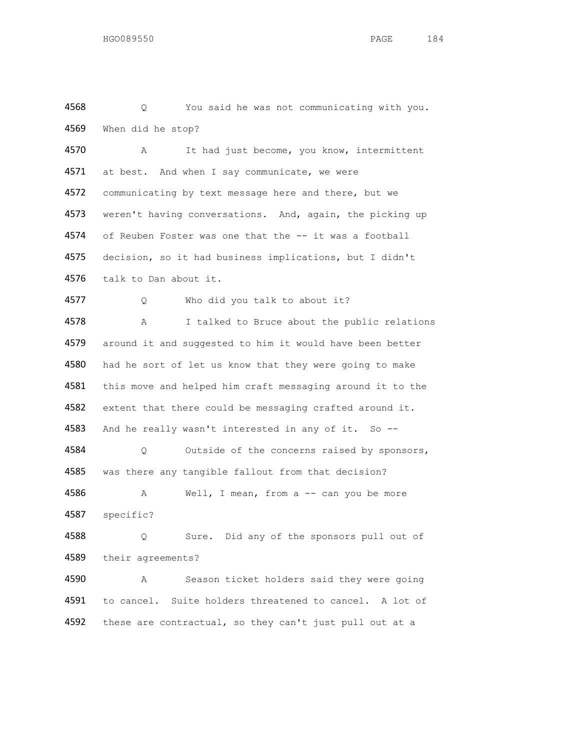4568 Q You said he was not communicating with you.
4569 When did he stop?

4570 A It had just become, you know, intermittent
4571 at best. And when I say communicate, we were
4572 communicating by text message here and there, but we
4573 weren't having conversations. And, again, the picking up
4574 of Reuben Foster was one that the -- it was a football
4575 decision, so it had business implications, but I didn't
4576 talk to Dan about it.

4577 Q Who did you talk to about it?

4578 A I talked to Bruce about the public relations
4579 around it and suggested to him it would have been better
4580 had he sort of let us know that they were going to make
4581 this move and helped him craft messaging around it to the
4582 extent that there could be messaging crafted around it.
4583 And he really wasn't interested in any of it. So --

4584 Q Outside of the concerns raised by sponsors,
4585 was there any tangible fallout from that decision?

4586 A Well, I mean, from a -- can you be more
4587 specific?

4588 Q Sure. Did any of the sponsors pull out of
4589 their agreements?

4590 A Season ticket holders said they were going
4591 to cancel. Suite holders threatened to cancel. A lot of
4592 these are contractual, so they can't just pull out at a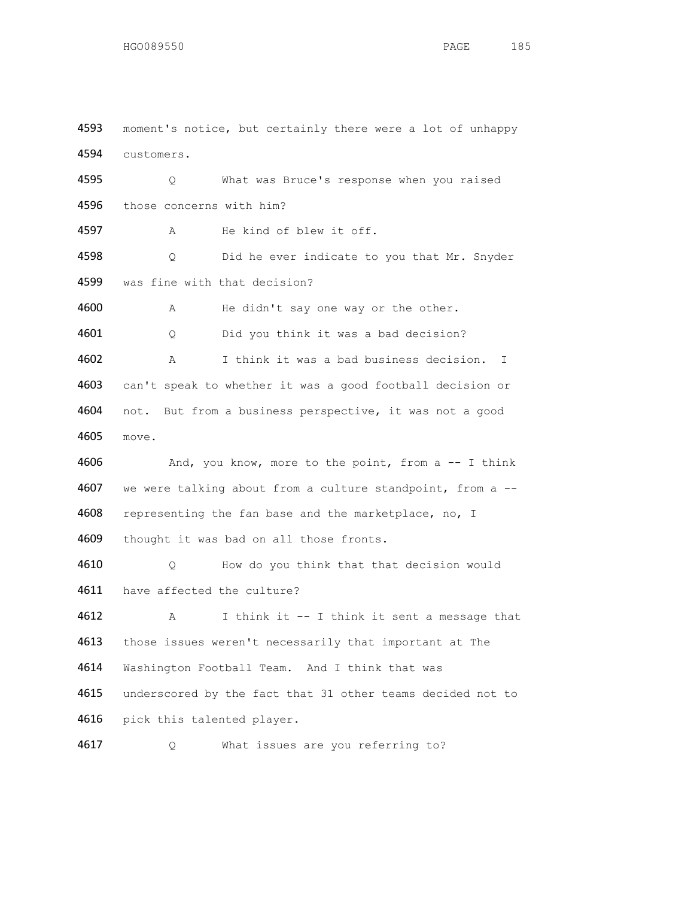4593 moment's notice, but certainly there were a lot of unhappy

4594 customers.

4595 Q What was Bruce's response when you raised

4596 those concerns with him?

4597 A He kind of blew it off.

4598 Q Did he ever indicate to you that Mr. Snyder

4599 was fine with that decision?

4600 A He didn't say one way or the other.

4601 Q Did you think it was a bad decision?

4602 A I think it was a bad business decision. I

4603 can't speak to whether it was a good football decision or

4604 not. But from a business perspective, it was not a good

4605 move.

4606 And, you know, more to the point, from a -- I think

4607 we were talking about from a culture standpoint, from a --

4608 representing the fan base and the marketplace, no, I

4609 thought it was bad on all those fronts.

4610 Q How do you think that that decision would

4611 have affected the culture?

4612 A I think it -- I think it sent a message that

4613 those issues weren't necessarily that important at The

4614 Washington Football Team. And I think that was

4615 underscored by the fact that 31 other teams decided not to

4616 pick this talented player.

4617 Q What issues are you referring to?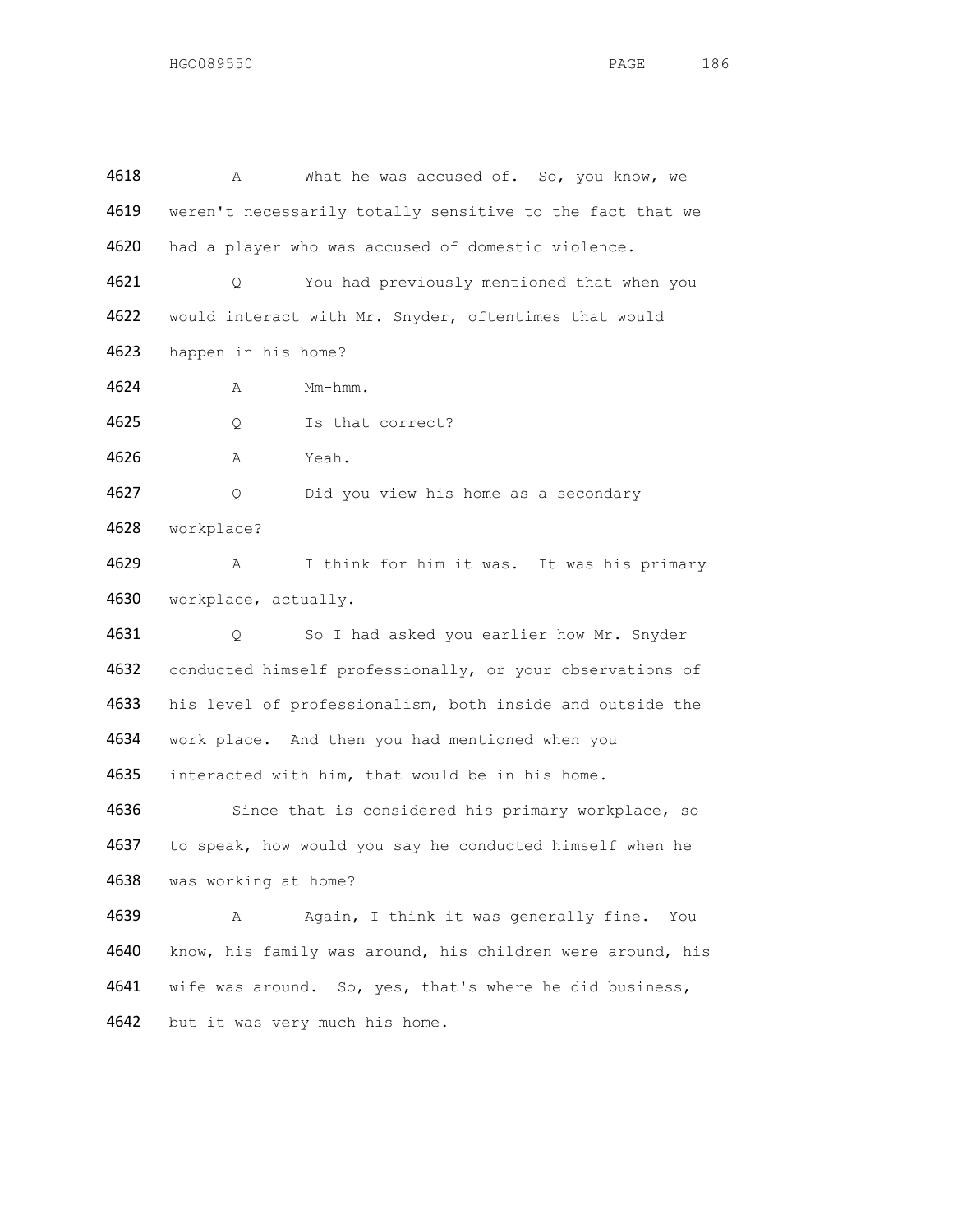4618 A What he was accused of. So, you know, we
4619 weren't necessarily totally sensitive to the fact that we
4620 had a player who was accused of domestic violence.

4621 Q You had previously mentioned that when you
4622 would interact with Mr. Snyder, oftentimes that would
4623 happen in his home?

4624 A Mm-hmm.

4625 Q Is that correct?

4626 A Yeah.

4627 Q Did you view his home as a secondary
4628 workplace?

4629 A I think for him it was. It was his primary
4630 workplace, actually.

4631 Q So I had asked you earlier how Mr. Snyder
4632 conducted himself professionally, or your observations of
4633 his level of professionalism, both inside and outside the
4634 work place. And then you had mentioned when you
4635 interacted with him, that would be in his home.

4636 Since that is considered his primary workplace, so
4637 to speak, how would you say he conducted himself when he
4638 was working at home?

4639 A Again, I think it was generally fine. You
4640 know, his family was around, his children were around, his
4641 wife was around. So, yes, that's where he did business,
4642 but it was very much his home.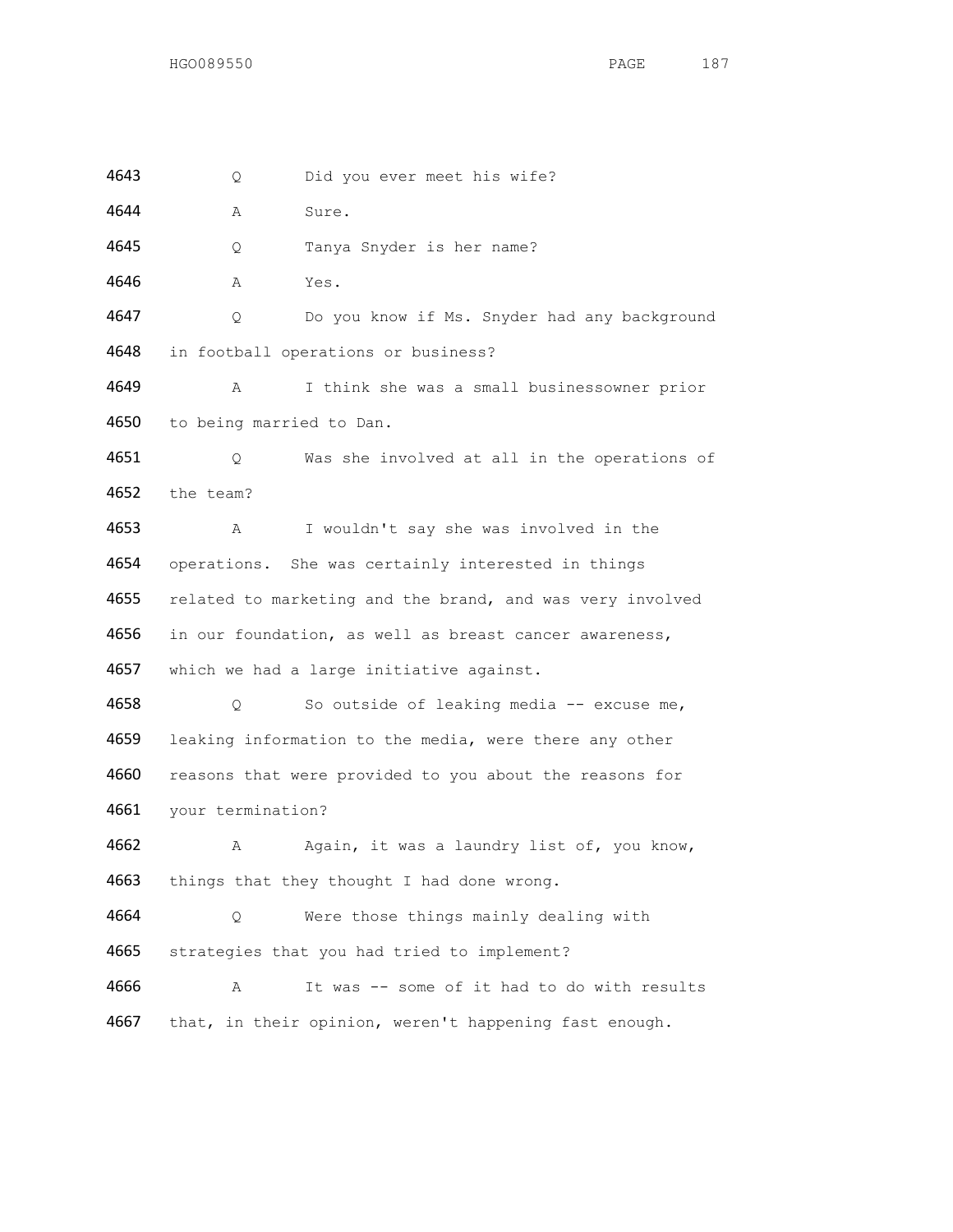4643 Q Did you ever meet his wife?

4644 A Sure.

4645 Q Tanya Snyder is her name?

4646 A Yes.

4647 Q Do you know if Ms. Snyder had any background

4648 in football operations or business?

4649 A I think she was a small businessowner prior

4650 to being married to Dan.

4651 Q Was she involved at all in the operations of

4652 the team?

4653 A I wouldn't say she was involved in the

4654 operations. She was certainly interested in things

4655 related to marketing and the brand, and was very involved

4656 in our foundation, as well as breast cancer awareness,

4657 which we had a large initiative against.

4658 Q So outside of leaking media -- excuse me,

4659 leaking information to the media, were there any other

4660 reasons that were provided to you about the reasons for

4661 your termination?

4662 A Again, it was a laundry list of, you know,

4663 things that they thought I had done wrong.

4664 Q Were those things mainly dealing with

4665 strategies that you had tried to implement?

4666 A It was -- some of it had to do with results

4667 that, in their opinion, weren't happening fast enough.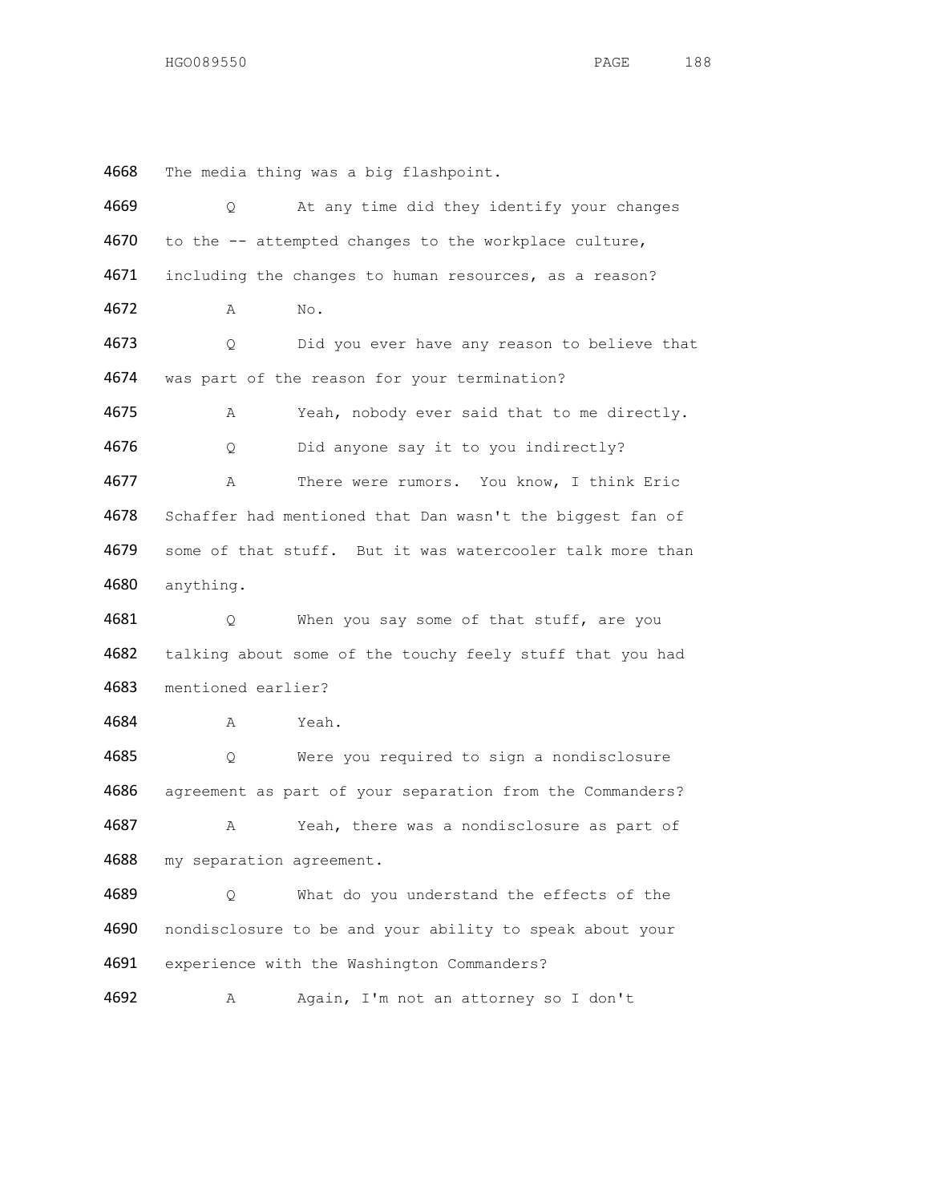4668 The media thing was a big flashpoint.

4669 Q At any time did they identify your changes

4670 to the -- attempted changes to the workplace culture,

4671 including the changes to human resources, as a reason?

4672 A No.

4673 Q Did you ever have any reason to believe that

4674 was part of the reason for your termination?

4675 A Yeah, nobody ever said that to me directly.

4676 Q Did anyone say it to you indirectly?

4677 A There were rumors. You know, I think Eric

4678 Schaffer had mentioned that Dan wasn't the biggest fan of

4679 some of that stuff. But it was watercooler talk more than

4680 anything.

4681 Q When you say some of that stuff, are you

4682 talking about some of the touchy feely stuff that you had

4683 mentioned earlier?

4684 A Yeah.

4685 Q Were you required to sign a nondisclosure

4686 agreement as part of your separation from the Commanders?

4687 A Yeah, there was a nondisclosure as part of

4688 my separation agreement.

4689 Q What do you understand the effects of the

4690 nondisclosure to be and your ability to speak about your

4691 experience with the Washington Commanders?

4692 A Again, I'm not an attorney so I don't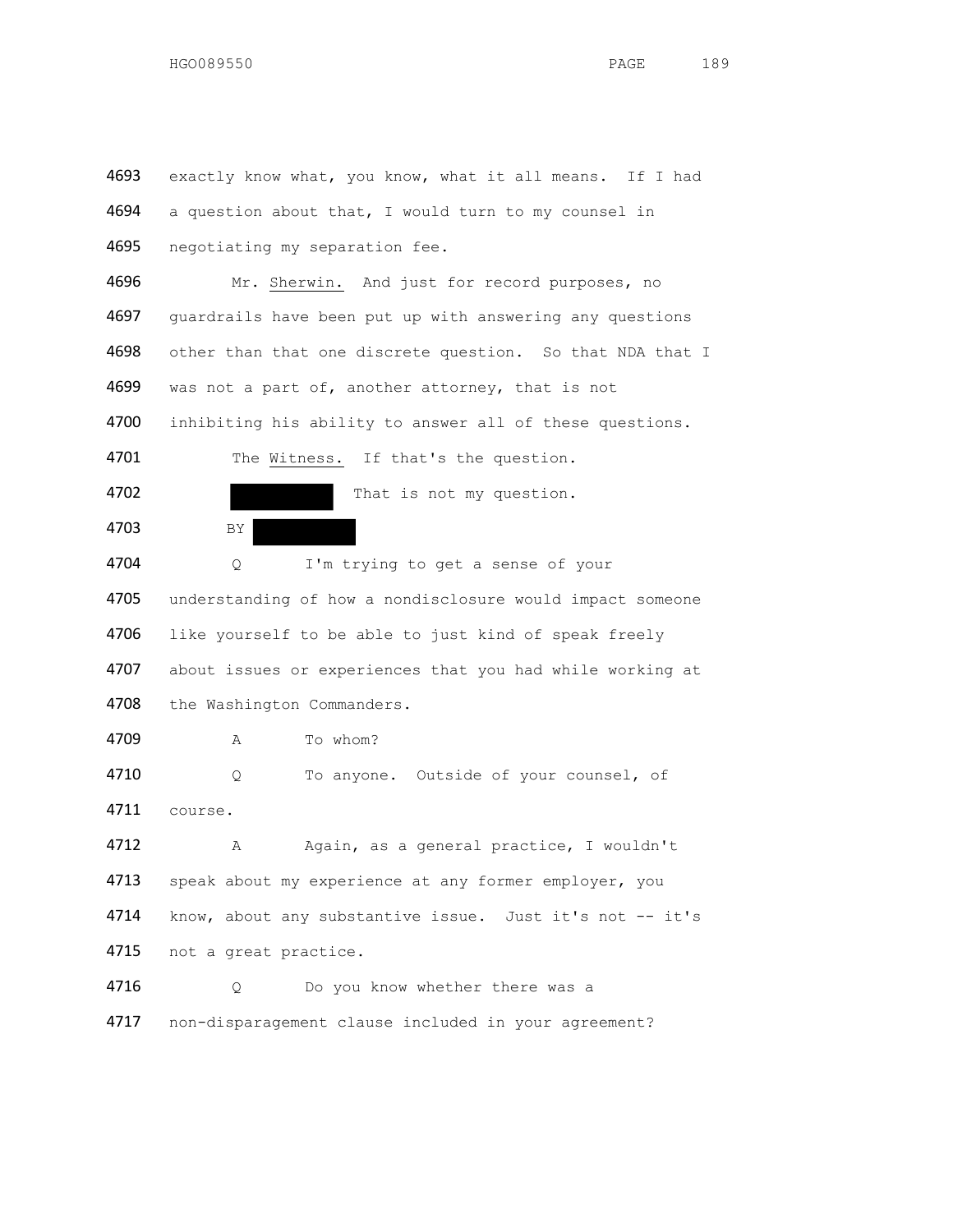4693 exactly know what, you know, what it all means. If I had
4694 a question about that, I would turn to my counsel in
4695 negotiating my separation fee.

4696 Mr. Sherwin. And just for record purposes, no
4697 guardrails have been put up with answering any questions
4698 other than that one discrete question. So that NDA that I
4699 was not a part of, another attorney, that is not
4700 inhibiting his ability to answer all of these questions.

4701 The Witness. If that's the question.

4702 [REDACTED] That is not my question.

4703 BY [REDACTED]

4704 Q I'm trying to get a sense of your
4705 understanding of how a nondisclosure would impact someone
4706 like yourself to be able to just kind of speak freely
4707 about issues or experiences that you had while working at
4708 the Washington Commanders.

4709 A To whom?

4710 Q To anyone. Outside of your counsel, of
4711 course.

4712 A Again, as a general practice, I wouldn't
4713 speak about my experience at any former employer, you
4714 know, about any substantive issue. Just it's not -- it's
4715 not a great practice.

4716 Q Do you know whether there was a
4717 non-disparagement clause included in your agreement?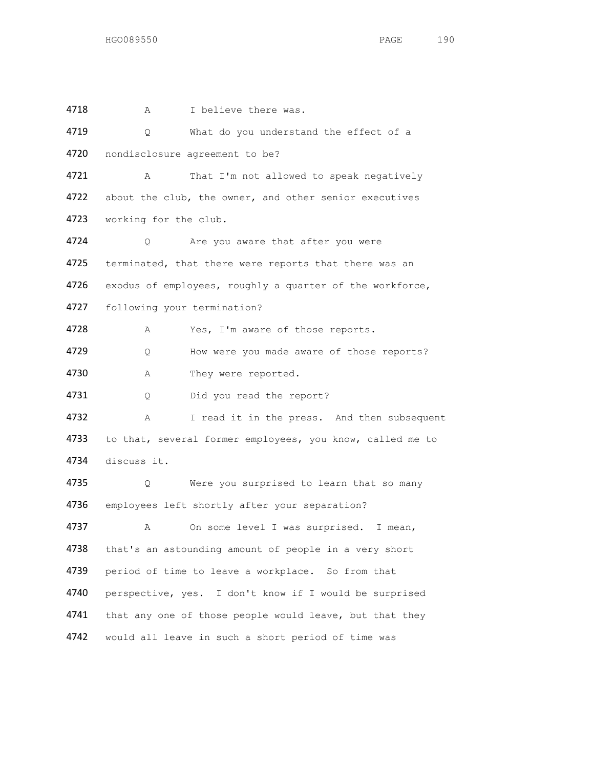4718 A I believe there was.

4719 Q What do you understand the effect of a

4720 nondisclosure agreement to be?

4721 A That I'm not allowed to speak negatively

4722 about the club, the owner, and other senior executives

4723 working for the club.

4724 Q Are you aware that after you were

4725 terminated, that there were reports that there was an

4726 exodus of employees, roughly a quarter of the workforce,

4727 following your termination?

4728 A Yes, I'm aware of those reports.

4729 Q How were you made aware of those reports?

4730 A They were reported.

4731 Q Did you read the report?

4732 A I read it in the press. And then subsequent

4733 to that, several former employees, you know, called me to

4734 discuss it.

4735 Q Were you surprised to learn that so many

4736 employees left shortly after your separation?

4737 A On some level I was surprised. I mean,

4738 that's an astounding amount of people in a very short

4739 period of time to leave a workplace. So from that

4740 perspective, yes. I don't know if I would be surprised

4741 that any one of those people would leave, but that they

4742 would all leave in such a short period of time was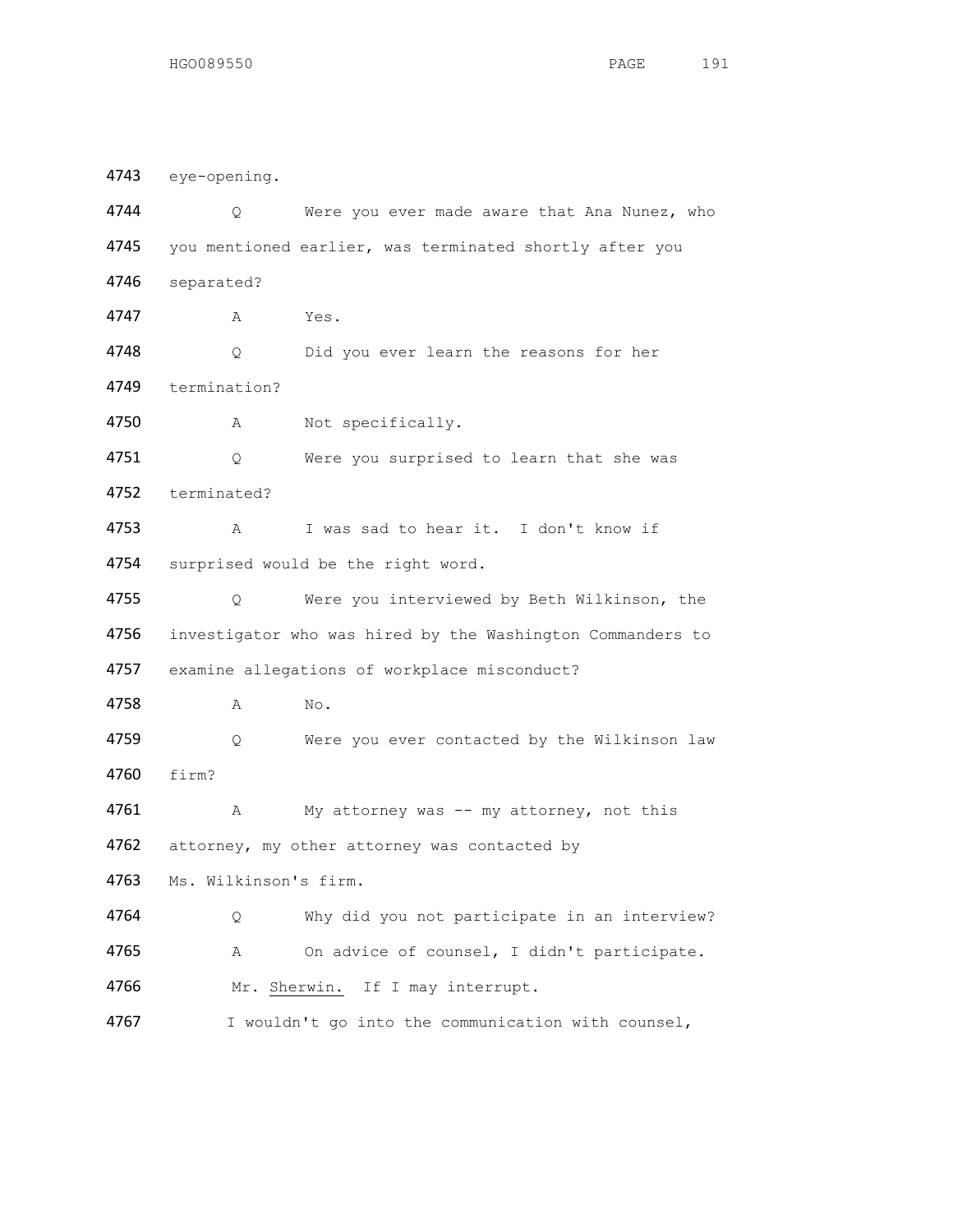4743 eye-opening.

4744 Q Were you ever made aware that Ana Nunez, who

4745 you mentioned earlier, was terminated shortly after you

4746 separated?

4747 A Yes.

4748 Q Did you ever learn the reasons for her

4749 termination?

4750 A Not specifically.

4751 Q Were you surprised to learn that she was

4752 terminated?

4753 A I was sad to hear it. I don't know if

4754 surprised would be the right word.

4755 Q Were you interviewed by Beth Wilkinson, the

4756 investigator who was hired by the Washington Commanders to

4757 examine allegations of workplace misconduct?

4758 A No.

4759 Q Were you ever contacted by the Wilkinson law

4760 firm?

4761 A My attorney was -- my attorney, not this

4762 attorney, my other attorney was contacted by

4763 Ms. Wilkinson's firm.

4764 Q Why did you not participate in an interview?

4765 A On advice of counsel, I didn't participate.

4766 Mr. Sherwin. If I may interrupt.

4767 I wouldn't go into the communication with counsel,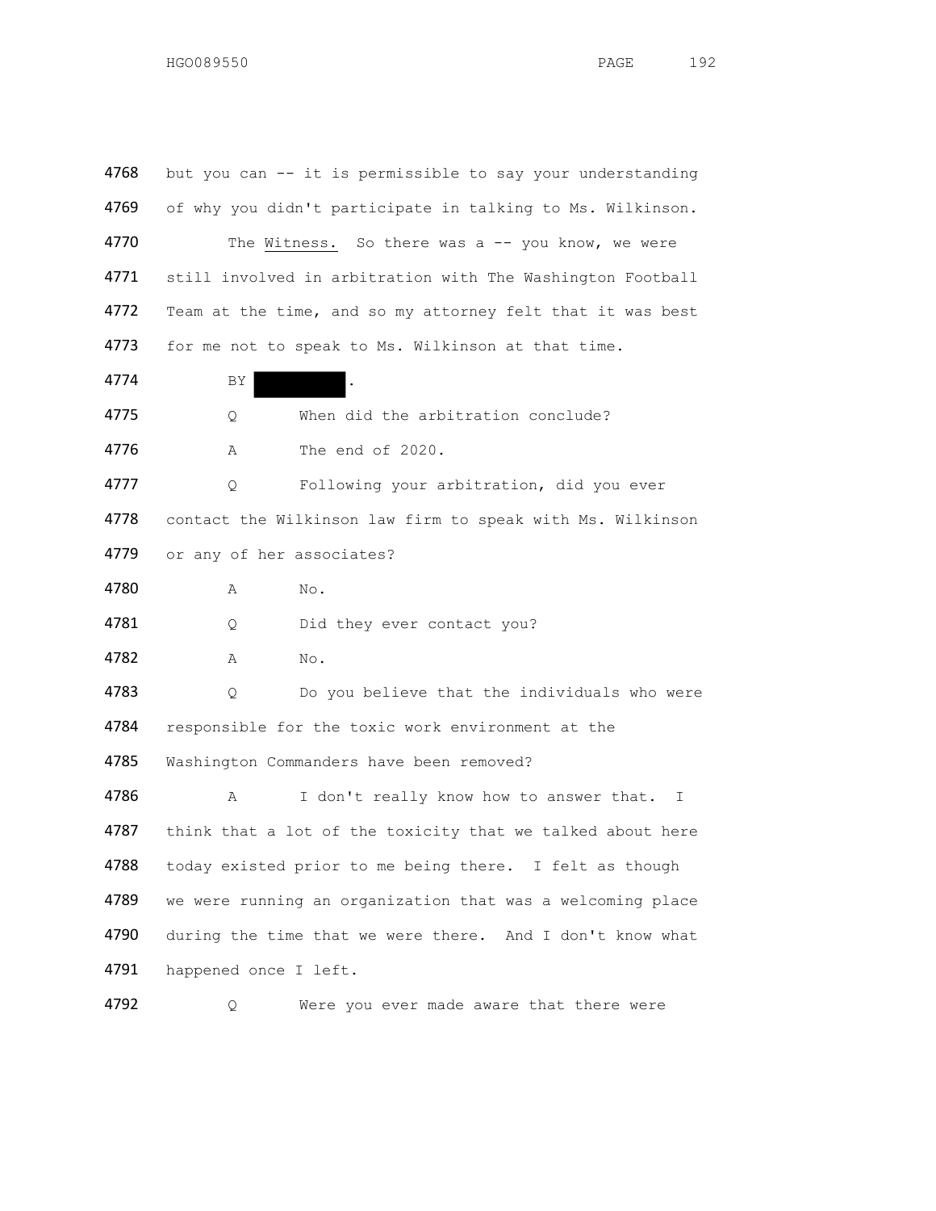4768 but you can -- it is permissible to say your understanding

4769 of why you didn't participate in talking to Ms. Wilkinson.

4770 The Witness. So there was a -- you know, we were

4771 still involved in arbitration with The Washington Football

4772 Team at the time, and so my attorney felt that it was best

4773 for me not to speak to Ms. Wilkinson at that time.

4774 BY ██████.

4775 Q When did the arbitration conclude?

4776 A The end of 2020.

4777 Q Following your arbitration, did you ever

4778 contact the Wilkinson law firm to speak with Ms. Wilkinson

4779 or any of her associates?

4780 A No.

4781 Q Did they ever contact you?

4782 A No.

4783 Q Do you believe that the individuals who were

4784 responsible for the toxic work environment at the

4785 Washington Commanders have been removed?

4786 A I don't really know how to answer that. I

4787 think that a lot of the toxicity that we talked about here

4788 today existed prior to me being there. I felt as though

4789 we were running an organization that was a welcoming place

4790 during the time that we were there. And I don't know what

4791 happened once I left.

4792 Q Were you ever made aware that there were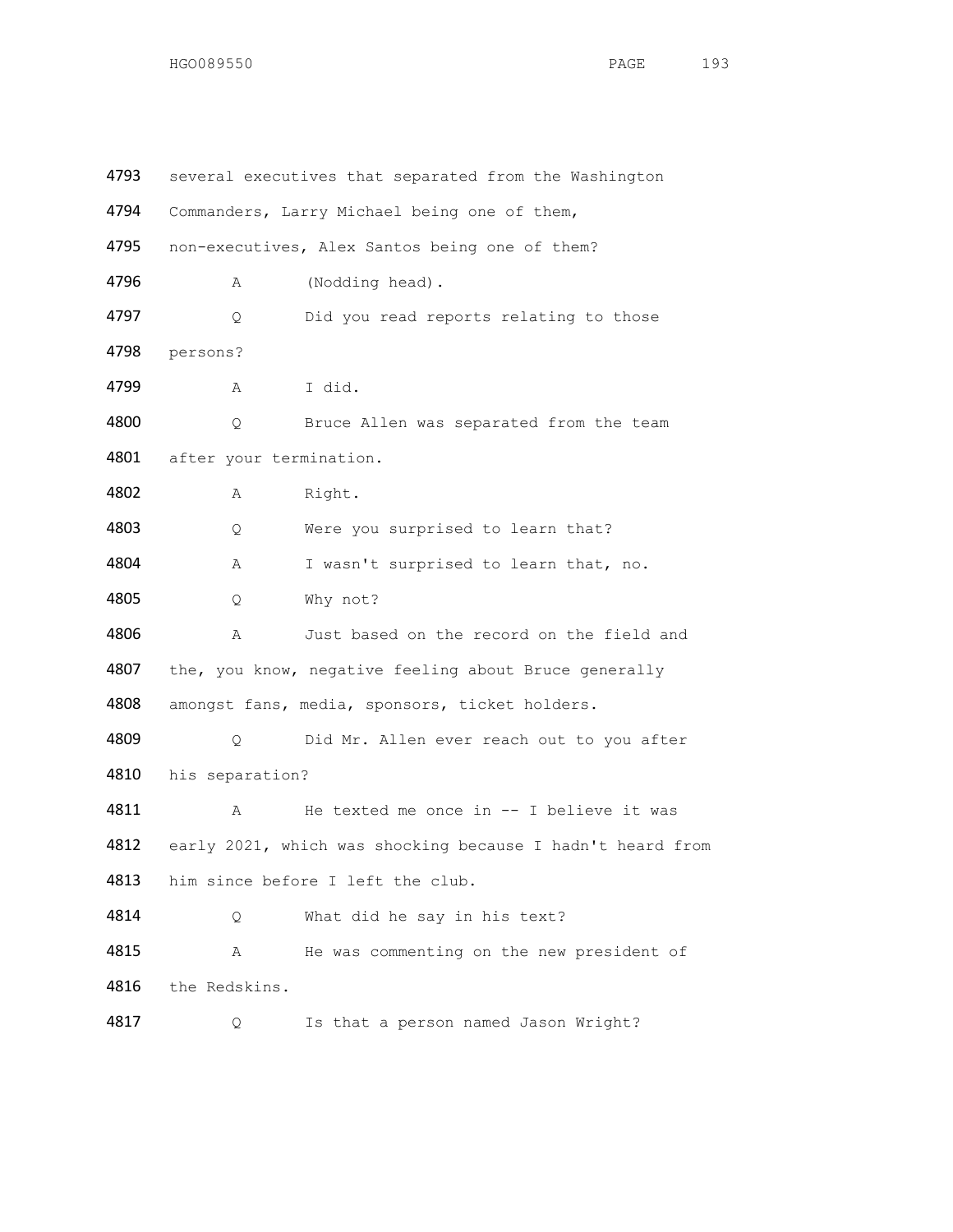4793 several executives that separated from the Washington
4794 Commanders, Larry Michael being one of them,
4795 non-executives, Alex Santos being one of them?
4796 A (Nodding head).
4797 Q Did you read reports relating to those
4798 persons?
4799 A I did.
4800 Q Bruce Allen was separated from the team
4801 after your termination.
4802 A Right.
4803 Q Were you surprised to learn that?
4804 A I wasn't surprised to learn that, no.
4805 Q Why not?
4806 A Just based on the record on the field and
4807 the, you know, negative feeling about Bruce generally
4808 amongst fans, media, sponsors, ticket holders.
4809 Q Did Mr. Allen ever reach out to you after
4810 his separation?
4811 A He texted me once in -- I believe it was
4812 early 2021, which was shocking because I hadn't heard from
4813 him since before I left the club.
4814 Q What did he say in his text?
4815 A He was commenting on the new president of
4816 the Redskins.
4817 Q Is that a person named Jason Wright?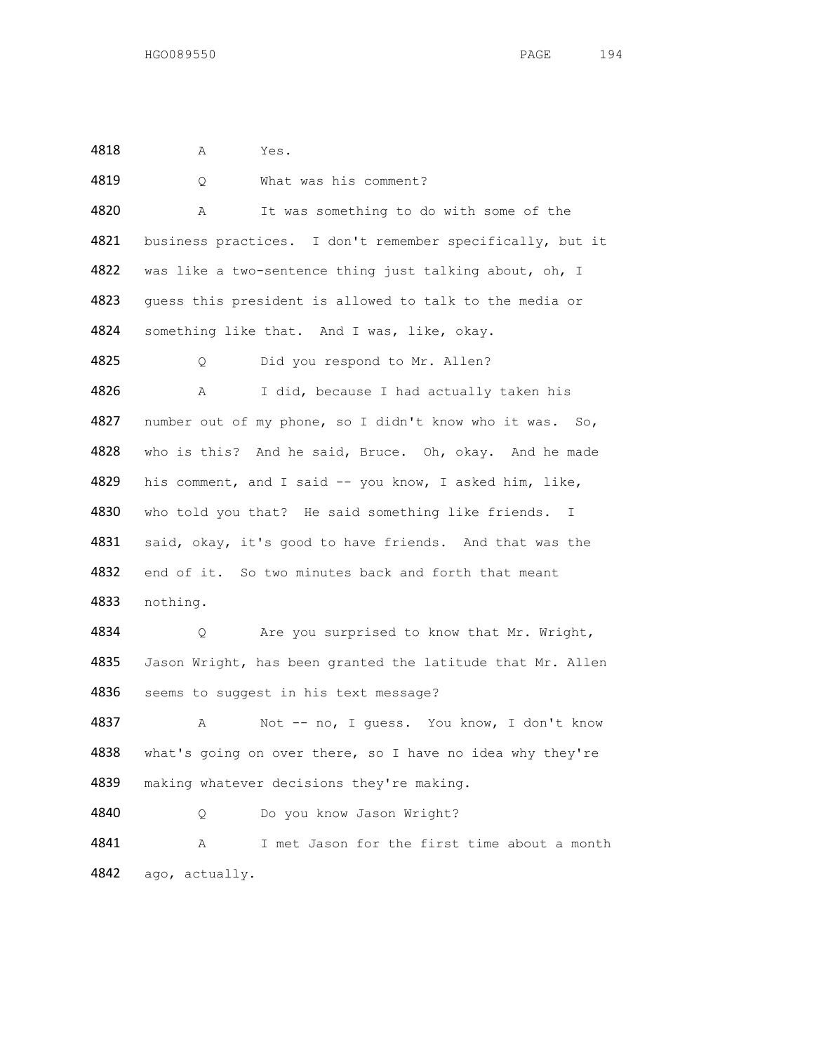4818 A Yes.

4819 Q What was his comment?

4820 A It was something to do with some of the
4821 business practices. I don't remember specifically, but it
4822 was like a two-sentence thing just talking about, oh, I
4823 guess this president is allowed to talk to the media or
4824 something like that. And I was, like, okay.

4825 Q Did you respond to Mr. Allen?

4826 A I did, because I had actually taken his
4827 number out of my phone, so I didn't know who it was. So,
4828 who is this? And he said, Bruce. Oh, okay. And he made
4829 his comment, and I said -- you know, I asked him, like,
4830 who told you that? He said something like friends. I
4831 said, okay, it's good to have friends. And that was the
4832 end of it. So two minutes back and forth that meant
4833 nothing.

4834 Q Are you surprised to know that Mr. Wright,
4835 Jason Wright, has been granted the latitude that Mr. Allen
4836 seems to suggest in his text message?

4837 A Not -- no, I guess. You know, I don't know
4838 what's going on over there, so I have no idea why they're
4839 making whatever decisions they're making.

4840 Q Do you know Jason Wright?

4841 A I met Jason for the first time about a month
4842 ago, actually.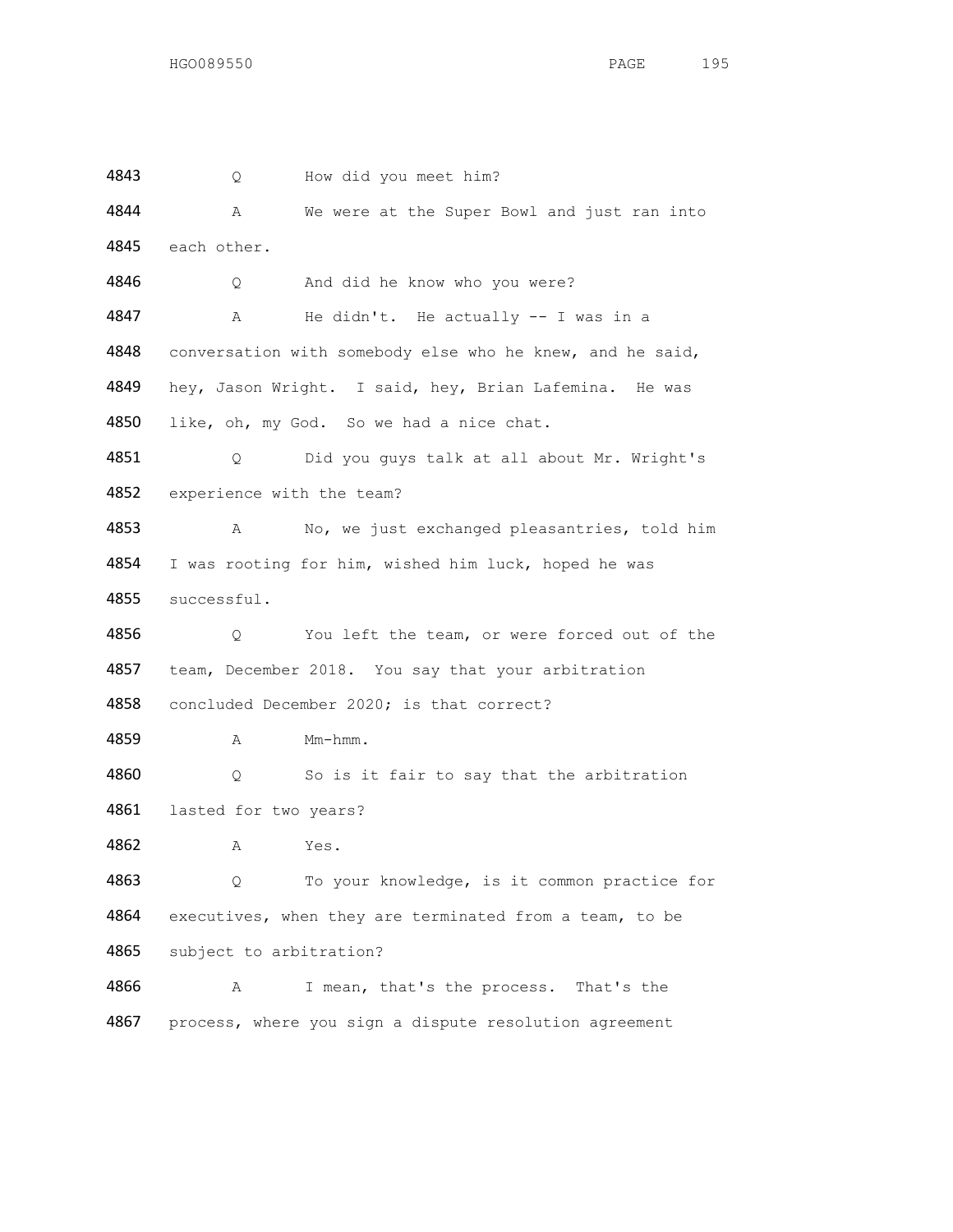4843 Q How did you meet him?

4844 A We were at the Super Bowl and just ran into
4845 each other.

4846 Q And did he know who you were?

4847 A He didn't. He actually -- I was in a
4848 conversation with somebody else who he knew, and he said,
4849 hey, Jason Wright. I said, hey, Brian Lafemina. He was
4850 like, oh, my God. So we had a nice chat.

4851 Q Did you guys talk at all about Mr. Wright's
4852 experience with the team?

4853 A No, we just exchanged pleasantries, told him
4854 I was rooting for him, wished him luck, hoped he was
4855 successful.

4856 Q You left the team, or were forced out of the
4857 team, December 2018. You say that your arbitration
4858 concluded December 2020; is that correct?

4859 A Mm-hmm.

4860 Q So is it fair to say that the arbitration
4861 lasted for two years?

4862 A Yes.

4863 Q To your knowledge, is it common practice for
4864 executives, when they are terminated from a team, to be
4865 subject to arbitration?

4866 A I mean, that's the process. That's the
4867 process, where you sign a dispute resolution agreement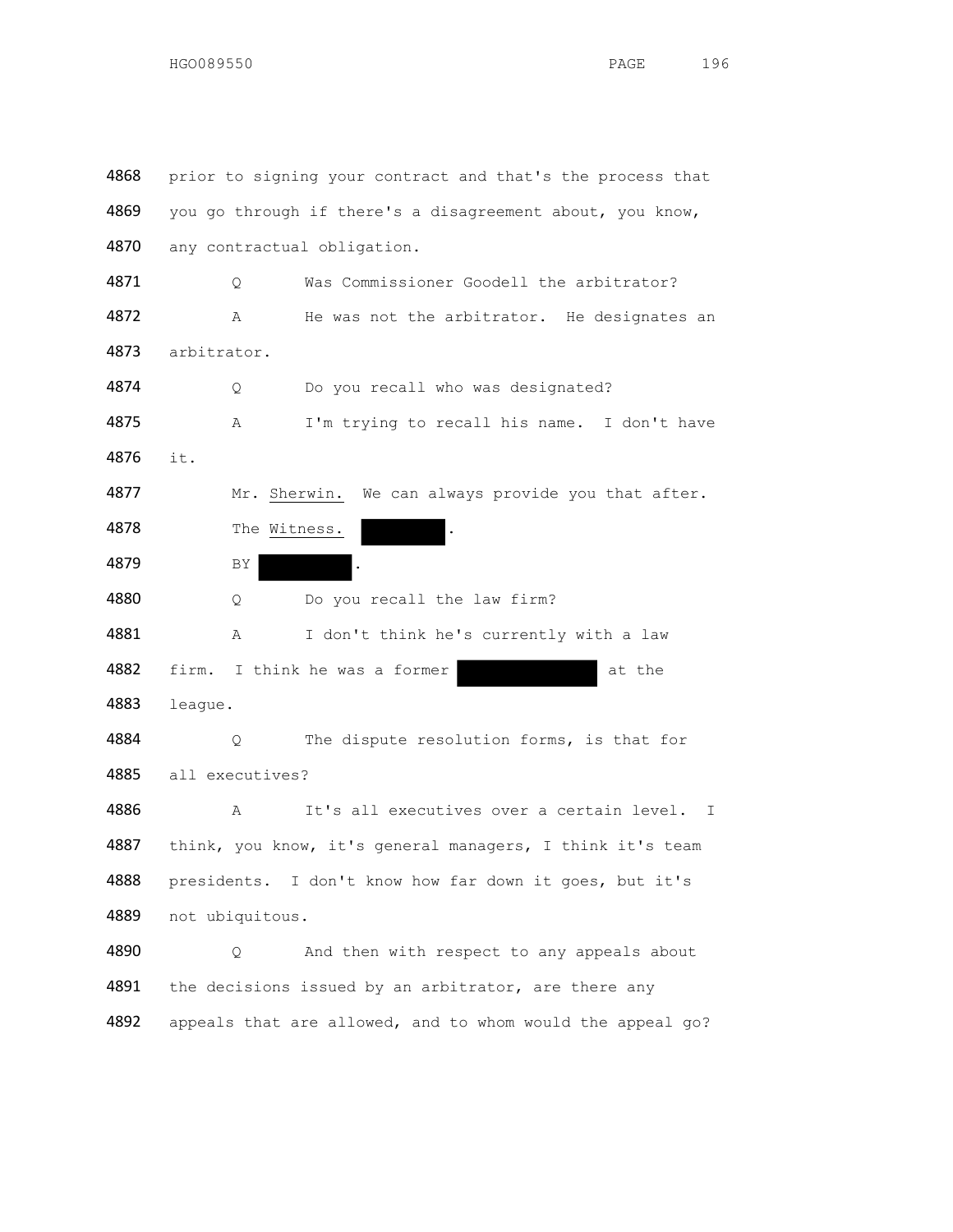4868 prior to signing your contract and that's the process that

4869 you go through if there's a disagreement about, you know,

4870 any contractual obligation.

4871 Q Was Commissioner Goodell the arbitrator?

4872 A He was not the arbitrator. He designates an

4873 arbitrator.

4874 Q Do you recall who was designated?

4875 A I'm trying to recall his name. I don't have

4876 it.

4877 Mr. Sherwin. We can always provide you that after.

4878 The Witness. [REDACTED].

4879 BY [REDACTED].

4880 Q Do you recall the law firm?

4881 A I don't think he's currently with a law

4882 firm. I think he was a former [REDACTED] at the

4883 league.

4884 Q The dispute resolution forms, is that for

4885 all executives?

4886 A It's all executives over a certain level. I

4887 think, you know, it's general managers, I think it's team

4888 presidents. I don't know how far down it goes, but it's

4889 not ubiquitous.

4890 Q And then with respect to any appeals about

4891 the decisions issued by an arbitrator, are there any

4892 appeals that are allowed, and to whom would the appeal go?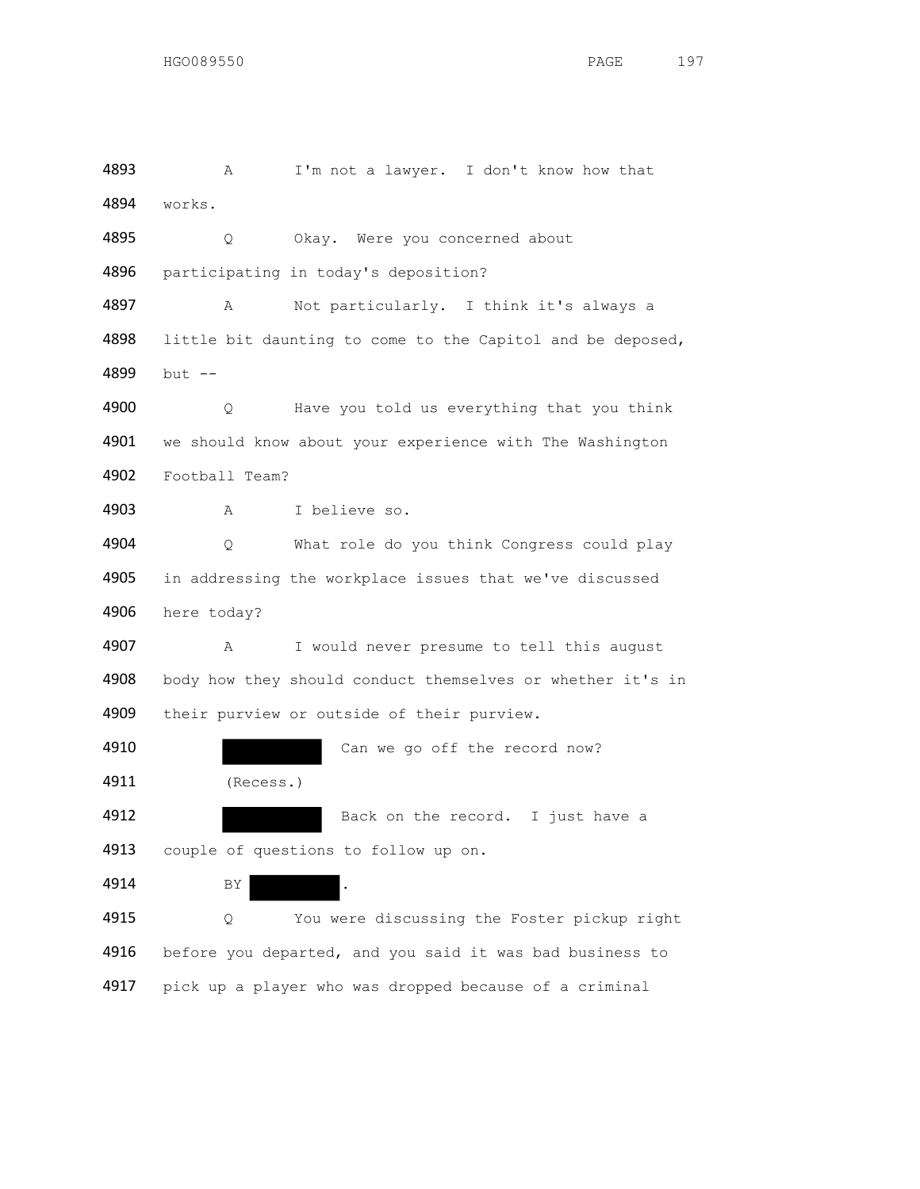4893 A I'm not a lawyer. I don't know how that

4894 works.

4895 Q Okay. Were you concerned about

4896 participating in today's deposition?

4897 A Not particularly. I think it's always a

4898 little bit daunting to come to the Capitol and be deposed,

4899 but --

4900 Q Have you told us everything that you think

4901 we should know about your experience with The Washington

4902 Football Team?

4903 A I believe so.

4904 Q What role do you think Congress could play

4905 in addressing the workplace issues that we've discussed

4906 here today?

4907 A I would never presume to tell this august

4908 body how they should conduct themselves or whether it's in

4909 their purview or outside of their purview.

4910 [REDACTED] Can we go off the record now?

4911 (Recess.)

4912 [REDACTED] Back on the record. I just have a

4913 couple of questions to follow up on.

4914 BY [REDACTED].

4915 Q You were discussing the Foster pickup right

4916 before you departed, and you said it was bad business to

4917 pick up a player who was dropped because of a criminal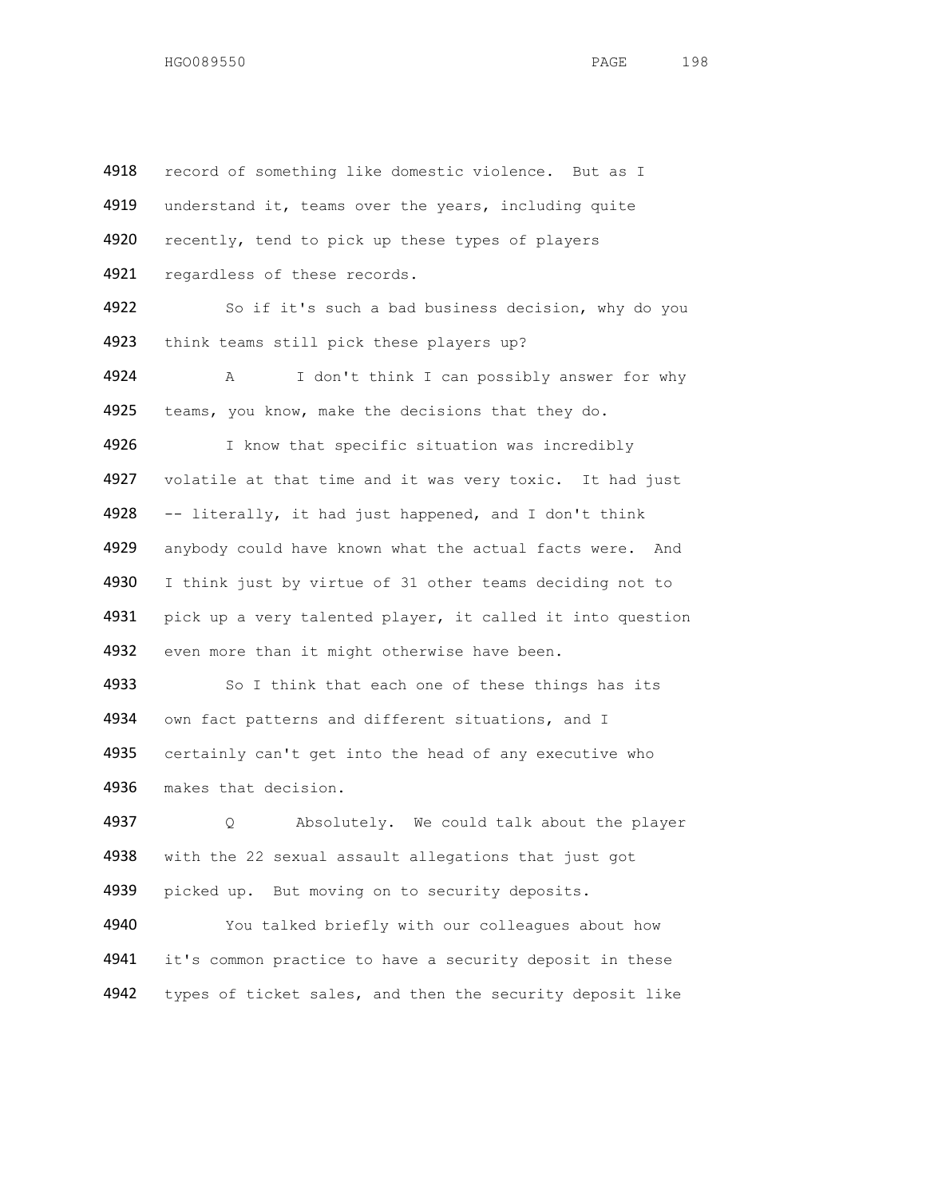4918 record of something like domestic violence. But as I
4919 understand it, teams over the years, including quite
4920 recently, tend to pick up these types of players
4921 regardless of these records.

4922 So if it's such a bad business decision, why do you
4923 think teams still pick these players up?

4924 A I don't think I can possibly answer for why
4925 teams, you know, make the decisions that they do.

4926 I know that specific situation was incredibly
4927 volatile at that time and it was very toxic. It had just
4928 -- literally, it had just happened, and I don't think
4929 anybody could have known what the actual facts were. And
4930 I think just by virtue of 31 other teams deciding not to
4931 pick up a very talented player, it called it into question
4932 even more than it might otherwise have been.

4933 So I think that each one of these things has its
4934 own fact patterns and different situations, and I
4935 certainly can't get into the head of any executive who
4936 makes that decision.

4937 Q Absolutely. We could talk about the player
4938 with the 22 sexual assault allegations that just got
4939 picked up. But moving on to security deposits.

4940 You talked briefly with our colleagues about how
4941 it's common practice to have a security deposit in these
4942 types of ticket sales, and then the security deposit like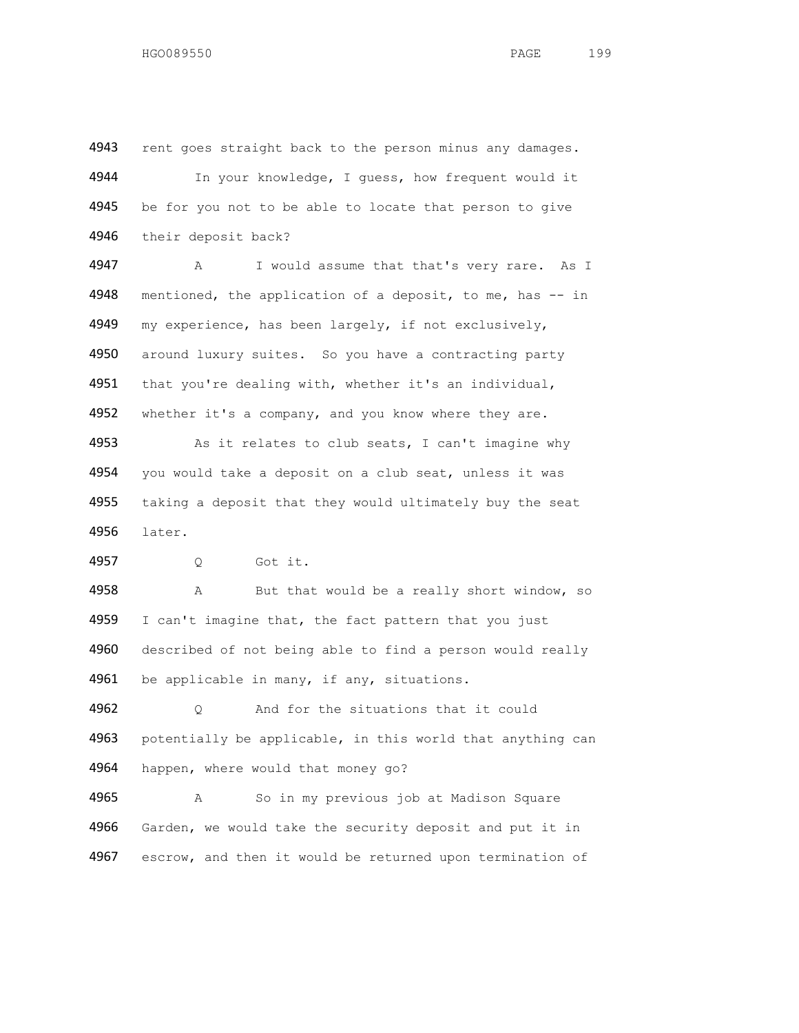4943 rent goes straight back to the person minus any damages.

4944 In your knowledge, I guess, how frequent would it

4945 be for you not to be able to locate that person to give

4946 their deposit back?

4947 A I would assume that that's very rare. As I

4948 mentioned, the application of a deposit, to me, has -- in

4949 my experience, has been largely, if not exclusively,

4950 around luxury suites. So you have a contracting party

4951 that you're dealing with, whether it's an individual,

4952 whether it's a company, and you know where they are.

4953 As it relates to club seats, I can't imagine why

4954 you would take a deposit on a club seat, unless it was

4955 taking a deposit that they would ultimately buy the seat

4956 later.

4957 Q Got it.

4958 A But that would be a really short window, so

4959 I can't imagine that, the fact pattern that you just

4960 described of not being able to find a person would really

4961 be applicable in many, if any, situations.

4962 Q And for the situations that it could

4963 potentially be applicable, in this world that anything can

4964 happen, where would that money go?

4965 A So in my previous job at Madison Square

4966 Garden, we would take the security deposit and put it in

4967 escrow, and then it would be returned upon termination of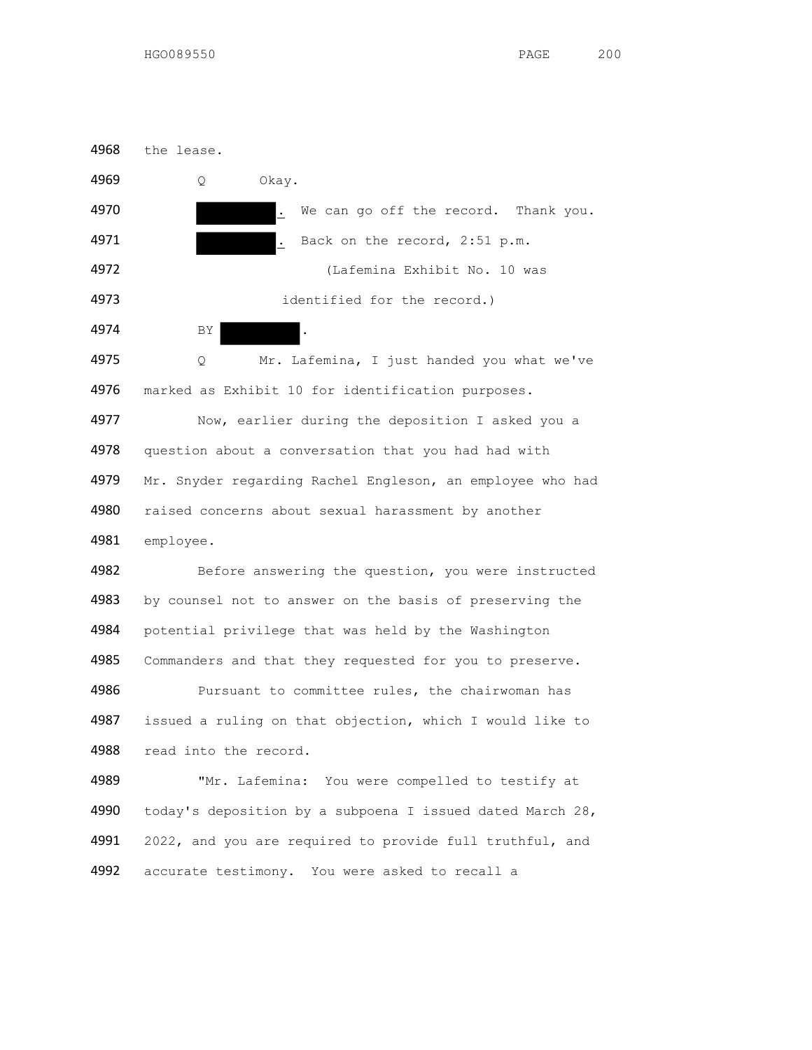4968 the lease.

4969 Q Okay.

4970 [REDACTED]. We can go off the record. Thank you.

4971 [REDACTED]. Back on the record, 2:51 p.m.

4972 (Lafemina Exhibit No. 10 was

4973 identified for the record.)

4974 BY [REDACTED].

4975 Q Mr. Lafemina, I just handed you what we've

4976 marked as Exhibit 10 for identification purposes.

4977 Now, earlier during the deposition I asked you a

4978 question about a conversation that you had had with

4979 Mr. Snyder regarding Rachel Engleson, an employee who had

4980 raised concerns about sexual harassment by another

4981 employee.

4982 Before answering the question, you were instructed

4983 by counsel not to answer on the basis of preserving the

4984 potential privilege that was held by the Washington

4985 Commanders and that they requested for you to preserve.

4986 Pursuant to committee rules, the chairwoman has

4987 issued a ruling on that objection, which I would like to

4988 read into the record.

4989 "Mr. Lafemina: You were compelled to testify at

4990 today's deposition by a subpoena I issued dated March 28,

4991 2022, and you are required to provide full truthful, and

4992 accurate testimony. You were asked to recall a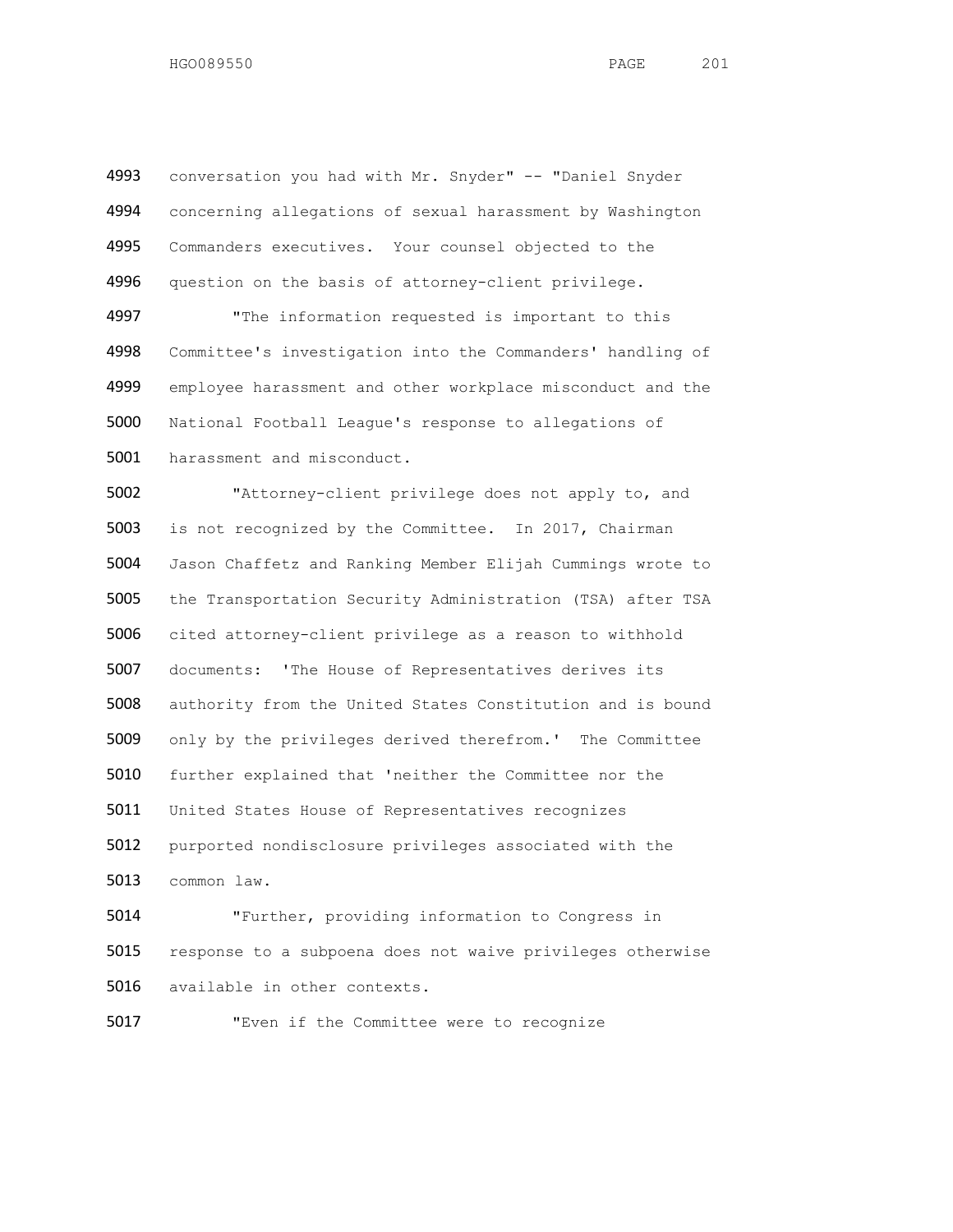conversation you had with Mr. Snyder" -- "Daniel Snyder concerning allegations of sexual harassment by Washington Commanders executives. Your counsel objected to the question on the basis of attorney-client privilege.

"The information requested is important to this Committee's investigation into the Commanders' handling of employee harassment and other workplace misconduct and the National Football League's response to allegations of harassment and misconduct.

"Attorney-client privilege does not apply to, and is not recognized by the Committee. In 2017, Chairman Jason Chaffetz and Ranking Member Elijah Cummings wrote to the Transportation Security Administration (TSA) after TSA cited attorney-client privilege as a reason to withhold documents: 'The House of Representatives derives its authority from the United States Constitution and is bound only by the privileges derived therefrom.' The Committee further explained that 'neither the Committee nor the United States House of Representatives recognizes purported nondisclosure privileges associated with the common law.

"Further, providing information to Congress in response to a subpoena does not waive privileges otherwise available in other contexts.

"Even if the Committee were to recognize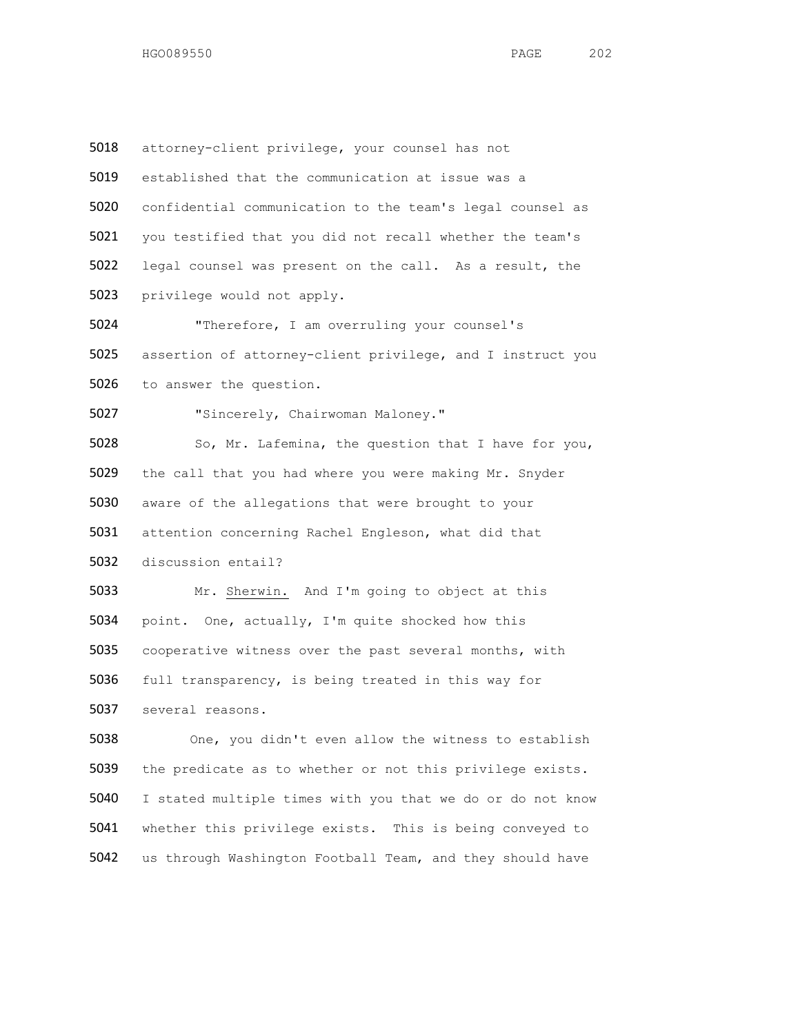attorney-client privilege, your counsel has not established that the communication at issue was a confidential communication to the team's legal counsel as you testified that you did not recall whether the team's legal counsel was present on the call. As a result, the privilege would not apply.

"Therefore, I am overruling your counsel's assertion of attorney-client privilege, and I instruct you to answer the question.

"Sincerely, Chairwoman Maloney."

So, Mr. Lafemina, the question that I have for you, the call that you had where you were making Mr. Snyder aware of the allegations that were brought to your attention concerning Rachel Engleson, what did that discussion entail?

Mr. Sherwin. And I'm going to object at this point. One, actually, I'm quite shocked how this cooperative witness over the past several months, with full transparency, is being treated in this way for several reasons.

One, you didn't even allow the witness to establish the predicate as to whether or not this privilege exists. I stated multiple times with you that we do or do not know whether this privilege exists. This is being conveyed to us through Washington Football Team, and they should have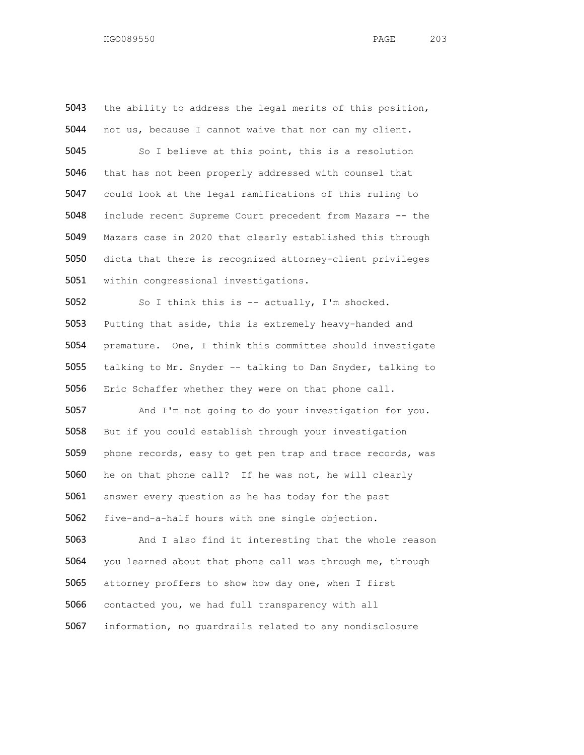the ability to address the legal merits of this position, not us, because I cannot waive that nor can my client.

So I believe at this point, this is a resolution that has not been properly addressed with counsel that could look at the legal ramifications of this ruling to include recent Supreme Court precedent from Mazars -- the Mazars case in 2020 that clearly established this through dicta that there is recognized attorney-client privileges within congressional investigations.

So I think this is -- actually, I'm shocked. Putting that aside, this is extremely heavy-handed and premature. One, I think this committee should investigate talking to Mr. Snyder -- talking to Dan Snyder, talking to Eric Schaffer whether they were on that phone call.

And I'm not going to do your investigation for you. But if you could establish through your investigation phone records, easy to get pen trap and trace records, was he on that phone call? If he was not, he will clearly answer every question as he has today for the past five-and-a-half hours with one single objection.

And I also find it interesting that the whole reason you learned about that phone call was through me, through attorney proffers to show how day one, when I first contacted you, we had full transparency with all information, no guardrails related to any nondisclosure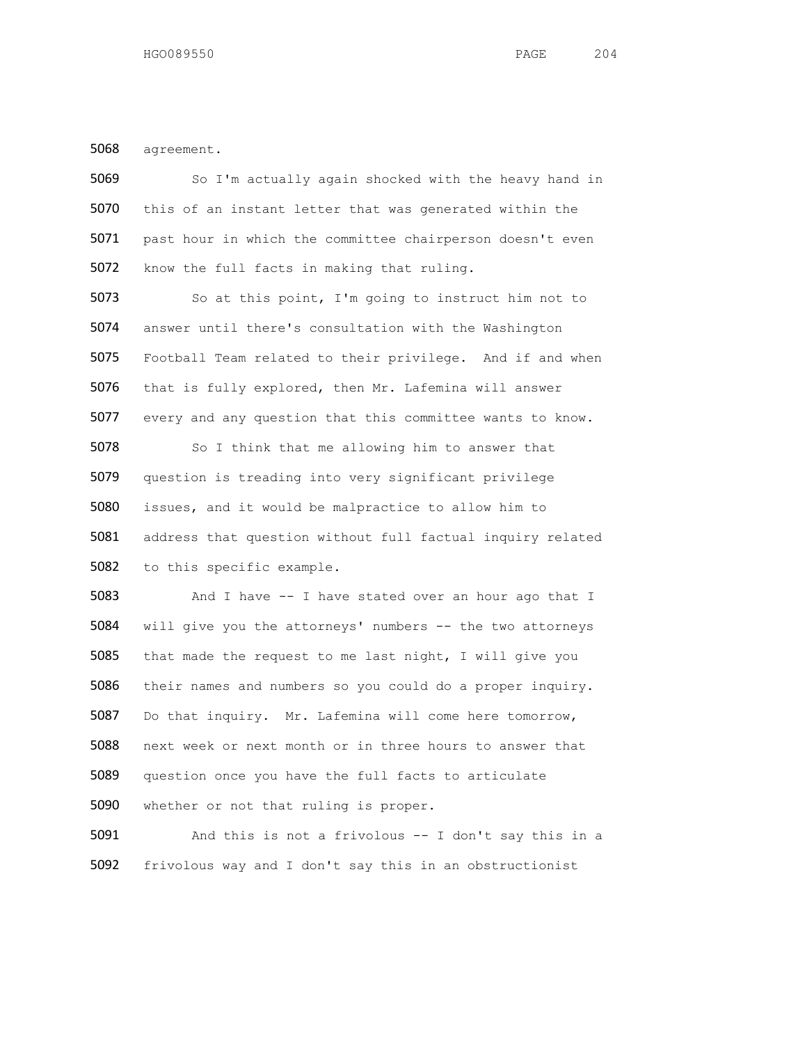5068 agreement.

5069 So I'm actually again shocked with the heavy hand in
5070 this of an instant letter that was generated within the
5071 past hour in which the committee chairperson doesn't even
5072 know the full facts in making that ruling.

5073 So at this point, I'm going to instruct him not to
5074 answer until there's consultation with the Washington
5075 Football Team related to their privilege. And if and when
5076 that is fully explored, then Mr. Lafemina will answer
5077 every and any question that this committee wants to know.

5078 So I think that me allowing him to answer that
5079 question is treading into very significant privilege
5080 issues, and it would be malpractice to allow him to
5081 address that question without full factual inquiry related
5082 to this specific example.

5083 And I have -- I have stated over an hour ago that I
5084 will give you the attorneys' numbers -- the two attorneys
5085 that made the request to me last night, I will give you
5086 their names and numbers so you could do a proper inquiry.
5087 Do that inquiry. Mr. Lafemina will come here tomorrow,
5088 next week or next month or in three hours to answer that
5089 question once you have the full facts to articulate
5090 whether or not that ruling is proper.

5091 And this is not a frivolous -- I don't say this in a
5092 frivolous way and I don't say this in an obstructionist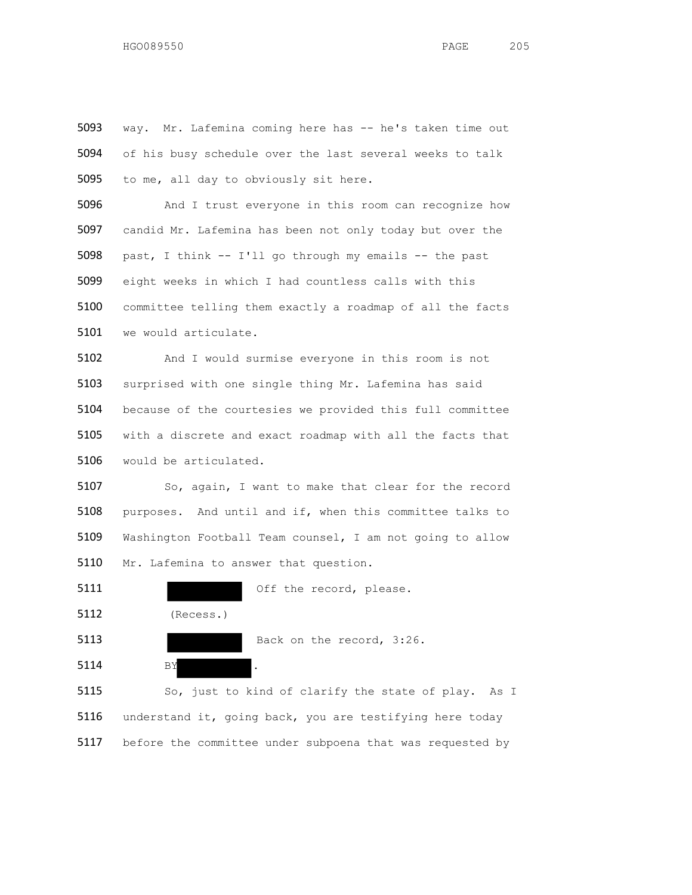5093 way. Mr. Lafemina coming here has -- he's taken time out
5094 of his busy schedule over the last several weeks to talk
5095 to me, all day to obviously sit here.

5096 And I trust everyone in this room can recognize how
5097 candid Mr. Lafemina has been not only today but over the
5098 past, I think -- I'll go through my emails -- the past
5099 eight weeks in which I had countless calls with this
5100 committee telling them exactly a roadmap of all the facts
5101 we would articulate.

5102 And I would surmise everyone in this room is not
5103 surprised with one single thing Mr. Lafemina has said
5104 because of the courtesies we provided this full committee
5105 with a discrete and exact roadmap with all the facts that
5106 would be articulated.

5107 So, again, I want to make that clear for the record
5108 purposes. And until and if, when this committee talks to
5109 Washington Football Team counsel, I am not going to allow
5110 Mr. Lafemina to answer that question.

5111 [REDACTED] Off the record, please.

5112 (Recess.)

5113 [REDACTED] Back on the record, 3:26.

5114 BY [REDACTED].

5115 So, just to kind of clarify the state of play. As I
5116 understand it, going back, you are testifying here today
5117 before the committee under subpoena that was requested by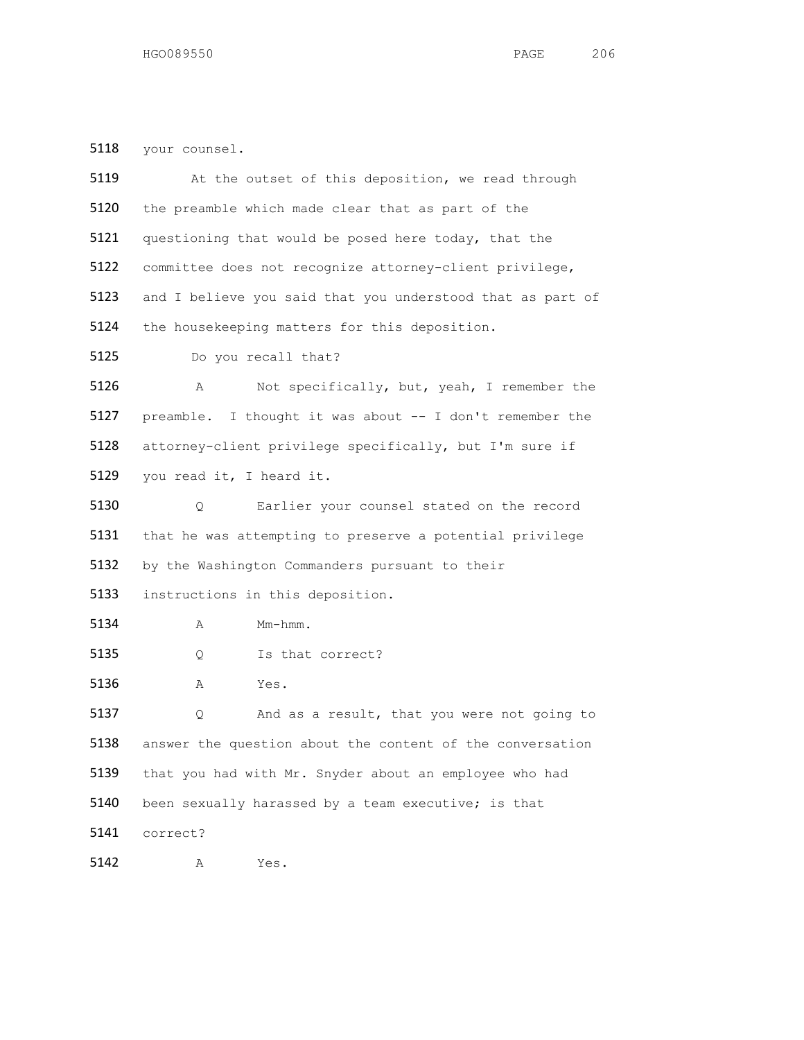5118 your counsel.

5119 At the outset of this deposition, we read through

5120 the preamble which made clear that as part of the

5121 questioning that would be posed here today, that the

5122 committee does not recognize attorney-client privilege,

5123 and I believe you said that you understood that as part of

5124 the housekeeping matters for this deposition.

5125 Do you recall that?

5126 A Not specifically, but, yeah, I remember the

5127 preamble. I thought it was about -- I don't remember the

5128 attorney-client privilege specifically, but I'm sure if

5129 you read it, I heard it.

5130 Q Earlier your counsel stated on the record

5131 that he was attempting to preserve a potential privilege

5132 by the Washington Commanders pursuant to their

5133 instructions in this deposition.

5134 A Mm-hmm.

5135 Q Is that correct?

5136 A Yes.

5137 Q And as a result, that you were not going to

5138 answer the question about the content of the conversation

5139 that you had with Mr. Snyder about an employee who had

5140 been sexually harassed by a team executive; is that

5141 correct?

5142 A Yes.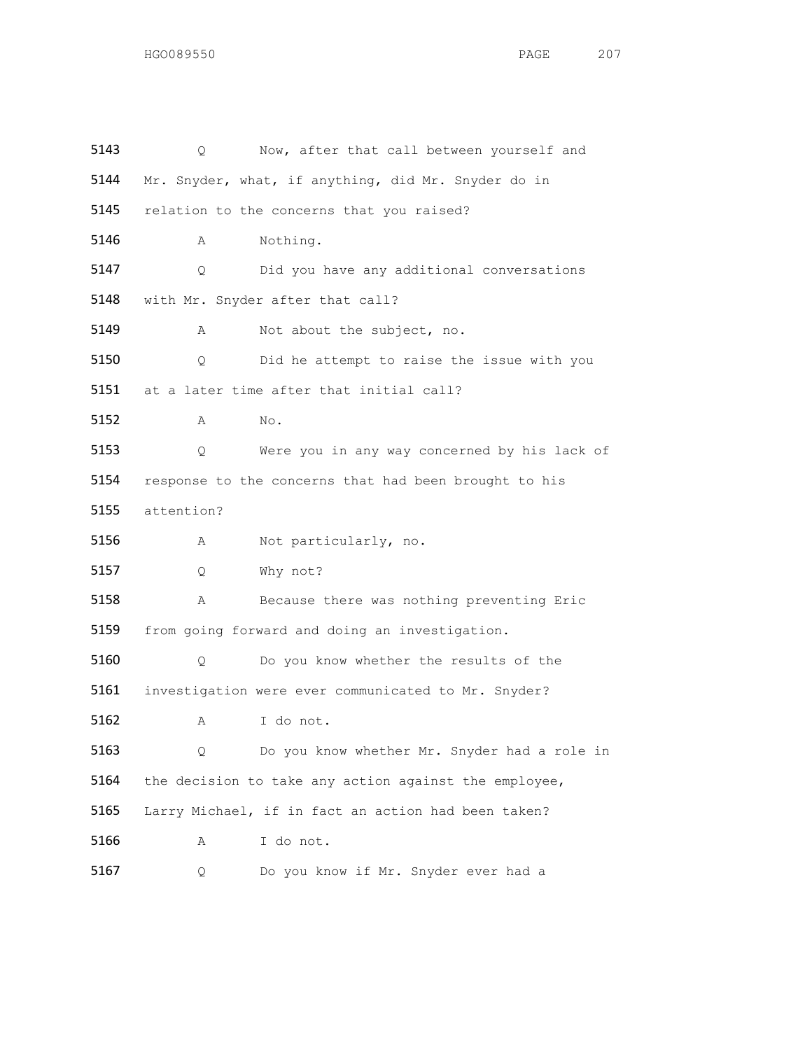5143 Q Now, after that call between yourself and

5144 Mr. Snyder, what, if anything, did Mr. Snyder do in

5145 relation to the concerns that you raised?

5146 A Nothing.

5147 Q Did you have any additional conversations

5148 with Mr. Snyder after that call?

5149 A Not about the subject, no.

5150 Q Did he attempt to raise the issue with you

5151 at a later time after that initial call?

5152 A No.

5153 Q Were you in any way concerned by his lack of

5154 response to the concerns that had been brought to his

5155 attention?

5156 A Not particularly, no.

5157 Q Why not?

5158 A Because there was nothing preventing Eric

5159 from going forward and doing an investigation.

5160 Q Do you know whether the results of the

5161 investigation were ever communicated to Mr. Snyder?

5162 A I do not.

5163 Q Do you know whether Mr. Snyder had a role in

5164 the decision to take any action against the employee,

5165 Larry Michael, if in fact an action had been taken?

5166 A I do not.

5167 Q Do you know if Mr. Snyder ever had a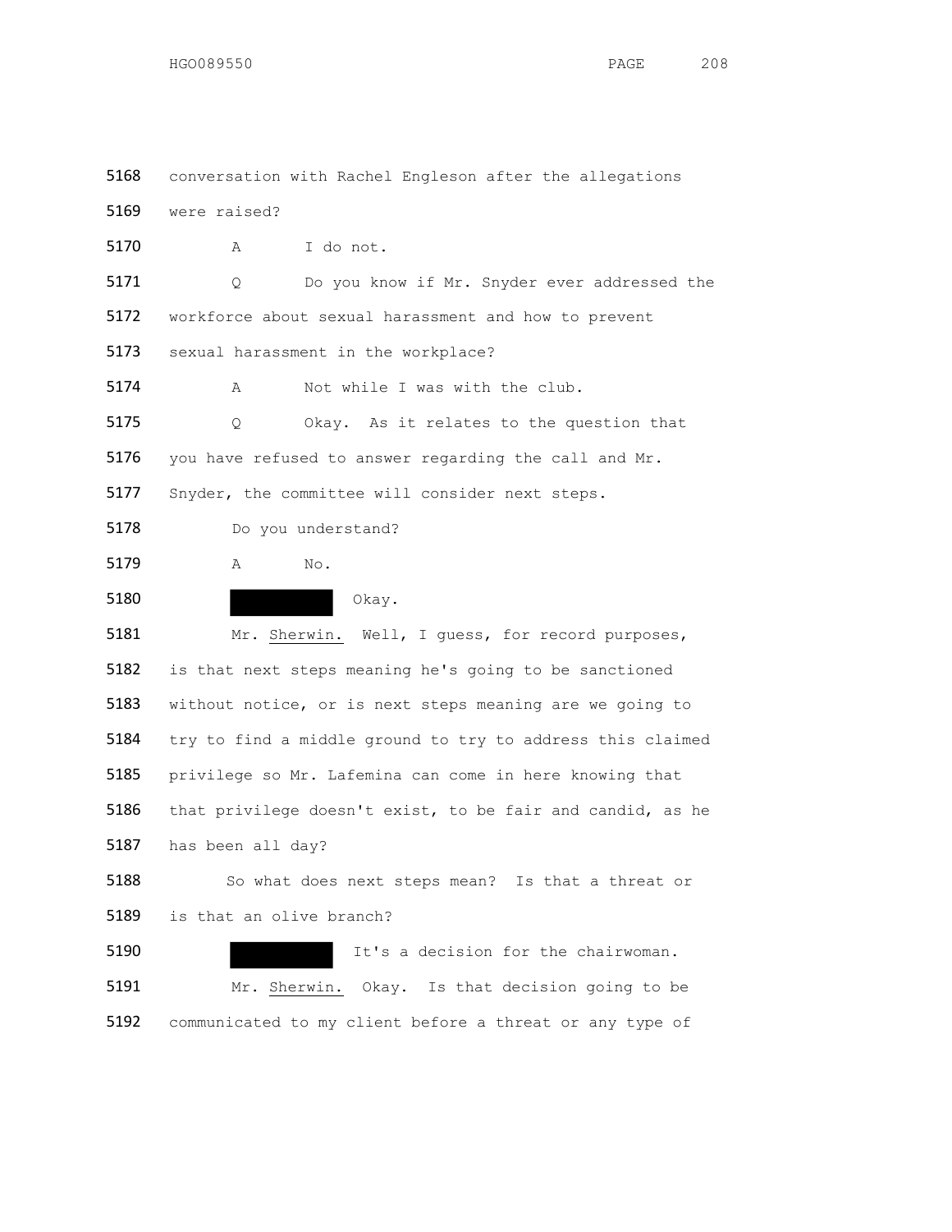5168 conversation with Rachel Engleson after the allegations

5169 were raised?

5170 A I do not.

5171 Q Do you know if Mr. Snyder ever addressed the

5172 workforce about sexual harassment and how to prevent

5173 sexual harassment in the workplace?

5174 A Not while I was with the club.

5175 Q Okay. As it relates to the question that

5176 you have refused to answer regarding the call and Mr.

5177 Snyder, the committee will consider next steps.

5178 Do you understand?

5179 A No.

5180 ██████████ Okay.

5181 Mr. Sherwin. Well, I guess, for record purposes,

5182 is that next steps meaning he's going to be sanctioned

5183 without notice, or is next steps meaning are we going to

5184 try to find a middle ground to try to address this claimed

5185 privilege so Mr. Lafemina can come in here knowing that

5186 that privilege doesn't exist, to be fair and candid, as he

5187 has been all day?

5188 So what does next steps mean? Is that a threat or

5189 is that an olive branch?

5190 ██████████ It's a decision for the chairwoman.

5191 Mr. Sherwin. Okay. Is that decision going to be

5192 communicated to my client before a threat or any type of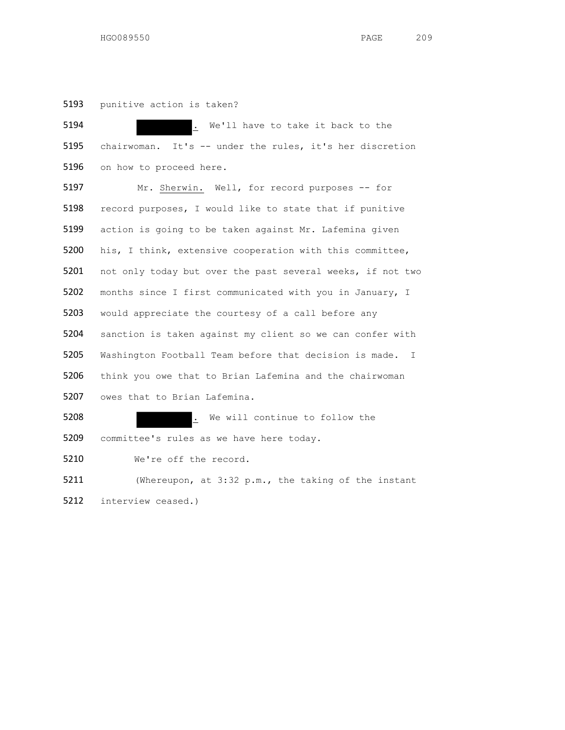punitive action is taken?

█████. We'll have to take it back to the chairwoman. It's -- under the rules, it's her discretion on how to proceed here.

Mr. Sherwin. Well, for record purposes -- for record purposes, I would like to state that if punitive action is going to be taken against Mr. Lafemina given his, I think, extensive cooperation with this committee, not only today but over the past several weeks, if not two months since I first communicated with you in January, I would appreciate the courtesy of a call before any sanction is taken against my client so we can confer with Washington Football Team before that decision is made. I think you owe that to Brian Lafemina and the chairwoman owes that to Brian Lafemina.

█████. We will continue to follow the committee's rules as we have here today.

We're off the record.

(Whereupon, at 3:32 p.m., the taking of the instant interview ceased.)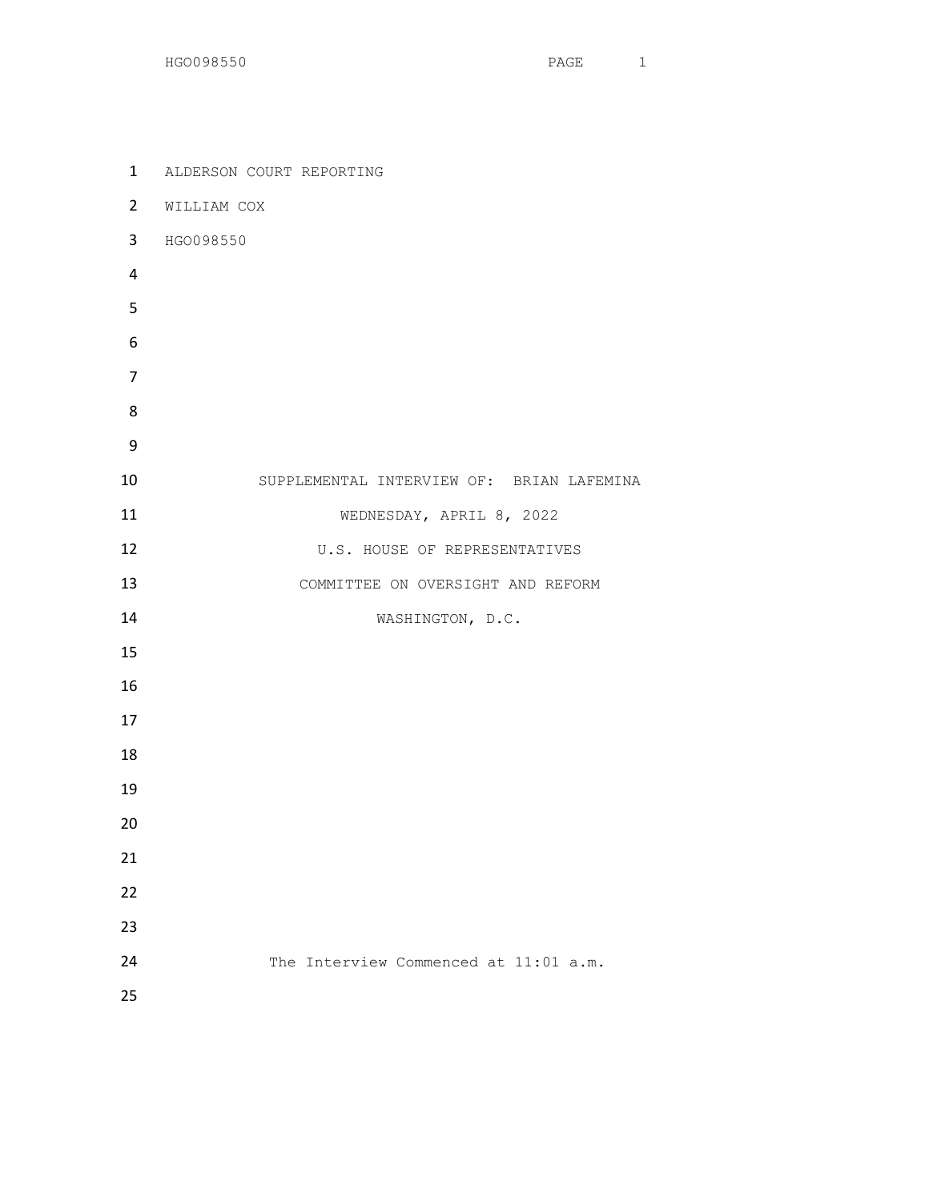ALDERSON COURT REPORTING

WILLIAM COX

HGO098550

SUPPLEMENTAL INTERVIEW OF: BRIAN LAFEMINA

WEDNESDAY, APRIL 8, 2022

U.S. HOUSE OF REPRESENTATIVES

COMMITTEE ON OVERSIGHT AND REFORM

WASHINGTON, D.C.

The Interview Commenced at 11:01 a.m.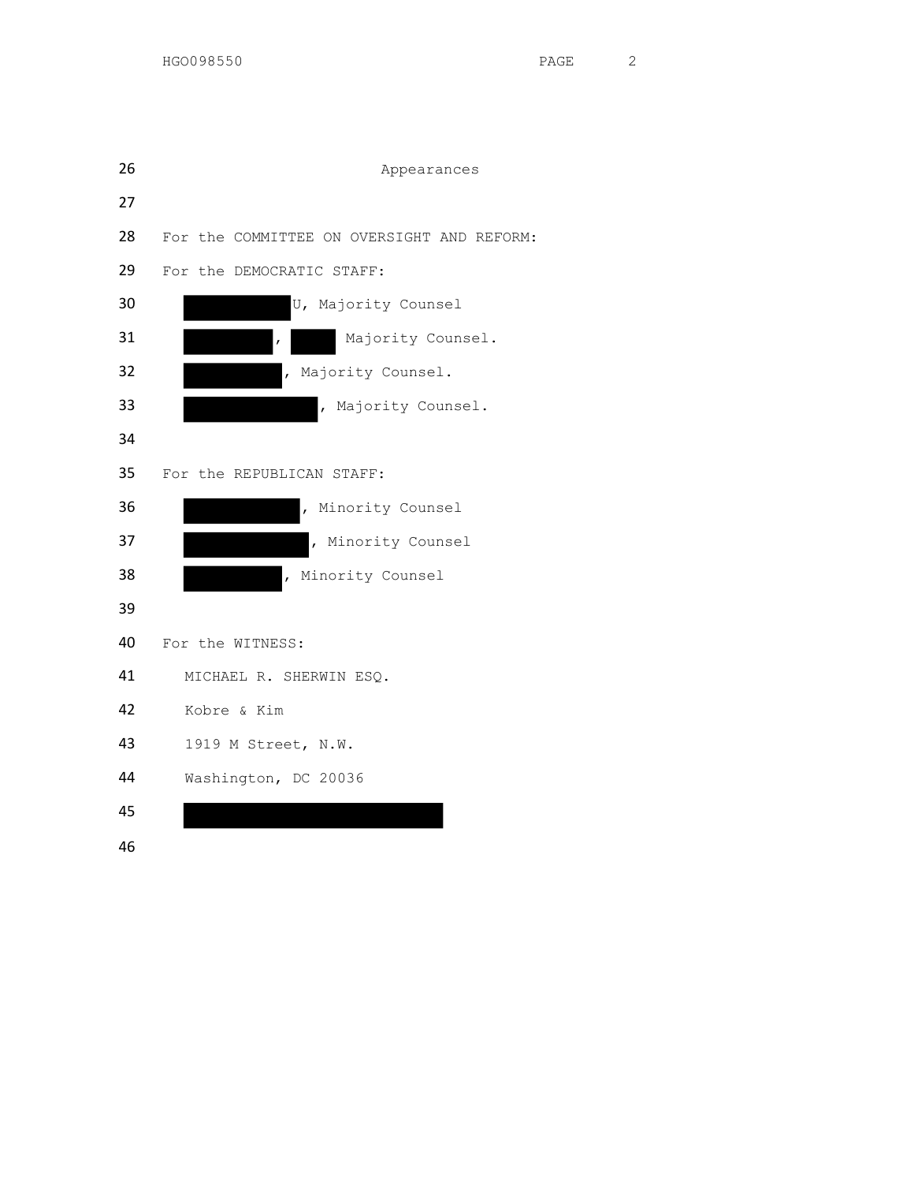Appearances

For the COMMITTEE ON OVERSIGHT AND REFORM:

For the DEMOCRATIC STAFF:

U, Majority Counsel

, Majority Counsel.

, Majority Counsel.

, Majority Counsel.

For the REPUBLICAN STAFF:

, Minority Counsel

, Minority Counsel

, Minority Counsel

For the WITNESS:

MICHAEL R. SHERWIN ESQ.

Kobre & Kim

1919 M Street, N.W.

Washington, DC 20036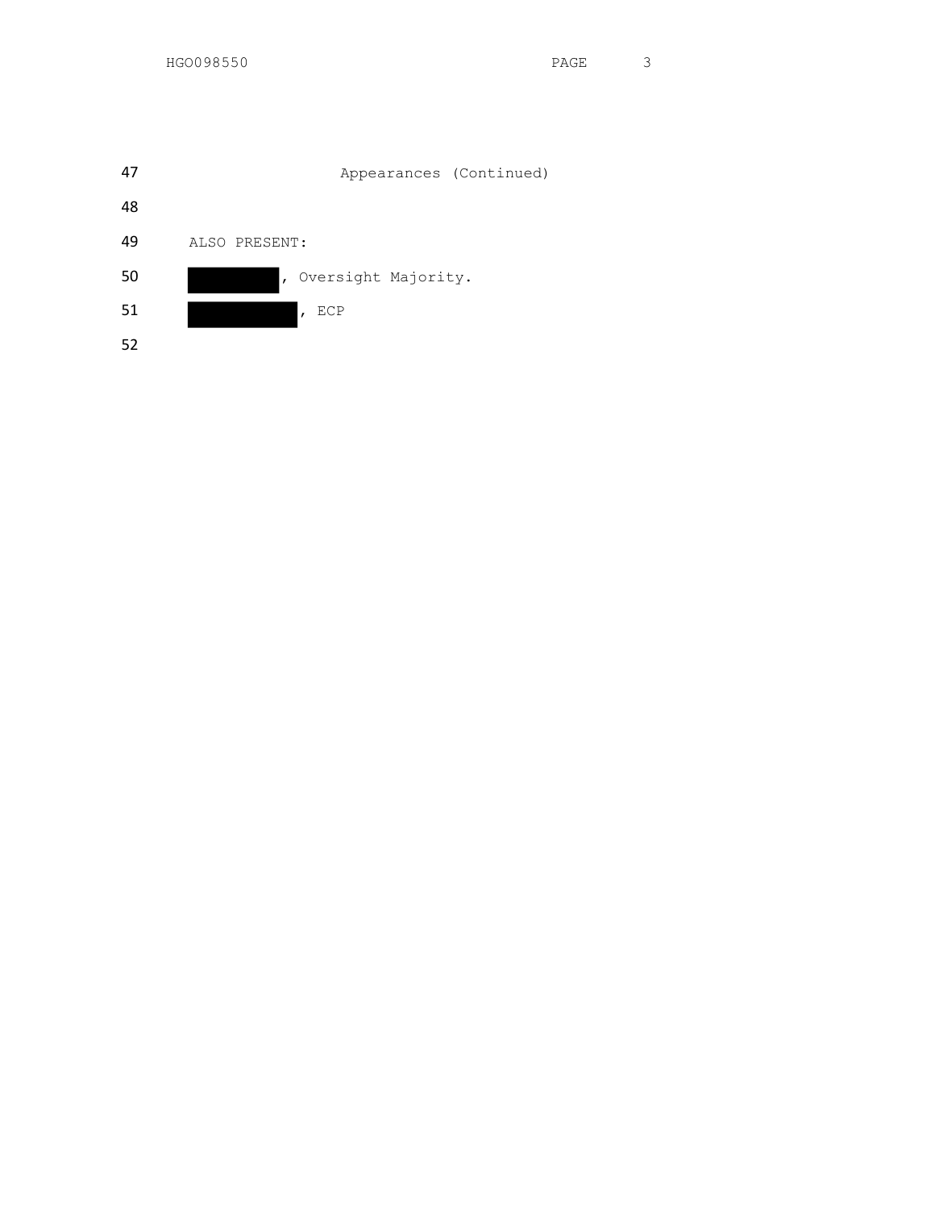Appearances (Continued)

ALSO PRESENT:

█████████, Oversight Majority.

██████████, ECP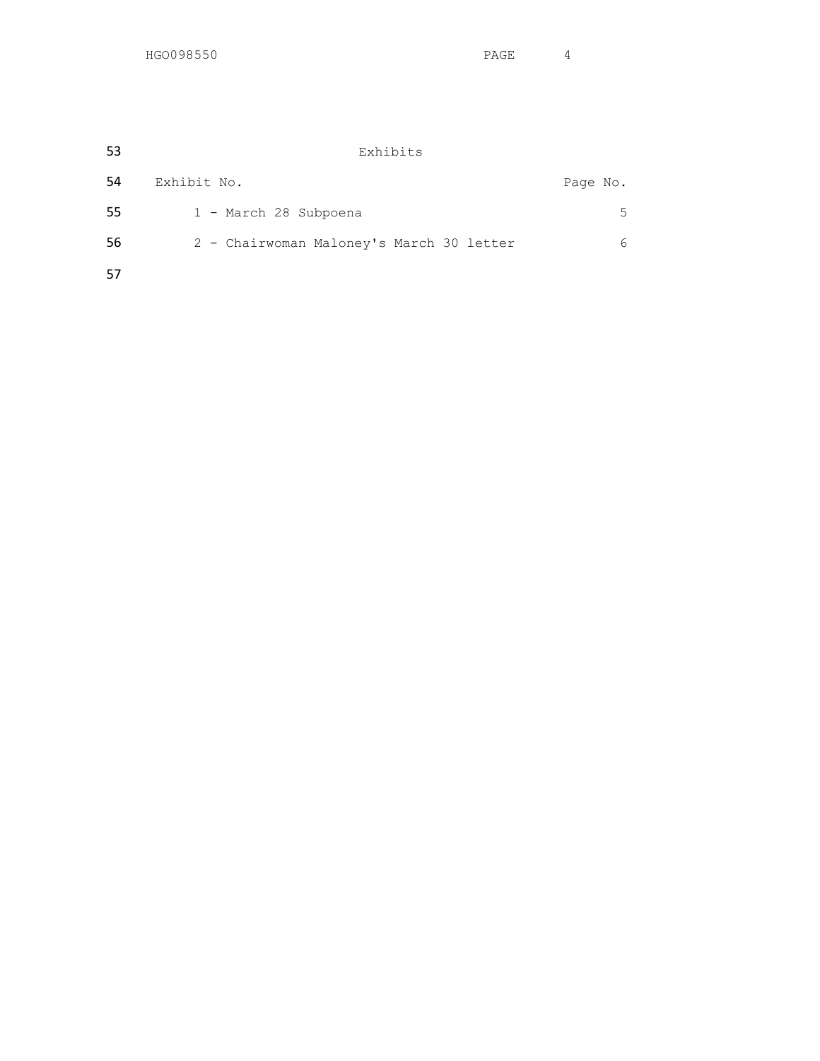Exhibits

| Exhibit No. | Page No. |
| --- | --- |
| 1 - March 28 Subpoena | 5 |
| 2 - Chairwoman Maloney's March 30 letter | 6 |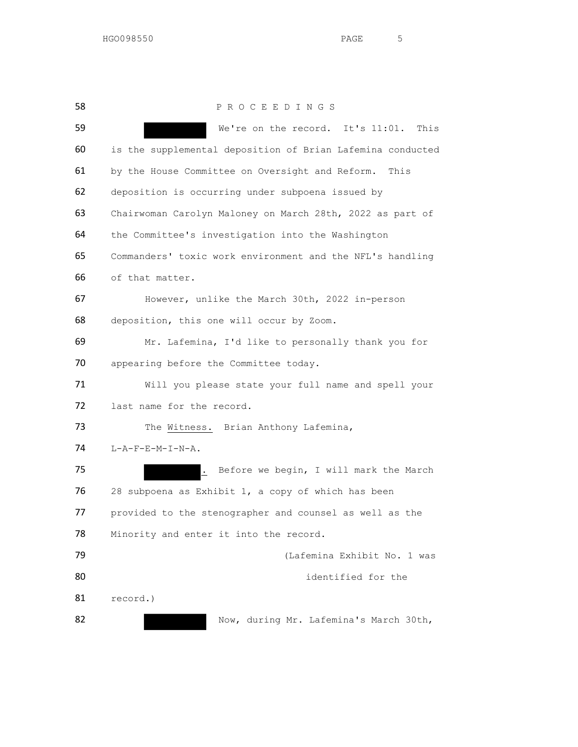P R O C E E D I N G S

[REDACTED] We're on the record. It's 11:01. This is the supplemental deposition of Brian Lafemina conducted by the House Committee on Oversight and Reform. This deposition is occurring under subpoena issued by Chairwoman Carolyn Maloney on March 28th, 2022 as part of the Committee's investigation into the Washington Commanders' toxic work environment and the NFL's handling of that matter.

However, unlike the March 30th, 2022 in-person deposition, this one will occur by Zoom.

Mr. Lafemina, I'd like to personally thank you for appearing before the Committee today.

Will you please state your full name and spell your last name for the record.

The Witness. Brian Anthony Lafemina, L-A-F-E-M-I-N-A.

[REDACTED]. Before we begin, I will mark the March 28 subpoena as Exhibit 1, a copy of which has been provided to the stenographer and counsel as well as the Minority and enter it into the record.

(Lafemina Exhibit No. 1 was identified for the record.)

[REDACTED] Now, during Mr. Lafemina's March 30th,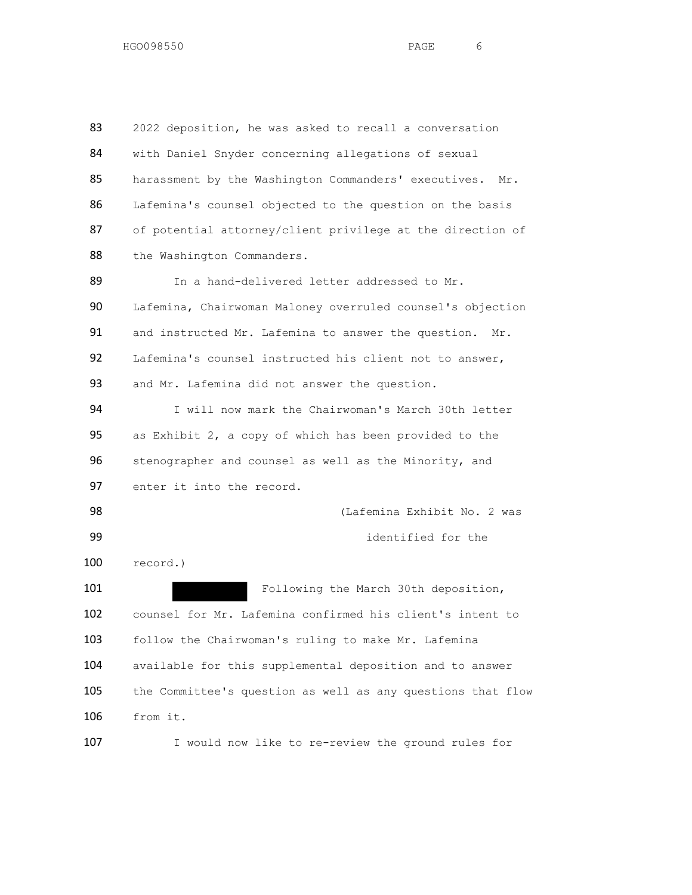2022 deposition, he was asked to recall a conversation with Daniel Snyder concerning allegations of sexual harassment by the Washington Commanders' executives. Mr. Lafemina's counsel objected to the question on the basis of potential attorney/client privilege at the direction of the Washington Commanders.

In a hand-delivered letter addressed to Mr. Lafemina, Chairwoman Maloney overruled counsel's objection and instructed Mr. Lafemina to answer the question. Mr. Lafemina's counsel instructed his client not to answer, and Mr. Lafemina did not answer the question.

I will now mark the Chairwoman's March 30th letter as Exhibit 2, a copy of which has been provided to the stenographer and counsel as well as the Minority, and enter it into the record.

(Lafemina Exhibit No. 2 was identified for the record.)

[REDACTED] Following the March 30th deposition, counsel for Mr. Lafemina confirmed his client's intent to follow the Chairwoman's ruling to make Mr. Lafemina available for this supplemental deposition and to answer the Committee's question as well as any questions that flow from it.

I would now like to re-review the ground rules for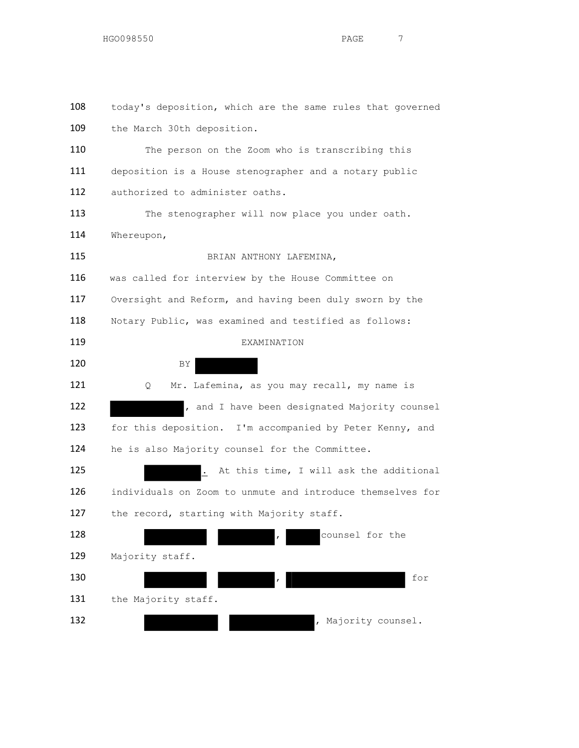108 today's deposition, which are the same rules that governed

109 the March 30th deposition.

110 The person on the Zoom who is transcribing this

111 deposition is a House stenographer and a notary public

112 authorized to administer oaths.

113 The stenographer will now place you under oath.

114 Whereupon,

115 BRIAN ANTHONY LAFEMINA,

116 was called for interview by the House Committee on

117 Oversight and Reform, and having been duly sworn by the

118 Notary Public, was examined and testified as follows:

119 EXAMINATION

120 BY [REDACTED]

121 Q Mr. Lafemina, as you may recall, my name is

122 [REDACTED], and I have been designated Majority counsel

123 for this deposition. I'm accompanied by Peter Kenny, and

124 he is also Majority counsel for the Committee.

125 [REDACTED]. At this time, I will ask the additional

126 individuals on Zoom to unmute and introduce themselves for

127 the record, starting with Majority staff.

128 [REDACTED] [REDACTED], [REDACTED] counsel for the

129 Majority staff.

130 [REDACTED] [REDACTED], [REDACTED] for

131 the Majority staff.

132 [REDACTED] [REDACTED], Majority counsel.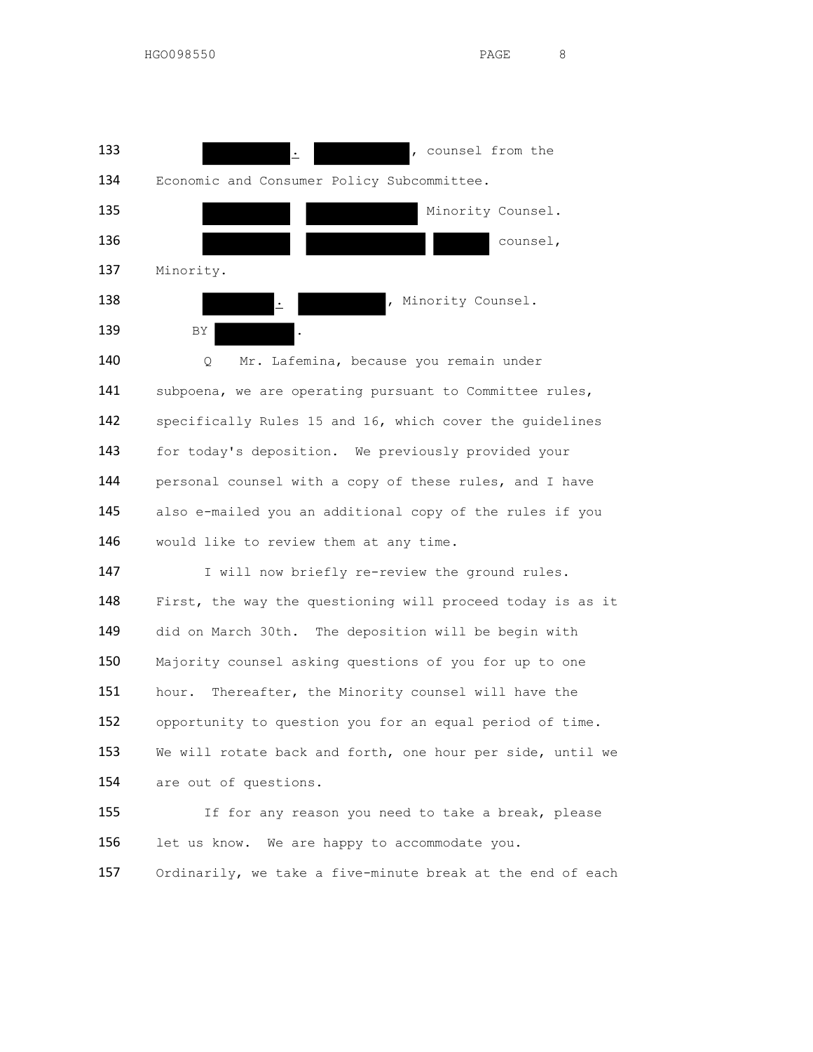[REDACTED]. [REDACTED], counsel from the Economic and Consumer Policy Subcommittee.

[REDACTED] [REDACTED] Minority Counsel.

[REDACTED] [REDACTED] [REDACTED] counsel, Minority.

[REDACTED]. [REDACTED], Minority Counsel.

BY [REDACTED].

Q Mr. Lafemina, because you remain under subpoena, we are operating pursuant to Committee rules, specifically Rules 15 and 16, which cover the guidelines for today's deposition. We previously provided your personal counsel with a copy of these rules, and I have also e-mailed you an additional copy of the rules if you would like to review them at any time.

I will now briefly re-review the ground rules. First, the way the questioning will proceed today is as it did on March 30th. The deposition will be begin with Majority counsel asking questions of you for up to one hour. Thereafter, the Minority counsel will have the opportunity to question you for an equal period of time. We will rotate back and forth, one hour per side, until we are out of questions.

If for any reason you need to take a break, please let us know. We are happy to accommodate you. Ordinarily, we take a five-minute break at the end of each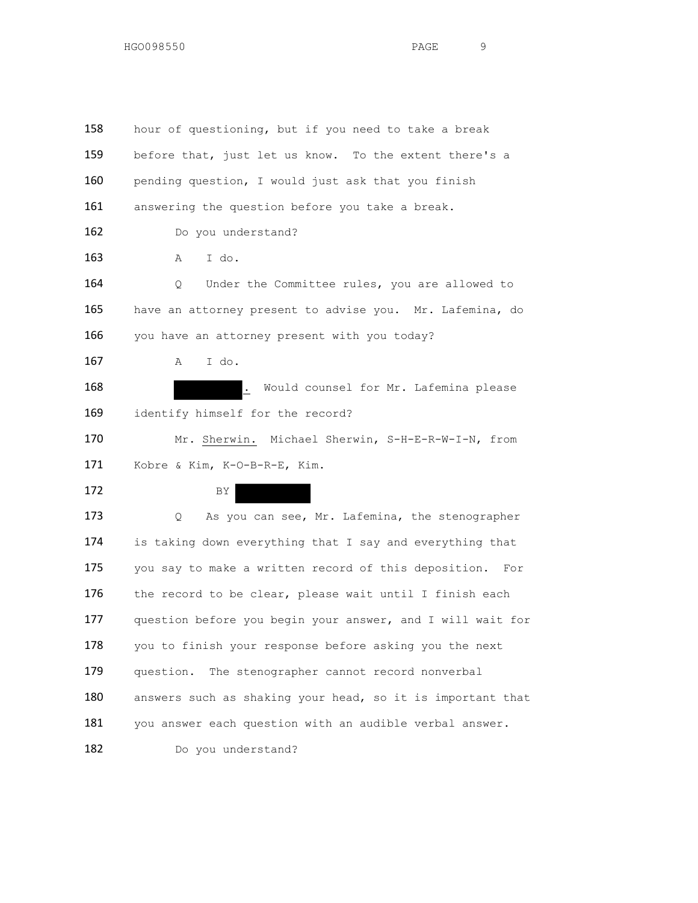158 hour of questioning, but if you need to take a break

159 before that, just let us know. To the extent there's a

160 pending question, I would just ask that you finish

161 answering the question before you take a break.

162 Do you understand?

163 A I do.

164 Q Under the Committee rules, you are allowed to

165 have an attorney present to advise you. Mr. Lafemina, do

166 you have an attorney present with you today?

167 A I do.

168 [REDACTED]. Would counsel for Mr. Lafemina please

169 identify himself for the record?

170 Mr. Sherwin. Michael Sherwin, S-H-E-R-W-I-N, from

171 Kobre & Kim, K-O-B-R-E, Kim.

172 BY [REDACTED]

173 Q As you can see, Mr. Lafemina, the stenographer

174 is taking down everything that I say and everything that

175 you say to make a written record of this deposition. For

176 the record to be clear, please wait until I finish each

177 question before you begin your answer, and I will wait for

178 you to finish your response before asking you the next

179 question. The stenographer cannot record nonverbal

180 answers such as shaking your head, so it is important that

181 you answer each question with an audible verbal answer.

182 Do you understand?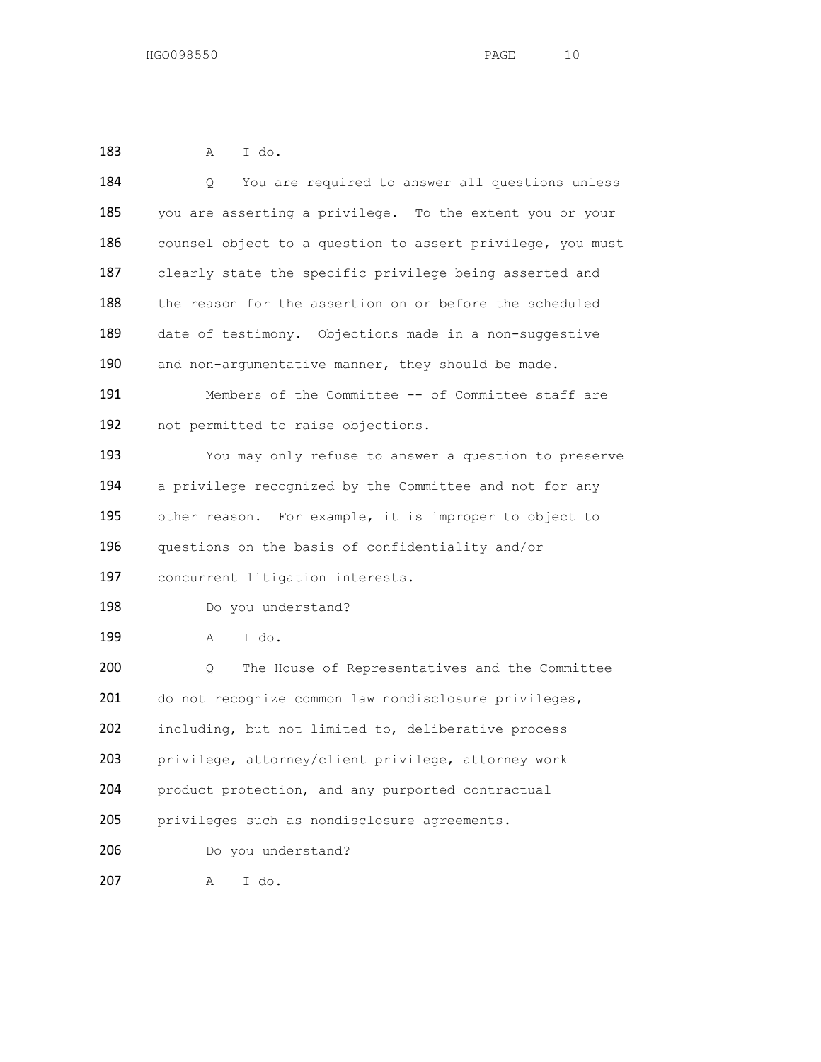183 A I do.

184 Q You are required to answer all questions unless
185 you are asserting a privilege. To the extent you or your
186 counsel object to a question to assert privilege, you must
187 clearly state the specific privilege being asserted and
188 the reason for the assertion on or before the scheduled
189 date of testimony. Objections made in a non-suggestive
190 and non-argumentative manner, they should be made.

191 Members of the Committee -- of Committee staff are
192 not permitted to raise objections.

193 You may only refuse to answer a question to preserve
194 a privilege recognized by the Committee and not for any
195 other reason. For example, it is improper to object to
196 questions on the basis of confidentiality and/or
197 concurrent litigation interests.

198 Do you understand?

199 A I do.

200 Q The House of Representatives and the Committee
201 do not recognize common law nondisclosure privileges,
202 including, but not limited to, deliberative process
203 privilege, attorney/client privilege, attorney work
204 product protection, and any purported contractual
205 privileges such as nondisclosure agreements.

206 Do you understand?

207 A I do.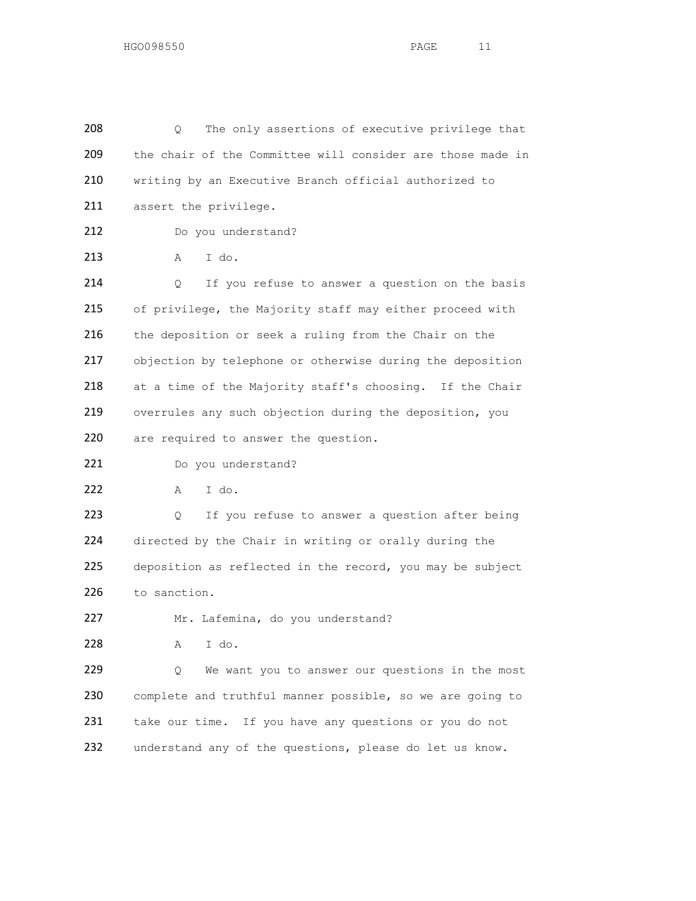Q The only assertions of executive privilege that the chair of the Committee will consider are those made in writing by an Executive Branch official authorized to assert the privilege.

Do you understand?

A I do.

Q If you refuse to answer a question on the basis of privilege, the Majority staff may either proceed with the deposition or seek a ruling from the Chair on the objection by telephone or otherwise during the deposition at a time of the Majority staff's choosing. If the Chair overrules any such objection during the deposition, you are required to answer the question.

Do you understand?

A I do.

Q If you refuse to answer a question after being directed by the Chair in writing or orally during the deposition as reflected in the record, you may be subject to sanction.

Mr. Lafemina, do you understand?

A I do.

Q We want you to answer our questions in the most complete and truthful manner possible, so we are going to take our time. If you have any questions or you do not understand any of the questions, please do let us know.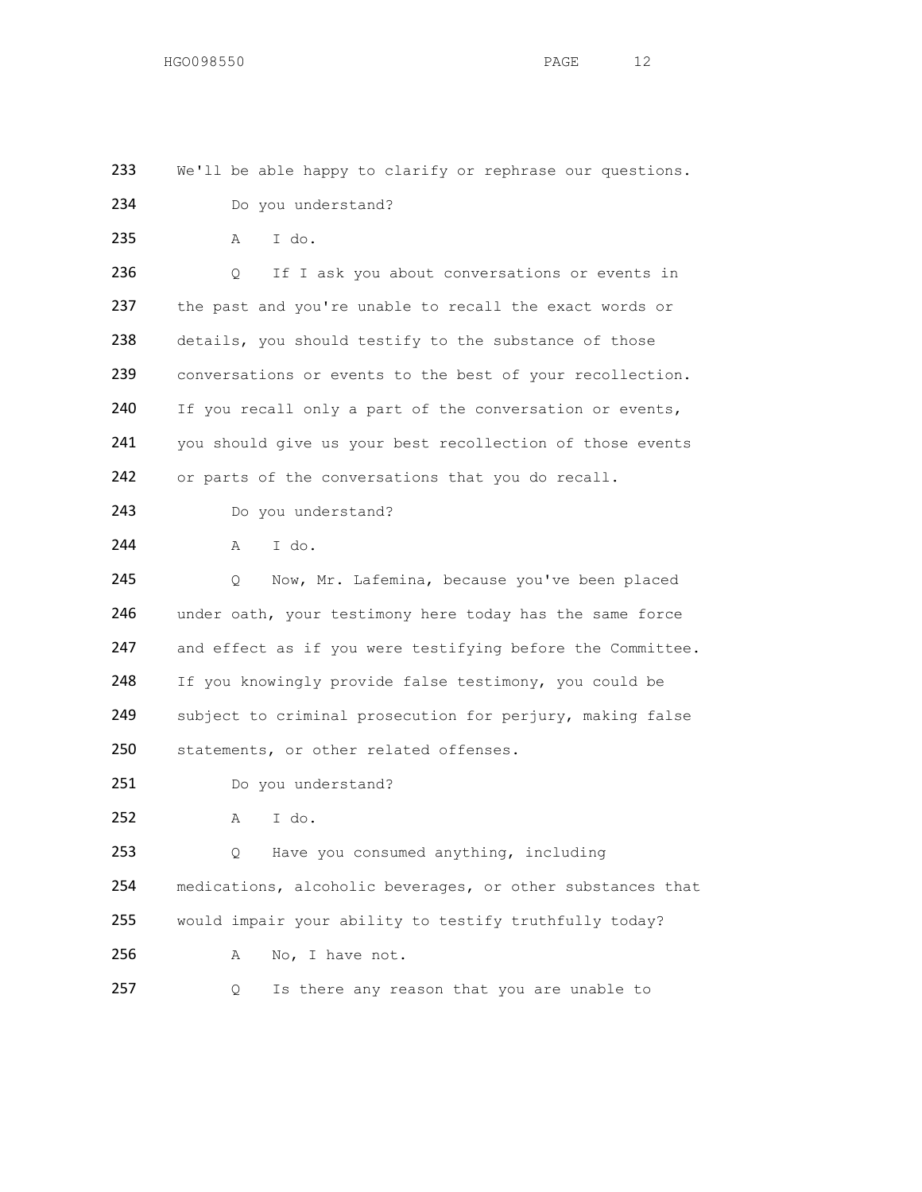233 We'll be able happy to clarify or rephrase our questions.

234 Do you understand?

235 A I do.

236 Q If I ask you about conversations or events in

237 the past and you're unable to recall the exact words or

238 details, you should testify to the substance of those

239 conversations or events to the best of your recollection.

240 If you recall only a part of the conversation or events,

241 you should give us your best recollection of those events

242 or parts of the conversations that you do recall.

243 Do you understand?

244 A I do.

245 Q Now, Mr. Lafemina, because you've been placed

246 under oath, your testimony here today has the same force

247 and effect as if you were testifying before the Committee.

248 If you knowingly provide false testimony, you could be

249 subject to criminal prosecution for perjury, making false

250 statements, or other related offenses.

251 Do you understand?

252 A I do.

253 Q Have you consumed anything, including

254 medications, alcoholic beverages, or other substances that

255 would impair your ability to testify truthfully today?

256 A No, I have not.

257 Q Is there any reason that you are unable to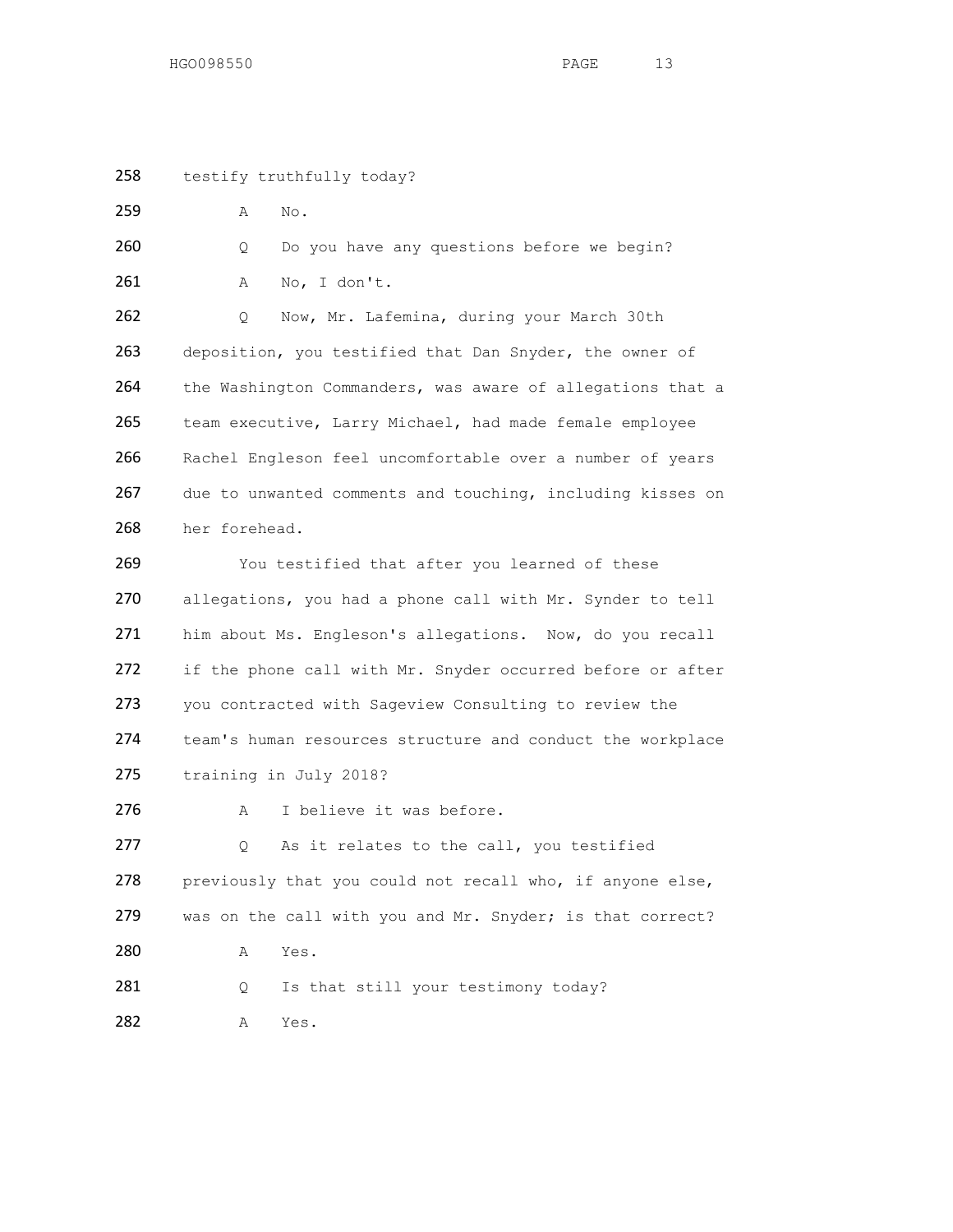258 testify truthfully today?

259 A No.

260 Q Do you have any questions before we begin?

261 A No, I don't.

262 Q Now, Mr. Lafemina, during your March 30th

263 deposition, you testified that Dan Snyder, the owner of

264 the Washington Commanders, was aware of allegations that a

265 team executive, Larry Michael, had made female employee

266 Rachel Engleson feel uncomfortable over a number of years

267 due to unwanted comments and touching, including kisses on

268 her forehead.

269 You testified that after you learned of these

270 allegations, you had a phone call with Mr. Synder to tell

271 him about Ms. Engleson's allegations. Now, do you recall

272 if the phone call with Mr. Snyder occurred before or after

273 you contracted with Sageview Consulting to review the

274 team's human resources structure and conduct the workplace

275 training in July 2018?

276 A I believe it was before.

277 Q As it relates to the call, you testified

278 previously that you could not recall who, if anyone else,

279 was on the call with you and Mr. Snyder; is that correct?

280 A Yes.

281 Q Is that still your testimony today?

282 A Yes.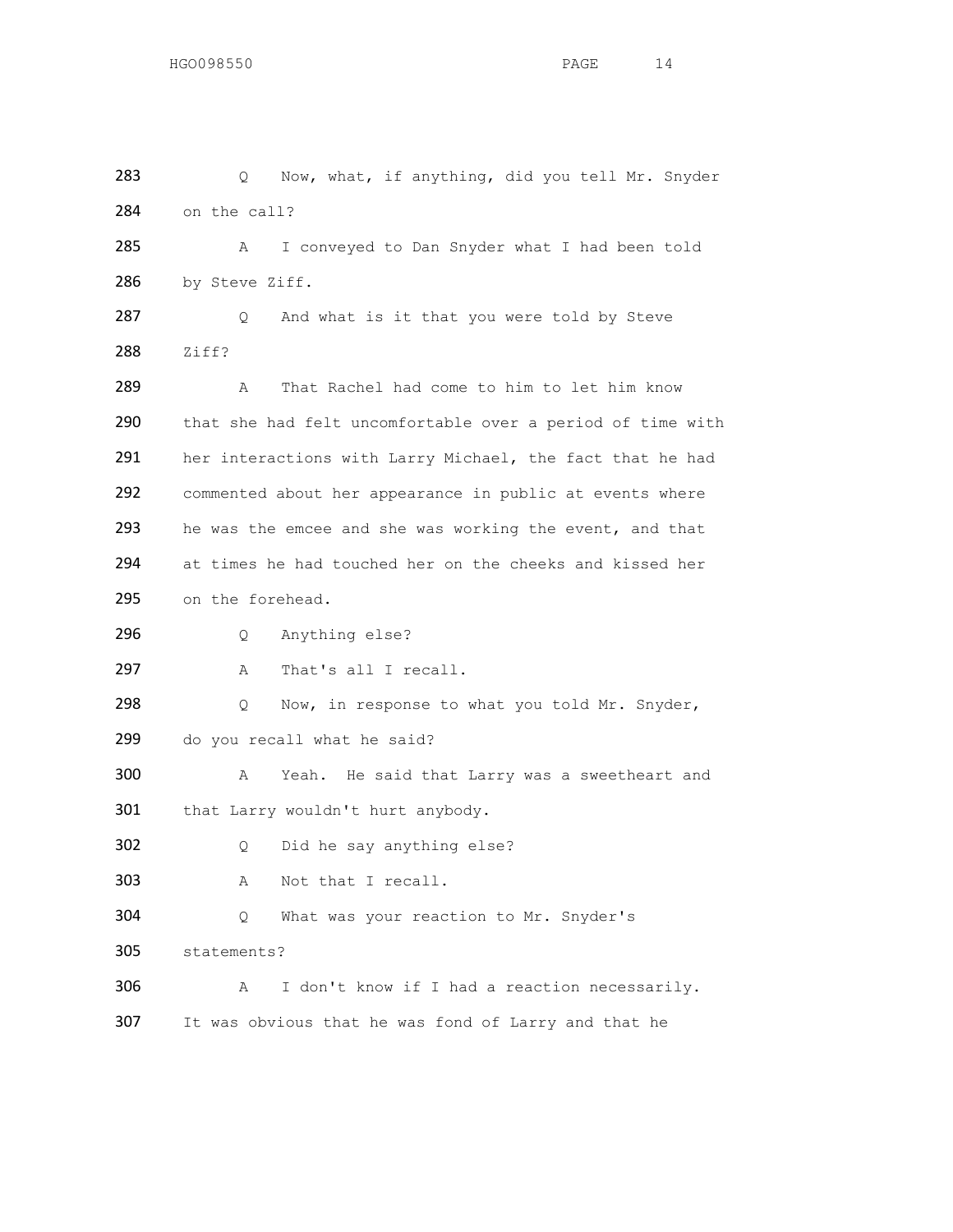283 Q Now, what, if anything, did you tell Mr. Snyder
284 on the call?
285 A I conveyed to Dan Snyder what I had been told
286 by Steve Ziff.
287 Q And what is it that you were told by Steve
288 Ziff?
289 A That Rachel had come to him to let him know
290 that she had felt uncomfortable over a period of time with
291 her interactions with Larry Michael, the fact that he had
292 commented about her appearance in public at events where
293 he was the emcee and she was working the event, and that
294 at times he had touched her on the cheeks and kissed her
295 on the forehead.
296 Q Anything else?
297 A That's all I recall.
298 Q Now, in response to what you told Mr. Snyder,
299 do you recall what he said?
300 A Yeah. He said that Larry was a sweetheart and
301 that Larry wouldn't hurt anybody.
302 Q Did he say anything else?
303 A Not that I recall.
304 Q What was your reaction to Mr. Snyder's
305 statements?
306 A I don't know if I had a reaction necessarily.
307 It was obvious that he was fond of Larry and that he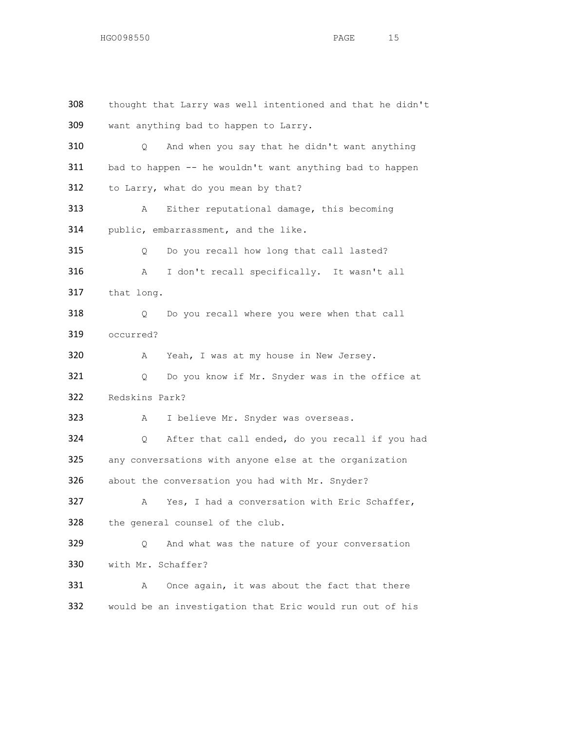308 thought that Larry was well intentioned and that he didn't

309 want anything bad to happen to Larry.

310 Q And when you say that he didn't want anything

311 bad to happen -- he wouldn't want anything bad to happen

312 to Larry, what do you mean by that?

313 A Either reputational damage, this becoming

314 public, embarrassment, and the like.

315 Q Do you recall how long that call lasted?

316 A I don't recall specifically. It wasn't all

317 that long.

318 Q Do you recall where you were when that call

319 occurred?

320 A Yeah, I was at my house in New Jersey.

321 Q Do you know if Mr. Snyder was in the office at

322 Redskins Park?

323 A I believe Mr. Snyder was overseas.

324 Q After that call ended, do you recall if you had

325 any conversations with anyone else at the organization

326 about the conversation you had with Mr. Snyder?

327 A Yes, I had a conversation with Eric Schaffer,

328 the general counsel of the club.

329 Q And what was the nature of your conversation

330 with Mr. Schaffer?

331 A Once again, it was about the fact that there

332 would be an investigation that Eric would run out of his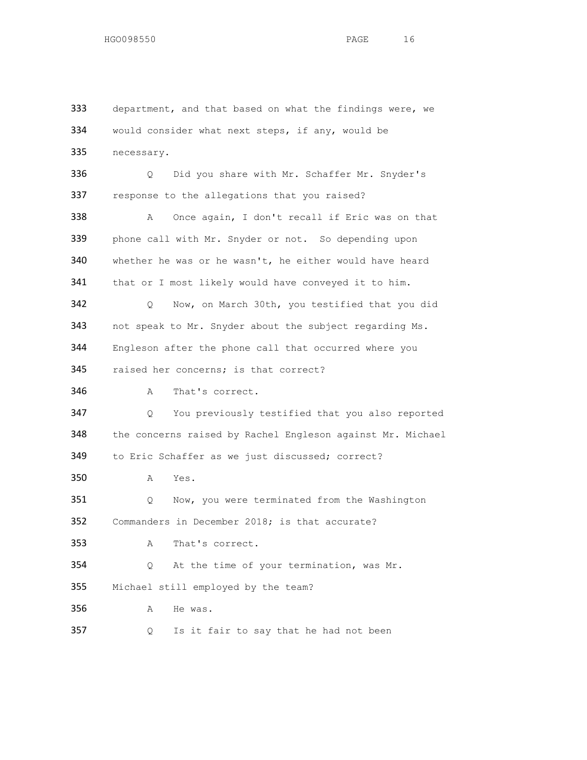333 department, and that based on what the findings were, we
334 would consider what next steps, if any, would be
335 necessary.

336 Q Did you share with Mr. Schaffer Mr. Snyder's
337 response to the allegations that you raised?

338 A Once again, I don't recall if Eric was on that
339 phone call with Mr. Snyder or not. So depending upon
340 whether he was or he wasn't, he either would have heard
341 that or I most likely would have conveyed it to him.

342 Q Now, on March 30th, you testified that you did
343 not speak to Mr. Snyder about the subject regarding Ms.
344 Engleson after the phone call that occurred where you
345 raised her concerns; is that correct?

346 A That's correct.

347 Q You previously testified that you also reported
348 the concerns raised by Rachel Engleson against Mr. Michael
349 to Eric Schaffer as we just discussed; correct?

350 A Yes.

351 Q Now, you were terminated from the Washington
352 Commanders in December 2018; is that accurate?

353 A That's correct.

354 Q At the time of your termination, was Mr.
355 Michael still employed by the team?

356 A He was.

357 Q Is it fair to say that he had not been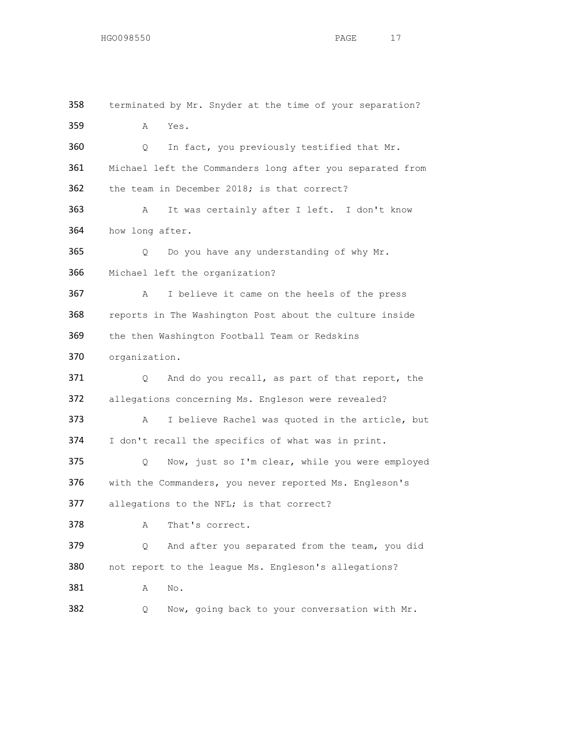358 terminated by Mr. Snyder at the time of your separation?

359 A Yes.

360 Q In fact, you previously testified that Mr.

361 Michael left the Commanders long after you separated from

362 the team in December 2018; is that correct?

363 A It was certainly after I left. I don't know

364 how long after.

365 Q Do you have any understanding of why Mr.

366 Michael left the organization?

367 A I believe it came on the heels of the press

368 reports in The Washington Post about the culture inside

369 the then Washington Football Team or Redskins

370 organization.

371 Q And do you recall, as part of that report, the

372 allegations concerning Ms. Engleson were revealed?

373 A I believe Rachel was quoted in the article, but

374 I don't recall the specifics of what was in print.

375 Q Now, just so I'm clear, while you were employed

376 with the Commanders, you never reported Ms. Engleson's

377 allegations to the NFL; is that correct?

378 A That's correct.

379 Q And after you separated from the team, you did

380 not report to the league Ms. Engleson's allegations?

381 A No.

382 Q Now, going back to your conversation with Mr.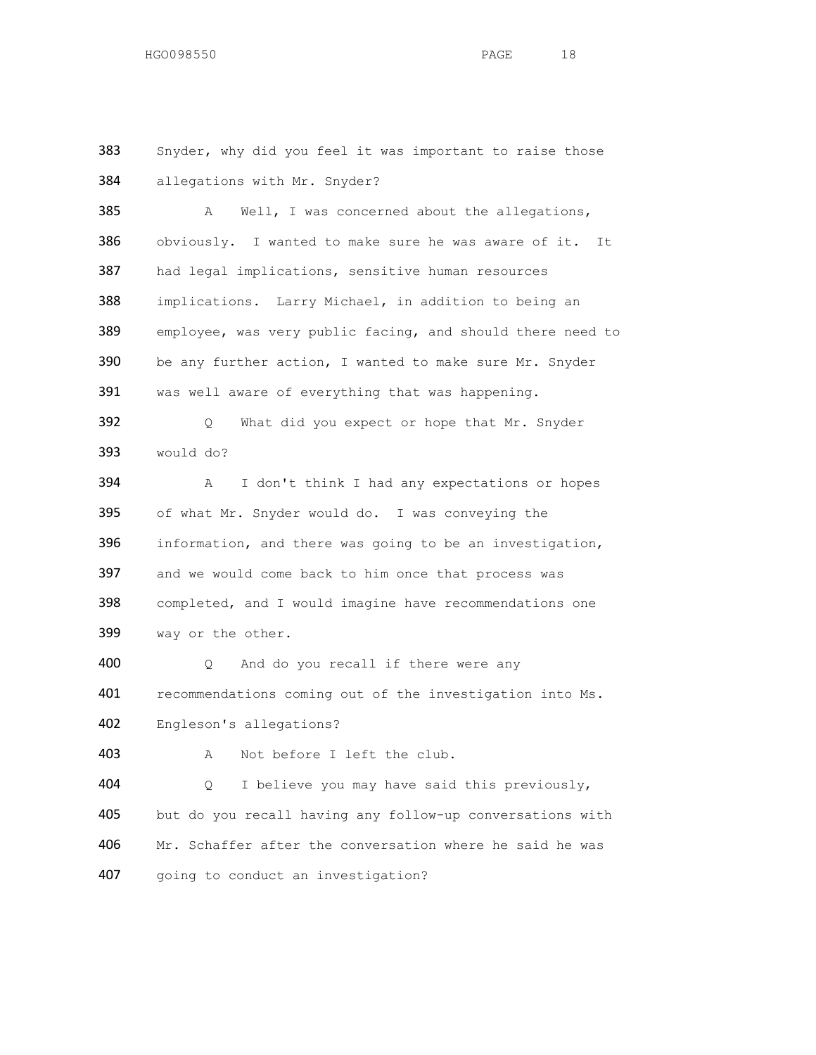383 Snyder, why did you feel it was important to raise those
384 allegations with Mr. Snyder?

385 A Well, I was concerned about the allegations,
386 obviously. I wanted to make sure he was aware of it. It
387 had legal implications, sensitive human resources
388 implications. Larry Michael, in addition to being an
389 employee, was very public facing, and should there need to
390 be any further action, I wanted to make sure Mr. Snyder
391 was well aware of everything that was happening.

392 Q What did you expect or hope that Mr. Snyder
393 would do?

394 A I don't think I had any expectations or hopes
395 of what Mr. Snyder would do. I was conveying the
396 information, and there was going to be an investigation,
397 and we would come back to him once that process was
398 completed, and I would imagine have recommendations one
399 way or the other.

400 Q And do you recall if there were any
401 recommendations coming out of the investigation into Ms.
402 Engleson's allegations?

403 A Not before I left the club.

404 Q I believe you may have said this previously,
405 but do you recall having any follow-up conversations with
406 Mr. Schaffer after the conversation where he said he was
407 going to conduct an investigation?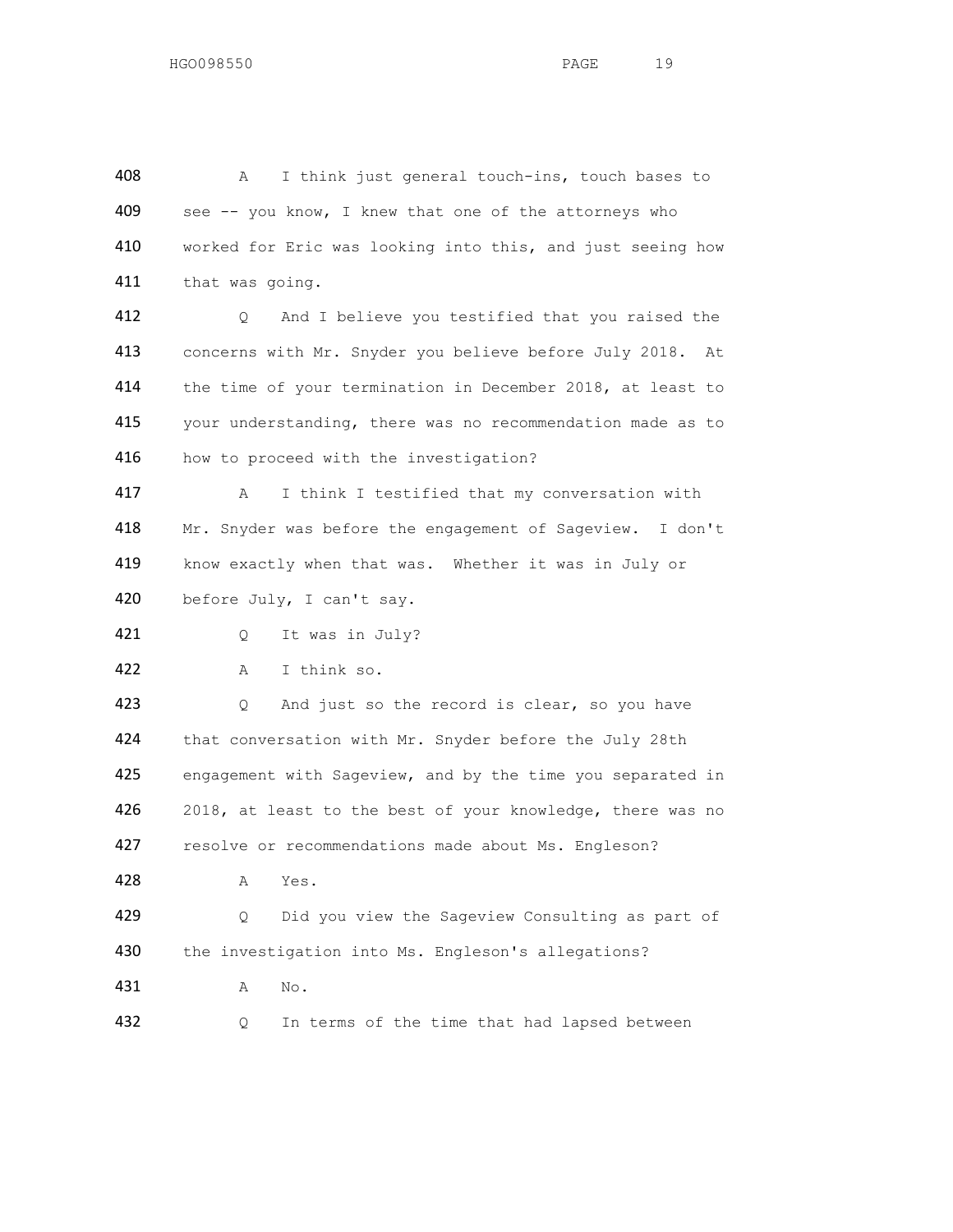408 A I think just general touch-ins, touch bases to
409 see -- you know, I knew that one of the attorneys who
410 worked for Eric was looking into this, and just seeing how
411 that was going.

412 Q And I believe you testified that you raised the
413 concerns with Mr. Snyder you believe before July 2018. At
414 the time of your termination in December 2018, at least to
415 your understanding, there was no recommendation made as to
416 how to proceed with the investigation?

417 A I think I testified that my conversation with
418 Mr. Snyder was before the engagement of Sageview. I don't
419 know exactly when that was. Whether it was in July or
420 before July, I can't say.

421 Q It was in July?

422 A I think so.

423 Q And just so the record is clear, so you have
424 that conversation with Mr. Snyder before the July 28th
425 engagement with Sageview, and by the time you separated in
426 2018, at least to the best of your knowledge, there was no
427 resolve or recommendations made about Ms. Engleson?

428 A Yes.

429 Q Did you view the Sageview Consulting as part of
430 the investigation into Ms. Engleson's allegations?

431 A No.

432 Q In terms of the time that had lapsed between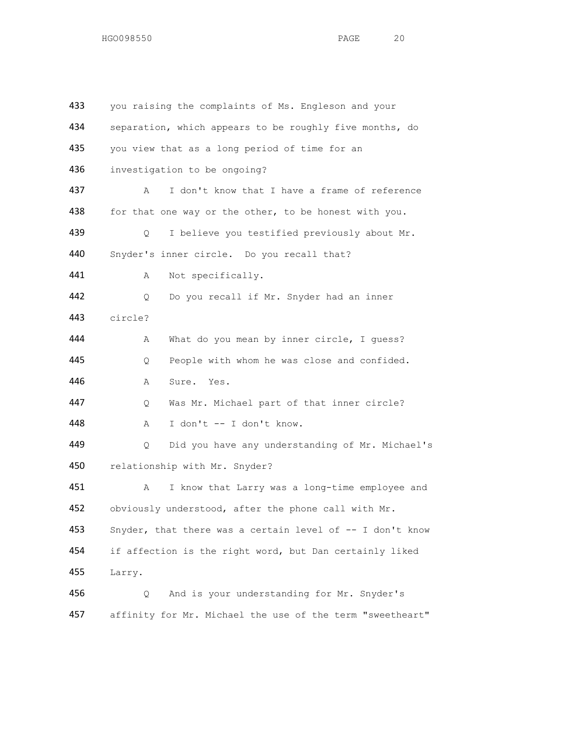433 you raising the complaints of Ms. Engleson and your
434 separation, which appears to be roughly five months, do
435 you view that as a long period of time for an
436 investigation to be ongoing?

437 A I don't know that I have a frame of reference
438 for that one way or the other, to be honest with you.

439 Q I believe you testified previously about Mr.
440 Snyder's inner circle. Do you recall that?

441 A Not specifically.

442 Q Do you recall if Mr. Snyder had an inner
443 circle?

444 A What do you mean by inner circle, I guess?

445 Q People with whom he was close and confided.

446 A Sure. Yes.

447 Q Was Mr. Michael part of that inner circle?

448 A I don't -- I don't know.

449 Q Did you have any understanding of Mr. Michael's
450 relationship with Mr. Snyder?

451 A I know that Larry was a long-time employee and
452 obviously understood, after the phone call with Mr.
453 Snyder, that there was a certain level of -- I don't know
454 if affection is the right word, but Dan certainly liked
455 Larry.

456 Q And is your understanding for Mr. Snyder's
457 affinity for Mr. Michael the use of the term "sweetheart"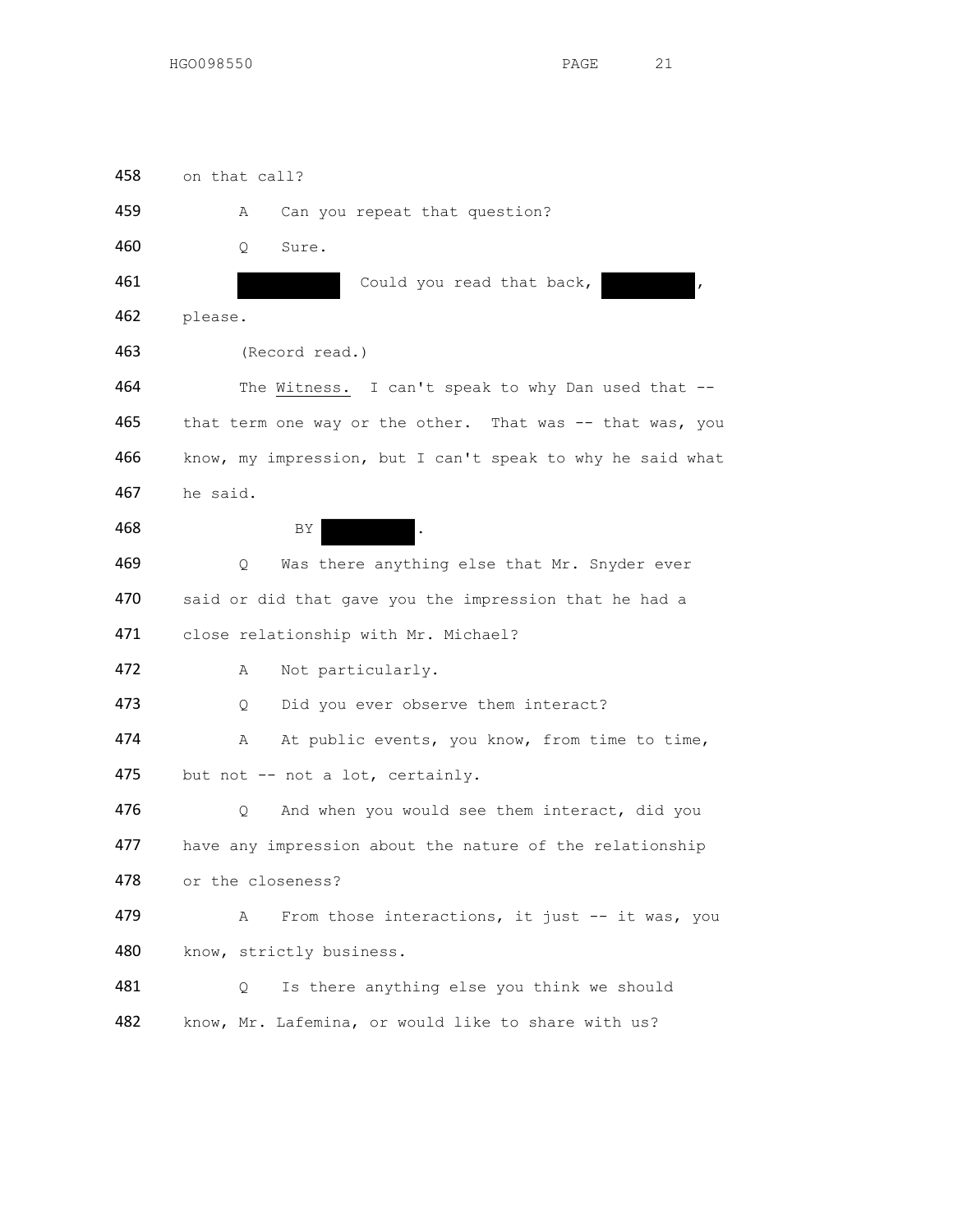458 on that call?

459 A Can you repeat that question?

460 Q Sure.

461 [REDACTED] Could you read that back, [REDACTED],

462 please.

463 (Record read.)

464 The Witness. I can't speak to why Dan used that --

465 that term one way or the other. That was -- that was, you

466 know, my impression, but I can't speak to why he said what

467 he said.

468 BY [REDACTED].

469 Q Was there anything else that Mr. Snyder ever

470 said or did that gave you the impression that he had a

471 close relationship with Mr. Michael?

472 A Not particularly.

473 Q Did you ever observe them interact?

474 A At public events, you know, from time to time,

475 but not -- not a lot, certainly.

476 Q And when you would see them interact, did you

477 have any impression about the nature of the relationship

478 or the closeness?

479 A From those interactions, it just -- it was, you

480 know, strictly business.

481 Q Is there anything else you think we should

482 know, Mr. Lafemina, or would like to share with us?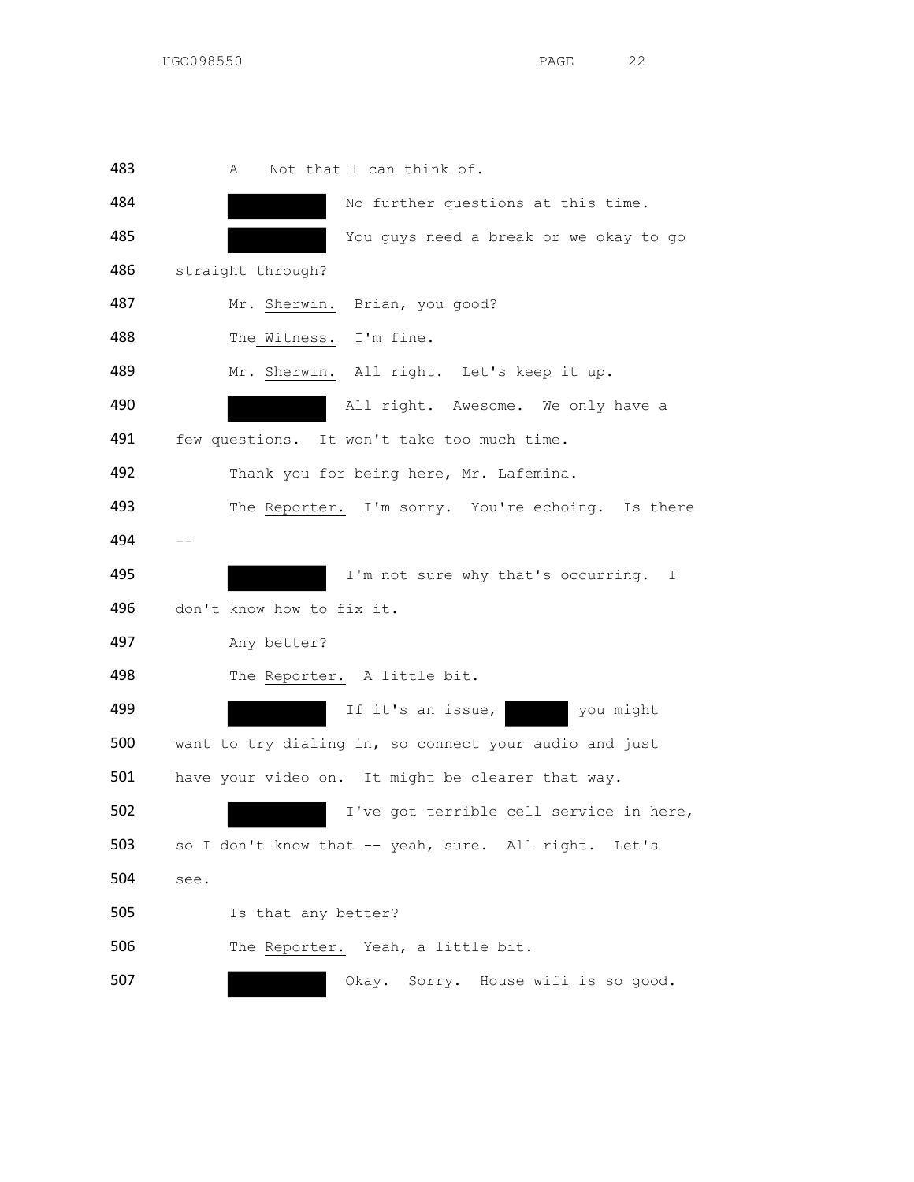483 A Not that I can think of.

484 [REDACTED] No further questions at this time.

485 [REDACTED] You guys need a break or we okay to go

486 straight through?

487 Mr. Sherwin. Brian, you good?

488 The Witness. I'm fine.

489 Mr. Sherwin. All right. Let's keep it up.

490 [REDACTED] All right. Awesome. We only have a

491 few questions. It won't take too much time.

492 Thank you for being here, Mr. Lafemina.

493 The Reporter. I'm sorry. You're echoing. Is there

494 --

495 [REDACTED] I'm not sure why that's occurring. I

496 don't know how to fix it.

497 Any better?

498 The Reporter. A little bit.

499 [REDACTED] If it's an issue, [REDACTED] you might

500 want to try dialing in, so connect your audio and just

501 have your video on. It might be clearer that way.

502 [REDACTED] I've got terrible cell service in here,

503 so I don't know that -- yeah, sure. All right. Let's

504 see.

505 Is that any better?

506 The Reporter. Yeah, a little bit.

507 [REDACTED] Okay. Sorry. House wifi is so good.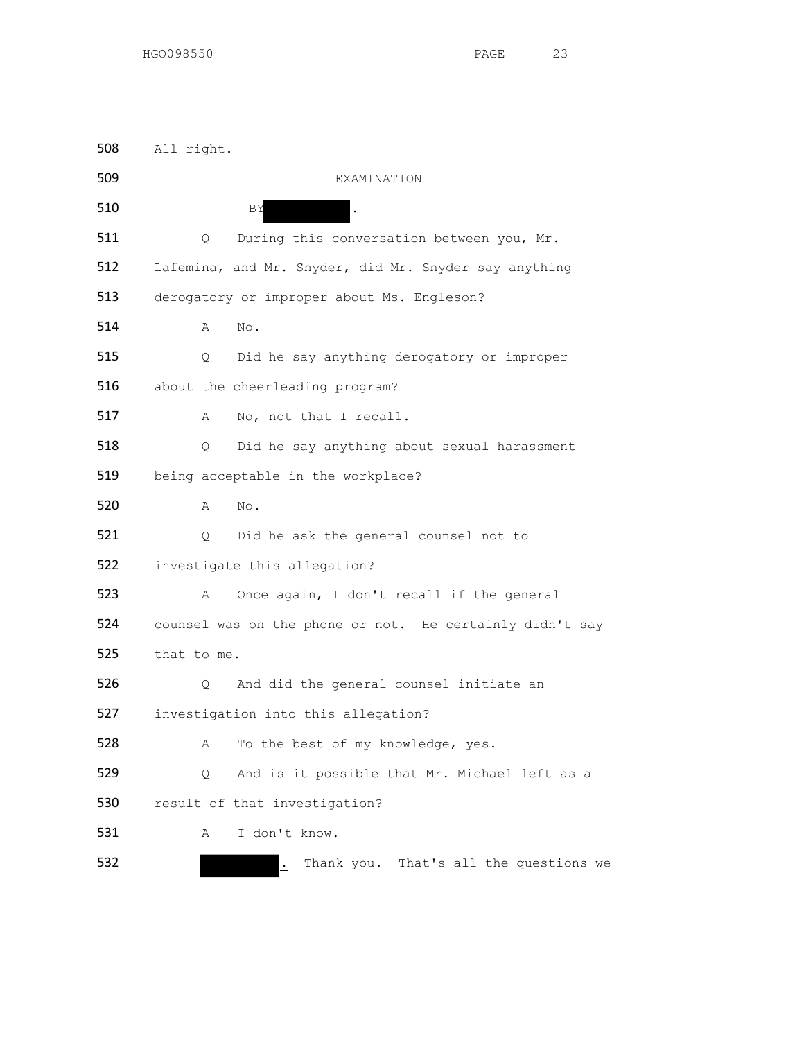508 All right.

509 EXAMINATION

510 BY [REDACTED].

511 Q During this conversation between you, Mr.

512 Lafemina, and Mr. Snyder, did Mr. Snyder say anything

513 derogatory or improper about Ms. Engleson?

514 A No.

515 Q Did he say anything derogatory or improper

516 about the cheerleading program?

517 A No, not that I recall.

518 Q Did he say anything about sexual harassment

519 being acceptable in the workplace?

520 A No.

521 Q Did he ask the general counsel not to

522 investigate this allegation?

523 A Once again, I don't recall if the general

524 counsel was on the phone or not. He certainly didn't say

525 that to me.

526 Q And did the general counsel initiate an

527 investigation into this allegation?

528 A To the best of my knowledge, yes.

529 Q And is it possible that Mr. Michael left as a

530 result of that investigation?

531 A I don't know.

532 [REDACTED]. Thank you. That's all the questions we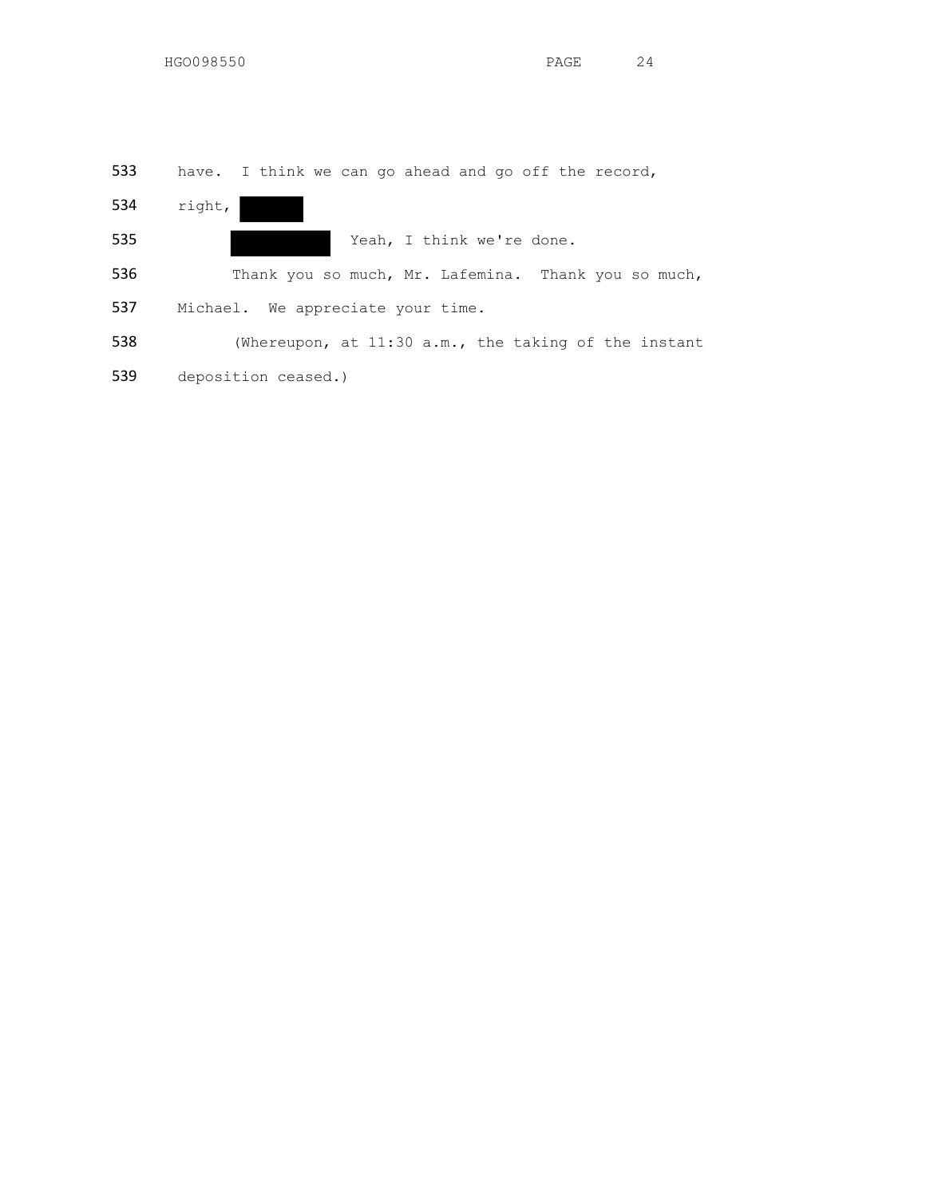533 have. I think we can go ahead and go off the record,

534 right, ██████

535 ██████████ Yeah, I think we're done.

536 Thank you so much, Mr. Lafemina. Thank you so much,

537 Michael. We appreciate your time.

538 (Whereupon, at 11:30 a.m., the taking of the instant

539 deposition ceased.)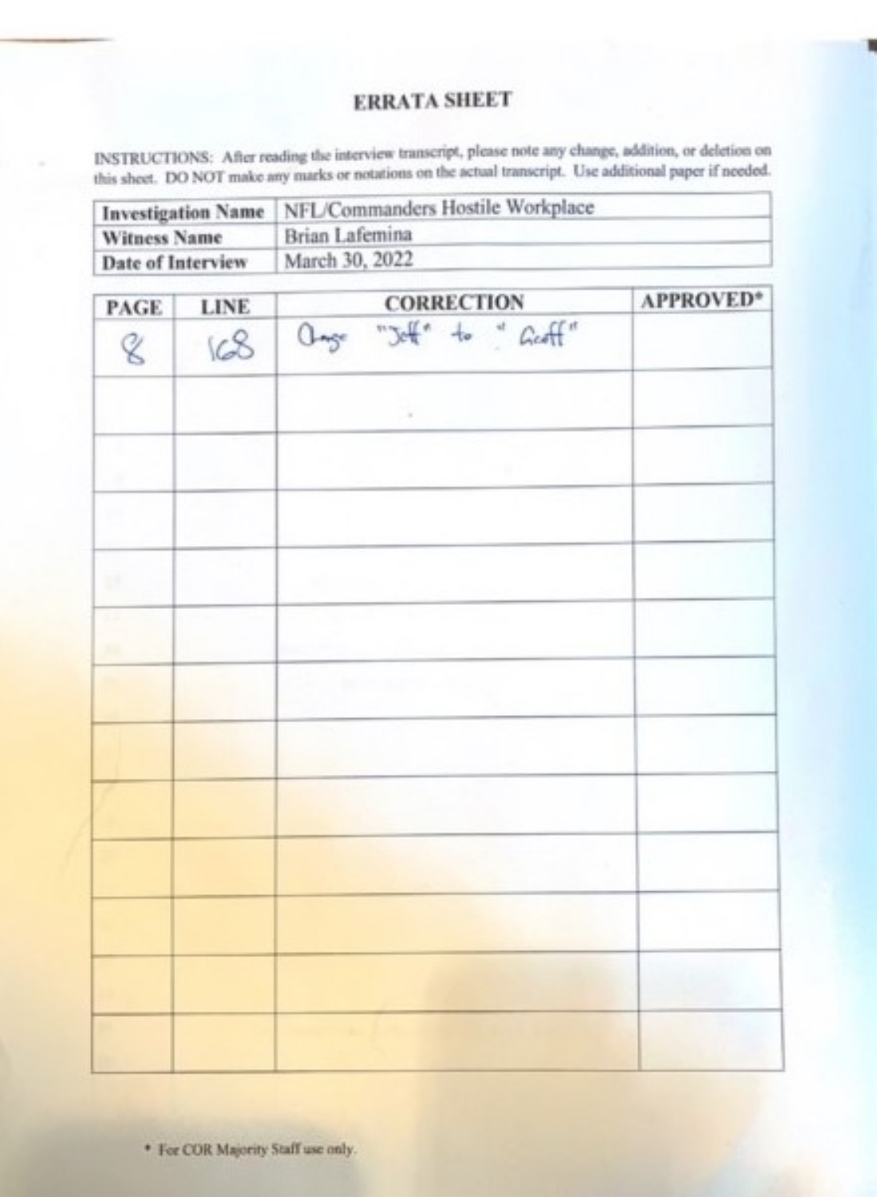# ERRATA SHEET

INSTRUCTIONS: After reading the interview transcript, please note any change, addition, or deletion on this sheet. DO NOT make any marks or notations on the actual transcript. Use additional paper if needed.

| | |
|---|---|
| **Investigation Name** | NFL/Commanders Hostile Workplace |
| **Witness Name** | Brian Lafemina |
| **Date of Interview** | March 30, 2022 |

| PAGE | LINE | CORRECTION | APPROVED* |
|---|---|---|---|
| 8 | 168 | Change "Jeff" to "Geoff" | |
| | | | |
| | | | |
| | | | |
| | | | |
| | | | |
| | | | |
| | | | |
| | | | |
| | | | |
| | | | |
| | | | |
| | | | |

\* For COR Majority Staff use only.